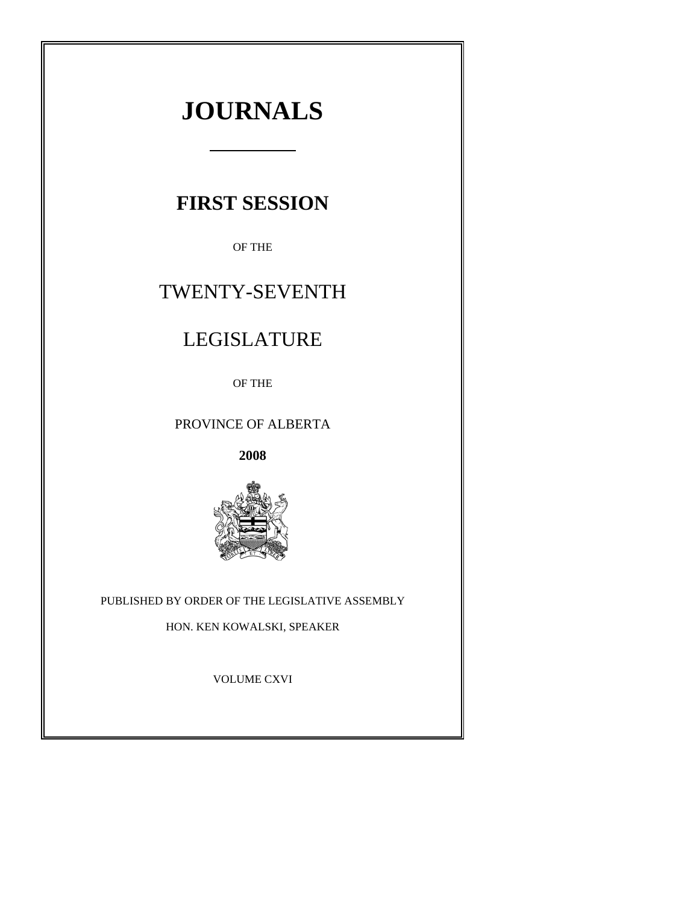# JOURNALS

## FIRST SESSION

OF THE

TWENTY-SEVENTH

LEGISLATURE

OF THE

PROVINCE OF ALBERTA

**2008**

PUBLISHED BY ORDER OF THE LEGISLATIVE ASSEMBLY

HON. KEN KOWALSKI, SPEAKER

VOLUME CXVI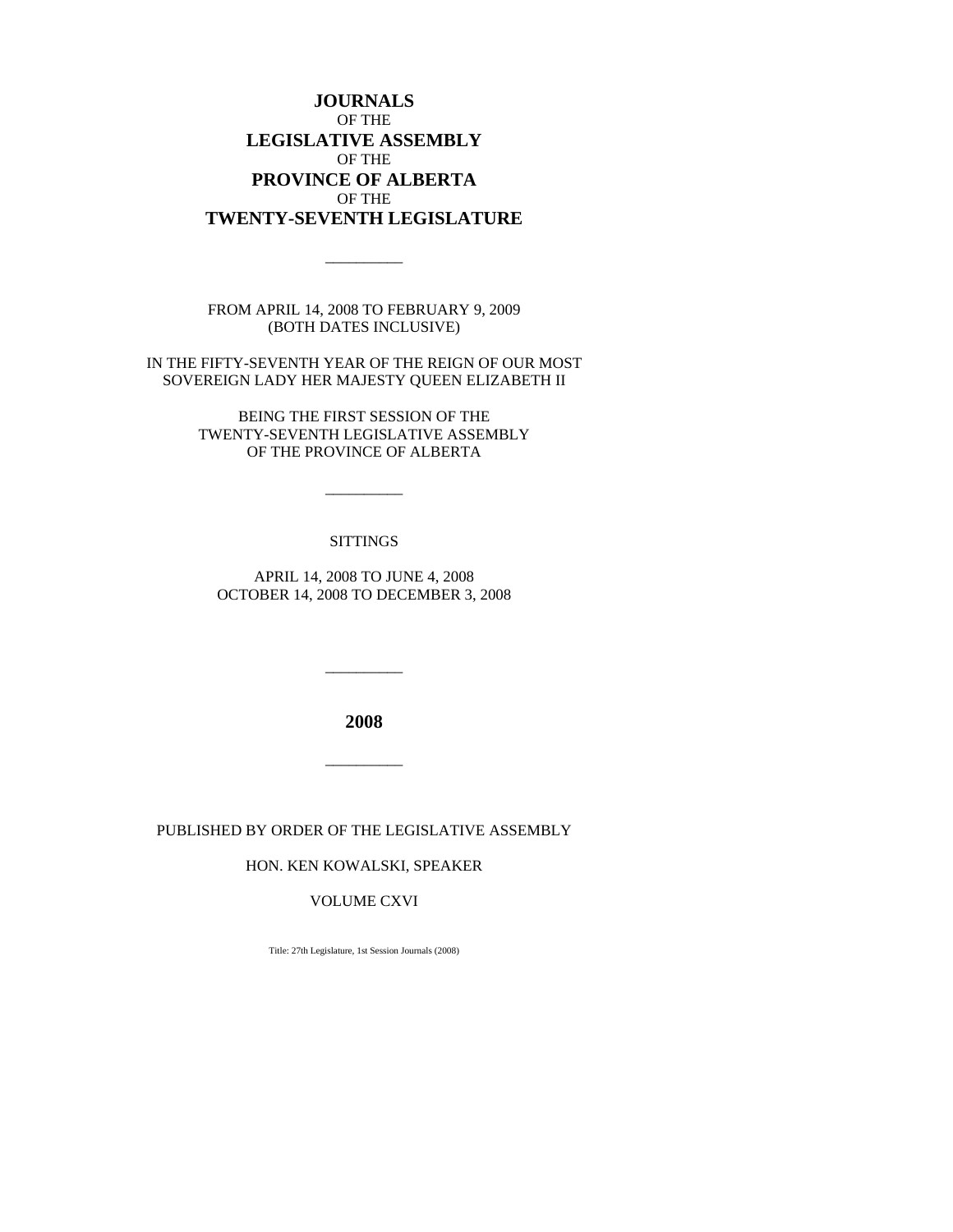# JOURNALS
OF THE
# LEGISLATIVE ASSEMBLY
OF THE
# PROVINCE OF ALBERTA
OF THE
# TWENTY-SEVENTH LEGISLATURE

---

FROM APRIL 14, 2008 TO FEBRUARY 9, 2009
(BOTH DATES INCLUSIVE)

IN THE FIFTY-SEVENTH YEAR OF THE REIGN OF OUR MOST SOVEREIGN LADY HER MAJESTY QUEEN ELIZABETH II

BEING THE FIRST SESSION OF THE
TWENTY-SEVENTH LEGISLATIVE ASSEMBLY
OF THE PROVINCE OF ALBERTA

---

SITTINGS

APRIL 14, 2008 TO JUNE 4, 2008
OCTOBER 14, 2008 TO DECEMBER 3, 2008

---

**2008**

---

PUBLISHED BY ORDER OF THE LEGISLATIVE ASSEMBLY

HON. KEN KOWALSKI, SPEAKER

VOLUME CXVI

Title: 27th Legislature, 1st Session Journals (2008)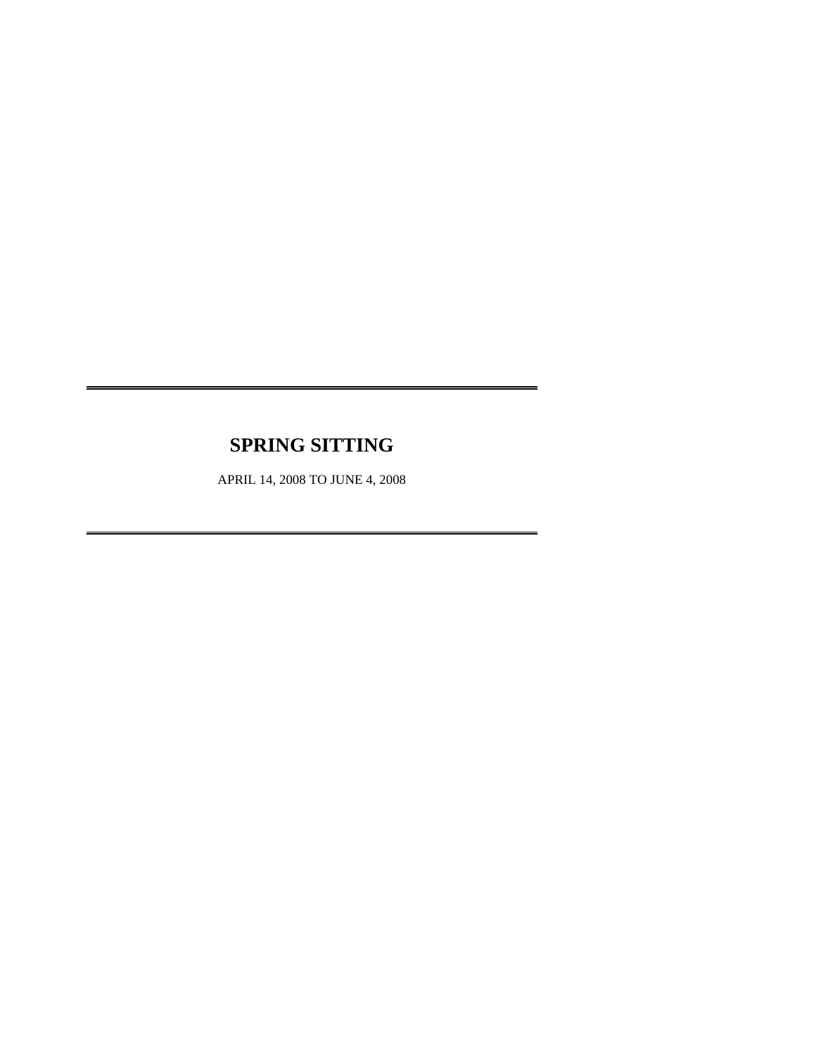# SPRING SITTING

APRIL 14, 2008 TO JUNE 4, 2008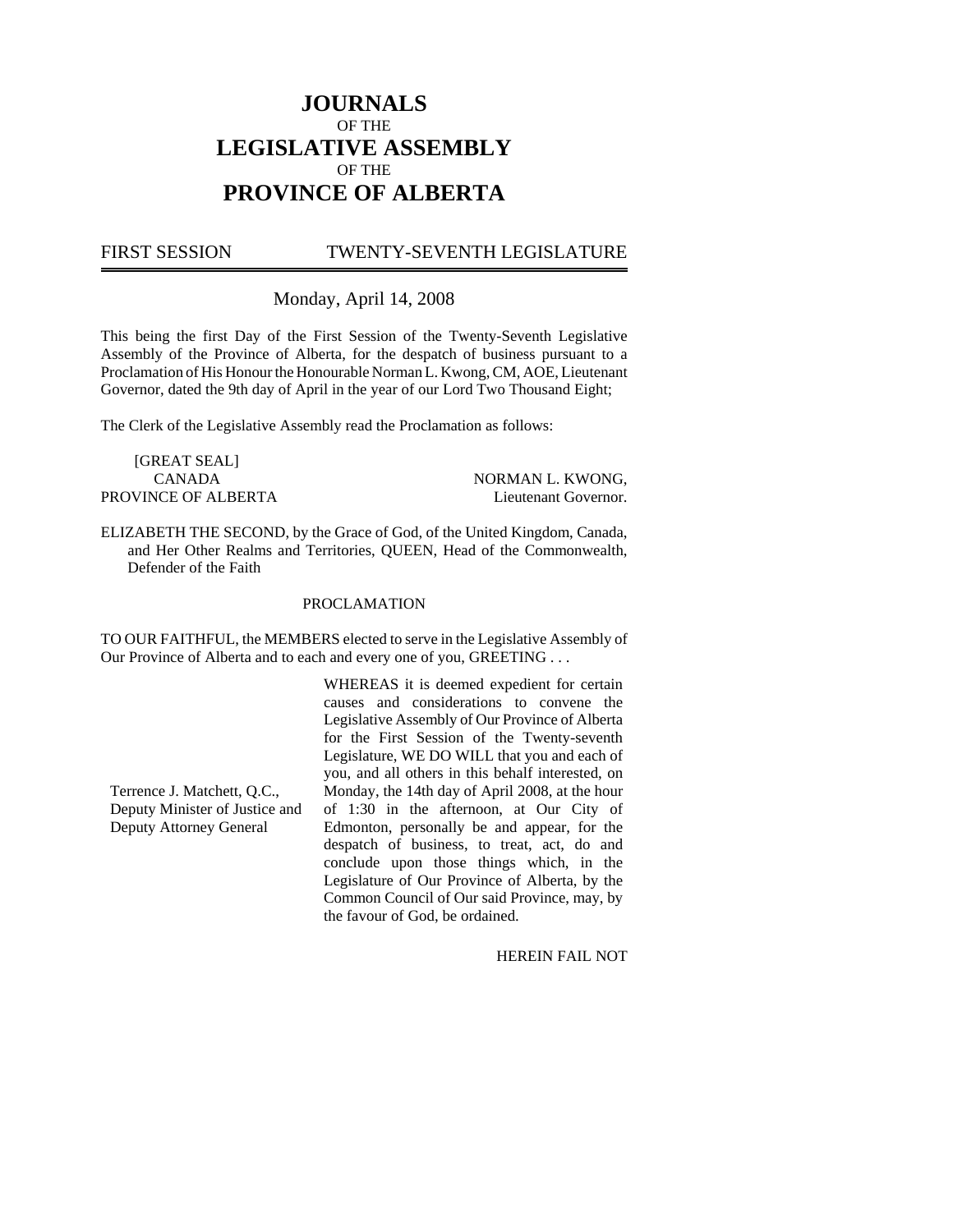# JOURNALS
OF THE
# LEGISLATIVE ASSEMBLY
OF THE
# PROVINCE OF ALBERTA

FIRST SESSION TWENTY-SEVENTH LEGISLATURE

---

Monday, April 14, 2008

This being the first Day of the First Session of the Twenty-Seventh Legislative Assembly of the Province of Alberta, for the despatch of business pursuant to a Proclamation of His Honour the Honourable Norman L. Kwong, CM, AOE, Lieutenant Governor, dated the 9th day of April in the year of our Lord Two Thousand Eight;

The Clerk of the Legislative Assembly read the Proclamation as follows:

[GREAT SEAL]
CANADA
PROVINCE OF ALBERTA

NORMAN L. KWONG,
Lieutenant Governor.

ELIZABETH THE SECOND, by the Grace of God, of the United Kingdom, Canada, and Her Other Realms and Territories, QUEEN, Head of the Commonwealth, Defender of the Faith

PROCLAMATION

TO OUR FAITHFUL, the MEMBERS elected to serve in the Legislative Assembly of Our Province of Alberta and to each and every one of you, GREETING . . .

Terrence J. Matchett, Q.C.,
Deputy Minister of Justice and
Deputy Attorney General

WHEREAS it is deemed expedient for certain causes and considerations to convene the Legislative Assembly of Our Province of Alberta for the First Session of the Twenty-seventh Legislature, WE DO WILL that you and each of you, and all others in this behalf interested, on Monday, the 14th day of April 2008, at the hour of 1:30 in the afternoon, at Our City of Edmonton, personally be and appear, for the despatch of business, to treat, act, do and conclude upon those things which, in the Legislature of Our Province of Alberta, by the Common Council of Our said Province, may, by the favour of God, be ordained.

HEREIN FAIL NOT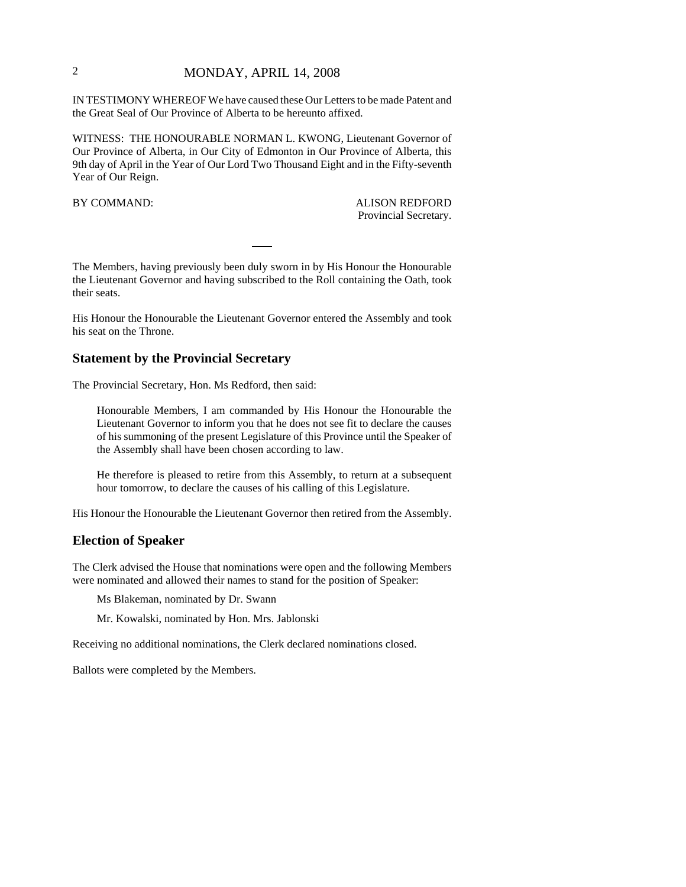IN TESTIMONY WHEREOF We have caused these Our Letters to be made Patent and the Great Seal of Our Province of Alberta to be hereunto affixed.

WITNESS: THE HONOURABLE NORMAN L. KWONG, Lieutenant Governor of Our Province of Alberta, in Our City of Edmonton in Our Province of Alberta, this 9th day of April in the Year of Our Lord Two Thousand Eight and in the Fifty-seventh Year of Our Reign.

BY COMMAND: ALISON REDFORD
Provincial Secretary.

---

The Members, having previously been duly sworn in by His Honour the Honourable the Lieutenant Governor and having subscribed to the Roll containing the Oath, took their seats.

His Honour the Honourable the Lieutenant Governor entered the Assembly and took his seat on the Throne.

## Statement by the Provincial Secretary

The Provincial Secretary, Hon. Ms Redford, then said:

> Honourable Members, I am commanded by His Honour the Honourable the Lieutenant Governor to inform you that he does not see fit to declare the causes of his summoning of the present Legislature of this Province until the Speaker of the Assembly shall have been chosen according to law.
>
> He therefore is pleased to retire from this Assembly, to return at a subsequent hour tomorrow, to declare the causes of his calling of this Legislature.

His Honour the Honourable the Lieutenant Governor then retired from the Assembly.

## Election of Speaker

The Clerk advised the House that nominations were open and the following Members were nominated and allowed their names to stand for the position of Speaker:

Ms Blakeman, nominated by Dr. Swann

Mr. Kowalski, nominated by Hon. Mrs. Jablonski

Receiving no additional nominations, the Clerk declared nominations closed.

Ballots were completed by the Members.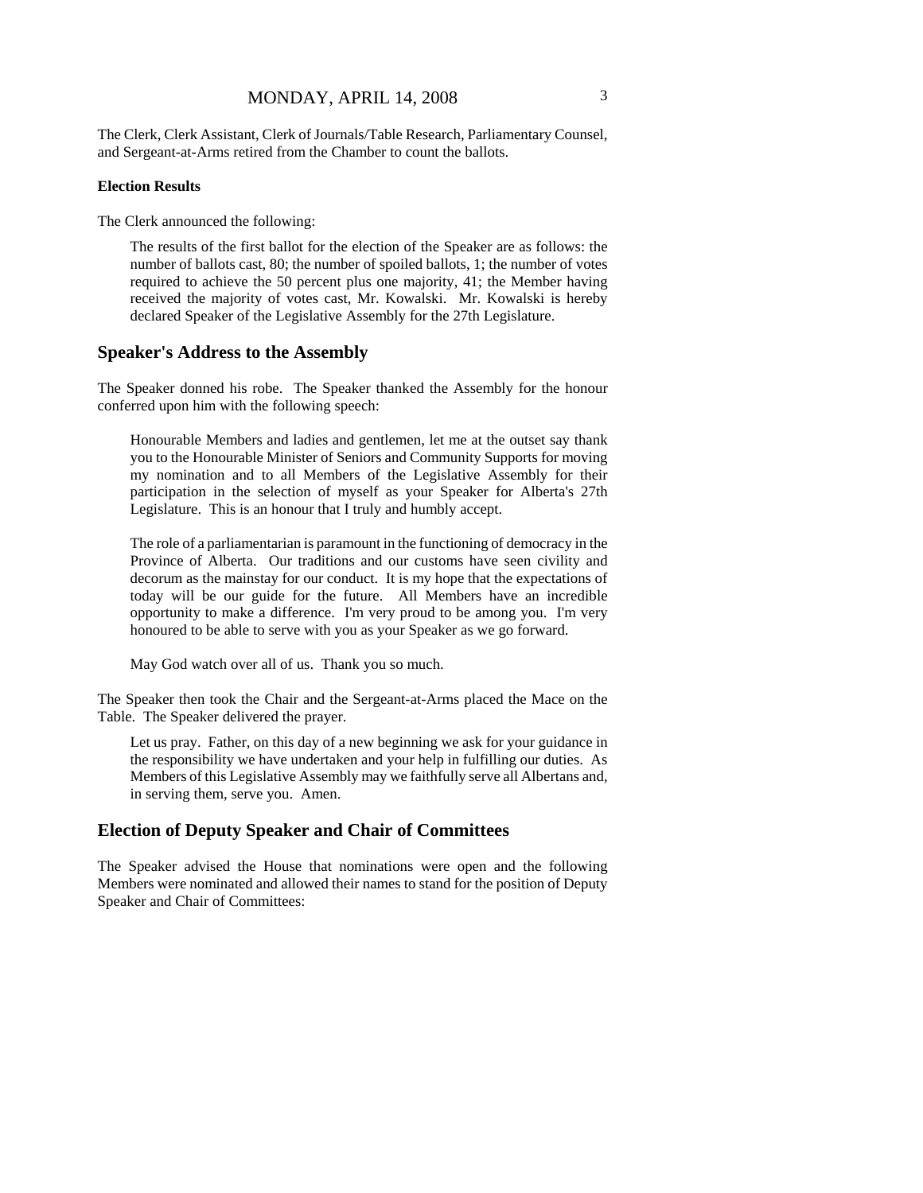The Clerk, Clerk Assistant, Clerk of Journals/Table Research, Parliamentary Counsel, and Sergeant-at-Arms retired from the Chamber to count the ballots.

**Election Results**

The Clerk announced the following:

> The results of the first ballot for the election of the Speaker are as follows: the number of ballots cast, 80; the number of spoiled ballots, 1; the number of votes required to achieve the 50 percent plus one majority, 41; the Member having received the majority of votes cast, Mr. Kowalski. Mr. Kowalski is hereby declared Speaker of the Legislative Assembly for the 27th Legislature.

## Speaker's Address to the Assembly

The Speaker donned his robe. The Speaker thanked the Assembly for the honour conferred upon him with the following speech:

> Honourable Members and ladies and gentlemen, let me at the outset say thank you to the Honourable Minister of Seniors and Community Supports for moving my nomination and to all Members of the Legislative Assembly for their participation in the selection of myself as your Speaker for Alberta's 27th Legislature. This is an honour that I truly and humbly accept.
>
> The role of a parliamentarian is paramount in the functioning of democracy in the Province of Alberta. Our traditions and our customs have seen civility and decorum as the mainstay for our conduct. It is my hope that the expectations of today will be our guide for the future. All Members have an incredible opportunity to make a difference. I'm very proud to be among you. I'm very honoured to be able to serve with you as your Speaker as we go forward.
>
> May God watch over all of us. Thank you so much.

The Speaker then took the Chair and the Sergeant-at-Arms placed the Mace on the Table. The Speaker delivered the prayer.

> Let us pray. Father, on this day of a new beginning we ask for your guidance in the responsibility we have undertaken and your help in fulfilling our duties. As Members of this Legislative Assembly may we faithfully serve all Albertans and, in serving them, serve you. Amen.

## Election of Deputy Speaker and Chair of Committees

The Speaker advised the House that nominations were open and the following Members were nominated and allowed their names to stand for the position of Deputy Speaker and Chair of Committees: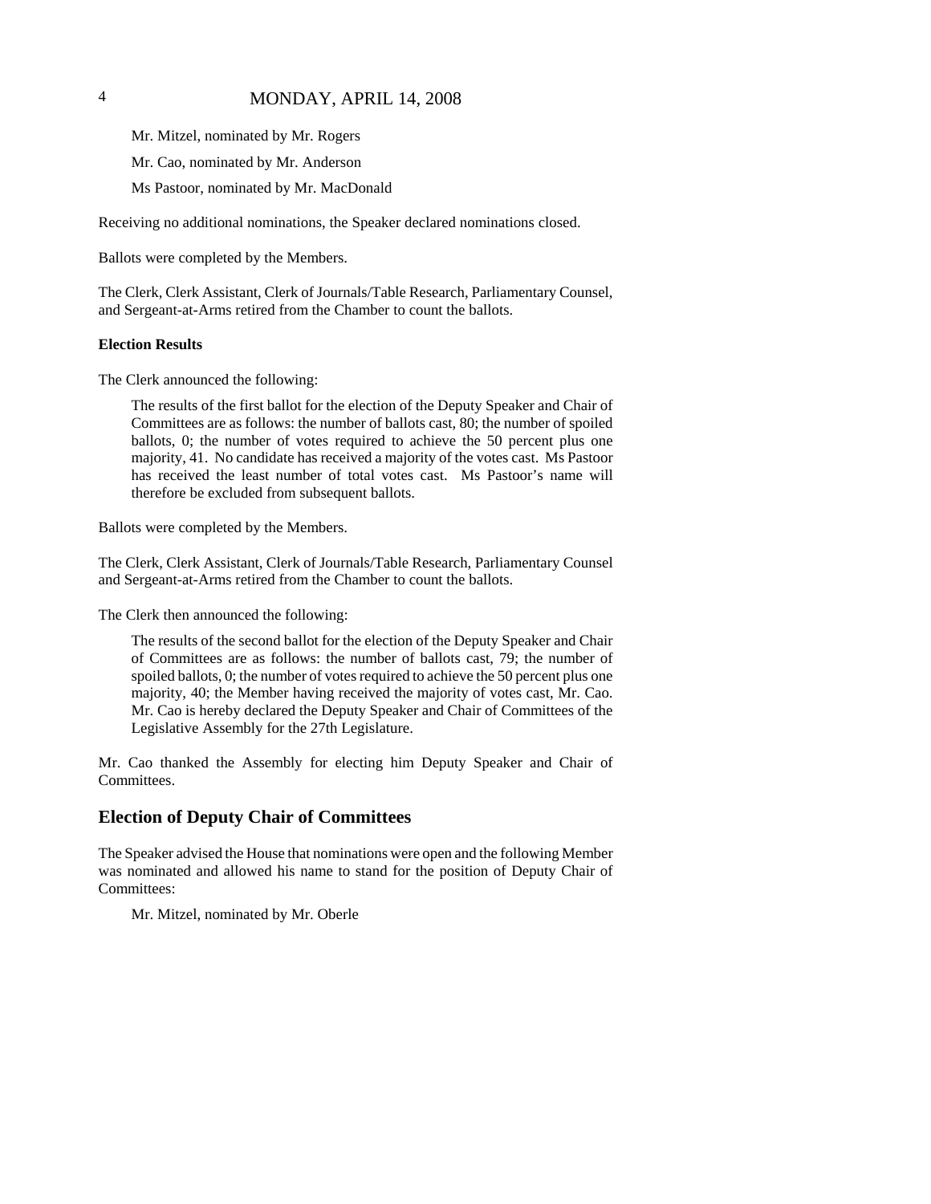Mr. Mitzel, nominated by Mr. Rogers

Mr. Cao, nominated by Mr. Anderson

Ms Pastoor, nominated by Mr. MacDonald

Receiving no additional nominations, the Speaker declared nominations closed.

Ballots were completed by the Members.

The Clerk, Clerk Assistant, Clerk of Journals/Table Research, Parliamentary Counsel, and Sergeant-at-Arms retired from the Chamber to count the ballots.

**Election Results**

The Clerk announced the following:

> The results of the first ballot for the election of the Deputy Speaker and Chair of Committees are as follows: the number of ballots cast, 80; the number of spoiled ballots, 0; the number of votes required to achieve the 50 percent plus one majority, 41. No candidate has received a majority of the votes cast. Ms Pastoor has received the least number of total votes cast. Ms Pastoor's name will therefore be excluded from subsequent ballots.

Ballots were completed by the Members.

The Clerk, Clerk Assistant, Clerk of Journals/Table Research, Parliamentary Counsel and Sergeant-at-Arms retired from the Chamber to count the ballots.

The Clerk then announced the following:

> The results of the second ballot for the election of the Deputy Speaker and Chair of Committees are as follows: the number of ballots cast, 79; the number of spoiled ballots, 0; the number of votes required to achieve the 50 percent plus one majority, 40; the Member having received the majority of votes cast, Mr. Cao. Mr. Cao is hereby declared the Deputy Speaker and Chair of Committees of the Legislative Assembly for the 27th Legislature.

Mr. Cao thanked the Assembly for electing him Deputy Speaker and Chair of Committees.

## Election of Deputy Chair of Committees

The Speaker advised the House that nominations were open and the following Member was nominated and allowed his name to stand for the position of Deputy Chair of Committees:

Mr. Mitzel, nominated by Mr. Oberle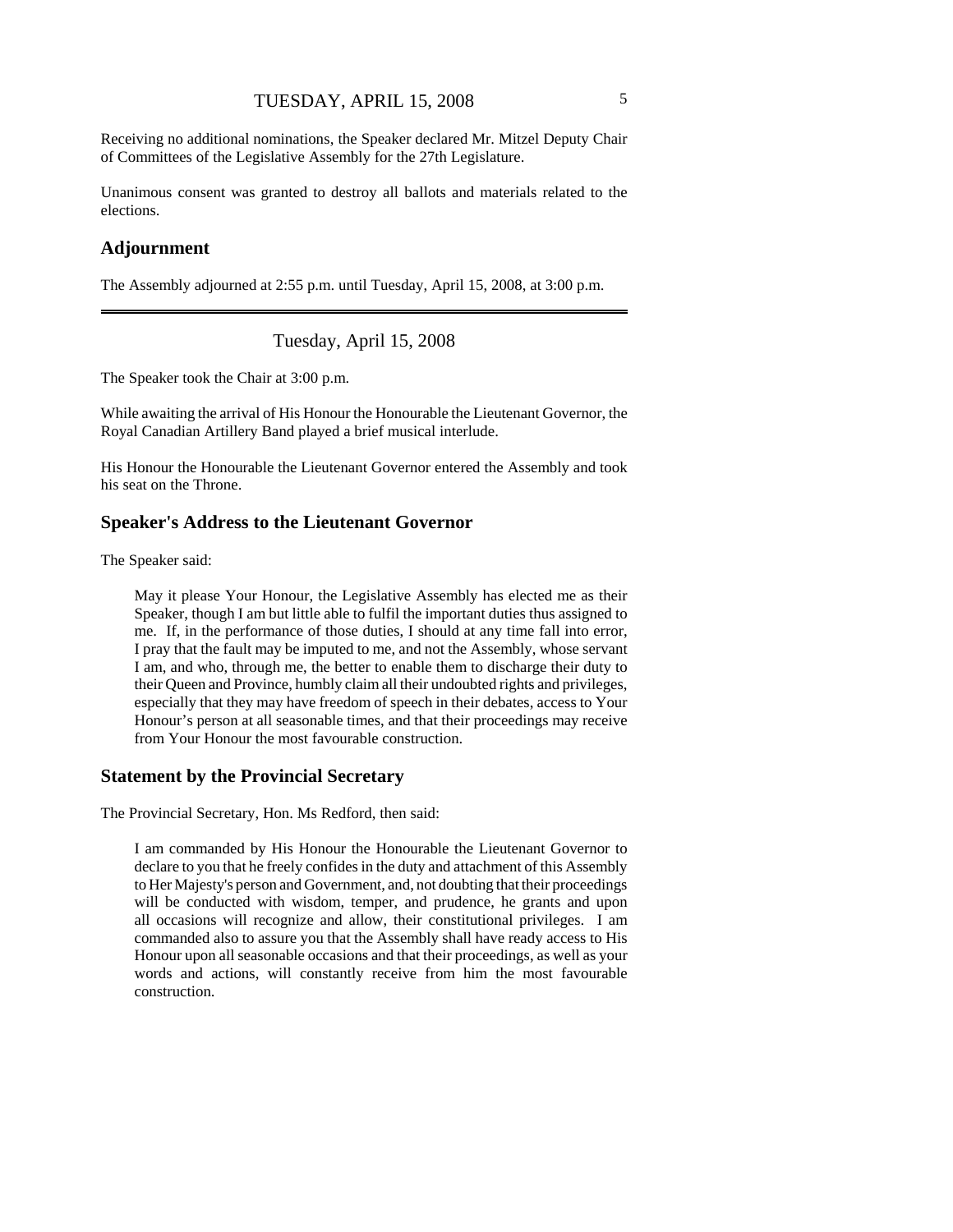Receiving no additional nominations, the Speaker declared Mr. Mitzel Deputy Chair of Committees of the Legislative Assembly for the 27th Legislature.

Unanimous consent was granted to destroy all ballots and materials related to the elections.

## Adjournment

The Assembly adjourned at 2:55 p.m. until Tuesday, April 15, 2008, at 3:00 p.m.

---

Tuesday, April 15, 2008

The Speaker took the Chair at 3:00 p.m.

While awaiting the arrival of His Honour the Honourable the Lieutenant Governor, the Royal Canadian Artillery Band played a brief musical interlude.

His Honour the Honourable the Lieutenant Governor entered the Assembly and took his seat on the Throne.

## Speaker's Address to the Lieutenant Governor

The Speaker said:

> May it please Your Honour, the Legislative Assembly has elected me as their Speaker, though I am but little able to fulfil the important duties thus assigned to me. If, in the performance of those duties, I should at any time fall into error, I pray that the fault may be imputed to me, and not the Assembly, whose servant I am, and who, through me, the better to enable them to discharge their duty to their Queen and Province, humbly claim all their undoubted rights and privileges, especially that they may have freedom of speech in their debates, access to Your Honour's person at all seasonable times, and that their proceedings may receive from Your Honour the most favourable construction.

## Statement by the Provincial Secretary

The Provincial Secretary, Hon. Ms Redford, then said:

> I am commanded by His Honour the Honourable the Lieutenant Governor to declare to you that he freely confides in the duty and attachment of this Assembly to Her Majesty's person and Government, and, not doubting that their proceedings will be conducted with wisdom, temper, and prudence, he grants and upon all occasions will recognize and allow, their constitutional privileges. I am commanded also to assure you that the Assembly shall have ready access to His Honour upon all seasonable occasions and that their proceedings, as well as your words and actions, will constantly receive from him the most favourable construction.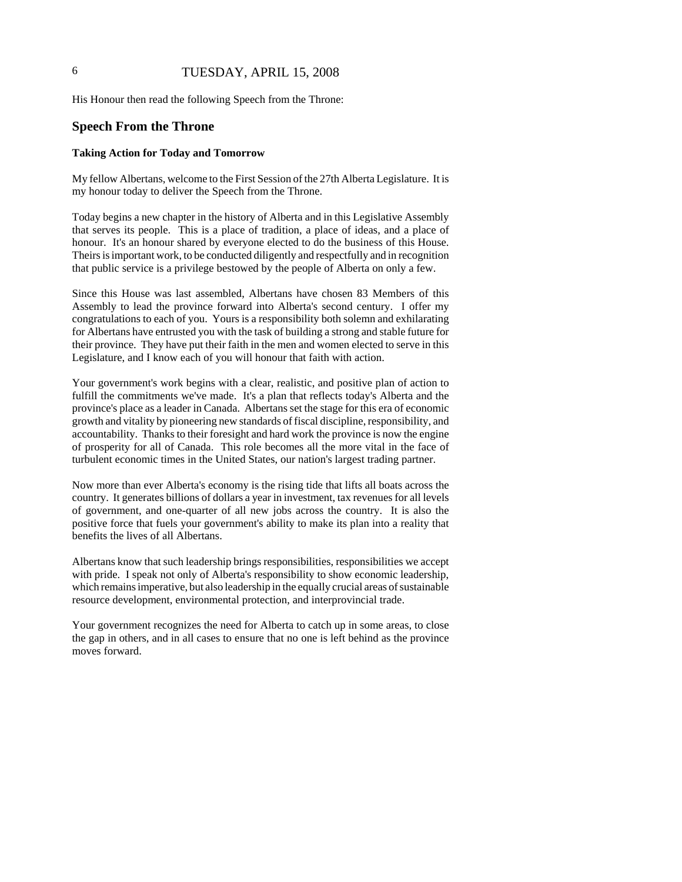His Honour then read the following Speech from the Throne:

## Speech From the Throne

### Taking Action for Today and Tomorrow

My fellow Albertans, welcome to the First Session of the 27th Alberta Legislature. It is my honour today to deliver the Speech from the Throne.

Today begins a new chapter in the history of Alberta and in this Legislative Assembly that serves its people. This is a place of tradition, a place of ideas, and a place of honour. It's an honour shared by everyone elected to do the business of this House. Theirs is important work, to be conducted diligently and respectfully and in recognition that public service is a privilege bestowed by the people of Alberta on only a few.

Since this House was last assembled, Albertans have chosen 83 Members of this Assembly to lead the province forward into Alberta's second century. I offer my congratulations to each of you. Yours is a responsibility both solemn and exhilarating for Albertans have entrusted you with the task of building a strong and stable future for their province. They have put their faith in the men and women elected to serve in this Legislature, and I know each of you will honour that faith with action.

Your government's work begins with a clear, realistic, and positive plan of action to fulfill the commitments we've made. It's a plan that reflects today's Alberta and the province's place as a leader in Canada. Albertans set the stage for this era of economic growth and vitality by pioneering new standards of fiscal discipline, responsibility, and accountability. Thanks to their foresight and hard work the province is now the engine of prosperity for all of Canada. This role becomes all the more vital in the face of turbulent economic times in the United States, our nation's largest trading partner.

Now more than ever Alberta's economy is the rising tide that lifts all boats across the country. It generates billions of dollars a year in investment, tax revenues for all levels of government, and one-quarter of all new jobs across the country. It is also the positive force that fuels your government's ability to make its plan into a reality that benefits the lives of all Albertans.

Albertans know that such leadership brings responsibilities, responsibilities we accept with pride. I speak not only of Alberta's responsibility to show economic leadership, which remains imperative, but also leadership in the equally crucial areas of sustainable resource development, environmental protection, and interprovincial trade.

Your government recognizes the need for Alberta to catch up in some areas, to close the gap in others, and in all cases to ensure that no one is left behind as the province moves forward.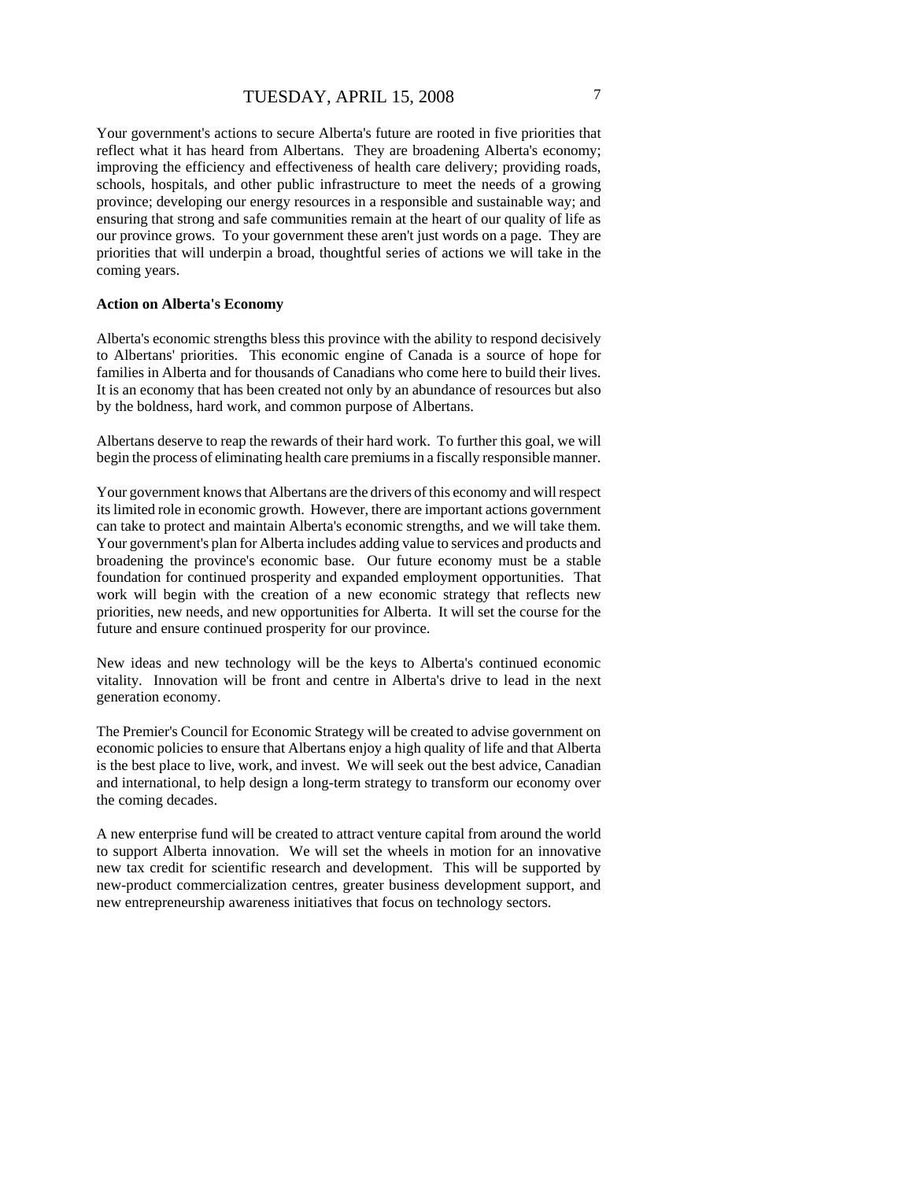Your government's actions to secure Alberta's future are rooted in five priorities that reflect what it has heard from Albertans. They are broadening Alberta's economy; improving the efficiency and effectiveness of health care delivery; providing roads, schools, hospitals, and other public infrastructure to meet the needs of a growing province; developing our energy resources in a responsible and sustainable way; and ensuring that strong and safe communities remain at the heart of our quality of life as our province grows. To your government these aren't just words on a page. They are priorities that will underpin a broad, thoughtful series of actions we will take in the coming years.

**Action on Alberta's Economy**

Alberta's economic strengths bless this province with the ability to respond decisively to Albertans' priorities. This economic engine of Canada is a source of hope for families in Alberta and for thousands of Canadians who come here to build their lives. It is an economy that has been created not only by an abundance of resources but also by the boldness, hard work, and common purpose of Albertans.

Albertans deserve to reap the rewards of their hard work. To further this goal, we will begin the process of eliminating health care premiums in a fiscally responsible manner.

Your government knows that Albertans are the drivers of this economy and will respect its limited role in economic growth. However, there are important actions government can take to protect and maintain Alberta's economic strengths, and we will take them. Your government's plan for Alberta includes adding value to services and products and broadening the province's economic base. Our future economy must be a stable foundation for continued prosperity and expanded employment opportunities. That work will begin with the creation of a new economic strategy that reflects new priorities, new needs, and new opportunities for Alberta. It will set the course for the future and ensure continued prosperity for our province.

New ideas and new technology will be the keys to Alberta's continued economic vitality. Innovation will be front and centre in Alberta's drive to lead in the next generation economy.

The Premier's Council for Economic Strategy will be created to advise government on economic policies to ensure that Albertans enjoy a high quality of life and that Alberta is the best place to live, work, and invest. We will seek out the best advice, Canadian and international, to help design a long-term strategy to transform our economy over the coming decades.

A new enterprise fund will be created to attract venture capital from around the world to support Alberta innovation. We will set the wheels in motion for an innovative new tax credit for scientific research and development. This will be supported by new-product commercialization centres, greater business development support, and new entrepreneurship awareness initiatives that focus on technology sectors.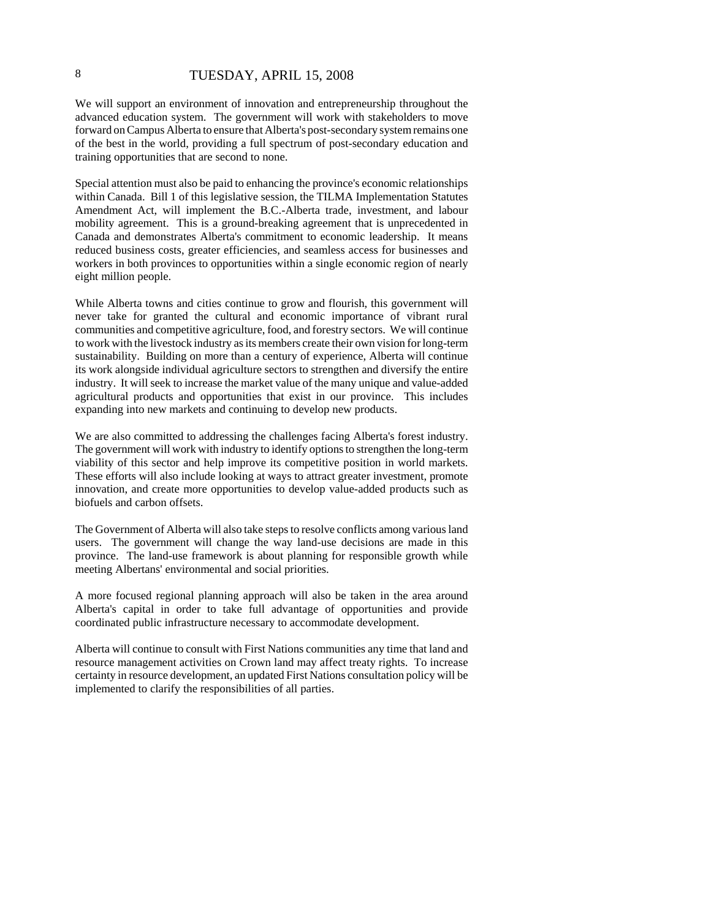We will support an environment of innovation and entrepreneurship throughout the advanced education system. The government will work with stakeholders to move forward on Campus Alberta to ensure that Alberta's post-secondary system remains one of the best in the world, providing a full spectrum of post-secondary education and training opportunities that are second to none.

Special attention must also be paid to enhancing the province's economic relationships within Canada. Bill 1 of this legislative session, the TILMA Implementation Statutes Amendment Act, will implement the B.C.-Alberta trade, investment, and labour mobility agreement. This is a ground-breaking agreement that is unprecedented in Canada and demonstrates Alberta's commitment to economic leadership. It means reduced business costs, greater efficiencies, and seamless access for businesses and workers in both provinces to opportunities within a single economic region of nearly eight million people.

While Alberta towns and cities continue to grow and flourish, this government will never take for granted the cultural and economic importance of vibrant rural communities and competitive agriculture, food, and forestry sectors. We will continue to work with the livestock industry as its members create their own vision for long-term sustainability. Building on more than a century of experience, Alberta will continue its work alongside individual agriculture sectors to strengthen and diversify the entire industry. It will seek to increase the market value of the many unique and value-added agricultural products and opportunities that exist in our province. This includes expanding into new markets and continuing to develop new products.

We are also committed to addressing the challenges facing Alberta's forest industry. The government will work with industry to identify options to strengthen the long-term viability of this sector and help improve its competitive position in world markets. These efforts will also include looking at ways to attract greater investment, promote innovation, and create more opportunities to develop value-added products such as biofuels and carbon offsets.

The Government of Alberta will also take steps to resolve conflicts among various land users. The government will change the way land-use decisions are made in this province. The land-use framework is about planning for responsible growth while meeting Albertans' environmental and social priorities.

A more focused regional planning approach will also be taken in the area around Alberta's capital in order to take full advantage of opportunities and provide coordinated public infrastructure necessary to accommodate development.

Alberta will continue to consult with First Nations communities any time that land and resource management activities on Crown land may affect treaty rights. To increase certainty in resource development, an updated First Nations consultation policy will be implemented to clarify the responsibilities of all parties.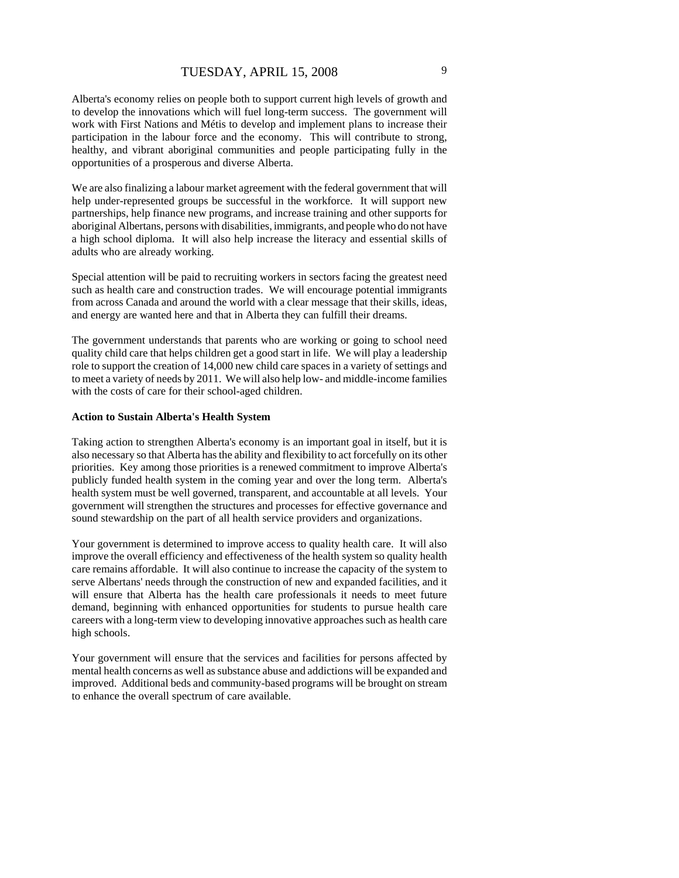Alberta's economy relies on people both to support current high levels of growth and to develop the innovations which will fuel long-term success. The government will work with First Nations and Métis to develop and implement plans to increase their participation in the labour force and the economy. This will contribute to strong, healthy, and vibrant aboriginal communities and people participating fully in the opportunities of a prosperous and diverse Alberta.

We are also finalizing a labour market agreement with the federal government that will help under-represented groups be successful in the workforce. It will support new partnerships, help finance new programs, and increase training and other supports for aboriginal Albertans, persons with disabilities, immigrants, and people who do not have a high school diploma. It will also help increase the literacy and essential skills of adults who are already working.

Special attention will be paid to recruiting workers in sectors facing the greatest need such as health care and construction trades. We will encourage potential immigrants from across Canada and around the world with a clear message that their skills, ideas, and energy are wanted here and that in Alberta they can fulfill their dreams.

The government understands that parents who are working or going to school need quality child care that helps children get a good start in life. We will play a leadership role to support the creation of 14,000 new child care spaces in a variety of settings and to meet a variety of needs by 2011. We will also help low- and middle-income families with the costs of care for their school-aged children.

**Action to Sustain Alberta's Health System**

Taking action to strengthen Alberta's economy is an important goal in itself, but it is also necessary so that Alberta has the ability and flexibility to act forcefully on its other priorities. Key among those priorities is a renewed commitment to improve Alberta's publicly funded health system in the coming year and over the long term. Alberta's health system must be well governed, transparent, and accountable at all levels. Your government will strengthen the structures and processes for effective governance and sound stewardship on the part of all health service providers and organizations.

Your government is determined to improve access to quality health care. It will also improve the overall efficiency and effectiveness of the health system so quality health care remains affordable. It will also continue to increase the capacity of the system to serve Albertans' needs through the construction of new and expanded facilities, and it will ensure that Alberta has the health care professionals it needs to meet future demand, beginning with enhanced opportunities for students to pursue health care careers with a long-term view to developing innovative approaches such as health care high schools.

Your government will ensure that the services and facilities for persons affected by mental health concerns as well as substance abuse and addictions will be expanded and improved. Additional beds and community-based programs will be brought on stream to enhance the overall spectrum of care available.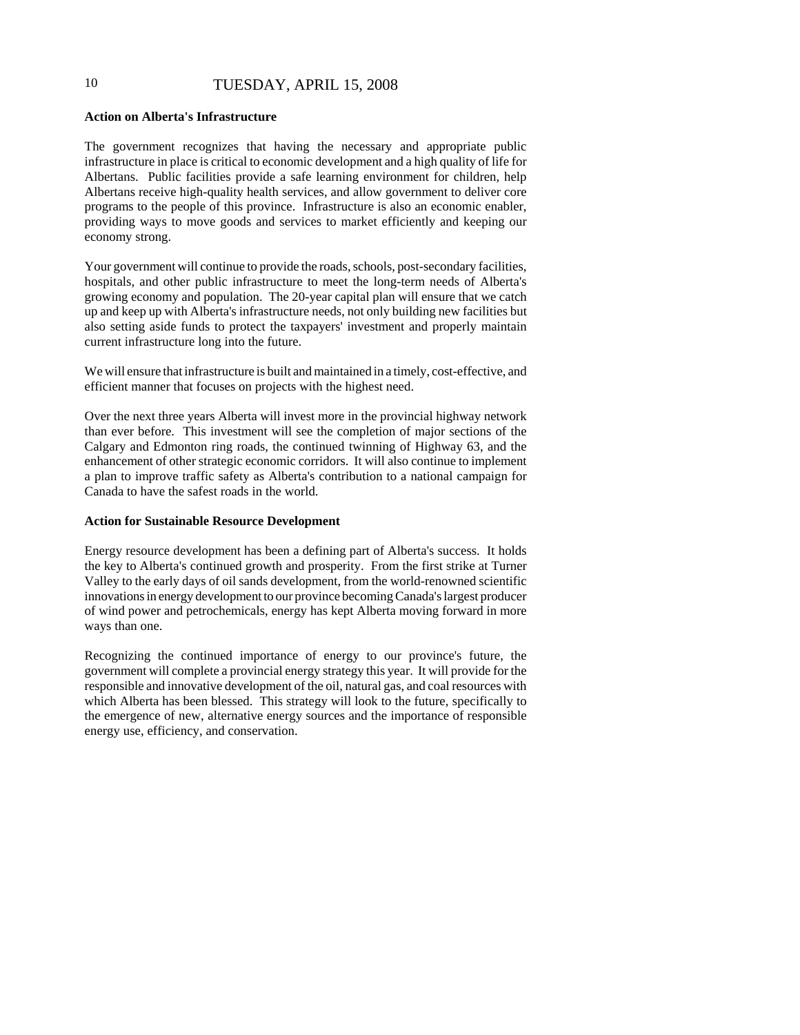**Action on Alberta's Infrastructure**

The government recognizes that having the necessary and appropriate public infrastructure in place is critical to economic development and a high quality of life for Albertans. Public facilities provide a safe learning environment for children, help Albertans receive high-quality health services, and allow government to deliver core programs to the people of this province. Infrastructure is also an economic enabler, providing ways to move goods and services to market efficiently and keeping our economy strong.

Your government will continue to provide the roads, schools, post-secondary facilities, hospitals, and other public infrastructure to meet the long-term needs of Alberta's growing economy and population. The 20-year capital plan will ensure that we catch up and keep up with Alberta's infrastructure needs, not only building new facilities but also setting aside funds to protect the taxpayers' investment and properly maintain current infrastructure long into the future.

We will ensure that infrastructure is built and maintained in a timely, cost-effective, and efficient manner that focuses on projects with the highest need.

Over the next three years Alberta will invest more in the provincial highway network than ever before. This investment will see the completion of major sections of the Calgary and Edmonton ring roads, the continued twinning of Highway 63, and the enhancement of other strategic economic corridors. It will also continue to implement a plan to improve traffic safety as Alberta's contribution to a national campaign for Canada to have the safest roads in the world.

**Action for Sustainable Resource Development**

Energy resource development has been a defining part of Alberta's success. It holds the key to Alberta's continued growth and prosperity. From the first strike at Turner Valley to the early days of oil sands development, from the world-renowned scientific innovations in energy development to our province becoming Canada's largest producer of wind power and petrochemicals, energy has kept Alberta moving forward in more ways than one.

Recognizing the continued importance of energy to our province's future, the government will complete a provincial energy strategy this year. It will provide for the responsible and innovative development of the oil, natural gas, and coal resources with which Alberta has been blessed. This strategy will look to the future, specifically to the emergence of new, alternative energy sources and the importance of responsible energy use, efficiency, and conservation.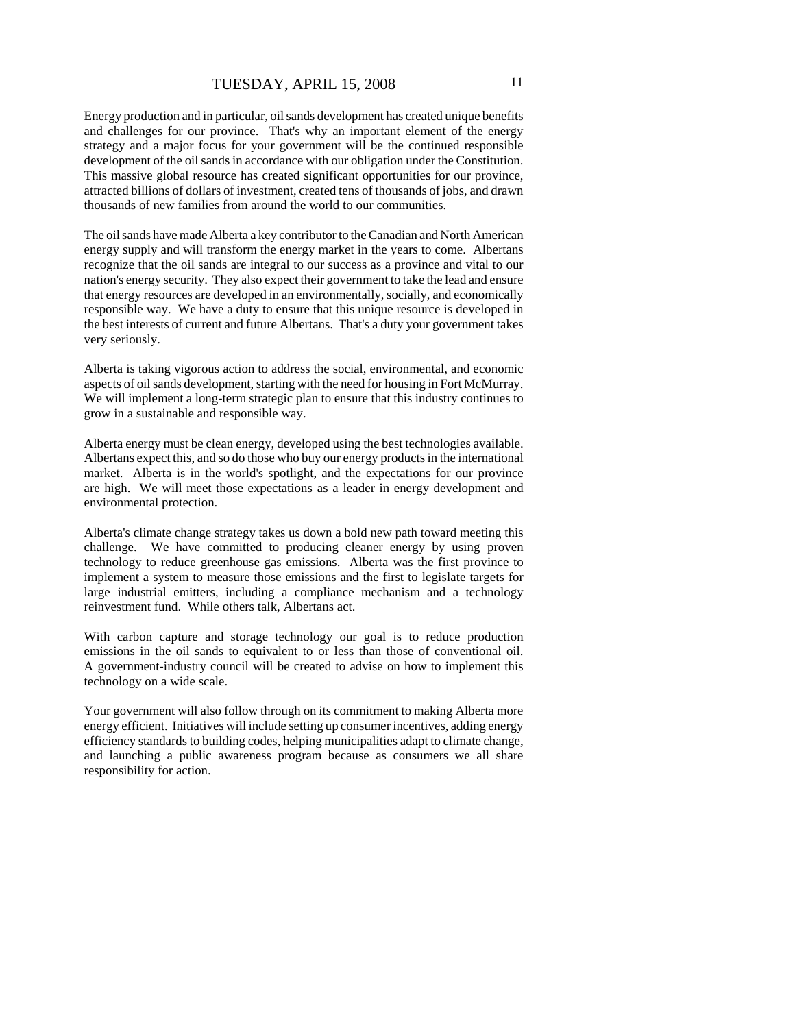Energy production and in particular, oil sands development has created unique benefits and challenges for our province. That's why an important element of the energy strategy and a major focus for your government will be the continued responsible development of the oil sands in accordance with our obligation under the Constitution. This massive global resource has created significant opportunities for our province, attracted billions of dollars of investment, created tens of thousands of jobs, and drawn thousands of new families from around the world to our communities.

The oil sands have made Alberta a key contributor to the Canadian and North American energy supply and will transform the energy market in the years to come. Albertans recognize that the oil sands are integral to our success as a province and vital to our nation's energy security. They also expect their government to take the lead and ensure that energy resources are developed in an environmentally, socially, and economically responsible way. We have a duty to ensure that this unique resource is developed in the best interests of current and future Albertans. That's a duty your government takes very seriously.

Alberta is taking vigorous action to address the social, environmental, and economic aspects of oil sands development, starting with the need for housing in Fort McMurray. We will implement a long-term strategic plan to ensure that this industry continues to grow in a sustainable and responsible way.

Alberta energy must be clean energy, developed using the best technologies available. Albertans expect this, and so do those who buy our energy products in the international market. Alberta is in the world's spotlight, and the expectations for our province are high. We will meet those expectations as a leader in energy development and environmental protection.

Alberta's climate change strategy takes us down a bold new path toward meeting this challenge. We have committed to producing cleaner energy by using proven technology to reduce greenhouse gas emissions. Alberta was the first province to implement a system to measure those emissions and the first to legislate targets for large industrial emitters, including a compliance mechanism and a technology reinvestment fund. While others talk, Albertans act.

With carbon capture and storage technology our goal is to reduce production emissions in the oil sands to equivalent to or less than those of conventional oil. A government-industry council will be created to advise on how to implement this technology on a wide scale.

Your government will also follow through on its commitment to making Alberta more energy efficient. Initiatives will include setting up consumer incentives, adding energy efficiency standards to building codes, helping municipalities adapt to climate change, and launching a public awareness program because as consumers we all share responsibility for action.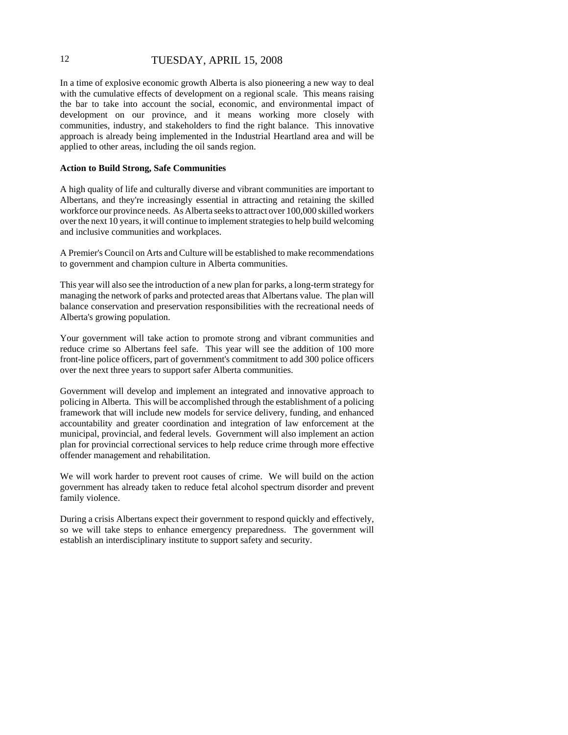In a time of explosive economic growth Alberta is also pioneering a new way to deal with the cumulative effects of development on a regional scale. This means raising the bar to take into account the social, economic, and environmental impact of development on our province, and it means working more closely with communities, industry, and stakeholders to find the right balance. This innovative approach is already being implemented in the Industrial Heartland area and will be applied to other areas, including the oil sands region.

**Action to Build Strong, Safe Communities**

A high quality of life and culturally diverse and vibrant communities are important to Albertans, and they're increasingly essential in attracting and retaining the skilled workforce our province needs. As Alberta seeks to attract over 100,000 skilled workers over the next 10 years, it will continue to implement strategies to help build welcoming and inclusive communities and workplaces.

A Premier's Council on Arts and Culture will be established to make recommendations to government and champion culture in Alberta communities.

This year will also see the introduction of a new plan for parks, a long-term strategy for managing the network of parks and protected areas that Albertans value. The plan will balance conservation and preservation responsibilities with the recreational needs of Alberta's growing population.

Your government will take action to promote strong and vibrant communities and reduce crime so Albertans feel safe. This year will see the addition of 100 more front-line police officers, part of government's commitment to add 300 police officers over the next three years to support safer Alberta communities.

Government will develop and implement an integrated and innovative approach to policing in Alberta. This will be accomplished through the establishment of a policing framework that will include new models for service delivery, funding, and enhanced accountability and greater coordination and integration of law enforcement at the municipal, provincial, and federal levels. Government will also implement an action plan for provincial correctional services to help reduce crime through more effective offender management and rehabilitation.

We will work harder to prevent root causes of crime. We will build on the action government has already taken to reduce fetal alcohol spectrum disorder and prevent family violence.

During a crisis Albertans expect their government to respond quickly and effectively, so we will take steps to enhance emergency preparedness. The government will establish an interdisciplinary institute to support safety and security.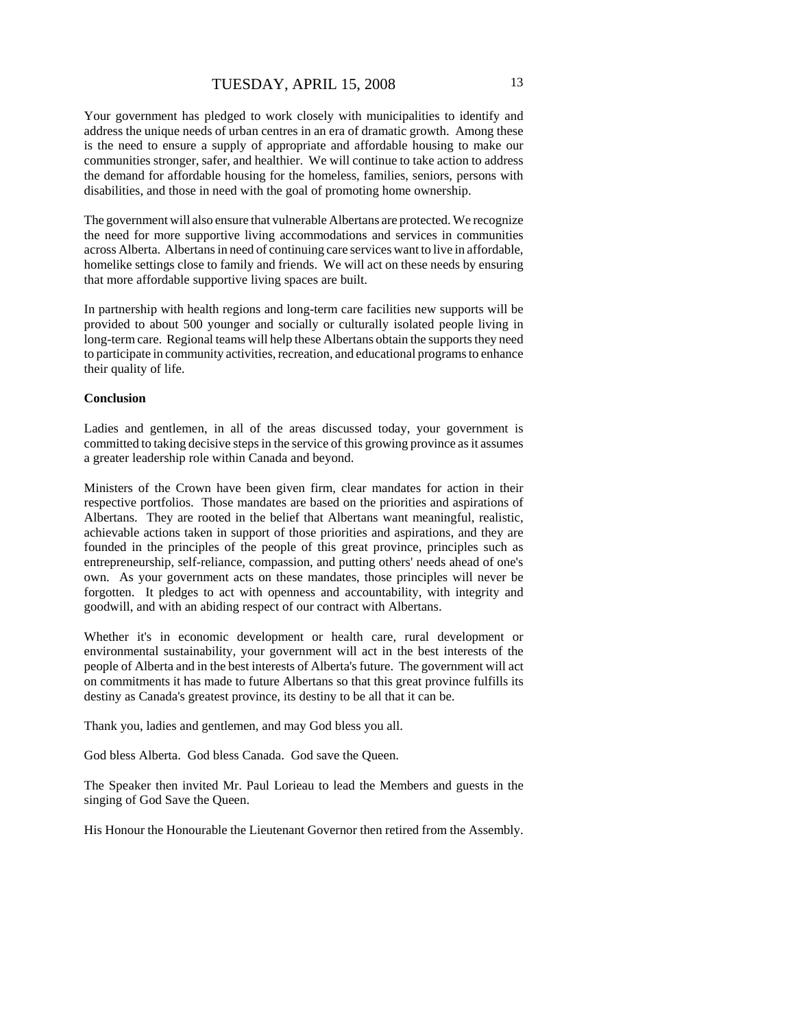Your government has pledged to work closely with municipalities to identify and address the unique needs of urban centres in an era of dramatic growth. Among these is the need to ensure a supply of appropriate and affordable housing to make our communities stronger, safer, and healthier. We will continue to take action to address the demand for affordable housing for the homeless, families, seniors, persons with disabilities, and those in need with the goal of promoting home ownership.

The government will also ensure that vulnerable Albertans are protected. We recognize the need for more supportive living accommodations and services in communities across Alberta. Albertans in need of continuing care services want to live in affordable, homelike settings close to family and friends. We will act on these needs by ensuring that more affordable supportive living spaces are built.

In partnership with health regions and long-term care facilities new supports will be provided to about 500 younger and socially or culturally isolated people living in long-term care. Regional teams will help these Albertans obtain the supports they need to participate in community activities, recreation, and educational programs to enhance their quality of life.

**Conclusion**

Ladies and gentlemen, in all of the areas discussed today, your government is committed to taking decisive steps in the service of this growing province as it assumes a greater leadership role within Canada and beyond.

Ministers of the Crown have been given firm, clear mandates for action in their respective portfolios. Those mandates are based on the priorities and aspirations of Albertans. They are rooted in the belief that Albertans want meaningful, realistic, achievable actions taken in support of those priorities and aspirations, and they are founded in the principles of the people of this great province, principles such as entrepreneurship, self-reliance, compassion, and putting others' needs ahead of one's own. As your government acts on these mandates, those principles will never be forgotten. It pledges to act with openness and accountability, with integrity and goodwill, and with an abiding respect of our contract with Albertans.

Whether it's in economic development or health care, rural development or environmental sustainability, your government will act in the best interests of the people of Alberta and in the best interests of Alberta's future. The government will act on commitments it has made to future Albertans so that this great province fulfills its destiny as Canada's greatest province, its destiny to be all that it can be.

Thank you, ladies and gentlemen, and may God bless you all.

God bless Alberta. God bless Canada. God save the Queen.

The Speaker then invited Mr. Paul Lorieau to lead the Members and guests in the singing of God Save the Queen.

His Honour the Honourable the Lieutenant Governor then retired from the Assembly.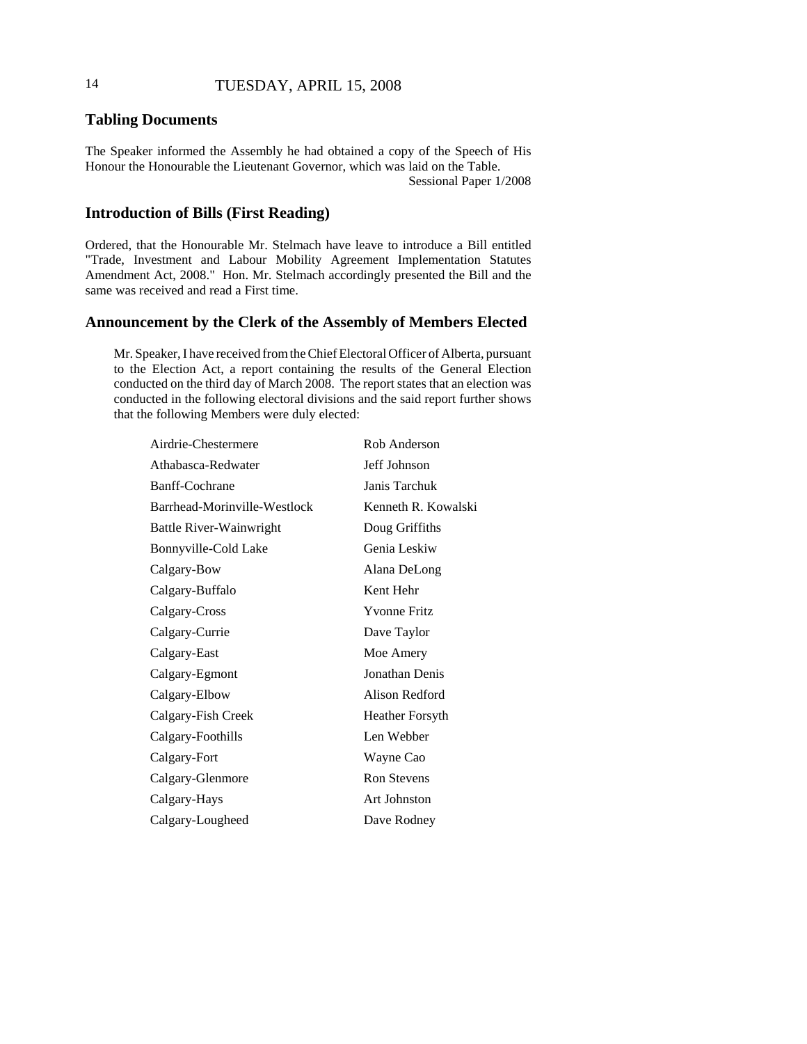## Tabling Documents

The Speaker informed the Assembly he had obtained a copy of the Speech of His Honour the Honourable the Lieutenant Governor, which was laid on the Table.

Sessional Paper 1/2008

## Introduction of Bills (First Reading)

Ordered, that the Honourable Mr. Stelmach have leave to introduce a Bill entitled "Trade, Investment and Labour Mobility Agreement Implementation Statutes Amendment Act, 2008." Hon. Mr. Stelmach accordingly presented the Bill and the same was received and read a First time.

## Announcement by the Clerk of the Assembly of Members Elected

Mr. Speaker, I have received from the Chief Electoral Officer of Alberta, pursuant to the Election Act, a report containing the results of the General Election conducted on the third day of March 2008. The report states that an election was conducted in the following electoral divisions and the said report further shows that the following Members were duly elected:

| | |
|---|---|
| Airdrie-Chestermere | Rob Anderson |
| Athabasca-Redwater | Jeff Johnson |
| Banff-Cochrane | Janis Tarchuk |
| Barrhead-Morinville-Westlock | Kenneth R. Kowalski |
| Battle River-Wainwright | Doug Griffiths |
| Bonnyville-Cold Lake | Genia Leskiw |
| Calgary-Bow | Alana DeLong |
| Calgary-Buffalo | Kent Hehr |
| Calgary-Cross | Yvonne Fritz |
| Calgary-Currie | Dave Taylor |
| Calgary-East | Moe Amery |
| Calgary-Egmont | Jonathan Denis |
| Calgary-Elbow | Alison Redford |
| Calgary-Fish Creek | Heather Forsyth |
| Calgary-Foothills | Len Webber |
| Calgary-Fort | Wayne Cao |
| Calgary-Glenmore | Ron Stevens |
| Calgary-Hays | Art Johnston |
| Calgary-Lougheed | Dave Rodney |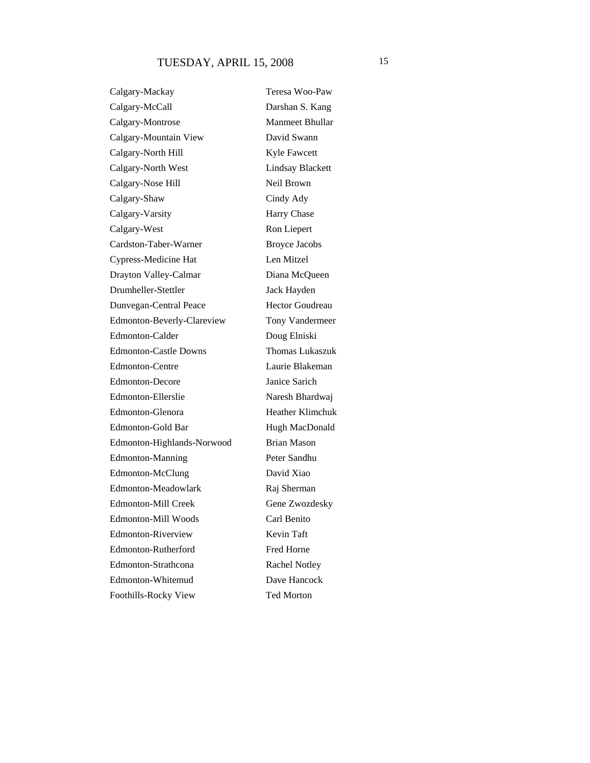| | |
|---|---|
| Calgary-Mackay | Teresa Woo-Paw |
| Calgary-McCall | Darshan S. Kang |
| Calgary-Montrose | Manmeet Bhullar |
| Calgary-Mountain View | David Swann |
| Calgary-North Hill | Kyle Fawcett |
| Calgary-North West | Lindsay Blackett |
| Calgary-Nose Hill | Neil Brown |
| Calgary-Shaw | Cindy Ady |
| Calgary-Varsity | Harry Chase |
| Calgary-West | Ron Liepert |
| Cardston-Taber-Warner | Broyce Jacobs |
| Cypress-Medicine Hat | Len Mitzel |
| Drayton Valley-Calmar | Diana McQueen |
| Drumheller-Stettler | Jack Hayden |
| Dunvegan-Central Peace | Hector Goudreau |
| Edmonton-Beverly-Clareview | Tony Vandermeer |
| Edmonton-Calder | Doug Elniski |
| Edmonton-Castle Downs | Thomas Lukaszuk |
| Edmonton-Centre | Laurie Blakeman |
| Edmonton-Decore | Janice Sarich |
| Edmonton-Ellerslie | Naresh Bhardwaj |
| Edmonton-Glenora | Heather Klimchuk |
| Edmonton-Gold Bar | Hugh MacDonald |
| Edmonton-Highlands-Norwood | Brian Mason |
| Edmonton-Manning | Peter Sandhu |
| Edmonton-McClung | David Xiao |
| Edmonton-Meadowlark | Raj Sherman |
| Edmonton-Mill Creek | Gene Zwozdesky |
| Edmonton-Mill Woods | Carl Benito |
| Edmonton-Riverview | Kevin Taft |
| Edmonton-Rutherford | Fred Horne |
| Edmonton-Strathcona | Rachel Notley |
| Edmonton-Whitemud | Dave Hancock |
| Foothills-Rocky View | Ted Morton |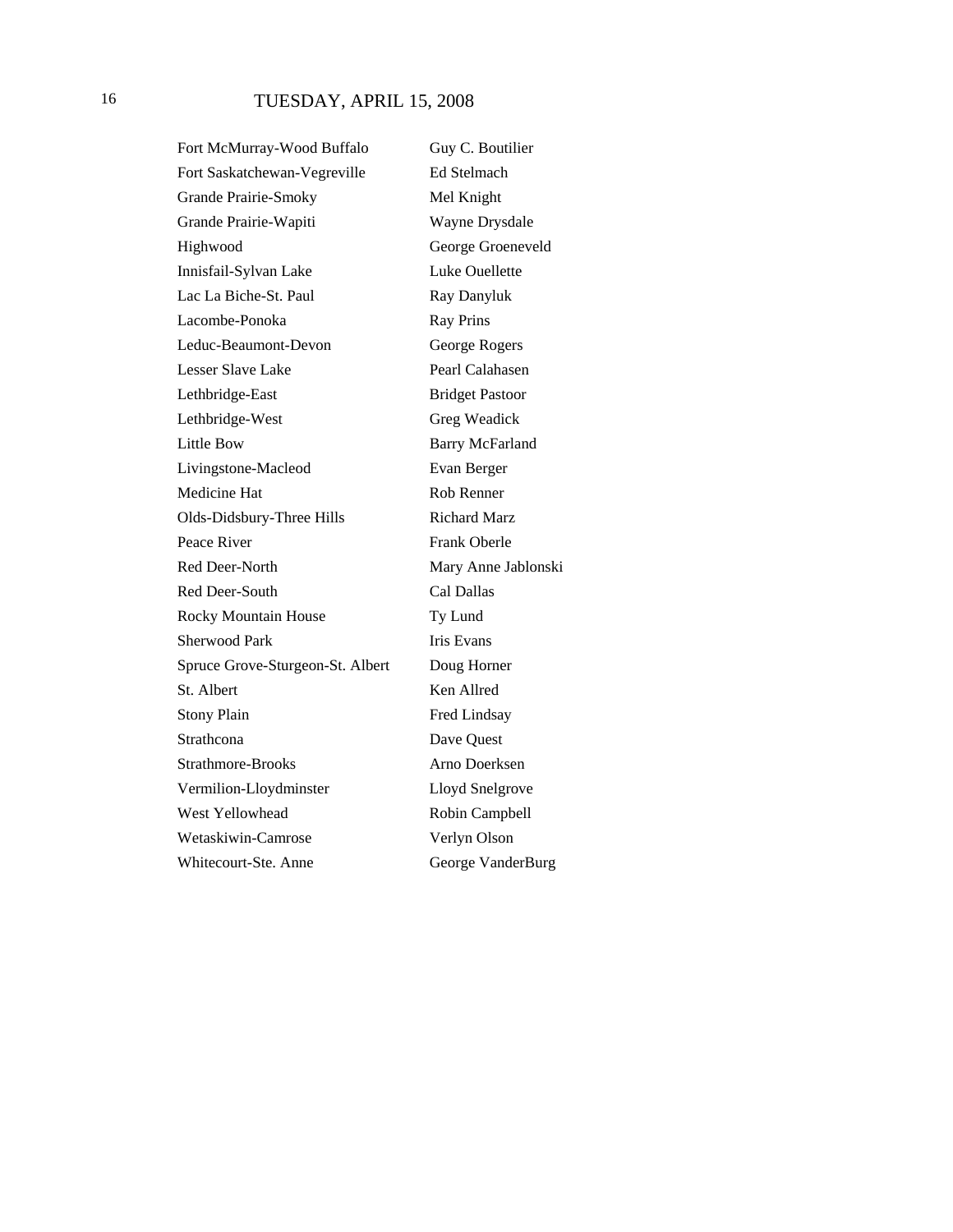| | |
|---|---|
| Fort McMurray-Wood Buffalo | Guy C. Boutilier |
| Fort Saskatchewan-Vegreville | Ed Stelmach |
| Grande Prairie-Smoky | Mel Knight |
| Grande Prairie-Wapiti | Wayne Drysdale |
| Highwood | George Groeneveld |
| Innisfail-Sylvan Lake | Luke Ouellette |
| Lac La Biche-St. Paul | Ray Danyluk |
| Lacombe-Ponoka | Ray Prins |
| Leduc-Beaumont-Devon | George Rogers |
| Lesser Slave Lake | Pearl Calahasen |
| Lethbridge-East | Bridget Pastoor |
| Lethbridge-West | Greg Weadick |
| Little Bow | Barry McFarland |
| Livingstone-Macleod | Evan Berger |
| Medicine Hat | Rob Renner |
| Olds-Didsbury-Three Hills | Richard Marz |
| Peace River | Frank Oberle |
| Red Deer-North | Mary Anne Jablonski |
| Red Deer-South | Cal Dallas |
| Rocky Mountain House | Ty Lund |
| Sherwood Park | Iris Evans |
| Spruce Grove-Sturgeon-St. Albert | Doug Horner |
| St. Albert | Ken Allred |
| Stony Plain | Fred Lindsay |
| Strathcona | Dave Quest |
| Strathmore-Brooks | Arno Doerksen |
| Vermilion-Lloydminster | Lloyd Snelgrove |
| West Yellowhead | Robin Campbell |
| Wetaskiwin-Camrose | Verlyn Olson |
| Whitecourt-Ste. Anne | George VanderBurg |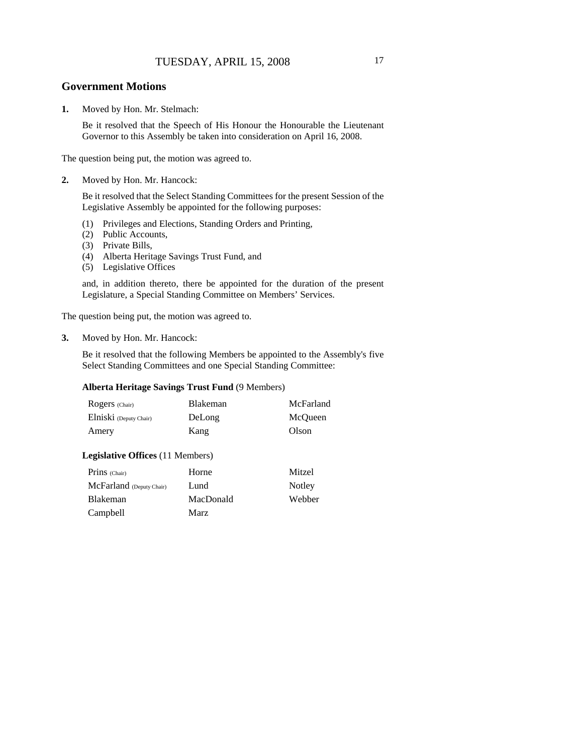## Government Motions

**1.** Moved by Hon. Mr. Stelmach:

Be it resolved that the Speech of His Honour the Honourable the Lieutenant Governor to this Assembly be taken into consideration on April 16, 2008.

The question being put, the motion was agreed to.

**2.** Moved by Hon. Mr. Hancock:

Be it resolved that the Select Standing Committees for the present Session of the Legislative Assembly be appointed for the following purposes:

(1) Privileges and Elections, Standing Orders and Printing,
(2) Public Accounts,
(3) Private Bills,
(4) Alberta Heritage Savings Trust Fund, and
(5) Legislative Offices

and, in addition thereto, there be appointed for the duration of the present Legislature, a Special Standing Committee on Members' Services.

The question being put, the motion was agreed to.

**3.** Moved by Hon. Mr. Hancock:

Be it resolved that the following Members be appointed to the Assembly's five Select Standing Committees and one Special Standing Committee:

**Alberta Heritage Savings Trust Fund** (9 Members)

| | | |
|---|---|---|
| Rogers (Chair) | Blakeman | McFarland |
| Elniski (Deputy Chair) | DeLong | McQueen |
| Amery | Kang | Olson |

**Legislative Offices** (11 Members)

| | | |
|---|---|---|
| Prins (Chair) | Horne | Mitzel |
| McFarland (Deputy Chair) | Lund | Notley |
| Blakeman | MacDonald | Webber |
| Campbell | Marz | |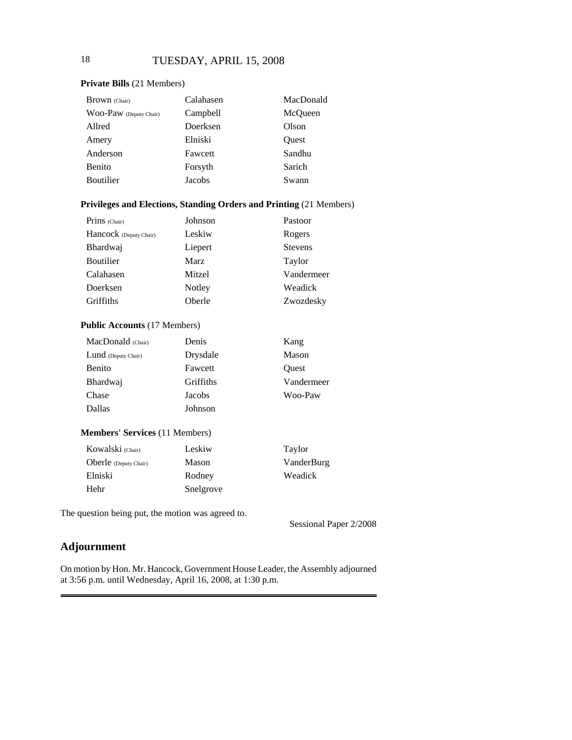**Private Bills** (21 Members)

| | | |
|---|---|---|
| Brown (Chair) | Calahasen | MacDonald |
| Woo-Paw (Deputy Chair) | Campbell | McQueen |
| Allred | Doerksen | Olson |
| Amery | Elniski | Quest |
| Anderson | Fawcett | Sandhu |
| Benito | Forsyth | Sarich |
| Boutilier | Jacobs | Swann |

**Privileges and Elections, Standing Orders and Printing** (21 Members)

| | | |
|---|---|---|
| Prins (Chair) | Johnson | Pastoor |
| Hancock (Deputy Chair) | Leskiw | Rogers |
| Bhardwaj | Liepert | Stevens |
| Boutilier | Marz | Taylor |
| Calahasen | Mitzel | Vandermeer |
| Doerksen | Notley | Weadick |
| Griffiths | Oberle | Zwozdesky |

**Public Accounts** (17 Members)

| | | |
|---|---|---|
| MacDonald (Chair) | Denis | Kang |
| Lund (Deputy Chair) | Drysdale | Mason |
| Benito | Fawcett | Quest |
| Bhardwaj | Griffiths | Vandermeer |
| Chase | Jacobs | Woo-Paw |
| Dallas | Johnson | |

**Members' Services** (11 Members)

| | | |
|---|---|---|
| Kowalski (Chair) | Leskiw | Taylor |
| Oberle (Deputy Chair) | Mason | VanderBurg |
| Elniski | Rodney | Weadick |
| Hehr | Snelgrove | |

The question being put, the motion was agreed to.

Sessional Paper 2/2008

## Adjournment

On motion by Hon. Mr. Hancock, Government House Leader, the Assembly adjourned at 3:56 p.m. until Wednesday, April 16, 2008, at 1:30 p.m.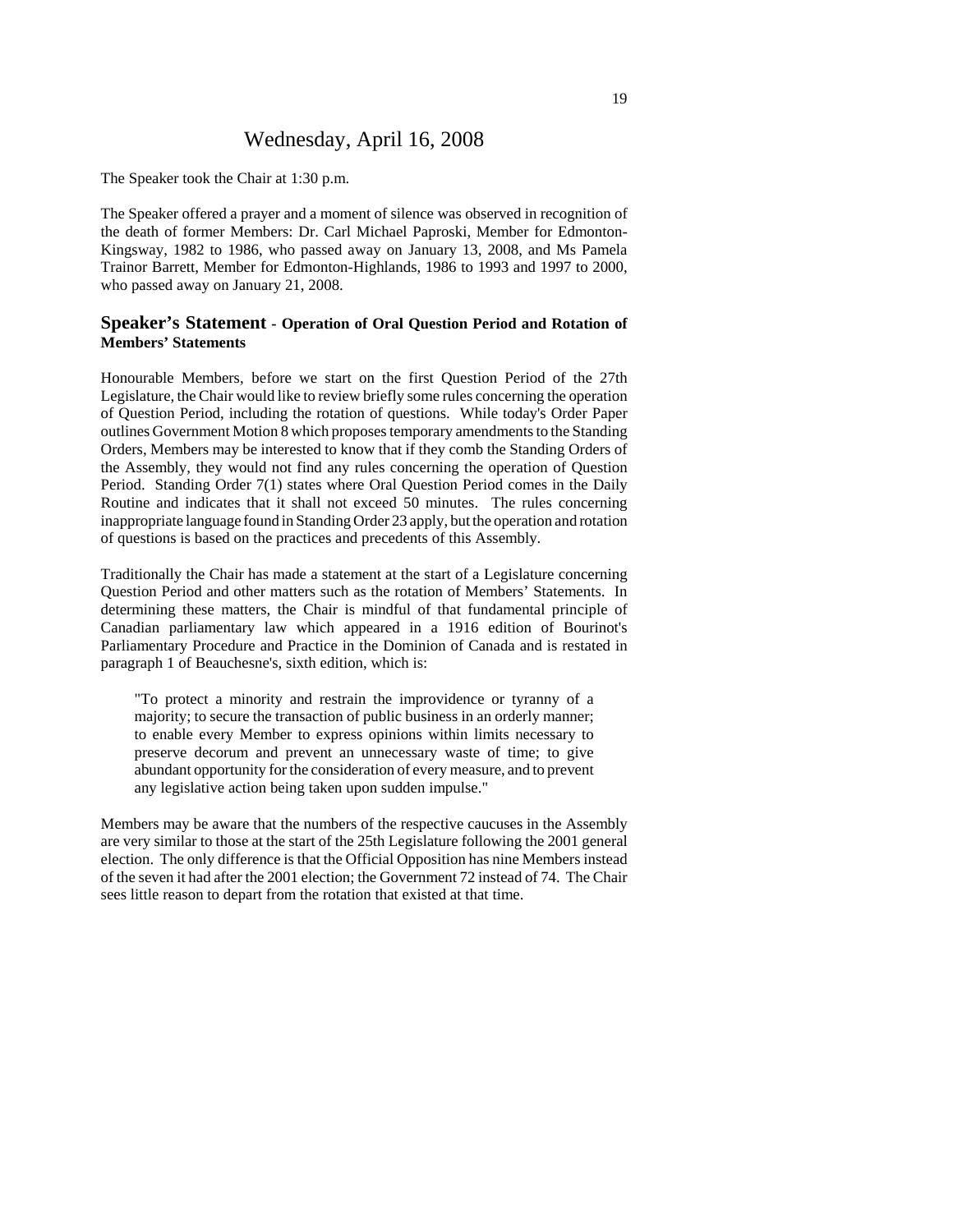# Wednesday, April 16, 2008

The Speaker took the Chair at 1:30 p.m.

The Speaker offered a prayer and a moment of silence was observed in recognition of the death of former Members: Dr. Carl Michael Paproski, Member for Edmonton-Kingsway, 1982 to 1986, who passed away on January 13, 2008, and Ms Pamela Trainor Barrett, Member for Edmonton-Highlands, 1986 to 1993 and 1997 to 2000, who passed away on January 21, 2008.

## Speaker's Statement - Operation of Oral Question Period and Rotation of Members' Statements

Honourable Members, before we start on the first Question Period of the 27th Legislature, the Chair would like to review briefly some rules concerning the operation of Question Period, including the rotation of questions. While today's Order Paper outlines Government Motion 8 which proposes temporary amendments to the Standing Orders, Members may be interested to know that if they comb the Standing Orders of the Assembly, they would not find any rules concerning the operation of Question Period. Standing Order 7(1) states where Oral Question Period comes in the Daily Routine and indicates that it shall not exceed 50 minutes. The rules concerning inappropriate language found in Standing Order 23 apply, but the operation and rotation of questions is based on the practices and precedents of this Assembly.

Traditionally the Chair has made a statement at the start of a Legislature concerning Question Period and other matters such as the rotation of Members' Statements. In determining these matters, the Chair is mindful of that fundamental principle of Canadian parliamentary law which appeared in a 1916 edition of Bourinot's Parliamentary Procedure and Practice in the Dominion of Canada and is restated in paragraph 1 of Beauchesne's, sixth edition, which is:

> "To protect a minority and restrain the improvidence or tyranny of a majority; to secure the transaction of public business in an orderly manner; to enable every Member to express opinions within limits necessary to preserve decorum and prevent an unnecessary waste of time; to give abundant opportunity for the consideration of every measure, and to prevent any legislative action being taken upon sudden impulse."

Members may be aware that the numbers of the respective caucuses in the Assembly are very similar to those at the start of the 25th Legislature following the 2001 general election. The only difference is that the Official Opposition has nine Members instead of the seven it had after the 2001 election; the Government 72 instead of 74. The Chair sees little reason to depart from the rotation that existed at that time.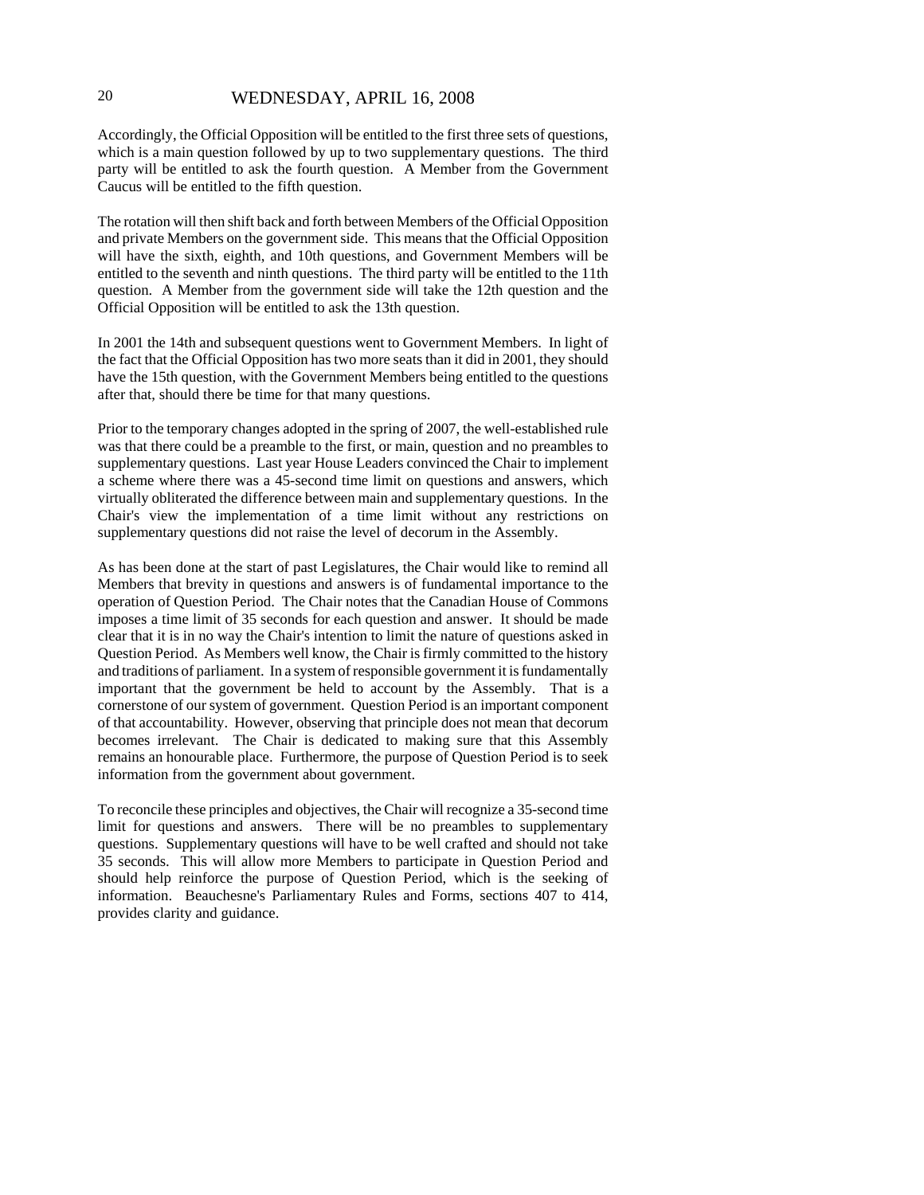Accordingly, the Official Opposition will be entitled to the first three sets of questions, which is a main question followed by up to two supplementary questions. The third party will be entitled to ask the fourth question. A Member from the Government Caucus will be entitled to the fifth question.

The rotation will then shift back and forth between Members of the Official Opposition and private Members on the government side. This means that the Official Opposition will have the sixth, eighth, and 10th questions, and Government Members will be entitled to the seventh and ninth questions. The third party will be entitled to the 11th question. A Member from the government side will take the 12th question and the Official Opposition will be entitled to ask the 13th question.

In 2001 the 14th and subsequent questions went to Government Members. In light of the fact that the Official Opposition has two more seats than it did in 2001, they should have the 15th question, with the Government Members being entitled to the questions after that, should there be time for that many questions.

Prior to the temporary changes adopted in the spring of 2007, the well-established rule was that there could be a preamble to the first, or main, question and no preambles to supplementary questions. Last year House Leaders convinced the Chair to implement a scheme where there was a 45-second time limit on questions and answers, which virtually obliterated the difference between main and supplementary questions. In the Chair's view the implementation of a time limit without any restrictions on supplementary questions did not raise the level of decorum in the Assembly.

As has been done at the start of past Legislatures, the Chair would like to remind all Members that brevity in questions and answers is of fundamental importance to the operation of Question Period. The Chair notes that the Canadian House of Commons imposes a time limit of 35 seconds for each question and answer. It should be made clear that it is in no way the Chair's intention to limit the nature of questions asked in Question Period. As Members well know, the Chair is firmly committed to the history and traditions of parliament. In a system of responsible government it is fundamentally important that the government be held to account by the Assembly. That is a cornerstone of our system of government. Question Period is an important component of that accountability. However, observing that principle does not mean that decorum becomes irrelevant. The Chair is dedicated to making sure that this Assembly remains an honourable place. Furthermore, the purpose of Question Period is to seek information from the government about government.

To reconcile these principles and objectives, the Chair will recognize a 35-second time limit for questions and answers. There will be no preambles to supplementary questions. Supplementary questions will have to be well crafted and should not take 35 seconds. This will allow more Members to participate in Question Period and should help reinforce the purpose of Question Period, which is the seeking of information. Beauchesne's Parliamentary Rules and Forms, sections 407 to 414, provides clarity and guidance.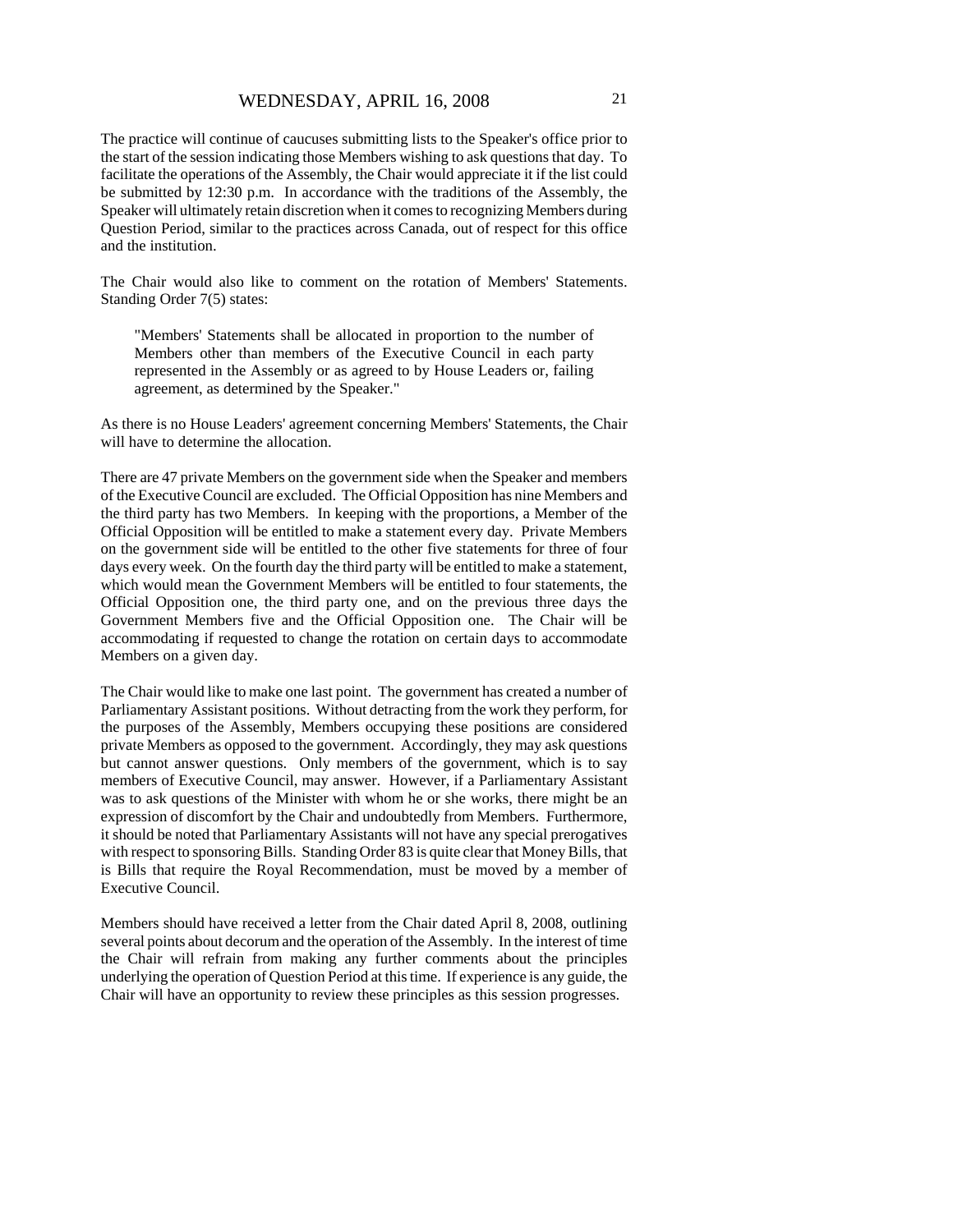The practice will continue of caucuses submitting lists to the Speaker's office prior to the start of the session indicating those Members wishing to ask questions that day. To facilitate the operations of the Assembly, the Chair would appreciate it if the list could be submitted by 12:30 p.m. In accordance with the traditions of the Assembly, the Speaker will ultimately retain discretion when it comes to recognizing Members during Question Period, similar to the practices across Canada, out of respect for this office and the institution.

The Chair would also like to comment on the rotation of Members' Statements. Standing Order 7(5) states:

> "Members' Statements shall be allocated in proportion to the number of Members other than members of the Executive Council in each party represented in the Assembly or as agreed to by House Leaders or, failing agreement, as determined by the Speaker."

As there is no House Leaders' agreement concerning Members' Statements, the Chair will have to determine the allocation.

There are 47 private Members on the government side when the Speaker and members of the Executive Council are excluded. The Official Opposition has nine Members and the third party has two Members. In keeping with the proportions, a Member of the Official Opposition will be entitled to make a statement every day. Private Members on the government side will be entitled to the other five statements for three of four days every week. On the fourth day the third party will be entitled to make a statement, which would mean the Government Members will be entitled to four statements, the Official Opposition one, the third party one, and on the previous three days the Government Members five and the Official Opposition one. The Chair will be accommodating if requested to change the rotation on certain days to accommodate Members on a given day.

The Chair would like to make one last point. The government has created a number of Parliamentary Assistant positions. Without detracting from the work they perform, for the purposes of the Assembly, Members occupying these positions are considered private Members as opposed to the government. Accordingly, they may ask questions but cannot answer questions. Only members of the government, which is to say members of Executive Council, may answer. However, if a Parliamentary Assistant was to ask questions of the Minister with whom he or she works, there might be an expression of discomfort by the Chair and undoubtedly from Members. Furthermore, it should be noted that Parliamentary Assistants will not have any special prerogatives with respect to sponsoring Bills. Standing Order 83 is quite clear that Money Bills, that is Bills that require the Royal Recommendation, must be moved by a member of Executive Council.

Members should have received a letter from the Chair dated April 8, 2008, outlining several points about decorum and the operation of the Assembly. In the interest of time the Chair will refrain from making any further comments about the principles underlying the operation of Question Period at this time. If experience is any guide, the Chair will have an opportunity to review these principles as this session progresses.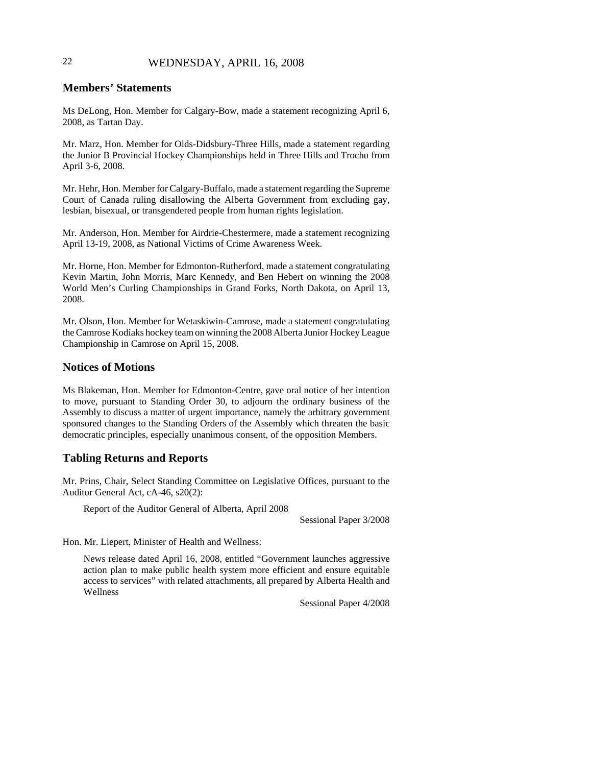## Members' Statements

Ms DeLong, Hon. Member for Calgary-Bow, made a statement recognizing April 6, 2008, as Tartan Day.

Mr. Marz, Hon. Member for Olds-Didsbury-Three Hills, made a statement regarding the Junior B Provincial Hockey Championships held in Three Hills and Trochu from April 3-6, 2008.

Mr. Hehr, Hon. Member for Calgary-Buffalo, made a statement regarding the Supreme Court of Canada ruling disallowing the Alberta Government from excluding gay, lesbian, bisexual, or transgendered people from human rights legislation.

Mr. Anderson, Hon. Member for Airdrie-Chestermere, made a statement recognizing April 13-19, 2008, as National Victims of Crime Awareness Week.

Mr. Horne, Hon. Member for Edmonton-Rutherford, made a statement congratulating Kevin Martin, John Morris, Marc Kennedy, and Ben Hebert on winning the 2008 World Men's Curling Championships in Grand Forks, North Dakota, on April 13, 2008.

Mr. Olson, Hon. Member for Wetaskiwin-Camrose, made a statement congratulating the Camrose Kodiaks hockey team on winning the 2008 Alberta Junior Hockey League Championship in Camrose on April 15, 2008.

## Notices of Motions

Ms Blakeman, Hon. Member for Edmonton-Centre, gave oral notice of her intention to move, pursuant to Standing Order 30, to adjourn the ordinary business of the Assembly to discuss a matter of urgent importance, namely the arbitrary government sponsored changes to the Standing Orders of the Assembly which threaten the basic democratic principles, especially unanimous consent, of the opposition Members.

## Tabling Returns and Reports

Mr. Prins, Chair, Select Standing Committee on Legislative Offices, pursuant to the Auditor General Act, cA-46, s20(2):

Report of the Auditor General of Alberta, April 2008

Sessional Paper 3/2008

Hon. Mr. Liepert, Minister of Health and Wellness:

News release dated April 16, 2008, entitled "Government launches aggressive action plan to make public health system more efficient and ensure equitable access to services" with related attachments, all prepared by Alberta Health and Wellness

Sessional Paper 4/2008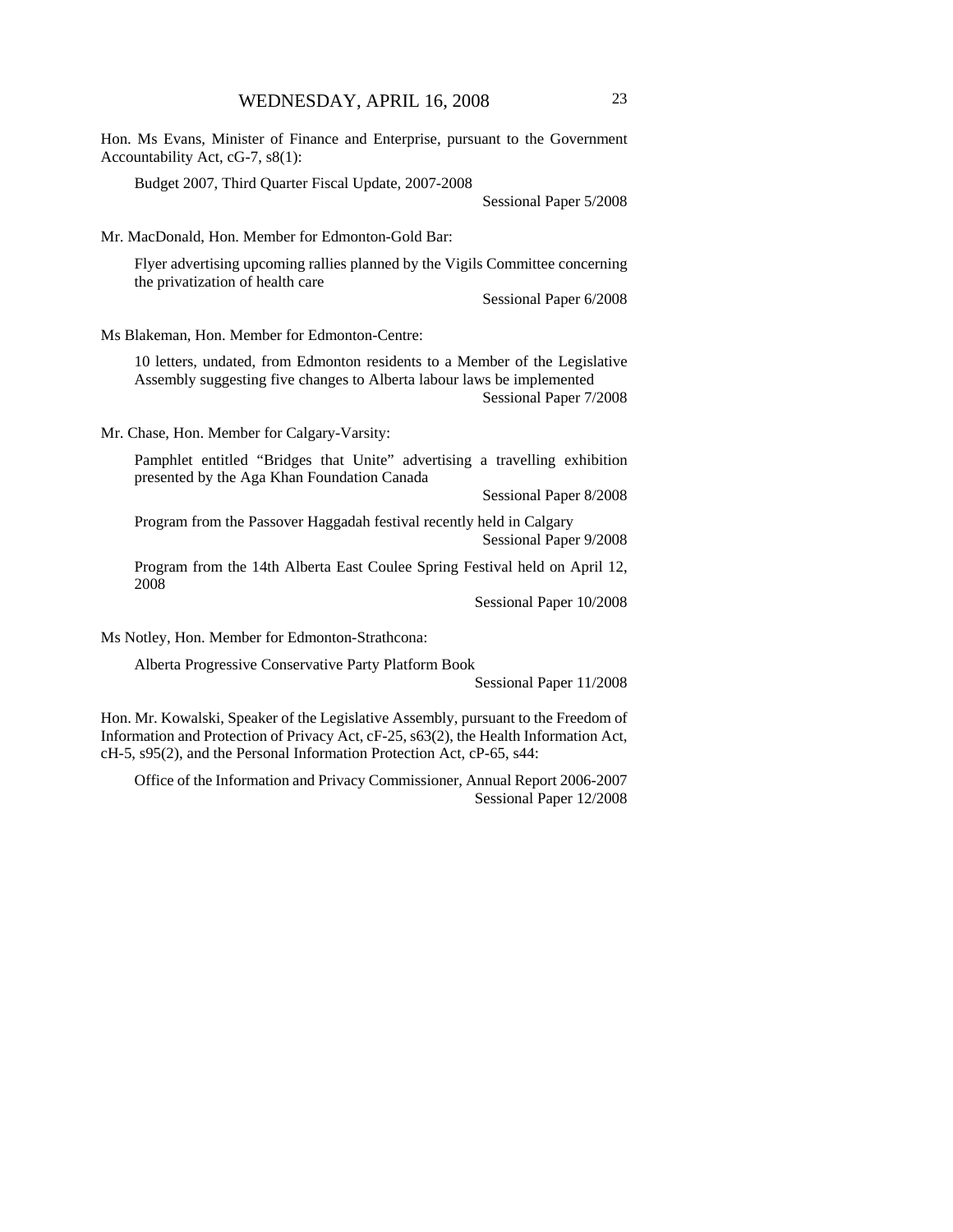Hon. Ms Evans, Minister of Finance and Enterprise, pursuant to the Government Accountability Act, cG-7, s8(1):

Budget 2007, Third Quarter Fiscal Update, 2007-2008
Sessional Paper 5/2008

Mr. MacDonald, Hon. Member for Edmonton-Gold Bar:

Flyer advertising upcoming rallies planned by the Vigils Committee concerning the privatization of health care
Sessional Paper 6/2008

Ms Blakeman, Hon. Member for Edmonton-Centre:

10 letters, undated, from Edmonton residents to a Member of the Legislative Assembly suggesting five changes to Alberta labour laws be implemented
Sessional Paper 7/2008

Mr. Chase, Hon. Member for Calgary-Varsity:

Pamphlet entitled "Bridges that Unite" advertising a travelling exhibition presented by the Aga Khan Foundation Canada
Sessional Paper 8/2008

Program from the Passover Haggadah festival recently held in Calgary
Sessional Paper 9/2008

Program from the 14th Alberta East Coulee Spring Festival held on April 12, 2008
Sessional Paper 10/2008

Ms Notley, Hon. Member for Edmonton-Strathcona:

Alberta Progressive Conservative Party Platform Book
Sessional Paper 11/2008

Hon. Mr. Kowalski, Speaker of the Legislative Assembly, pursuant to the Freedom of Information and Protection of Privacy Act, cF-25, s63(2), the Health Information Act, cH-5, s95(2), and the Personal Information Protection Act, cP-65, s44:

Office of the Information and Privacy Commissioner, Annual Report 2006-2007
Sessional Paper 12/2008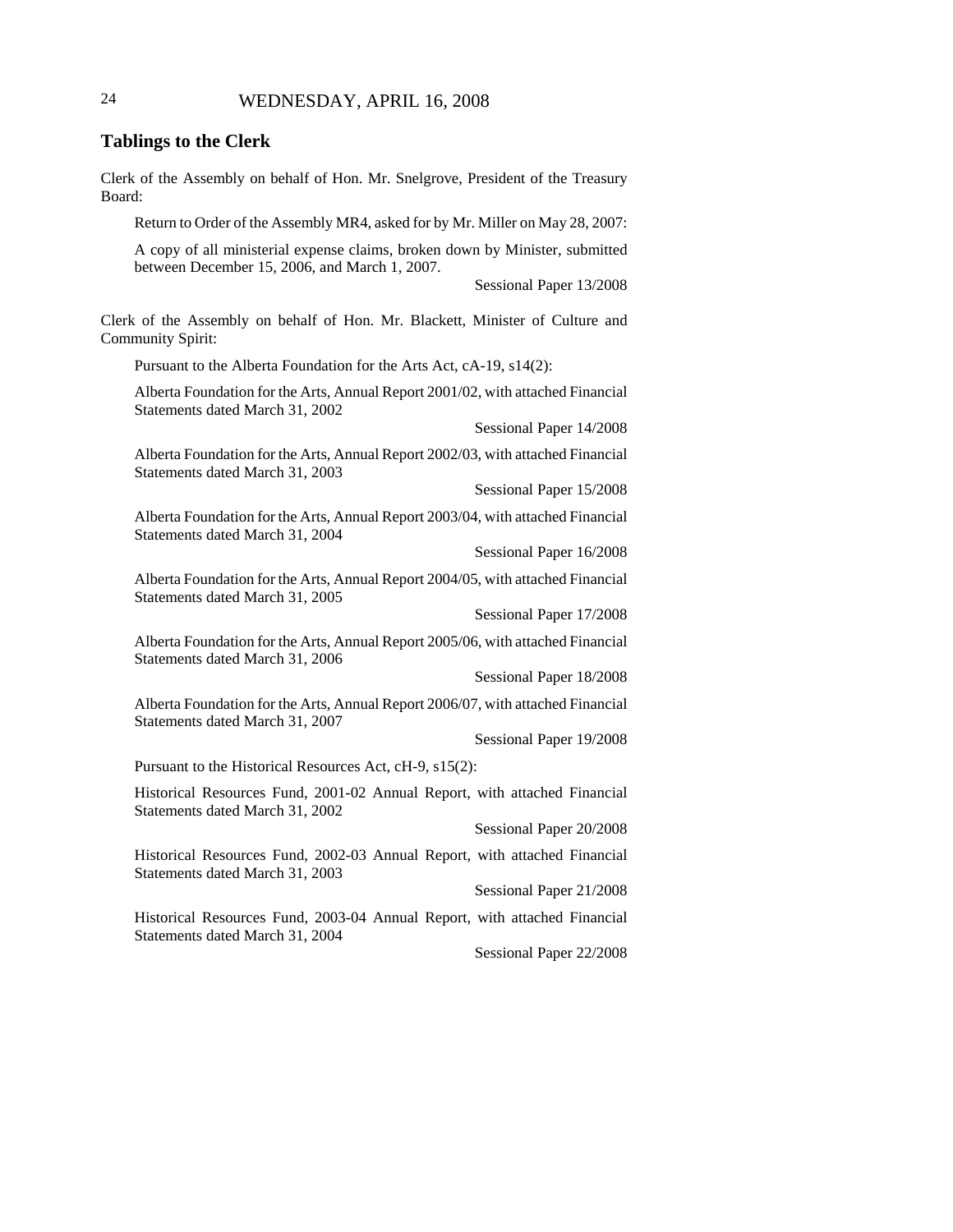## Tablings to the Clerk

Clerk of the Assembly on behalf of Hon. Mr. Snelgrove, President of the Treasury Board:

Return to Order of the Assembly MR4, asked for by Mr. Miller on May 28, 2007:

A copy of all ministerial expense claims, broken down by Minister, submitted between December 15, 2006, and March 1, 2007.

Sessional Paper 13/2008

Clerk of the Assembly on behalf of Hon. Mr. Blackett, Minister of Culture and Community Spirit:

Pursuant to the Alberta Foundation for the Arts Act, cA-19, s14(2):

Alberta Foundation for the Arts, Annual Report 2001/02, with attached Financial Statements dated March 31, 2002

Sessional Paper 14/2008

Alberta Foundation for the Arts, Annual Report 2002/03, with attached Financial Statements dated March 31, 2003

Sessional Paper 15/2008

Alberta Foundation for the Arts, Annual Report 2003/04, with attached Financial Statements dated March 31, 2004

Sessional Paper 16/2008

Alberta Foundation for the Arts, Annual Report 2004/05, with attached Financial Statements dated March 31, 2005

Sessional Paper 17/2008

Alberta Foundation for the Arts, Annual Report 2005/06, with attached Financial Statements dated March 31, 2006

Sessional Paper 18/2008

Alberta Foundation for the Arts, Annual Report 2006/07, with attached Financial Statements dated March 31, 2007

Sessional Paper 19/2008

Pursuant to the Historical Resources Act, cH-9, s15(2):

Historical Resources Fund, 2001-02 Annual Report, with attached Financial Statements dated March 31, 2002

Sessional Paper 20/2008

Historical Resources Fund, 2002-03 Annual Report, with attached Financial Statements dated March 31, 2003

Sessional Paper 21/2008

Historical Resources Fund, 2003-04 Annual Report, with attached Financial Statements dated March 31, 2004

Sessional Paper 22/2008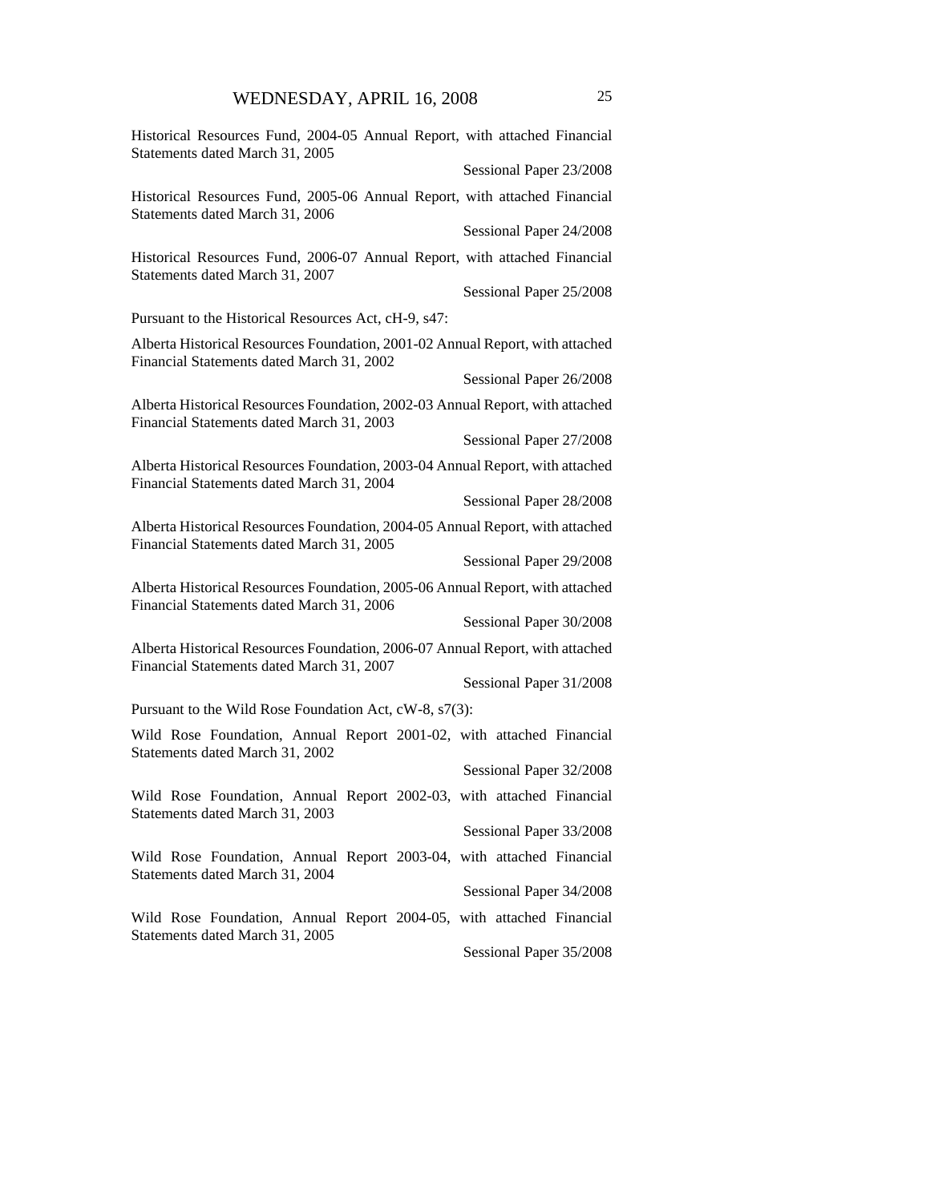Historical Resources Fund, 2004-05 Annual Report, with attached Financial Statements dated March 31, 2005

Sessional Paper 23/2008

Historical Resources Fund, 2005-06 Annual Report, with attached Financial Statements dated March 31, 2006

Sessional Paper 24/2008

Historical Resources Fund, 2006-07 Annual Report, with attached Financial Statements dated March 31, 2007

Sessional Paper 25/2008

Pursuant to the Historical Resources Act, cH-9, s47:

Alberta Historical Resources Foundation, 2001-02 Annual Report, with attached Financial Statements dated March 31, 2002

Sessional Paper 26/2008

Alberta Historical Resources Foundation, 2002-03 Annual Report, with attached Financial Statements dated March 31, 2003

Sessional Paper 27/2008

Alberta Historical Resources Foundation, 2003-04 Annual Report, with attached Financial Statements dated March 31, 2004

Sessional Paper 28/2008

Alberta Historical Resources Foundation, 2004-05 Annual Report, with attached Financial Statements dated March 31, 2005

Sessional Paper 29/2008

Alberta Historical Resources Foundation, 2005-06 Annual Report, with attached Financial Statements dated March 31, 2006

Sessional Paper 30/2008

Alberta Historical Resources Foundation, 2006-07 Annual Report, with attached Financial Statements dated March 31, 2007

Sessional Paper 31/2008

Pursuant to the Wild Rose Foundation Act, cW-8, s7(3):

Wild Rose Foundation, Annual Report 2001-02, with attached Financial Statements dated March 31, 2002

Sessional Paper 32/2008

Wild Rose Foundation, Annual Report 2002-03, with attached Financial Statements dated March 31, 2003

Sessional Paper 33/2008

Wild Rose Foundation, Annual Report 2003-04, with attached Financial Statements dated March 31, 2004

Sessional Paper 34/2008

Wild Rose Foundation, Annual Report 2004-05, with attached Financial Statements dated March 31, 2005

Sessional Paper 35/2008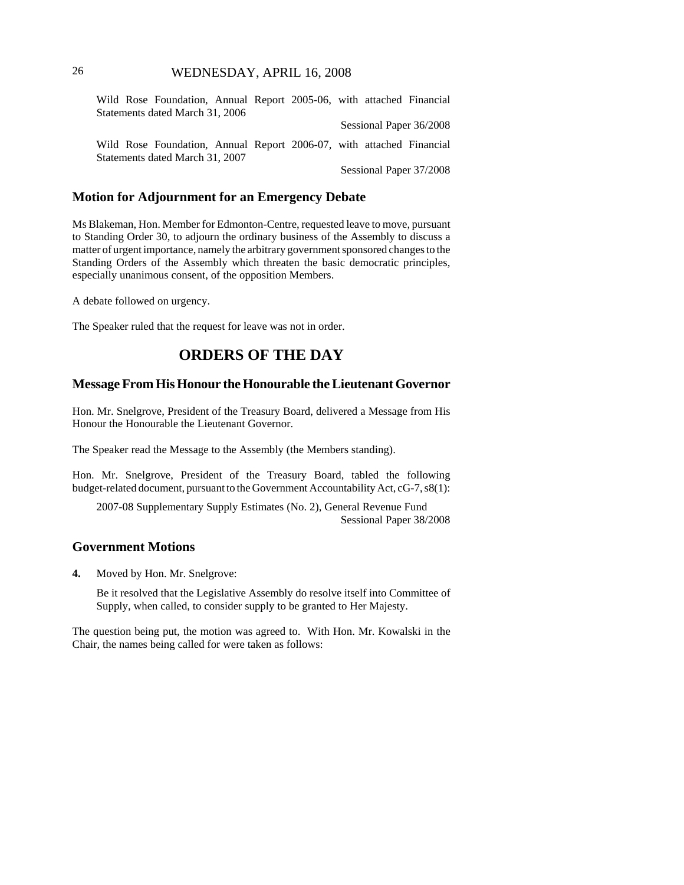Wild Rose Foundation, Annual Report 2005-06, with attached Financial Statements dated March 31, 2006

Sessional Paper 36/2008

Wild Rose Foundation, Annual Report 2006-07, with attached Financial Statements dated March 31, 2007

Sessional Paper 37/2008

## Motion for Adjournment for an Emergency Debate

Ms Blakeman, Hon. Member for Edmonton-Centre, requested leave to move, pursuant to Standing Order 30, to adjourn the ordinary business of the Assembly to discuss a matter of urgent importance, namely the arbitrary government sponsored changes to the Standing Orders of the Assembly which threaten the basic democratic principles, especially unanimous consent, of the opposition Members.

A debate followed on urgency.

The Speaker ruled that the request for leave was not in order.

# ORDERS OF THE DAY

## Message From His Honour the Honourable the Lieutenant Governor

Hon. Mr. Snelgrove, President of the Treasury Board, delivered a Message from His Honour the Honourable the Lieutenant Governor.

The Speaker read the Message to the Assembly (the Members standing).

Hon. Mr. Snelgrove, President of the Treasury Board, tabled the following budget-related document, pursuant to the Government Accountability Act, cG-7, s8(1):

2007-08 Supplementary Supply Estimates (No. 2), General Revenue Fund

Sessional Paper 38/2008

## Government Motions

**4.** Moved by Hon. Mr. Snelgrove:

Be it resolved that the Legislative Assembly do resolve itself into Committee of Supply, when called, to consider supply to be granted to Her Majesty.

The question being put, the motion was agreed to. With Hon. Mr. Kowalski in the Chair, the names being called for were taken as follows: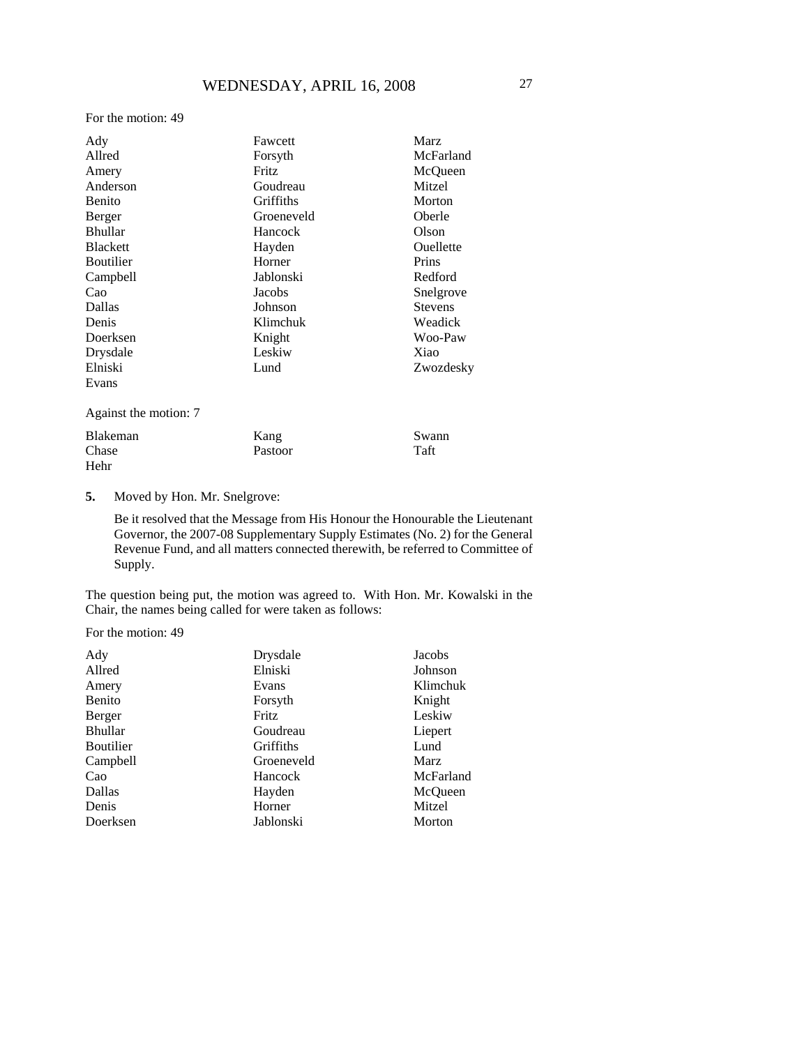For the motion: 49

| | | |
|---|---|---|
| Ady | Fawcett | Marz |
| Allred | Forsyth | McFarland |
| Amery | Fritz | McQueen |
| Anderson | Goudreau | Mitzel |
| Benito | Griffiths | Morton |
| Berger | Groeneveld | Oberle |
| Bhullar | Hancock | Olson |
| Blackett | Hayden | Ouellette |
| Boutilier | Horner | Prins |
| Campbell | Jablonski | Redford |
| Cao | Jacobs | Snelgrove |
| Dallas | Johnson | Stevens |
| Denis | Klimchuk | Weadick |
| Doerksen | Knight | Woo-Paw |
| Drysdale | Leskiw | Xiao |
| Elniski | Lund | Zwozdesky |
| Evans | | |

Against the motion: 7

| | | |
|---|---|---|
| Blakeman | Kang | Swann |
| Chase | Pastoor | Taft |
| Hehr | | |

**5.** Moved by Hon. Mr. Snelgrove:

Be it resolved that the Message from His Honour the Honourable the Lieutenant Governor, the 2007-08 Supplementary Supply Estimates (No. 2) for the General Revenue Fund, and all matters connected therewith, be referred to Committee of Supply.

The question being put, the motion was agreed to. With Hon. Mr. Kowalski in the Chair, the names being called for were taken as follows:

For the motion: 49

| | | |
|---|---|---|
| Ady | Drysdale | Jacobs |
| Allred | Elniski | Johnson |
| Amery | Evans | Klimchuk |
| Benito | Forsyth | Knight |
| Berger | Fritz | Leskiw |
| Bhullar | Goudreau | Liepert |
| Boutilier | Griffiths | Lund |
| Campbell | Groeneveld | Marz |
| Cao | Hancock | McFarland |
| Dallas | Hayden | McQueen |
| Denis | Horner | Mitzel |
| Doerksen | Jablonski | Morton |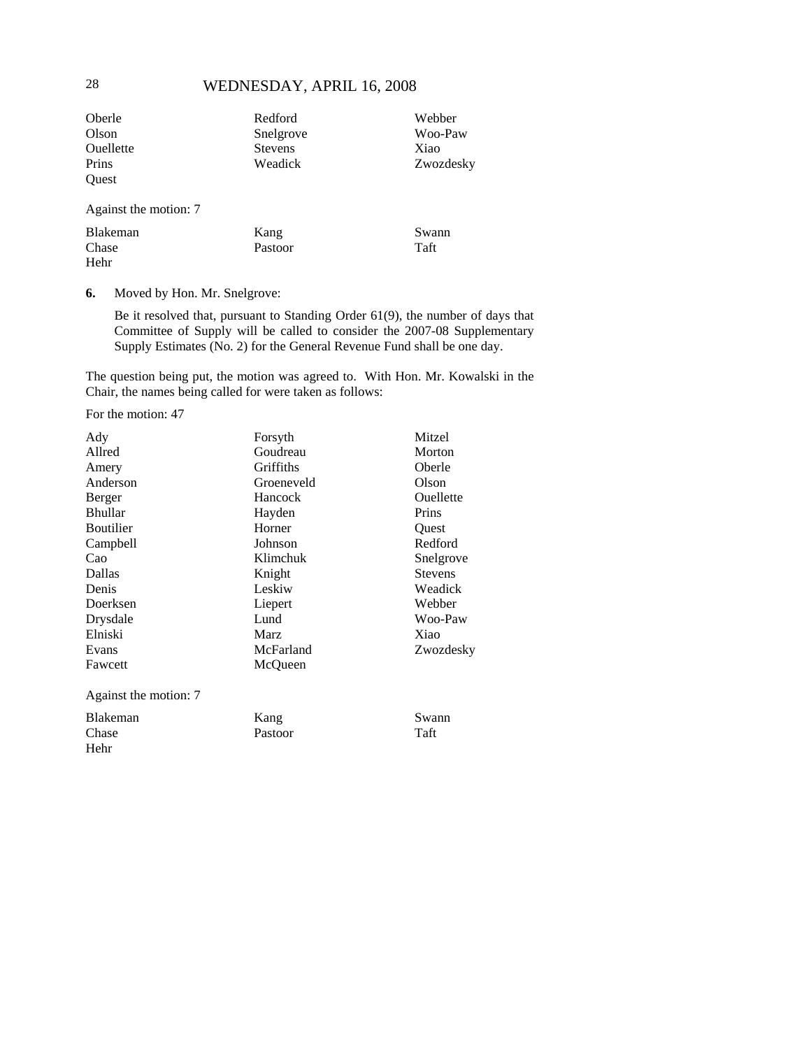| | | |
|---|---|---|
| Oberle | Redford | Webber |
| Olson | Snelgrove | Woo-Paw |
| Ouellette | Stevens | Xiao |
| Prins | Weadick | Zwozdesky |
| Quest | | |

Against the motion: 7

| | | |
|---|---|---|
| Blakeman | Kang | Swann |
| Chase | Pastoor | Taft |
| Hehr | | |

**6.** Moved by Hon. Mr. Snelgrove:

Be it resolved that, pursuant to Standing Order 61(9), the number of days that Committee of Supply will be called to consider the 2007-08 Supplementary Supply Estimates (No. 2) for the General Revenue Fund shall be one day.

The question being put, the motion was agreed to. With Hon. Mr. Kowalski in the Chair, the names being called for were taken as follows:

For the motion: 47

| | | |
|---|---|---|
| Ady | Forsyth | Mitzel |
| Allred | Goudreau | Morton |
| Amery | Griffiths | Oberle |
| Anderson | Groeneveld | Olson |
| Berger | Hancock | Ouellette |
| Bhullar | Hayden | Prins |
| Boutilier | Horner | Quest |
| Campbell | Johnson | Redford |
| Cao | Klimchuk | Snelgrove |
| Dallas | Knight | Stevens |
| Denis | Leskiw | Weadick |
| Doerksen | Liepert | Webber |
| Drysdale | Lund | Woo-Paw |
| Elniski | Marz | Xiao |
| Evans | McFarland | Zwozdesky |
| Fawcett | McQueen | |

Against the motion: 7

| | | |
|---|---|---|
| Blakeman | Kang | Swann |
| Chase | Pastoor | Taft |
| Hehr | | |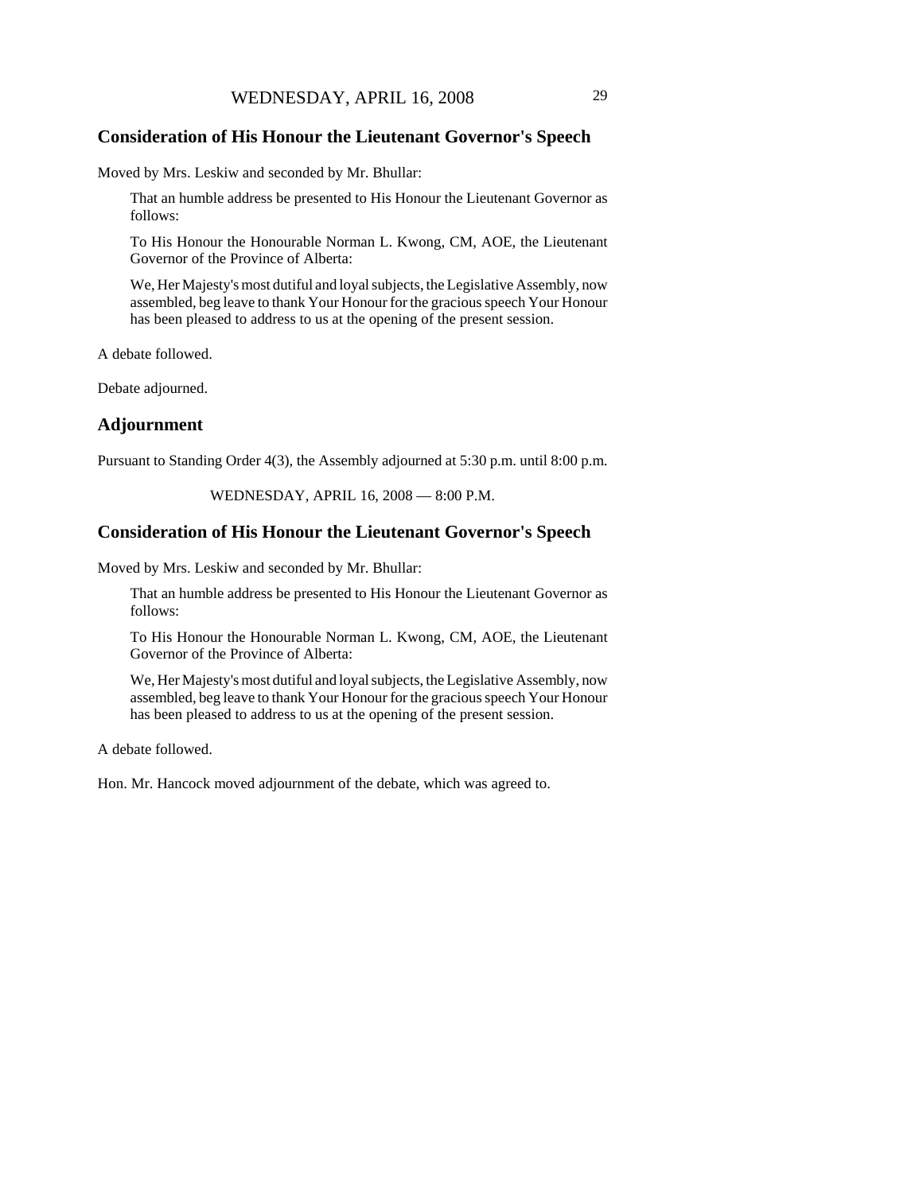## Consideration of His Honour the Lieutenant Governor's Speech

Moved by Mrs. Leskiw and seconded by Mr. Bhullar:

> That an humble address be presented to His Honour the Lieutenant Governor as follows:
>
> To His Honour the Honourable Norman L. Kwong, CM, AOE, the Lieutenant Governor of the Province of Alberta:
>
> We, Her Majesty's most dutiful and loyal subjects, the Legislative Assembly, now assembled, beg leave to thank Your Honour for the gracious speech Your Honour has been pleased to address to us at the opening of the present session.

A debate followed.

Debate adjourned.

## Adjournment

Pursuant to Standing Order 4(3), the Assembly adjourned at 5:30 p.m. until 8:00 p.m.

WEDNESDAY, APRIL 16, 2008 — 8:00 P.M.

## Consideration of His Honour the Lieutenant Governor's Speech

Moved by Mrs. Leskiw and seconded by Mr. Bhullar:

> That an humble address be presented to His Honour the Lieutenant Governor as follows:
>
> To His Honour the Honourable Norman L. Kwong, CM, AOE, the Lieutenant Governor of the Province of Alberta:
>
> We, Her Majesty's most dutiful and loyal subjects, the Legislative Assembly, now assembled, beg leave to thank Your Honour for the gracious speech Your Honour has been pleased to address to us at the opening of the present session.

A debate followed.

Hon. Mr. Hancock moved adjournment of the debate, which was agreed to.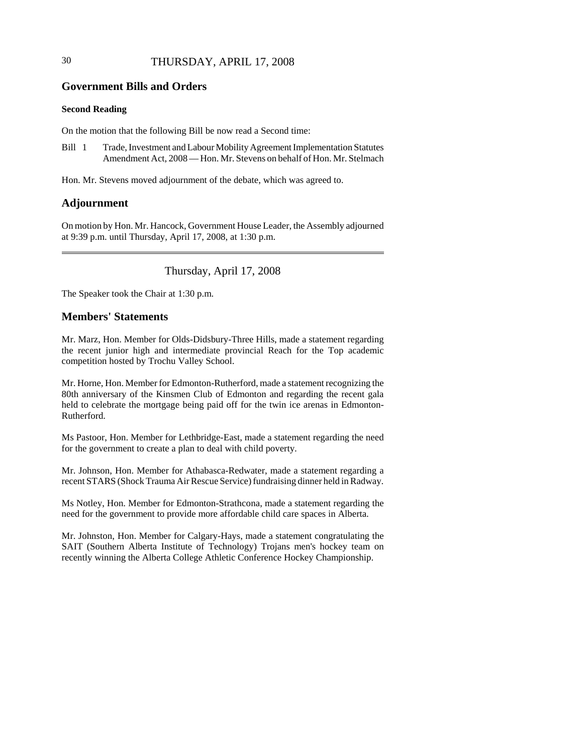## Government Bills and Orders

### Second Reading

On the motion that the following Bill be now read a Second time:

Bill 1 Trade, Investment and Labour Mobility Agreement Implementation Statutes Amendment Act, 2008 — Hon. Mr. Stevens on behalf of Hon. Mr. Stelmach

Hon. Mr. Stevens moved adjournment of the debate, which was agreed to.

## Adjournment

On motion by Hon. Mr. Hancock, Government House Leader, the Assembly adjourned at 9:39 p.m. until Thursday, April 17, 2008, at 1:30 p.m.

---

Thursday, April 17, 2008

The Speaker took the Chair at 1:30 p.m.

## Members' Statements

Mr. Marz, Hon. Member for Olds-Didsbury-Three Hills, made a statement regarding the recent junior high and intermediate provincial Reach for the Top academic competition hosted by Trochu Valley School.

Mr. Horne, Hon. Member for Edmonton-Rutherford, made a statement recognizing the 80th anniversary of the Kinsmen Club of Edmonton and regarding the recent gala held to celebrate the mortgage being paid off for the twin ice arenas in Edmonton-Rutherford.

Ms Pastoor, Hon. Member for Lethbridge-East, made a statement regarding the need for the government to create a plan to deal with child poverty.

Mr. Johnson, Hon. Member for Athabasca-Redwater, made a statement regarding a recent STARS (Shock Trauma Air Rescue Service) fundraising dinner held in Radway.

Ms Notley, Hon. Member for Edmonton-Strathcona, made a statement regarding the need for the government to provide more affordable child care spaces in Alberta.

Mr. Johnston, Hon. Member for Calgary-Hays, made a statement congratulating the SAIT (Southern Alberta Institute of Technology) Trojans men's hockey team on recently winning the Alberta College Athletic Conference Hockey Championship.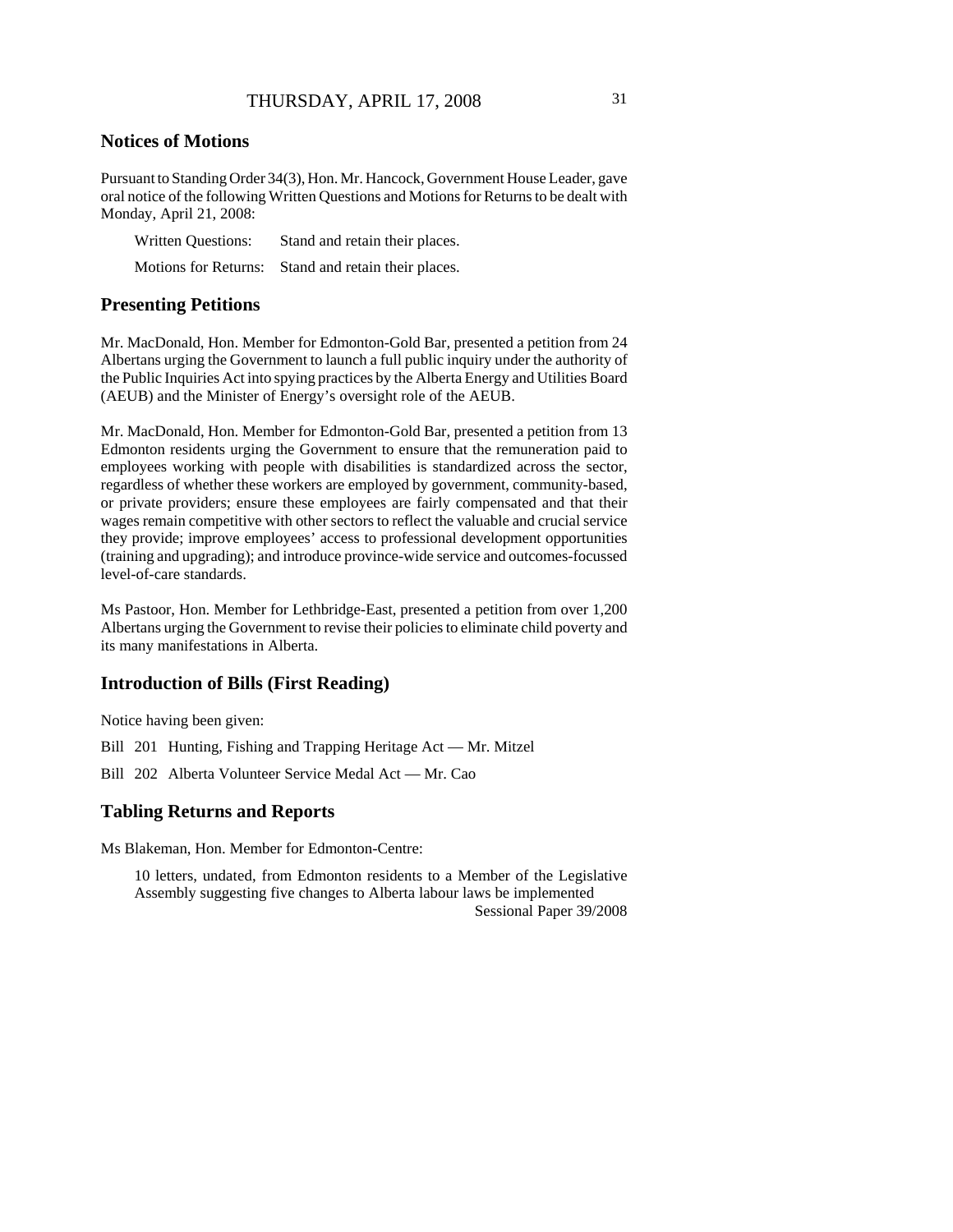## Notices of Motions

Pursuant to Standing Order 34(3), Hon. Mr. Hancock, Government House Leader, gave oral notice of the following Written Questions and Motions for Returns to be dealt with Monday, April 21, 2008:

Written Questions: Stand and retain their places.

Motions for Returns: Stand and retain their places.

## Presenting Petitions

Mr. MacDonald, Hon. Member for Edmonton-Gold Bar, presented a petition from 24 Albertans urging the Government to launch a full public inquiry under the authority of the Public Inquiries Act into spying practices by the Alberta Energy and Utilities Board (AEUB) and the Minister of Energy's oversight role of the AEUB.

Mr. MacDonald, Hon. Member for Edmonton-Gold Bar, presented a petition from 13 Edmonton residents urging the Government to ensure that the remuneration paid to employees working with people with disabilities is standardized across the sector, regardless of whether these workers are employed by government, community-based, or private providers; ensure these employees are fairly compensated and that their wages remain competitive with other sectors to reflect the valuable and crucial service they provide; improve employees' access to professional development opportunities (training and upgrading); and introduce province-wide service and outcomes-focussed level-of-care standards.

Ms Pastoor, Hon. Member for Lethbridge-East, presented a petition from over 1,200 Albertans urging the Government to revise their policies to eliminate child poverty and its many manifestations in Alberta.

## Introduction of Bills (First Reading)

Notice having been given:

Bill 201 Hunting, Fishing and Trapping Heritage Act — Mr. Mitzel

Bill 202 Alberta Volunteer Service Medal Act — Mr. Cao

## Tabling Returns and Reports

Ms Blakeman, Hon. Member for Edmonton-Centre:

10 letters, undated, from Edmonton residents to a Member of the Legislative Assembly suggesting five changes to Alberta labour laws be implemented
Sessional Paper 39/2008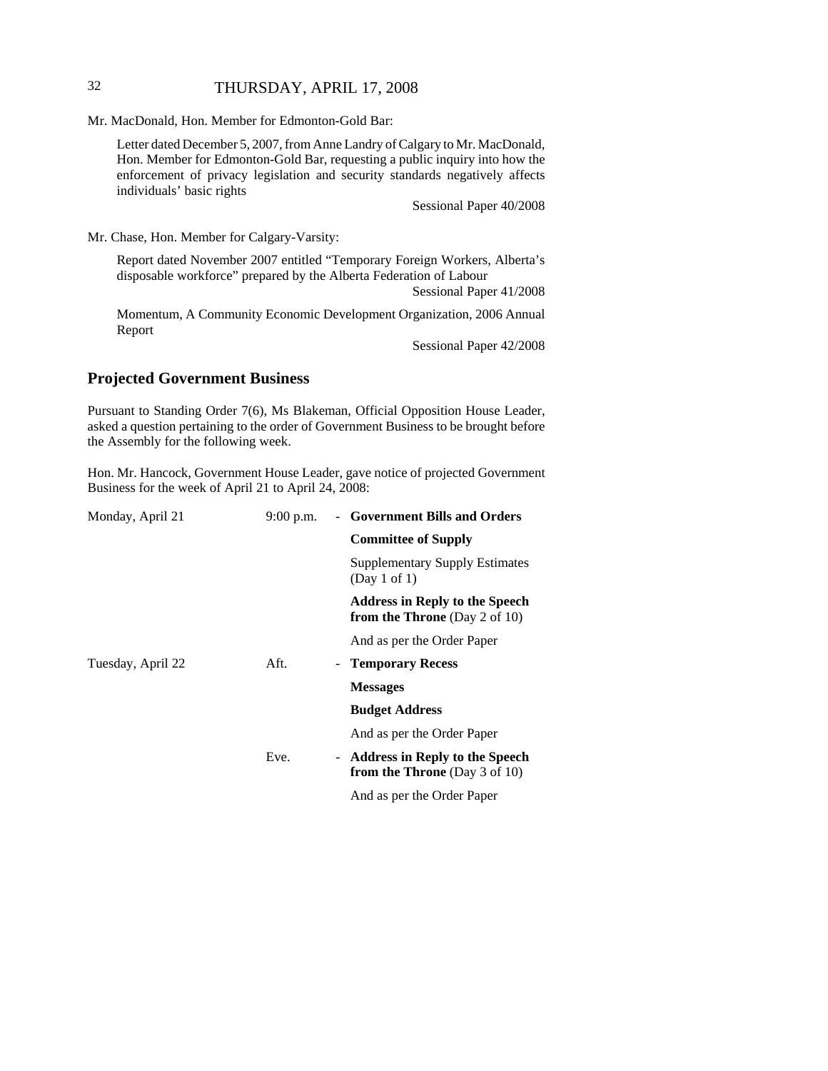Mr. MacDonald, Hon. Member for Edmonton-Gold Bar:

Letter dated December 5, 2007, from Anne Landry of Calgary to Mr. MacDonald, Hon. Member for Edmonton-Gold Bar, requesting a public inquiry into how the enforcement of privacy legislation and security standards negatively affects individuals' basic rights

Sessional Paper 40/2008

Mr. Chase, Hon. Member for Calgary-Varsity:

Report dated November 2007 entitled "Temporary Foreign Workers, Alberta's disposable workforce" prepared by the Alberta Federation of Labour

Sessional Paper 41/2008

Momentum, A Community Economic Development Organization, 2006 Annual Report

Sessional Paper 42/2008

## Projected Government Business

Pursuant to Standing Order 7(6), Ms Blakeman, Official Opposition House Leader, asked a question pertaining to the order of Government Business to be brought before the Assembly for the following week.

Hon. Mr. Hancock, Government House Leader, gave notice of projected Government Business for the week of April 21 to April 24, 2008:

| | | | |
|---|---|---|---|
| Monday, April 21 | 9:00 p.m. | - | **Government Bills and Orders** |
| | | | **Committee of Supply** |
| | | | Supplementary Supply Estimates (Day 1 of 1) |
| | | | **Address in Reply to the Speech from the Throne** (Day 2 of 10) |
| | | | And as per the Order Paper |
| Tuesday, April 22 | Aft. | - | **Temporary Recess** |
| | | | **Messages** |
| | | | **Budget Address** |
| | | | And as per the Order Paper |
| | Eve. | - | **Address in Reply to the Speech from the Throne** (Day 3 of 10) |
| | | | And as per the Order Paper |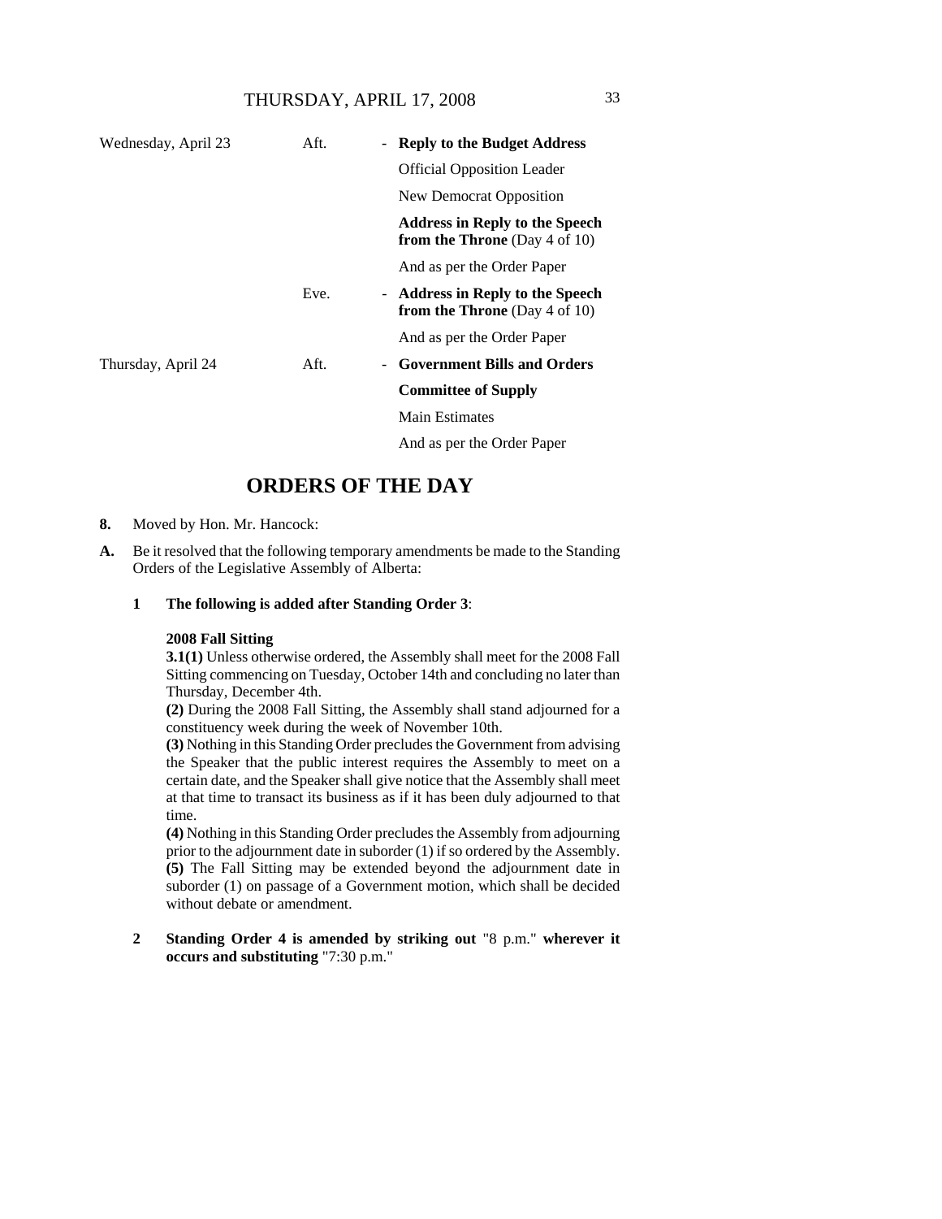| | | | |
|---|---|---|---|
| Wednesday, April 23 | Aft. | - | **Reply to the Budget Address** |
| | | | Official Opposition Leader |
| | | | New Democrat Opposition |
| | | | **Address in Reply to the Speech from the Throne** (Day 4 of 10) |
| | | | And as per the Order Paper |
| | Eve. | - | **Address in Reply to the Speech from the Throne** (Day 4 of 10) |
| | | | And as per the Order Paper |
| Thursday, April 24 | Aft. | - | **Government Bills and Orders** |
| | | | **Committee of Supply** |
| | | | Main Estimates |
| | | | And as per the Order Paper |

# ORDERS OF THE DAY

**8.** Moved by Hon. Mr. Hancock:

**A.** Be it resolved that the following temporary amendments be made to the Standing Orders of the Legislative Assembly of Alberta:

**1 The following is added after Standing Order 3**:

**2008 Fall Sitting**

**3.1(1)** Unless otherwise ordered, the Assembly shall meet for the 2008 Fall Sitting commencing on Tuesday, October 14th and concluding no later than Thursday, December 4th.

**(2)** During the 2008 Fall Sitting, the Assembly shall stand adjourned for a constituency week during the week of November 10th.

**(3)** Nothing in this Standing Order precludes the Government from advising the Speaker that the public interest requires the Assembly to meet on a certain date, and the Speaker shall give notice that the Assembly shall meet at that time to transact its business as if it has been duly adjourned to that time.

**(4)** Nothing in this Standing Order precludes the Assembly from adjourning prior to the adjournment date in suborder (1) if so ordered by the Assembly.

**(5)** The Fall Sitting may be extended beyond the adjournment date in suborder (1) on passage of a Government motion, which shall be decided without debate or amendment.

**2 Standing Order 4 is amended by striking out** "8 p.m." **wherever it occurs and substituting** "7:30 p.m."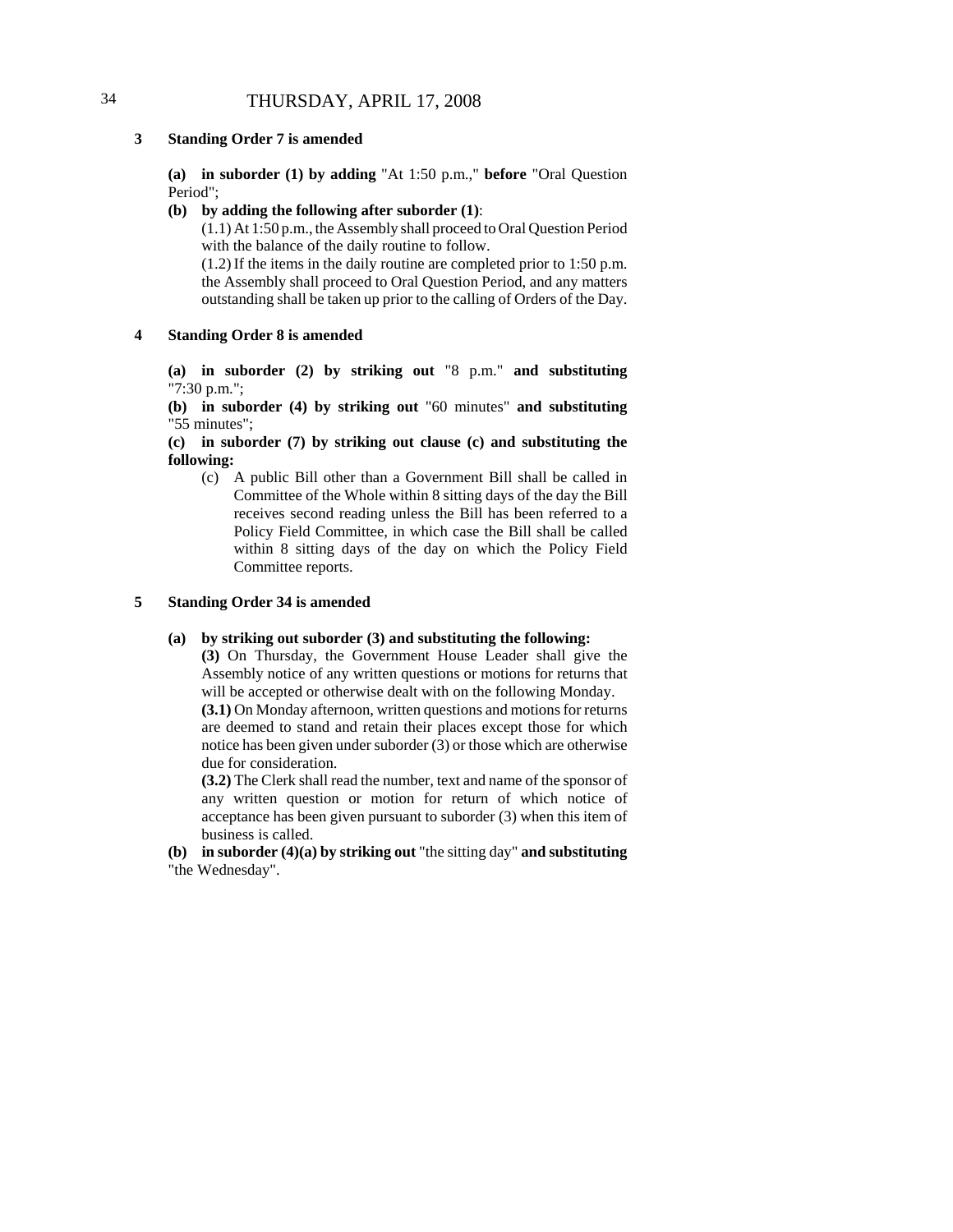**3 Standing Order 7 is amended**

**(a) in suborder (1) by adding** "At 1:50 p.m.," **before** "Oral Question Period";

**(b) by adding the following after suborder (1)**:

(1.1) At 1:50 p.m., the Assembly shall proceed to Oral Question Period with the balance of the daily routine to follow.

(1.2) If the items in the daily routine are completed prior to 1:50 p.m. the Assembly shall proceed to Oral Question Period, and any matters outstanding shall be taken up prior to the calling of Orders of the Day.

**4 Standing Order 8 is amended**

**(a) in suborder (2) by striking out** "8 p.m." **and substituting** "7:30 p.m.";

**(b) in suborder (4) by striking out** "60 minutes" **and substituting** "55 minutes";

**(c) in suborder (7) by striking out clause (c) and substituting the following:**

(c) A public Bill other than a Government Bill shall be called in Committee of the Whole within 8 sitting days of the day the Bill receives second reading unless the Bill has been referred to a Policy Field Committee, in which case the Bill shall be called within 8 sitting days of the day on which the Policy Field Committee reports.

**5 Standing Order 34 is amended**

**(a) by striking out suborder (3) and substituting the following:**

**(3)** On Thursday, the Government House Leader shall give the Assembly notice of any written questions or motions for returns that will be accepted or otherwise dealt with on the following Monday.

**(3.1)** On Monday afternoon, written questions and motions for returns are deemed to stand and retain their places except those for which notice has been given under suborder (3) or those which are otherwise due for consideration.

**(3.2)** The Clerk shall read the number, text and name of the sponsor of any written question or motion for return of which notice of acceptance has been given pursuant to suborder (3) when this item of business is called.

**(b) in suborder (4)(a) by striking out** "the sitting day" **and substituting** "the Wednesday".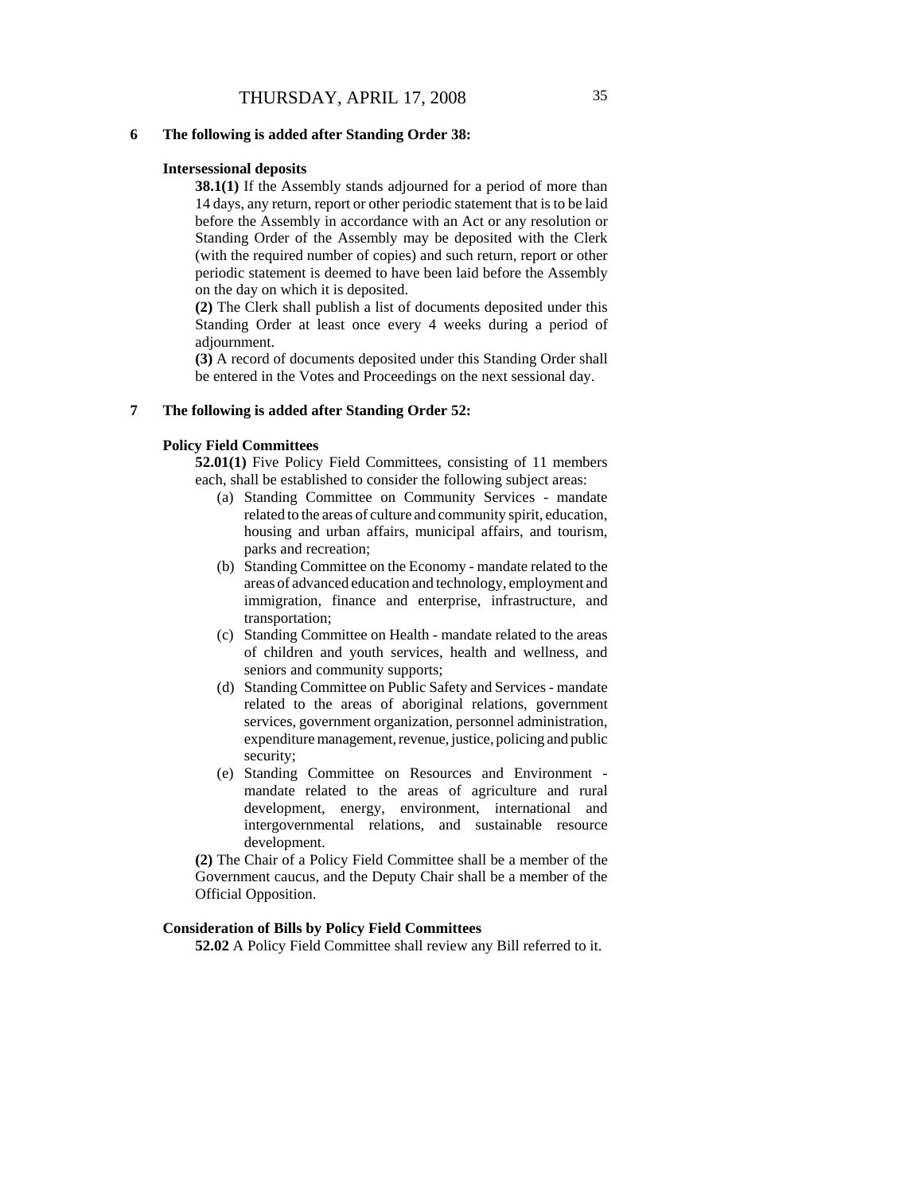**6 The following is added after Standing Order 38:**

**Intersessional deposits**

**38.1(1)** If the Assembly stands adjourned for a period of more than 14 days, any return, report or other periodic statement that is to be laid before the Assembly in accordance with an Act or any resolution or Standing Order of the Assembly may be deposited with the Clerk (with the required number of copies) and such return, report or other periodic statement is deemed to have been laid before the Assembly on the day on which it is deposited.

**(2)** The Clerk shall publish a list of documents deposited under this Standing Order at least once every 4 weeks during a period of adjournment.

**(3)** A record of documents deposited under this Standing Order shall be entered in the Votes and Proceedings on the next sessional day.

**7 The following is added after Standing Order 52:**

**Policy Field Committees**

**52.01(1)** Five Policy Field Committees, consisting of 11 members each, shall be established to consider the following subject areas:

(a) Standing Committee on Community Services - mandate related to the areas of culture and community spirit, education, housing and urban affairs, municipal affairs, and tourism, parks and recreation;

(b) Standing Committee on the Economy - mandate related to the areas of advanced education and technology, employment and immigration, finance and enterprise, infrastructure, and transportation;

(c) Standing Committee on Health - mandate related to the areas of children and youth services, health and wellness, and seniors and community supports;

(d) Standing Committee on Public Safety and Services - mandate related to the areas of aboriginal relations, government services, government organization, personnel administration, expenditure management, revenue, justice, policing and public security;

(e) Standing Committee on Resources and Environment - mandate related to the areas of agriculture and rural development, energy, environment, international and intergovernmental relations, and sustainable resource development.

**(2)** The Chair of a Policy Field Committee shall be a member of the Government caucus, and the Deputy Chair shall be a member of the Official Opposition.

**Consideration of Bills by Policy Field Committees**

**52.02** A Policy Field Committee shall review any Bill referred to it.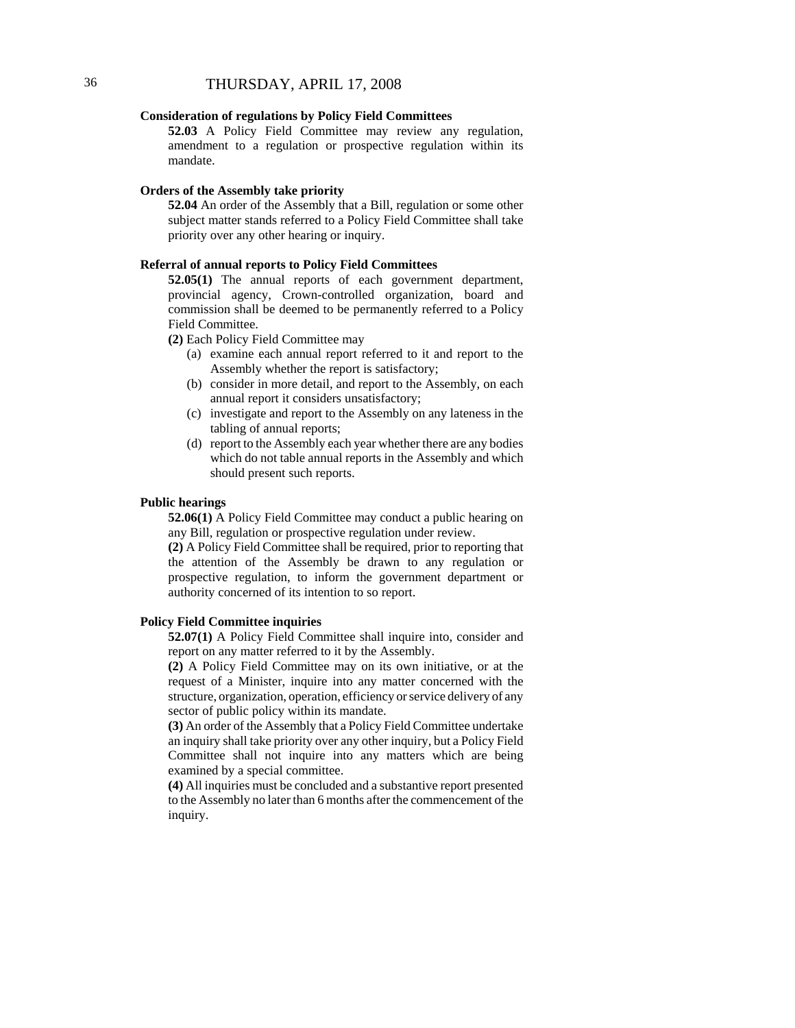**Consideration of regulations by Policy Field Committees**

**52.03** A Policy Field Committee may review any regulation, amendment to a regulation or prospective regulation within its mandate.

**Orders of the Assembly take priority**

**52.04** An order of the Assembly that a Bill, regulation or some other subject matter stands referred to a Policy Field Committee shall take priority over any other hearing or inquiry.

**Referral of annual reports to Policy Field Committees**

**52.05(1)** The annual reports of each government department, provincial agency, Crown-controlled organization, board and commission shall be deemed to be permanently referred to a Policy Field Committee.

**(2)** Each Policy Field Committee may

- (a) examine each annual report referred to it and report to the Assembly whether the report is satisfactory;
- (b) consider in more detail, and report to the Assembly, on each annual report it considers unsatisfactory;
- (c) investigate and report to the Assembly on any lateness in the tabling of annual reports;
- (d) report to the Assembly each year whether there are any bodies which do not table annual reports in the Assembly and which should present such reports.

**Public hearings**

**52.06(1)** A Policy Field Committee may conduct a public hearing on any Bill, regulation or prospective regulation under review.

**(2)** A Policy Field Committee shall be required, prior to reporting that the attention of the Assembly be drawn to any regulation or prospective regulation, to inform the government department or authority concerned of its intention to so report.

**Policy Field Committee inquiries**

**52.07(1)** A Policy Field Committee shall inquire into, consider and report on any matter referred to it by the Assembly.

**(2)** A Policy Field Committee may on its own initiative, or at the request of a Minister, inquire into any matter concerned with the structure, organization, operation, efficiency or service delivery of any sector of public policy within its mandate.

**(3)** An order of the Assembly that a Policy Field Committee undertake an inquiry shall take priority over any other inquiry, but a Policy Field Committee shall not inquire into any matters which are being examined by a special committee.

**(4)** All inquiries must be concluded and a substantive report presented to the Assembly no later than 6 months after the commencement of the inquiry.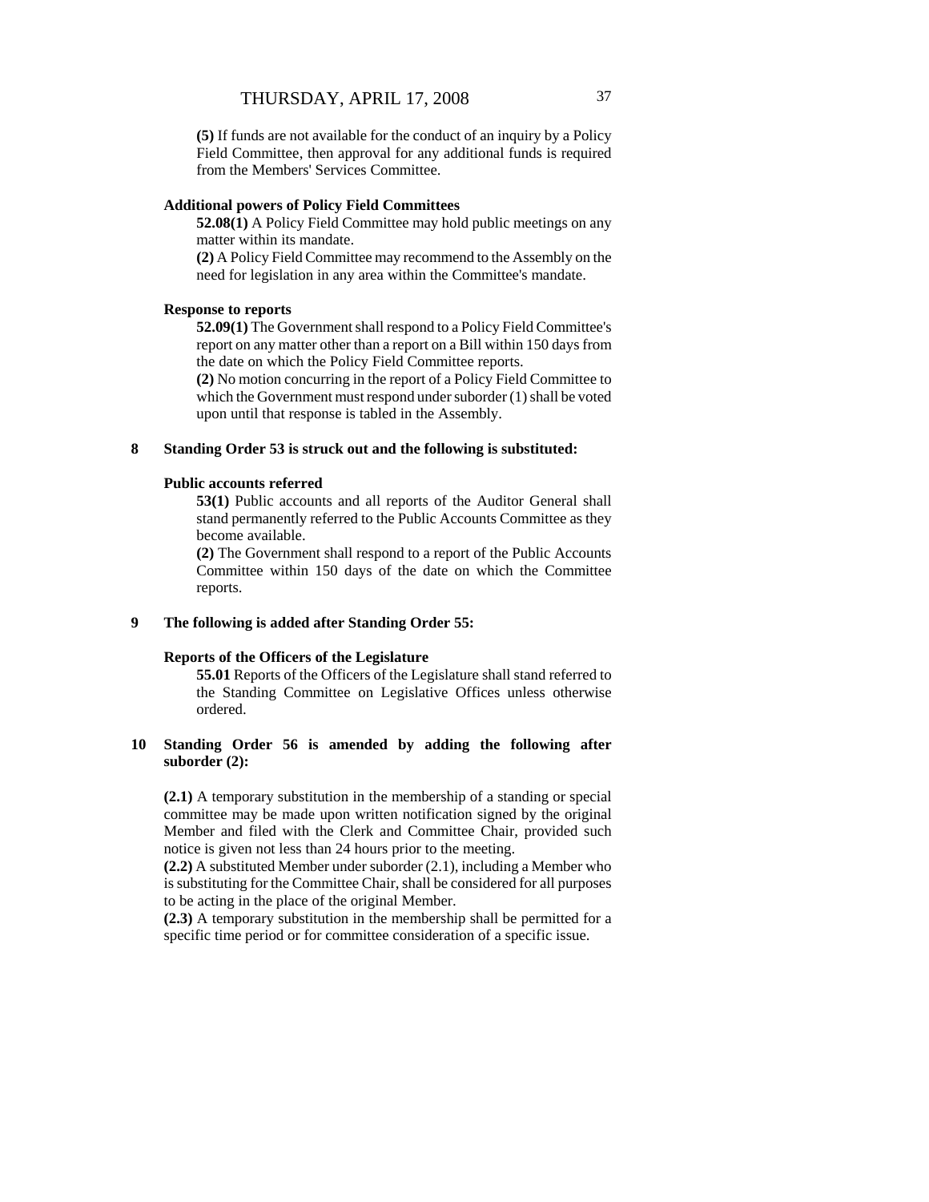**(5)** If funds are not available for the conduct of an inquiry by a Policy Field Committee, then approval for any additional funds is required from the Members' Services Committee.

**Additional powers of Policy Field Committees**

**52.08(1)** A Policy Field Committee may hold public meetings on any matter within its mandate.

**(2)** A Policy Field Committee may recommend to the Assembly on the need for legislation in any area within the Committee's mandate.

**Response to reports**

**52.09(1)** The Government shall respond to a Policy Field Committee's report on any matter other than a report on a Bill within 150 days from the date on which the Policy Field Committee reports.

**(2)** No motion concurring in the report of a Policy Field Committee to which the Government must respond under suborder (1) shall be voted upon until that response is tabled in the Assembly.

**8 Standing Order 53 is struck out and the following is substituted:**

**Public accounts referred**

**53(1)** Public accounts and all reports of the Auditor General shall stand permanently referred to the Public Accounts Committee as they become available.

**(2)** The Government shall respond to a report of the Public Accounts Committee within 150 days of the date on which the Committee reports.

**9 The following is added after Standing Order 55:**

**Reports of the Officers of the Legislature**

**55.01** Reports of the Officers of the Legislature shall stand referred to the Standing Committee on Legislative Offices unless otherwise ordered.

**10 Standing Order 56 is amended by adding the following after suborder (2):**

**(2.1)** A temporary substitution in the membership of a standing or special committee may be made upon written notification signed by the original Member and filed with the Clerk and Committee Chair, provided such notice is given not less than 24 hours prior to the meeting.

**(2.2)** A substituted Member under suborder (2.1), including a Member who is substituting for the Committee Chair, shall be considered for all purposes to be acting in the place of the original Member.

**(2.3)** A temporary substitution in the membership shall be permitted for a specific time period or for committee consideration of a specific issue.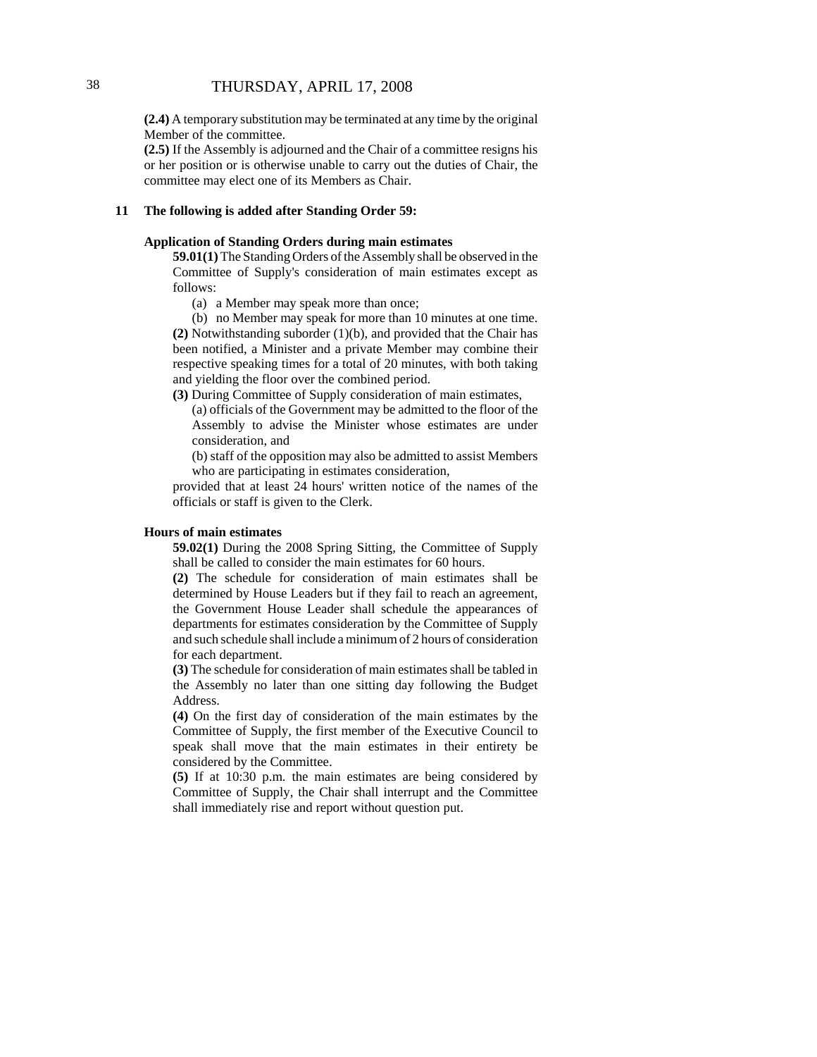**(2.4)** A temporary substitution may be terminated at any time by the original Member of the committee.

**(2.5)** If the Assembly is adjourned and the Chair of a committee resigns his or her position or is otherwise unable to carry out the duties of Chair, the committee may elect one of its Members as Chair.

**11 The following is added after Standing Order 59:**

**Application of Standing Orders during main estimates**

**59.01(1)** The Standing Orders of the Assembly shall be observed in the Committee of Supply's consideration of main estimates except as follows:

(a) a Member may speak more than once;

(b) no Member may speak for more than 10 minutes at one time.

**(2)** Notwithstanding suborder (1)(b), and provided that the Chair has been notified, a Minister and a private Member may combine their respective speaking times for a total of 20 minutes, with both taking and yielding the floor over the combined period.

**(3)** During Committee of Supply consideration of main estimates,

(a) officials of the Government may be admitted to the floor of the Assembly to advise the Minister whose estimates are under consideration, and

(b) staff of the opposition may also be admitted to assist Members who are participating in estimates consideration,

provided that at least 24 hours' written notice of the names of the officials or staff is given to the Clerk.

**Hours of main estimates**

**59.02(1)** During the 2008 Spring Sitting, the Committee of Supply shall be called to consider the main estimates for 60 hours.

**(2)** The schedule for consideration of main estimates shall be determined by House Leaders but if they fail to reach an agreement, the Government House Leader shall schedule the appearances of departments for estimates consideration by the Committee of Supply and such schedule shall include a minimum of 2 hours of consideration for each department.

**(3)** The schedule for consideration of main estimates shall be tabled in the Assembly no later than one sitting day following the Budget Address.

**(4)** On the first day of consideration of the main estimates by the Committee of Supply, the first member of the Executive Council to speak shall move that the main estimates in their entirety be considered by the Committee.

**(5)** If at 10:30 p.m. the main estimates are being considered by Committee of Supply, the Chair shall interrupt and the Committee shall immediately rise and report without question put.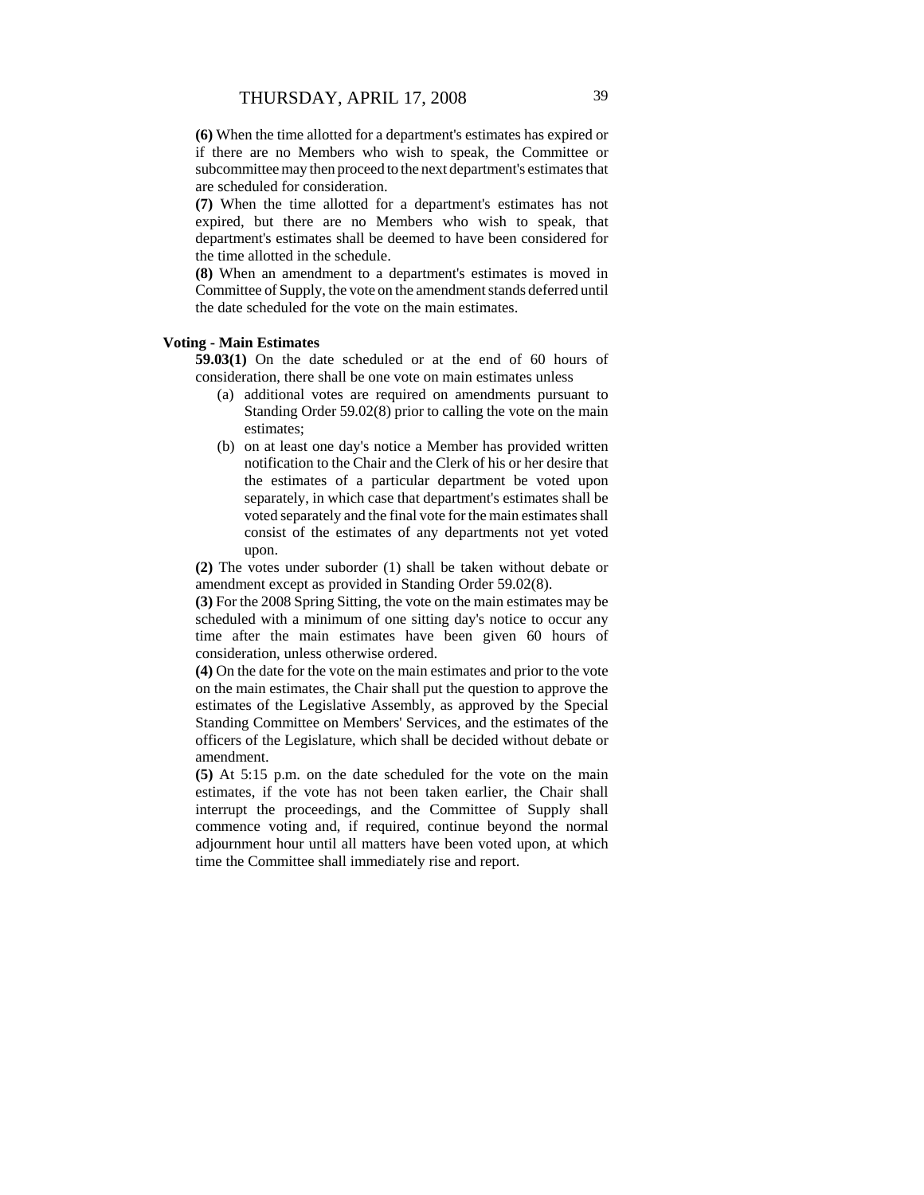**(6)** When the time allotted for a department's estimates has expired or if there are no Members who wish to speak, the Committee or subcommittee may then proceed to the next department's estimates that are scheduled for consideration.

**(7)** When the time allotted for a department's estimates has not expired, but there are no Members who wish to speak, that department's estimates shall be deemed to have been considered for the time allotted in the schedule.

**(8)** When an amendment to a department's estimates is moved in Committee of Supply, the vote on the amendment stands deferred until the date scheduled for the vote on the main estimates.

**Voting - Main Estimates**

**59.03(1)** On the date scheduled or at the end of 60 hours of consideration, there shall be one vote on main estimates unless

(a) additional votes are required on amendments pursuant to Standing Order 59.02(8) prior to calling the vote on the main estimates;

(b) on at least one day's notice a Member has provided written notification to the Chair and the Clerk of his or her desire that the estimates of a particular department be voted upon separately, in which case that department's estimates shall be voted separately and the final vote for the main estimates shall consist of the estimates of any departments not yet voted upon.

**(2)** The votes under suborder (1) shall be taken without debate or amendment except as provided in Standing Order 59.02(8).

**(3)** For the 2008 Spring Sitting, the vote on the main estimates may be scheduled with a minimum of one sitting day's notice to occur any time after the main estimates have been given 60 hours of consideration, unless otherwise ordered.

**(4)** On the date for the vote on the main estimates and prior to the vote on the main estimates, the Chair shall put the question to approve the estimates of the Legislative Assembly, as approved by the Special Standing Committee on Members' Services, and the estimates of the officers of the Legislature, which shall be decided without debate or amendment.

**(5)** At 5:15 p.m. on the date scheduled for the vote on the main estimates, if the vote has not been taken earlier, the Chair shall interrupt the proceedings, and the Committee of Supply shall commence voting and, if required, continue beyond the normal adjournment hour until all matters have been voted upon, at which time the Committee shall immediately rise and report.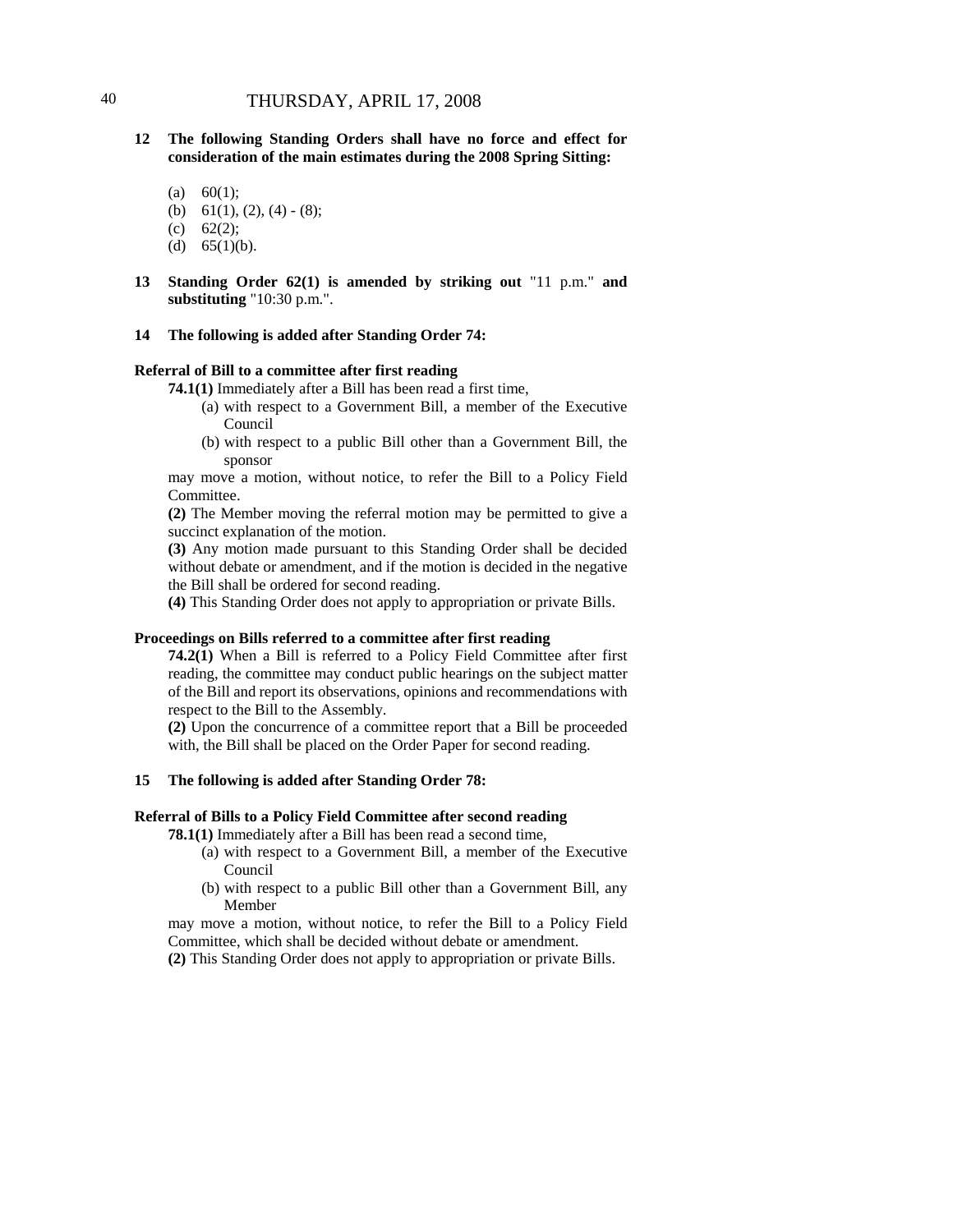**12 The following Standing Orders shall have no force and effect for consideration of the main estimates during the 2008 Spring Sitting:**

(a) 60(1);
(b) 61(1), (2), (4) - (8);
(c) 62(2);
(d) 65(1)(b).

**13 Standing Order 62(1) is amended by striking out** "11 p.m." **and substituting** "10:30 p.m.".

**14 The following is added after Standing Order 74:**

**Referral of Bill to a committee after first reading**

**74.1(1)** Immediately after a Bill has been read a first time,

(a) with respect to a Government Bill, a member of the Executive Council

(b) with respect to a public Bill other than a Government Bill, the sponsor

may move a motion, without notice, to refer the Bill to a Policy Field Committee.

**(2)** The Member moving the referral motion may be permitted to give a succinct explanation of the motion.

**(3)** Any motion made pursuant to this Standing Order shall be decided without debate or amendment, and if the motion is decided in the negative the Bill shall be ordered for second reading.

**(4)** This Standing Order does not apply to appropriation or private Bills.

**Proceedings on Bills referred to a committee after first reading**

**74.2(1)** When a Bill is referred to a Policy Field Committee after first reading, the committee may conduct public hearings on the subject matter of the Bill and report its observations, opinions and recommendations with respect to the Bill to the Assembly.

**(2)** Upon the concurrence of a committee report that a Bill be proceeded with, the Bill shall be placed on the Order Paper for second reading.

**15 The following is added after Standing Order 78:**

**Referral of Bills to a Policy Field Committee after second reading**

**78.1(1)** Immediately after a Bill has been read a second time,

(a) with respect to a Government Bill, a member of the Executive Council

(b) with respect to a public Bill other than a Government Bill, any Member

may move a motion, without notice, to refer the Bill to a Policy Field Committee, which shall be decided without debate or amendment.

**(2)** This Standing Order does not apply to appropriation or private Bills.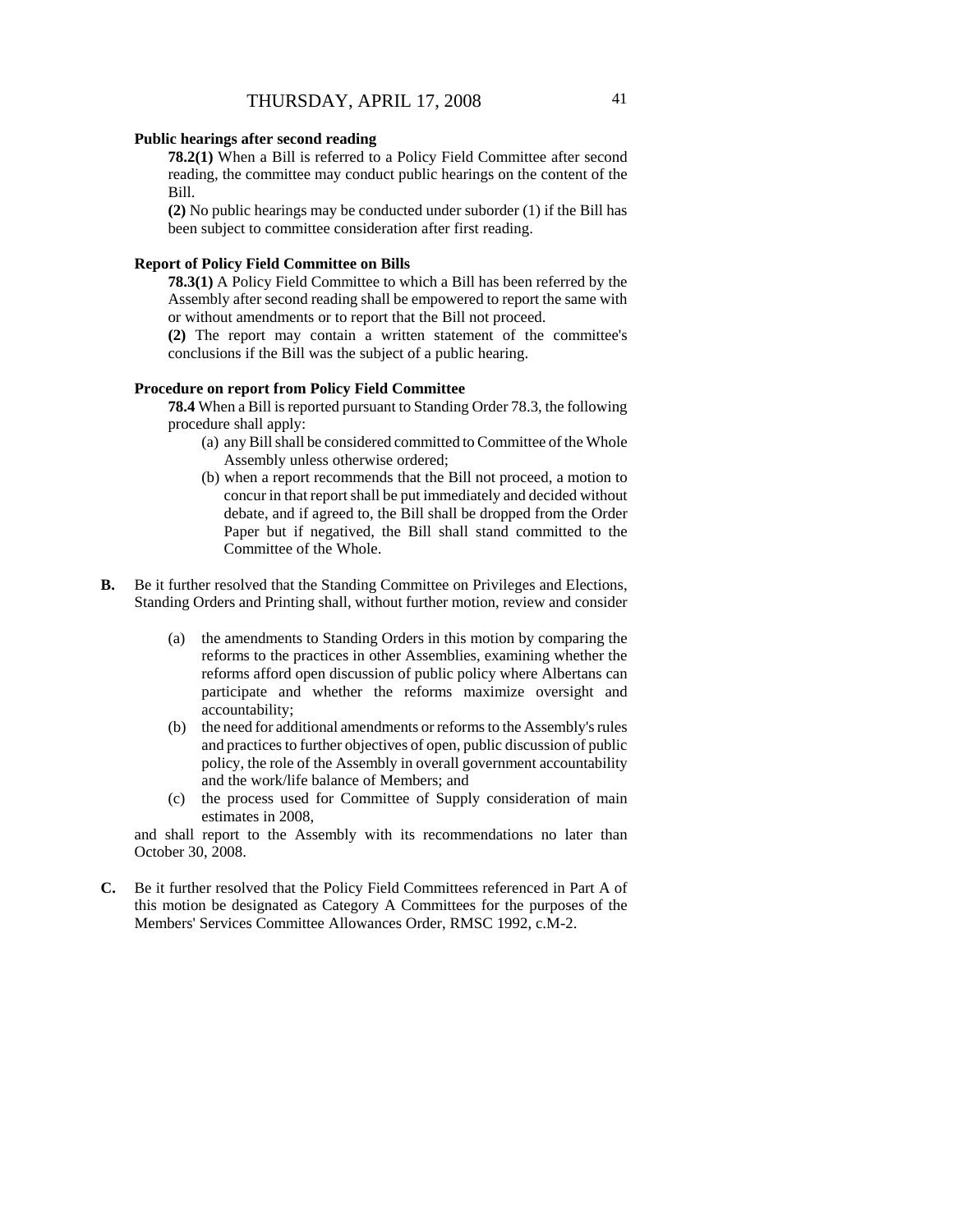**Public hearings after second reading**

**78.2(1)** When a Bill is referred to a Policy Field Committee after second reading, the committee may conduct public hearings on the content of the Bill.

**(2)** No public hearings may be conducted under suborder (1) if the Bill has been subject to committee consideration after first reading.

**Report of Policy Field Committee on Bills**

**78.3(1)** A Policy Field Committee to which a Bill has been referred by the Assembly after second reading shall be empowered to report the same with or without amendments or to report that the Bill not proceed.

**(2)** The report may contain a written statement of the committee's conclusions if the Bill was the subject of a public hearing.

**Procedure on report from Policy Field Committee**

**78.4** When a Bill is reported pursuant to Standing Order 78.3, the following procedure shall apply:

(a) any Bill shall be considered committed to Committee of the Whole Assembly unless otherwise ordered;

(b) when a report recommends that the Bill not proceed, a motion to concur in that report shall be put immediately and decided without debate, and if agreed to, the Bill shall be dropped from the Order Paper but if negatived, the Bill shall stand committed to the Committee of the Whole.

**B.** Be it further resolved that the Standing Committee on Privileges and Elections, Standing Orders and Printing shall, without further motion, review and consider

(a) the amendments to Standing Orders in this motion by comparing the reforms to the practices in other Assemblies, examining whether the reforms afford open discussion of public policy where Albertans can participate and whether the reforms maximize oversight and accountability;

(b) the need for additional amendments or reforms to the Assembly's rules and practices to further objectives of open, public discussion of public policy, the role of the Assembly in overall government accountability and the work/life balance of Members; and

(c) the process used for Committee of Supply consideration of main estimates in 2008,

and shall report to the Assembly with its recommendations no later than October 30, 2008.

**C.** Be it further resolved that the Policy Field Committees referenced in Part A of this motion be designated as Category A Committees for the purposes of the Members' Services Committee Allowances Order, RMSC 1992, c.M-2.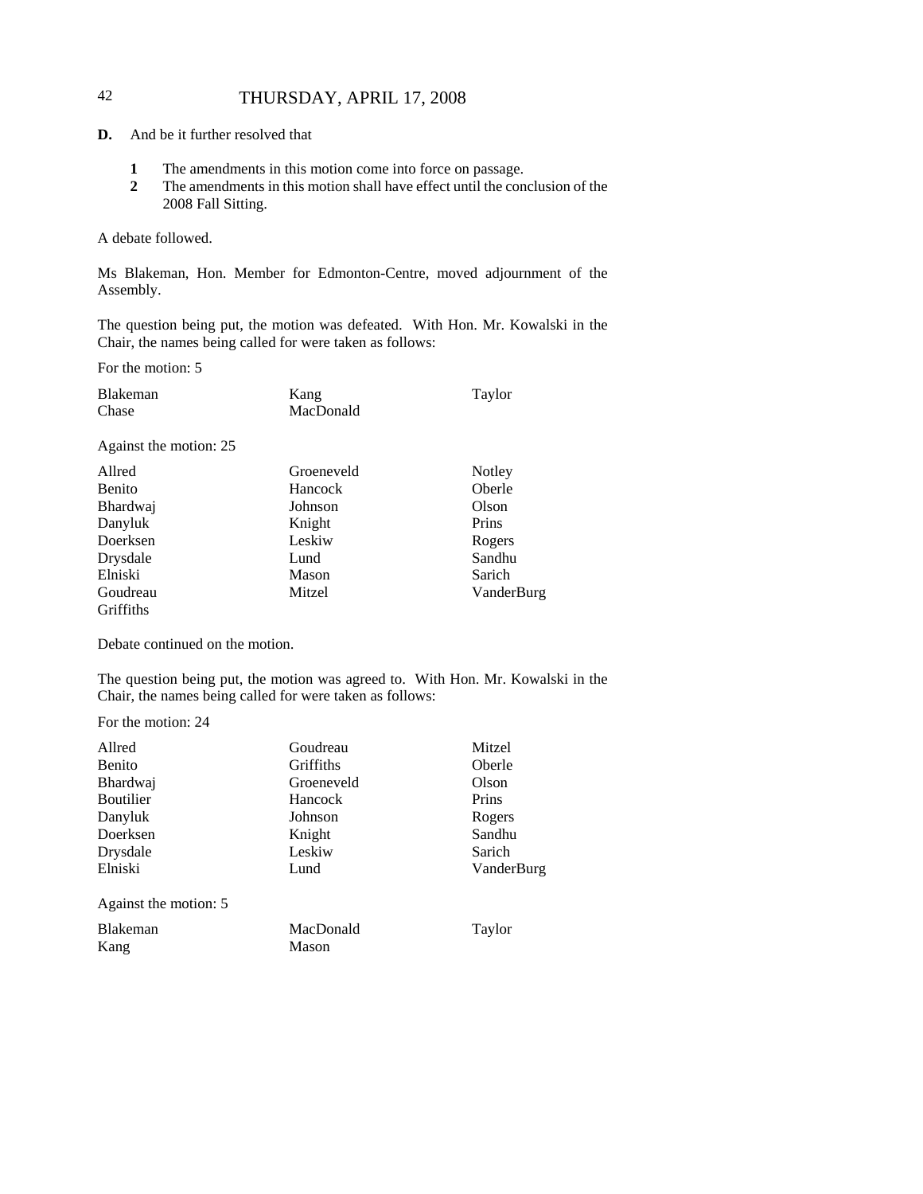**D.** And be it further resolved that

**1** The amendments in this motion come into force on passage.
**2** The amendments in this motion shall have effect until the conclusion of the 2008 Fall Sitting.

A debate followed.

Ms Blakeman, Hon. Member for Edmonton-Centre, moved adjournment of the Assembly.

The question being put, the motion was defeated. With Hon. Mr. Kowalski in the Chair, the names being called for were taken as follows:

For the motion: 5

| | | |
|---|---|---|
| Blakeman | Kang | Taylor |
| Chase | MacDonald | |

Against the motion: 25

| | | |
|---|---|---|
| Allred | Groeneveld | Notley |
| Benito | Hancock | Oberle |
| Bhardwaj | Johnson | Olson |
| Danyluk | Knight | Prins |
| Doerksen | Leskiw | Rogers |
| Drysdale | Lund | Sandhu |
| Elniski | Mason | Sarich |
| Goudreau | Mitzel | VanderBurg |
| Griffiths | | |

Debate continued on the motion.

The question being put, the motion was agreed to. With Hon. Mr. Kowalski in the Chair, the names being called for were taken as follows:

For the motion: 24

| | | |
|---|---|---|
| Allred | Goudreau | Mitzel |
| Benito | Griffiths | Oberle |
| Bhardwaj | Groeneveld | Olson |
| Boutilier | Hancock | Prins |
| Danyluk | Johnson | Rogers |
| Doerksen | Knight | Sandhu |
| Drysdale | Leskiw | Sarich |
| Elniski | Lund | VanderBurg |

Against the motion: 5

| | | |
|---|---|---|
| Blakeman | MacDonald | Taylor |
| Kang | Mason | |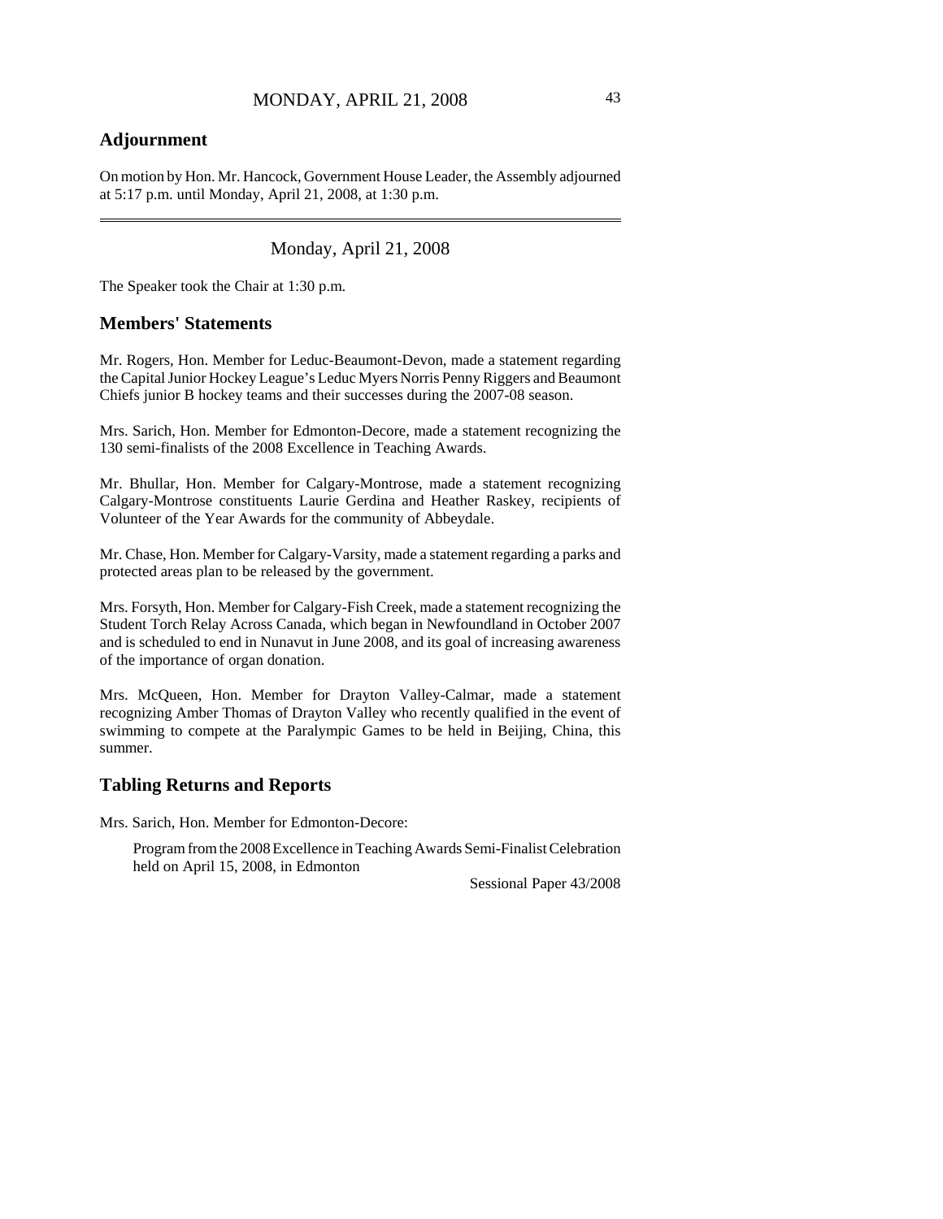## Adjournment

On motion by Hon. Mr. Hancock, Government House Leader, the Assembly adjourned at 5:17 p.m. until Monday, April 21, 2008, at 1:30 p.m.

---

Monday, April 21, 2008

The Speaker took the Chair at 1:30 p.m.

## Members' Statements

Mr. Rogers, Hon. Member for Leduc-Beaumont-Devon, made a statement regarding the Capital Junior Hockey League's Leduc Myers Norris Penny Riggers and Beaumont Chiefs junior B hockey teams and their successes during the 2007-08 season.

Mrs. Sarich, Hon. Member for Edmonton-Decore, made a statement recognizing the 130 semi-finalists of the 2008 Excellence in Teaching Awards.

Mr. Bhullar, Hon. Member for Calgary-Montrose, made a statement recognizing Calgary-Montrose constituents Laurie Gerdina and Heather Raskey, recipients of Volunteer of the Year Awards for the community of Abbeydale.

Mr. Chase, Hon. Member for Calgary-Varsity, made a statement regarding a parks and protected areas plan to be released by the government.

Mrs. Forsyth, Hon. Member for Calgary-Fish Creek, made a statement recognizing the Student Torch Relay Across Canada, which began in Newfoundland in October 2007 and is scheduled to end in Nunavut in June 2008, and its goal of increasing awareness of the importance of organ donation.

Mrs. McQueen, Hon. Member for Drayton Valley-Calmar, made a statement recognizing Amber Thomas of Drayton Valley who recently qualified in the event of swimming to compete at the Paralympic Games to be held in Beijing, China, this summer.

## Tabling Returns and Reports

Mrs. Sarich, Hon. Member for Edmonton-Decore:

> Program from the 2008 Excellence in Teaching Awards Semi-Finalist Celebration held on April 15, 2008, in Edmonton
>
> Sessional Paper 43/2008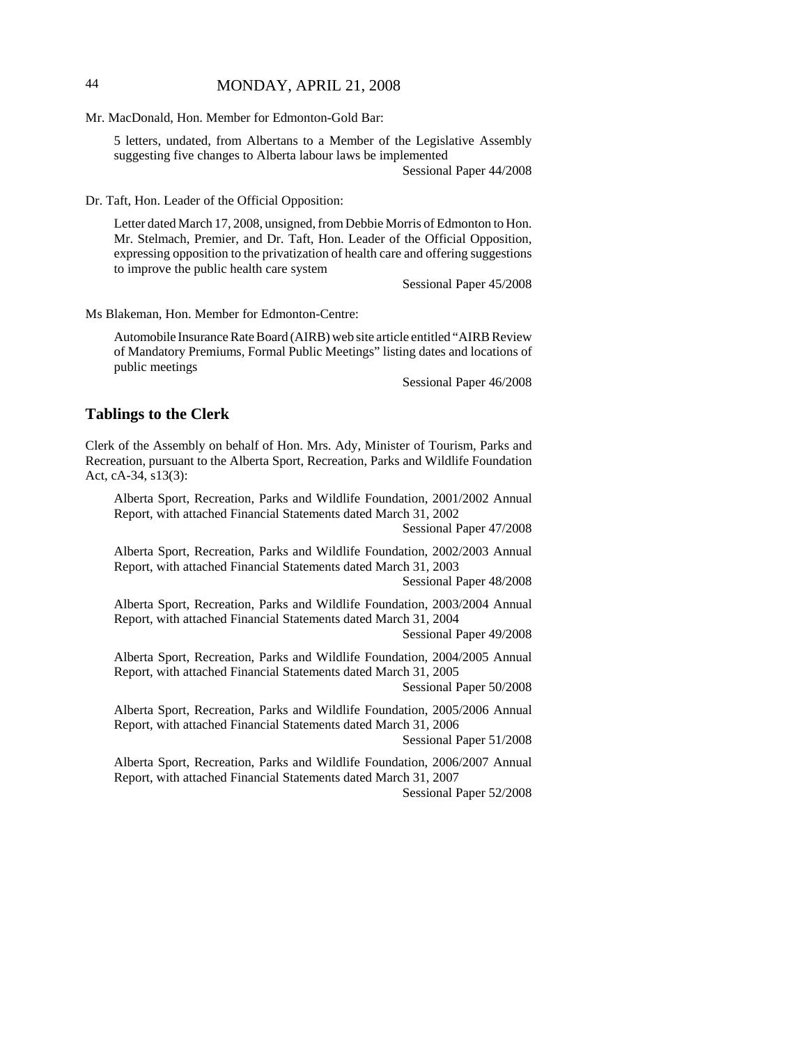Mr. MacDonald, Hon. Member for Edmonton-Gold Bar:

5 letters, undated, from Albertans to a Member of the Legislative Assembly suggesting five changes to Alberta labour laws be implemented

Sessional Paper 44/2008

Dr. Taft, Hon. Leader of the Official Opposition:

Letter dated March 17, 2008, unsigned, from Debbie Morris of Edmonton to Hon. Mr. Stelmach, Premier, and Dr. Taft, Hon. Leader of the Official Opposition, expressing opposition to the privatization of health care and offering suggestions to improve the public health care system

Sessional Paper 45/2008

Ms Blakeman, Hon. Member for Edmonton-Centre:

Automobile Insurance Rate Board (AIRB) web site article entitled "AIRB Review of Mandatory Premiums, Formal Public Meetings" listing dates and locations of public meetings

Sessional Paper 46/2008

## Tablings to the Clerk

Clerk of the Assembly on behalf of Hon. Mrs. Ady, Minister of Tourism, Parks and Recreation, pursuant to the Alberta Sport, Recreation, Parks and Wildlife Foundation Act, cA-34, s13(3):

Alberta Sport, Recreation, Parks and Wildlife Foundation, 2001/2002 Annual Report, with attached Financial Statements dated March 31, 2002

Sessional Paper 47/2008

Alberta Sport, Recreation, Parks and Wildlife Foundation, 2002/2003 Annual Report, with attached Financial Statements dated March 31, 2003

Sessional Paper 48/2008

Alberta Sport, Recreation, Parks and Wildlife Foundation, 2003/2004 Annual Report, with attached Financial Statements dated March 31, 2004

Sessional Paper 49/2008

Alberta Sport, Recreation, Parks and Wildlife Foundation, 2004/2005 Annual Report, with attached Financial Statements dated March 31, 2005

Sessional Paper 50/2008

Alberta Sport, Recreation, Parks and Wildlife Foundation, 2005/2006 Annual Report, with attached Financial Statements dated March 31, 2006

Sessional Paper 51/2008

Alberta Sport, Recreation, Parks and Wildlife Foundation, 2006/2007 Annual Report, with attached Financial Statements dated March 31, 2007

Sessional Paper 52/2008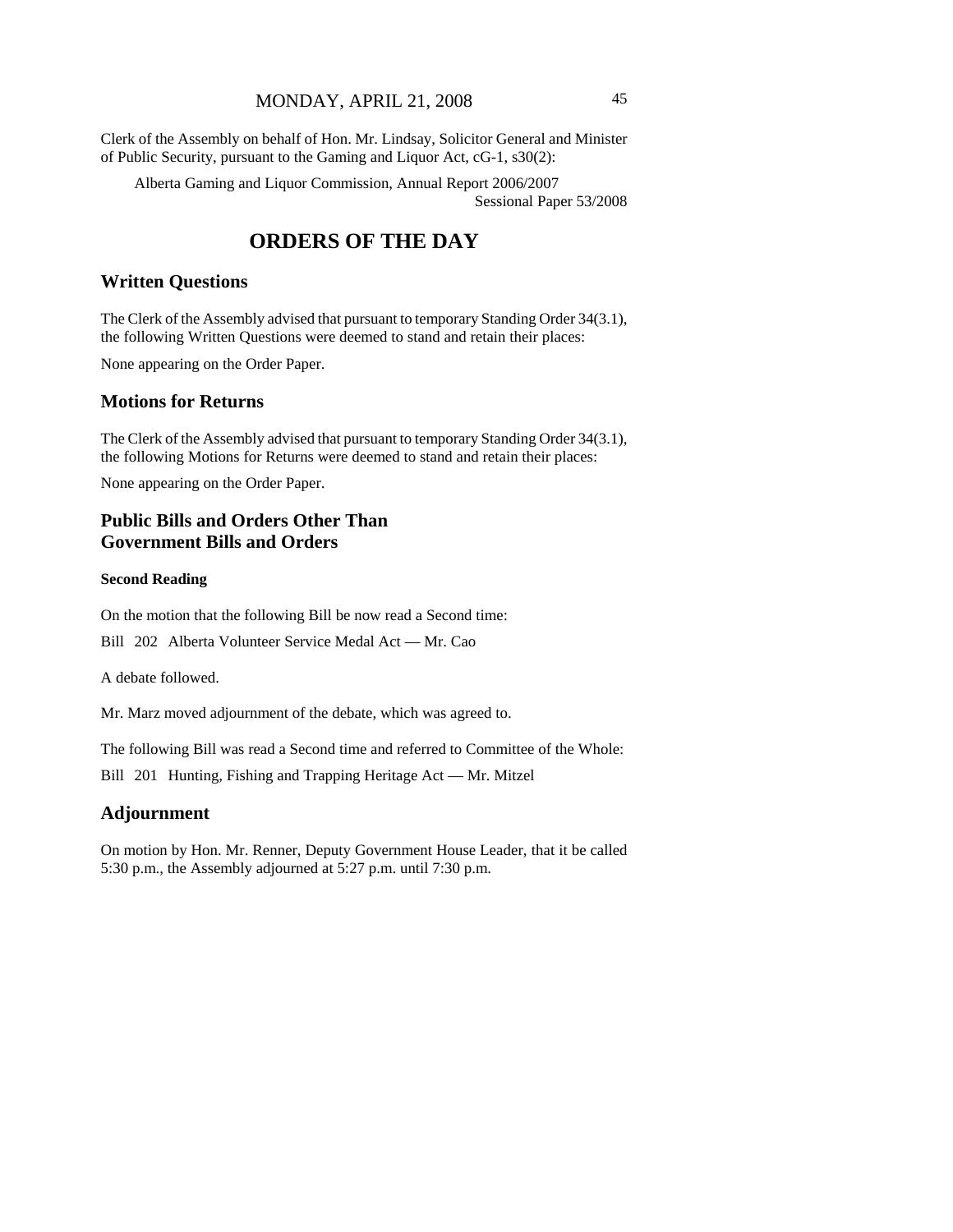Clerk of the Assembly on behalf of Hon. Mr. Lindsay, Solicitor General and Minister of Public Security, pursuant to the Gaming and Liquor Act, cG-1, s30(2):

Alberta Gaming and Liquor Commission, Annual Report 2006/2007
Sessional Paper 53/2008

# ORDERS OF THE DAY

## Written Questions

The Clerk of the Assembly advised that pursuant to temporary Standing Order 34(3.1), the following Written Questions were deemed to stand and retain their places:

None appearing on the Order Paper.

## Motions for Returns

The Clerk of the Assembly advised that pursuant to temporary Standing Order 34(3.1), the following Motions for Returns were deemed to stand and retain their places:

None appearing on the Order Paper.

## Public Bills and Orders Other Than Government Bills and Orders

**Second Reading**

On the motion that the following Bill be now read a Second time:

Bill 202 Alberta Volunteer Service Medal Act — Mr. Cao

A debate followed.

Mr. Marz moved adjournment of the debate, which was agreed to.

The following Bill was read a Second time and referred to Committee of the Whole:

Bill 201 Hunting, Fishing and Trapping Heritage Act — Mr. Mitzel

## Adjournment

On motion by Hon. Mr. Renner, Deputy Government House Leader, that it be called 5:30 p.m., the Assembly adjourned at 5:27 p.m. until 7:30 p.m.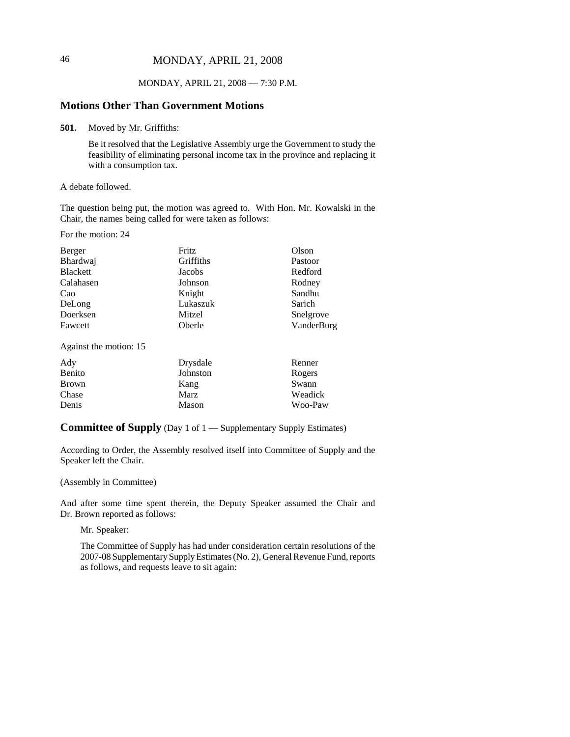MONDAY, APRIL 21, 2008 — 7:30 P.M.

## Motions Other Than Government Motions

**501.** Moved by Mr. Griffiths:

> Be it resolved that the Legislative Assembly urge the Government to study the feasibility of eliminating personal income tax in the province and replacing it with a consumption tax.

A debate followed.

The question being put, the motion was agreed to. With Hon. Mr. Kowalski in the Chair, the names being called for were taken as follows:

For the motion: 24

| | | |
|---|---|---|
| Berger | Fritz | Olson |
| Bhardwaj | Griffiths | Pastoor |
| Blackett | Jacobs | Redford |
| Calahasen | Johnson | Rodney |
| Cao | Knight | Sandhu |
| DeLong | Lukaszuk | Sarich |
| Doerksen | Mitzel | Snelgrove |
| Fawcett | Oberle | VanderBurg |

Against the motion: 15

| | | |
|---|---|---|
| Ady | Drysdale | Renner |
| Benito | Johnston | Rogers |
| Brown | Kang | Swann |
| Chase | Marz | Weadick |
| Denis | Mason | Woo-Paw |

## Committee of Supply (Day 1 of 1 — Supplementary Supply Estimates)

According to Order, the Assembly resolved itself into Committee of Supply and the Speaker left the Chair.

(Assembly in Committee)

And after some time spent therein, the Deputy Speaker assumed the Chair and Dr. Brown reported as follows:

> Mr. Speaker:
>
> The Committee of Supply has had under consideration certain resolutions of the 2007-08 Supplementary Supply Estimates (No. 2), General Revenue Fund, reports as follows, and requests leave to sit again: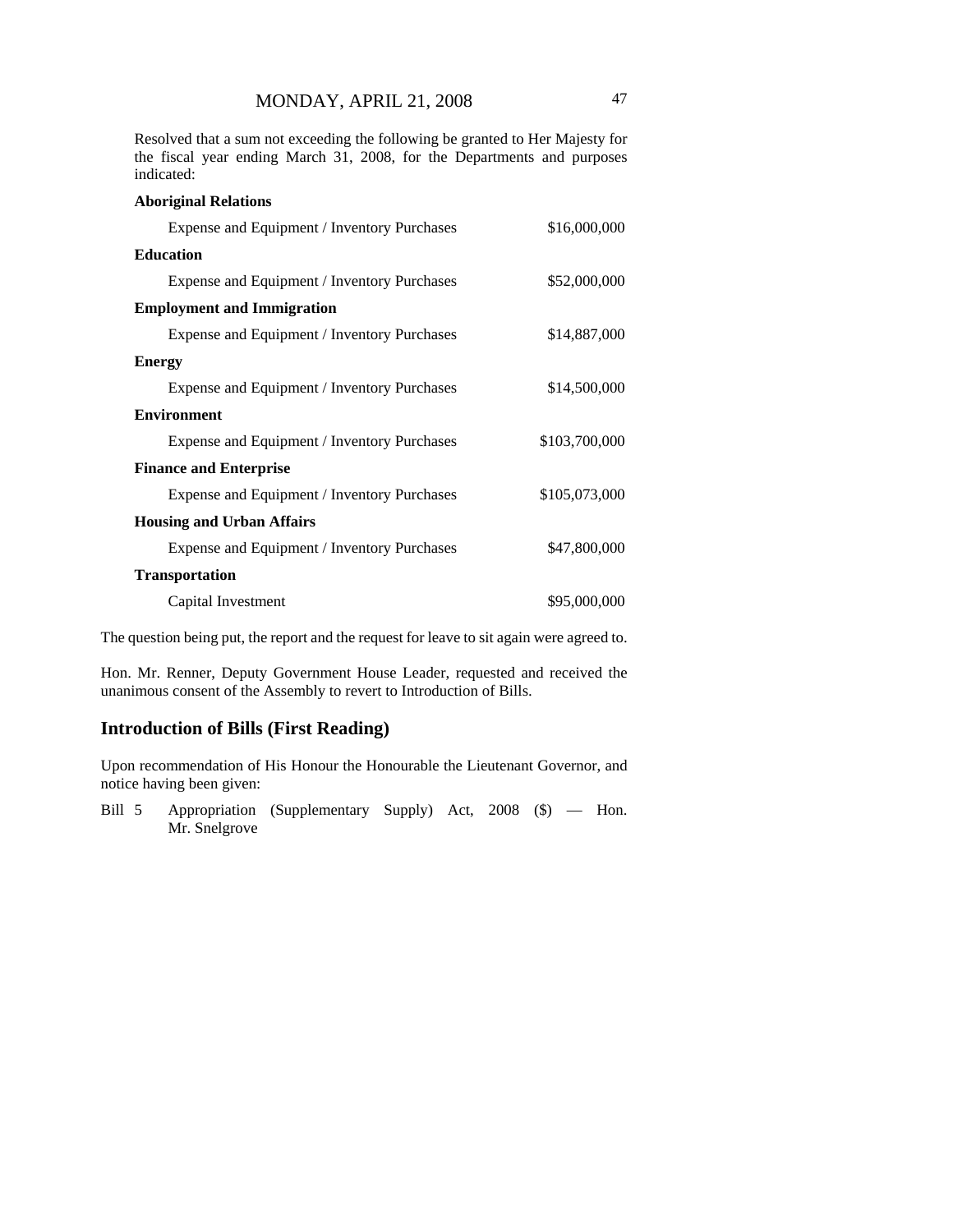Resolved that a sum not exceeding the following be granted to Her Majesty for the fiscal year ending March 31, 2008, for the Departments and purposes indicated:

**Aboriginal Relations**

| | |
|---|---|
| Expense and Equipment / Inventory Purchases | $16,000,000 |

**Education**

| | |
|---|---|
| Expense and Equipment / Inventory Purchases | $52,000,000 |

**Employment and Immigration**

| | |
|---|---|
| Expense and Equipment / Inventory Purchases | $14,887,000 |

**Energy**

| | |
|---|---|
| Expense and Equipment / Inventory Purchases | $14,500,000 |

**Environment**

| | |
|---|---|
| Expense and Equipment / Inventory Purchases | $103,700,000 |

**Finance and Enterprise**

| | |
|---|---|
| Expense and Equipment / Inventory Purchases | $105,073,000 |

**Housing and Urban Affairs**

| | |
|---|---|
| Expense and Equipment / Inventory Purchases | $47,800,000 |

**Transportation**

| | |
|---|---|
| Capital Investment | $95,000,000 |

The question being put, the report and the request for leave to sit again were agreed to.

Hon. Mr. Renner, Deputy Government House Leader, requested and received the unanimous consent of the Assembly to revert to Introduction of Bills.

## Introduction of Bills (First Reading)

Upon recommendation of His Honour the Honourable the Lieutenant Governor, and notice having been given:

Bill 5 Appropriation (Supplementary Supply) Act, 2008 ($) — Hon. Mr. Snelgrove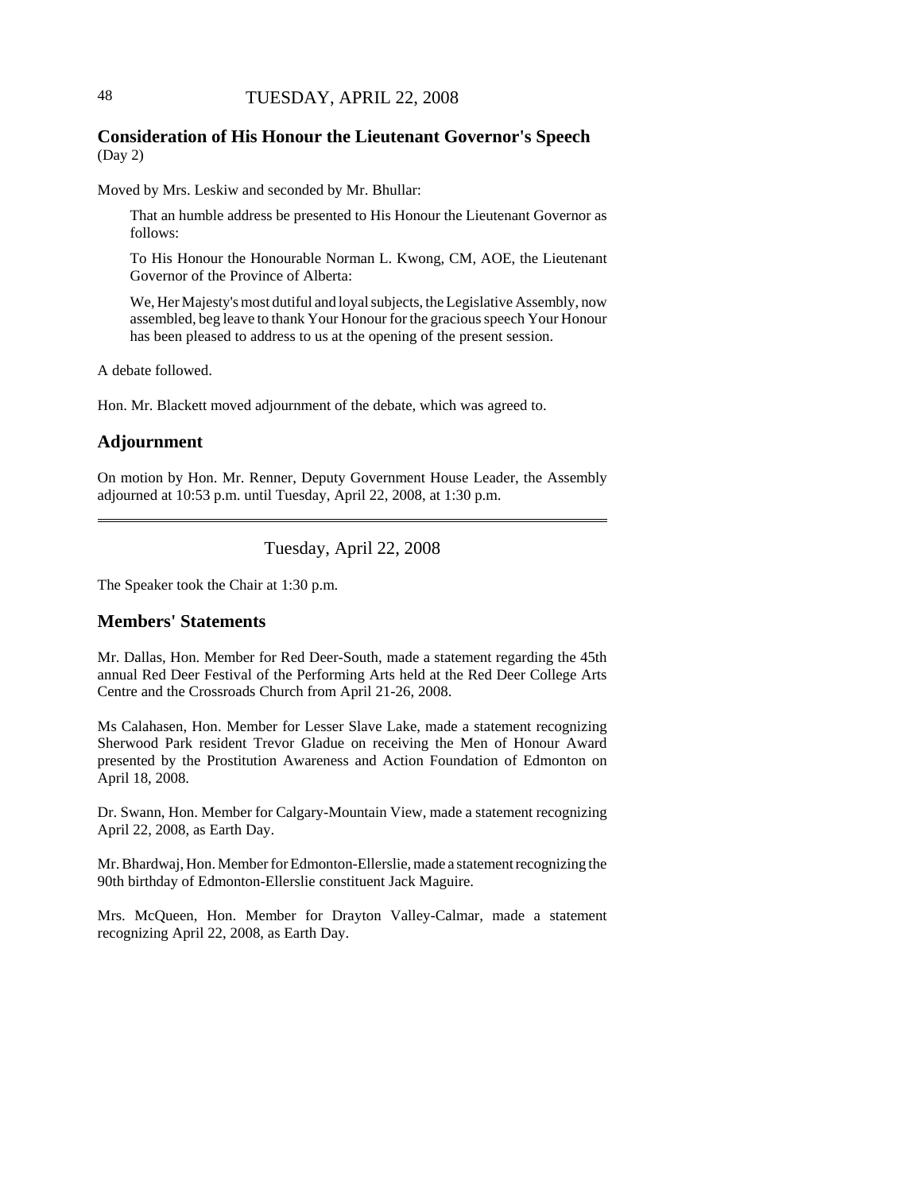## Consideration of His Honour the Lieutenant Governor's Speech
(Day 2)

Moved by Mrs. Leskiw and seconded by Mr. Bhullar:

> That an humble address be presented to His Honour the Lieutenant Governor as follows:
>
> To His Honour the Honourable Norman L. Kwong, CM, AOE, the Lieutenant Governor of the Province of Alberta:
>
> We, Her Majesty's most dutiful and loyal subjects, the Legislative Assembly, now assembled, beg leave to thank Your Honour for the gracious speech Your Honour has been pleased to address to us at the opening of the present session.

A debate followed.

Hon. Mr. Blackett moved adjournment of the debate, which was agreed to.

## Adjournment

On motion by Hon. Mr. Renner, Deputy Government House Leader, the Assembly adjourned at 10:53 p.m. until Tuesday, April 22, 2008, at 1:30 p.m.

---

Tuesday, April 22, 2008

The Speaker took the Chair at 1:30 p.m.

## Members' Statements

Mr. Dallas, Hon. Member for Red Deer-South, made a statement regarding the 45th annual Red Deer Festival of the Performing Arts held at the Red Deer College Arts Centre and the Crossroads Church from April 21-26, 2008.

Ms Calahasen, Hon. Member for Lesser Slave Lake, made a statement recognizing Sherwood Park resident Trevor Gladue on receiving the Men of Honour Award presented by the Prostitution Awareness and Action Foundation of Edmonton on April 18, 2008.

Dr. Swann, Hon. Member for Calgary-Mountain View, made a statement recognizing April 22, 2008, as Earth Day.

Mr. Bhardwaj, Hon. Member for Edmonton-Ellerslie, made a statement recognizing the 90th birthday of Edmonton-Ellerslie constituent Jack Maguire.

Mrs. McQueen, Hon. Member for Drayton Valley-Calmar, made a statement recognizing April 22, 2008, as Earth Day.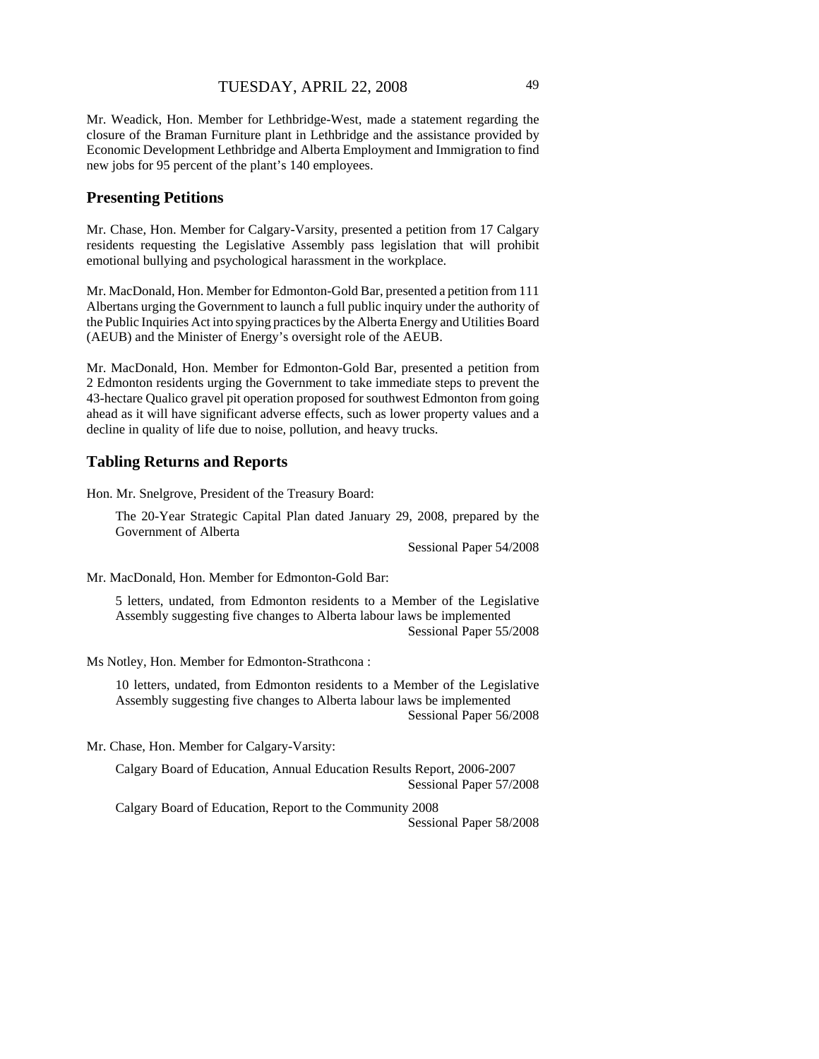Mr. Weadick, Hon. Member for Lethbridge-West, made a statement regarding the closure of the Braman Furniture plant in Lethbridge and the assistance provided by Economic Development Lethbridge and Alberta Employment and Immigration to find new jobs for 95 percent of the plant's 140 employees.

## Presenting Petitions

Mr. Chase, Hon. Member for Calgary-Varsity, presented a petition from 17 Calgary residents requesting the Legislative Assembly pass legislation that will prohibit emotional bullying and psychological harassment in the workplace.

Mr. MacDonald, Hon. Member for Edmonton-Gold Bar, presented a petition from 111 Albertans urging the Government to launch a full public inquiry under the authority of the Public Inquiries Act into spying practices by the Alberta Energy and Utilities Board (AEUB) and the Minister of Energy's oversight role of the AEUB.

Mr. MacDonald, Hon. Member for Edmonton-Gold Bar, presented a petition from 2 Edmonton residents urging the Government to take immediate steps to prevent the 43-hectare Qualico gravel pit operation proposed for southwest Edmonton from going ahead as it will have significant adverse effects, such as lower property values and a decline in quality of life due to noise, pollution, and heavy trucks.

## Tabling Returns and Reports

Hon. Mr. Snelgrove, President of the Treasury Board:

> The 20-Year Strategic Capital Plan dated January 29, 2008, prepared by the Government of Alberta
>
> Sessional Paper 54/2008

Mr. MacDonald, Hon. Member for Edmonton-Gold Bar:

> 5 letters, undated, from Edmonton residents to a Member of the Legislative Assembly suggesting five changes to Alberta labour laws be implemented
>
> Sessional Paper 55/2008

Ms Notley, Hon. Member for Edmonton-Strathcona :

> 10 letters, undated, from Edmonton residents to a Member of the Legislative Assembly suggesting five changes to Alberta labour laws be implemented
>
> Sessional Paper 56/2008

Mr. Chase, Hon. Member for Calgary-Varsity:

> Calgary Board of Education, Annual Education Results Report, 2006-2007
>
> Sessional Paper 57/2008

> Calgary Board of Education, Report to the Community 2008
>
> Sessional Paper 58/2008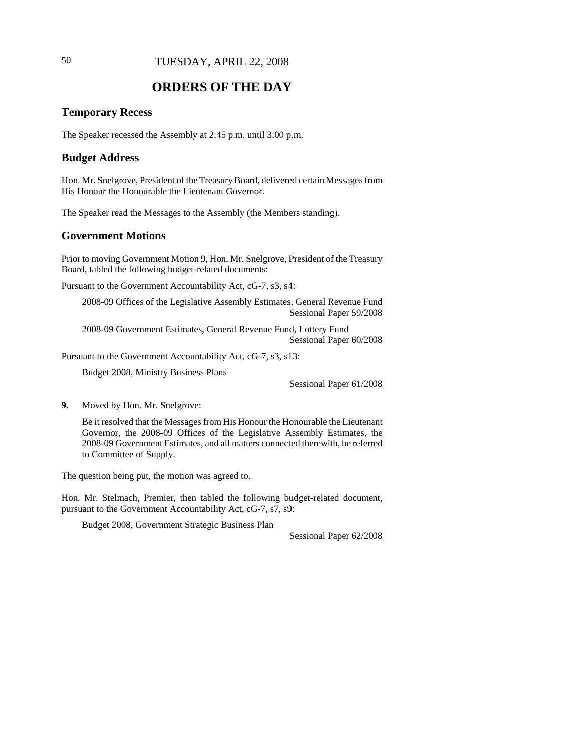TUESDAY, APRIL 22, 2008

# ORDERS OF THE DAY

## Temporary Recess

The Speaker recessed the Assembly at 2:45 p.m. until 3:00 p.m.

## Budget Address

Hon. Mr. Snelgrove, President of the Treasury Board, delivered certain Messages from His Honour the Honourable the Lieutenant Governor.

The Speaker read the Messages to the Assembly (the Members standing).

## Government Motions

Prior to moving Government Motion 9, Hon. Mr. Snelgrove, President of the Treasury Board, tabled the following budget-related documents:

Pursuant to the Government Accountability Act, cG-7, s3, s4:

> 2008-09 Offices of the Legislative Assembly Estimates, General Revenue Fund
> Sessional Paper 59/2008
>
> 2008-09 Government Estimates, General Revenue Fund, Lottery Fund
> Sessional Paper 60/2008

Pursuant to the Government Accountability Act, cG-7, s3, s13:

> Budget 2008, Ministry Business Plans
> Sessional Paper 61/2008

**9.** Moved by Hon. Mr. Snelgrove:

> Be it resolved that the Messages from His Honour the Honourable the Lieutenant Governor, the 2008-09 Offices of the Legislative Assembly Estimates, the 2008-09 Government Estimates, and all matters connected therewith, be referred to Committee of Supply.

The question being put, the motion was agreed to.

Hon. Mr. Stelmach, Premier, then tabled the following budget-related document, pursuant to the Government Accountability Act, cG-7, s7, s9:

> Budget 2008, Government Strategic Business Plan
> Sessional Paper 62/2008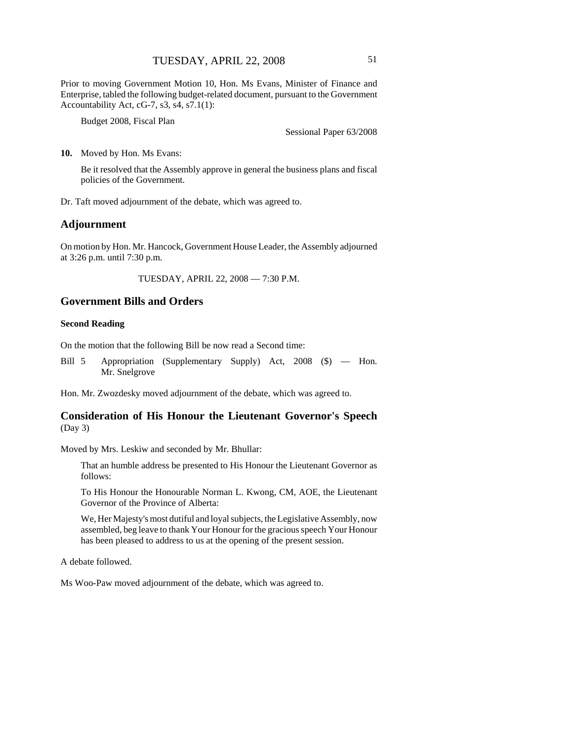Prior to moving Government Motion 10, Hon. Ms Evans, Minister of Finance and Enterprise, tabled the following budget-related document, pursuant to the Government Accountability Act, cG-7, s3, s4, s7.1(1):

Budget 2008, Fiscal Plan

Sessional Paper 63/2008

**10.** Moved by Hon. Ms Evans:

Be it resolved that the Assembly approve in general the business plans and fiscal policies of the Government.

Dr. Taft moved adjournment of the debate, which was agreed to.

## Adjournment

On motion by Hon. Mr. Hancock, Government House Leader, the Assembly adjourned at 3:26 p.m. until 7:30 p.m.

TUESDAY, APRIL 22, 2008 — 7:30 P.M.

## Government Bills and Orders

### Second Reading

On the motion that the following Bill be now read a Second time:

Bill 5 Appropriation (Supplementary Supply) Act, 2008 ($) — Hon. Mr. Snelgrove

Hon. Mr. Zwozdesky moved adjournment of the debate, which was agreed to.

## Consideration of His Honour the Lieutenant Governor's Speech
(Day 3)

Moved by Mrs. Leskiw and seconded by Mr. Bhullar:

That an humble address be presented to His Honour the Lieutenant Governor as follows:

To His Honour the Honourable Norman L. Kwong, CM, AOE, the Lieutenant Governor of the Province of Alberta:

We, Her Majesty's most dutiful and loyal subjects, the Legislative Assembly, now assembled, beg leave to thank Your Honour for the gracious speech Your Honour has been pleased to address to us at the opening of the present session.

A debate followed.

Ms Woo-Paw moved adjournment of the debate, which was agreed to.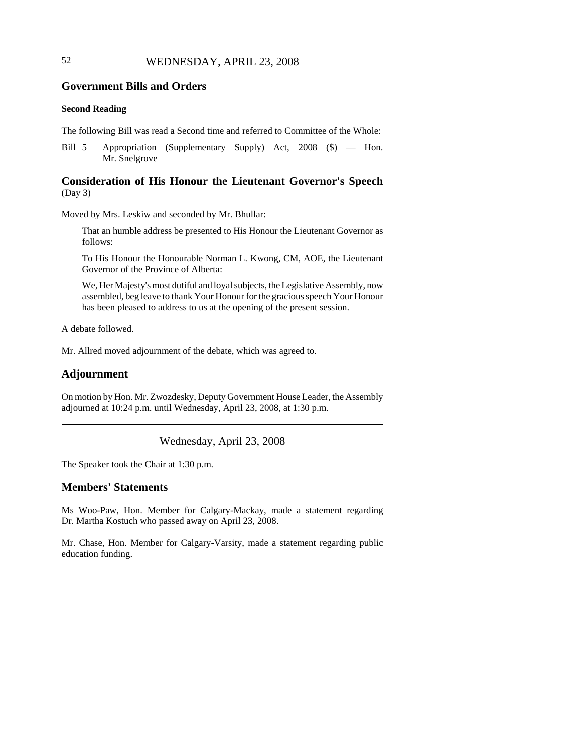## Government Bills and Orders

### Second Reading

The following Bill was read a Second time and referred to Committee of the Whole:

Bill 5 Appropriation (Supplementary Supply) Act, 2008 ($) — Hon. Mr. Snelgrove

## Consideration of His Honour the Lieutenant Governor's Speech
(Day 3)

Moved by Mrs. Leskiw and seconded by Mr. Bhullar:

> That an humble address be presented to His Honour the Lieutenant Governor as follows:
>
> To His Honour the Honourable Norman L. Kwong, CM, AOE, the Lieutenant Governor of the Province of Alberta:
>
> We, Her Majesty's most dutiful and loyal subjects, the Legislative Assembly, now assembled, beg leave to thank Your Honour for the gracious speech Your Honour has been pleased to address to us at the opening of the present session.

A debate followed.

Mr. Allred moved adjournment of the debate, which was agreed to.

## Adjournment

On motion by Hon. Mr. Zwozdesky, Deputy Government House Leader, the Assembly adjourned at 10:24 p.m. until Wednesday, April 23, 2008, at 1:30 p.m.

---

Wednesday, April 23, 2008

The Speaker took the Chair at 1:30 p.m.

## Members' Statements

Ms Woo-Paw, Hon. Member for Calgary-Mackay, made a statement regarding Dr. Martha Kostuch who passed away on April 23, 2008.

Mr. Chase, Hon. Member for Calgary-Varsity, made a statement regarding public education funding.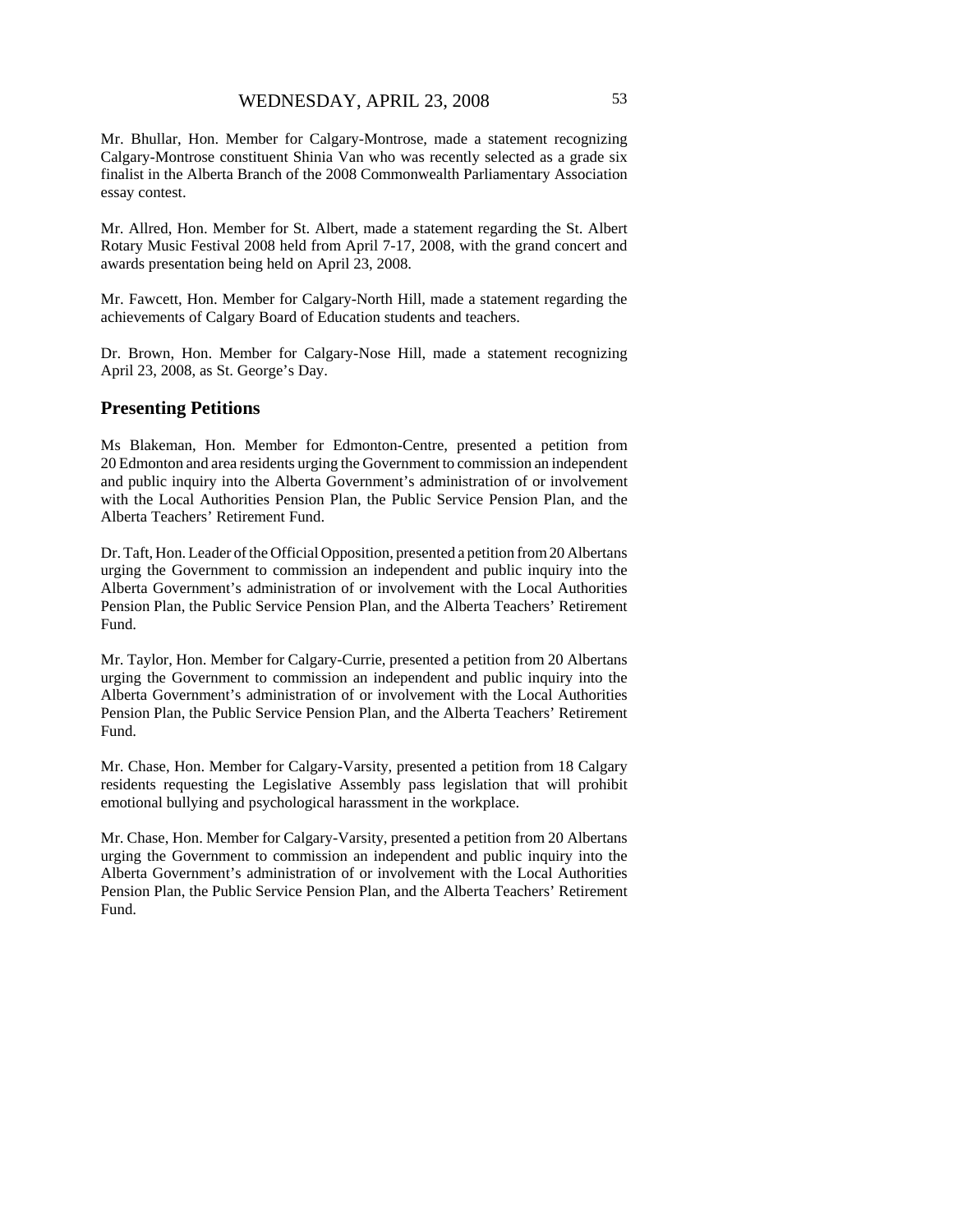Mr. Bhullar, Hon. Member for Calgary-Montrose, made a statement recognizing Calgary-Montrose constituent Shinia Van who was recently selected as a grade six finalist in the Alberta Branch of the 2008 Commonwealth Parliamentary Association essay contest.

Mr. Allred, Hon. Member for St. Albert, made a statement regarding the St. Albert Rotary Music Festival 2008 held from April 7-17, 2008, with the grand concert and awards presentation being held on April 23, 2008.

Mr. Fawcett, Hon. Member for Calgary-North Hill, made a statement regarding the achievements of Calgary Board of Education students and teachers.

Dr. Brown, Hon. Member for Calgary-Nose Hill, made a statement recognizing April 23, 2008, as St. George's Day.

## Presenting Petitions

Ms Blakeman, Hon. Member for Edmonton-Centre, presented a petition from 20 Edmonton and area residents urging the Government to commission an independent and public inquiry into the Alberta Government's administration of or involvement with the Local Authorities Pension Plan, the Public Service Pension Plan, and the Alberta Teachers' Retirement Fund.

Dr. Taft, Hon. Leader of the Official Opposition, presented a petition from 20 Albertans urging the Government to commission an independent and public inquiry into the Alberta Government's administration of or involvement with the Local Authorities Pension Plan, the Public Service Pension Plan, and the Alberta Teachers' Retirement Fund.

Mr. Taylor, Hon. Member for Calgary-Currie, presented a petition from 20 Albertans urging the Government to commission an independent and public inquiry into the Alberta Government's administration of or involvement with the Local Authorities Pension Plan, the Public Service Pension Plan, and the Alberta Teachers' Retirement Fund.

Mr. Chase, Hon. Member for Calgary-Varsity, presented a petition from 18 Calgary residents requesting the Legislative Assembly pass legislation that will prohibit emotional bullying and psychological harassment in the workplace.

Mr. Chase, Hon. Member for Calgary-Varsity, presented a petition from 20 Albertans urging the Government to commission an independent and public inquiry into the Alberta Government's administration of or involvement with the Local Authorities Pension Plan, the Public Service Pension Plan, and the Alberta Teachers' Retirement Fund.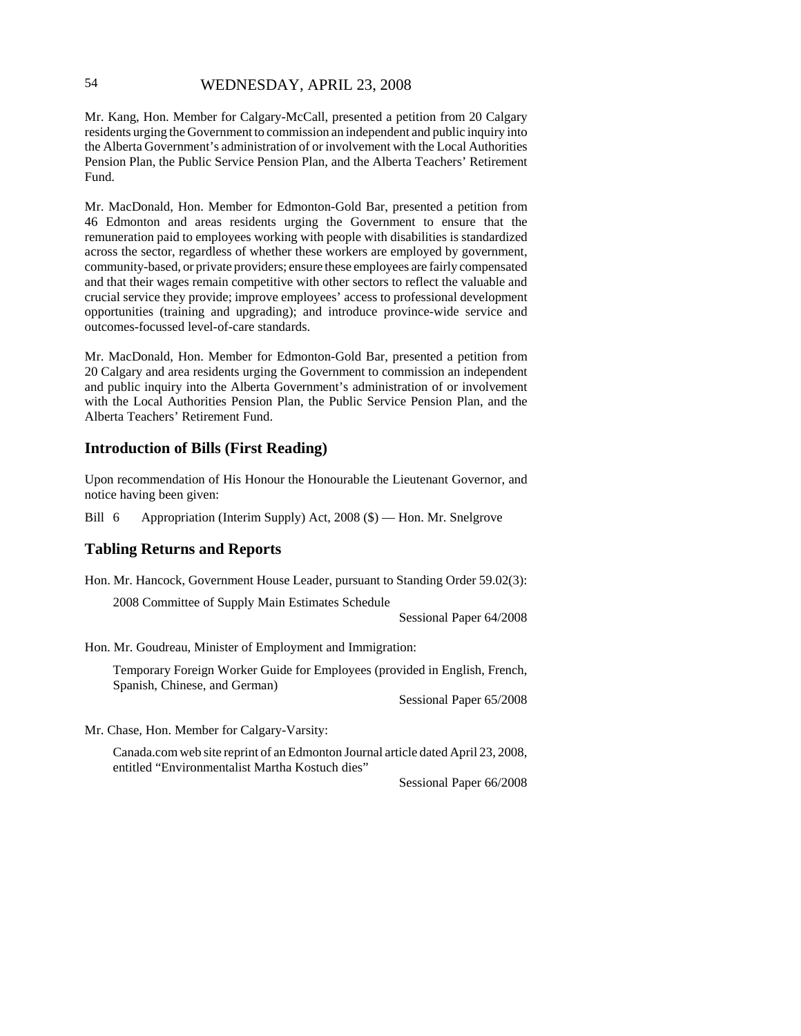Mr. Kang, Hon. Member for Calgary-McCall, presented a petition from 20 Calgary residents urging the Government to commission an independent and public inquiry into the Alberta Government's administration of or involvement with the Local Authorities Pension Plan, the Public Service Pension Plan, and the Alberta Teachers' Retirement Fund.

Mr. MacDonald, Hon. Member for Edmonton-Gold Bar, presented a petition from 46 Edmonton and areas residents urging the Government to ensure that the remuneration paid to employees working with people with disabilities is standardized across the sector, regardless of whether these workers are employed by government, community-based, or private providers; ensure these employees are fairly compensated and that their wages remain competitive with other sectors to reflect the valuable and crucial service they provide; improve employees' access to professional development opportunities (training and upgrading); and introduce province-wide service and outcomes-focussed level-of-care standards.

Mr. MacDonald, Hon. Member for Edmonton-Gold Bar, presented a petition from 20 Calgary and area residents urging the Government to commission an independent and public inquiry into the Alberta Government's administration of or involvement with the Local Authorities Pension Plan, the Public Service Pension Plan, and the Alberta Teachers' Retirement Fund.

## Introduction of Bills (First Reading)

Upon recommendation of His Honour the Honourable the Lieutenant Governor, and notice having been given:

Bill 6 Appropriation (Interim Supply) Act, 2008 ($) — Hon. Mr. Snelgrove

## Tabling Returns and Reports

Hon. Mr. Hancock, Government House Leader, pursuant to Standing Order 59.02(3):

2008 Committee of Supply Main Estimates Schedule

Sessional Paper 64/2008

Hon. Mr. Goudreau, Minister of Employment and Immigration:

Temporary Foreign Worker Guide for Employees (provided in English, French, Spanish, Chinese, and German)

Sessional Paper 65/2008

Mr. Chase, Hon. Member for Calgary-Varsity:

Canada.com web site reprint of an Edmonton Journal article dated April 23, 2008, entitled "Environmentalist Martha Kostuch dies"

Sessional Paper 66/2008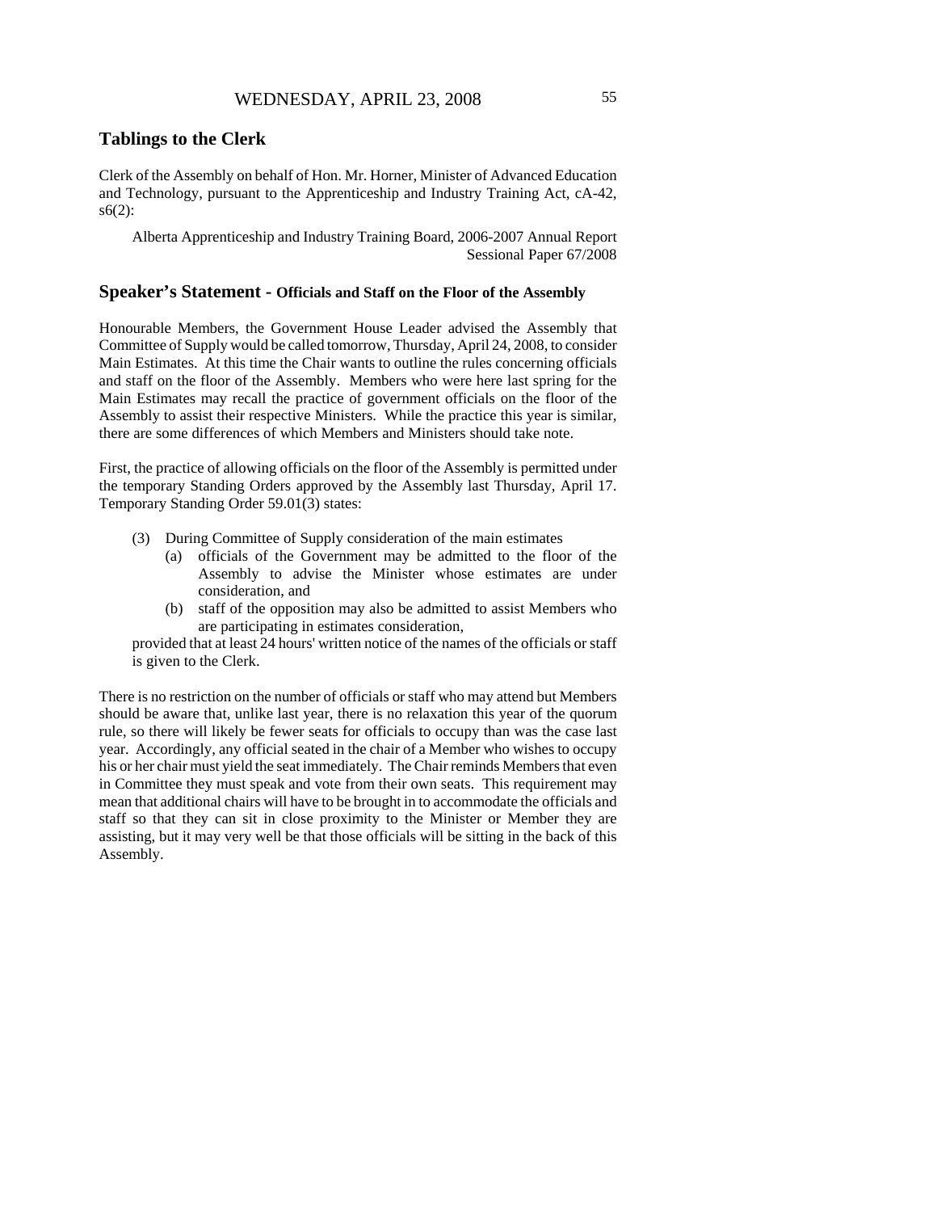## Tablings to the Clerk

Clerk of the Assembly on behalf of Hon. Mr. Horner, Minister of Advanced Education and Technology, pursuant to the Apprenticeship and Industry Training Act, cA-42, s6(2):

Alberta Apprenticeship and Industry Training Board, 2006-2007 Annual Report
Sessional Paper 67/2008

## Speaker's Statement - Officials and Staff on the Floor of the Assembly

Honourable Members, the Government House Leader advised the Assembly that Committee of Supply would be called tomorrow, Thursday, April 24, 2008, to consider Main Estimates. At this time the Chair wants to outline the rules concerning officials and staff on the floor of the Assembly. Members who were here last spring for the Main Estimates may recall the practice of government officials on the floor of the Assembly to assist their respective Ministers. While the practice this year is similar, there are some differences of which Members and Ministers should take note.

First, the practice of allowing officials on the floor of the Assembly is permitted under the temporary Standing Orders approved by the Assembly last Thursday, April 17. Temporary Standing Order 59.01(3) states:

> (3) During Committee of Supply consideration of the main estimates
> (a) officials of the Government may be admitted to the floor of the Assembly to advise the Minister whose estimates are under consideration, and
> (b) staff of the opposition may also be admitted to assist Members who are participating in estimates consideration,
>
> provided that at least 24 hours' written notice of the names of the officials or staff is given to the Clerk.

There is no restriction on the number of officials or staff who may attend but Members should be aware that, unlike last year, there is no relaxation this year of the quorum rule, so there will likely be fewer seats for officials to occupy than was the case last year. Accordingly, any official seated in the chair of a Member who wishes to occupy his or her chair must yield the seat immediately. The Chair reminds Members that even in Committee they must speak and vote from their own seats. This requirement may mean that additional chairs will have to be brought in to accommodate the officials and staff so that they can sit in close proximity to the Minister or Member they are assisting, but it may very well be that those officials will be sitting in the back of this Assembly.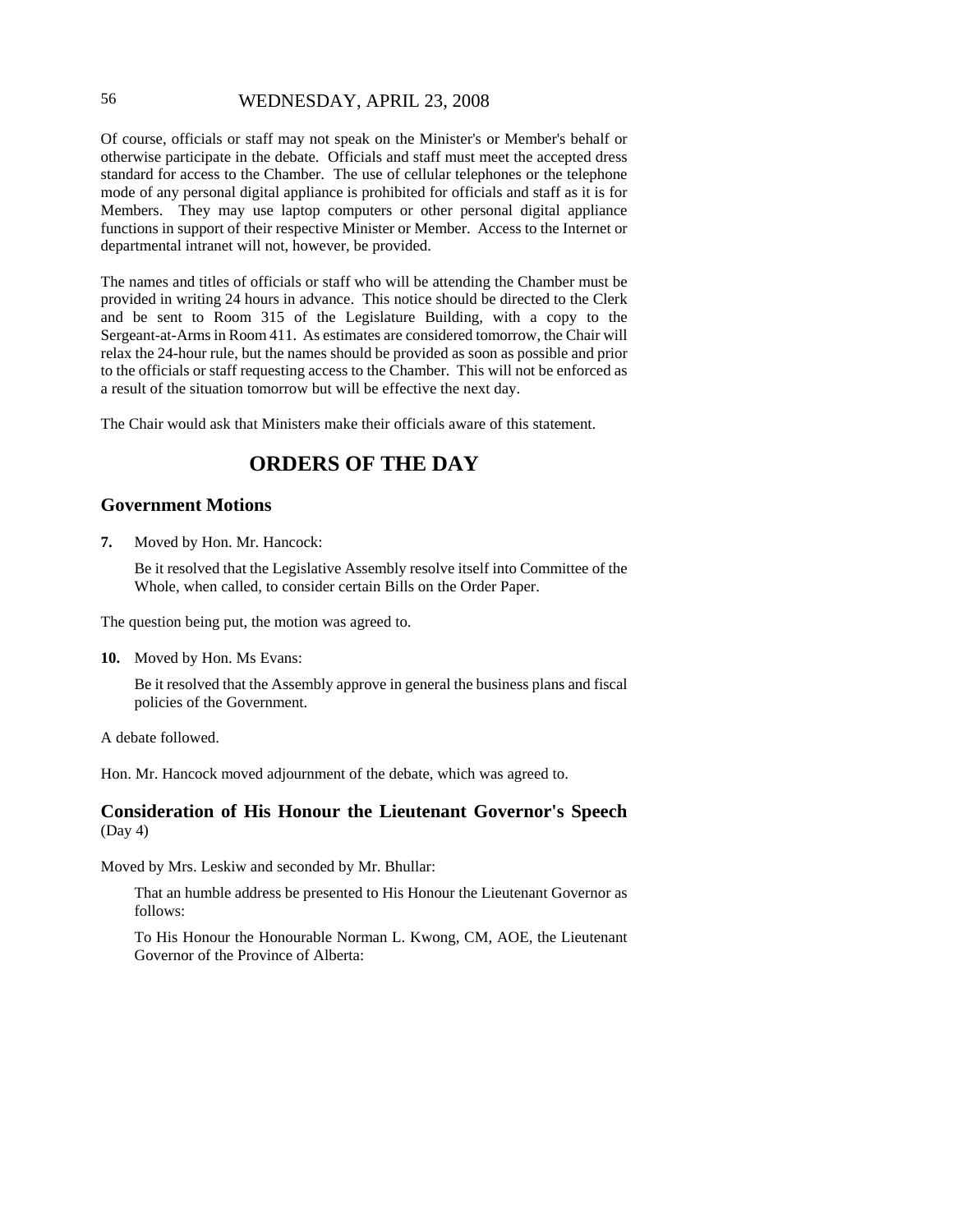Of course, officials or staff may not speak on the Minister's or Member's behalf or otherwise participate in the debate. Officials and staff must meet the accepted dress standard for access to the Chamber. The use of cellular telephones or the telephone mode of any personal digital appliance is prohibited for officials and staff as it is for Members. They may use laptop computers or other personal digital appliance functions in support of their respective Minister or Member. Access to the Internet or departmental intranet will not, however, be provided.

The names and titles of officials or staff who will be attending the Chamber must be provided in writing 24 hours in advance. This notice should be directed to the Clerk and be sent to Room 315 of the Legislature Building, with a copy to the Sergeant-at-Arms in Room 411. As estimates are considered tomorrow, the Chair will relax the 24-hour rule, but the names should be provided as soon as possible and prior to the officials or staff requesting access to the Chamber. This will not be enforced as a result of the situation tomorrow but will be effective the next day.

The Chair would ask that Ministers make their officials aware of this statement.

# ORDERS OF THE DAY

## Government Motions

**7.** Moved by Hon. Mr. Hancock:

> Be it resolved that the Legislative Assembly resolve itself into Committee of the Whole, when called, to consider certain Bills on the Order Paper.

The question being put, the motion was agreed to.

**10.** Moved by Hon. Ms Evans:

> Be it resolved that the Assembly approve in general the business plans and fiscal policies of the Government.

A debate followed.

Hon. Mr. Hancock moved adjournment of the debate, which was agreed to.

## Consideration of His Honour the Lieutenant Governor's Speech
(Day 4)

Moved by Mrs. Leskiw and seconded by Mr. Bhullar:

> That an humble address be presented to His Honour the Lieutenant Governor as follows:
>
> To His Honour the Honourable Norman L. Kwong, CM, AOE, the Lieutenant Governor of the Province of Alberta: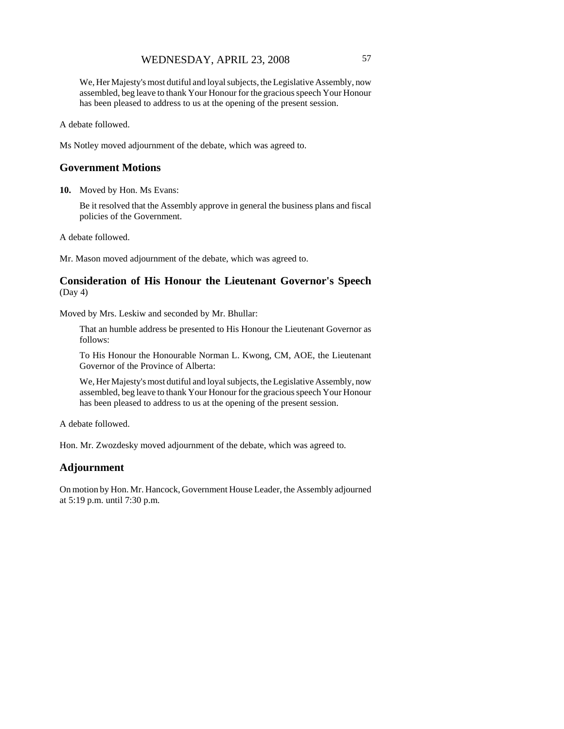We, Her Majesty's most dutiful and loyal subjects, the Legislative Assembly, now assembled, beg leave to thank Your Honour for the gracious speech Your Honour has been pleased to address to us at the opening of the present session.

A debate followed.

Ms Notley moved adjournment of the debate, which was agreed to.

## Government Motions

**10.** Moved by Hon. Ms Evans:

Be it resolved that the Assembly approve in general the business plans and fiscal policies of the Government.

A debate followed.

Mr. Mason moved adjournment of the debate, which was agreed to.

## Consideration of His Honour the Lieutenant Governor's Speech (Day 4)

Moved by Mrs. Leskiw and seconded by Mr. Bhullar:

That an humble address be presented to His Honour the Lieutenant Governor as follows:

To His Honour the Honourable Norman L. Kwong, CM, AOE, the Lieutenant Governor of the Province of Alberta:

We, Her Majesty's most dutiful and loyal subjects, the Legislative Assembly, now assembled, beg leave to thank Your Honour for the gracious speech Your Honour has been pleased to address to us at the opening of the present session.

A debate followed.

Hon. Mr. Zwozdesky moved adjournment of the debate, which was agreed to.

## Adjournment

On motion by Hon. Mr. Hancock, Government House Leader, the Assembly adjourned at 5:19 p.m. until 7:30 p.m.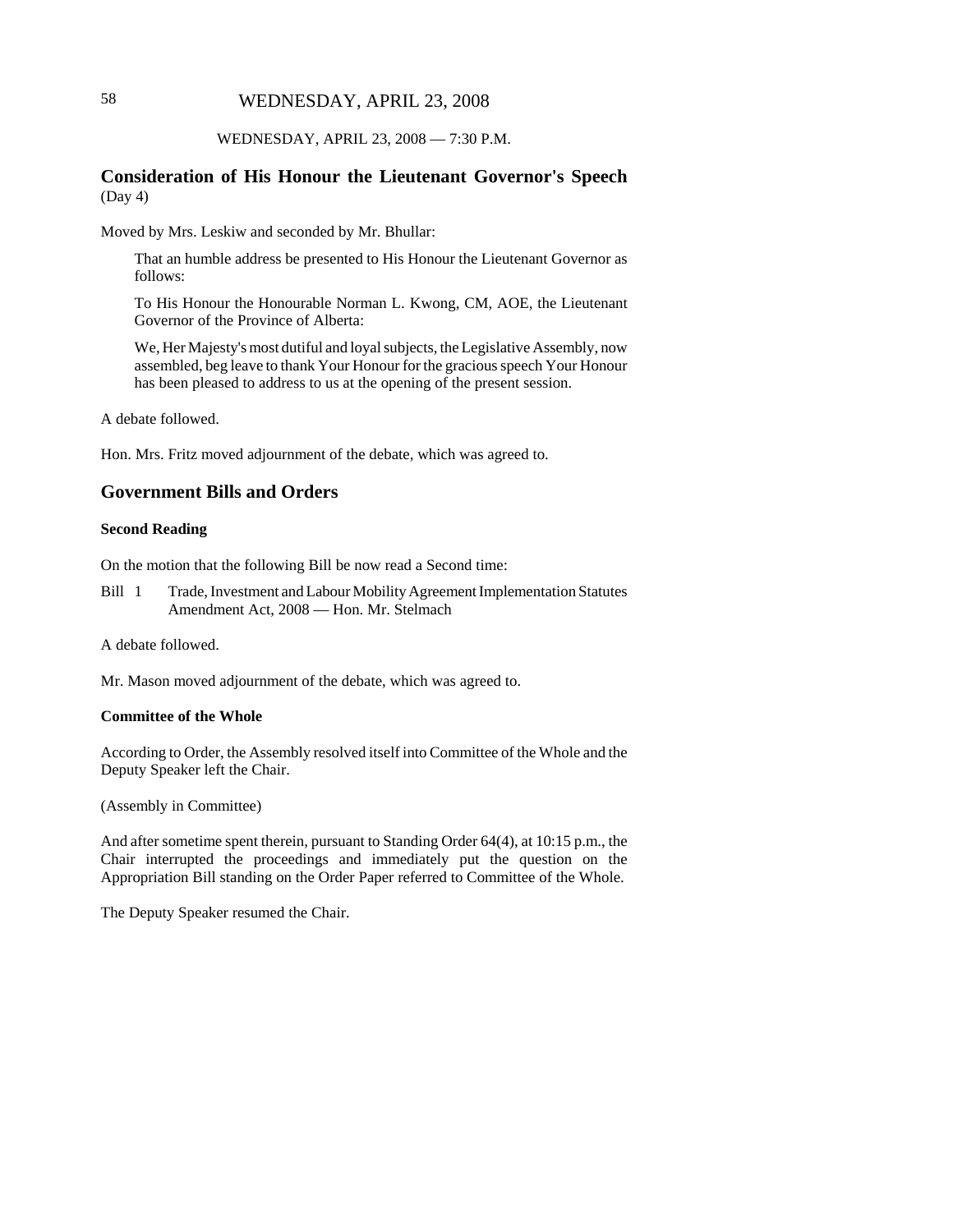WEDNESDAY, APRIL 23, 2008 — 7:30 P.M.

## Consideration of His Honour the Lieutenant Governor's Speech
(Day 4)

Moved by Mrs. Leskiw and seconded by Mr. Bhullar:

> That an humble address be presented to His Honour the Lieutenant Governor as follows:
>
> To His Honour the Honourable Norman L. Kwong, CM, AOE, the Lieutenant Governor of the Province of Alberta:
>
> We, Her Majesty's most dutiful and loyal subjects, the Legislative Assembly, now assembled, beg leave to thank Your Honour for the gracious speech Your Honour has been pleased to address to us at the opening of the present session.

A debate followed.

Hon. Mrs. Fritz moved adjournment of the debate, which was agreed to.

## Government Bills and Orders

### Second Reading

On the motion that the following Bill be now read a Second time:

Bill 1 Trade, Investment and Labour Mobility Agreement Implementation Statutes Amendment Act, 2008 — Hon. Mr. Stelmach

A debate followed.

Mr. Mason moved adjournment of the debate, which was agreed to.

### Committee of the Whole

According to Order, the Assembly resolved itself into Committee of the Whole and the Deputy Speaker left the Chair.

(Assembly in Committee)

And after sometime spent therein, pursuant to Standing Order 64(4), at 10:15 p.m., the Chair interrupted the proceedings and immediately put the question on the Appropriation Bill standing on the Order Paper referred to Committee of the Whole.

The Deputy Speaker resumed the Chair.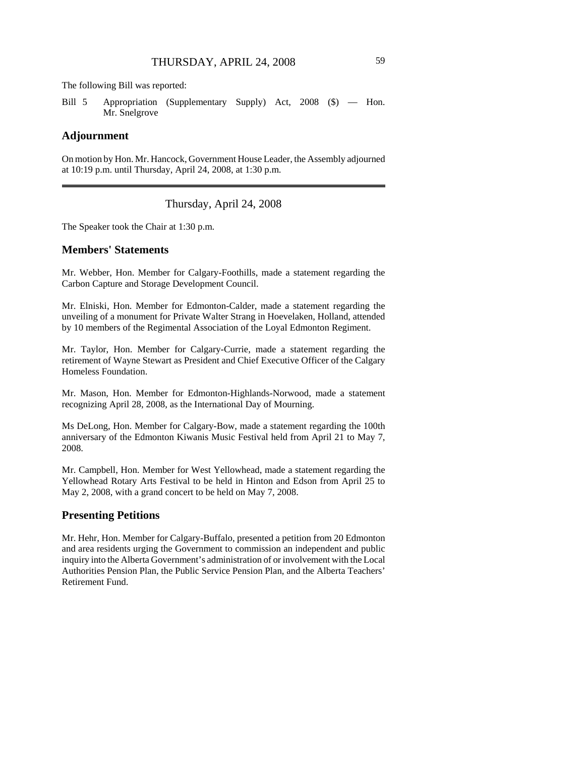The following Bill was reported:

Bill 5 Appropriation (Supplementary Supply) Act, 2008 ($) — Hon. Mr. Snelgrove

## Adjournment

On motion by Hon. Mr. Hancock, Government House Leader, the Assembly adjourned at 10:19 p.m. until Thursday, April 24, 2008, at 1:30 p.m.

---

Thursday, April 24, 2008

The Speaker took the Chair at 1:30 p.m.

## Members' Statements

Mr. Webber, Hon. Member for Calgary-Foothills, made a statement regarding the Carbon Capture and Storage Development Council.

Mr. Elniski, Hon. Member for Edmonton-Calder, made a statement regarding the unveiling of a monument for Private Walter Strang in Hoevelaken, Holland, attended by 10 members of the Regimental Association of the Loyal Edmonton Regiment.

Mr. Taylor, Hon. Member for Calgary-Currie, made a statement regarding the retirement of Wayne Stewart as President and Chief Executive Officer of the Calgary Homeless Foundation.

Mr. Mason, Hon. Member for Edmonton-Highlands-Norwood, made a statement recognizing April 28, 2008, as the International Day of Mourning.

Ms DeLong, Hon. Member for Calgary-Bow, made a statement regarding the 100th anniversary of the Edmonton Kiwanis Music Festival held from April 21 to May 7, 2008.

Mr. Campbell, Hon. Member for West Yellowhead, made a statement regarding the Yellowhead Rotary Arts Festival to be held in Hinton and Edson from April 25 to May 2, 2008, with a grand concert to be held on May 7, 2008.

## Presenting Petitions

Mr. Hehr, Hon. Member for Calgary-Buffalo, presented a petition from 20 Edmonton and area residents urging the Government to commission an independent and public inquiry into the Alberta Government's administration of or involvement with the Local Authorities Pension Plan, the Public Service Pension Plan, and the Alberta Teachers' Retirement Fund.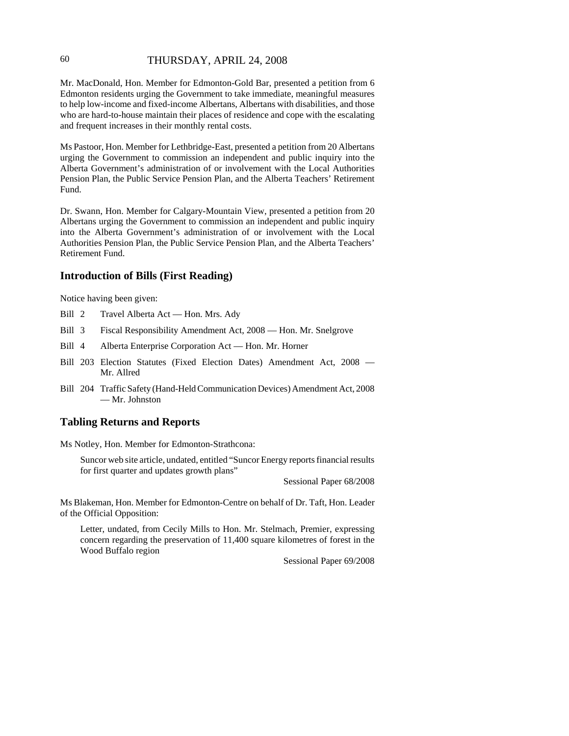Mr. MacDonald, Hon. Member for Edmonton-Gold Bar, presented a petition from 6 Edmonton residents urging the Government to take immediate, meaningful measures to help low-income and fixed-income Albertans, Albertans with disabilities, and those who are hard-to-house maintain their places of residence and cope with the escalating and frequent increases in their monthly rental costs.

Ms Pastoor, Hon. Member for Lethbridge-East, presented a petition from 20 Albertans urging the Government to commission an independent and public inquiry into the Alberta Government's administration of or involvement with the Local Authorities Pension Plan, the Public Service Pension Plan, and the Alberta Teachers' Retirement Fund.

Dr. Swann, Hon. Member for Calgary-Mountain View, presented a petition from 20 Albertans urging the Government to commission an independent and public inquiry into the Alberta Government's administration of or involvement with the Local Authorities Pension Plan, the Public Service Pension Plan, and the Alberta Teachers' Retirement Fund.

## Introduction of Bills (First Reading)

Notice having been given:

- Bill 2 Travel Alberta Act — Hon. Mrs. Ady
- Bill 3 Fiscal Responsibility Amendment Act, 2008 — Hon. Mr. Snelgrove
- Bill 4 Alberta Enterprise Corporation Act — Hon. Mr. Horner
- Bill 203 Election Statutes (Fixed Election Dates) Amendment Act, 2008 — Mr. Allred
- Bill 204 Traffic Safety (Hand-Held Communication Devices) Amendment Act, 2008 — Mr. Johnston

## Tabling Returns and Reports

Ms Notley, Hon. Member for Edmonton-Strathcona:

> Suncor web site article, undated, entitled "Suncor Energy reports financial results for first quarter and updates growth plans"
>
> Sessional Paper 68/2008

Ms Blakeman, Hon. Member for Edmonton-Centre on behalf of Dr. Taft, Hon. Leader of the Official Opposition:

> Letter, undated, from Cecily Mills to Hon. Mr. Stelmach, Premier, expressing concern regarding the preservation of 11,400 square kilometres of forest in the Wood Buffalo region
>
> Sessional Paper 69/2008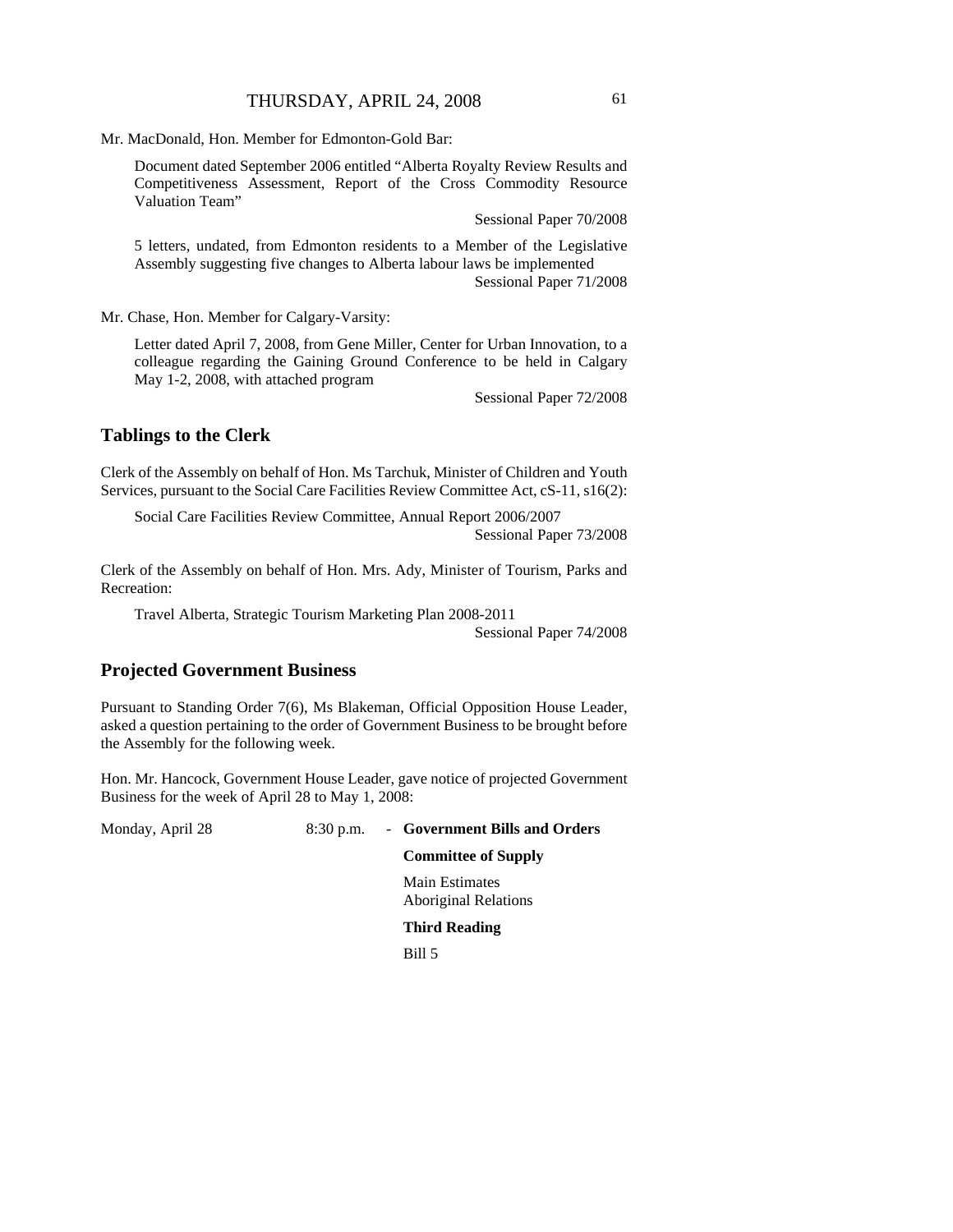Mr. MacDonald, Hon. Member for Edmonton-Gold Bar:

> Document dated September 2006 entitled "Alberta Royalty Review Results and Competitiveness Assessment, Report of the Cross Commodity Resource Valuation Team"
>
> Sessional Paper 70/2008
>
> 5 letters, undated, from Edmonton residents to a Member of the Legislative Assembly suggesting five changes to Alberta labour laws be implemented
>
> Sessional Paper 71/2008

Mr. Chase, Hon. Member for Calgary-Varsity:

> Letter dated April 7, 2008, from Gene Miller, Center for Urban Innovation, to a colleague regarding the Gaining Ground Conference to be held in Calgary May 1-2, 2008, with attached program
>
> Sessional Paper 72/2008

## Tablings to the Clerk

Clerk of the Assembly on behalf of Hon. Ms Tarchuk, Minister of Children and Youth Services, pursuant to the Social Care Facilities Review Committee Act, cS-11, s16(2):

> Social Care Facilities Review Committee, Annual Report 2006/2007
>
> Sessional Paper 73/2008

Clerk of the Assembly on behalf of Hon. Mrs. Ady, Minister of Tourism, Parks and Recreation:

> Travel Alberta, Strategic Tourism Marketing Plan 2008-2011
>
> Sessional Paper 74/2008

## Projected Government Business

Pursuant to Standing Order 7(6), Ms Blakeman, Official Opposition House Leader, asked a question pertaining to the order of Government Business to be brought before the Assembly for the following week.

Hon. Mr. Hancock, Government House Leader, gave notice of projected Government Business for the week of April 28 to May 1, 2008:

Monday, April 28 — 8:30 p.m. - **Government Bills and Orders**

**Committee of Supply**

Main Estimates
Aboriginal Relations

**Third Reading**

Bill 5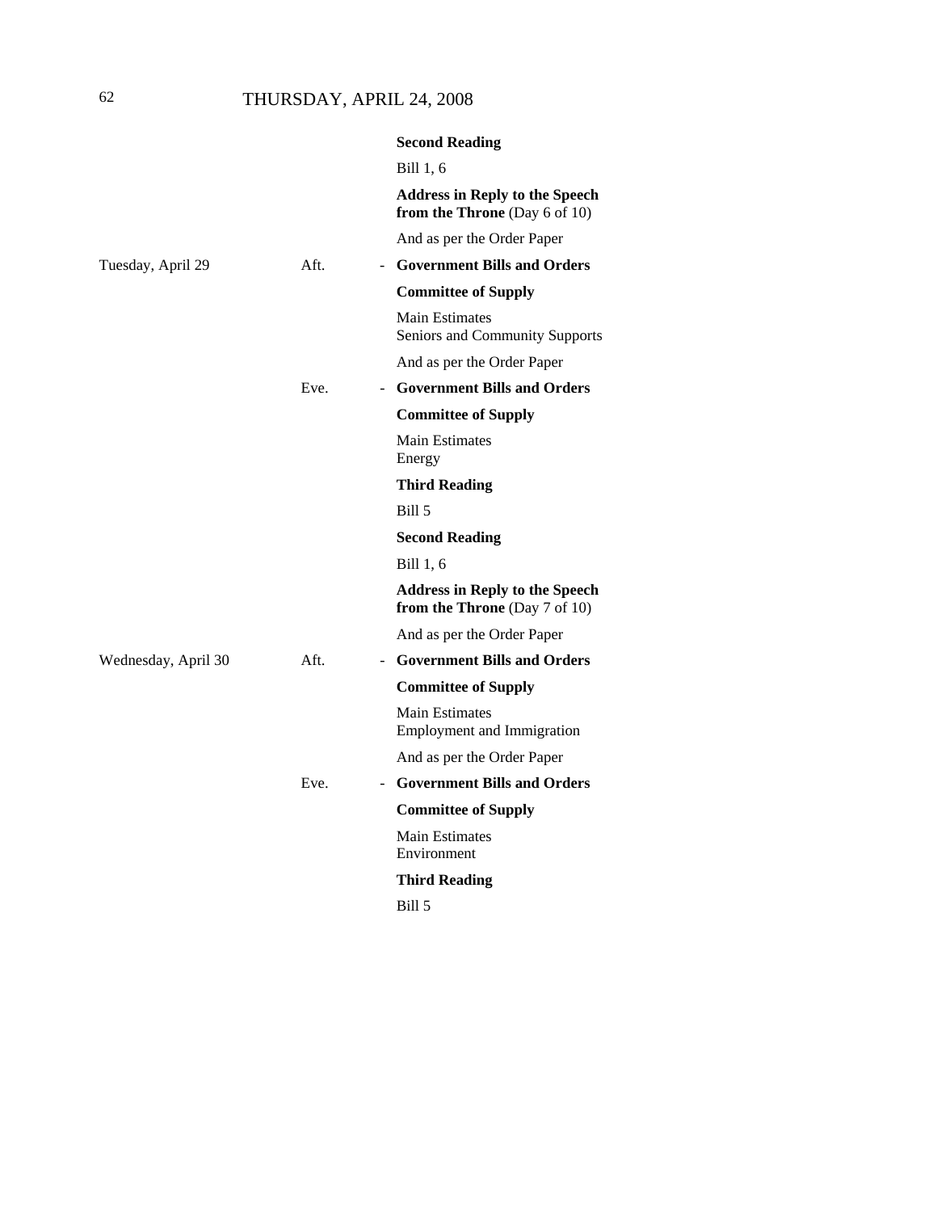| | | | |
|---|---|---|---|
| | | | **Second Reading** |
| | | | Bill 1, 6 |
| | | | **Address in Reply to the Speech from the Throne** (Day 6 of 10) |
| | | | And as per the Order Paper |
| Tuesday, April 29 | Aft. | - | **Government Bills and Orders** |
| | | | **Committee of Supply** |
| | | | Main Estimates<br>Seniors and Community Supports |
| | | | And as per the Order Paper |
| | Eve. | - | **Government Bills and Orders** |
| | | | **Committee of Supply** |
| | | | Main Estimates<br>Energy |
| | | | **Third Reading** |
| | | | Bill 5 |
| | | | **Second Reading** |
| | | | Bill 1, 6 |
| | | | **Address in Reply to the Speech from the Throne** (Day 7 of 10) |
| | | | And as per the Order Paper |
| Wednesday, April 30 | Aft. | - | **Government Bills and Orders** |
| | | | **Committee of Supply** |
| | | | Main Estimates<br>Employment and Immigration |
| | | | And as per the Order Paper |
| | Eve. | - | **Government Bills and Orders** |
| | | | **Committee of Supply** |
| | | | Main Estimates<br>Environment |
| | | | **Third Reading** |
| | | | Bill 5 |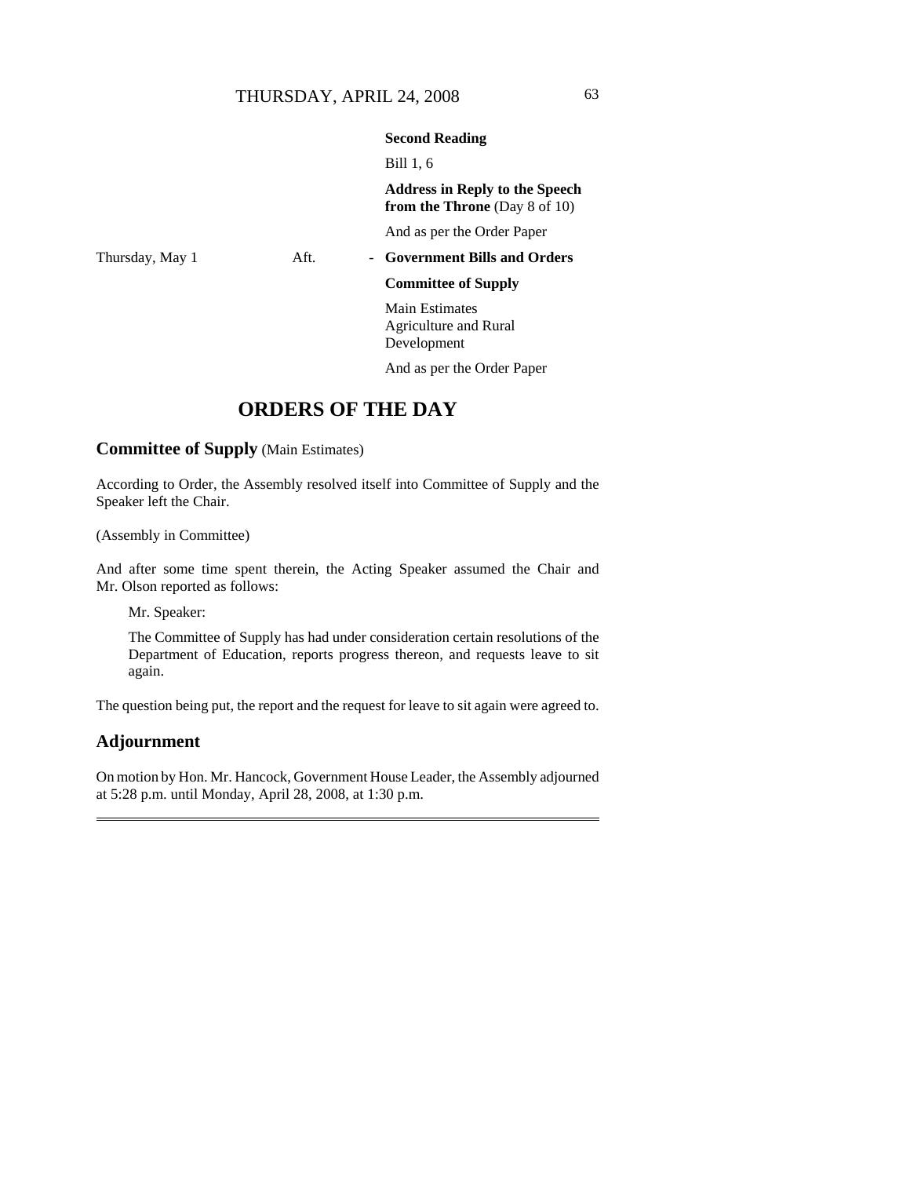| | | | |
|---|---|---|---|
| | | | **Second Reading** |
| | | | Bill 1, 6 |
| | | | **Address in Reply to the Speech from the Throne** (Day 8 of 10) |
| | | | And as per the Order Paper |
| Thursday, May 1 | Aft. | - | **Government Bills and Orders** |
| | | | **Committee of Supply** |
| | | | Main Estimates<br>Agriculture and Rural Development |
| | | | And as per the Order Paper |

# ORDERS OF THE DAY

## Committee of Supply (Main Estimates)

According to Order, the Assembly resolved itself into Committee of Supply and the Speaker left the Chair.

(Assembly in Committee)

And after some time spent therein, the Acting Speaker assumed the Chair and Mr. Olson reported as follows:

> Mr. Speaker:
>
> The Committee of Supply has had under consideration certain resolutions of the Department of Education, reports progress thereon, and requests leave to sit again.

The question being put, the report and the request for leave to sit again were agreed to.

## Adjournment

On motion by Hon. Mr. Hancock, Government House Leader, the Assembly adjourned at 5:28 p.m. until Monday, April 28, 2008, at 1:30 p.m.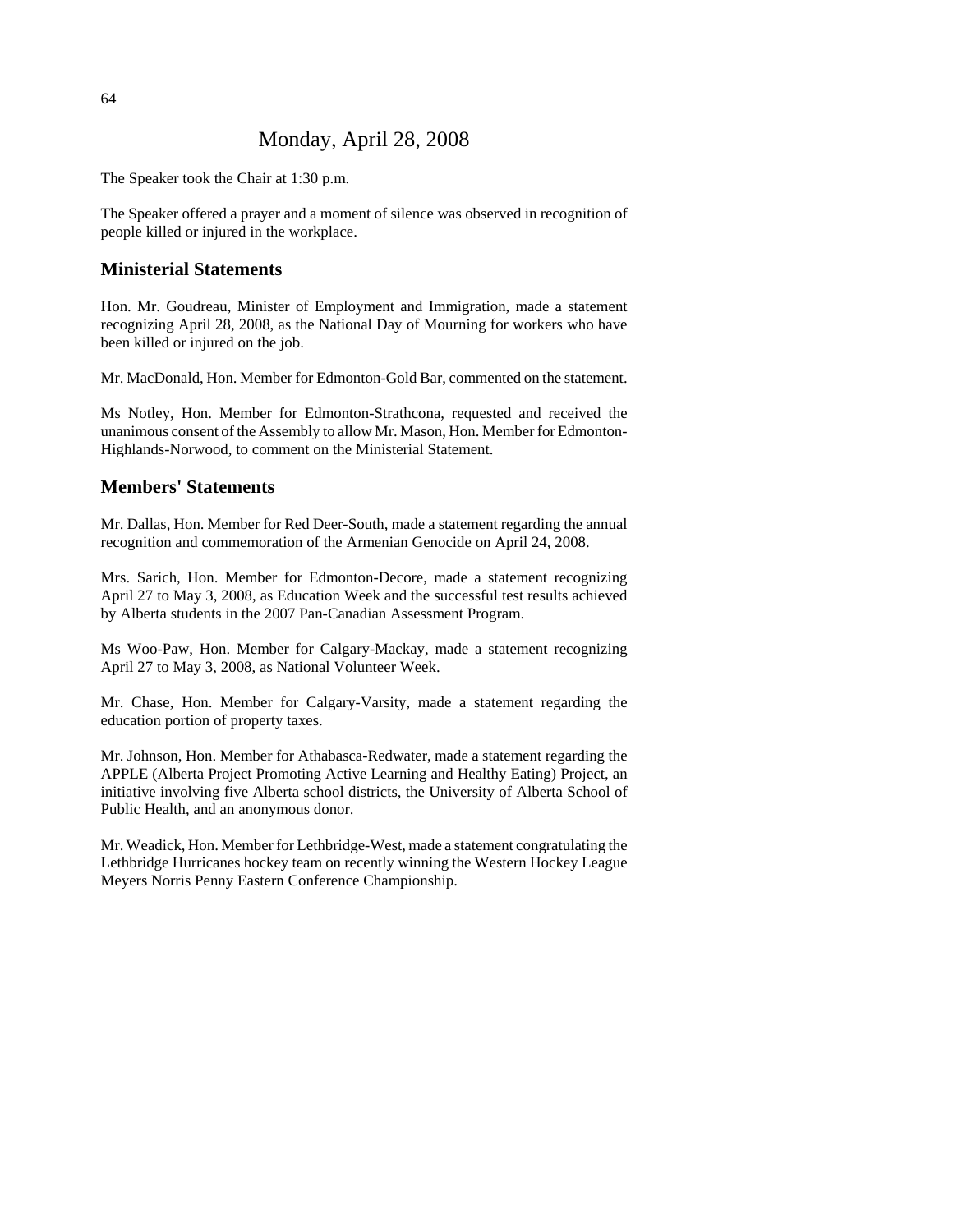# Monday, April 28, 2008

The Speaker took the Chair at 1:30 p.m.

The Speaker offered a prayer and a moment of silence was observed in recognition of people killed or injured in the workplace.

## Ministerial Statements

Hon. Mr. Goudreau, Minister of Employment and Immigration, made a statement recognizing April 28, 2008, as the National Day of Mourning for workers who have been killed or injured on the job.

Mr. MacDonald, Hon. Member for Edmonton-Gold Bar, commented on the statement.

Ms Notley, Hon. Member for Edmonton-Strathcona, requested and received the unanimous consent of the Assembly to allow Mr. Mason, Hon. Member for Edmonton-Highlands-Norwood, to comment on the Ministerial Statement.

## Members' Statements

Mr. Dallas, Hon. Member for Red Deer-South, made a statement regarding the annual recognition and commemoration of the Armenian Genocide on April 24, 2008.

Mrs. Sarich, Hon. Member for Edmonton-Decore, made a statement recognizing April 27 to May 3, 2008, as Education Week and the successful test results achieved by Alberta students in the 2007 Pan-Canadian Assessment Program.

Ms Woo-Paw, Hon. Member for Calgary-Mackay, made a statement recognizing April 27 to May 3, 2008, as National Volunteer Week.

Mr. Chase, Hon. Member for Calgary-Varsity, made a statement regarding the education portion of property taxes.

Mr. Johnson, Hon. Member for Athabasca-Redwater, made a statement regarding the APPLE (Alberta Project Promoting Active Learning and Healthy Eating) Project, an initiative involving five Alberta school districts, the University of Alberta School of Public Health, and an anonymous donor.

Mr. Weadick, Hon. Member for Lethbridge-West, made a statement congratulating the Lethbridge Hurricanes hockey team on recently winning the Western Hockey League Meyers Norris Penny Eastern Conference Championship.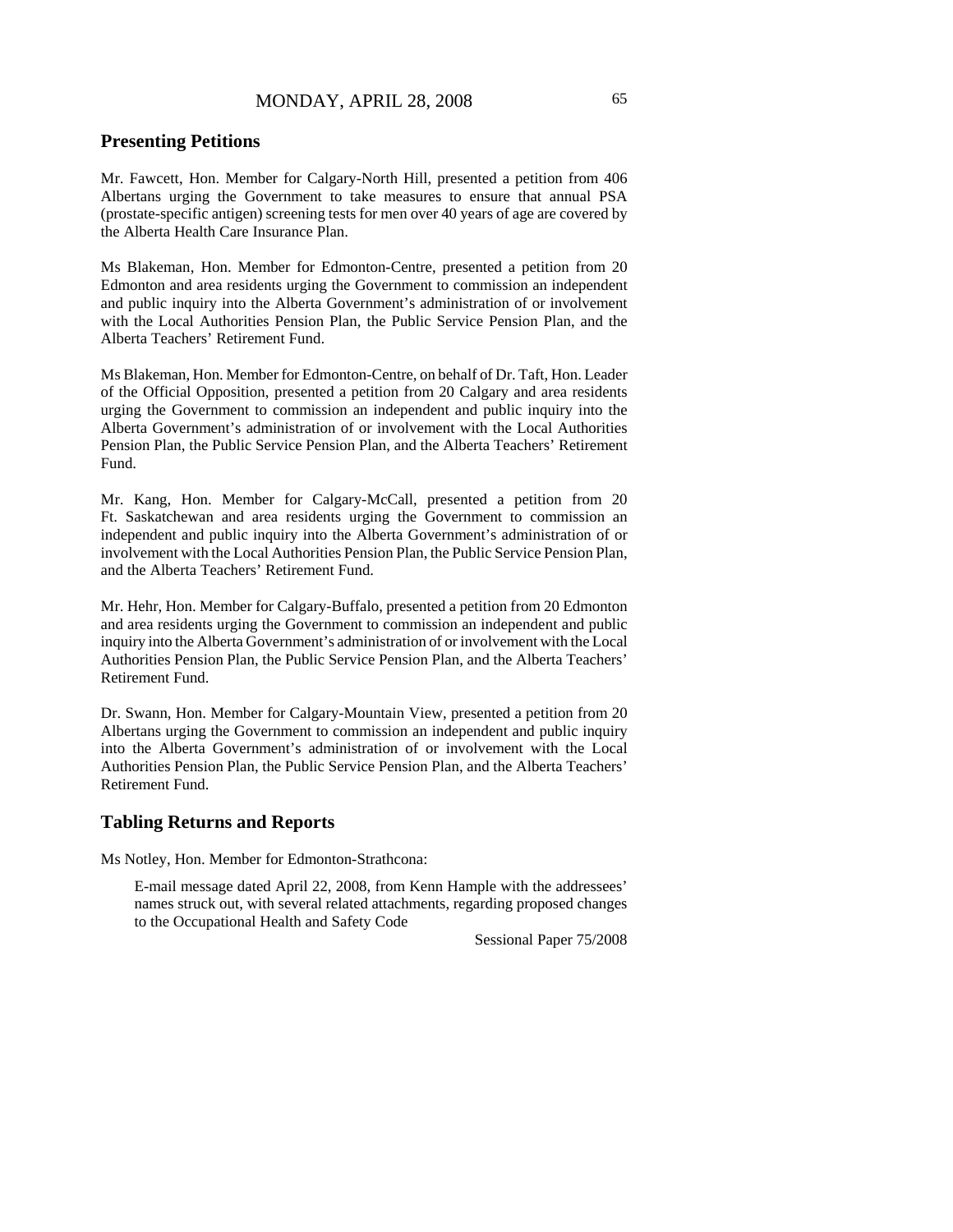## Presenting Petitions

Mr. Fawcett, Hon. Member for Calgary-North Hill, presented a petition from 406 Albertans urging the Government to take measures to ensure that annual PSA (prostate-specific antigen) screening tests for men over 40 years of age are covered by the Alberta Health Care Insurance Plan.

Ms Blakeman, Hon. Member for Edmonton-Centre, presented a petition from 20 Edmonton and area residents urging the Government to commission an independent and public inquiry into the Alberta Government's administration of or involvement with the Local Authorities Pension Plan, the Public Service Pension Plan, and the Alberta Teachers' Retirement Fund.

Ms Blakeman, Hon. Member for Edmonton-Centre, on behalf of Dr. Taft, Hon. Leader of the Official Opposition, presented a petition from 20 Calgary and area residents urging the Government to commission an independent and public inquiry into the Alberta Government's administration of or involvement with the Local Authorities Pension Plan, the Public Service Pension Plan, and the Alberta Teachers' Retirement Fund.

Mr. Kang, Hon. Member for Calgary-McCall, presented a petition from 20 Ft. Saskatchewan and area residents urging the Government to commission an independent and public inquiry into the Alberta Government's administration of or involvement with the Local Authorities Pension Plan, the Public Service Pension Plan, and the Alberta Teachers' Retirement Fund.

Mr. Hehr, Hon. Member for Calgary-Buffalo, presented a petition from 20 Edmonton and area residents urging the Government to commission an independent and public inquiry into the Alberta Government's administration of or involvement with the Local Authorities Pension Plan, the Public Service Pension Plan, and the Alberta Teachers' Retirement Fund.

Dr. Swann, Hon. Member for Calgary-Mountain View, presented a petition from 20 Albertans urging the Government to commission an independent and public inquiry into the Alberta Government's administration of or involvement with the Local Authorities Pension Plan, the Public Service Pension Plan, and the Alberta Teachers' Retirement Fund.

## Tabling Returns and Reports

Ms Notley, Hon. Member for Edmonton-Strathcona:

> E-mail message dated April 22, 2008, from Kenn Hample with the addressees' names struck out, with several related attachments, regarding proposed changes to the Occupational Health and Safety Code
>
> Sessional Paper 75/2008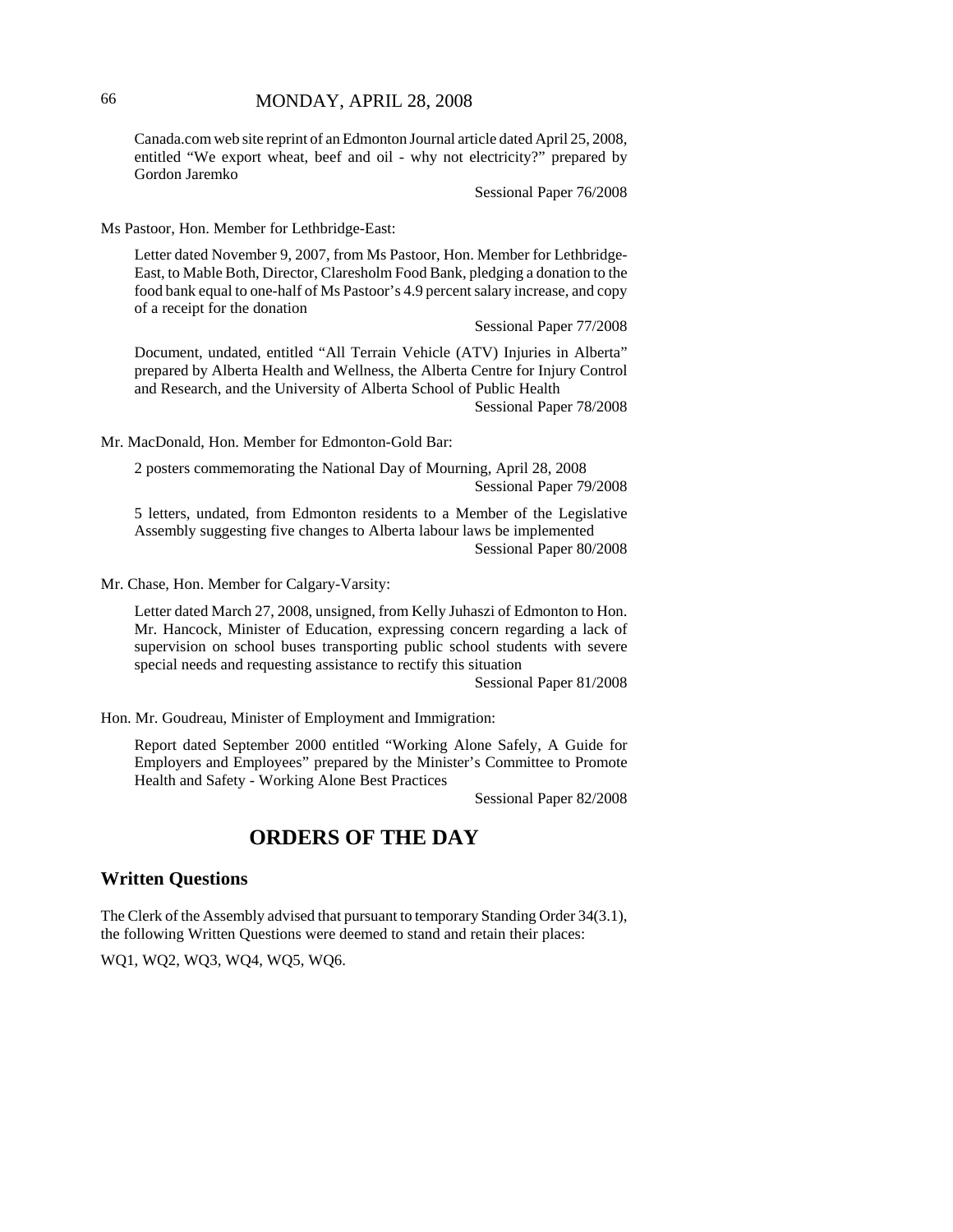Canada.com web site reprint of an Edmonton Journal article dated April 25, 2008, entitled "We export wheat, beef and oil - why not electricity?" prepared by Gordon Jaremko

Sessional Paper 76/2008

Ms Pastoor, Hon. Member for Lethbridge-East:

Letter dated November 9, 2007, from Ms Pastoor, Hon. Member for Lethbridge-East, to Mable Both, Director, Claresholm Food Bank, pledging a donation to the food bank equal to one-half of Ms Pastoor's 4.9 percent salary increase, and copy of a receipt for the donation

Sessional Paper 77/2008

Document, undated, entitled "All Terrain Vehicle (ATV) Injuries in Alberta" prepared by Alberta Health and Wellness, the Alberta Centre for Injury Control and Research, and the University of Alberta School of Public Health

Sessional Paper 78/2008

Mr. MacDonald, Hon. Member for Edmonton-Gold Bar:

2 posters commemorating the National Day of Mourning, April 28, 2008

Sessional Paper 79/2008

5 letters, undated, from Edmonton residents to a Member of the Legislative Assembly suggesting five changes to Alberta labour laws be implemented

Sessional Paper 80/2008

Mr. Chase, Hon. Member for Calgary-Varsity:

Letter dated March 27, 2008, unsigned, from Kelly Juhaszi of Edmonton to Hon. Mr. Hancock, Minister of Education, expressing concern regarding a lack of supervision on school buses transporting public school students with severe special needs and requesting assistance to rectify this situation

Sessional Paper 81/2008

Hon. Mr. Goudreau, Minister of Employment and Immigration:

Report dated September 2000 entitled "Working Alone Safely, A Guide for Employers and Employees" prepared by the Minister's Committee to Promote Health and Safety - Working Alone Best Practices

Sessional Paper 82/2008

# ORDERS OF THE DAY

## Written Questions

The Clerk of the Assembly advised that pursuant to temporary Standing Order 34(3.1), the following Written Questions were deemed to stand and retain their places:

WQ1, WQ2, WQ3, WQ4, WQ5, WQ6.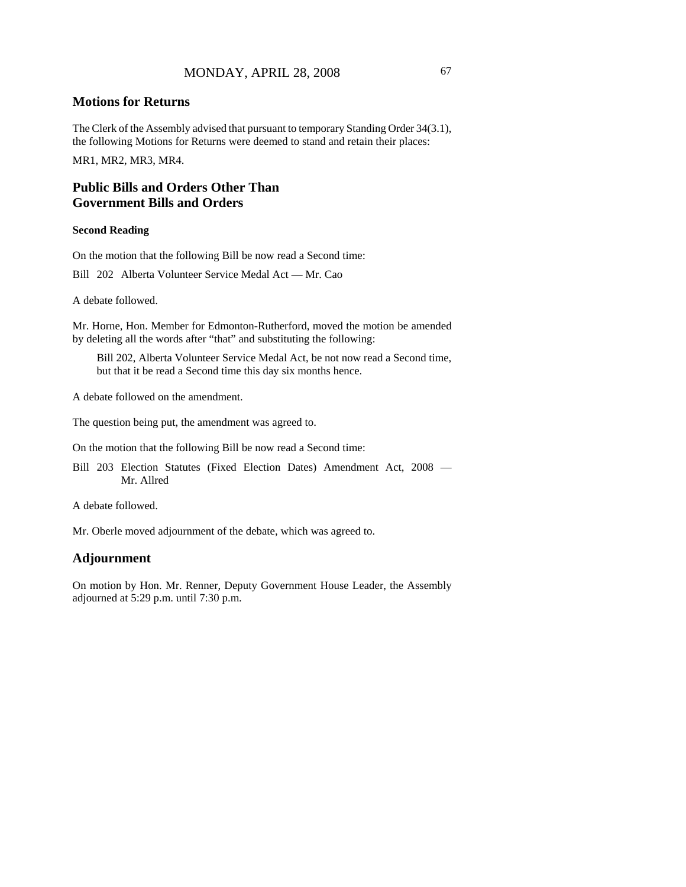## Motions for Returns

The Clerk of the Assembly advised that pursuant to temporary Standing Order 34(3.1), the following Motions for Returns were deemed to stand and retain their places:

MR1, MR2, MR3, MR4.

## Public Bills and Orders Other Than Government Bills and Orders

### Second Reading

On the motion that the following Bill be now read a Second time:

Bill 202 Alberta Volunteer Service Medal Act — Mr. Cao

A debate followed.

Mr. Horne, Hon. Member for Edmonton-Rutherford, moved the motion be amended by deleting all the words after "that" and substituting the following:

> Bill 202, Alberta Volunteer Service Medal Act, be not now read a Second time, but that it be read a Second time this day six months hence.

A debate followed on the amendment.

The question being put, the amendment was agreed to.

On the motion that the following Bill be now read a Second time:

Bill 203 Election Statutes (Fixed Election Dates) Amendment Act, 2008 — Mr. Allred

A debate followed.

Mr. Oberle moved adjournment of the debate, which was agreed to.

## Adjournment

On motion by Hon. Mr. Renner, Deputy Government House Leader, the Assembly adjourned at 5:29 p.m. until 7:30 p.m.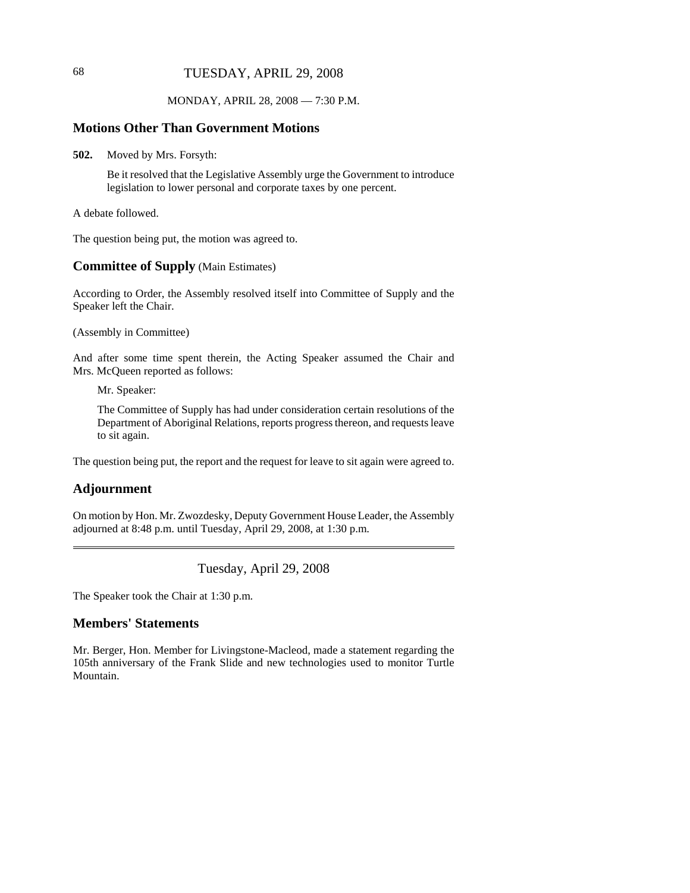MONDAY, APRIL 28, 2008 — 7:30 P.M.

## Motions Other Than Government Motions

**502.** Moved by Mrs. Forsyth:

Be it resolved that the Legislative Assembly urge the Government to introduce legislation to lower personal and corporate taxes by one percent.

A debate followed.

The question being put, the motion was agreed to.

## Committee of Supply (Main Estimates)

According to Order, the Assembly resolved itself into Committee of Supply and the Speaker left the Chair.

(Assembly in Committee)

And after some time spent therein, the Acting Speaker assumed the Chair and Mrs. McQueen reported as follows:

Mr. Speaker:

The Committee of Supply has had under consideration certain resolutions of the Department of Aboriginal Relations, reports progress thereon, and requests leave to sit again.

The question being put, the report and the request for leave to sit again were agreed to.

## Adjournment

On motion by Hon. Mr. Zwozdesky, Deputy Government House Leader, the Assembly adjourned at 8:48 p.m. until Tuesday, April 29, 2008, at 1:30 p.m.

---

# Tuesday, April 29, 2008

The Speaker took the Chair at 1:30 p.m.

## Members' Statements

Mr. Berger, Hon. Member for Livingstone-Macleod, made a statement regarding the 105th anniversary of the Frank Slide and new technologies used to monitor Turtle Mountain.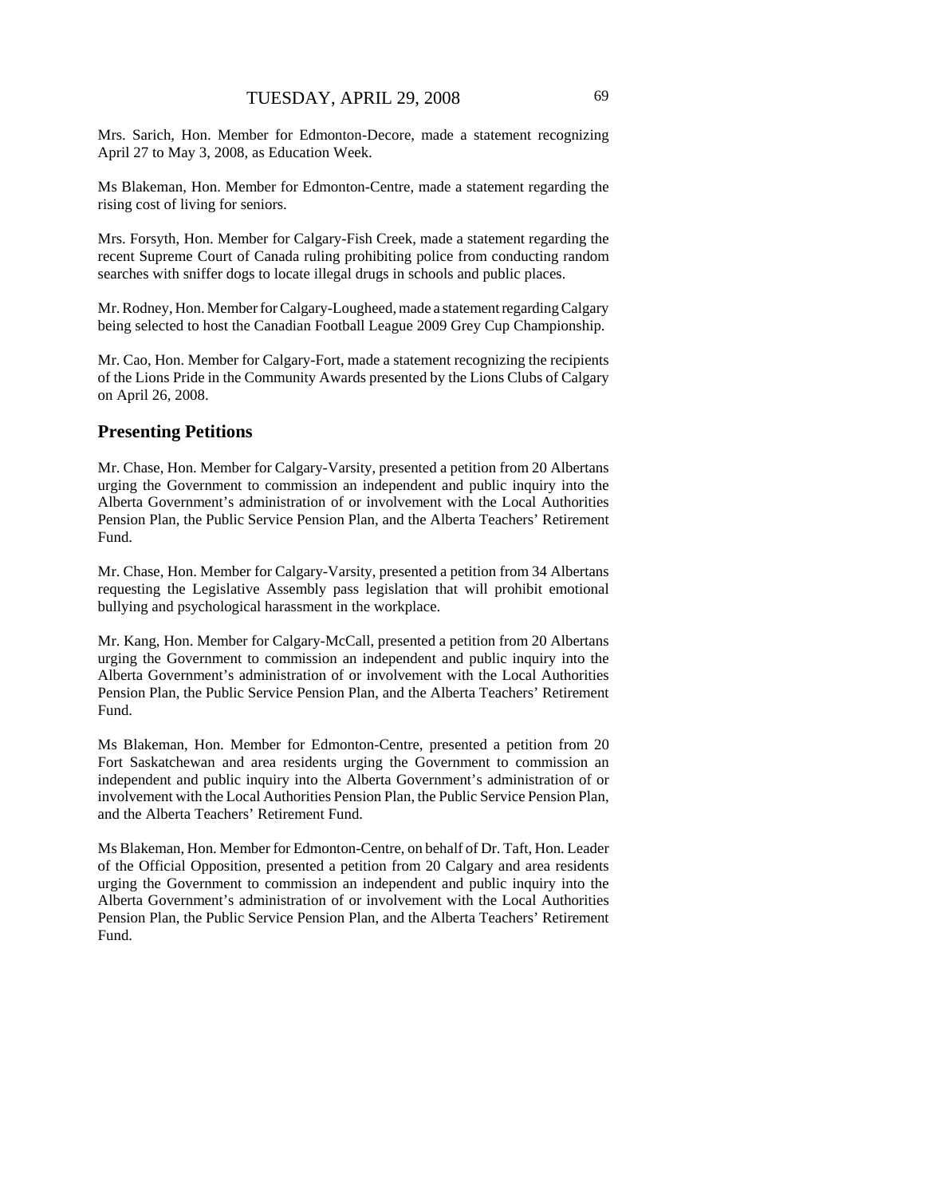Mrs. Sarich, Hon. Member for Edmonton-Decore, made a statement recognizing April 27 to May 3, 2008, as Education Week.

Ms Blakeman, Hon. Member for Edmonton-Centre, made a statement regarding the rising cost of living for seniors.

Mrs. Forsyth, Hon. Member for Calgary-Fish Creek, made a statement regarding the recent Supreme Court of Canada ruling prohibiting police from conducting random searches with sniffer dogs to locate illegal drugs in schools and public places.

Mr. Rodney, Hon. Member for Calgary-Lougheed, made a statement regarding Calgary being selected to host the Canadian Football League 2009 Grey Cup Championship.

Mr. Cao, Hon. Member for Calgary-Fort, made a statement recognizing the recipients of the Lions Pride in the Community Awards presented by the Lions Clubs of Calgary on April 26, 2008.

## Presenting Petitions

Mr. Chase, Hon. Member for Calgary-Varsity, presented a petition from 20 Albertans urging the Government to commission an independent and public inquiry into the Alberta Government's administration of or involvement with the Local Authorities Pension Plan, the Public Service Pension Plan, and the Alberta Teachers' Retirement Fund.

Mr. Chase, Hon. Member for Calgary-Varsity, presented a petition from 34 Albertans requesting the Legislative Assembly pass legislation that will prohibit emotional bullying and psychological harassment in the workplace.

Mr. Kang, Hon. Member for Calgary-McCall, presented a petition from 20 Albertans urging the Government to commission an independent and public inquiry into the Alberta Government's administration of or involvement with the Local Authorities Pension Plan, the Public Service Pension Plan, and the Alberta Teachers' Retirement Fund.

Ms Blakeman, Hon. Member for Edmonton-Centre, presented a petition from 20 Fort Saskatchewan and area residents urging the Government to commission an independent and public inquiry into the Alberta Government's administration of or involvement with the Local Authorities Pension Plan, the Public Service Pension Plan, and the Alberta Teachers' Retirement Fund.

Ms Blakeman, Hon. Member for Edmonton-Centre, on behalf of Dr. Taft, Hon. Leader of the Official Opposition, presented a petition from 20 Calgary and area residents urging the Government to commission an independent and public inquiry into the Alberta Government's administration of or involvement with the Local Authorities Pension Plan, the Public Service Pension Plan, and the Alberta Teachers' Retirement Fund.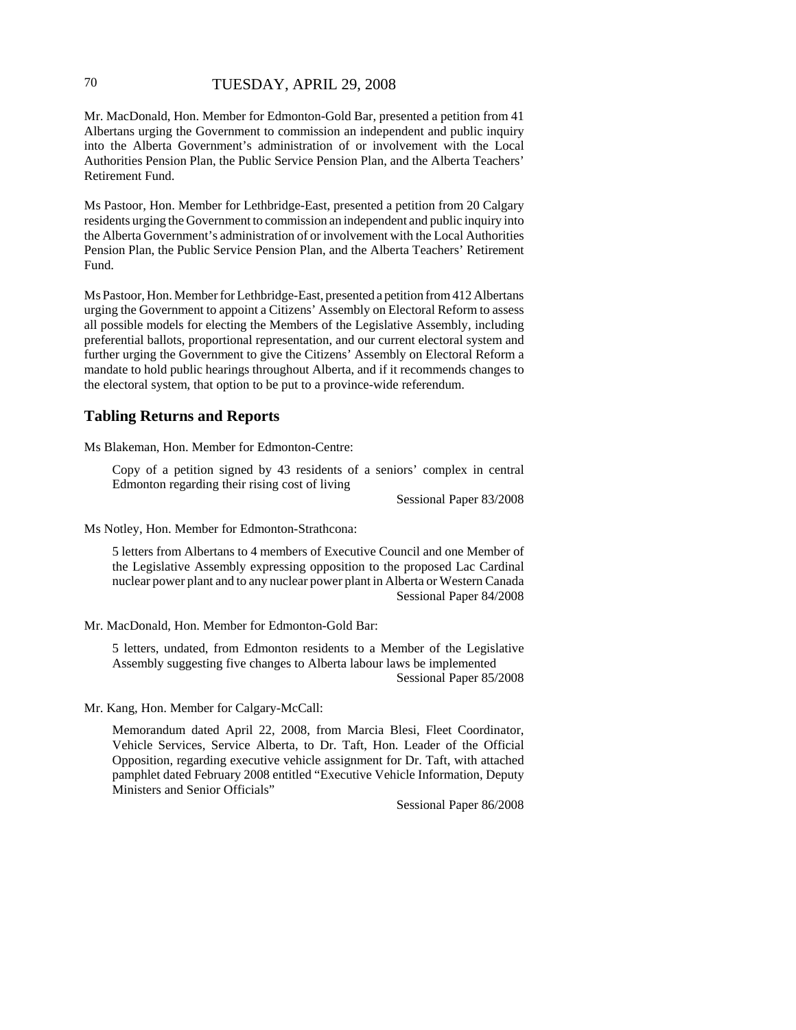Mr. MacDonald, Hon. Member for Edmonton-Gold Bar, presented a petition from 41 Albertans urging the Government to commission an independent and public inquiry into the Alberta Government's administration of or involvement with the Local Authorities Pension Plan, the Public Service Pension Plan, and the Alberta Teachers' Retirement Fund.

Ms Pastoor, Hon. Member for Lethbridge-East, presented a petition from 20 Calgary residents urging the Government to commission an independent and public inquiry into the Alberta Government's administration of or involvement with the Local Authorities Pension Plan, the Public Service Pension Plan, and the Alberta Teachers' Retirement Fund.

Ms Pastoor, Hon. Member for Lethbridge-East, presented a petition from 412 Albertans urging the Government to appoint a Citizens' Assembly on Electoral Reform to assess all possible models for electing the Members of the Legislative Assembly, including preferential ballots, proportional representation, and our current electoral system and further urging the Government to give the Citizens' Assembly on Electoral Reform a mandate to hold public hearings throughout Alberta, and if it recommends changes to the electoral system, that option to be put to a province-wide referendum.

## Tabling Returns and Reports

Ms Blakeman, Hon. Member for Edmonton-Centre:

> Copy of a petition signed by 43 residents of a seniors' complex in central Edmonton regarding their rising cost of living
>
> Sessional Paper 83/2008

Ms Notley, Hon. Member for Edmonton-Strathcona:

> 5 letters from Albertans to 4 members of Executive Council and one Member of the Legislative Assembly expressing opposition to the proposed Lac Cardinal nuclear power plant and to any nuclear power plant in Alberta or Western Canada
>
> Sessional Paper 84/2008

Mr. MacDonald, Hon. Member for Edmonton-Gold Bar:

> 5 letters, undated, from Edmonton residents to a Member of the Legislative Assembly suggesting five changes to Alberta labour laws be implemented
>
> Sessional Paper 85/2008

Mr. Kang, Hon. Member for Calgary-McCall:

> Memorandum dated April 22, 2008, from Marcia Blesi, Fleet Coordinator, Vehicle Services, Service Alberta, to Dr. Taft, Hon. Leader of the Official Opposition, regarding executive vehicle assignment for Dr. Taft, with attached pamphlet dated February 2008 entitled "Executive Vehicle Information, Deputy Ministers and Senior Officials"
>
> Sessional Paper 86/2008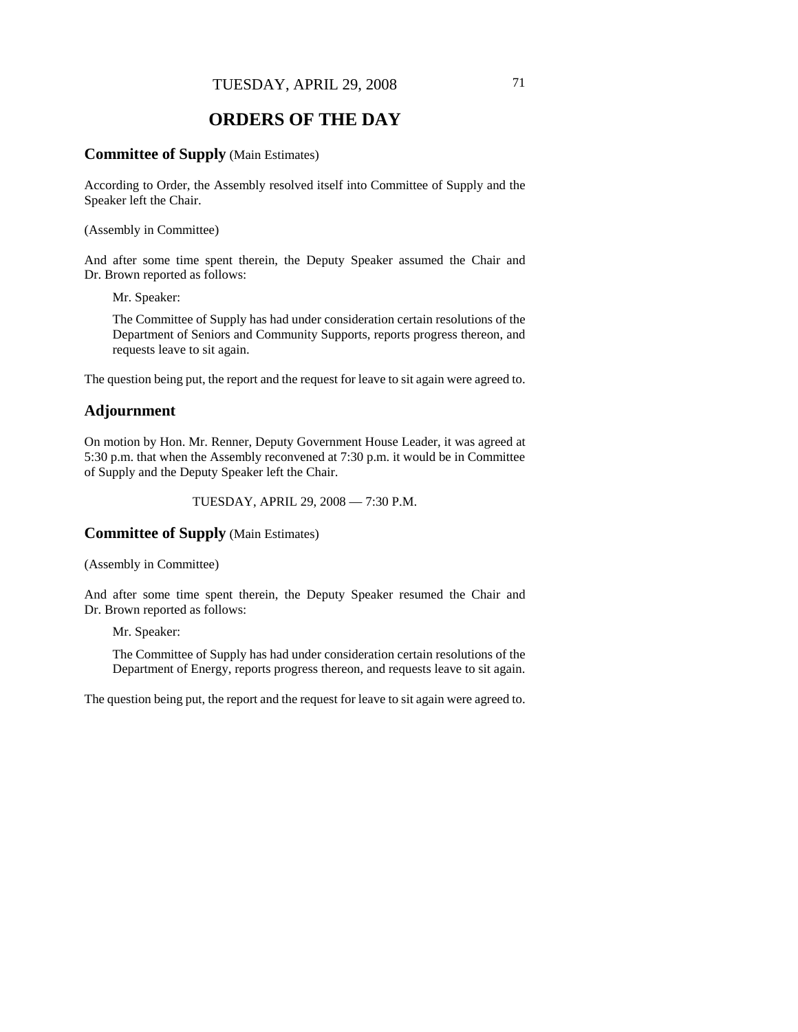# ORDERS OF THE DAY

## Committee of Supply (Main Estimates)

According to Order, the Assembly resolved itself into Committee of Supply and the Speaker left the Chair.

(Assembly in Committee)

And after some time spent therein, the Deputy Speaker assumed the Chair and Dr. Brown reported as follows:

> Mr. Speaker:
>
> The Committee of Supply has had under consideration certain resolutions of the Department of Seniors and Community Supports, reports progress thereon, and requests leave to sit again.

The question being put, the report and the request for leave to sit again were agreed to.

## Adjournment

On motion by Hon. Mr. Renner, Deputy Government House Leader, it was agreed at 5:30 p.m. that when the Assembly reconvened at 7:30 p.m. it would be in Committee of Supply and the Deputy Speaker left the Chair.

TUESDAY, APRIL 29, 2008 — 7:30 P.M.

## Committee of Supply (Main Estimates)

(Assembly in Committee)

And after some time spent therein, the Deputy Speaker resumed the Chair and Dr. Brown reported as follows:

> Mr. Speaker:
>
> The Committee of Supply has had under consideration certain resolutions of the Department of Energy, reports progress thereon, and requests leave to sit again.

The question being put, the report and the request for leave to sit again were agreed to.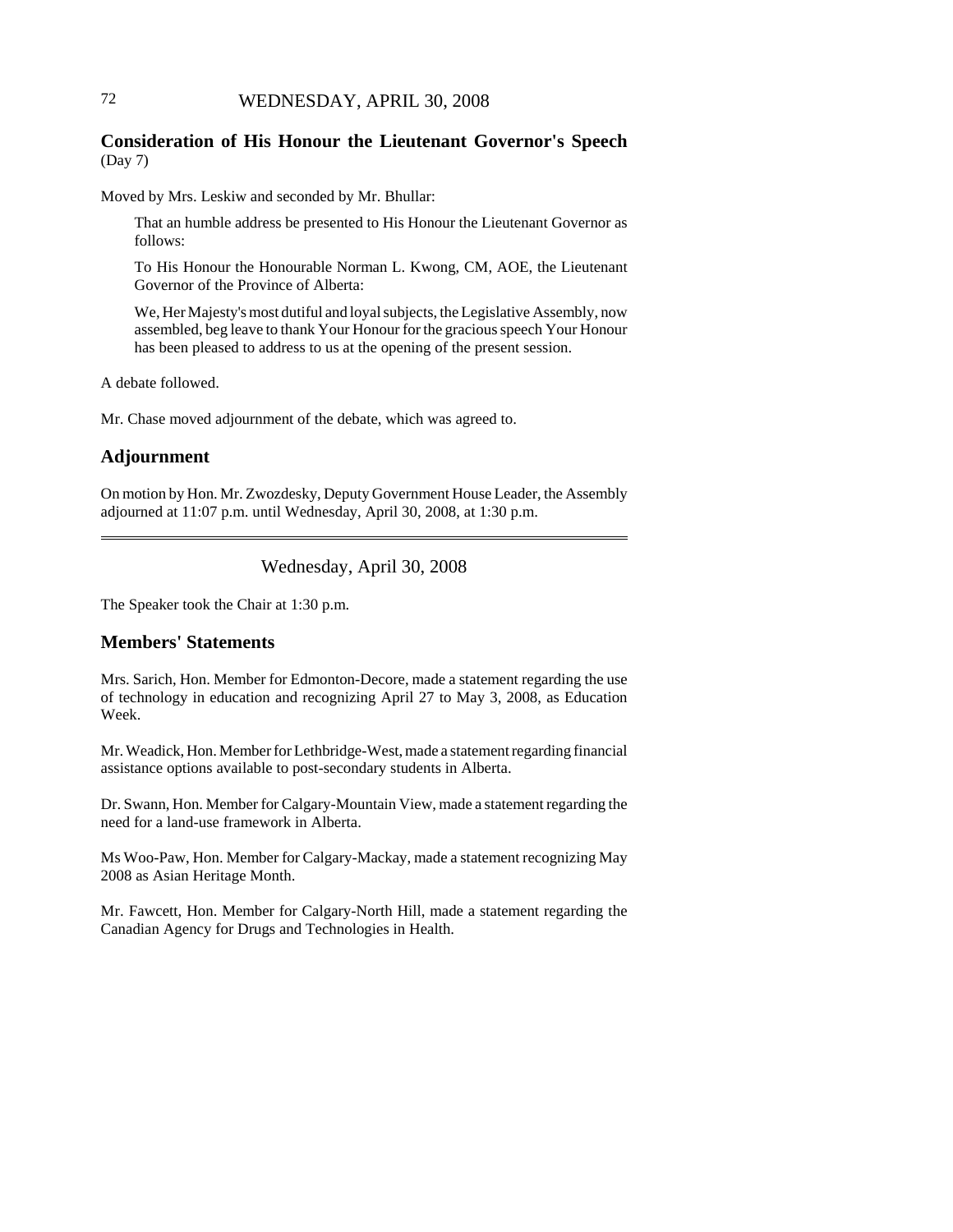## Consideration of His Honour the Lieutenant Governor's Speech
(Day 7)

Moved by Mrs. Leskiw and seconded by Mr. Bhullar:

> That an humble address be presented to His Honour the Lieutenant Governor as follows:
>
> To His Honour the Honourable Norman L. Kwong, CM, AOE, the Lieutenant Governor of the Province of Alberta:
>
> We, Her Majesty's most dutiful and loyal subjects, the Legislative Assembly, now assembled, beg leave to thank Your Honour for the gracious speech Your Honour has been pleased to address to us at the opening of the present session.

A debate followed.

Mr. Chase moved adjournment of the debate, which was agreed to.

## Adjournment

On motion by Hon. Mr. Zwozdesky, Deputy Government House Leader, the Assembly adjourned at 11:07 p.m. until Wednesday, April 30, 2008, at 1:30 p.m.

---

Wednesday, April 30, 2008

The Speaker took the Chair at 1:30 p.m.

## Members' Statements

Mrs. Sarich, Hon. Member for Edmonton-Decore, made a statement regarding the use of technology in education and recognizing April 27 to May 3, 2008, as Education Week.

Mr. Weadick, Hon. Member for Lethbridge-West, made a statement regarding financial assistance options available to post-secondary students in Alberta.

Dr. Swann, Hon. Member for Calgary-Mountain View, made a statement regarding the need for a land-use framework in Alberta.

Ms Woo-Paw, Hon. Member for Calgary-Mackay, made a statement recognizing May 2008 as Asian Heritage Month.

Mr. Fawcett, Hon. Member for Calgary-North Hill, made a statement regarding the Canadian Agency for Drugs and Technologies in Health.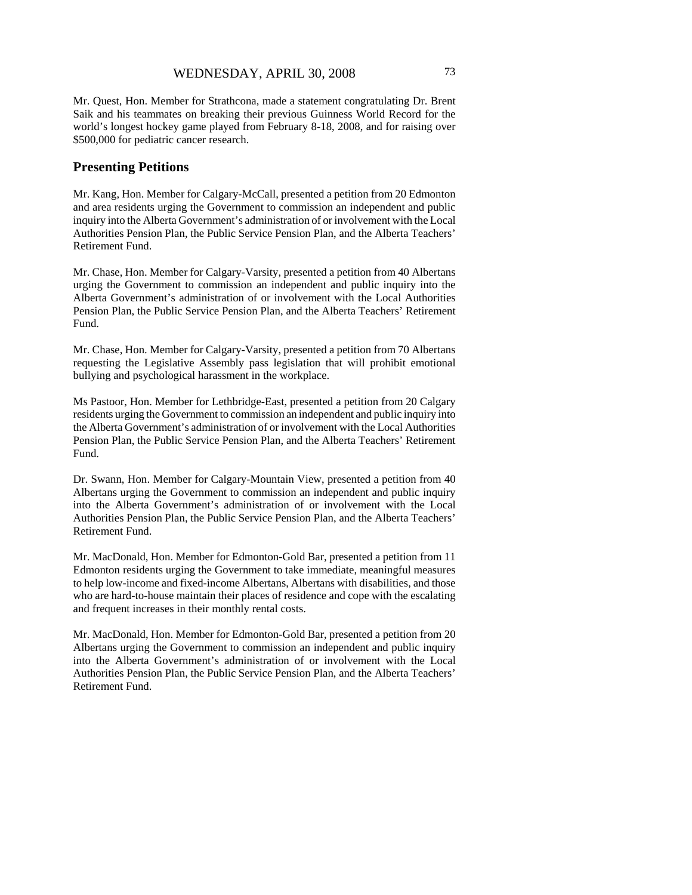Mr. Quest, Hon. Member for Strathcona, made a statement congratulating Dr. Brent Saik and his teammates on breaking their previous Guinness World Record for the world's longest hockey game played from February 8-18, 2008, and for raising over $500,000 for pediatric cancer research.

## Presenting Petitions

Mr. Kang, Hon. Member for Calgary-McCall, presented a petition from 20 Edmonton and area residents urging the Government to commission an independent and public inquiry into the Alberta Government's administration of or involvement with the Local Authorities Pension Plan, the Public Service Pension Plan, and the Alberta Teachers' Retirement Fund.

Mr. Chase, Hon. Member for Calgary-Varsity, presented a petition from 40 Albertans urging the Government to commission an independent and public inquiry into the Alberta Government's administration of or involvement with the Local Authorities Pension Plan, the Public Service Pension Plan, and the Alberta Teachers' Retirement Fund.

Mr. Chase, Hon. Member for Calgary-Varsity, presented a petition from 70 Albertans requesting the Legislative Assembly pass legislation that will prohibit emotional bullying and psychological harassment in the workplace.

Ms Pastoor, Hon. Member for Lethbridge-East, presented a petition from 20 Calgary residents urging the Government to commission an independent and public inquiry into the Alberta Government's administration of or involvement with the Local Authorities Pension Plan, the Public Service Pension Plan, and the Alberta Teachers' Retirement Fund.

Dr. Swann, Hon. Member for Calgary-Mountain View, presented a petition from 40 Albertans urging the Government to commission an independent and public inquiry into the Alberta Government's administration of or involvement with the Local Authorities Pension Plan, the Public Service Pension Plan, and the Alberta Teachers' Retirement Fund.

Mr. MacDonald, Hon. Member for Edmonton-Gold Bar, presented a petition from 11 Edmonton residents urging the Government to take immediate, meaningful measures to help low-income and fixed-income Albertans, Albertans with disabilities, and those who are hard-to-house maintain their places of residence and cope with the escalating and frequent increases in their monthly rental costs.

Mr. MacDonald, Hon. Member for Edmonton-Gold Bar, presented a petition from 20 Albertans urging the Government to commission an independent and public inquiry into the Alberta Government's administration of or involvement with the Local Authorities Pension Plan, the Public Service Pension Plan, and the Alberta Teachers' Retirement Fund.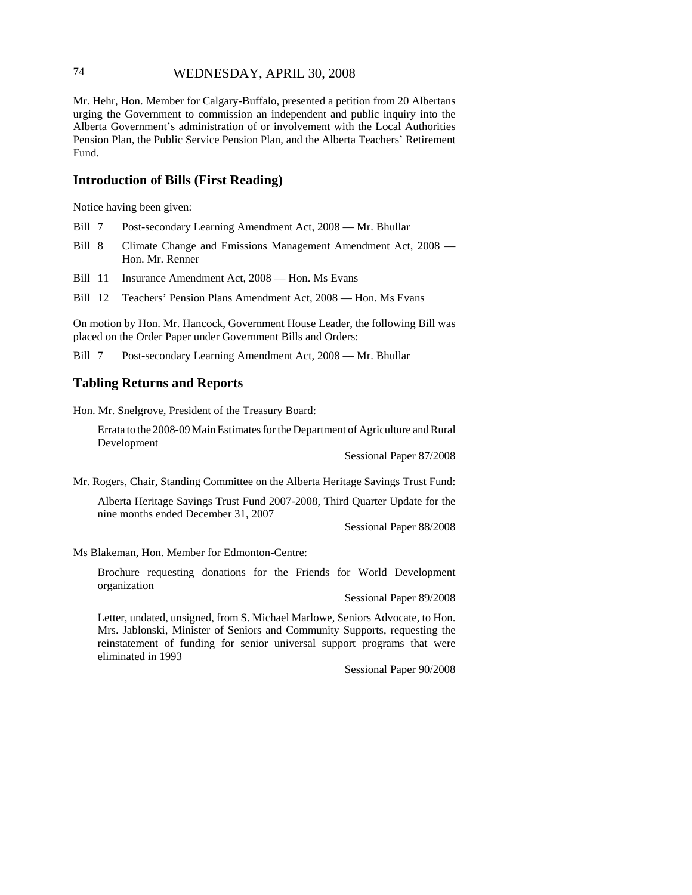Mr. Hehr, Hon. Member for Calgary-Buffalo, presented a petition from 20 Albertans urging the Government to commission an independent and public inquiry into the Alberta Government's administration of or involvement with the Local Authorities Pension Plan, the Public Service Pension Plan, and the Alberta Teachers' Retirement Fund.

## Introduction of Bills (First Reading)

Notice having been given:

Bill 7 Post-secondary Learning Amendment Act, 2008 — Mr. Bhullar

Bill 8 Climate Change and Emissions Management Amendment Act, 2008 — Hon. Mr. Renner

Bill 11 Insurance Amendment Act, 2008 — Hon. Ms Evans

Bill 12 Teachers' Pension Plans Amendment Act, 2008 — Hon. Ms Evans

On motion by Hon. Mr. Hancock, Government House Leader, the following Bill was placed on the Order Paper under Government Bills and Orders:

Bill 7 Post-secondary Learning Amendment Act, 2008 — Mr. Bhullar

## Tabling Returns and Reports

Hon. Mr. Snelgrove, President of the Treasury Board:

Errata to the 2008-09 Main Estimates for the Department of Agriculture and Rural Development

Sessional Paper 87/2008

Mr. Rogers, Chair, Standing Committee on the Alberta Heritage Savings Trust Fund:

Alberta Heritage Savings Trust Fund 2007-2008, Third Quarter Update for the nine months ended December 31, 2007

Sessional Paper 88/2008

Ms Blakeman, Hon. Member for Edmonton-Centre:

Brochure requesting donations for the Friends for World Development organization

Sessional Paper 89/2008

Letter, undated, unsigned, from S. Michael Marlowe, Seniors Advocate, to Hon. Mrs. Jablonski, Minister of Seniors and Community Supports, requesting the reinstatement of funding for senior universal support programs that were eliminated in 1993

Sessional Paper 90/2008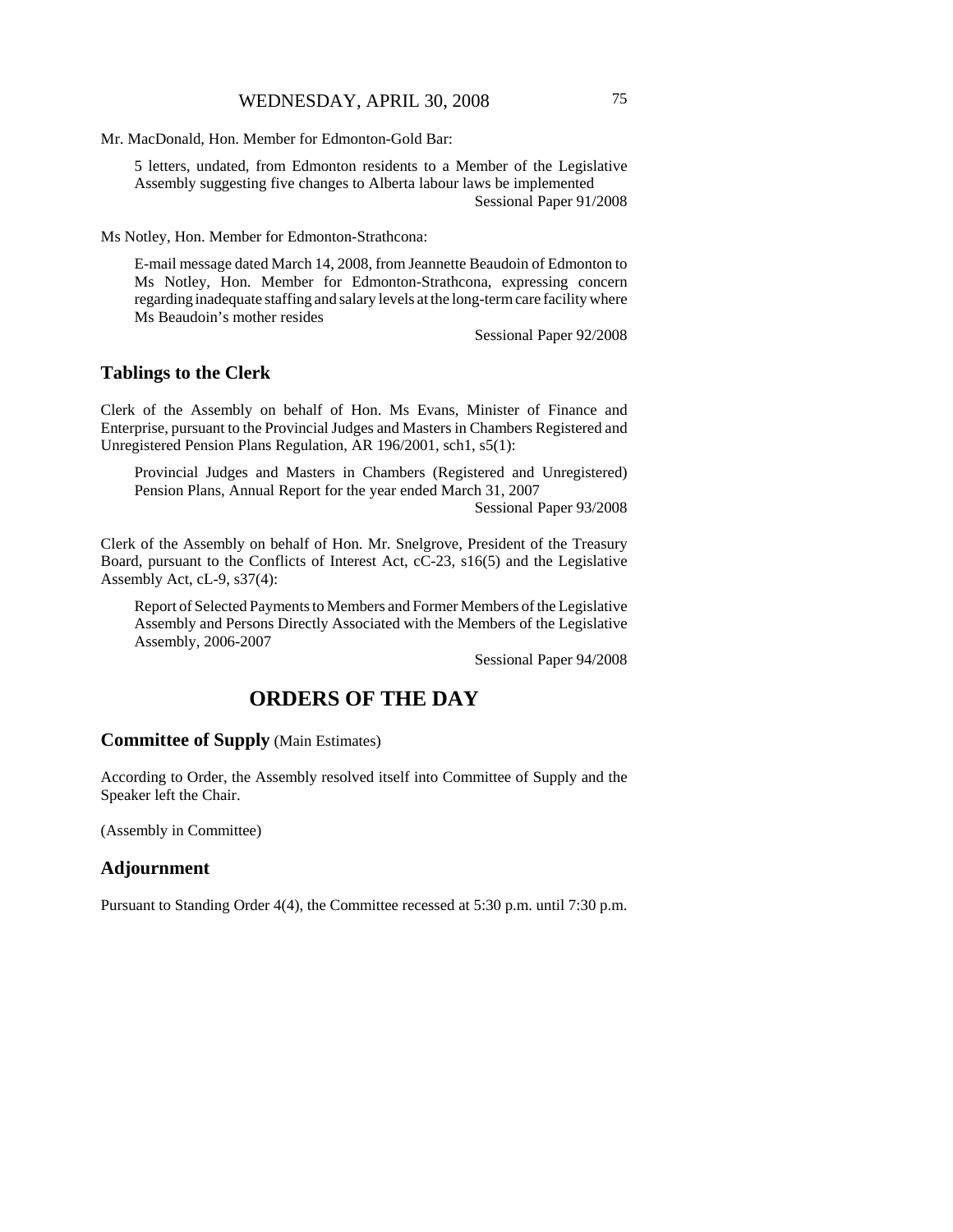Mr. MacDonald, Hon. Member for Edmonton-Gold Bar:

> 5 letters, undated, from Edmonton residents to a Member of the Legislative Assembly suggesting five changes to Alberta labour laws be implemented
>
> Sessional Paper 91/2008

Ms Notley, Hon. Member for Edmonton-Strathcona:

> E-mail message dated March 14, 2008, from Jeannette Beaudoin of Edmonton to Ms Notley, Hon. Member for Edmonton-Strathcona, expressing concern regarding inadequate staffing and salary levels at the long-term care facility where Ms Beaudoin's mother resides
>
> Sessional Paper 92/2008

## Tablings to the Clerk

Clerk of the Assembly on behalf of Hon. Ms Evans, Minister of Finance and Enterprise, pursuant to the Provincial Judges and Masters in Chambers Registered and Unregistered Pension Plans Regulation, AR 196/2001, sch1, s5(1):

> Provincial Judges and Masters in Chambers (Registered and Unregistered) Pension Plans, Annual Report for the year ended March 31, 2007
>
> Sessional Paper 93/2008

Clerk of the Assembly on behalf of Hon. Mr. Snelgrove, President of the Treasury Board, pursuant to the Conflicts of Interest Act, cC-23, s16(5) and the Legislative Assembly Act, cL-9, s37(4):

> Report of Selected Payments to Members and Former Members of the Legislative Assembly and Persons Directly Associated with the Members of the Legislative Assembly, 2006-2007
>
> Sessional Paper 94/2008

# ORDERS OF THE DAY

## Committee of Supply (Main Estimates)

According to Order, the Assembly resolved itself into Committee of Supply and the Speaker left the Chair.

(Assembly in Committee)

## Adjournment

Pursuant to Standing Order 4(4), the Committee recessed at 5:30 p.m. until 7:30 p.m.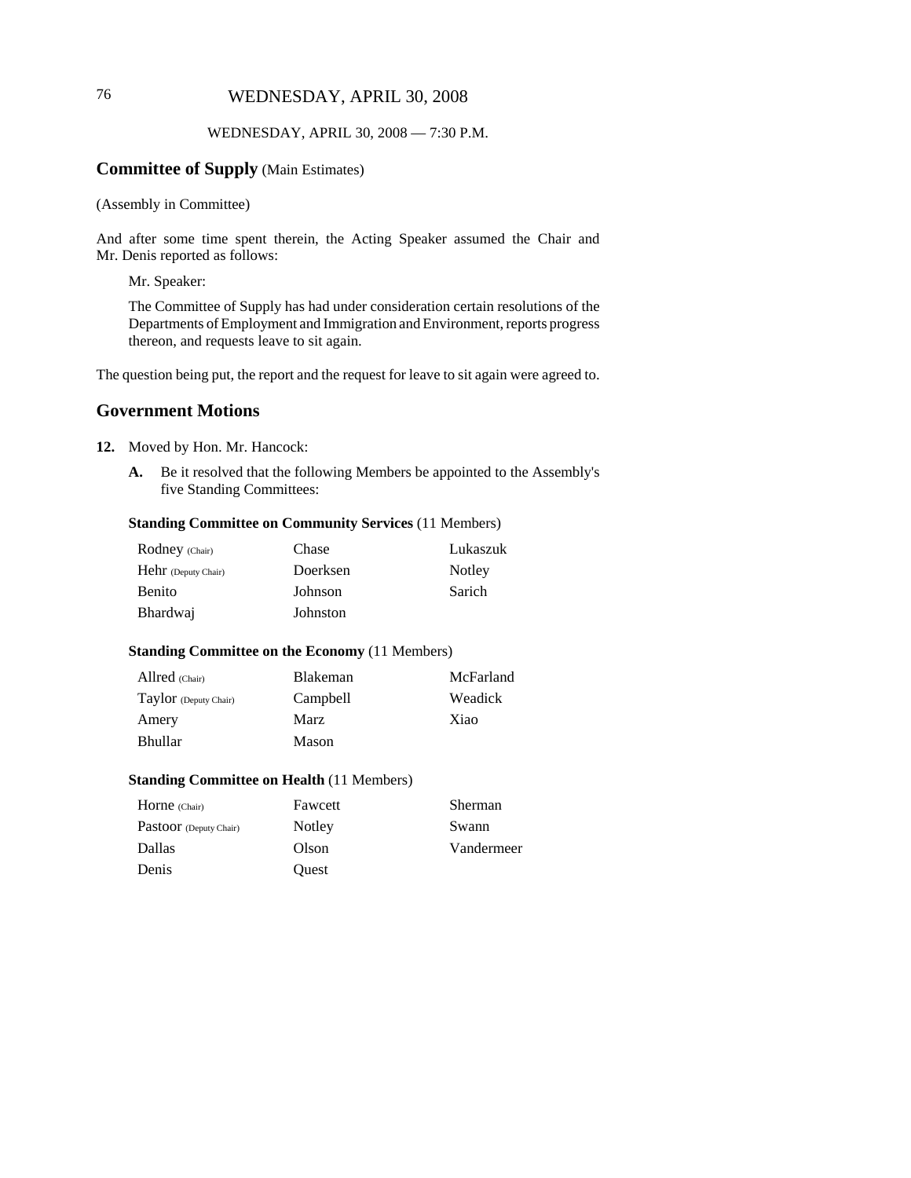WEDNESDAY, APRIL 30, 2008 — 7:30 P.M.

## Committee of Supply (Main Estimates)

(Assembly in Committee)

And after some time spent therein, the Acting Speaker assumed the Chair and Mr. Denis reported as follows:

> Mr. Speaker:
>
> The Committee of Supply has had under consideration certain resolutions of the Departments of Employment and Immigration and Environment, reports progress thereon, and requests leave to sit again.

The question being put, the report and the request for leave to sit again were agreed to.

## Government Motions

**12.** Moved by Hon. Mr. Hancock:

**A.** Be it resolved that the following Members be appointed to the Assembly's five Standing Committees:

**Standing Committee on Community Services** (11 Members)

| | | |
|---|---|---|
| Rodney (Chair) | Chase | Lukaszuk |
| Hehr (Deputy Chair) | Doerksen | Notley |
| Benito | Johnson | Sarich |
| Bhardwaj | Johnston | |

**Standing Committee on the Economy** (11 Members)

| | | |
|---|---|---|
| Allred (Chair) | Blakeman | McFarland |
| Taylor (Deputy Chair) | Campbell | Weadick |
| Amery | Marz | Xiao |
| Bhullar | Mason | |

**Standing Committee on Health** (11 Members)

| | | |
|---|---|---|
| Horne (Chair) | Fawcett | Sherman |
| Pastoor (Deputy Chair) | Notley | Swann |
| Dallas | Olson | Vandermeer |
| Denis | Quest | |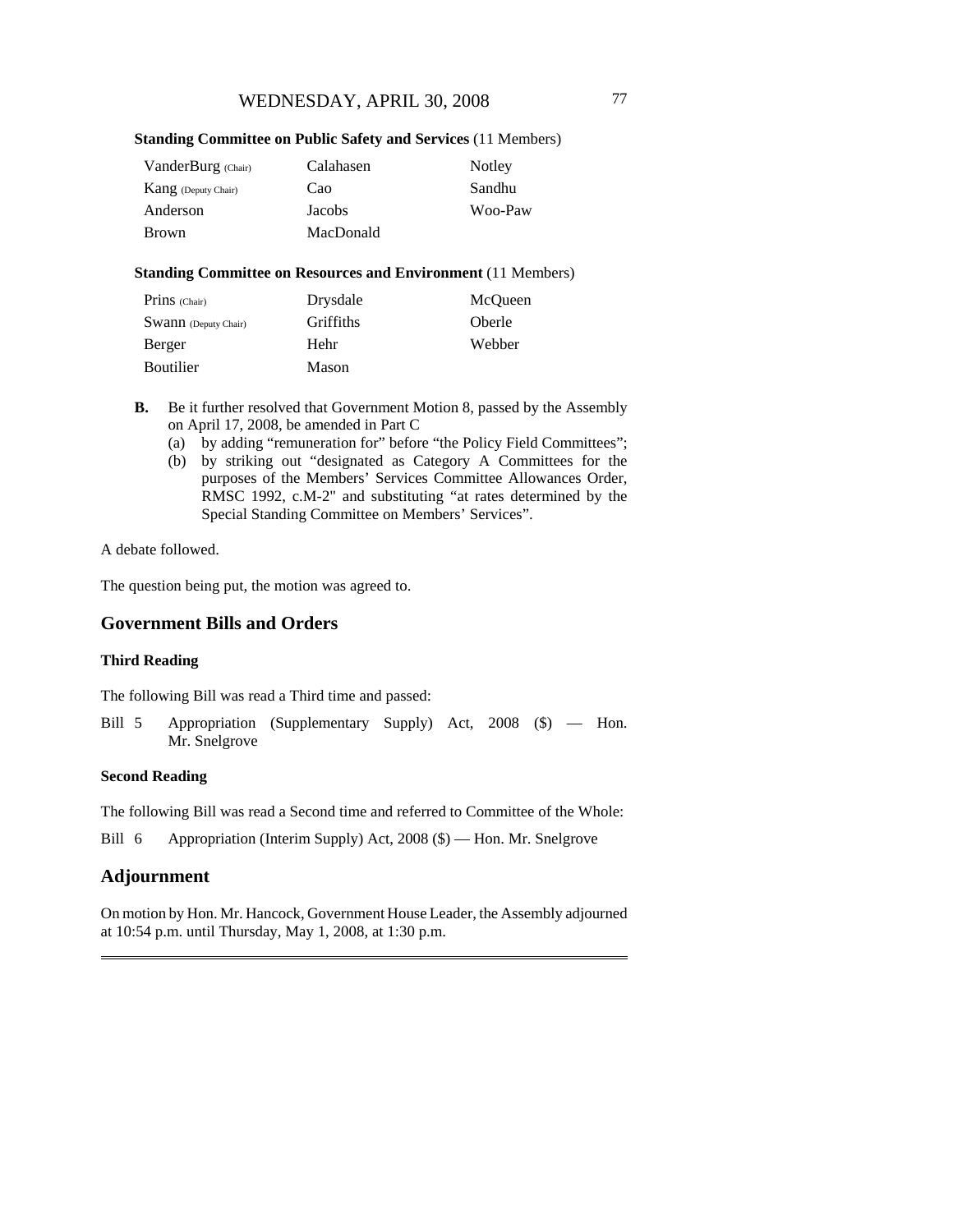**Standing Committee on Public Safety and Services** (11 Members)

| | | |
|---|---|---|
| VanderBurg (Chair) | Calahasen | Notley |
| Kang (Deputy Chair) | Cao | Sandhu |
| Anderson | Jacobs | Woo-Paw |
| Brown | MacDonald | |

**Standing Committee on Resources and Environment** (11 Members)

| | | |
|---|---|---|
| Prins (Chair) | Drysdale | McQueen |
| Swann (Deputy Chair) | Griffiths | Oberle |
| Berger | Hehr | Webber |
| Boutilier | Mason | |

**B.** Be it further resolved that Government Motion 8, passed by the Assembly on April 17, 2008, be amended in Part C

(a) by adding "remuneration for" before "the Policy Field Committees";

(b) by striking out "designated as Category A Committees for the purposes of the Members' Services Committee Allowances Order, RMSC 1992, c.M-2" and substituting "at rates determined by the Special Standing Committee on Members' Services".

A debate followed.

The question being put, the motion was agreed to.

## Government Bills and Orders

### Third Reading

The following Bill was read a Third time and passed:

Bill 5 Appropriation (Supplementary Supply) Act, 2008 ($) — Hon. Mr. Snelgrove

### Second Reading

The following Bill was read a Second time and referred to Committee of the Whole:

Bill 6 Appropriation (Interim Supply) Act, 2008 ($) — Hon. Mr. Snelgrove

## Adjournment

On motion by Hon. Mr. Hancock, Government House Leader, the Assembly adjourned at 10:54 p.m. until Thursday, May 1, 2008, at 1:30 p.m.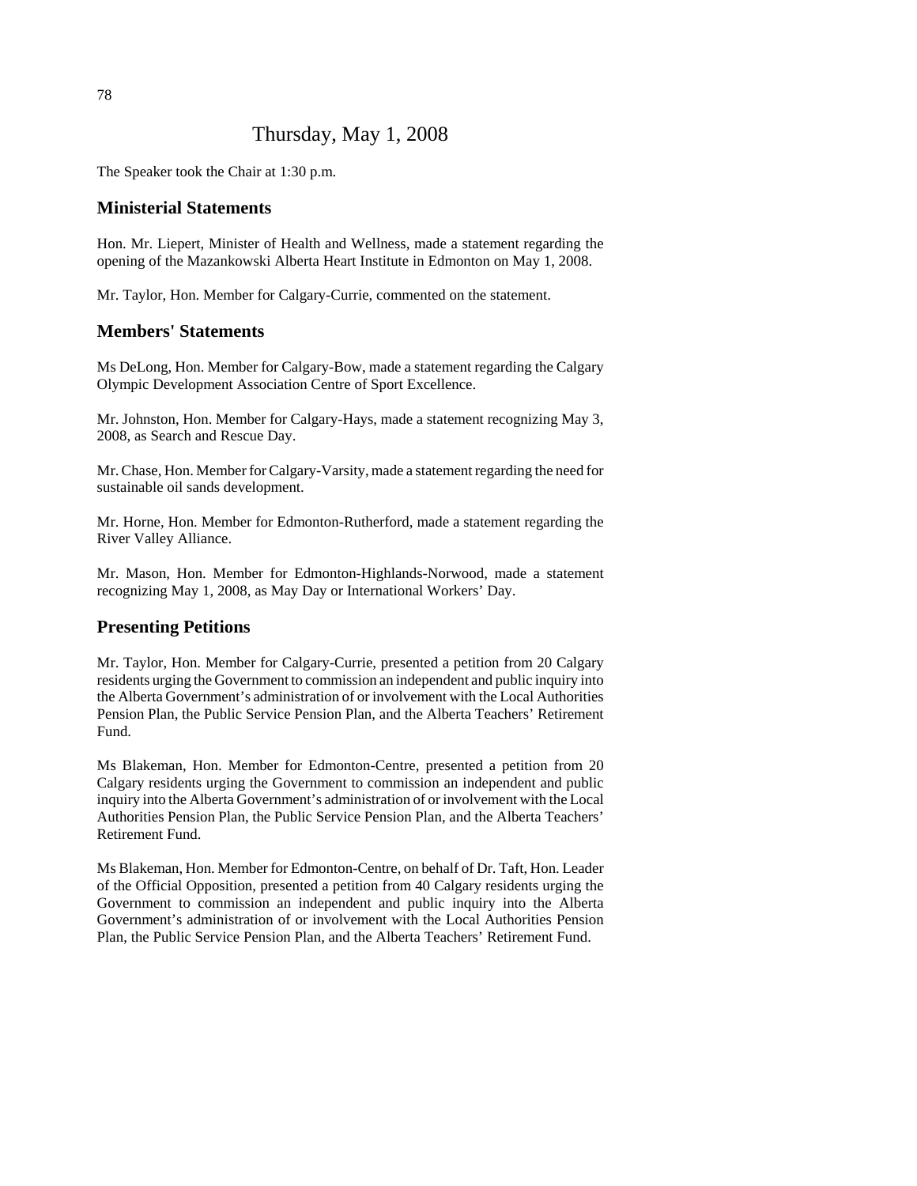# Thursday, May 1, 2008

The Speaker took the Chair at 1:30 p.m.

## Ministerial Statements

Hon. Mr. Liepert, Minister of Health and Wellness, made a statement regarding the opening of the Mazankowski Alberta Heart Institute in Edmonton on May 1, 2008.

Mr. Taylor, Hon. Member for Calgary-Currie, commented on the statement.

## Members' Statements

Ms DeLong, Hon. Member for Calgary-Bow, made a statement regarding the Calgary Olympic Development Association Centre of Sport Excellence.

Mr. Johnston, Hon. Member for Calgary-Hays, made a statement recognizing May 3, 2008, as Search and Rescue Day.

Mr. Chase, Hon. Member for Calgary-Varsity, made a statement regarding the need for sustainable oil sands development.

Mr. Horne, Hon. Member for Edmonton-Rutherford, made a statement regarding the River Valley Alliance.

Mr. Mason, Hon. Member for Edmonton-Highlands-Norwood, made a statement recognizing May 1, 2008, as May Day or International Workers' Day.

## Presenting Petitions

Mr. Taylor, Hon. Member for Calgary-Currie, presented a petition from 20 Calgary residents urging the Government to commission an independent and public inquiry into the Alberta Government's administration of or involvement with the Local Authorities Pension Plan, the Public Service Pension Plan, and the Alberta Teachers' Retirement Fund.

Ms Blakeman, Hon. Member for Edmonton-Centre, presented a petition from 20 Calgary residents urging the Government to commission an independent and public inquiry into the Alberta Government's administration of or involvement with the Local Authorities Pension Plan, the Public Service Pension Plan, and the Alberta Teachers' Retirement Fund.

Ms Blakeman, Hon. Member for Edmonton-Centre, on behalf of Dr. Taft, Hon. Leader of the Official Opposition, presented a petition from 40 Calgary residents urging the Government to commission an independent and public inquiry into the Alberta Government's administration of or involvement with the Local Authorities Pension Plan, the Public Service Pension Plan, and the Alberta Teachers' Retirement Fund.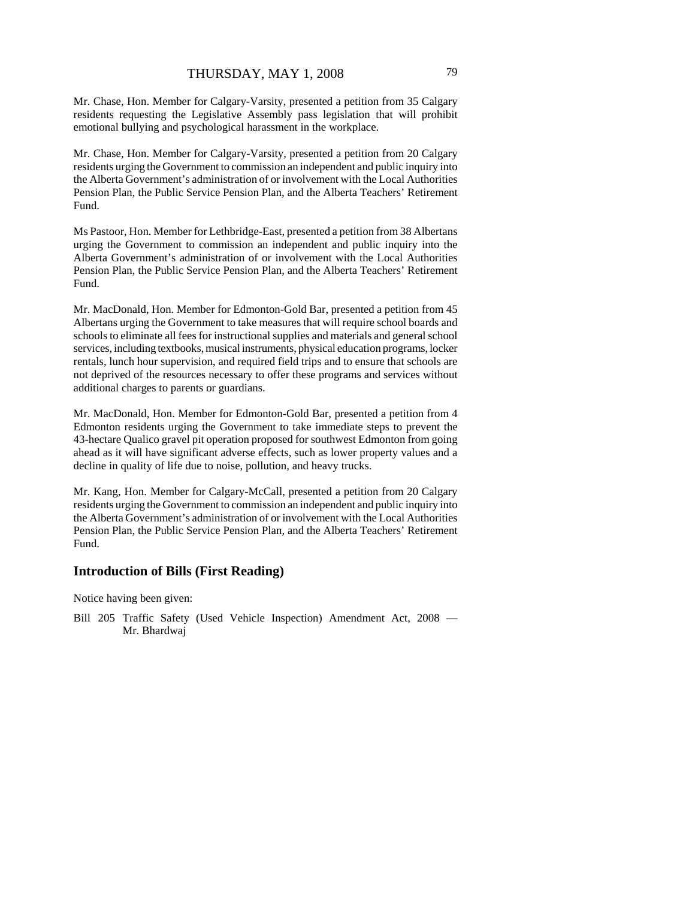Mr. Chase, Hon. Member for Calgary-Varsity, presented a petition from 35 Calgary residents requesting the Legislative Assembly pass legislation that will prohibit emotional bullying and psychological harassment in the workplace.

Mr. Chase, Hon. Member for Calgary-Varsity, presented a petition from 20 Calgary residents urging the Government to commission an independent and public inquiry into the Alberta Government's administration of or involvement with the Local Authorities Pension Plan, the Public Service Pension Plan, and the Alberta Teachers' Retirement Fund.

Ms Pastoor, Hon. Member for Lethbridge-East, presented a petition from 38 Albertans urging the Government to commission an independent and public inquiry into the Alberta Government's administration of or involvement with the Local Authorities Pension Plan, the Public Service Pension Plan, and the Alberta Teachers' Retirement Fund.

Mr. MacDonald, Hon. Member for Edmonton-Gold Bar, presented a petition from 45 Albertans urging the Government to take measures that will require school boards and schools to eliminate all fees for instructional supplies and materials and general school services, including textbooks, musical instruments, physical education programs, locker rentals, lunch hour supervision, and required field trips and to ensure that schools are not deprived of the resources necessary to offer these programs and services without additional charges to parents or guardians.

Mr. MacDonald, Hon. Member for Edmonton-Gold Bar, presented a petition from 4 Edmonton residents urging the Government to take immediate steps to prevent the 43-hectare Qualico gravel pit operation proposed for southwest Edmonton from going ahead as it will have significant adverse effects, such as lower property values and a decline in quality of life due to noise, pollution, and heavy trucks.

Mr. Kang, Hon. Member for Calgary-McCall, presented a petition from 20 Calgary residents urging the Government to commission an independent and public inquiry into the Alberta Government's administration of or involvement with the Local Authorities Pension Plan, the Public Service Pension Plan, and the Alberta Teachers' Retirement Fund.

## Introduction of Bills (First Reading)

Notice having been given:

Bill 205 Traffic Safety (Used Vehicle Inspection) Amendment Act, 2008 — Mr. Bhardwaj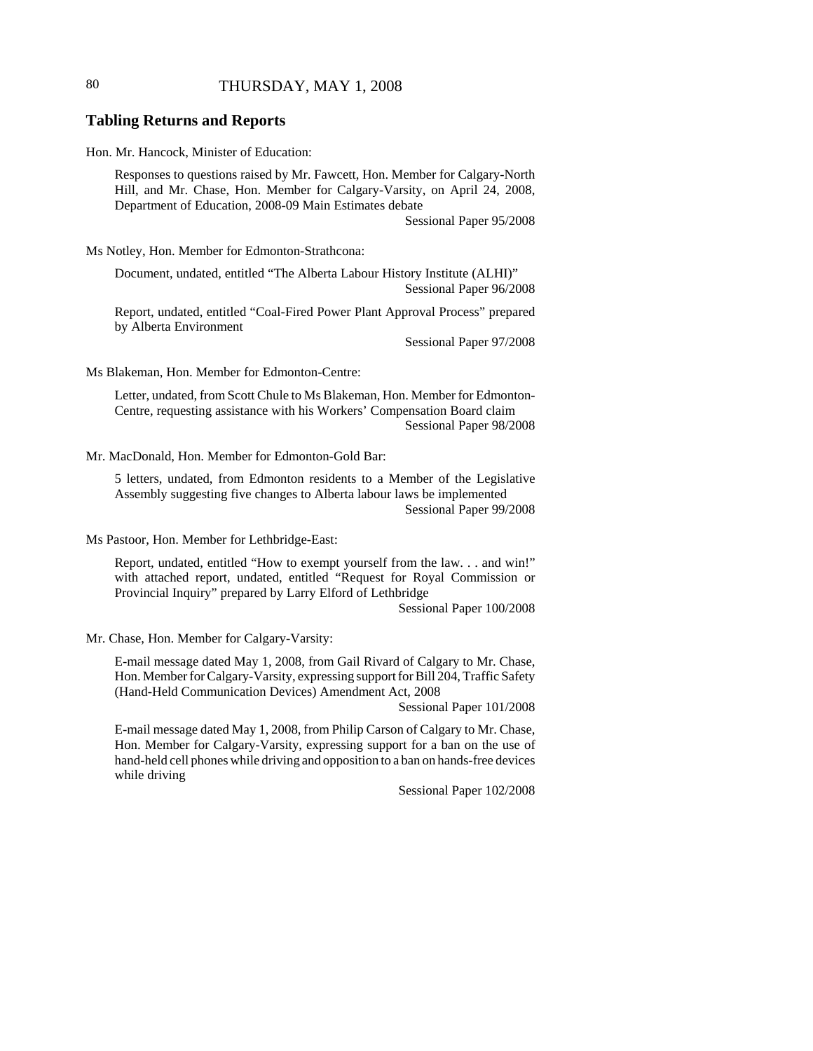## Tabling Returns and Reports

Hon. Mr. Hancock, Minister of Education:

Responses to questions raised by Mr. Fawcett, Hon. Member for Calgary-North Hill, and Mr. Chase, Hon. Member for Calgary-Varsity, on April 24, 2008, Department of Education, 2008-09 Main Estimates debate

Sessional Paper 95/2008

Ms Notley, Hon. Member for Edmonton-Strathcona:

Document, undated, entitled "The Alberta Labour History Institute (ALHI)"

Sessional Paper 96/2008

Report, undated, entitled "Coal-Fired Power Plant Approval Process" prepared by Alberta Environment

Sessional Paper 97/2008

Ms Blakeman, Hon. Member for Edmonton-Centre:

Letter, undated, from Scott Chule to Ms Blakeman, Hon. Member for Edmonton-Centre, requesting assistance with his Workers' Compensation Board claim

Sessional Paper 98/2008

Mr. MacDonald, Hon. Member for Edmonton-Gold Bar:

5 letters, undated, from Edmonton residents to a Member of the Legislative Assembly suggesting five changes to Alberta labour laws be implemented

Sessional Paper 99/2008

Ms Pastoor, Hon. Member for Lethbridge-East:

Report, undated, entitled "How to exempt yourself from the law. . . and win!" with attached report, undated, entitled "Request for Royal Commission or Provincial Inquiry" prepared by Larry Elford of Lethbridge

Sessional Paper 100/2008

Mr. Chase, Hon. Member for Calgary-Varsity:

E-mail message dated May 1, 2008, from Gail Rivard of Calgary to Mr. Chase, Hon. Member for Calgary-Varsity, expressing support for Bill 204, Traffic Safety (Hand-Held Communication Devices) Amendment Act, 2008

Sessional Paper 101/2008

E-mail message dated May 1, 2008, from Philip Carson of Calgary to Mr. Chase, Hon. Member for Calgary-Varsity, expressing support for a ban on the use of hand-held cell phones while driving and opposition to a ban on hands-free devices while driving

Sessional Paper 102/2008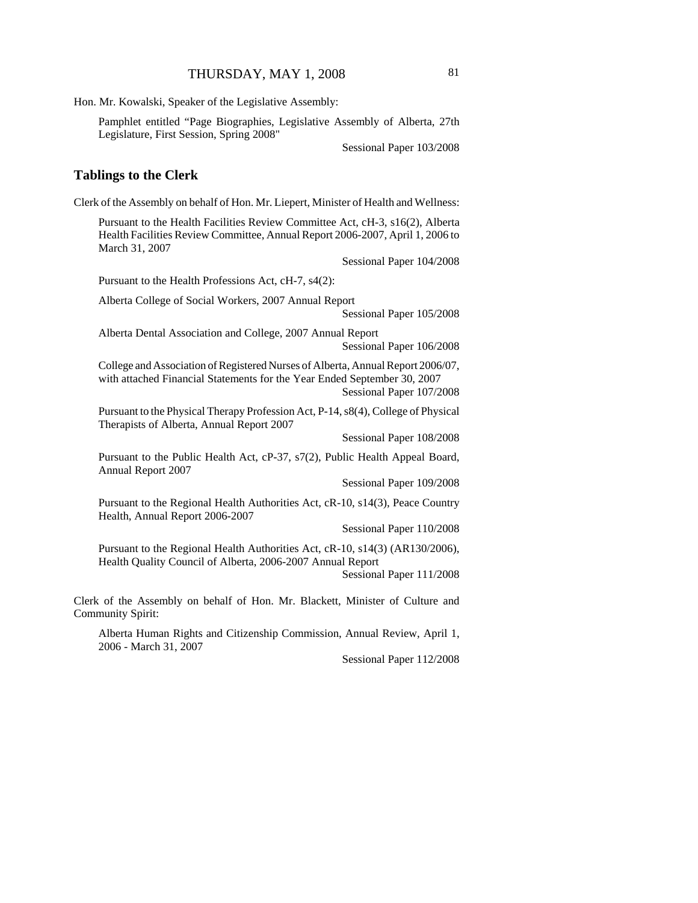Hon. Mr. Kowalski, Speaker of the Legislative Assembly:

Pamphlet entitled "Page Biographies, Legislative Assembly of Alberta, 27th Legislature, First Session, Spring 2008"

Sessional Paper 103/2008

## Tablings to the Clerk

Clerk of the Assembly on behalf of Hon. Mr. Liepert, Minister of Health and Wellness:

Pursuant to the Health Facilities Review Committee Act, cH-3, s16(2), Alberta Health Facilities Review Committee, Annual Report 2006-2007, April 1, 2006 to March 31, 2007

Sessional Paper 104/2008

Pursuant to the Health Professions Act, cH-7, s4(2):

Alberta College of Social Workers, 2007 Annual Report

Sessional Paper 105/2008

Alberta Dental Association and College, 2007 Annual Report

Sessional Paper 106/2008

College and Association of Registered Nurses of Alberta, Annual Report 2006/07, with attached Financial Statements for the Year Ended September 30, 2007

Sessional Paper 107/2008

Pursuant to the Physical Therapy Profession Act, P-14, s8(4), College of Physical Therapists of Alberta, Annual Report 2007

Sessional Paper 108/2008

Pursuant to the Public Health Act, cP-37, s7(2), Public Health Appeal Board, Annual Report 2007

Sessional Paper 109/2008

Pursuant to the Regional Health Authorities Act, cR-10, s14(3), Peace Country Health, Annual Report 2006-2007

Sessional Paper 110/2008

Pursuant to the Regional Health Authorities Act, cR-10, s14(3) (AR130/2006), Health Quality Council of Alberta, 2006-2007 Annual Report

Sessional Paper 111/2008

Clerk of the Assembly on behalf of Hon. Mr. Blackett, Minister of Culture and Community Spirit:

Alberta Human Rights and Citizenship Commission, Annual Review, April 1, 2006 - March 31, 2007

Sessional Paper 112/2008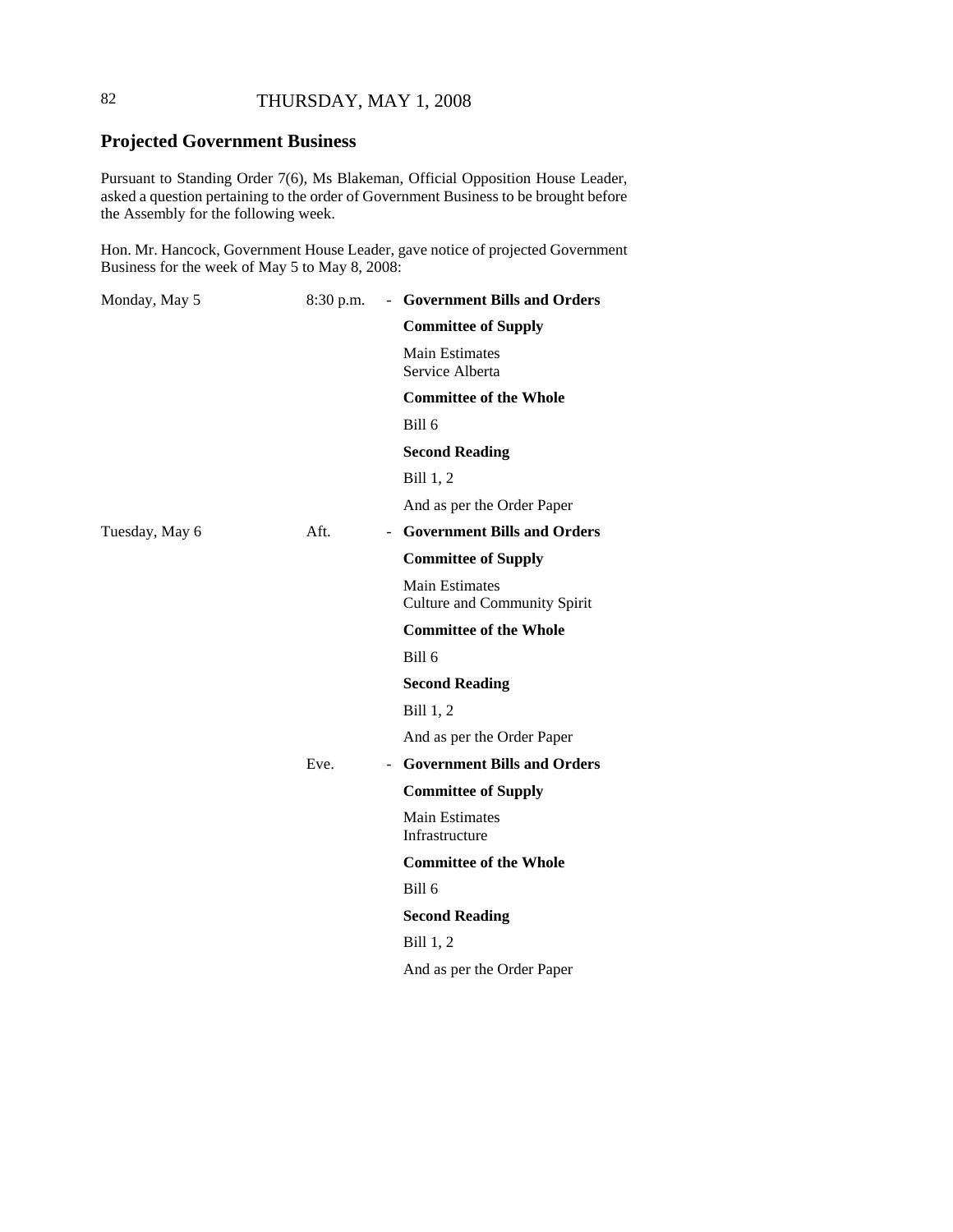## Projected Government Business

Pursuant to Standing Order 7(6), Ms Blakeman, Official Opposition House Leader, asked a question pertaining to the order of Government Business to be brought before the Assembly for the following week.

Hon. Mr. Hancock, Government House Leader, gave notice of projected Government Business for the week of May 5 to May 8, 2008:

| | | | |
|---|---|---|---|
| Monday, May 5 | 8:30 p.m. | - | **Government Bills and Orders** |
| | | | **Committee of Supply** |
| | | | Main Estimates<br>Service Alberta |
| | | | **Committee of the Whole** |
| | | | Bill 6 |
| | | | **Second Reading** |
| | | | Bill 1, 2 |
| | | | And as per the Order Paper |
| Tuesday, May 6 | Aft. | - | **Government Bills and Orders** |
| | | | **Committee of Supply** |
| | | | Main Estimates<br>Culture and Community Spirit |
| | | | **Committee of the Whole** |
| | | | Bill 6 |
| | | | **Second Reading** |
| | | | Bill 1, 2 |
| | | | And as per the Order Paper |
| | Eve. | - | **Government Bills and Orders** |
| | | | **Committee of Supply** |
| | | | Main Estimates<br>Infrastructure |
| | | | **Committee of the Whole** |
| | | | Bill 6 |
| | | | **Second Reading** |
| | | | Bill 1, 2 |
| | | | And as per the Order Paper |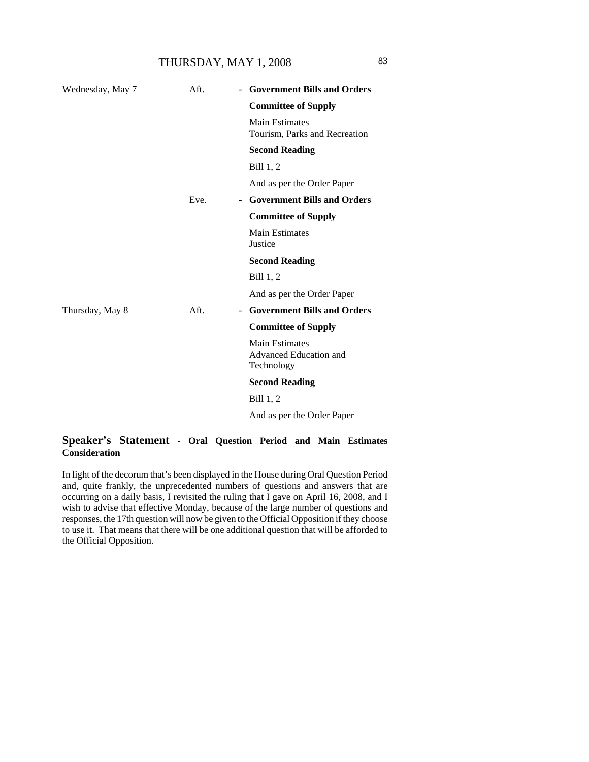| | | | |
|---|---|---|---|
| Wednesday, May 7 | Aft. | - | **Government Bills and Orders** |
| | | | **Committee of Supply** |
| | | | Main Estimates<br>Tourism, Parks and Recreation |
| | | | **Second Reading** |
| | | | Bill 1, 2 |
| | | | And as per the Order Paper |
| | Eve. | - | **Government Bills and Orders** |
| | | | **Committee of Supply** |
| | | | Main Estimates<br>Justice |
| | | | **Second Reading** |
| | | | Bill 1, 2 |
| | | | And as per the Order Paper |
| Thursday, May 8 | Aft. | - | **Government Bills and Orders** |
| | | | **Committee of Supply** |
| | | | Main Estimates<br>Advanced Education and Technology |
| | | | **Second Reading** |
| | | | Bill 1, 2 |
| | | | And as per the Order Paper |

## Speaker's Statement - Oral Question Period and Main Estimates Consideration

In light of the decorum that's been displayed in the House during Oral Question Period and, quite frankly, the unprecedented numbers of questions and answers that are occurring on a daily basis, I revisited the ruling that I gave on April 16, 2008, and I wish to advise that effective Monday, because of the large number of questions and responses, the 17th question will now be given to the Official Opposition if they choose to use it. That means that there will be one additional question that will be afforded to the Official Opposition.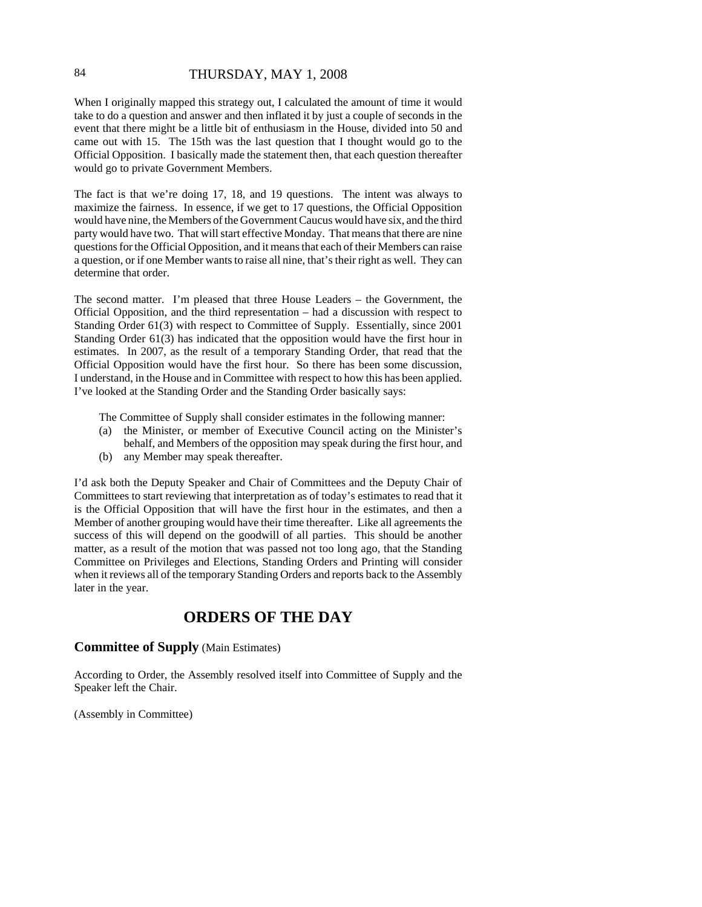When I originally mapped this strategy out, I calculated the amount of time it would take to do a question and answer and then inflated it by just a couple of seconds in the event that there might be a little bit of enthusiasm in the House, divided into 50 and came out with 15. The 15th was the last question that I thought would go to the Official Opposition. I basically made the statement then, that each question thereafter would go to private Government Members.

The fact is that we're doing 17, 18, and 19 questions. The intent was always to maximize the fairness. In essence, if we get to 17 questions, the Official Opposition would have nine, the Members of the Government Caucus would have six, and the third party would have two. That will start effective Monday. That means that there are nine questions for the Official Opposition, and it means that each of their Members can raise a question, or if one Member wants to raise all nine, that's their right as well. They can determine that order.

The second matter. I'm pleased that three House Leaders – the Government, the Official Opposition, and the third representation – had a discussion with respect to Standing Order 61(3) with respect to Committee of Supply. Essentially, since 2001 Standing Order 61(3) has indicated that the opposition would have the first hour in estimates. In 2007, as the result of a temporary Standing Order, that read that the Official Opposition would have the first hour. So there has been some discussion, I understand, in the House and in Committee with respect to how this has been applied. I've looked at the Standing Order and the Standing Order basically says:

> The Committee of Supply shall consider estimates in the following manner:
>
> (a) the Minister, or member of Executive Council acting on the Minister's behalf, and Members of the opposition may speak during the first hour, and
>
> (b) any Member may speak thereafter.

I'd ask both the Deputy Speaker and Chair of Committees and the Deputy Chair of Committees to start reviewing that interpretation as of today's estimates to read that it is the Official Opposition that will have the first hour in the estimates, and then a Member of another grouping would have their time thereafter. Like all agreements the success of this will depend on the goodwill of all parties. This should be another matter, as a result of the motion that was passed not too long ago, that the Standing Committee on Privileges and Elections, Standing Orders and Printing will consider when it reviews all of the temporary Standing Orders and reports back to the Assembly later in the year.

## ORDERS OF THE DAY

**Committee of Supply** (Main Estimates)

According to Order, the Assembly resolved itself into Committee of Supply and the Speaker left the Chair.

(Assembly in Committee)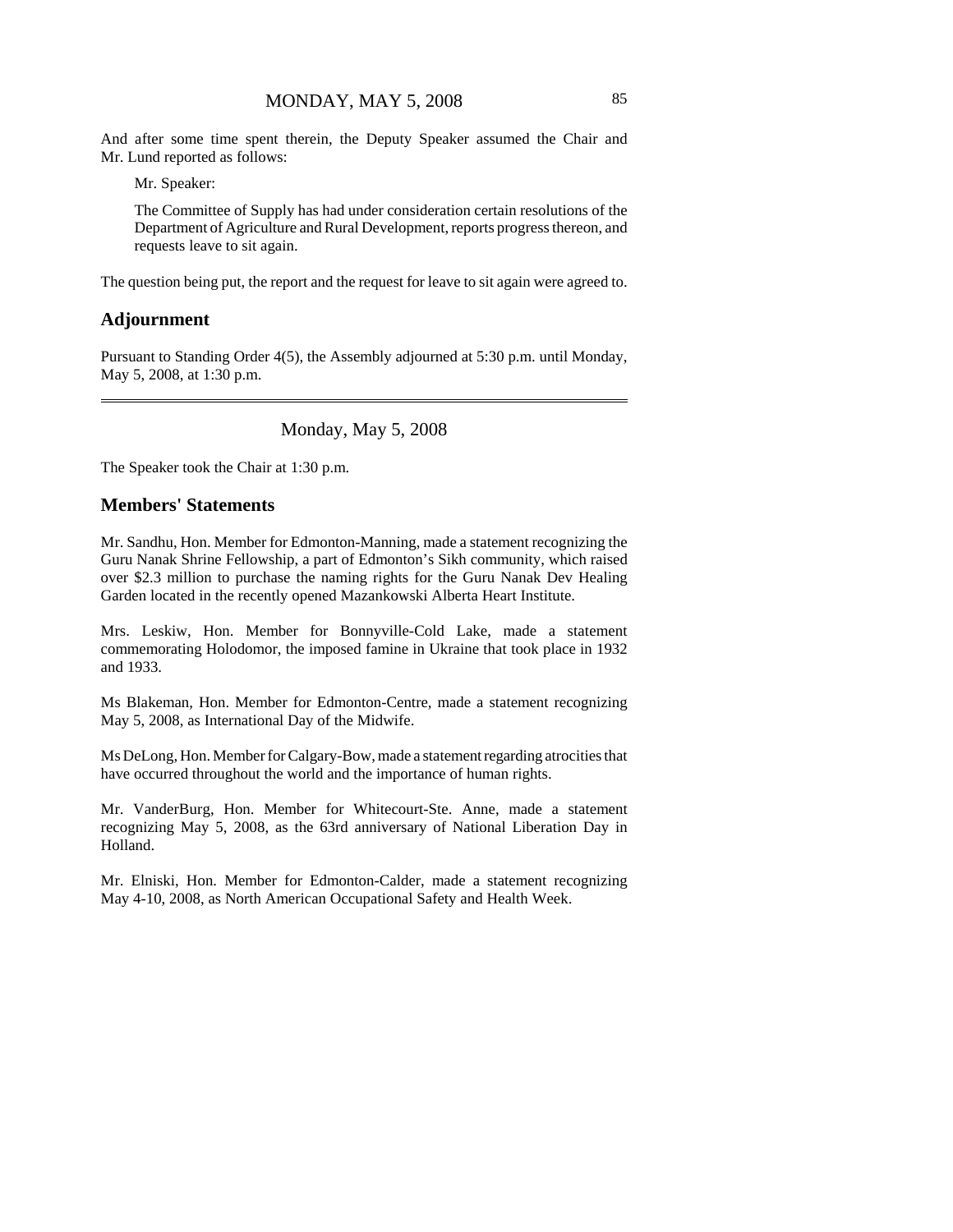And after some time spent therein, the Deputy Speaker assumed the Chair and Mr. Lund reported as follows:

> Mr. Speaker:
>
> The Committee of Supply has had under consideration certain resolutions of the Department of Agriculture and Rural Development, reports progress thereon, and requests leave to sit again.

The question being put, the report and the request for leave to sit again were agreed to.

## Adjournment

Pursuant to Standing Order 4(5), the Assembly adjourned at 5:30 p.m. until Monday, May 5, 2008, at 1:30 p.m.

---

# Monday, May 5, 2008

The Speaker took the Chair at 1:30 p.m.

## Members' Statements

Mr. Sandhu, Hon. Member for Edmonton-Manning, made a statement recognizing the Guru Nanak Shrine Fellowship, a part of Edmonton's Sikh community, which raised over $2.3 million to purchase the naming rights for the Guru Nanak Dev Healing Garden located in the recently opened Mazankowski Alberta Heart Institute.

Mrs. Leskiw, Hon. Member for Bonnyville-Cold Lake, made a statement commemorating Holodomor, the imposed famine in Ukraine that took place in 1932 and 1933.

Ms Blakeman, Hon. Member for Edmonton-Centre, made a statement recognizing May 5, 2008, as International Day of the Midwife.

Ms DeLong, Hon. Member for Calgary-Bow, made a statement regarding atrocities that have occurred throughout the world and the importance of human rights.

Mr. VanderBurg, Hon. Member for Whitecourt-Ste. Anne, made a statement recognizing May 5, 2008, as the 63rd anniversary of National Liberation Day in Holland.

Mr. Elniski, Hon. Member for Edmonton-Calder, made a statement recognizing May 4-10, 2008, as North American Occupational Safety and Health Week.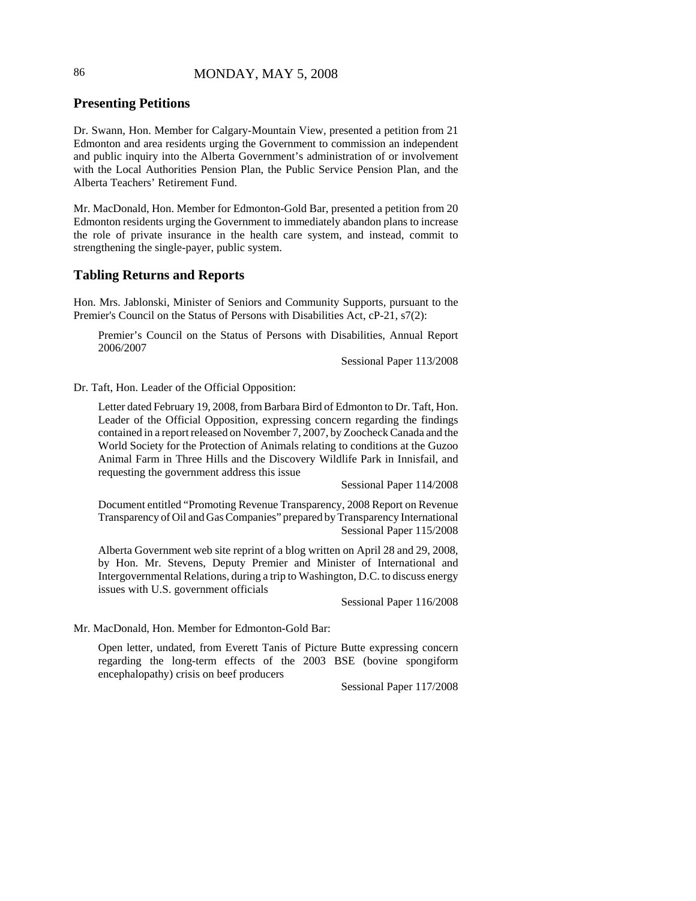## Presenting Petitions

Dr. Swann, Hon. Member for Calgary-Mountain View, presented a petition from 21 Edmonton and area residents urging the Government to commission an independent and public inquiry into the Alberta Government's administration of or involvement with the Local Authorities Pension Plan, the Public Service Pension Plan, and the Alberta Teachers' Retirement Fund.

Mr. MacDonald, Hon. Member for Edmonton-Gold Bar, presented a petition from 20 Edmonton residents urging the Government to immediately abandon plans to increase the role of private insurance in the health care system, and instead, commit to strengthening the single-payer, public system.

## Tabling Returns and Reports

Hon. Mrs. Jablonski, Minister of Seniors and Community Supports, pursuant to the Premier's Council on the Status of Persons with Disabilities Act, cP-21, s7(2):

> Premier's Council on the Status of Persons with Disabilities, Annual Report 2006/2007
>
> Sessional Paper 113/2008

Dr. Taft, Hon. Leader of the Official Opposition:

> Letter dated February 19, 2008, from Barbara Bird of Edmonton to Dr. Taft, Hon. Leader of the Official Opposition, expressing concern regarding the findings contained in a report released on November 7, 2007, by Zoocheck Canada and the World Society for the Protection of Animals relating to conditions at the Guzoo Animal Farm in Three Hills and the Discovery Wildlife Park in Innisfail, and requesting the government address this issue
>
> Sessional Paper 114/2008

> Document entitled "Promoting Revenue Transparency, 2008 Report on Revenue Transparency of Oil and Gas Companies" prepared by Transparency International
>
> Sessional Paper 115/2008

> Alberta Government web site reprint of a blog written on April 28 and 29, 2008, by Hon. Mr. Stevens, Deputy Premier and Minister of International and Intergovernmental Relations, during a trip to Washington, D.C. to discuss energy issues with U.S. government officials
>
> Sessional Paper 116/2008

Mr. MacDonald, Hon. Member for Edmonton-Gold Bar:

> Open letter, undated, from Everett Tanis of Picture Butte expressing concern regarding the long-term effects of the 2003 BSE (bovine spongiform encephalopathy) crisis on beef producers
>
> Sessional Paper 117/2008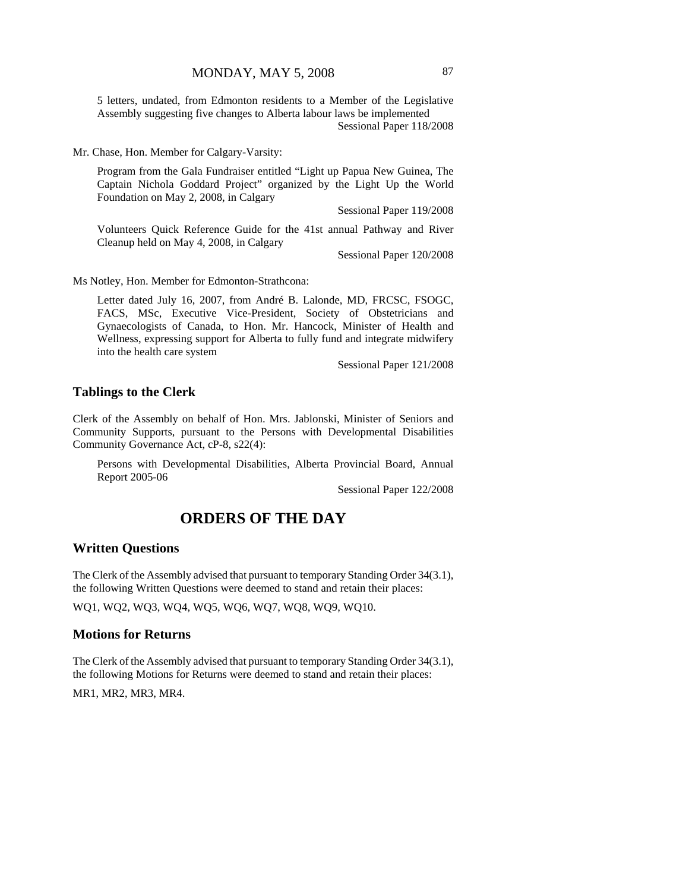5 letters, undated, from Edmonton residents to a Member of the Legislative Assembly suggesting five changes to Alberta labour laws be implemented
Sessional Paper 118/2008

Mr. Chase, Hon. Member for Calgary-Varsity:

Program from the Gala Fundraiser entitled "Light up Papua New Guinea, The Captain Nichola Goddard Project" organized by the Light Up the World Foundation on May 2, 2008, in Calgary
Sessional Paper 119/2008

Volunteers Quick Reference Guide for the 41st annual Pathway and River Cleanup held on May 4, 2008, in Calgary
Sessional Paper 120/2008

Ms Notley, Hon. Member for Edmonton-Strathcona:

Letter dated July 16, 2007, from André B. Lalonde, MD, FRCSC, FSOGC, FACS, MSc, Executive Vice-President, Society of Obstetricians and Gynaecologists of Canada, to Hon. Mr. Hancock, Minister of Health and Wellness, expressing support for Alberta to fully fund and integrate midwifery into the health care system
Sessional Paper 121/2008

## Tablings to the Clerk

Clerk of the Assembly on behalf of Hon. Mrs. Jablonski, Minister of Seniors and Community Supports, pursuant to the Persons with Developmental Disabilities Community Governance Act, cP-8, s22(4):

Persons with Developmental Disabilities, Alberta Provincial Board, Annual Report 2005-06
Sessional Paper 122/2008

# ORDERS OF THE DAY

## Written Questions

The Clerk of the Assembly advised that pursuant to temporary Standing Order 34(3.1), the following Written Questions were deemed to stand and retain their places:

WQ1, WQ2, WQ3, WQ4, WQ5, WQ6, WQ7, WQ8, WQ9, WQ10.

## Motions for Returns

The Clerk of the Assembly advised that pursuant to temporary Standing Order 34(3.1), the following Motions for Returns were deemed to stand and retain their places:

MR1, MR2, MR3, MR4.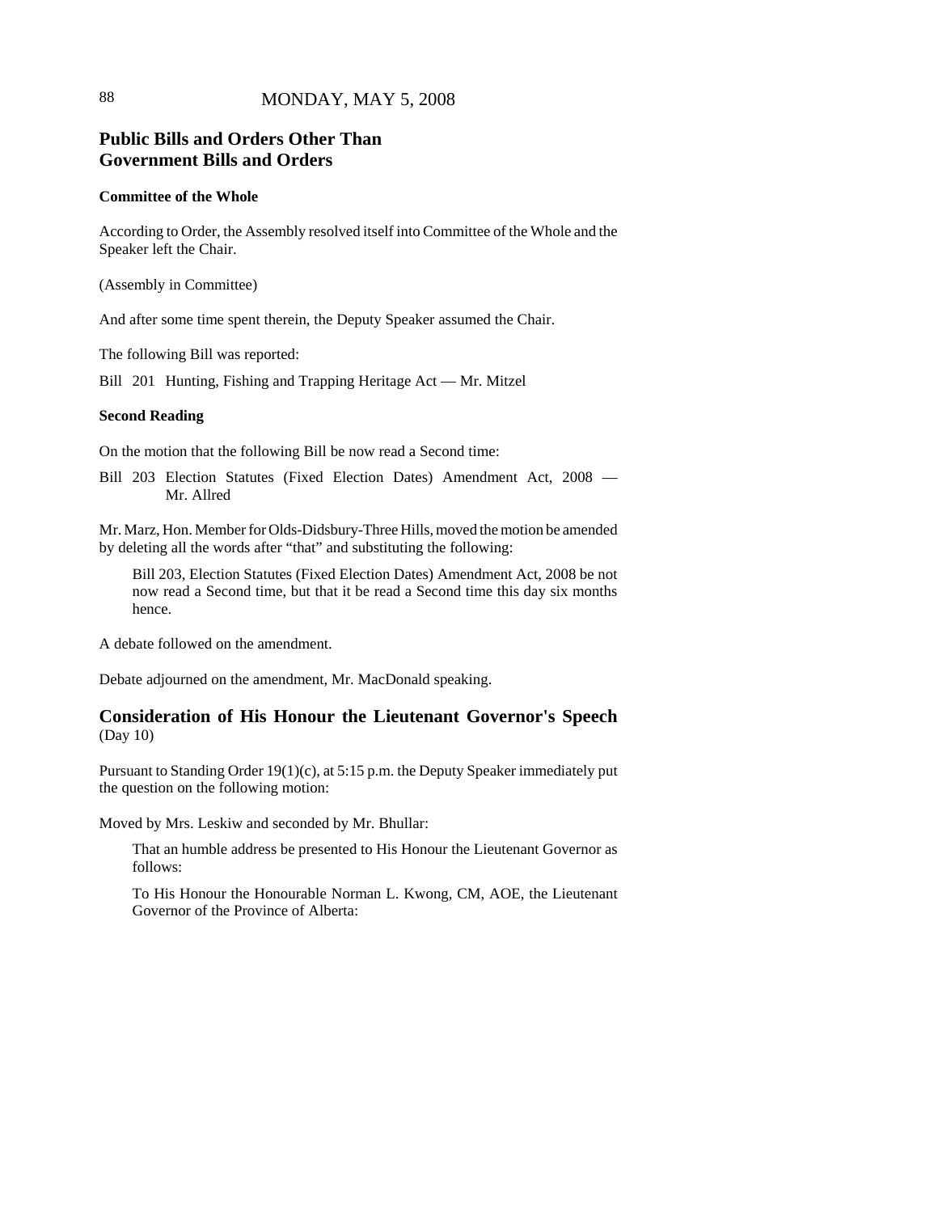## Public Bills and Orders Other Than Government Bills and Orders

### Committee of the Whole

According to Order, the Assembly resolved itself into Committee of the Whole and the Speaker left the Chair.

(Assembly in Committee)

And after some time spent therein, the Deputy Speaker assumed the Chair.

The following Bill was reported:

Bill 201 Hunting, Fishing and Trapping Heritage Act — Mr. Mitzel

### Second Reading

On the motion that the following Bill be now read a Second time:

Bill 203 Election Statutes (Fixed Election Dates) Amendment Act, 2008 — Mr. Allred

Mr. Marz, Hon. Member for Olds-Didsbury-Three Hills, moved the motion be amended by deleting all the words after "that" and substituting the following:

> Bill 203, Election Statutes (Fixed Election Dates) Amendment Act, 2008 be not now read a Second time, but that it be read a Second time this day six months hence.

A debate followed on the amendment.

Debate adjourned on the amendment, Mr. MacDonald speaking.

## Consideration of His Honour the Lieutenant Governor's Speech (Day 10)

Pursuant to Standing Order 19(1)(c), at 5:15 p.m. the Deputy Speaker immediately put the question on the following motion:

Moved by Mrs. Leskiw and seconded by Mr. Bhullar:

> That an humble address be presented to His Honour the Lieutenant Governor as follows:
>
> To His Honour the Honourable Norman L. Kwong, CM, AOE, the Lieutenant Governor of the Province of Alberta: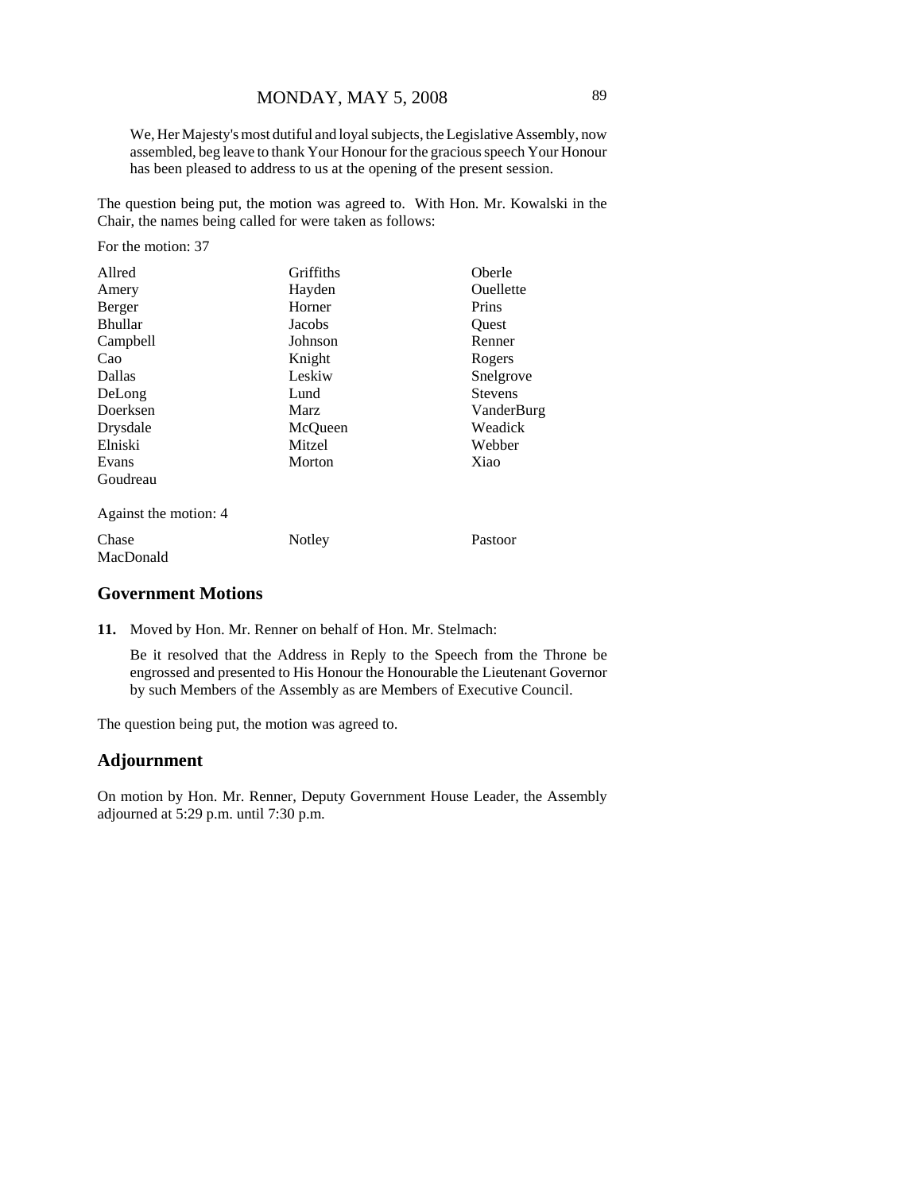We, Her Majesty's most dutiful and loyal subjects, the Legislative Assembly, now assembled, beg leave to thank Your Honour for the gracious speech Your Honour has been pleased to address to us at the opening of the present session.

The question being put, the motion was agreed to. With Hon. Mr. Kowalski in the Chair, the names being called for were taken as follows:

For the motion: 37

| | | |
|---|---|---|
| Allred | Griffiths | Oberle |
| Amery | Hayden | Ouellette |
| Berger | Horner | Prins |
| Bhullar | Jacobs | Quest |
| Campbell | Johnson | Renner |
| Cao | Knight | Rogers |
| Dallas | Leskiw | Snelgrove |
| DeLong | Lund | Stevens |
| Doerksen | Marz | VanderBurg |
| Drysdale | McQueen | Weadick |
| Elniski | Mitzel | Webber |
| Evans | Morton | Xiao |
| Goudreau | | |

Against the motion: 4

| | | |
|---|---|---|
| Chase | Notley | Pastoor |
| MacDonald | | |

## Government Motions

**11.** Moved by Hon. Mr. Renner on behalf of Hon. Mr. Stelmach:

Be it resolved that the Address in Reply to the Speech from the Throne be engrossed and presented to His Honour the Honourable the Lieutenant Governor by such Members of the Assembly as are Members of Executive Council.

The question being put, the motion was agreed to.

## Adjournment

On motion by Hon. Mr. Renner, Deputy Government House Leader, the Assembly adjourned at 5:29 p.m. until 7:30 p.m.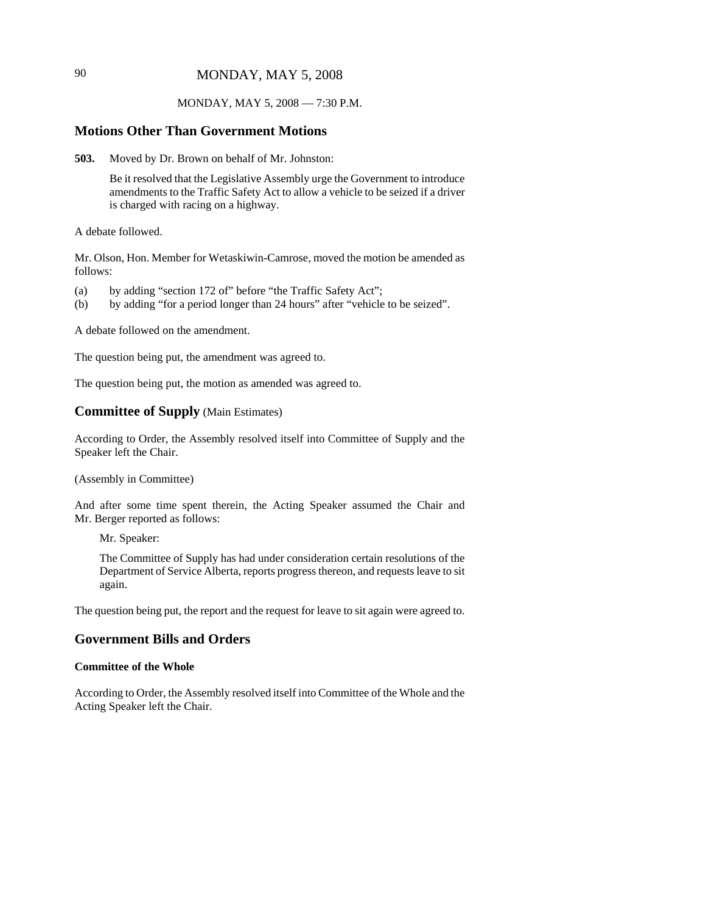MONDAY, MAY 5, 2008 — 7:30 P.M.

## Motions Other Than Government Motions

**503.** Moved by Dr. Brown on behalf of Mr. Johnston:

> Be it resolved that the Legislative Assembly urge the Government to introduce amendments to the Traffic Safety Act to allow a vehicle to be seized if a driver is charged with racing on a highway.

A debate followed.

Mr. Olson, Hon. Member for Wetaskiwin-Camrose, moved the motion be amended as follows:

(a) by adding "section 172 of" before "the Traffic Safety Act";
(b) by adding "for a period longer than 24 hours" after "vehicle to be seized".

A debate followed on the amendment.

The question being put, the amendment was agreed to.

The question being put, the motion as amended was agreed to.

## Committee of Supply (Main Estimates)

According to Order, the Assembly resolved itself into Committee of Supply and the Speaker left the Chair.

(Assembly in Committee)

And after some time spent therein, the Acting Speaker assumed the Chair and Mr. Berger reported as follows:

> Mr. Speaker:
>
> The Committee of Supply has had under consideration certain resolutions of the Department of Service Alberta, reports progress thereon, and requests leave to sit again.

The question being put, the report and the request for leave to sit again were agreed to.

## Government Bills and Orders

### Committee of the Whole

According to Order, the Assembly resolved itself into Committee of the Whole and the Acting Speaker left the Chair.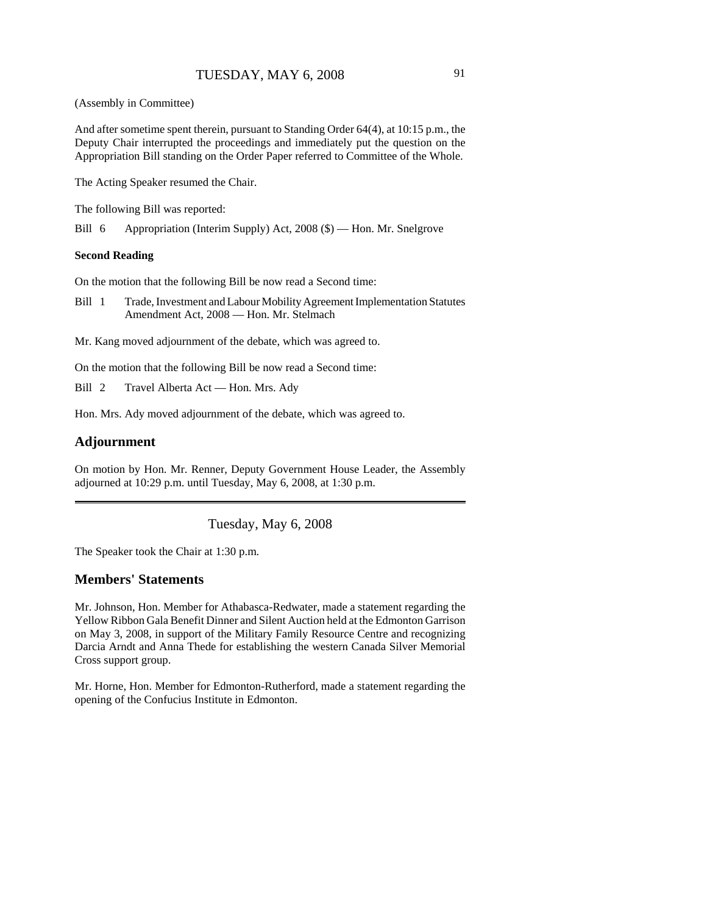(Assembly in Committee)

And after sometime spent therein, pursuant to Standing Order 64(4), at 10:15 p.m., the Deputy Chair interrupted the proceedings and immediately put the question on the Appropriation Bill standing on the Order Paper referred to Committee of the Whole.

The Acting Speaker resumed the Chair.

The following Bill was reported:

Bill 6 Appropriation (Interim Supply) Act, 2008 ($) — Hon. Mr. Snelgrove

**Second Reading**

On the motion that the following Bill be now read a Second time:

Bill 1 Trade, Investment and Labour Mobility Agreement Implementation Statutes Amendment Act, 2008 — Hon. Mr. Stelmach

Mr. Kang moved adjournment of the debate, which was agreed to.

On the motion that the following Bill be now read a Second time:

Bill 2 Travel Alberta Act — Hon. Mrs. Ady

Hon. Mrs. Ady moved adjournment of the debate, which was agreed to.

## Adjournment

On motion by Hon. Mr. Renner, Deputy Government House Leader, the Assembly adjourned at 10:29 p.m. until Tuesday, May 6, 2008, at 1:30 p.m.

---

Tuesday, May 6, 2008

The Speaker took the Chair at 1:30 p.m.

## Members' Statements

Mr. Johnson, Hon. Member for Athabasca-Redwater, made a statement regarding the Yellow Ribbon Gala Benefit Dinner and Silent Auction held at the Edmonton Garrison on May 3, 2008, in support of the Military Family Resource Centre and recognizing Darcia Arndt and Anna Thede for establishing the western Canada Silver Memorial Cross support group.

Mr. Horne, Hon. Member for Edmonton-Rutherford, made a statement regarding the opening of the Confucius Institute in Edmonton.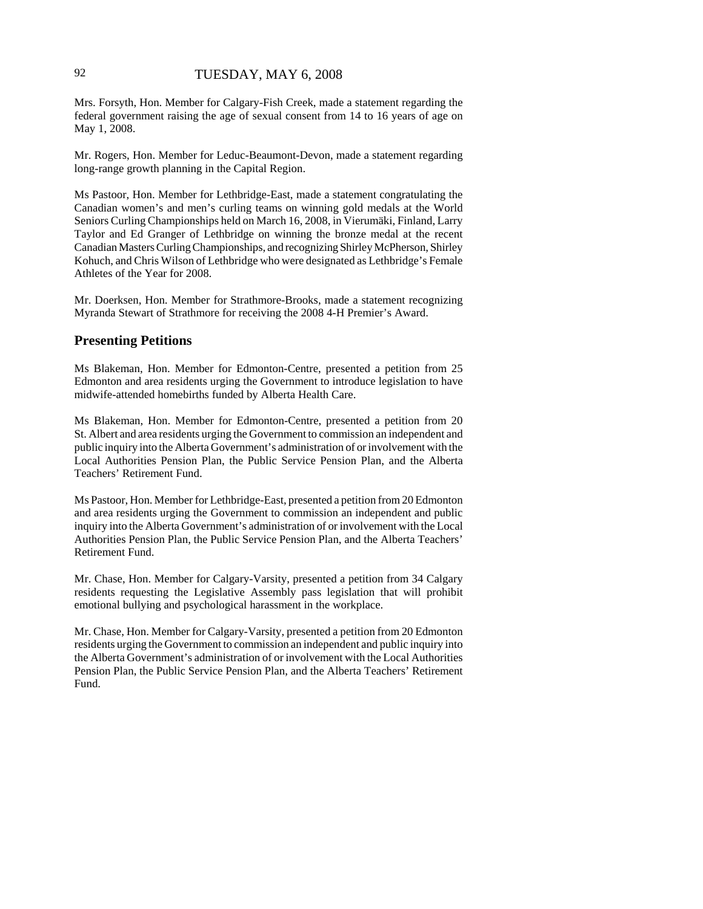Mrs. Forsyth, Hon. Member for Calgary-Fish Creek, made a statement regarding the federal government raising the age of sexual consent from 14 to 16 years of age on May 1, 2008.

Mr. Rogers, Hon. Member for Leduc-Beaumont-Devon, made a statement regarding long-range growth planning in the Capital Region.

Ms Pastoor, Hon. Member for Lethbridge-East, made a statement congratulating the Canadian women's and men's curling teams on winning gold medals at the World Seniors Curling Championships held on March 16, 2008, in Vierumäki, Finland, Larry Taylor and Ed Granger of Lethbridge on winning the bronze medal at the recent Canadian Masters Curling Championships, and recognizing Shirley McPherson, Shirley Kohuch, and Chris Wilson of Lethbridge who were designated as Lethbridge's Female Athletes of the Year for 2008.

Mr. Doerksen, Hon. Member for Strathmore-Brooks, made a statement recognizing Myranda Stewart of Strathmore for receiving the 2008 4-H Premier's Award.

## Presenting Petitions

Ms Blakeman, Hon. Member for Edmonton-Centre, presented a petition from 25 Edmonton and area residents urging the Government to introduce legislation to have midwife-attended homebirths funded by Alberta Health Care.

Ms Blakeman, Hon. Member for Edmonton-Centre, presented a petition from 20 St. Albert and area residents urging the Government to commission an independent and public inquiry into the Alberta Government's administration of or involvement with the Local Authorities Pension Plan, the Public Service Pension Plan, and the Alberta Teachers' Retirement Fund.

Ms Pastoor, Hon. Member for Lethbridge-East, presented a petition from 20 Edmonton and area residents urging the Government to commission an independent and public inquiry into the Alberta Government's administration of or involvement with the Local Authorities Pension Plan, the Public Service Pension Plan, and the Alberta Teachers' Retirement Fund.

Mr. Chase, Hon. Member for Calgary-Varsity, presented a petition from 34 Calgary residents requesting the Legislative Assembly pass legislation that will prohibit emotional bullying and psychological harassment in the workplace.

Mr. Chase, Hon. Member for Calgary-Varsity, presented a petition from 20 Edmonton residents urging the Government to commission an independent and public inquiry into the Alberta Government's administration of or involvement with the Local Authorities Pension Plan, the Public Service Pension Plan, and the Alberta Teachers' Retirement Fund.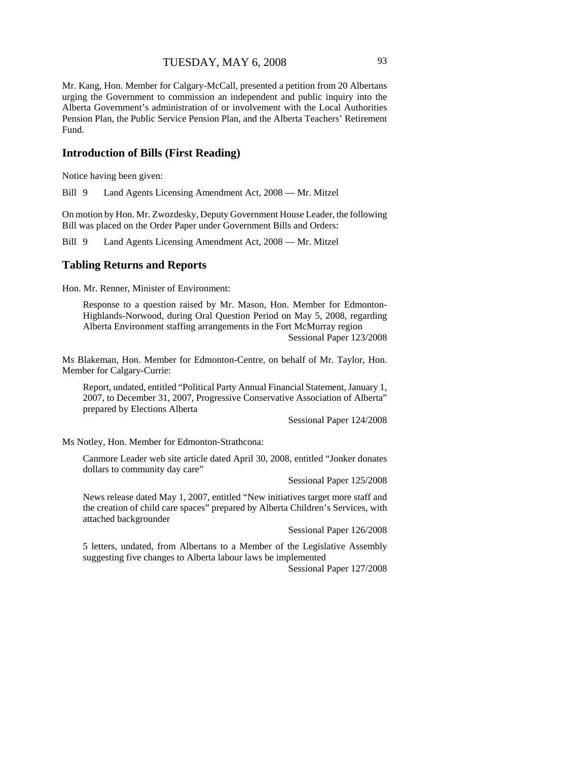Mr. Kang, Hon. Member for Calgary-McCall, presented a petition from 20 Albertans urging the Government to commission an independent and public inquiry into the Alberta Government's administration of or involvement with the Local Authorities Pension Plan, the Public Service Pension Plan, and the Alberta Teachers' Retirement Fund.

## Introduction of Bills (First Reading)

Notice having been given:

Bill 9 Land Agents Licensing Amendment Act, 2008 — Mr. Mitzel

On motion by Hon. Mr. Zwozdesky, Deputy Government House Leader, the following Bill was placed on the Order Paper under Government Bills and Orders:

Bill 9 Land Agents Licensing Amendment Act, 2008 — Mr. Mitzel

## Tabling Returns and Reports

Hon. Mr. Renner, Minister of Environment:

> Response to a question raised by Mr. Mason, Hon. Member for Edmonton-Highlands-Norwood, during Oral Question Period on May 5, 2008, regarding Alberta Environment staffing arrangements in the Fort McMurray region
>
> Sessional Paper 123/2008

Ms Blakeman, Hon. Member for Edmonton-Centre, on behalf of Mr. Taylor, Hon. Member for Calgary-Currie:

> Report, undated, entitled "Political Party Annual Financial Statement, January 1, 2007, to December 31, 2007, Progressive Conservative Association of Alberta" prepared by Elections Alberta
>
> Sessional Paper 124/2008

Ms Notley, Hon. Member for Edmonton-Strathcona:

> Canmore Leader web site article dated April 30, 2008, entitled "Jonker donates dollars to community day care"
>
> Sessional Paper 125/2008

> News release dated May 1, 2007, entitled "New initiatives target more staff and the creation of child care spaces" prepared by Alberta Children's Services, with attached backgrounder
>
> Sessional Paper 126/2008

> 5 letters, undated, from Albertans to a Member of the Legislative Assembly suggesting five changes to Alberta labour laws be implemented
>
> Sessional Paper 127/2008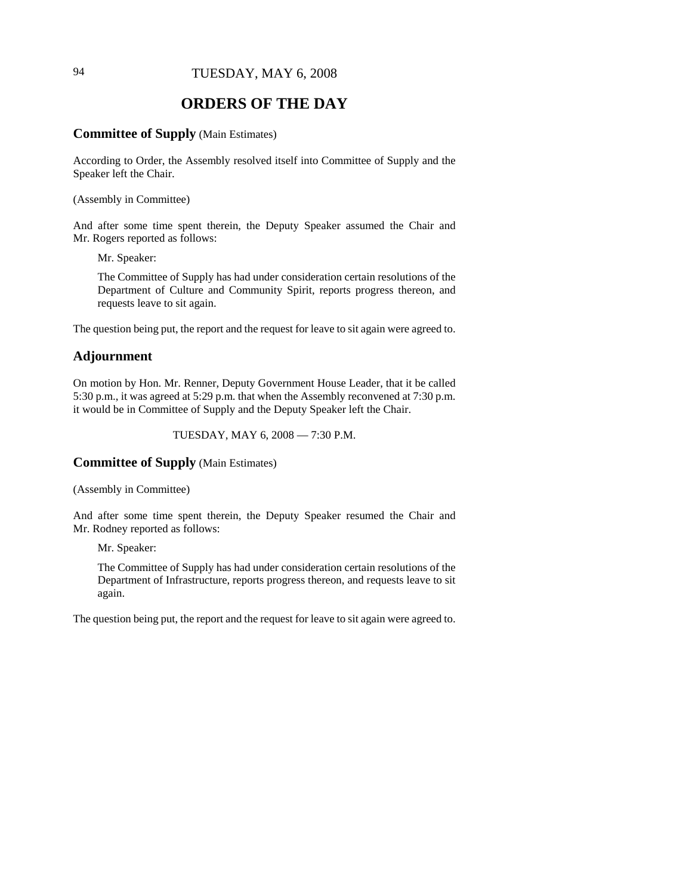TUESDAY, MAY 6, 2008

# ORDERS OF THE DAY

## **Committee of Supply** (Main Estimates)

According to Order, the Assembly resolved itself into Committee of Supply and the Speaker left the Chair.

(Assembly in Committee)

And after some time spent therein, the Deputy Speaker assumed the Chair and Mr. Rogers reported as follows:

> Mr. Speaker:
>
> The Committee of Supply has had under consideration certain resolutions of the Department of Culture and Community Spirit, reports progress thereon, and requests leave to sit again.

The question being put, the report and the request for leave to sit again were agreed to.

## **Adjournment**

On motion by Hon. Mr. Renner, Deputy Government House Leader, that it be called 5:30 p.m., it was agreed at 5:29 p.m. that when the Assembly reconvened at 7:30 p.m. it would be in Committee of Supply and the Deputy Speaker left the Chair.

TUESDAY, MAY 6, 2008 — 7:30 P.M.

## **Committee of Supply** (Main Estimates)

(Assembly in Committee)

And after some time spent therein, the Deputy Speaker resumed the Chair and Mr. Rodney reported as follows:

> Mr. Speaker:
>
> The Committee of Supply has had under consideration certain resolutions of the Department of Infrastructure, reports progress thereon, and requests leave to sit again.

The question being put, the report and the request for leave to sit again were agreed to.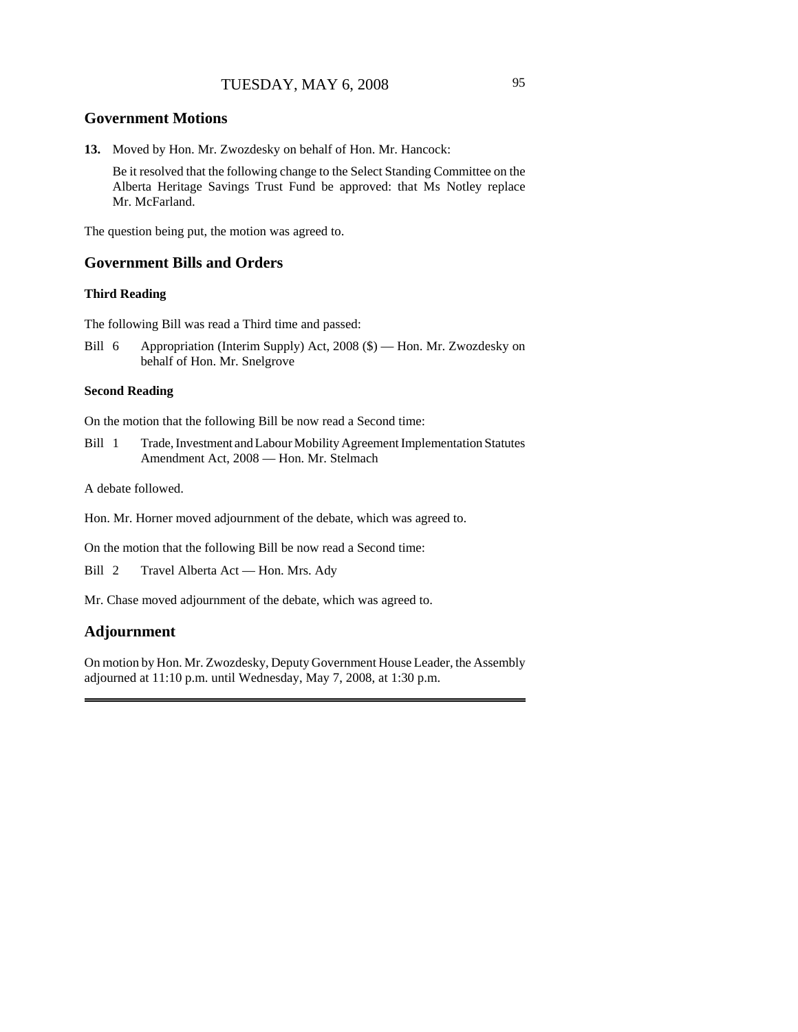## Government Motions

**13.** Moved by Hon. Mr. Zwozdesky on behalf of Hon. Mr. Hancock:

Be it resolved that the following change to the Select Standing Committee on the Alberta Heritage Savings Trust Fund be approved: that Ms Notley replace Mr. McFarland.

The question being put, the motion was agreed to.

## Government Bills and Orders

### Third Reading

The following Bill was read a Third time and passed:

Bill 6 Appropriation (Interim Supply) Act, 2008 ($) — Hon. Mr. Zwozdesky on behalf of Hon. Mr. Snelgrove

### Second Reading

On the motion that the following Bill be now read a Second time:

Bill 1 Trade, Investment and Labour Mobility Agreement Implementation Statutes Amendment Act, 2008 — Hon. Mr. Stelmach

A debate followed.

Hon. Mr. Horner moved adjournment of the debate, which was agreed to.

On the motion that the following Bill be now read a Second time:

Bill 2 Travel Alberta Act — Hon. Mrs. Ady

Mr. Chase moved adjournment of the debate, which was agreed to.

## Adjournment

On motion by Hon. Mr. Zwozdesky, Deputy Government House Leader, the Assembly adjourned at 11:10 p.m. until Wednesday, May 7, 2008, at 1:30 p.m.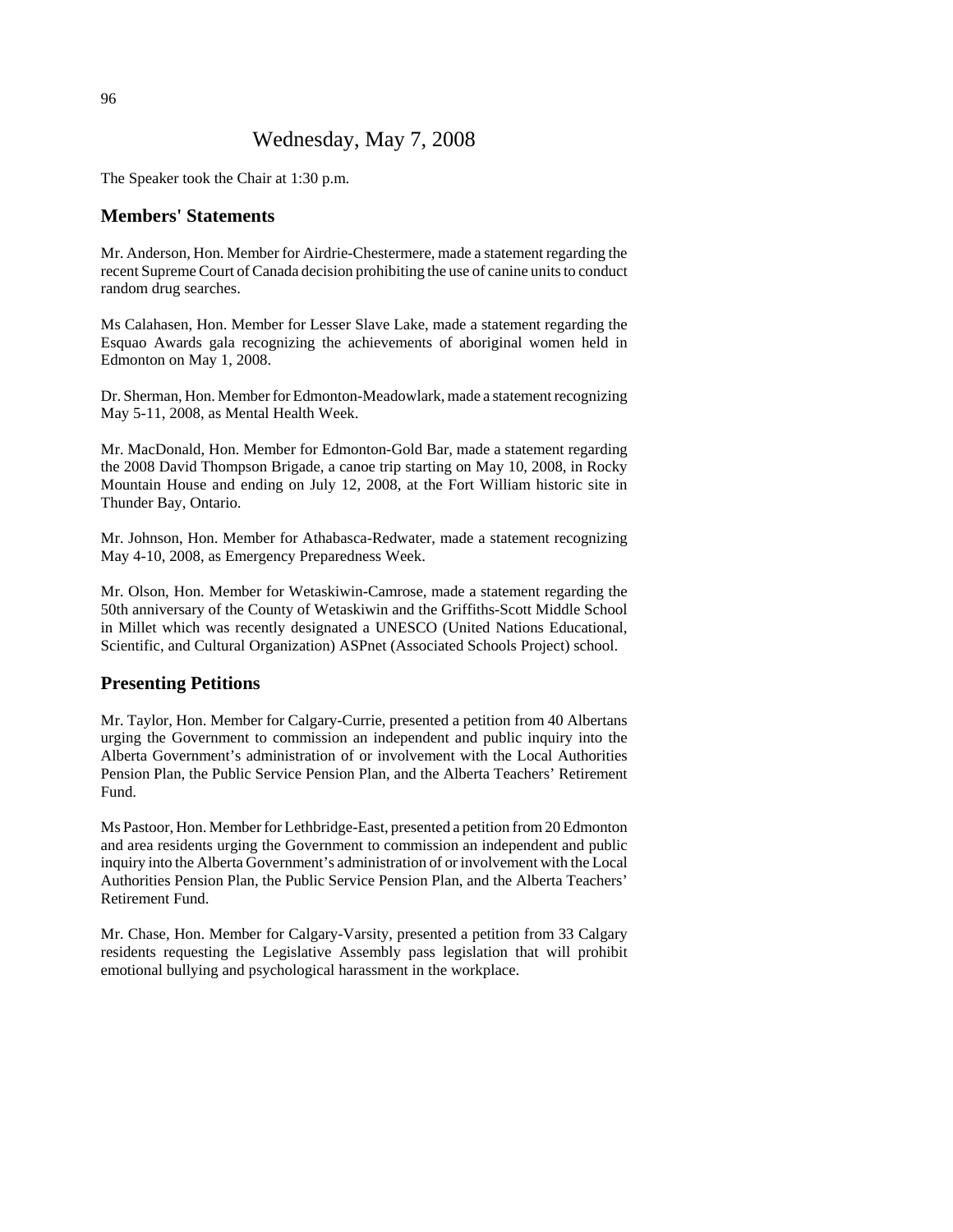# Wednesday, May 7, 2008

The Speaker took the Chair at 1:30 p.m.

## Members' Statements

Mr. Anderson, Hon. Member for Airdrie-Chestermere, made a statement regarding the recent Supreme Court of Canada decision prohibiting the use of canine units to conduct random drug searches.

Ms Calahasen, Hon. Member for Lesser Slave Lake, made a statement regarding the Esquao Awards gala recognizing the achievements of aboriginal women held in Edmonton on May 1, 2008.

Dr. Sherman, Hon. Member for Edmonton-Meadowlark, made a statement recognizing May 5-11, 2008, as Mental Health Week.

Mr. MacDonald, Hon. Member for Edmonton-Gold Bar, made a statement regarding the 2008 David Thompson Brigade, a canoe trip starting on May 10, 2008, in Rocky Mountain House and ending on July 12, 2008, at the Fort William historic site in Thunder Bay, Ontario.

Mr. Johnson, Hon. Member for Athabasca-Redwater, made a statement recognizing May 4-10, 2008, as Emergency Preparedness Week.

Mr. Olson, Hon. Member for Wetaskiwin-Camrose, made a statement regarding the 50th anniversary of the County of Wetaskiwin and the Griffiths-Scott Middle School in Millet which was recently designated a UNESCO (United Nations Educational, Scientific, and Cultural Organization) ASPnet (Associated Schools Project) school.

## Presenting Petitions

Mr. Taylor, Hon. Member for Calgary-Currie, presented a petition from 40 Albertans urging the Government to commission an independent and public inquiry into the Alberta Government's administration of or involvement with the Local Authorities Pension Plan, the Public Service Pension Plan, and the Alberta Teachers' Retirement Fund.

Ms Pastoor, Hon. Member for Lethbridge-East, presented a petition from 20 Edmonton and area residents urging the Government to commission an independent and public inquiry into the Alberta Government's administration of or involvement with the Local Authorities Pension Plan, the Public Service Pension Plan, and the Alberta Teachers' Retirement Fund.

Mr. Chase, Hon. Member for Calgary-Varsity, presented a petition from 33 Calgary residents requesting the Legislative Assembly pass legislation that will prohibit emotional bullying and psychological harassment in the workplace.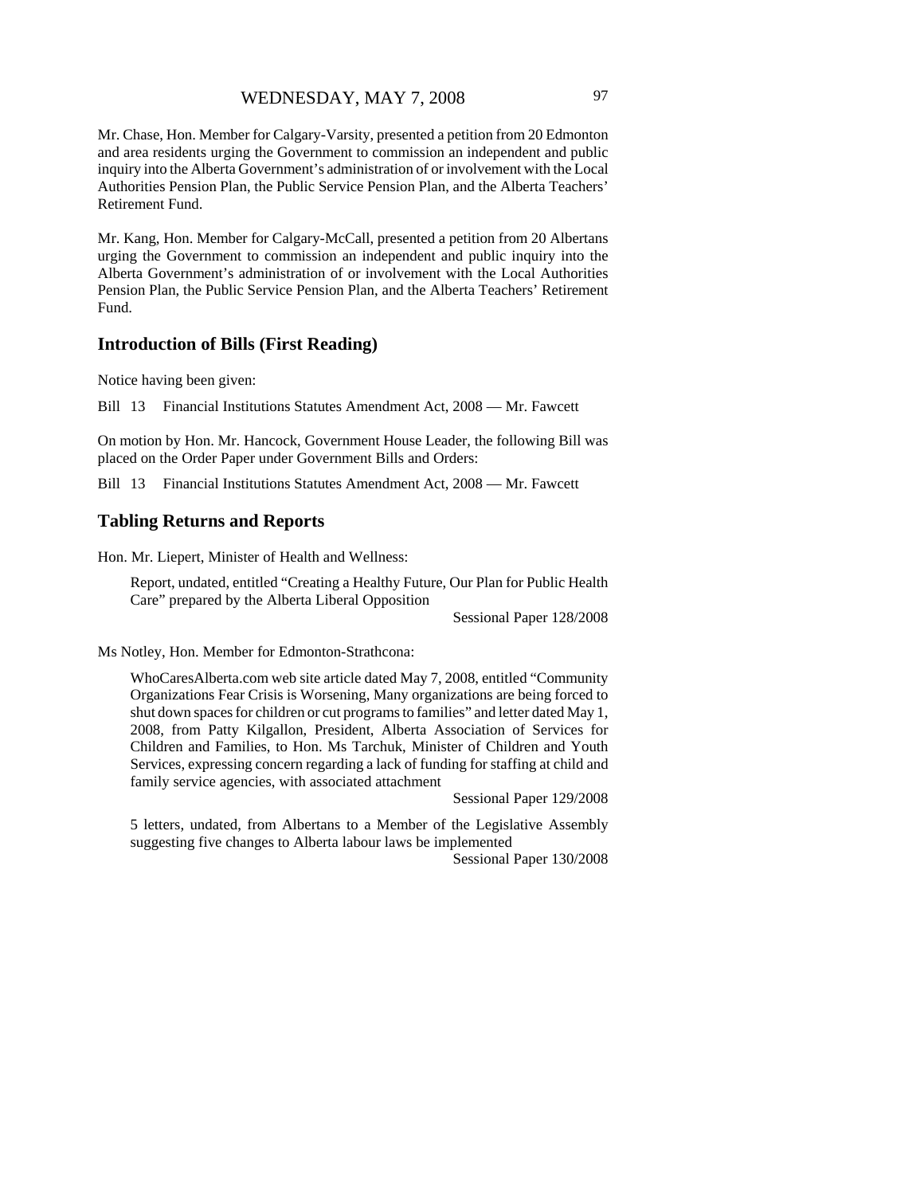Mr. Chase, Hon. Member for Calgary-Varsity, presented a petition from 20 Edmonton and area residents urging the Government to commission an independent and public inquiry into the Alberta Government's administration of or involvement with the Local Authorities Pension Plan, the Public Service Pension Plan, and the Alberta Teachers' Retirement Fund.

Mr. Kang, Hon. Member for Calgary-McCall, presented a petition from 20 Albertans urging the Government to commission an independent and public inquiry into the Alberta Government's administration of or involvement with the Local Authorities Pension Plan, the Public Service Pension Plan, and the Alberta Teachers' Retirement Fund.

## Introduction of Bills (First Reading)

Notice having been given:

Bill 13 Financial Institutions Statutes Amendment Act, 2008 — Mr. Fawcett

On motion by Hon. Mr. Hancock, Government House Leader, the following Bill was placed on the Order Paper under Government Bills and Orders:

Bill 13 Financial Institutions Statutes Amendment Act, 2008 — Mr. Fawcett

## Tabling Returns and Reports

Hon. Mr. Liepert, Minister of Health and Wellness:

> Report, undated, entitled "Creating a Healthy Future, Our Plan for Public Health Care" prepared by the Alberta Liberal Opposition
>
> Sessional Paper 128/2008

Ms Notley, Hon. Member for Edmonton-Strathcona:

> WhoCaresAlberta.com web site article dated May 7, 2008, entitled "Community Organizations Fear Crisis is Worsening, Many organizations are being forced to shut down spaces for children or cut programs to families" and letter dated May 1, 2008, from Patty Kilgallon, President, Alberta Association of Services for Children and Families, to Hon. Ms Tarchuk, Minister of Children and Youth Services, expressing concern regarding a lack of funding for staffing at child and family service agencies, with associated attachment
>
> Sessional Paper 129/2008

> 5 letters, undated, from Albertans to a Member of the Legislative Assembly suggesting five changes to Alberta labour laws be implemented
>
> Sessional Paper 130/2008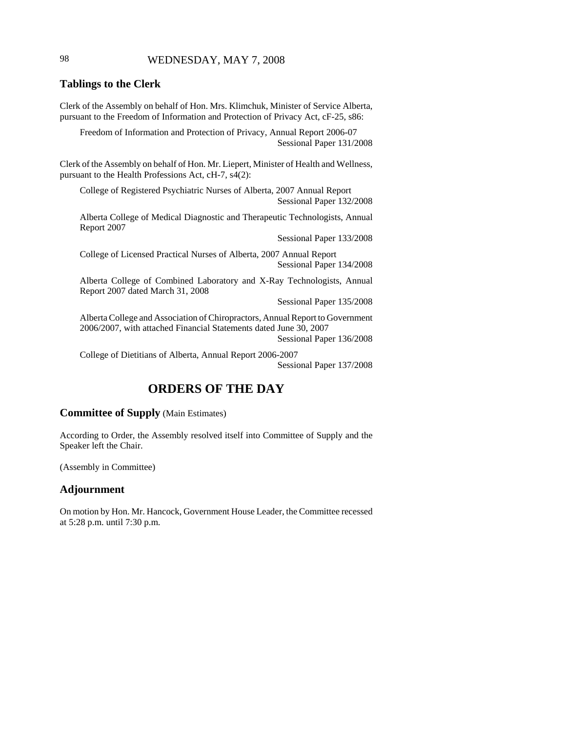## Tablings to the Clerk

Clerk of the Assembly on behalf of Hon. Mrs. Klimchuk, Minister of Service Alberta, pursuant to the Freedom of Information and Protection of Privacy Act, cF-25, s86:

Freedom of Information and Protection of Privacy, Annual Report 2006-07
Sessional Paper 131/2008

Clerk of the Assembly on behalf of Hon. Mr. Liepert, Minister of Health and Wellness, pursuant to the Health Professions Act, cH-7, s4(2):

College of Registered Psychiatric Nurses of Alberta, 2007 Annual Report
Sessional Paper 132/2008

Alberta College of Medical Diagnostic and Therapeutic Technologists, Annual Report 2007
Sessional Paper 133/2008

College of Licensed Practical Nurses of Alberta, 2007 Annual Report
Sessional Paper 134/2008

Alberta College of Combined Laboratory and X-Ray Technologists, Annual Report 2007 dated March 31, 2008
Sessional Paper 135/2008

Alberta College and Association of Chiropractors, Annual Report to Government 2006/2007, with attached Financial Statements dated June 30, 2007
Sessional Paper 136/2008

College of Dietitians of Alberta, Annual Report 2006-2007
Sessional Paper 137/2008

# ORDERS OF THE DAY

## Committee of Supply (Main Estimates)

According to Order, the Assembly resolved itself into Committee of Supply and the Speaker left the Chair.

(Assembly in Committee)

## Adjournment

On motion by Hon. Mr. Hancock, Government House Leader, the Committee recessed at 5:28 p.m. until 7:30 p.m.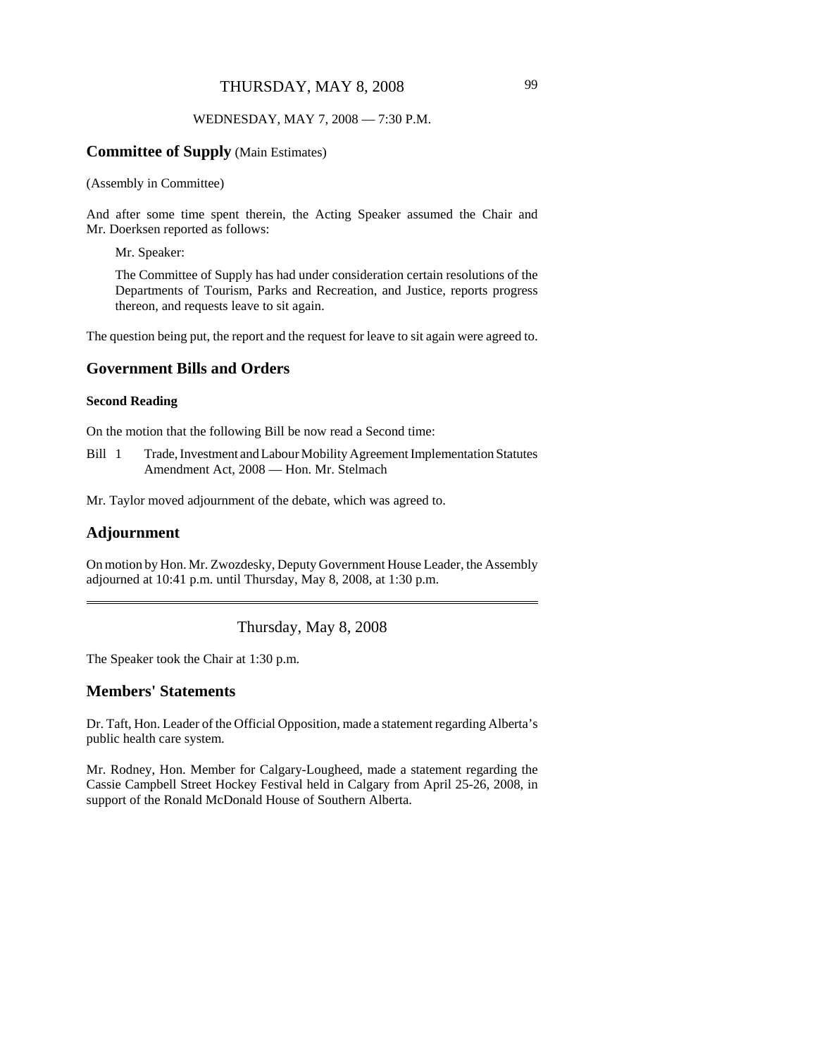WEDNESDAY, MAY 7, 2008 — 7:30 P.M.

## Committee of Supply (Main Estimates)

(Assembly in Committee)

And after some time spent therein, the Acting Speaker assumed the Chair and Mr. Doerksen reported as follows:

> Mr. Speaker:
>
> The Committee of Supply has had under consideration certain resolutions of the Departments of Tourism, Parks and Recreation, and Justice, reports progress thereon, and requests leave to sit again.

The question being put, the report and the request for leave to sit again were agreed to.

## Government Bills and Orders

### Second Reading

On the motion that the following Bill be now read a Second time:

Bill 1 Trade, Investment and Labour Mobility Agreement Implementation Statutes Amendment Act, 2008 — Hon. Mr. Stelmach

Mr. Taylor moved adjournment of the debate, which was agreed to.

## Adjournment

On motion by Hon. Mr. Zwozdesky, Deputy Government House Leader, the Assembly adjourned at 10:41 p.m. until Thursday, May 8, 2008, at 1:30 p.m.

---

Thursday, May 8, 2008

The Speaker took the Chair at 1:30 p.m.

## Members' Statements

Dr. Taft, Hon. Leader of the Official Opposition, made a statement regarding Alberta's public health care system.

Mr. Rodney, Hon. Member for Calgary-Lougheed, made a statement regarding the Cassie Campbell Street Hockey Festival held in Calgary from April 25-26, 2008, in support of the Ronald McDonald House of Southern Alberta.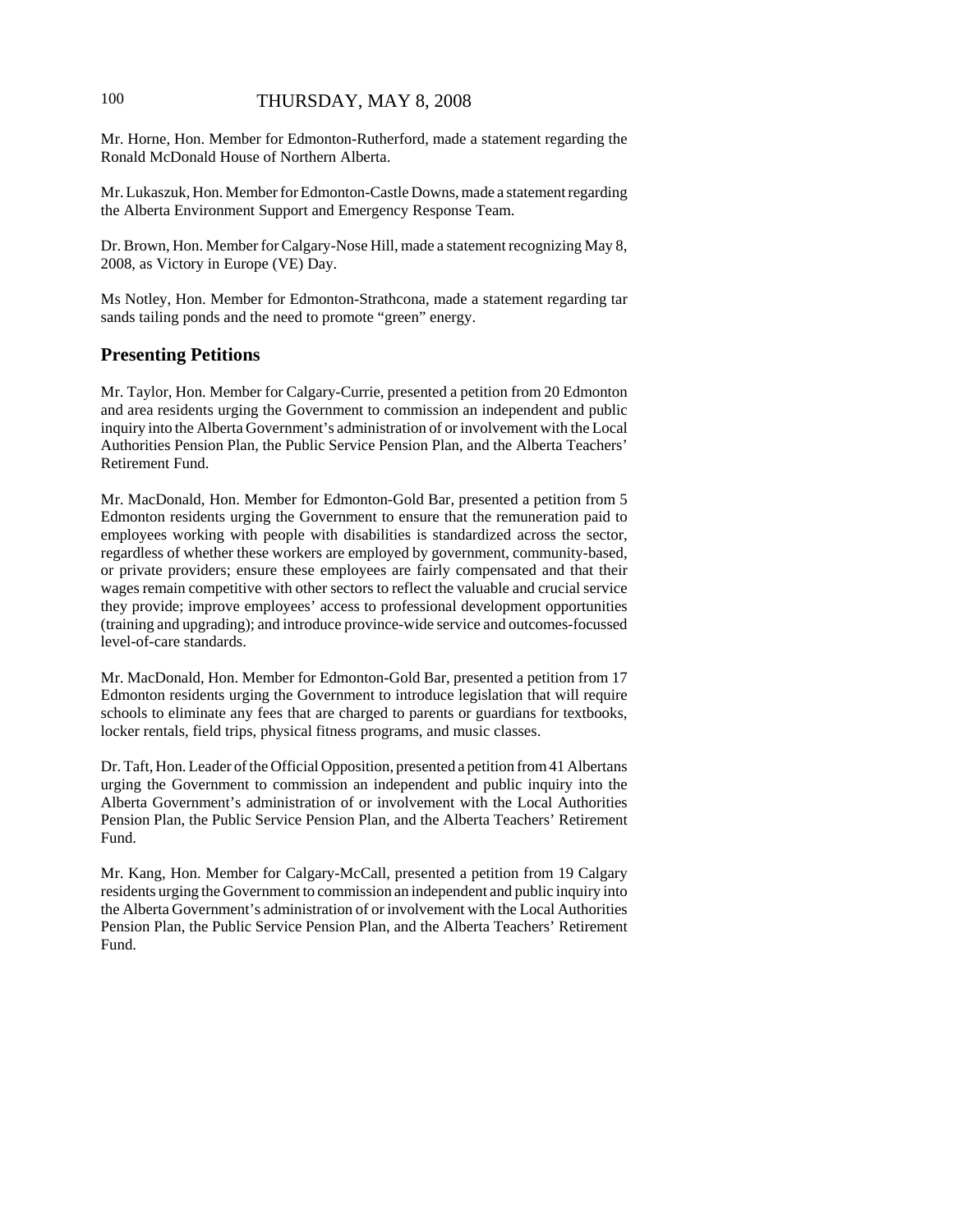Mr. Horne, Hon. Member for Edmonton-Rutherford, made a statement regarding the Ronald McDonald House of Northern Alberta.

Mr. Lukaszuk, Hon. Member for Edmonton-Castle Downs, made a statement regarding the Alberta Environment Support and Emergency Response Team.

Dr. Brown, Hon. Member for Calgary-Nose Hill, made a statement recognizing May 8, 2008, as Victory in Europe (VE) Day.

Ms Notley, Hon. Member for Edmonton-Strathcona, made a statement regarding tar sands tailing ponds and the need to promote "green" energy.

## Presenting Petitions

Mr. Taylor, Hon. Member for Calgary-Currie, presented a petition from 20 Edmonton and area residents urging the Government to commission an independent and public inquiry into the Alberta Government's administration of or involvement with the Local Authorities Pension Plan, the Public Service Pension Plan, and the Alberta Teachers' Retirement Fund.

Mr. MacDonald, Hon. Member for Edmonton-Gold Bar, presented a petition from 5 Edmonton residents urging the Government to ensure that the remuneration paid to employees working with people with disabilities is standardized across the sector, regardless of whether these workers are employed by government, community-based, or private providers; ensure these employees are fairly compensated and that their wages remain competitive with other sectors to reflect the valuable and crucial service they provide; improve employees' access to professional development opportunities (training and upgrading); and introduce province-wide service and outcomes-focussed level-of-care standards.

Mr. MacDonald, Hon. Member for Edmonton-Gold Bar, presented a petition from 17 Edmonton residents urging the Government to introduce legislation that will require schools to eliminate any fees that are charged to parents or guardians for textbooks, locker rentals, field trips, physical fitness programs, and music classes.

Dr. Taft, Hon. Leader of the Official Opposition, presented a petition from 41 Albertans urging the Government to commission an independent and public inquiry into the Alberta Government's administration of or involvement with the Local Authorities Pension Plan, the Public Service Pension Plan, and the Alberta Teachers' Retirement Fund.

Mr. Kang, Hon. Member for Calgary-McCall, presented a petition from 19 Calgary residents urging the Government to commission an independent and public inquiry into the Alberta Government's administration of or involvement with the Local Authorities Pension Plan, the Public Service Pension Plan, and the Alberta Teachers' Retirement Fund.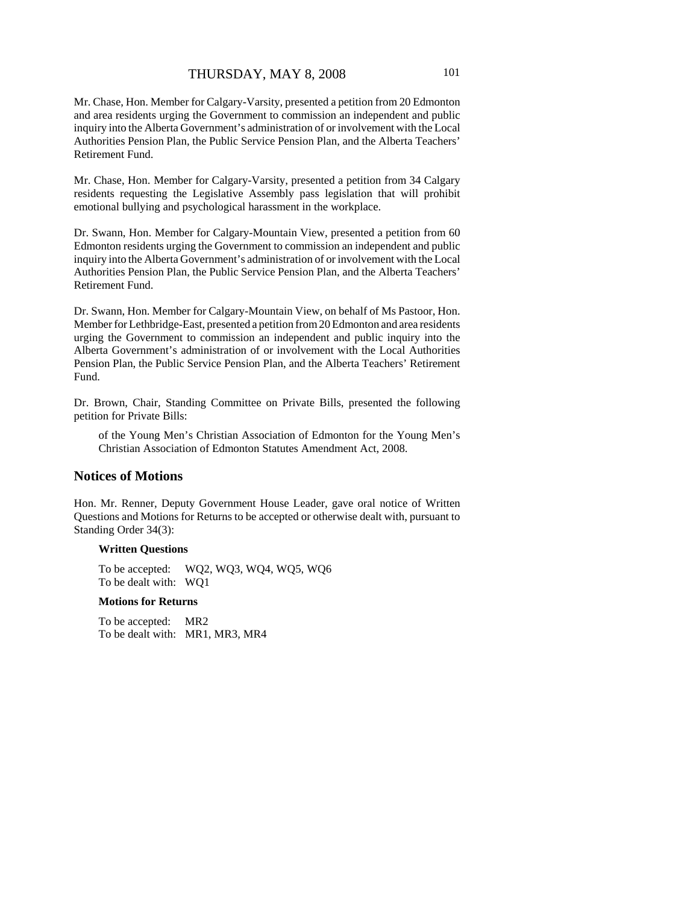Mr. Chase, Hon. Member for Calgary-Varsity, presented a petition from 20 Edmonton and area residents urging the Government to commission an independent and public inquiry into the Alberta Government's administration of or involvement with the Local Authorities Pension Plan, the Public Service Pension Plan, and the Alberta Teachers' Retirement Fund.

Mr. Chase, Hon. Member for Calgary-Varsity, presented a petition from 34 Calgary residents requesting the Legislative Assembly pass legislation that will prohibit emotional bullying and psychological harassment in the workplace.

Dr. Swann, Hon. Member for Calgary-Mountain View, presented a petition from 60 Edmonton residents urging the Government to commission an independent and public inquiry into the Alberta Government's administration of or involvement with the Local Authorities Pension Plan, the Public Service Pension Plan, and the Alberta Teachers' Retirement Fund.

Dr. Swann, Hon. Member for Calgary-Mountain View, on behalf of Ms Pastoor, Hon. Member for Lethbridge-East, presented a petition from 20 Edmonton and area residents urging the Government to commission an independent and public inquiry into the Alberta Government's administration of or involvement with the Local Authorities Pension Plan, the Public Service Pension Plan, and the Alberta Teachers' Retirement Fund.

Dr. Brown, Chair, Standing Committee on Private Bills, presented the following petition for Private Bills:

> of the Young Men's Christian Association of Edmonton for the Young Men's Christian Association of Edmonton Statutes Amendment Act, 2008.

## Notices of Motions

Hon. Mr. Renner, Deputy Government House Leader, gave oral notice of Written Questions and Motions for Returns to be accepted or otherwise dealt with, pursuant to Standing Order 34(3):

**Written Questions**

To be accepted: WQ2, WQ3, WQ4, WQ5, WQ6
To be dealt with: WQ1

**Motions for Returns**

To be accepted: MR2
To be dealt with: MR1, MR3, MR4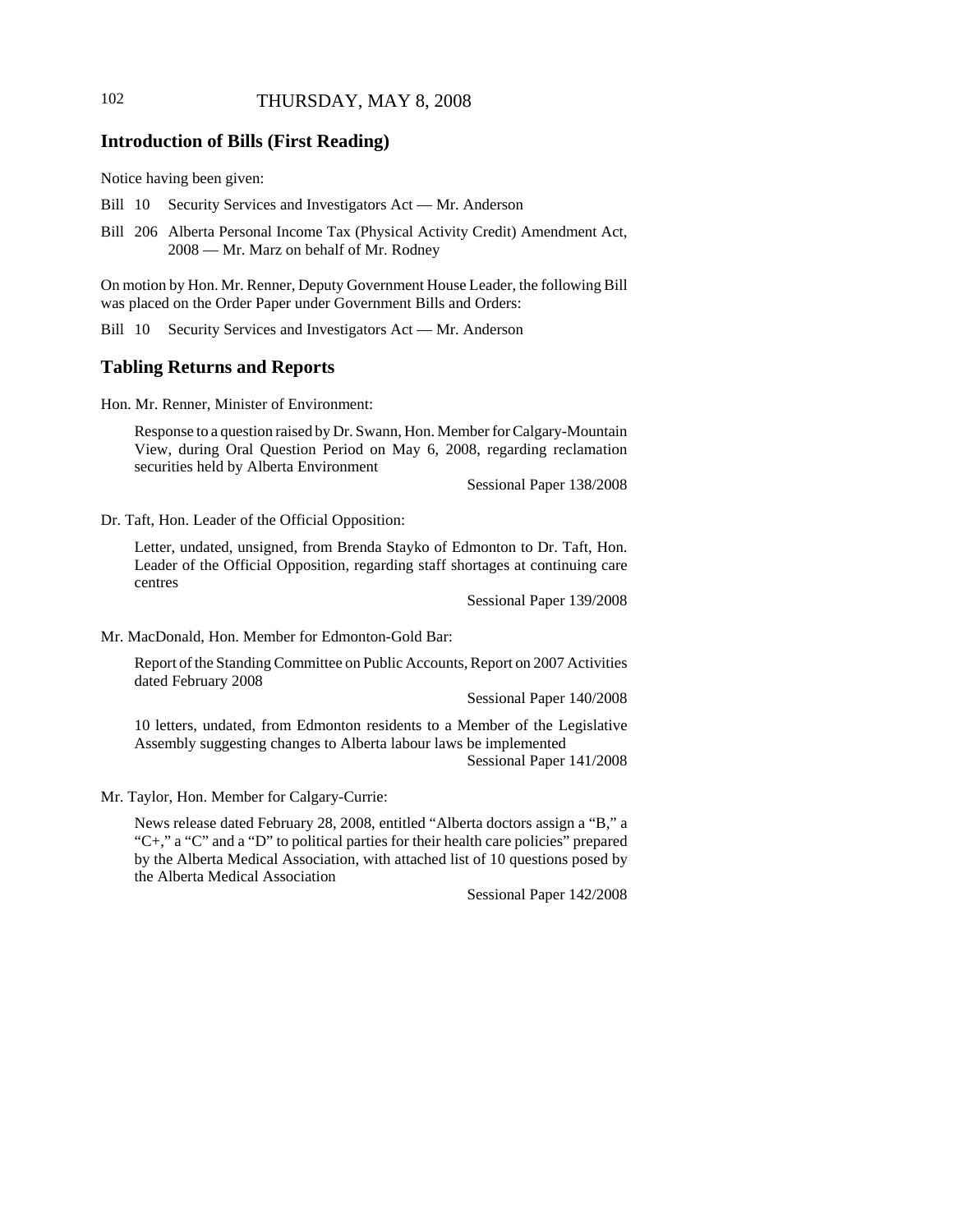## Introduction of Bills (First Reading)

Notice having been given:

Bill 10 Security Services and Investigators Act — Mr. Anderson

Bill 206 Alberta Personal Income Tax (Physical Activity Credit) Amendment Act, 2008 — Mr. Marz on behalf of Mr. Rodney

On motion by Hon. Mr. Renner, Deputy Government House Leader, the following Bill was placed on the Order Paper under Government Bills and Orders:

Bill 10 Security Services and Investigators Act — Mr. Anderson

## Tabling Returns and Reports

Hon. Mr. Renner, Minister of Environment:

> Response to a question raised by Dr. Swann, Hon. Member for Calgary-Mountain View, during Oral Question Period on May 6, 2008, regarding reclamation securities held by Alberta Environment
>
> Sessional Paper 138/2008

Dr. Taft, Hon. Leader of the Official Opposition:

> Letter, undated, unsigned, from Brenda Stayko of Edmonton to Dr. Taft, Hon. Leader of the Official Opposition, regarding staff shortages at continuing care centres
>
> Sessional Paper 139/2008

Mr. MacDonald, Hon. Member for Edmonton-Gold Bar:

> Report of the Standing Committee on Public Accounts, Report on 2007 Activities dated February 2008
>
> Sessional Paper 140/2008
>
> 10 letters, undated, from Edmonton residents to a Member of the Legislative Assembly suggesting changes to Alberta labour laws be implemented
>
> Sessional Paper 141/2008

Mr. Taylor, Hon. Member for Calgary-Currie:

> News release dated February 28, 2008, entitled "Alberta doctors assign a "B," a "C+," a "C" and a "D" to political parties for their health care policies" prepared by the Alberta Medical Association, with attached list of 10 questions posed by the Alberta Medical Association
>
> Sessional Paper 142/2008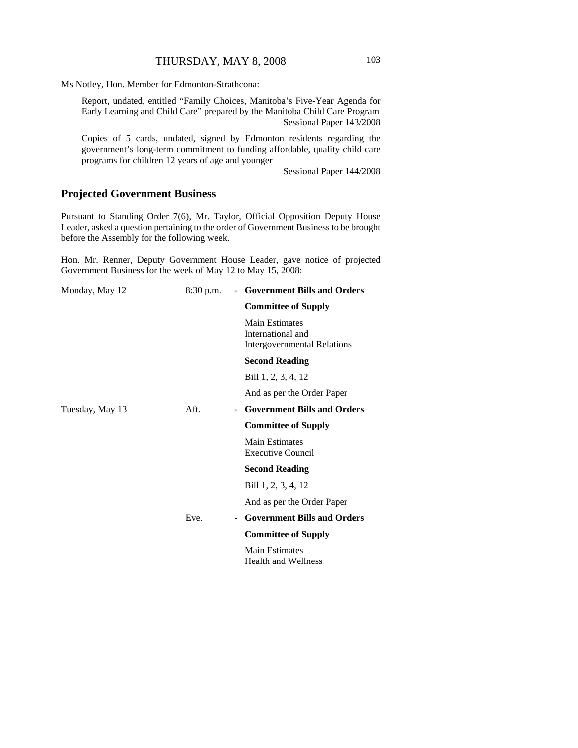Ms Notley, Hon. Member for Edmonton-Strathcona:

> Report, undated, entitled "Family Choices, Manitoba's Five-Year Agenda for Early Learning and Child Care" prepared by the Manitoba Child Care Program
> Sessional Paper 143/2008
>
> Copies of 5 cards, undated, signed by Edmonton residents regarding the government's long-term commitment to funding affordable, quality child care programs for children 12 years of age and younger
> Sessional Paper 144/2008

## Projected Government Business

Pursuant to Standing Order 7(6), Mr. Taylor, Official Opposition Deputy House Leader, asked a question pertaining to the order of Government Business to be brought before the Assembly for the following week.

Hon. Mr. Renner, Deputy Government House Leader, gave notice of projected Government Business for the week of May 12 to May 15, 2008:

| | | | |
|---|---|---|---|
| Monday, May 12 | 8:30 p.m. | - | **Government Bills and Orders** |
| | | | **Committee of Supply** |
| | | | Main Estimates<br>International and<br>Intergovernmental Relations |
| | | | **Second Reading** |
| | | | Bill 1, 2, 3, 4, 12 |
| | | | And as per the Order Paper |
| Tuesday, May 13 | Aft. | - | **Government Bills and Orders** |
| | | | **Committee of Supply** |
| | | | Main Estimates<br>Executive Council |
| | | | **Second Reading** |
| | | | Bill 1, 2, 3, 4, 12 |
| | | | And as per the Order Paper |
| | Eve. | - | **Government Bills and Orders** |
| | | | **Committee of Supply** |
| | | | Main Estimates<br>Health and Wellness |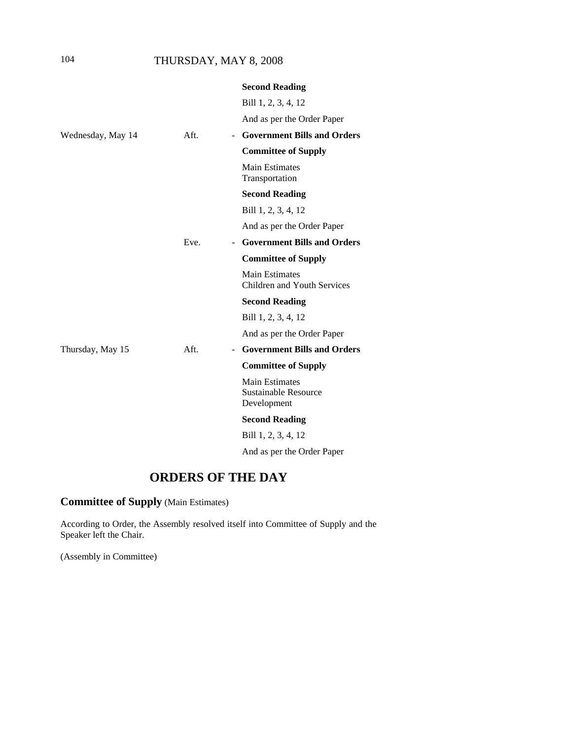| | | | |
|---|---|---|---|
| | | | **Second Reading** |
| | | | Bill 1, 2, 3, 4, 12 |
| | | | And as per the Order Paper |
| Wednesday, May 14 | Aft. | - | **Government Bills and Orders** |
| | | | **Committee of Supply** |
| | | | Main Estimates<br>Transportation |
| | | | **Second Reading** |
| | | | Bill 1, 2, 3, 4, 12 |
| | | | And as per the Order Paper |
| | Eve. | - | **Government Bills and Orders** |
| | | | **Committee of Supply** |
| | | | Main Estimates<br>Children and Youth Services |
| | | | **Second Reading** |
| | | | Bill 1, 2, 3, 4, 12 |
| | | | And as per the Order Paper |
| Thursday, May 15 | Aft. | - | **Government Bills and Orders** |
| | | | **Committee of Supply** |
| | | | Main Estimates<br>Sustainable Resource Development |
| | | | **Second Reading** |
| | | | Bill 1, 2, 3, 4, 12 |
| | | | And as per the Order Paper |

# ORDERS OF THE DAY

**Committee of Supply** (Main Estimates)

According to Order, the Assembly resolved itself into Committee of Supply and the Speaker left the Chair.

(Assembly in Committee)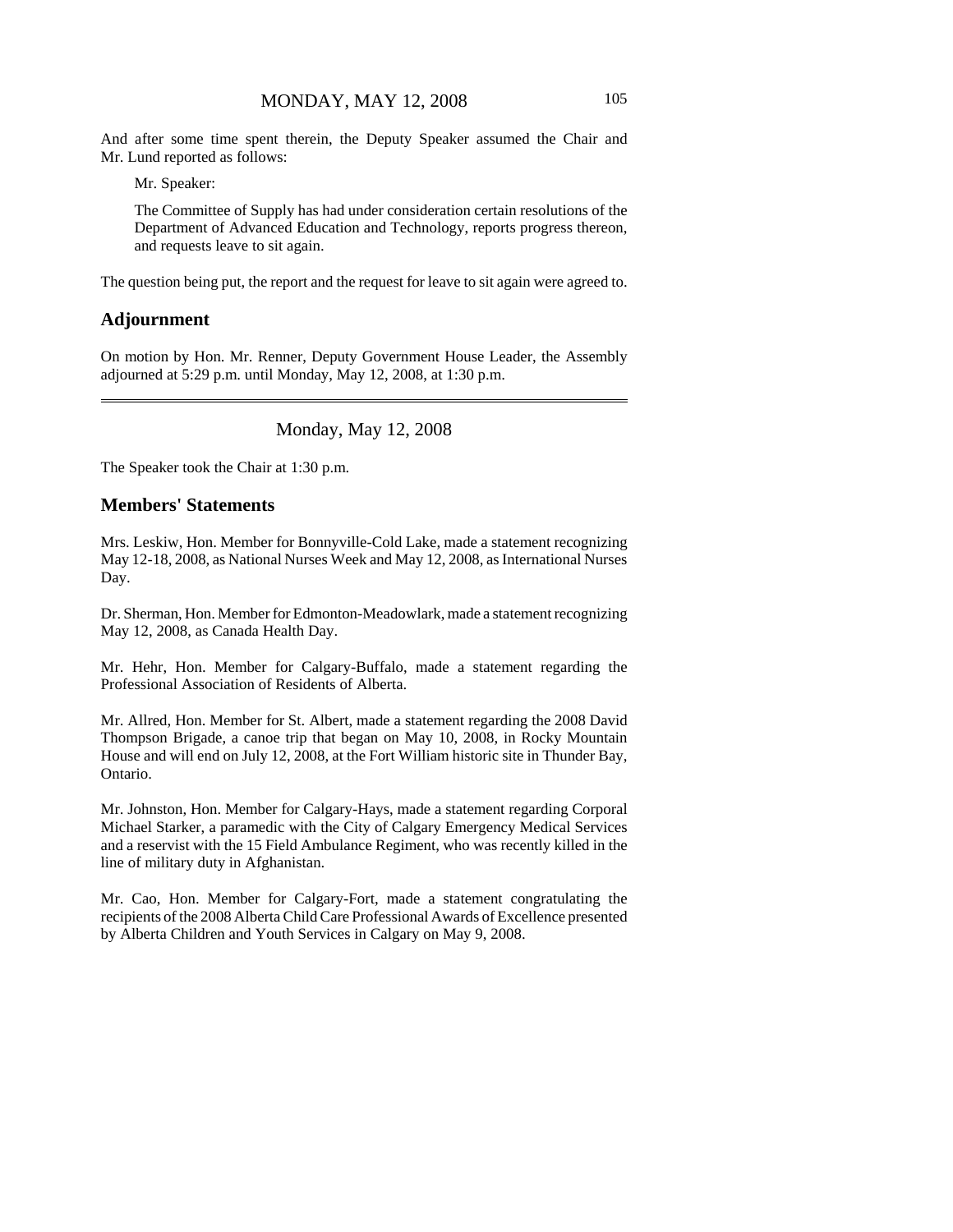And after some time spent therein, the Deputy Speaker assumed the Chair and Mr. Lund reported as follows:

> Mr. Speaker:
>
> The Committee of Supply has had under consideration certain resolutions of the Department of Advanced Education and Technology, reports progress thereon, and requests leave to sit again.

The question being put, the report and the request for leave to sit again were agreed to.

## Adjournment

On motion by Hon. Mr. Renner, Deputy Government House Leader, the Assembly adjourned at 5:29 p.m. until Monday, May 12, 2008, at 1:30 p.m.

---

# Monday, May 12, 2008

The Speaker took the Chair at 1:30 p.m.

## Members' Statements

Mrs. Leskiw, Hon. Member for Bonnyville-Cold Lake, made a statement recognizing May 12-18, 2008, as National Nurses Week and May 12, 2008, as International Nurses Day.

Dr. Sherman, Hon. Member for Edmonton-Meadowlark, made a statement recognizing May 12, 2008, as Canada Health Day.

Mr. Hehr, Hon. Member for Calgary-Buffalo, made a statement regarding the Professional Association of Residents of Alberta.

Mr. Allred, Hon. Member for St. Albert, made a statement regarding the 2008 David Thompson Brigade, a canoe trip that began on May 10, 2008, in Rocky Mountain House and will end on July 12, 2008, at the Fort William historic site in Thunder Bay, Ontario.

Mr. Johnston, Hon. Member for Calgary-Hays, made a statement regarding Corporal Michael Starker, a paramedic with the City of Calgary Emergency Medical Services and a reservist with the 15 Field Ambulance Regiment, who was recently killed in the line of military duty in Afghanistan.

Mr. Cao, Hon. Member for Calgary-Fort, made a statement congratulating the recipients of the 2008 Alberta Child Care Professional Awards of Excellence presented by Alberta Children and Youth Services in Calgary on May 9, 2008.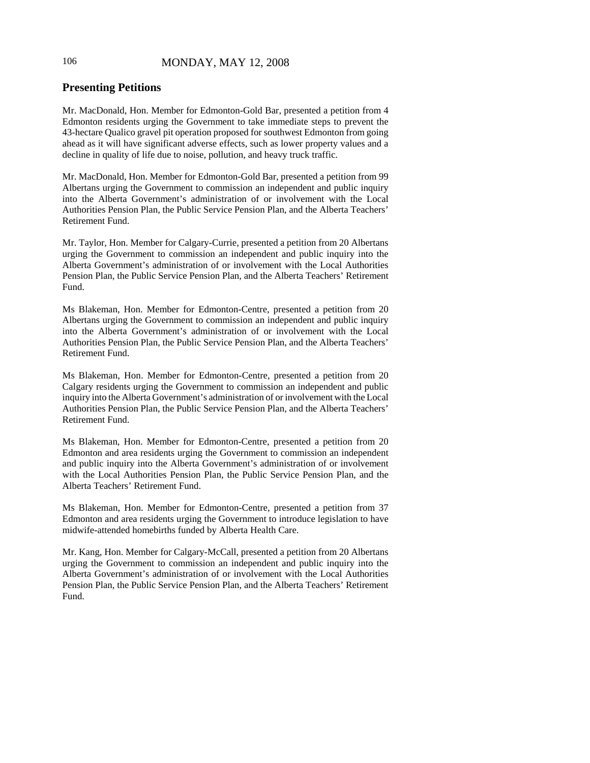## Presenting Petitions

Mr. MacDonald, Hon. Member for Edmonton-Gold Bar, presented a petition from 4 Edmonton residents urging the Government to take immediate steps to prevent the 43-hectare Qualico gravel pit operation proposed for southwest Edmonton from going ahead as it will have significant adverse effects, such as lower property values and a decline in quality of life due to noise, pollution, and heavy truck traffic.

Mr. MacDonald, Hon. Member for Edmonton-Gold Bar, presented a petition from 99 Albertans urging the Government to commission an independent and public inquiry into the Alberta Government's administration of or involvement with the Local Authorities Pension Plan, the Public Service Pension Plan, and the Alberta Teachers' Retirement Fund.

Mr. Taylor, Hon. Member for Calgary-Currie, presented a petition from 20 Albertans urging the Government to commission an independent and public inquiry into the Alberta Government's administration of or involvement with the Local Authorities Pension Plan, the Public Service Pension Plan, and the Alberta Teachers' Retirement Fund.

Ms Blakeman, Hon. Member for Edmonton-Centre, presented a petition from 20 Albertans urging the Government to commission an independent and public inquiry into the Alberta Government's administration of or involvement with the Local Authorities Pension Plan, the Public Service Pension Plan, and the Alberta Teachers' Retirement Fund.

Ms Blakeman, Hon. Member for Edmonton-Centre, presented a petition from 20 Calgary residents urging the Government to commission an independent and public inquiry into the Alberta Government's administration of or involvement with the Local Authorities Pension Plan, the Public Service Pension Plan, and the Alberta Teachers' Retirement Fund.

Ms Blakeman, Hon. Member for Edmonton-Centre, presented a petition from 20 Edmonton and area residents urging the Government to commission an independent and public inquiry into the Alberta Government's administration of or involvement with the Local Authorities Pension Plan, the Public Service Pension Plan, and the Alberta Teachers' Retirement Fund.

Ms Blakeman, Hon. Member for Edmonton-Centre, presented a petition from 37 Edmonton and area residents urging the Government to introduce legislation to have midwife-attended homebirths funded by Alberta Health Care.

Mr. Kang, Hon. Member for Calgary-McCall, presented a petition from 20 Albertans urging the Government to commission an independent and public inquiry into the Alberta Government's administration of or involvement with the Local Authorities Pension Plan, the Public Service Pension Plan, and the Alberta Teachers' Retirement Fund.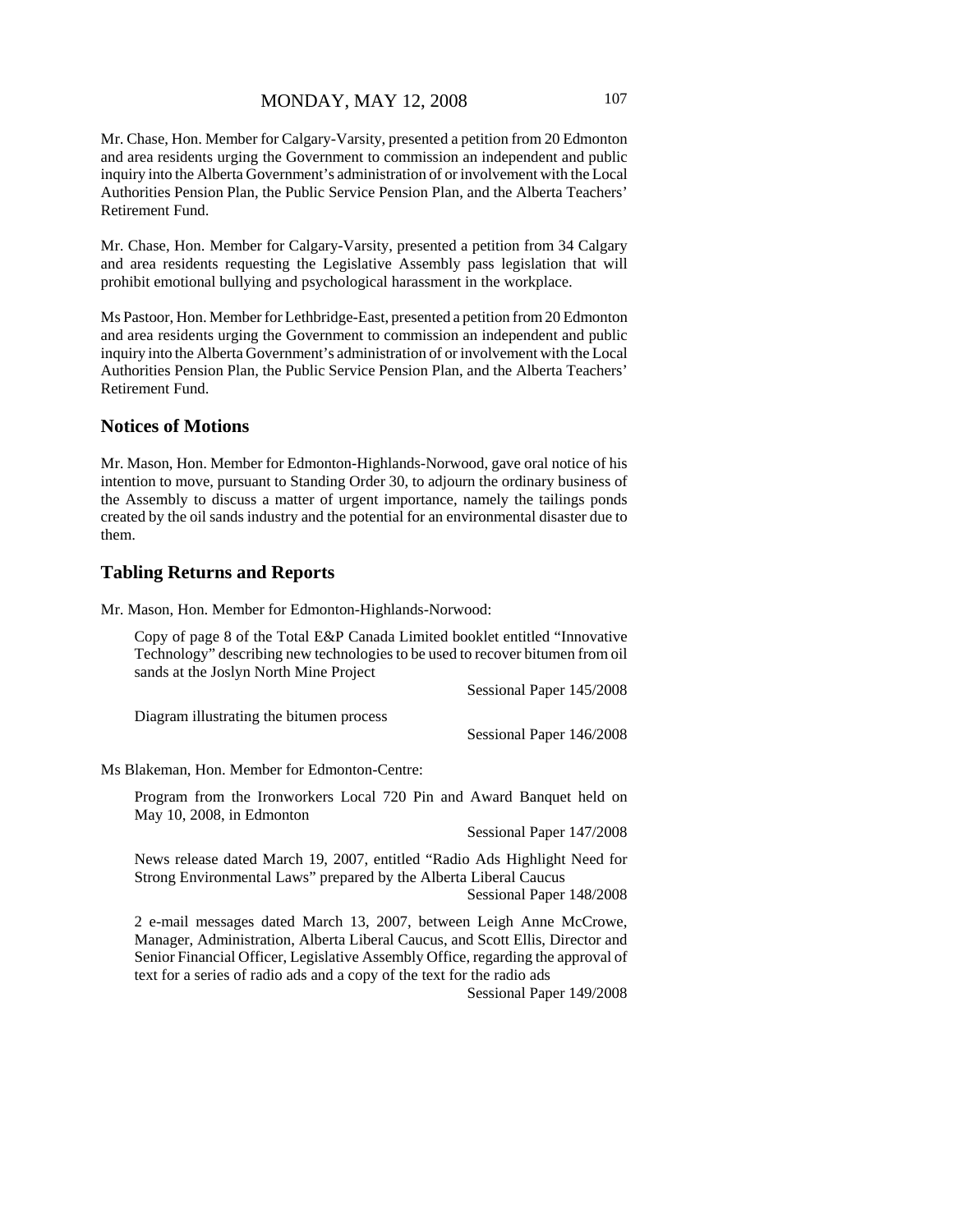Mr. Chase, Hon. Member for Calgary-Varsity, presented a petition from 20 Edmonton and area residents urging the Government to commission an independent and public inquiry into the Alberta Government's administration of or involvement with the Local Authorities Pension Plan, the Public Service Pension Plan, and the Alberta Teachers' Retirement Fund.

Mr. Chase, Hon. Member for Calgary-Varsity, presented a petition from 34 Calgary and area residents requesting the Legislative Assembly pass legislation that will prohibit emotional bullying and psychological harassment in the workplace.

Ms Pastoor, Hon. Member for Lethbridge-East, presented a petition from 20 Edmonton and area residents urging the Government to commission an independent and public inquiry into the Alberta Government's administration of or involvement with the Local Authorities Pension Plan, the Public Service Pension Plan, and the Alberta Teachers' Retirement Fund.

## Notices of Motions

Mr. Mason, Hon. Member for Edmonton-Highlands-Norwood, gave oral notice of his intention to move, pursuant to Standing Order 30, to adjourn the ordinary business of the Assembly to discuss a matter of urgent importance, namely the tailings ponds created by the oil sands industry and the potential for an environmental disaster due to them.

## Tabling Returns and Reports

Mr. Mason, Hon. Member for Edmonton-Highlands-Norwood:

> Copy of page 8 of the Total E&P Canada Limited booklet entitled "Innovative Technology" describing new technologies to be used to recover bitumen from oil sands at the Joslyn North Mine Project
>
> Sessional Paper 145/2008
>
> Diagram illustrating the bitumen process
>
> Sessional Paper 146/2008

Ms Blakeman, Hon. Member for Edmonton-Centre:

> Program from the Ironworkers Local 720 Pin and Award Banquet held on May 10, 2008, in Edmonton
>
> Sessional Paper 147/2008
>
> News release dated March 19, 2007, entitled "Radio Ads Highlight Need for Strong Environmental Laws" prepared by the Alberta Liberal Caucus
>
> Sessional Paper 148/2008
>
> 2 e-mail messages dated March 13, 2007, between Leigh Anne McCrowe, Manager, Administration, Alberta Liberal Caucus, and Scott Ellis, Director and Senior Financial Officer, Legislative Assembly Office, regarding the approval of text for a series of radio ads and a copy of the text for the radio ads
>
> Sessional Paper 149/2008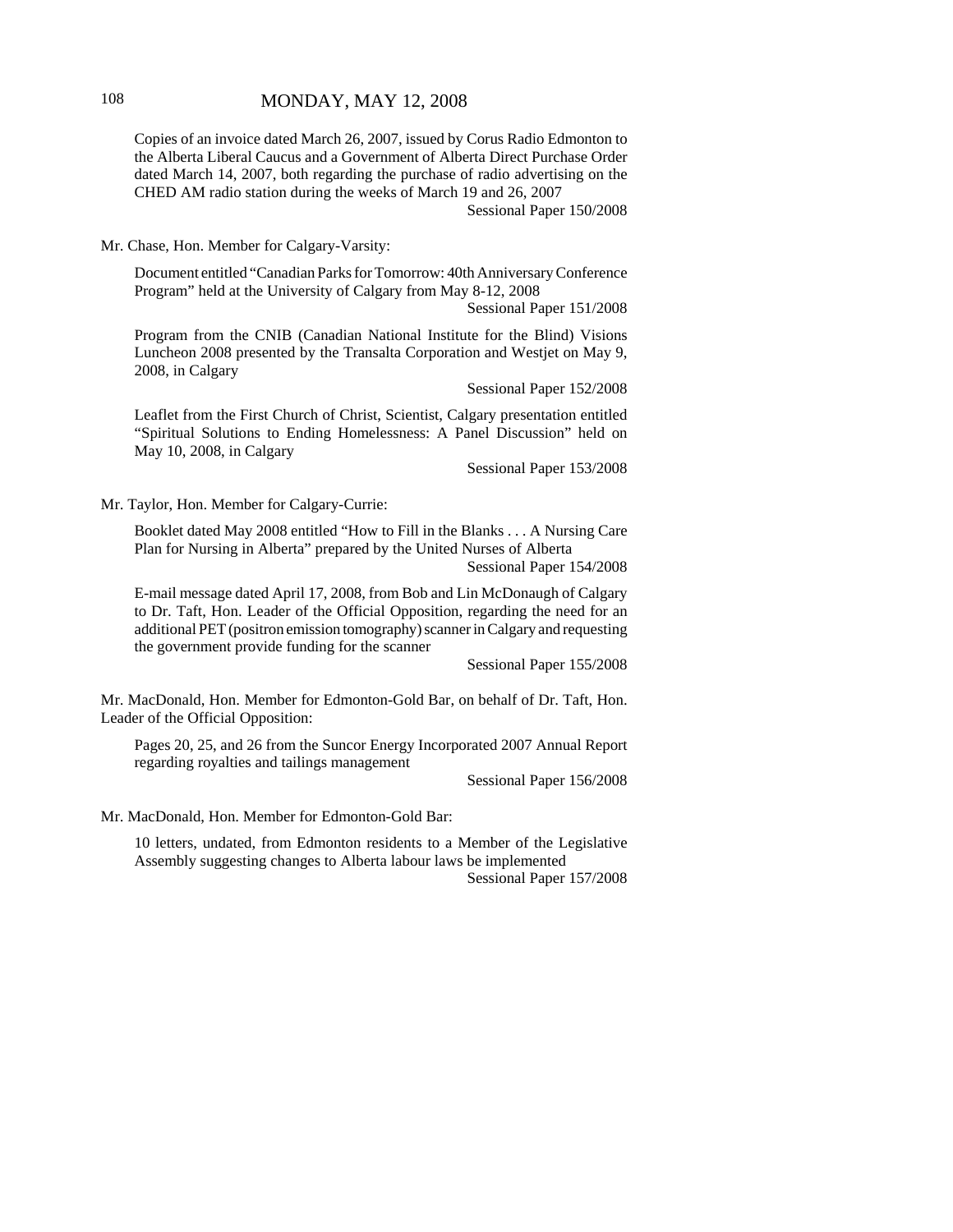Copies of an invoice dated March 26, 2007, issued by Corus Radio Edmonton to the Alberta Liberal Caucus and a Government of Alberta Direct Purchase Order dated March 14, 2007, both regarding the purchase of radio advertising on the CHED AM radio station during the weeks of March 19 and 26, 2007
Sessional Paper 150/2008

Mr. Chase, Hon. Member for Calgary-Varsity:

Document entitled "Canadian Parks for Tomorrow: 40th Anniversary Conference Program" held at the University of Calgary from May 8-12, 2008
Sessional Paper 151/2008

Program from the CNIB (Canadian National Institute for the Blind) Visions Luncheon 2008 presented by the Transalta Corporation and Westjet on May 9, 2008, in Calgary
Sessional Paper 152/2008

Leaflet from the First Church of Christ, Scientist, Calgary presentation entitled "Spiritual Solutions to Ending Homelessness: A Panel Discussion" held on May 10, 2008, in Calgary
Sessional Paper 153/2008

Mr. Taylor, Hon. Member for Calgary-Currie:

Booklet dated May 2008 entitled "How to Fill in the Blanks . . . A Nursing Care Plan for Nursing in Alberta" prepared by the United Nurses of Alberta
Sessional Paper 154/2008

E-mail message dated April 17, 2008, from Bob and Lin McDonaugh of Calgary to Dr. Taft, Hon. Leader of the Official Opposition, regarding the need for an additional PET (positron emission tomography) scanner in Calgary and requesting the government provide funding for the scanner
Sessional Paper 155/2008

Mr. MacDonald, Hon. Member for Edmonton-Gold Bar, on behalf of Dr. Taft, Hon. Leader of the Official Opposition:

Pages 20, 25, and 26 from the Suncor Energy Incorporated 2007 Annual Report regarding royalties and tailings management
Sessional Paper 156/2008

Mr. MacDonald, Hon. Member for Edmonton-Gold Bar:

10 letters, undated, from Edmonton residents to a Member of the Legislative Assembly suggesting changes to Alberta labour laws be implemented
Sessional Paper 157/2008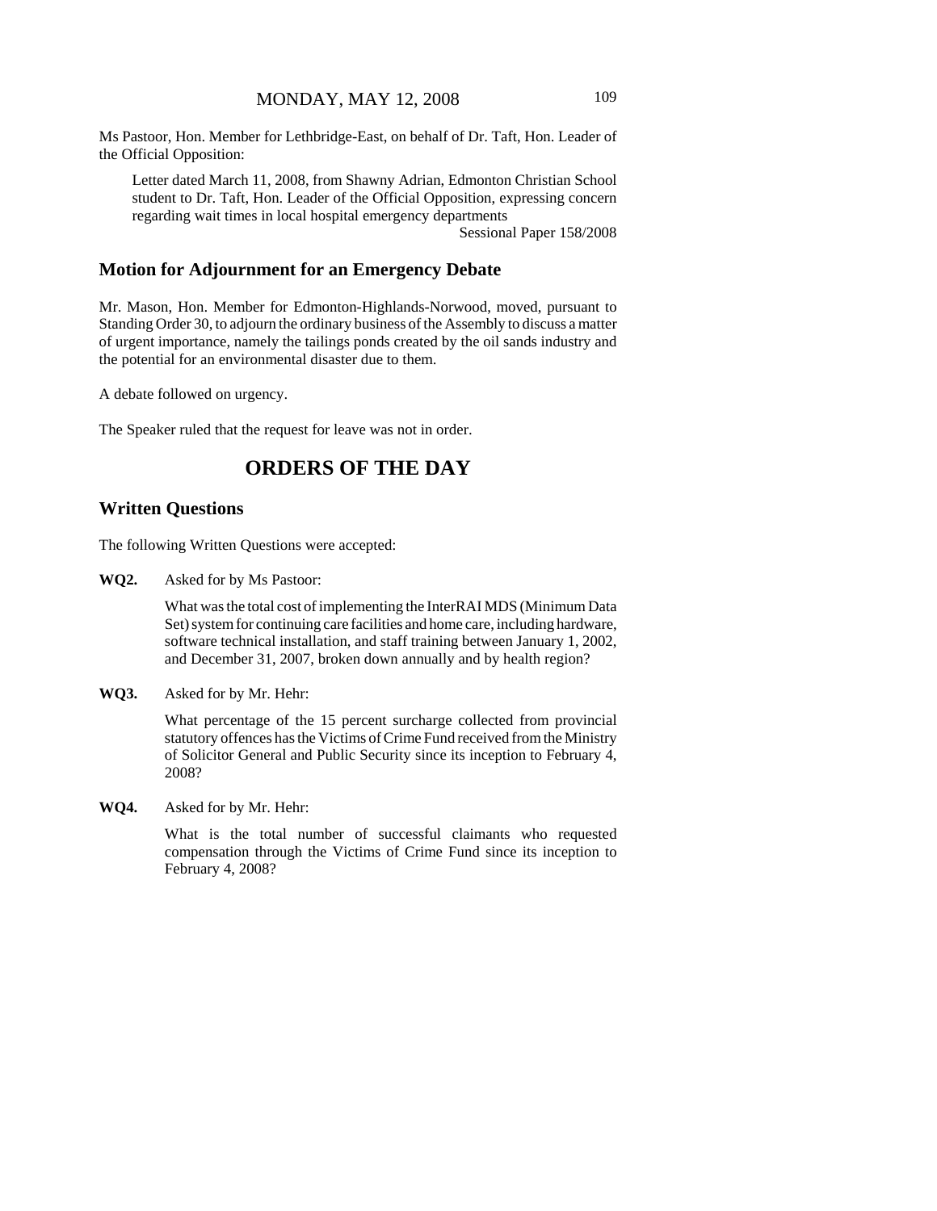Ms Pastoor, Hon. Member for Lethbridge-East, on behalf of Dr. Taft, Hon. Leader of the Official Opposition:

> Letter dated March 11, 2008, from Shawny Adrian, Edmonton Christian School student to Dr. Taft, Hon. Leader of the Official Opposition, expressing concern regarding wait times in local hospital emergency departments
>
> Sessional Paper 158/2008

## Motion for Adjournment for an Emergency Debate

Mr. Mason, Hon. Member for Edmonton-Highlands-Norwood, moved, pursuant to Standing Order 30, to adjourn the ordinary business of the Assembly to discuss a matter of urgent importance, namely the tailings ponds created by the oil sands industry and the potential for an environmental disaster due to them.

A debate followed on urgency.

The Speaker ruled that the request for leave was not in order.

# ORDERS OF THE DAY

## Written Questions

The following Written Questions were accepted:

**WQ2.** Asked for by Ms Pastoor:

> What was the total cost of implementing the InterRAI MDS (Minimum Data Set) system for continuing care facilities and home care, including hardware, software technical installation, and staff training between January 1, 2002, and December 31, 2007, broken down annually and by health region?

**WQ3.** Asked for by Mr. Hehr:

> What percentage of the 15 percent surcharge collected from provincial statutory offences has the Victims of Crime Fund received from the Ministry of Solicitor General and Public Security since its inception to February 4, 2008?

**WQ4.** Asked for by Mr. Hehr:

> What is the total number of successful claimants who requested compensation through the Victims of Crime Fund since its inception to February 4, 2008?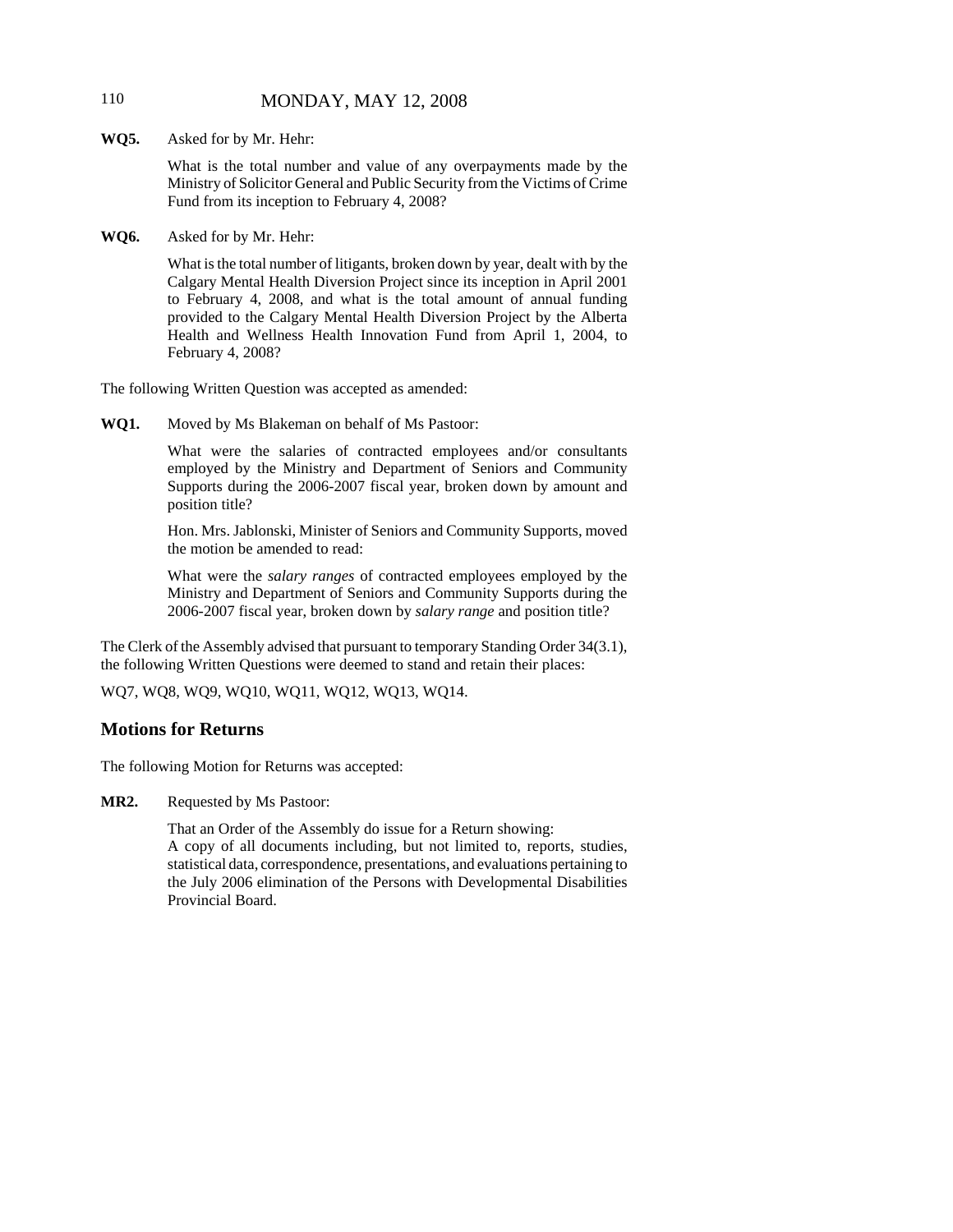**WQ5.** Asked for by Mr. Hehr:

What is the total number and value of any overpayments made by the Ministry of Solicitor General and Public Security from the Victims of Crime Fund from its inception to February 4, 2008?

**WQ6.** Asked for by Mr. Hehr:

What is the total number of litigants, broken down by year, dealt with by the Calgary Mental Health Diversion Project since its inception in April 2001 to February 4, 2008, and what is the total amount of annual funding provided to the Calgary Mental Health Diversion Project by the Alberta Health and Wellness Health Innovation Fund from April 1, 2004, to February 4, 2008?

The following Written Question was accepted as amended:

**WQ1.** Moved by Ms Blakeman on behalf of Ms Pastoor:

What were the salaries of contracted employees and/or consultants employed by the Ministry and Department of Seniors and Community Supports during the 2006-2007 fiscal year, broken down by amount and position title?

Hon. Mrs. Jablonski, Minister of Seniors and Community Supports, moved the motion be amended to read:

What were the *salary ranges* of contracted employees employed by the Ministry and Department of Seniors and Community Supports during the 2006-2007 fiscal year, broken down by *salary range* and position title?

The Clerk of the Assembly advised that pursuant to temporary Standing Order 34(3.1), the following Written Questions were deemed to stand and retain their places:

WQ7, WQ8, WQ9, WQ10, WQ11, WQ12, WQ13, WQ14.

## Motions for Returns

The following Motion for Returns was accepted:

**MR2.** Requested by Ms Pastoor:

That an Order of the Assembly do issue for a Return showing:
A copy of all documents including, but not limited to, reports, studies, statistical data, correspondence, presentations, and evaluations pertaining to the July 2006 elimination of the Persons with Developmental Disabilities Provincial Board.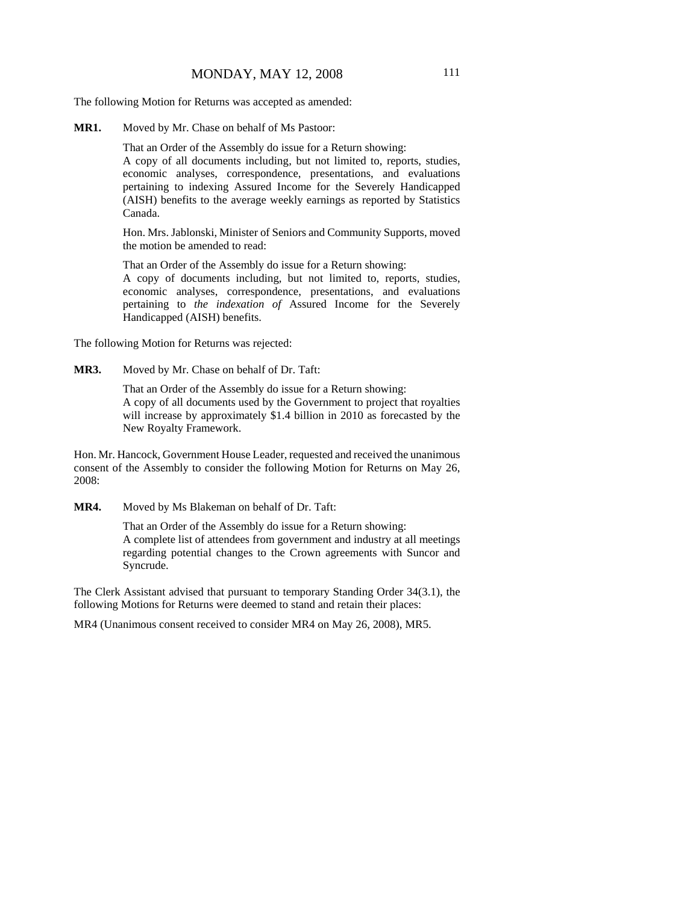The following Motion for Returns was accepted as amended:

**MR1.** Moved by Mr. Chase on behalf of Ms Pastoor:

That an Order of the Assembly do issue for a Return showing:
A copy of all documents including, but not limited to, reports, studies, economic analyses, correspondence, presentations, and evaluations pertaining to indexing Assured Income for the Severely Handicapped (AISH) benefits to the average weekly earnings as reported by Statistics Canada.

Hon. Mrs. Jablonski, Minister of Seniors and Community Supports, moved the motion be amended to read:

That an Order of the Assembly do issue for a Return showing:
A copy of documents including, but not limited to, reports, studies, economic analyses, correspondence, presentations, and evaluations pertaining to *the indexation of* Assured Income for the Severely Handicapped (AISH) benefits.

The following Motion for Returns was rejected:

**MR3.** Moved by Mr. Chase on behalf of Dr. Taft:

That an Order of the Assembly do issue for a Return showing:
A copy of all documents used by the Government to project that royalties will increase by approximately $1.4 billion in 2010 as forecasted by the New Royalty Framework.

Hon. Mr. Hancock, Government House Leader, requested and received the unanimous consent of the Assembly to consider the following Motion for Returns on May 26, 2008:

**MR4.** Moved by Ms Blakeman on behalf of Dr. Taft:

That an Order of the Assembly do issue for a Return showing:
A complete list of attendees from government and industry at all meetings regarding potential changes to the Crown agreements with Suncor and Syncrude.

The Clerk Assistant advised that pursuant to temporary Standing Order 34(3.1), the following Motions for Returns were deemed to stand and retain their places:

MR4 (Unanimous consent received to consider MR4 on May 26, 2008), MR5.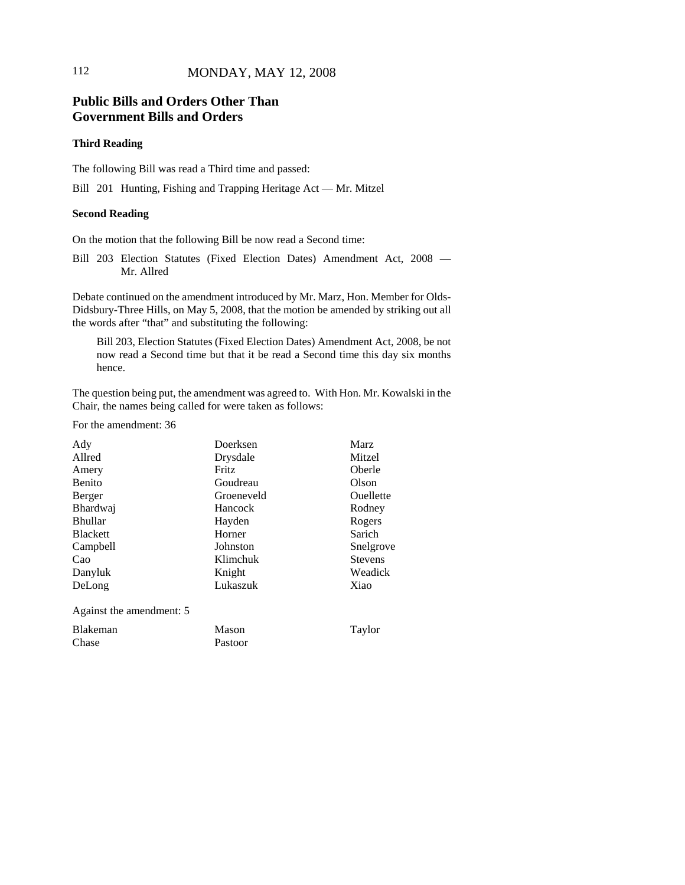## Public Bills and Orders Other Than Government Bills and Orders

### Third Reading

The following Bill was read a Third time and passed:

Bill 201 Hunting, Fishing and Trapping Heritage Act — Mr. Mitzel

### Second Reading

On the motion that the following Bill be now read a Second time:

Bill 203 Election Statutes (Fixed Election Dates) Amendment Act, 2008 — Mr. Allred

Debate continued on the amendment introduced by Mr. Marz, Hon. Member for Olds-Didsbury-Three Hills, on May 5, 2008, that the motion be amended by striking out all the words after "that" and substituting the following:

> Bill 203, Election Statutes (Fixed Election Dates) Amendment Act, 2008, be not now read a Second time but that it be read a Second time this day six months hence.

The question being put, the amendment was agreed to. With Hon. Mr. Kowalski in the Chair, the names being called for were taken as follows:

For the amendment: 36

| | | |
|---|---|---|
| Ady | Doerksen | Marz |
| Allred | Drysdale | Mitzel |
| Amery | Fritz | Oberle |
| Benito | Goudreau | Olson |
| Berger | Groeneveld | Ouellette |
| Bhardwaj | Hancock | Rodney |
| Bhullar | Hayden | Rogers |
| Blackett | Horner | Sarich |
| Campbell | Johnston | Snelgrove |
| Cao | Klimchuk | Stevens |
| Danyluk | Knight | Weadick |
| DeLong | Lukaszuk | Xiao |

Against the amendment: 5

| | | |
|---|---|---|
| Blakeman | Mason | Taylor |
| Chase | Pastoor | |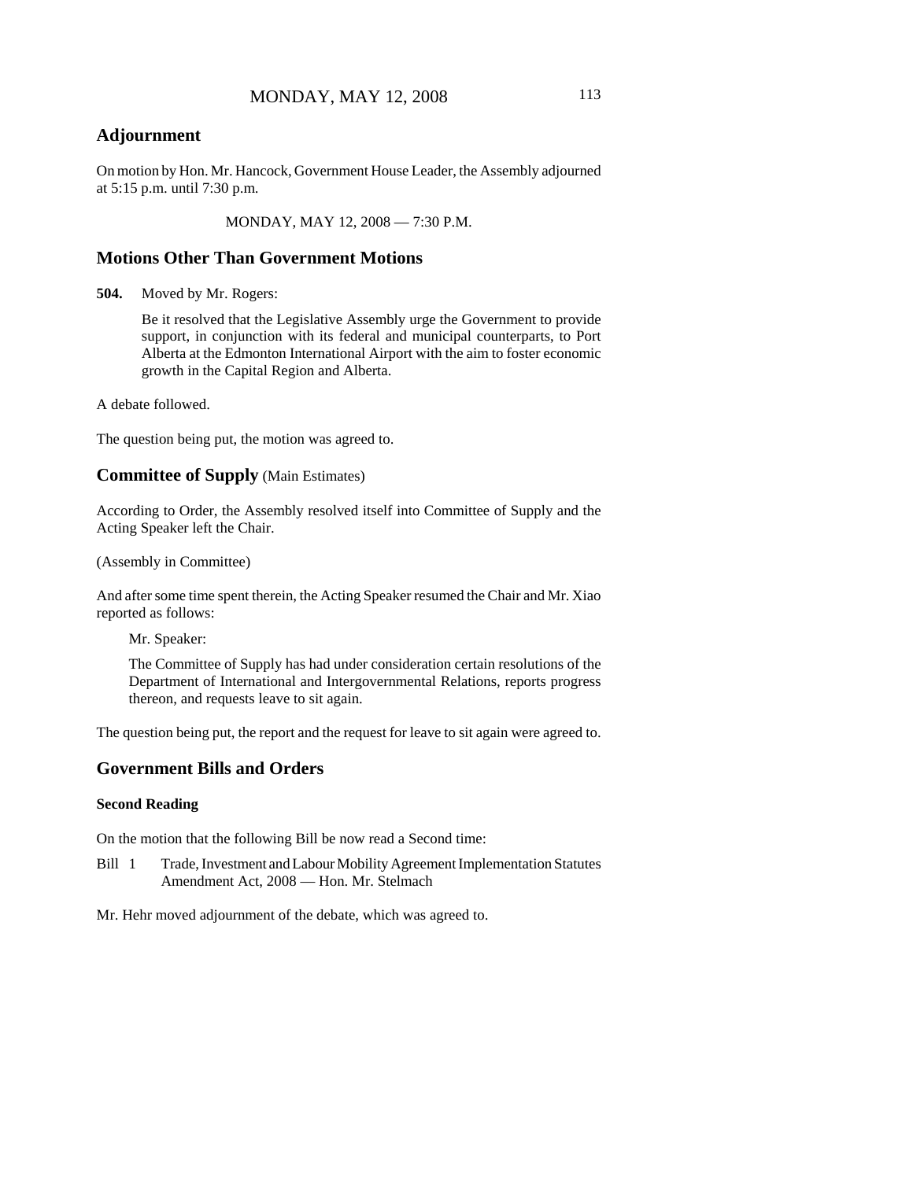## Adjournment

On motion by Hon. Mr. Hancock, Government House Leader, the Assembly adjourned at 5:15 p.m. until 7:30 p.m.

MONDAY, MAY 12, 2008 — 7:30 P.M.

## Motions Other Than Government Motions

**504.** Moved by Mr. Rogers:

> Be it resolved that the Legislative Assembly urge the Government to provide support, in conjunction with its federal and municipal counterparts, to Port Alberta at the Edmonton International Airport with the aim to foster economic growth in the Capital Region and Alberta.

A debate followed.

The question being put, the motion was agreed to.

## Committee of Supply (Main Estimates)

According to Order, the Assembly resolved itself into Committee of Supply and the Acting Speaker left the Chair.

(Assembly in Committee)

And after some time spent therein, the Acting Speaker resumed the Chair and Mr. Xiao reported as follows:

> Mr. Speaker:
>
> The Committee of Supply has had under consideration certain resolutions of the Department of International and Intergovernmental Relations, reports progress thereon, and requests leave to sit again.

The question being put, the report and the request for leave to sit again were agreed to.

## Government Bills and Orders

### Second Reading

On the motion that the following Bill be now read a Second time:

Bill 1 Trade, Investment and Labour Mobility Agreement Implementation Statutes Amendment Act, 2008 — Hon. Mr. Stelmach

Mr. Hehr moved adjournment of the debate, which was agreed to.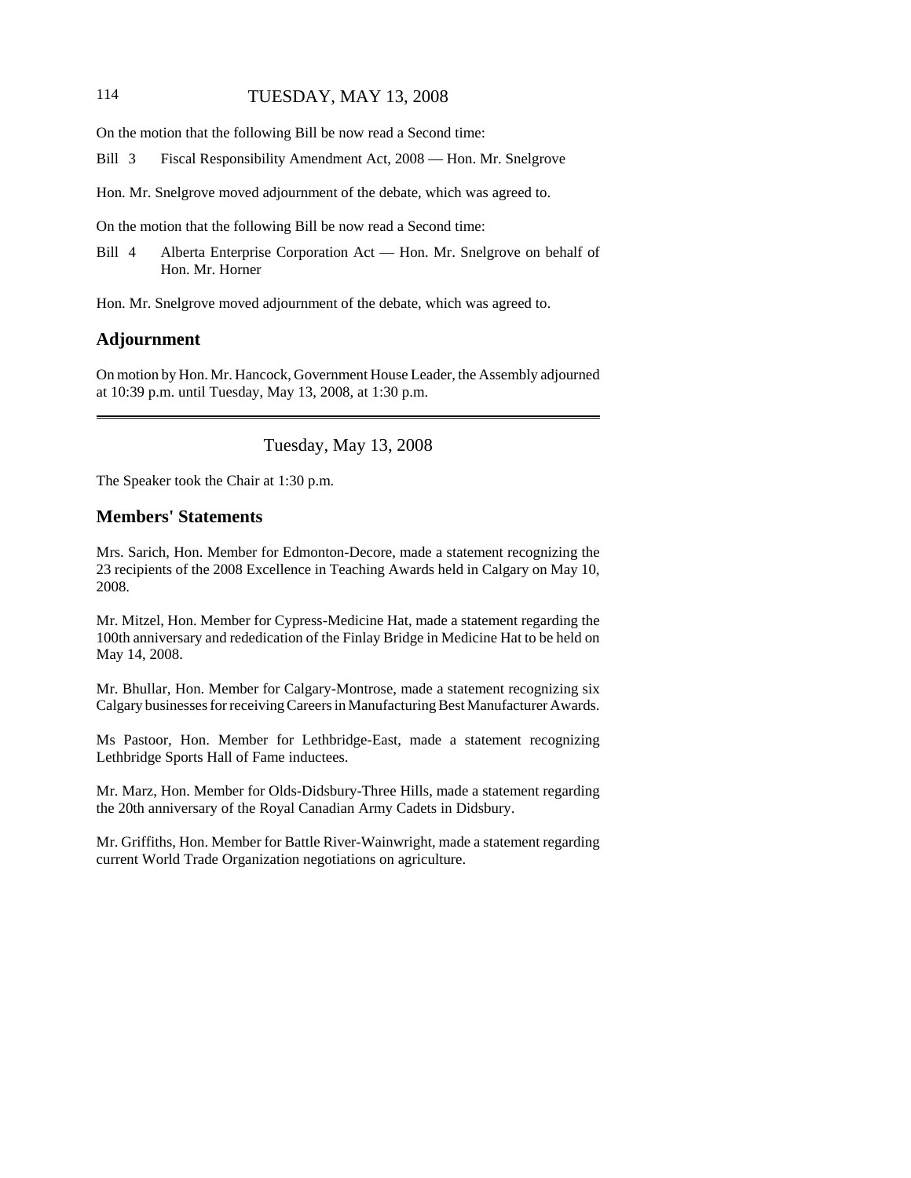On the motion that the following Bill be now read a Second time:

Bill 3 Fiscal Responsibility Amendment Act, 2008 — Hon. Mr. Snelgrove

Hon. Mr. Snelgrove moved adjournment of the debate, which was agreed to.

On the motion that the following Bill be now read a Second time:

Bill 4 Alberta Enterprise Corporation Act — Hon. Mr. Snelgrove on behalf of Hon. Mr. Horner

Hon. Mr. Snelgrove moved adjournment of the debate, which was agreed to.

## Adjournment

On motion by Hon. Mr. Hancock, Government House Leader, the Assembly adjourned at 10:39 p.m. until Tuesday, May 13, 2008, at 1:30 p.m.

---

Tuesday, May 13, 2008

The Speaker took the Chair at 1:30 p.m.

## Members' Statements

Mrs. Sarich, Hon. Member for Edmonton-Decore, made a statement recognizing the 23 recipients of the 2008 Excellence in Teaching Awards held in Calgary on May 10, 2008.

Mr. Mitzel, Hon. Member for Cypress-Medicine Hat, made a statement regarding the 100th anniversary and rededication of the Finlay Bridge in Medicine Hat to be held on May 14, 2008.

Mr. Bhullar, Hon. Member for Calgary-Montrose, made a statement recognizing six Calgary businesses for receiving Careers in Manufacturing Best Manufacturer Awards.

Ms Pastoor, Hon. Member for Lethbridge-East, made a statement recognizing Lethbridge Sports Hall of Fame inductees.

Mr. Marz, Hon. Member for Olds-Didsbury-Three Hills, made a statement regarding the 20th anniversary of the Royal Canadian Army Cadets in Didsbury.

Mr. Griffiths, Hon. Member for Battle River-Wainwright, made a statement regarding current World Trade Organization negotiations on agriculture.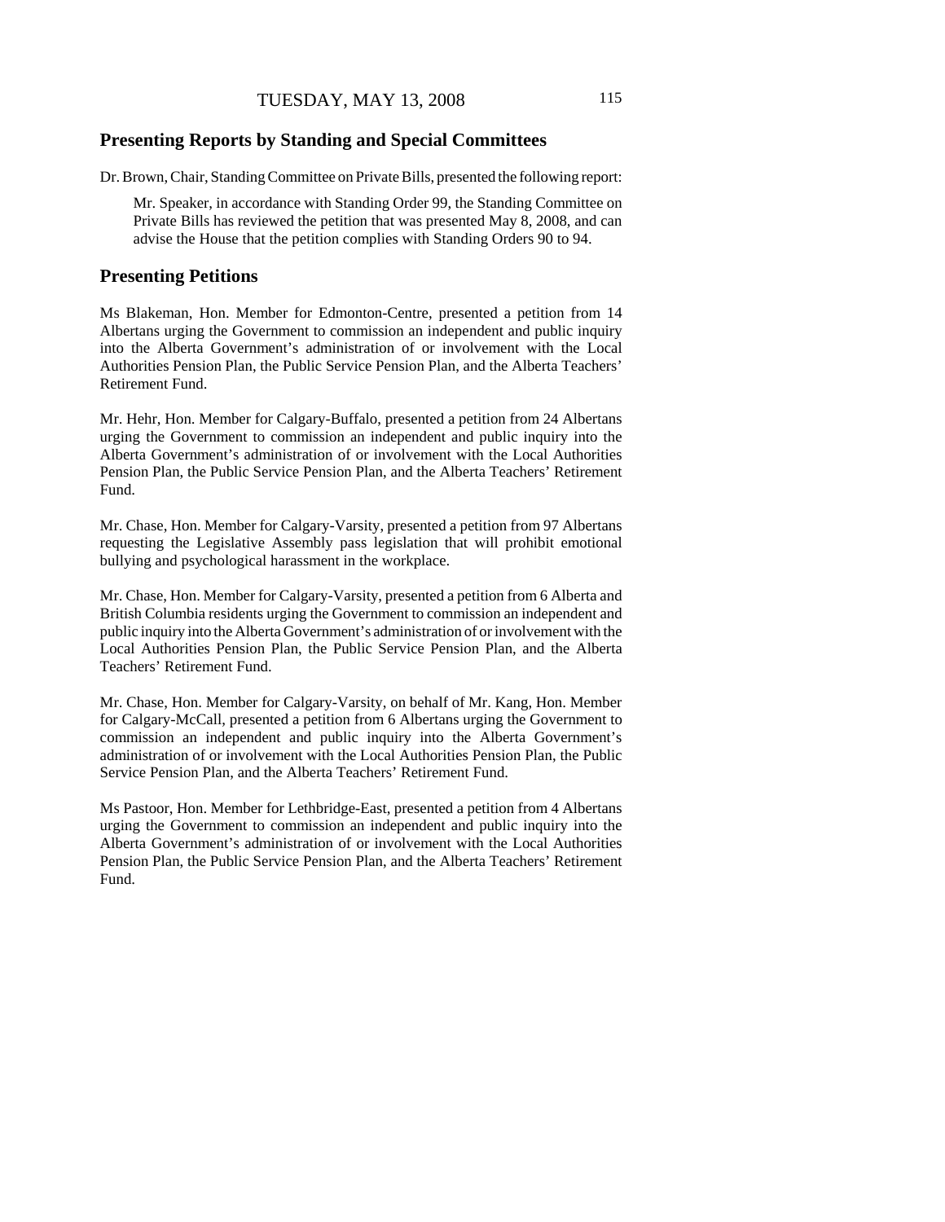## Presenting Reports by Standing and Special Committees

Dr. Brown, Chair, Standing Committee on Private Bills, presented the following report:

> Mr. Speaker, in accordance with Standing Order 99, the Standing Committee on Private Bills has reviewed the petition that was presented May 8, 2008, and can advise the House that the petition complies with Standing Orders 90 to 94.

## Presenting Petitions

Ms Blakeman, Hon. Member for Edmonton-Centre, presented a petition from 14 Albertans urging the Government to commission an independent and public inquiry into the Alberta Government's administration of or involvement with the Local Authorities Pension Plan, the Public Service Pension Plan, and the Alberta Teachers' Retirement Fund.

Mr. Hehr, Hon. Member for Calgary-Buffalo, presented a petition from 24 Albertans urging the Government to commission an independent and public inquiry into the Alberta Government's administration of or involvement with the Local Authorities Pension Plan, the Public Service Pension Plan, and the Alberta Teachers' Retirement Fund.

Mr. Chase, Hon. Member for Calgary-Varsity, presented a petition from 97 Albertans requesting the Legislative Assembly pass legislation that will prohibit emotional bullying and psychological harassment in the workplace.

Mr. Chase, Hon. Member for Calgary-Varsity, presented a petition from 6 Alberta and British Columbia residents urging the Government to commission an independent and public inquiry into the Alberta Government's administration of or involvement with the Local Authorities Pension Plan, the Public Service Pension Plan, and the Alberta Teachers' Retirement Fund.

Mr. Chase, Hon. Member for Calgary-Varsity, on behalf of Mr. Kang, Hon. Member for Calgary-McCall, presented a petition from 6 Albertans urging the Government to commission an independent and public inquiry into the Alberta Government's administration of or involvement with the Local Authorities Pension Plan, the Public Service Pension Plan, and the Alberta Teachers' Retirement Fund.

Ms Pastoor, Hon. Member for Lethbridge-East, presented a petition from 4 Albertans urging the Government to commission an independent and public inquiry into the Alberta Government's administration of or involvement with the Local Authorities Pension Plan, the Public Service Pension Plan, and the Alberta Teachers' Retirement Fund.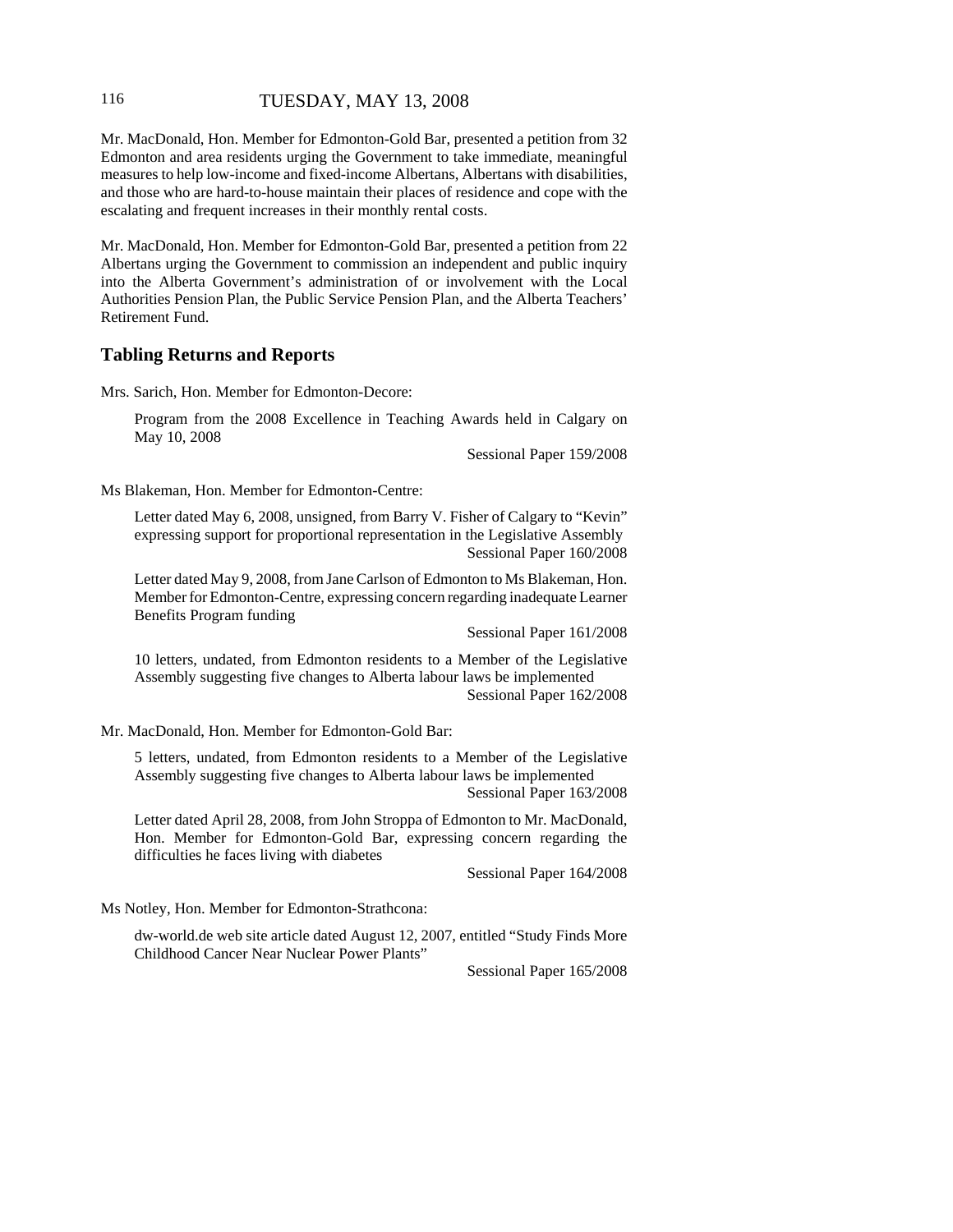Mr. MacDonald, Hon. Member for Edmonton-Gold Bar, presented a petition from 32 Edmonton and area residents urging the Government to take immediate, meaningful measures to help low-income and fixed-income Albertans, Albertans with disabilities, and those who are hard-to-house maintain their places of residence and cope with the escalating and frequent increases in their monthly rental costs.

Mr. MacDonald, Hon. Member for Edmonton-Gold Bar, presented a petition from 22 Albertans urging the Government to commission an independent and public inquiry into the Alberta Government's administration of or involvement with the Local Authorities Pension Plan, the Public Service Pension Plan, and the Alberta Teachers' Retirement Fund.

## Tabling Returns and Reports

Mrs. Sarich, Hon. Member for Edmonton-Decore:

> Program from the 2008 Excellence in Teaching Awards held in Calgary on May 10, 2008
>
> Sessional Paper 159/2008

Ms Blakeman, Hon. Member for Edmonton-Centre:

> Letter dated May 6, 2008, unsigned, from Barry V. Fisher of Calgary to "Kevin" expressing support for proportional representation in the Legislative Assembly
>
> Sessional Paper 160/2008

> Letter dated May 9, 2008, from Jane Carlson of Edmonton to Ms Blakeman, Hon. Member for Edmonton-Centre, expressing concern regarding inadequate Learner Benefits Program funding
>
> Sessional Paper 161/2008

> 10 letters, undated, from Edmonton residents to a Member of the Legislative Assembly suggesting five changes to Alberta labour laws be implemented
>
> Sessional Paper 162/2008

Mr. MacDonald, Hon. Member for Edmonton-Gold Bar:

> 5 letters, undated, from Edmonton residents to a Member of the Legislative Assembly suggesting five changes to Alberta labour laws be implemented
>
> Sessional Paper 163/2008

> Letter dated April 28, 2008, from John Stroppa of Edmonton to Mr. MacDonald, Hon. Member for Edmonton-Gold Bar, expressing concern regarding the difficulties he faces living with diabetes
>
> Sessional Paper 164/2008

Ms Notley, Hon. Member for Edmonton-Strathcona:

> dw-world.de web site article dated August 12, 2007, entitled "Study Finds More Childhood Cancer Near Nuclear Power Plants"
>
> Sessional Paper 165/2008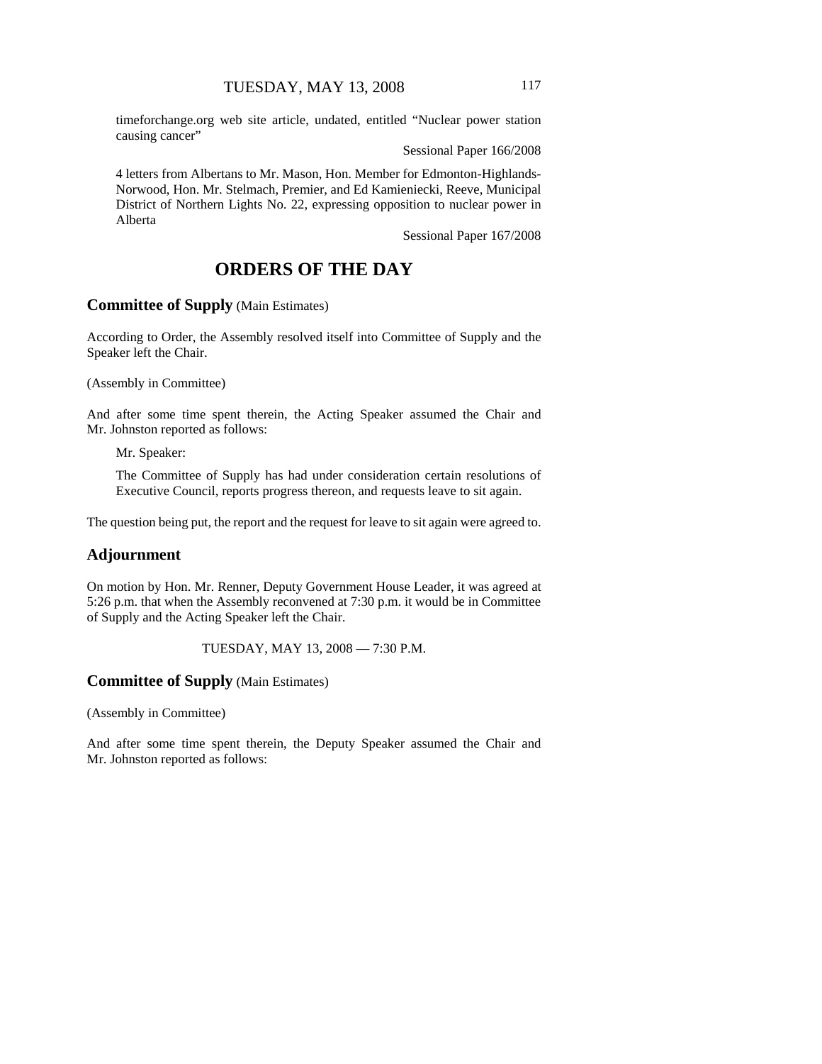timeforchange.org web site article, undated, entitled "Nuclear power station causing cancer"

Sessional Paper 166/2008

4 letters from Albertans to Mr. Mason, Hon. Member for Edmonton-Highlands-Norwood, Hon. Mr. Stelmach, Premier, and Ed Kamieniecki, Reeve, Municipal District of Northern Lights No. 22, expressing opposition to nuclear power in Alberta

Sessional Paper 167/2008

# ORDERS OF THE DAY

## Committee of Supply (Main Estimates)

According to Order, the Assembly resolved itself into Committee of Supply and the Speaker left the Chair.

(Assembly in Committee)

And after some time spent therein, the Acting Speaker assumed the Chair and Mr. Johnston reported as follows:

Mr. Speaker:

The Committee of Supply has had under consideration certain resolutions of Executive Council, reports progress thereon, and requests leave to sit again.

The question being put, the report and the request for leave to sit again were agreed to.

## Adjournment

On motion by Hon. Mr. Renner, Deputy Government House Leader, it was agreed at 5:26 p.m. that when the Assembly reconvened at 7:30 p.m. it would be in Committee of Supply and the Acting Speaker left the Chair.

TUESDAY, MAY 13, 2008 — 7:30 P.M.

## Committee of Supply (Main Estimates)

(Assembly in Committee)

And after some time spent therein, the Deputy Speaker assumed the Chair and Mr. Johnston reported as follows: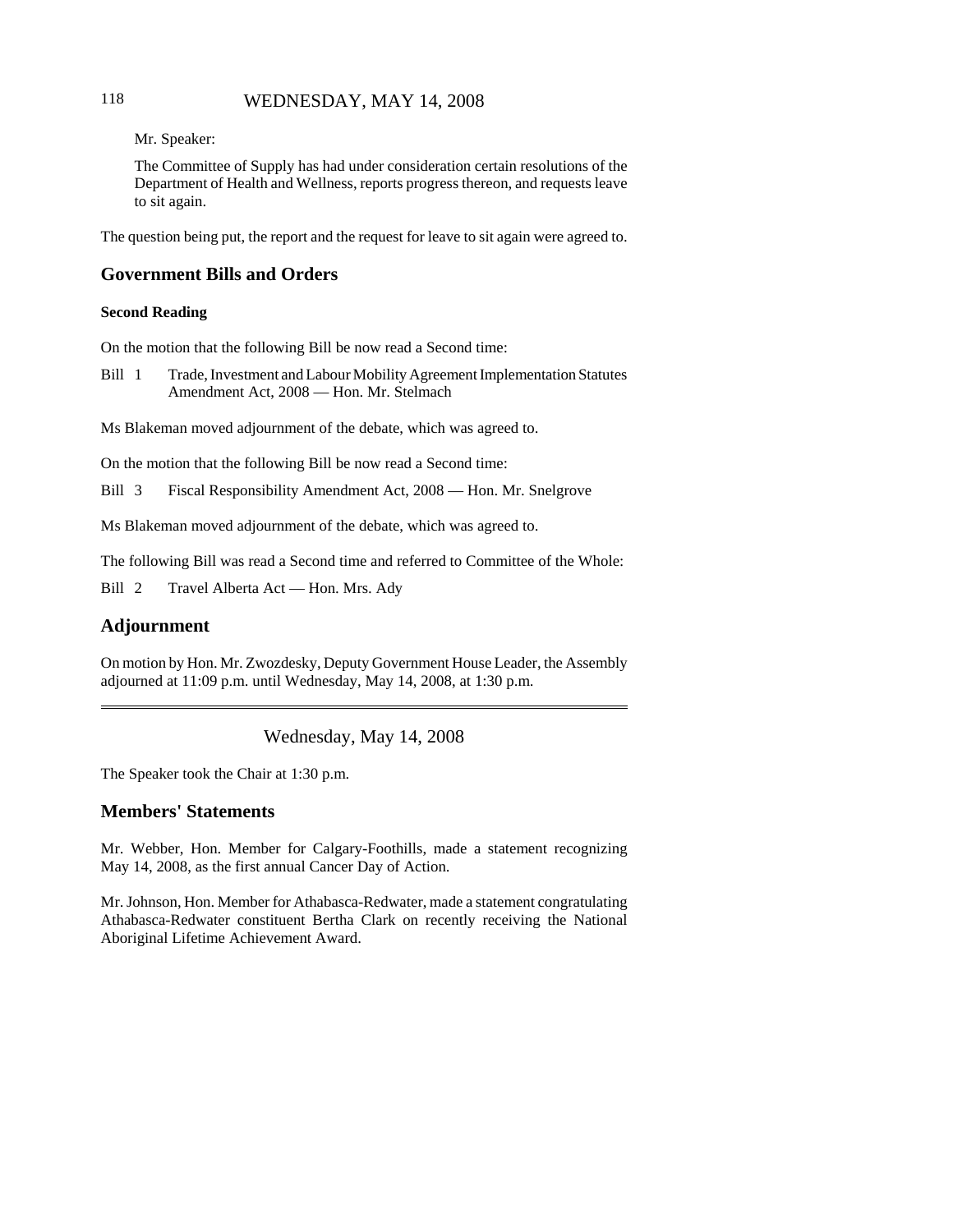Mr. Speaker:

The Committee of Supply has had under consideration certain resolutions of the Department of Health and Wellness, reports progress thereon, and requests leave to sit again.

The question being put, the report and the request for leave to sit again were agreed to.

## Government Bills and Orders

### Second Reading

On the motion that the following Bill be now read a Second time:

Bill 1 Trade, Investment and Labour Mobility Agreement Implementation Statutes Amendment Act, 2008 — Hon. Mr. Stelmach

Ms Blakeman moved adjournment of the debate, which was agreed to.

On the motion that the following Bill be now read a Second time:

Bill 3 Fiscal Responsibility Amendment Act, 2008 — Hon. Mr. Snelgrove

Ms Blakeman moved adjournment of the debate, which was agreed to.

The following Bill was read a Second time and referred to Committee of the Whole:

Bill 2 Travel Alberta Act — Hon. Mrs. Ady

## Adjournment

On motion by Hon. Mr. Zwozdesky, Deputy Government House Leader, the Assembly adjourned at 11:09 p.m. until Wednesday, May 14, 2008, at 1:30 p.m.

---

Wednesday, May 14, 2008

The Speaker took the Chair at 1:30 p.m.

## Members' Statements

Mr. Webber, Hon. Member for Calgary-Foothills, made a statement recognizing May 14, 2008, as the first annual Cancer Day of Action.

Mr. Johnson, Hon. Member for Athabasca-Redwater, made a statement congratulating Athabasca-Redwater constituent Bertha Clark on recently receiving the National Aboriginal Lifetime Achievement Award.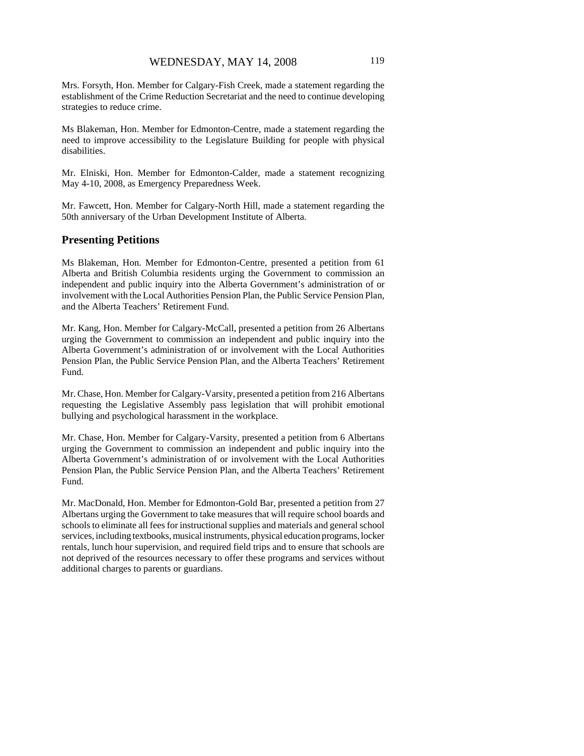Mrs. Forsyth, Hon. Member for Calgary-Fish Creek, made a statement regarding the establishment of the Crime Reduction Secretariat and the need to continue developing strategies to reduce crime.

Ms Blakeman, Hon. Member for Edmonton-Centre, made a statement regarding the need to improve accessibility to the Legislature Building for people with physical disabilities.

Mr. Elniski, Hon. Member for Edmonton-Calder, made a statement recognizing May 4-10, 2008, as Emergency Preparedness Week.

Mr. Fawcett, Hon. Member for Calgary-North Hill, made a statement regarding the 50th anniversary of the Urban Development Institute of Alberta.

## Presenting Petitions

Ms Blakeman, Hon. Member for Edmonton-Centre, presented a petition from 61 Alberta and British Columbia residents urging the Government to commission an independent and public inquiry into the Alberta Government's administration of or involvement with the Local Authorities Pension Plan, the Public Service Pension Plan, and the Alberta Teachers' Retirement Fund.

Mr. Kang, Hon. Member for Calgary-McCall, presented a petition from 26 Albertans urging the Government to commission an independent and public inquiry into the Alberta Government's administration of or involvement with the Local Authorities Pension Plan, the Public Service Pension Plan, and the Alberta Teachers' Retirement Fund.

Mr. Chase, Hon. Member for Calgary-Varsity, presented a petition from 216 Albertans requesting the Legislative Assembly pass legislation that will prohibit emotional bullying and psychological harassment in the workplace.

Mr. Chase, Hon. Member for Calgary-Varsity, presented a petition from 6 Albertans urging the Government to commission an independent and public inquiry into the Alberta Government's administration of or involvement with the Local Authorities Pension Plan, the Public Service Pension Plan, and the Alberta Teachers' Retirement Fund.

Mr. MacDonald, Hon. Member for Edmonton-Gold Bar, presented a petition from 27 Albertans urging the Government to take measures that will require school boards and schools to eliminate all fees for instructional supplies and materials and general school services, including textbooks, musical instruments, physical education programs, locker rentals, lunch hour supervision, and required field trips and to ensure that schools are not deprived of the resources necessary to offer these programs and services without additional charges to parents or guardians.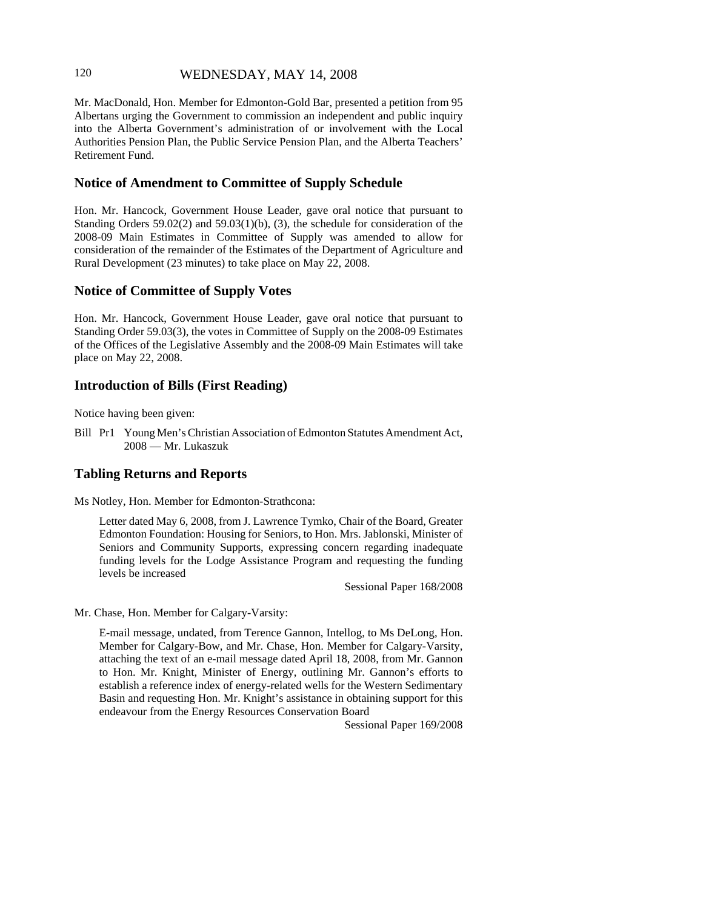Mr. MacDonald, Hon. Member for Edmonton-Gold Bar, presented a petition from 95 Albertans urging the Government to commission an independent and public inquiry into the Alberta Government's administration of or involvement with the Local Authorities Pension Plan, the Public Service Pension Plan, and the Alberta Teachers' Retirement Fund.

## Notice of Amendment to Committee of Supply Schedule

Hon. Mr. Hancock, Government House Leader, gave oral notice that pursuant to Standing Orders 59.02(2) and 59.03(1)(b), (3), the schedule for consideration of the 2008-09 Main Estimates in Committee of Supply was amended to allow for consideration of the remainder of the Estimates of the Department of Agriculture and Rural Development (23 minutes) to take place on May 22, 2008.

## Notice of Committee of Supply Votes

Hon. Mr. Hancock, Government House Leader, gave oral notice that pursuant to Standing Order 59.03(3), the votes in Committee of Supply on the 2008-09 Estimates of the Offices of the Legislative Assembly and the 2008-09 Main Estimates will take place on May 22, 2008.

## Introduction of Bills (First Reading)

Notice having been given:

Bill Pr1 Young Men's Christian Association of Edmonton Statutes Amendment Act, 2008 — Mr. Lukaszuk

## Tabling Returns and Reports

Ms Notley, Hon. Member for Edmonton-Strathcona:

Letter dated May 6, 2008, from J. Lawrence Tymko, Chair of the Board, Greater Edmonton Foundation: Housing for Seniors, to Hon. Mrs. Jablonski, Minister of Seniors and Community Supports, expressing concern regarding inadequate funding levels for the Lodge Assistance Program and requesting the funding levels be increased

Sessional Paper 168/2008

Mr. Chase, Hon. Member for Calgary-Varsity:

E-mail message, undated, from Terence Gannon, Intellog, to Ms DeLong, Hon. Member for Calgary-Bow, and Mr. Chase, Hon. Member for Calgary-Varsity, attaching the text of an e-mail message dated April 18, 2008, from Mr. Gannon to Hon. Mr. Knight, Minister of Energy, outlining Mr. Gannon's efforts to establish a reference index of energy-related wells for the Western Sedimentary Basin and requesting Hon. Mr. Knight's assistance in obtaining support for this endeavour from the Energy Resources Conservation Board

Sessional Paper 169/2008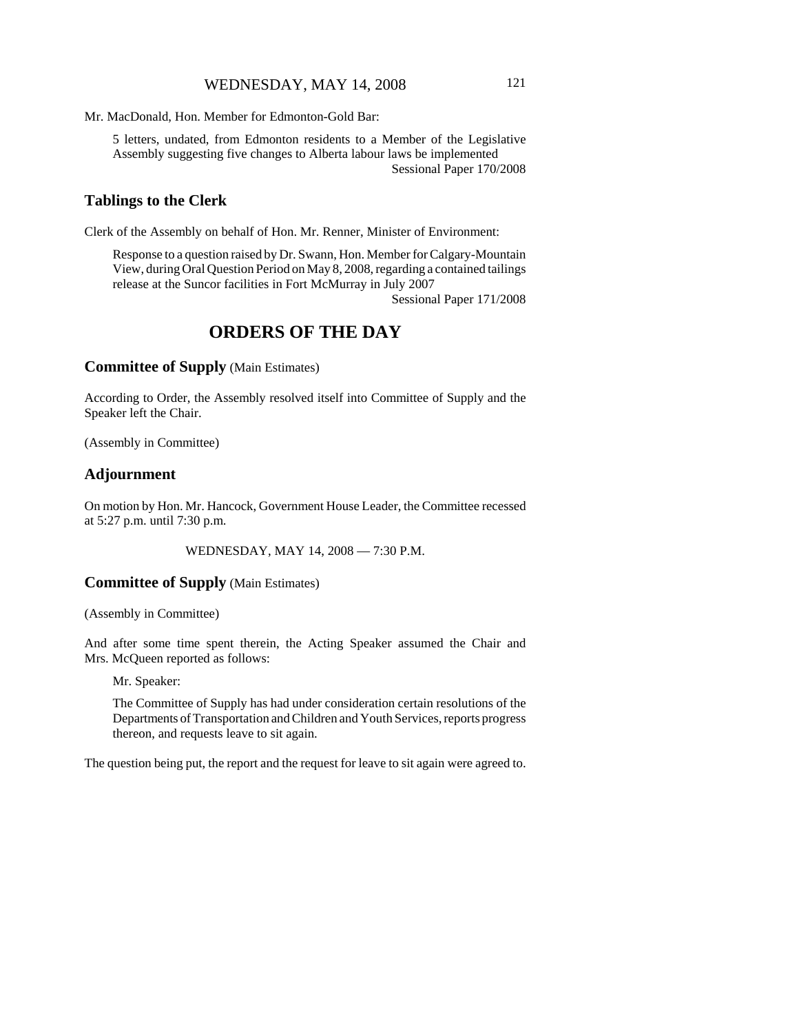Mr. MacDonald, Hon. Member for Edmonton-Gold Bar:

> 5 letters, undated, from Edmonton residents to a Member of the Legislative Assembly suggesting five changes to Alberta labour laws be implemented
> Sessional Paper 170/2008

## Tablings to the Clerk

Clerk of the Assembly on behalf of Hon. Mr. Renner, Minister of Environment:

> Response to a question raised by Dr. Swann, Hon. Member for Calgary-Mountain View, during Oral Question Period on May 8, 2008, regarding a contained tailings release at the Suncor facilities in Fort McMurray in July 2007
> Sessional Paper 171/2008

# ORDERS OF THE DAY

## Committee of Supply (Main Estimates)

According to Order, the Assembly resolved itself into Committee of Supply and the Speaker left the Chair.

(Assembly in Committee)

## Adjournment

On motion by Hon. Mr. Hancock, Government House Leader, the Committee recessed at 5:27 p.m. until 7:30 p.m.

WEDNESDAY, MAY 14, 2008 — 7:30 P.M.

## Committee of Supply (Main Estimates)

(Assembly in Committee)

And after some time spent therein, the Acting Speaker assumed the Chair and Mrs. McQueen reported as follows:

> Mr. Speaker:
>
> The Committee of Supply has had under consideration certain resolutions of the Departments of Transportation and Children and Youth Services, reports progress thereon, and requests leave to sit again.

The question being put, the report and the request for leave to sit again were agreed to.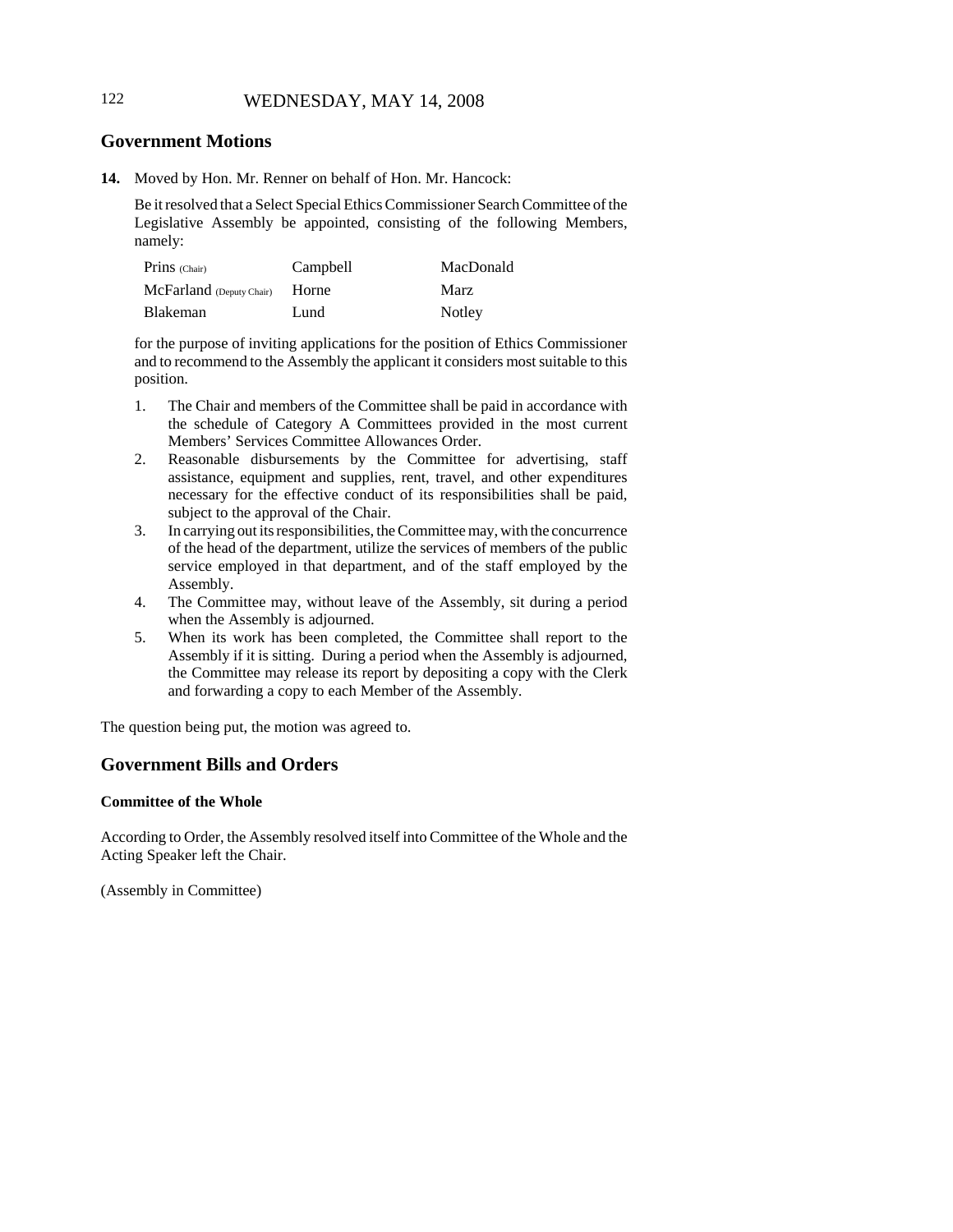## Government Motions

**14.** Moved by Hon. Mr. Renner on behalf of Hon. Mr. Hancock:

Be it resolved that a Select Special Ethics Commissioner Search Committee of the Legislative Assembly be appointed, consisting of the following Members, namely:

| | | |
|---|---|---|
| Prins (Chair) | Campbell | MacDonald |
| McFarland (Deputy Chair) | Horne | Marz |
| Blakeman | Lund | Notley |

for the purpose of inviting applications for the position of Ethics Commissioner and to recommend to the Assembly the applicant it considers most suitable to this position.

1. The Chair and members of the Committee shall be paid in accordance with the schedule of Category A Committees provided in the most current Members' Services Committee Allowances Order.
2. Reasonable disbursements by the Committee for advertising, staff assistance, equipment and supplies, rent, travel, and other expenditures necessary for the effective conduct of its responsibilities shall be paid, subject to the approval of the Chair.
3. In carrying out its responsibilities, the Committee may, with the concurrence of the head of the department, utilize the services of members of the public service employed in that department, and of the staff employed by the Assembly.
4. The Committee may, without leave of the Assembly, sit during a period when the Assembly is adjourned.
5. When its work has been completed, the Committee shall report to the Assembly if it is sitting. During a period when the Assembly is adjourned, the Committee may release its report by depositing a copy with the Clerk and forwarding a copy to each Member of the Assembly.

The question being put, the motion was agreed to.

## Government Bills and Orders

### Committee of the Whole

According to Order, the Assembly resolved itself into Committee of the Whole and the Acting Speaker left the Chair.

(Assembly in Committee)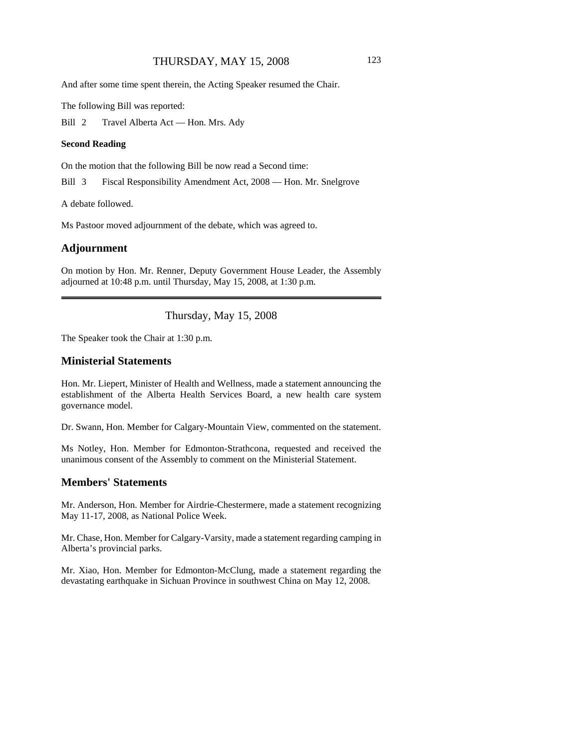And after some time spent therein, the Acting Speaker resumed the Chair.

The following Bill was reported:

Bill 2 Travel Alberta Act — Hon. Mrs. Ady

**Second Reading**

On the motion that the following Bill be now read a Second time:

Bill 3 Fiscal Responsibility Amendment Act, 2008 — Hon. Mr. Snelgrove

A debate followed.

Ms Pastoor moved adjournment of the debate, which was agreed to.

## Adjournment

On motion by Hon. Mr. Renner, Deputy Government House Leader, the Assembly adjourned at 10:48 p.m. until Thursday, May 15, 2008, at 1:30 p.m.

---

Thursday, May 15, 2008

The Speaker took the Chair at 1:30 p.m.

## Ministerial Statements

Hon. Mr. Liepert, Minister of Health and Wellness, made a statement announcing the establishment of the Alberta Health Services Board, a new health care system governance model.

Dr. Swann, Hon. Member for Calgary-Mountain View, commented on the statement.

Ms Notley, Hon. Member for Edmonton-Strathcona, requested and received the unanimous consent of the Assembly to comment on the Ministerial Statement.

## Members' Statements

Mr. Anderson, Hon. Member for Airdrie-Chestermere, made a statement recognizing May 11-17, 2008, as National Police Week.

Mr. Chase, Hon. Member for Calgary-Varsity, made a statement regarding camping in Alberta's provincial parks.

Mr. Xiao, Hon. Member for Edmonton-McClung, made a statement regarding the devastating earthquake in Sichuan Province in southwest China on May 12, 2008.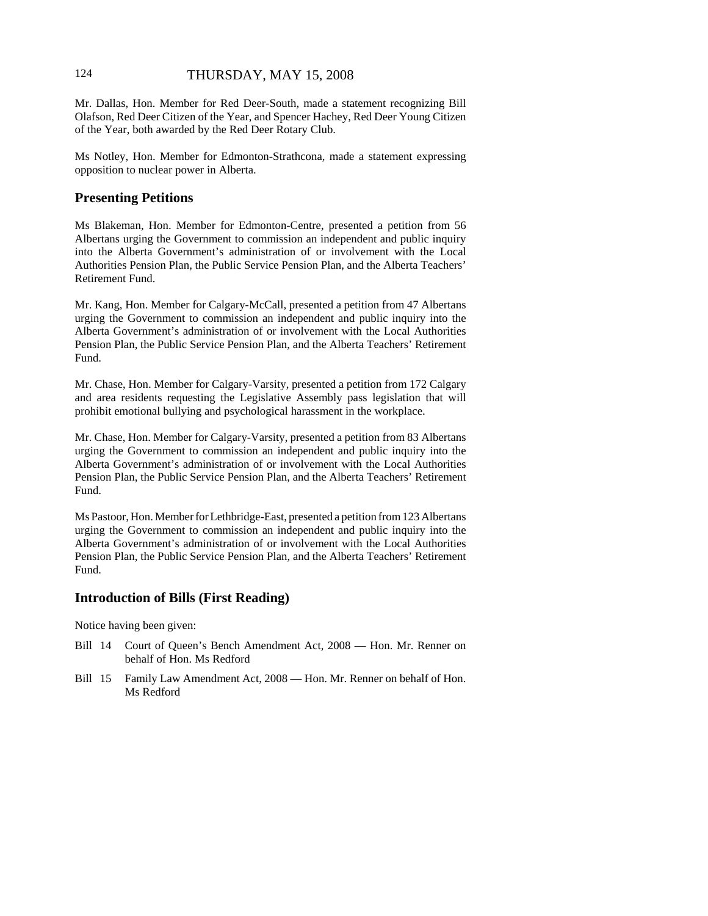Mr. Dallas, Hon. Member for Red Deer-South, made a statement recognizing Bill Olafson, Red Deer Citizen of the Year, and Spencer Hachey, Red Deer Young Citizen of the Year, both awarded by the Red Deer Rotary Club.

Ms Notley, Hon. Member for Edmonton-Strathcona, made a statement expressing opposition to nuclear power in Alberta.

## Presenting Petitions

Ms Blakeman, Hon. Member for Edmonton-Centre, presented a petition from 56 Albertans urging the Government to commission an independent and public inquiry into the Alberta Government's administration of or involvement with the Local Authorities Pension Plan, the Public Service Pension Plan, and the Alberta Teachers' Retirement Fund.

Mr. Kang, Hon. Member for Calgary-McCall, presented a petition from 47 Albertans urging the Government to commission an independent and public inquiry into the Alberta Government's administration of or involvement with the Local Authorities Pension Plan, the Public Service Pension Plan, and the Alberta Teachers' Retirement Fund.

Mr. Chase, Hon. Member for Calgary-Varsity, presented a petition from 172 Calgary and area residents requesting the Legislative Assembly pass legislation that will prohibit emotional bullying and psychological harassment in the workplace.

Mr. Chase, Hon. Member for Calgary-Varsity, presented a petition from 83 Albertans urging the Government to commission an independent and public inquiry into the Alberta Government's administration of or involvement with the Local Authorities Pension Plan, the Public Service Pension Plan, and the Alberta Teachers' Retirement Fund.

Ms Pastoor, Hon. Member for Lethbridge-East, presented a petition from 123 Albertans urging the Government to commission an independent and public inquiry into the Alberta Government's administration of or involvement with the Local Authorities Pension Plan, the Public Service Pension Plan, and the Alberta Teachers' Retirement Fund.

## Introduction of Bills (First Reading)

Notice having been given:

- Bill 14 Court of Queen's Bench Amendment Act, 2008 — Hon. Mr. Renner on behalf of Hon. Ms Redford
- Bill 15 Family Law Amendment Act, 2008 — Hon. Mr. Renner on behalf of Hon. Ms Redford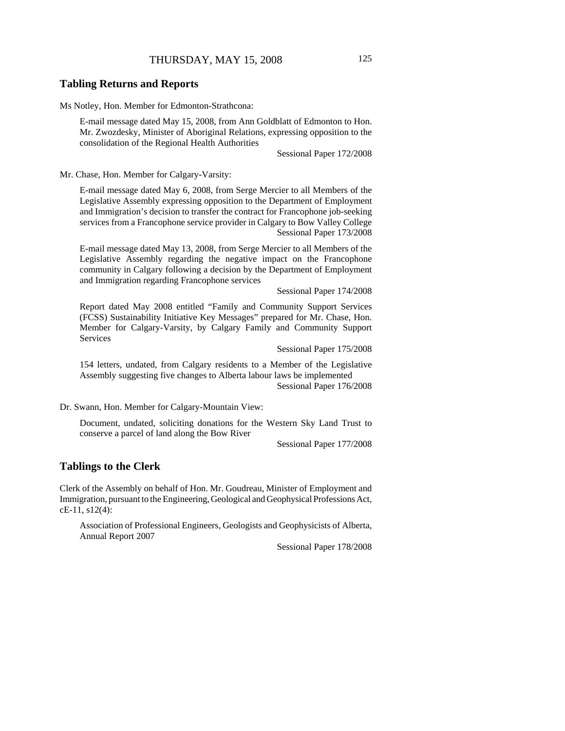## Tabling Returns and Reports

Ms Notley, Hon. Member for Edmonton-Strathcona:

E-mail message dated May 15, 2008, from Ann Goldblatt of Edmonton to Hon. Mr. Zwozdesky, Minister of Aboriginal Relations, expressing opposition to the consolidation of the Regional Health Authorities

Sessional Paper 172/2008

Mr. Chase, Hon. Member for Calgary-Varsity:

E-mail message dated May 6, 2008, from Serge Mercier to all Members of the Legislative Assembly expressing opposition to the Department of Employment and Immigration's decision to transfer the contract for Francophone job-seeking services from a Francophone service provider in Calgary to Bow Valley College

Sessional Paper 173/2008

E-mail message dated May 13, 2008, from Serge Mercier to all Members of the Legislative Assembly regarding the negative impact on the Francophone community in Calgary following a decision by the Department of Employment and Immigration regarding Francophone services

Sessional Paper 174/2008

Report dated May 2008 entitled "Family and Community Support Services (FCSS) Sustainability Initiative Key Messages" prepared for Mr. Chase, Hon. Member for Calgary-Varsity, by Calgary Family and Community Support Services

Sessional Paper 175/2008

154 letters, undated, from Calgary residents to a Member of the Legislative Assembly suggesting five changes to Alberta labour laws be implemented

Sessional Paper 176/2008

Dr. Swann, Hon. Member for Calgary-Mountain View:

Document, undated, soliciting donations for the Western Sky Land Trust to conserve a parcel of land along the Bow River

Sessional Paper 177/2008

## Tablings to the Clerk

Clerk of the Assembly on behalf of Hon. Mr. Goudreau, Minister of Employment and Immigration, pursuant to the Engineering, Geological and Geophysical Professions Act, cE-11, s12(4):

Association of Professional Engineers, Geologists and Geophysicists of Alberta, Annual Report 2007

Sessional Paper 178/2008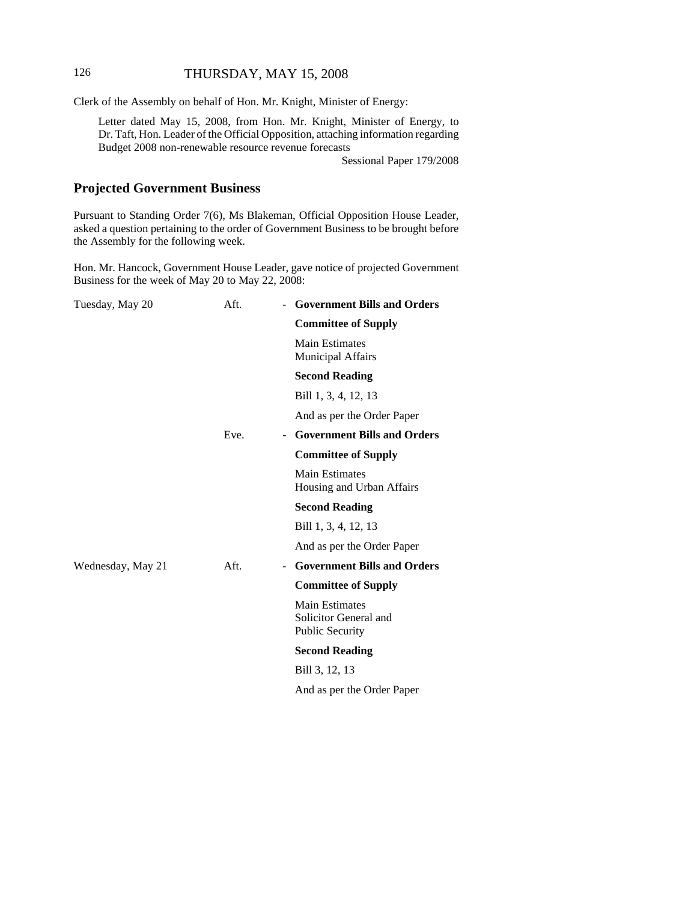Clerk of the Assembly on behalf of Hon. Mr. Knight, Minister of Energy:

> Letter dated May 15, 2008, from Hon. Mr. Knight, Minister of Energy, to Dr. Taft, Hon. Leader of the Official Opposition, attaching information regarding Budget 2008 non-renewable resource revenue forecasts
>
> Sessional Paper 179/2008

## Projected Government Business

Pursuant to Standing Order 7(6), Ms Blakeman, Official Opposition House Leader, asked a question pertaining to the order of Government Business to be brought before the Assembly for the following week.

Hon. Mr. Hancock, Government House Leader, gave notice of projected Government Business for the week of May 20 to May 22, 2008:

| | | | |
|---|---|---|---|
| Tuesday, May 20 | Aft. | - | **Government Bills and Orders** |
| | | | **Committee of Supply** |
| | | | Main Estimates<br>Municipal Affairs |
| | | | **Second Reading** |
| | | | Bill 1, 3, 4, 12, 13 |
| | | | And as per the Order Paper |
| | Eve. | - | **Government Bills and Orders** |
| | | | **Committee of Supply** |
| | | | Main Estimates<br>Housing and Urban Affairs |
| | | | **Second Reading** |
| | | | Bill 1, 3, 4, 12, 13 |
| | | | And as per the Order Paper |
| Wednesday, May 21 | Aft. | - | **Government Bills and Orders** |
| | | | **Committee of Supply** |
| | | | Main Estimates<br>Solicitor General and<br>Public Security |
| | | | **Second Reading** |
| | | | Bill 3, 12, 13 |
| | | | And as per the Order Paper |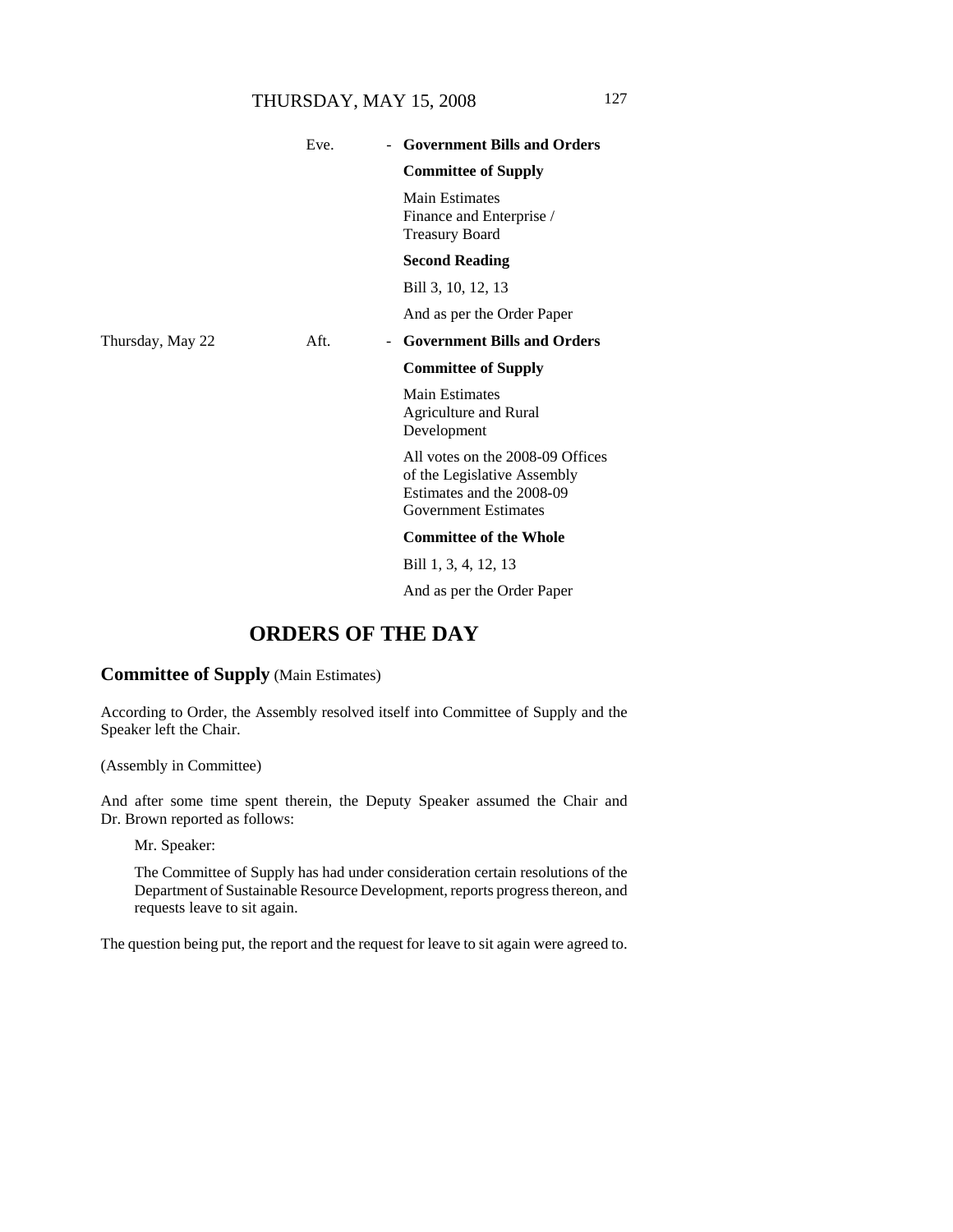|  |  |  |  |
|---|---|---|---|
|  | Eve. | - | **Government Bills and Orders** |
|  |  |  | **Committee of Supply** |
|  |  |  | Main Estimates<br>Finance and Enterprise /<br>Treasury Board |
|  |  |  | **Second Reading** |
|  |  |  | Bill 3, 10, 12, 13 |
|  |  |  | And as per the Order Paper |
| Thursday, May 22 | Aft. | - | **Government Bills and Orders** |
|  |  |  | **Committee of Supply** |
|  |  |  | Main Estimates<br>Agriculture and Rural<br>Development |
|  |  |  | All votes on the 2008-09 Offices of the Legislative Assembly Estimates and the 2008-09 Government Estimates |
|  |  |  | **Committee of the Whole** |
|  |  |  | Bill 1, 3, 4, 12, 13 |
|  |  |  | And as per the Order Paper |

# ORDERS OF THE DAY

## Committee of Supply (Main Estimates)

According to Order, the Assembly resolved itself into Committee of Supply and the Speaker left the Chair.

(Assembly in Committee)

And after some time spent therein, the Deputy Speaker assumed the Chair and Dr. Brown reported as follows:

> Mr. Speaker:
>
> The Committee of Supply has had under consideration certain resolutions of the Department of Sustainable Resource Development, reports progress thereon, and requests leave to sit again.

The question being put, the report and the request for leave to sit again were agreed to.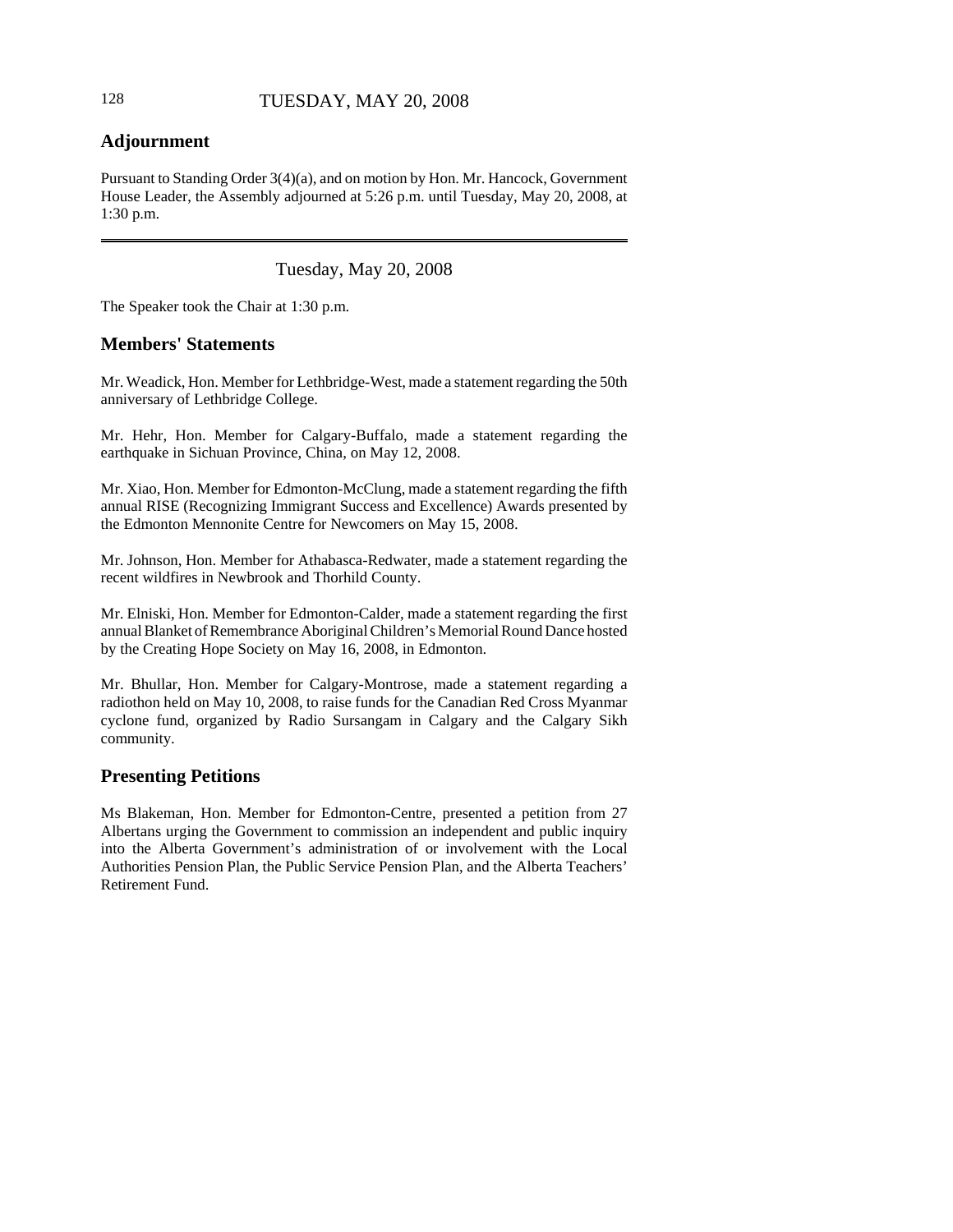## Adjournment

Pursuant to Standing Order 3(4)(a), and on motion by Hon. Mr. Hancock, Government House Leader, the Assembly adjourned at 5:26 p.m. until Tuesday, May 20, 2008, at 1:30 p.m.

---

Tuesday, May 20, 2008

The Speaker took the Chair at 1:30 p.m.

## Members' Statements

Mr. Weadick, Hon. Member for Lethbridge-West, made a statement regarding the 50th anniversary of Lethbridge College.

Mr. Hehr, Hon. Member for Calgary-Buffalo, made a statement regarding the earthquake in Sichuan Province, China, on May 12, 2008.

Mr. Xiao, Hon. Member for Edmonton-McClung, made a statement regarding the fifth annual RISE (Recognizing Immigrant Success and Excellence) Awards presented by the Edmonton Mennonite Centre for Newcomers on May 15, 2008.

Mr. Johnson, Hon. Member for Athabasca-Redwater, made a statement regarding the recent wildfires in Newbrook and Thorhild County.

Mr. Elniski, Hon. Member for Edmonton-Calder, made a statement regarding the first annual Blanket of Remembrance Aboriginal Children's Memorial Round Dance hosted by the Creating Hope Society on May 16, 2008, in Edmonton.

Mr. Bhullar, Hon. Member for Calgary-Montrose, made a statement regarding a radiothon held on May 10, 2008, to raise funds for the Canadian Red Cross Myanmar cyclone fund, organized by Radio Sursangam in Calgary and the Calgary Sikh community.

## Presenting Petitions

Ms Blakeman, Hon. Member for Edmonton-Centre, presented a petition from 27 Albertans urging the Government to commission an independent and public inquiry into the Alberta Government's administration of or involvement with the Local Authorities Pension Plan, the Public Service Pension Plan, and the Alberta Teachers' Retirement Fund.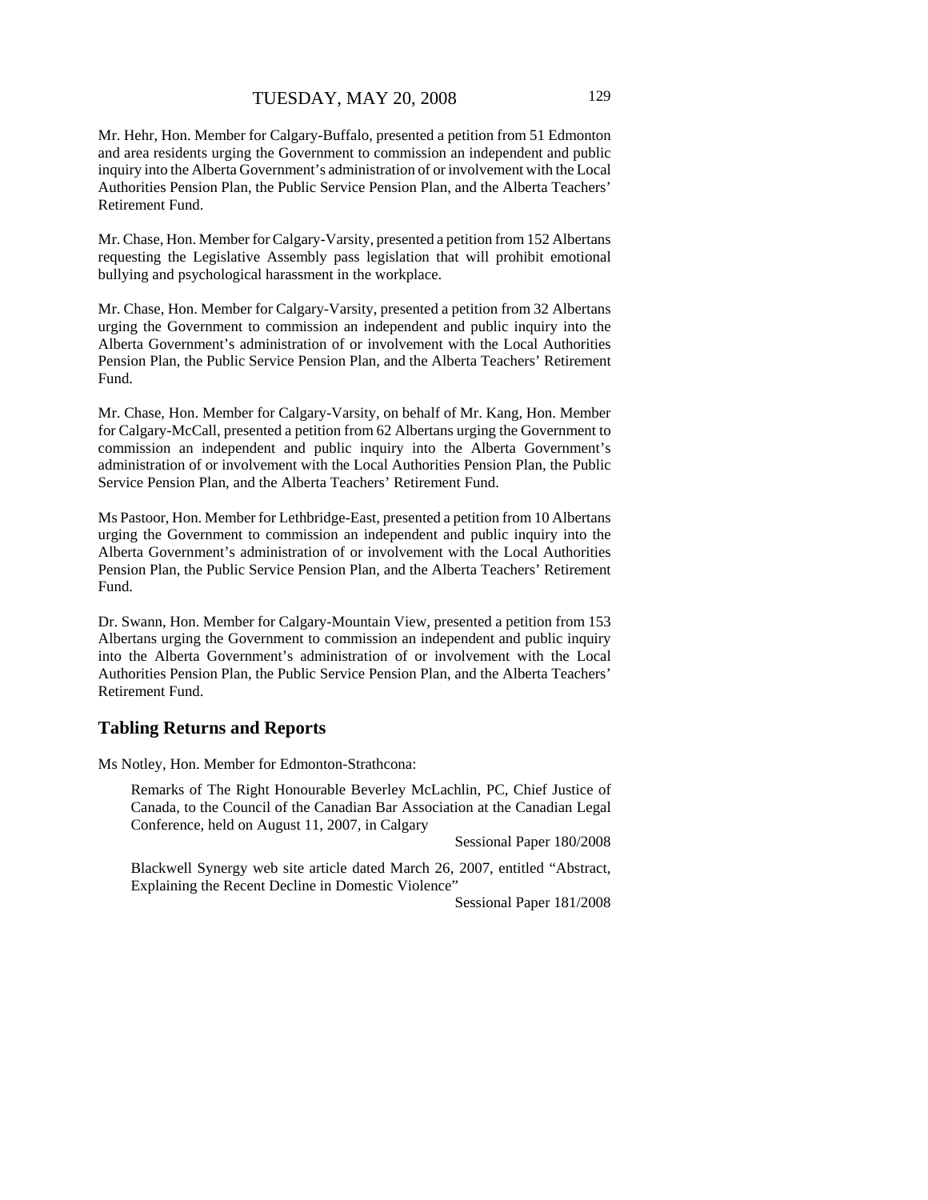Mr. Hehr, Hon. Member for Calgary-Buffalo, presented a petition from 51 Edmonton and area residents urging the Government to commission an independent and public inquiry into the Alberta Government's administration of or involvement with the Local Authorities Pension Plan, the Public Service Pension Plan, and the Alberta Teachers' Retirement Fund.

Mr. Chase, Hon. Member for Calgary-Varsity, presented a petition from 152 Albertans requesting the Legislative Assembly pass legislation that will prohibit emotional bullying and psychological harassment in the workplace.

Mr. Chase, Hon. Member for Calgary-Varsity, presented a petition from 32 Albertans urging the Government to commission an independent and public inquiry into the Alberta Government's administration of or involvement with the Local Authorities Pension Plan, the Public Service Pension Plan, and the Alberta Teachers' Retirement Fund.

Mr. Chase, Hon. Member for Calgary-Varsity, on behalf of Mr. Kang, Hon. Member for Calgary-McCall, presented a petition from 62 Albertans urging the Government to commission an independent and public inquiry into the Alberta Government's administration of or involvement with the Local Authorities Pension Plan, the Public Service Pension Plan, and the Alberta Teachers' Retirement Fund.

Ms Pastoor, Hon. Member for Lethbridge-East, presented a petition from 10 Albertans urging the Government to commission an independent and public inquiry into the Alberta Government's administration of or involvement with the Local Authorities Pension Plan, the Public Service Pension Plan, and the Alberta Teachers' Retirement Fund.

Dr. Swann, Hon. Member for Calgary-Mountain View, presented a petition from 153 Albertans urging the Government to commission an independent and public inquiry into the Alberta Government's administration of or involvement with the Local Authorities Pension Plan, the Public Service Pension Plan, and the Alberta Teachers' Retirement Fund.

## Tabling Returns and Reports

Ms Notley, Hon. Member for Edmonton-Strathcona:

Remarks of The Right Honourable Beverley McLachlin, PC, Chief Justice of Canada, to the Council of the Canadian Bar Association at the Canadian Legal Conference, held on August 11, 2007, in Calgary

Sessional Paper 180/2008

Blackwell Synergy web site article dated March 26, 2007, entitled "Abstract, Explaining the Recent Decline in Domestic Violence"

Sessional Paper 181/2008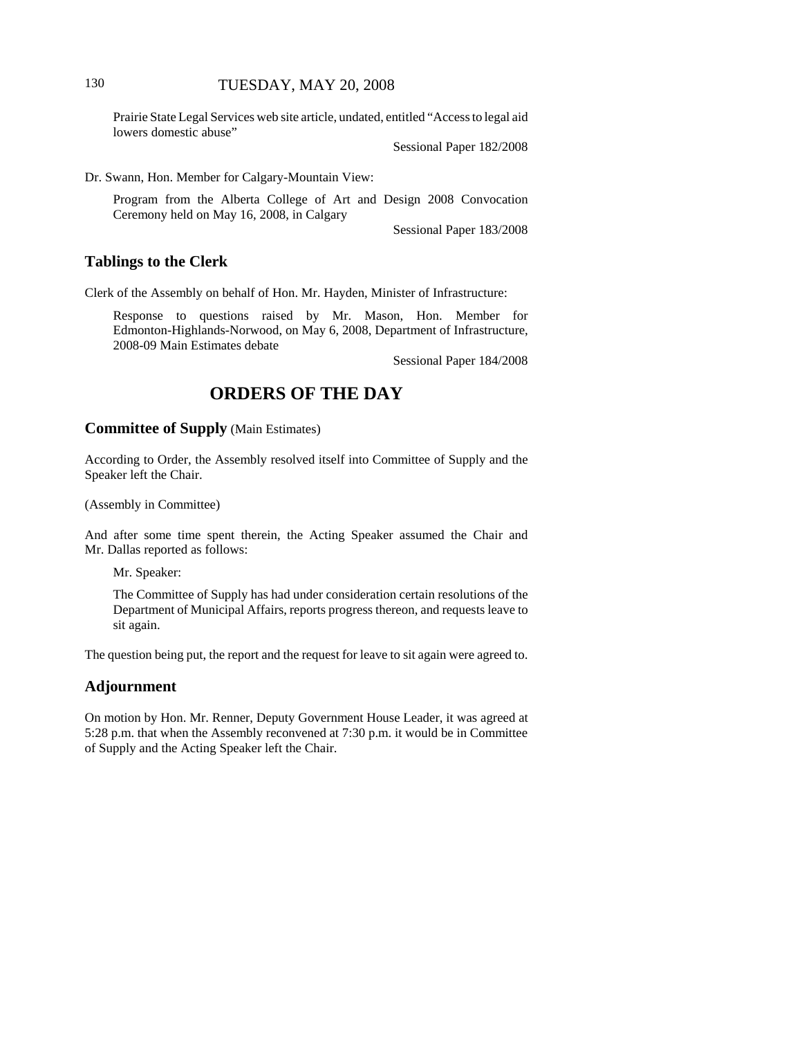Prairie State Legal Services web site article, undated, entitled "Access to legal aid lowers domestic abuse"

Sessional Paper 182/2008

Dr. Swann, Hon. Member for Calgary-Mountain View:

Program from the Alberta College of Art and Design 2008 Convocation Ceremony held on May 16, 2008, in Calgary

Sessional Paper 183/2008

## Tablings to the Clerk

Clerk of the Assembly on behalf of Hon. Mr. Hayden, Minister of Infrastructure:

Response to questions raised by Mr. Mason, Hon. Member for Edmonton-Highlands-Norwood, on May 6, 2008, Department of Infrastructure, 2008-09 Main Estimates debate

Sessional Paper 184/2008

# ORDERS OF THE DAY

## Committee of Supply (Main Estimates)

According to Order, the Assembly resolved itself into Committee of Supply and the Speaker left the Chair.

(Assembly in Committee)

And after some time spent therein, the Acting Speaker assumed the Chair and Mr. Dallas reported as follows:

Mr. Speaker:

The Committee of Supply has had under consideration certain resolutions of the Department of Municipal Affairs, reports progress thereon, and requests leave to sit again.

The question being put, the report and the request for leave to sit again were agreed to.

## Adjournment

On motion by Hon. Mr. Renner, Deputy Government House Leader, it was agreed at 5:28 p.m. that when the Assembly reconvened at 7:30 p.m. it would be in Committee of Supply and the Acting Speaker left the Chair.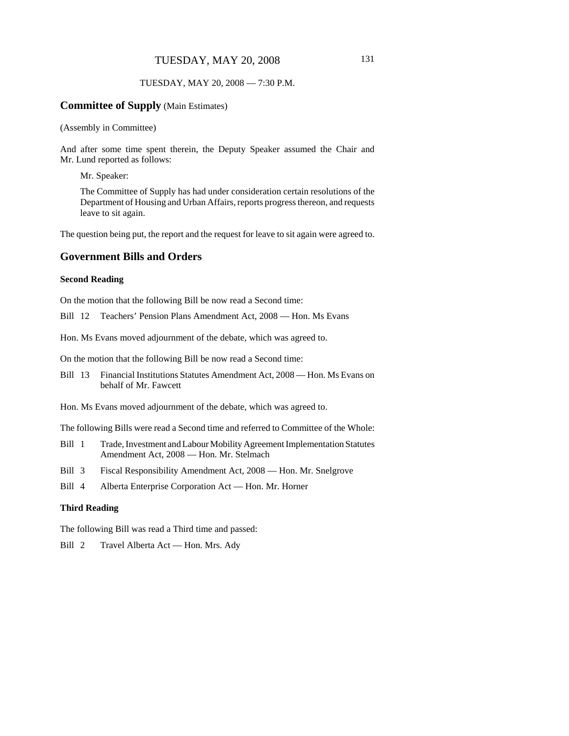TUESDAY, MAY 20, 2008 — 7:30 P.M.

## Committee of Supply (Main Estimates)

(Assembly in Committee)

And after some time spent therein, the Deputy Speaker assumed the Chair and Mr. Lund reported as follows:

> Mr. Speaker:
>
> The Committee of Supply has had under consideration certain resolutions of the Department of Housing and Urban Affairs, reports progress thereon, and requests leave to sit again.

The question being put, the report and the request for leave to sit again were agreed to.

## Government Bills and Orders

### Second Reading

On the motion that the following Bill be now read a Second time:

Bill 12 Teachers' Pension Plans Amendment Act, 2008 — Hon. Ms Evans

Hon. Ms Evans moved adjournment of the debate, which was agreed to.

On the motion that the following Bill be now read a Second time:

Bill 13 Financial Institutions Statutes Amendment Act, 2008 — Hon. Ms Evans on behalf of Mr. Fawcett

Hon. Ms Evans moved adjournment of the debate, which was agreed to.

The following Bills were read a Second time and referred to Committee of the Whole:

Bill 1 Trade, Investment and Labour Mobility Agreement Implementation Statutes Amendment Act, 2008 — Hon. Mr. Stelmach

Bill 3 Fiscal Responsibility Amendment Act, 2008 — Hon. Mr. Snelgrove

Bill 4 Alberta Enterprise Corporation Act — Hon. Mr. Horner

### Third Reading

The following Bill was read a Third time and passed:

Bill 2 Travel Alberta Act — Hon. Mrs. Ady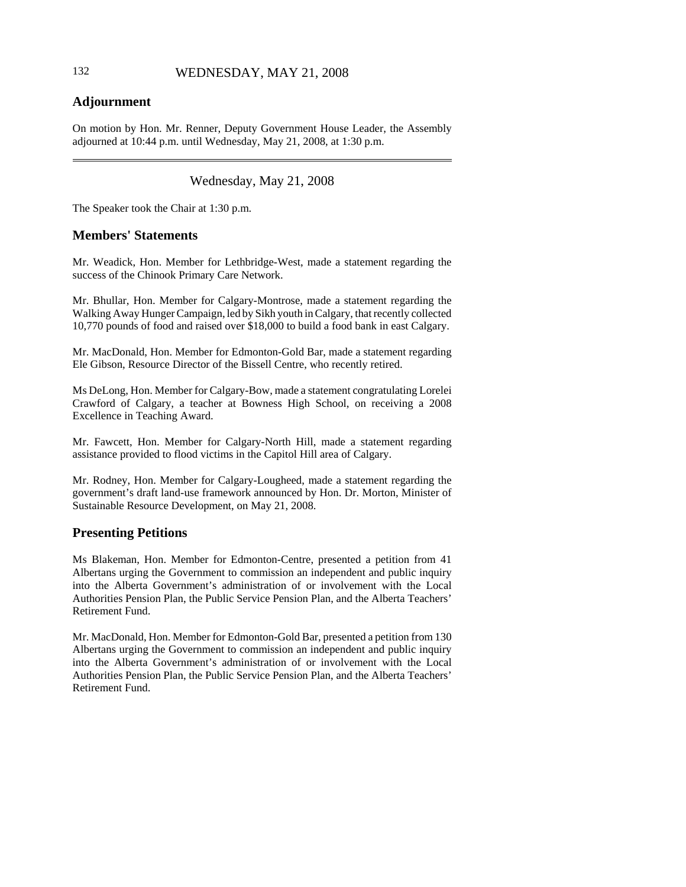## Adjournment

On motion by Hon. Mr. Renner, Deputy Government House Leader, the Assembly adjourned at 10:44 p.m. until Wednesday, May 21, 2008, at 1:30 p.m.

---

Wednesday, May 21, 2008

The Speaker took the Chair at 1:30 p.m.

## Members' Statements

Mr. Weadick, Hon. Member for Lethbridge-West, made a statement regarding the success of the Chinook Primary Care Network.

Mr. Bhullar, Hon. Member for Calgary-Montrose, made a statement regarding the Walking Away Hunger Campaign, led by Sikh youth in Calgary, that recently collected 10,770 pounds of food and raised over $18,000 to build a food bank in east Calgary.

Mr. MacDonald, Hon. Member for Edmonton-Gold Bar, made a statement regarding Ele Gibson, Resource Director of the Bissell Centre, who recently retired.

Ms DeLong, Hon. Member for Calgary-Bow, made a statement congratulating Lorelei Crawford of Calgary, a teacher at Bowness High School, on receiving a 2008 Excellence in Teaching Award.

Mr. Fawcett, Hon. Member for Calgary-North Hill, made a statement regarding assistance provided to flood victims in the Capitol Hill area of Calgary.

Mr. Rodney, Hon. Member for Calgary-Lougheed, made a statement regarding the government's draft land-use framework announced by Hon. Dr. Morton, Minister of Sustainable Resource Development, on May 21, 2008.

## Presenting Petitions

Ms Blakeman, Hon. Member for Edmonton-Centre, presented a petition from 41 Albertans urging the Government to commission an independent and public inquiry into the Alberta Government's administration of or involvement with the Local Authorities Pension Plan, the Public Service Pension Plan, and the Alberta Teachers' Retirement Fund.

Mr. MacDonald, Hon. Member for Edmonton-Gold Bar, presented a petition from 130 Albertans urging the Government to commission an independent and public inquiry into the Alberta Government's administration of or involvement with the Local Authorities Pension Plan, the Public Service Pension Plan, and the Alberta Teachers' Retirement Fund.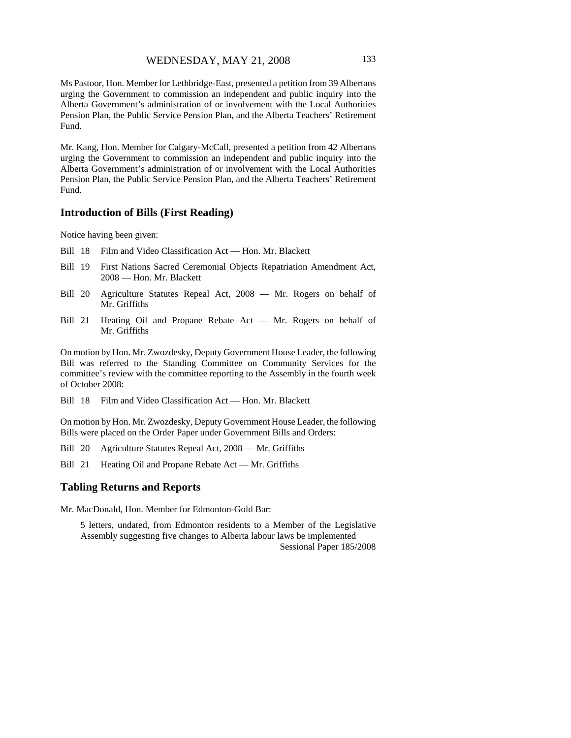Ms Pastoor, Hon. Member for Lethbridge-East, presented a petition from 39 Albertans urging the Government to commission an independent and public inquiry into the Alberta Government's administration of or involvement with the Local Authorities Pension Plan, the Public Service Pension Plan, and the Alberta Teachers' Retirement Fund.

Mr. Kang, Hon. Member for Calgary-McCall, presented a petition from 42 Albertans urging the Government to commission an independent and public inquiry into the Alberta Government's administration of or involvement with the Local Authorities Pension Plan, the Public Service Pension Plan, and the Alberta Teachers' Retirement Fund.

## Introduction of Bills (First Reading)

Notice having been given:

Bill 18 Film and Video Classification Act — Hon. Mr. Blackett

Bill 19 First Nations Sacred Ceremonial Objects Repatriation Amendment Act, 2008 — Hon. Mr. Blackett

Bill 20 Agriculture Statutes Repeal Act, 2008 — Mr. Rogers on behalf of Mr. Griffiths

Bill 21 Heating Oil and Propane Rebate Act — Mr. Rogers on behalf of Mr. Griffiths

On motion by Hon. Mr. Zwozdesky, Deputy Government House Leader, the following Bill was referred to the Standing Committee on Community Services for the committee's review with the committee reporting to the Assembly in the fourth week of October 2008:

Bill 18 Film and Video Classification Act — Hon. Mr. Blackett

On motion by Hon. Mr. Zwozdesky, Deputy Government House Leader, the following Bills were placed on the Order Paper under Government Bills and Orders:

Bill 20 Agriculture Statutes Repeal Act, 2008 — Mr. Griffiths

Bill 21 Heating Oil and Propane Rebate Act — Mr. Griffiths

## Tabling Returns and Reports

Mr. MacDonald, Hon. Member for Edmonton-Gold Bar:

5 letters, undated, from Edmonton residents to a Member of the Legislative Assembly suggesting five changes to Alberta labour laws be implemented
Sessional Paper 185/2008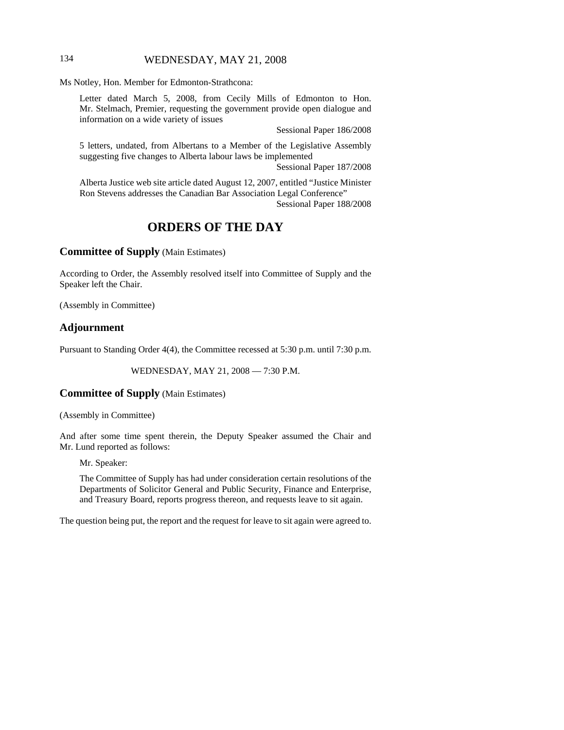Ms Notley, Hon. Member for Edmonton-Strathcona:

> Letter dated March 5, 2008, from Cecily Mills of Edmonton to Hon. Mr. Stelmach, Premier, requesting the government provide open dialogue and information on a wide variety of issues
>
> Sessional Paper 186/2008
>
> 5 letters, undated, from Albertans to a Member of the Legislative Assembly suggesting five changes to Alberta labour laws be implemented
>
> Sessional Paper 187/2008
>
> Alberta Justice web site article dated August 12, 2007, entitled "Justice Minister Ron Stevens addresses the Canadian Bar Association Legal Conference"
>
> Sessional Paper 188/2008

# ORDERS OF THE DAY

## **Committee of Supply** (Main Estimates)

According to Order, the Assembly resolved itself into Committee of Supply and the Speaker left the Chair.

(Assembly in Committee)

## Adjournment

Pursuant to Standing Order 4(4), the Committee recessed at 5:30 p.m. until 7:30 p.m.

WEDNESDAY, MAY 21, 2008 — 7:30 P.M.

## **Committee of Supply** (Main Estimates)

(Assembly in Committee)

And after some time spent therein, the Deputy Speaker assumed the Chair and Mr. Lund reported as follows:

> Mr. Speaker:
>
> The Committee of Supply has had under consideration certain resolutions of the Departments of Solicitor General and Public Security, Finance and Enterprise, and Treasury Board, reports progress thereon, and requests leave to sit again.

The question being put, the report and the request for leave to sit again were agreed to.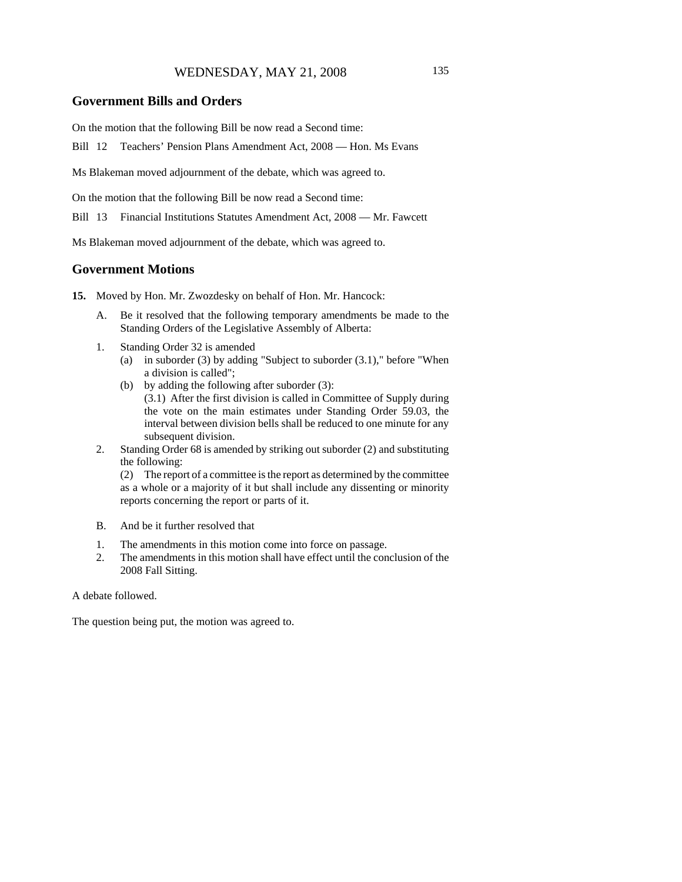## Government Bills and Orders

On the motion that the following Bill be now read a Second time:

Bill 12 Teachers' Pension Plans Amendment Act, 2008 — Hon. Ms Evans

Ms Blakeman moved adjournment of the debate, which was agreed to.

On the motion that the following Bill be now read a Second time:

Bill 13 Financial Institutions Statutes Amendment Act, 2008 — Mr. Fawcett

Ms Blakeman moved adjournment of the debate, which was agreed to.

## Government Motions

**15.** Moved by Hon. Mr. Zwozdesky on behalf of Hon. Mr. Hancock:

A. Be it resolved that the following temporary amendments be made to the Standing Orders of the Legislative Assembly of Alberta:

1. Standing Order 32 is amended
   (a) in suborder (3) by adding "Subject to suborder (3.1)," before "When a division is called";
   (b) by adding the following after suborder (3):
   (3.1) After the first division is called in Committee of Supply during the vote on the main estimates under Standing Order 59.03, the interval between division bells shall be reduced to one minute for any subsequent division.
2. Standing Order 68 is amended by striking out suborder (2) and substituting the following:
   (2) The report of a committee is the report as determined by the committee as a whole or a majority of it but shall include any dissenting or minority reports concerning the report or parts of it.

B. And be it further resolved that

1. The amendments in this motion come into force on passage.
2. The amendments in this motion shall have effect until the conclusion of the 2008 Fall Sitting.

A debate followed.

The question being put, the motion was agreed to.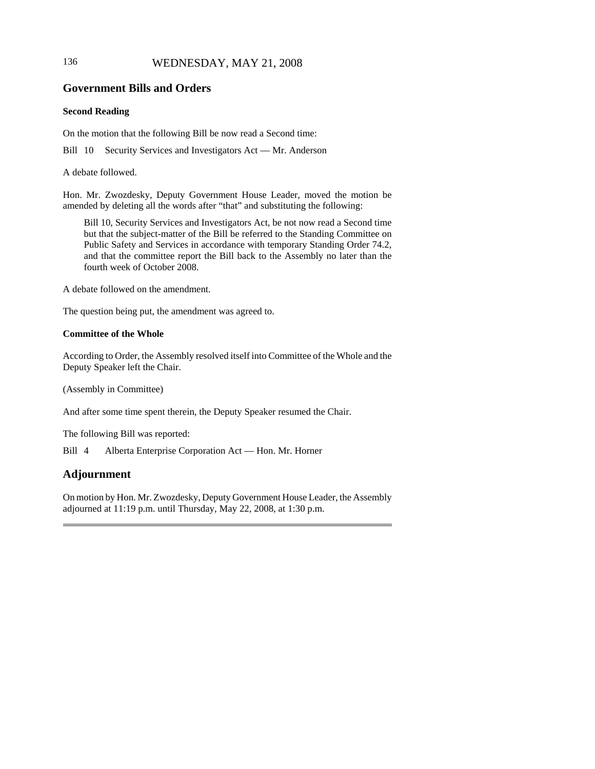## Government Bills and Orders

### Second Reading

On the motion that the following Bill be now read a Second time:

Bill 10 Security Services and Investigators Act — Mr. Anderson

A debate followed.

Hon. Mr. Zwozdesky, Deputy Government House Leader, moved the motion be amended by deleting all the words after "that" and substituting the following:

> Bill 10, Security Services and Investigators Act, be not now read a Second time but that the subject-matter of the Bill be referred to the Standing Committee on Public Safety and Services in accordance with temporary Standing Order 74.2, and that the committee report the Bill back to the Assembly no later than the fourth week of October 2008.

A debate followed on the amendment.

The question being put, the amendment was agreed to.

### Committee of the Whole

According to Order, the Assembly resolved itself into Committee of the Whole and the Deputy Speaker left the Chair.

(Assembly in Committee)

And after some time spent therein, the Deputy Speaker resumed the Chair.

The following Bill was reported:

Bill 4 Alberta Enterprise Corporation Act — Hon. Mr. Horner

## Adjournment

On motion by Hon. Mr. Zwozdesky, Deputy Government House Leader, the Assembly adjourned at 11:19 p.m. until Thursday, May 22, 2008, at 1:30 p.m.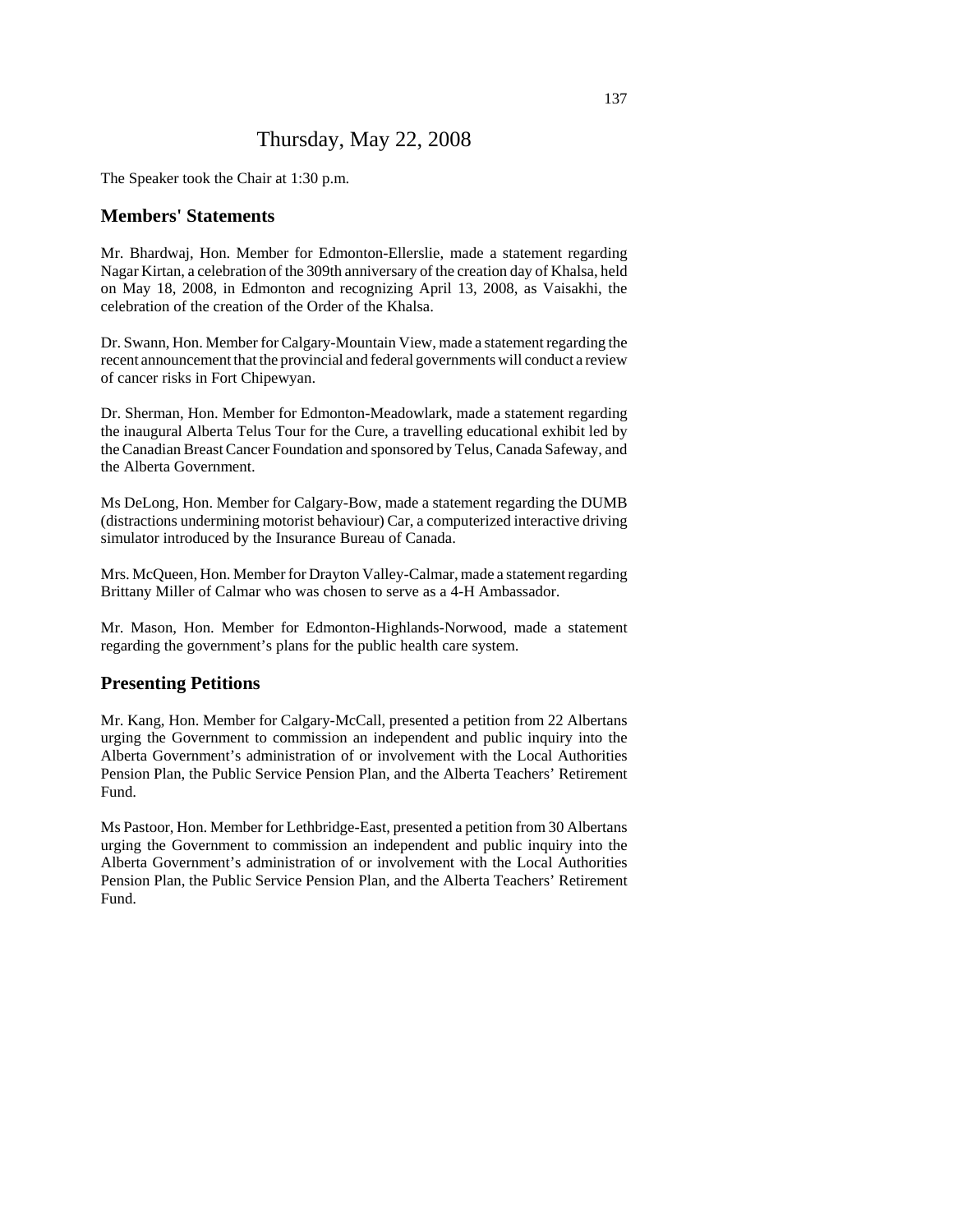# Thursday, May 22, 2008

The Speaker took the Chair at 1:30 p.m.

## Members' Statements

Mr. Bhardwaj, Hon. Member for Edmonton-Ellerslie, made a statement regarding Nagar Kirtan, a celebration of the 309th anniversary of the creation day of Khalsa, held on May 18, 2008, in Edmonton and recognizing April 13, 2008, as Vaisakhi, the celebration of the creation of the Order of the Khalsa.

Dr. Swann, Hon. Member for Calgary-Mountain View, made a statement regarding the recent announcement that the provincial and federal governments will conduct a review of cancer risks in Fort Chipewyan.

Dr. Sherman, Hon. Member for Edmonton-Meadowlark, made a statement regarding the inaugural Alberta Telus Tour for the Cure, a travelling educational exhibit led by the Canadian Breast Cancer Foundation and sponsored by Telus, Canada Safeway, and the Alberta Government.

Ms DeLong, Hon. Member for Calgary-Bow, made a statement regarding the DUMB (distractions undermining motorist behaviour) Car, a computerized interactive driving simulator introduced by the Insurance Bureau of Canada.

Mrs. McQueen, Hon. Member for Drayton Valley-Calmar, made a statement regarding Brittany Miller of Calmar who was chosen to serve as a 4-H Ambassador.

Mr. Mason, Hon. Member for Edmonton-Highlands-Norwood, made a statement regarding the government's plans for the public health care system.

## Presenting Petitions

Mr. Kang, Hon. Member for Calgary-McCall, presented a petition from 22 Albertans urging the Government to commission an independent and public inquiry into the Alberta Government's administration of or involvement with the Local Authorities Pension Plan, the Public Service Pension Plan, and the Alberta Teachers' Retirement Fund.

Ms Pastoor, Hon. Member for Lethbridge-East, presented a petition from 30 Albertans urging the Government to commission an independent and public inquiry into the Alberta Government's administration of or involvement with the Local Authorities Pension Plan, the Public Service Pension Plan, and the Alberta Teachers' Retirement Fund.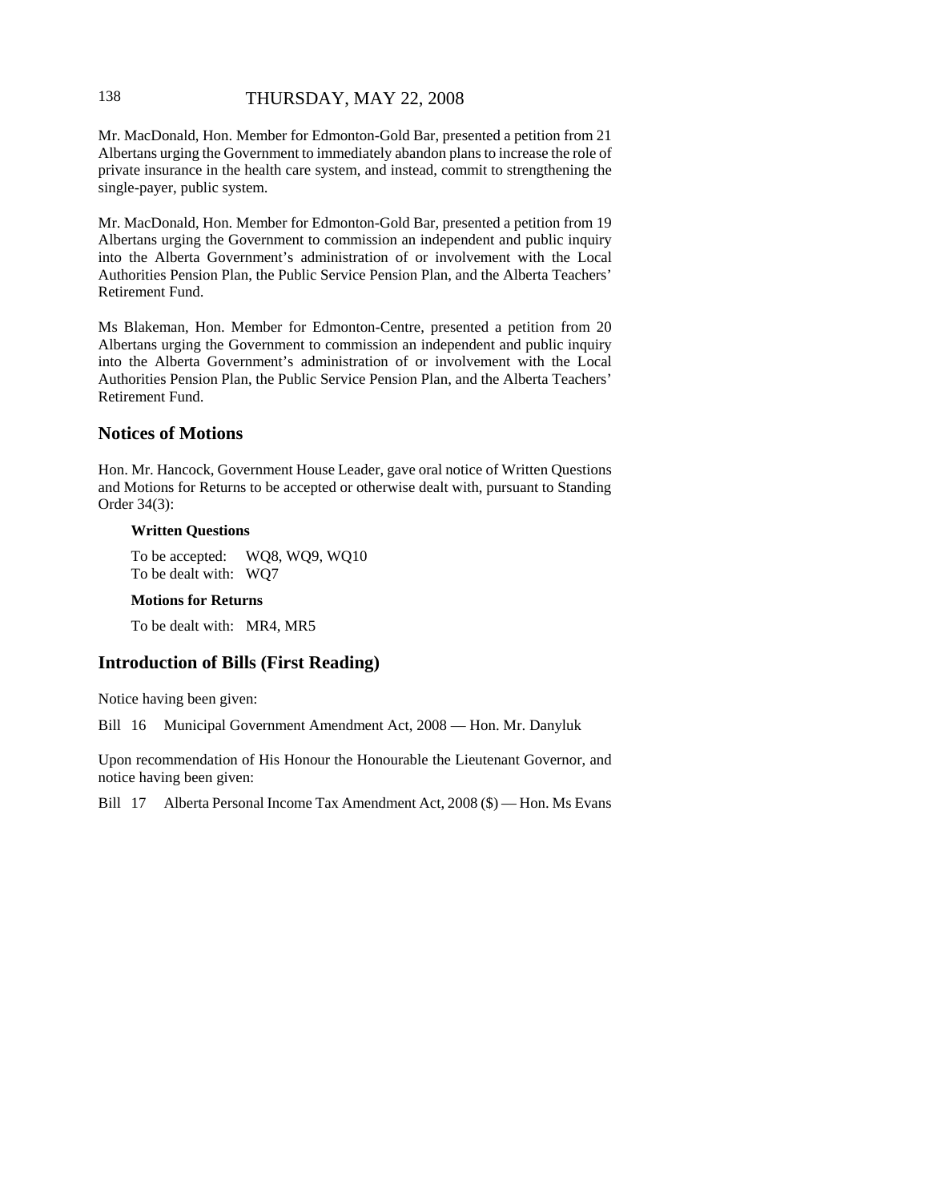Mr. MacDonald, Hon. Member for Edmonton-Gold Bar, presented a petition from 21 Albertans urging the Government to immediately abandon plans to increase the role of private insurance in the health care system, and instead, commit to strengthening the single-payer, public system.

Mr. MacDonald, Hon. Member for Edmonton-Gold Bar, presented a petition from 19 Albertans urging the Government to commission an independent and public inquiry into the Alberta Government's administration of or involvement with the Local Authorities Pension Plan, the Public Service Pension Plan, and the Alberta Teachers' Retirement Fund.

Ms Blakeman, Hon. Member for Edmonton-Centre, presented a petition from 20 Albertans urging the Government to commission an independent and public inquiry into the Alberta Government's administration of or involvement with the Local Authorities Pension Plan, the Public Service Pension Plan, and the Alberta Teachers' Retirement Fund.

## Notices of Motions

Hon. Mr. Hancock, Government House Leader, gave oral notice of Written Questions and Motions for Returns to be accepted or otherwise dealt with, pursuant to Standing Order 34(3):

**Written Questions**

To be accepted: WQ8, WQ9, WQ10
To be dealt with: WQ7

**Motions for Returns**

To be dealt with: MR4, MR5

## Introduction of Bills (First Reading)

Notice having been given:

Bill 16 Municipal Government Amendment Act, 2008 — Hon. Mr. Danyluk

Upon recommendation of His Honour the Honourable the Lieutenant Governor, and notice having been given:

Bill 17 Alberta Personal Income Tax Amendment Act, 2008 ($) — Hon. Ms Evans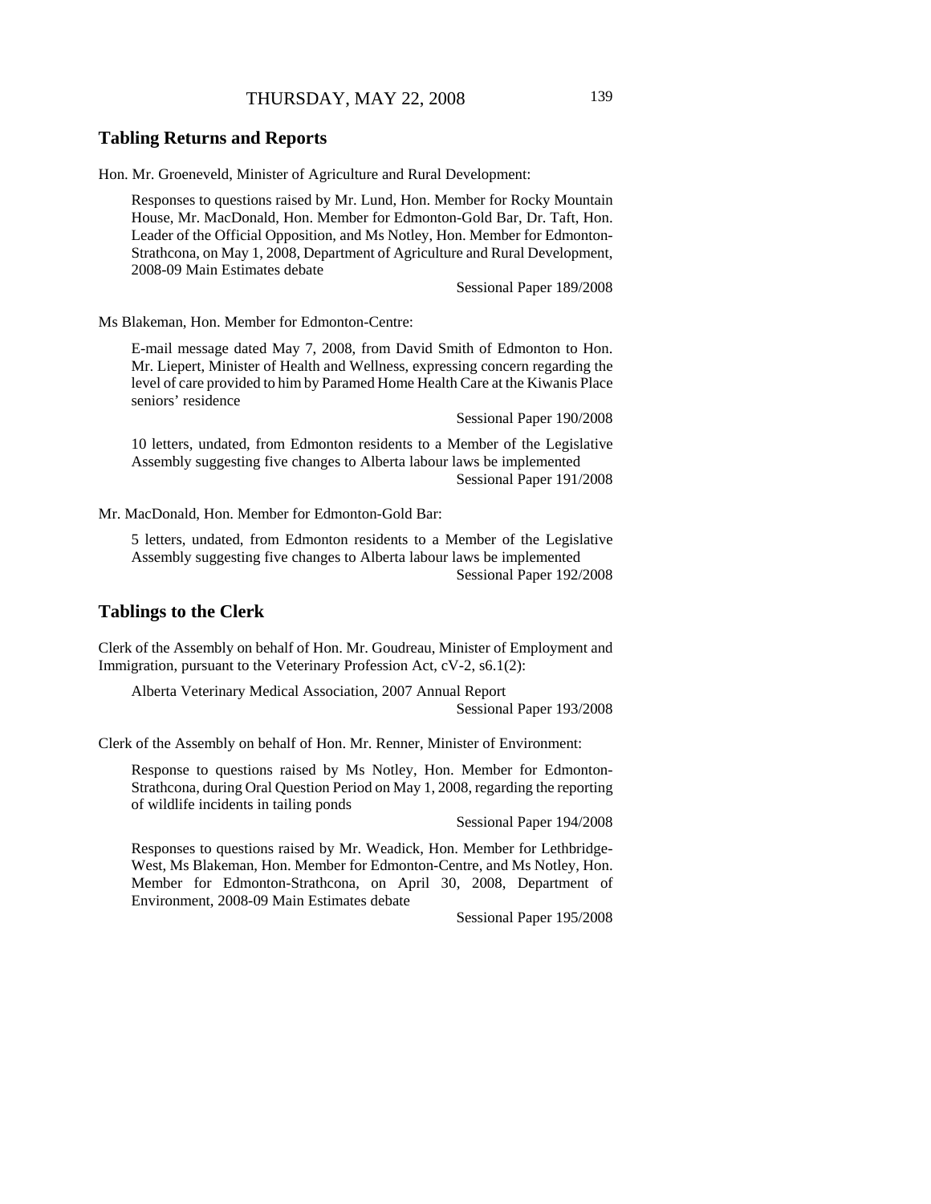## Tabling Returns and Reports

Hon. Mr. Groeneveld, Minister of Agriculture and Rural Development:

> Responses to questions raised by Mr. Lund, Hon. Member for Rocky Mountain House, Mr. MacDonald, Hon. Member for Edmonton-Gold Bar, Dr. Taft, Hon. Leader of the Official Opposition, and Ms Notley, Hon. Member for Edmonton-Strathcona, on May 1, 2008, Department of Agriculture and Rural Development, 2008-09 Main Estimates debate
>
> Sessional Paper 189/2008

Ms Blakeman, Hon. Member for Edmonton-Centre:

> E-mail message dated May 7, 2008, from David Smith of Edmonton to Hon. Mr. Liepert, Minister of Health and Wellness, expressing concern regarding the level of care provided to him by Paramed Home Health Care at the Kiwanis Place seniors' residence
>
> Sessional Paper 190/2008
>
> 10 letters, undated, from Edmonton residents to a Member of the Legislative Assembly suggesting five changes to Alberta labour laws be implemented
>
> Sessional Paper 191/2008

Mr. MacDonald, Hon. Member for Edmonton-Gold Bar:

> 5 letters, undated, from Edmonton residents to a Member of the Legislative Assembly suggesting five changes to Alberta labour laws be implemented
>
> Sessional Paper 192/2008

## Tablings to the Clerk

Clerk of the Assembly on behalf of Hon. Mr. Goudreau, Minister of Employment and Immigration, pursuant to the Veterinary Profession Act, cV-2, s6.1(2):

> Alberta Veterinary Medical Association, 2007 Annual Report
>
> Sessional Paper 193/2008

Clerk of the Assembly on behalf of Hon. Mr. Renner, Minister of Environment:

> Response to questions raised by Ms Notley, Hon. Member for Edmonton-Strathcona, during Oral Question Period on May 1, 2008, regarding the reporting of wildlife incidents in tailing ponds
>
> Sessional Paper 194/2008
>
> Responses to questions raised by Mr. Weadick, Hon. Member for Lethbridge-West, Ms Blakeman, Hon. Member for Edmonton-Centre, and Ms Notley, Hon. Member for Edmonton-Strathcona, on April 30, 2008, Department of Environment, 2008-09 Main Estimates debate
>
> Sessional Paper 195/2008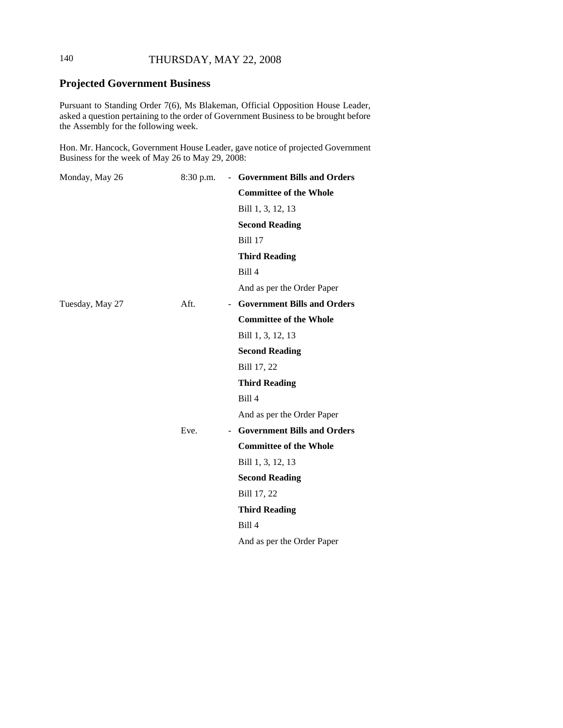## Projected Government Business

Pursuant to Standing Order 7(6), Ms Blakeman, Official Opposition House Leader, asked a question pertaining to the order of Government Business to be brought before the Assembly for the following week.

Hon. Mr. Hancock, Government House Leader, gave notice of projected Government Business for the week of May 26 to May 29, 2008:

| | | | |
|---|---|---|---|
| Monday, May 26 | 8:30 p.m. | - | **Government Bills and Orders** |
| | | | **Committee of the Whole** |
| | | | Bill 1, 3, 12, 13 |
| | | | **Second Reading** |
| | | | Bill 17 |
| | | | **Third Reading** |
| | | | Bill 4 |
| | | | And as per the Order Paper |
| Tuesday, May 27 | Aft. | - | **Government Bills and Orders** |
| | | | **Committee of the Whole** |
| | | | Bill 1, 3, 12, 13 |
| | | | **Second Reading** |
| | | | Bill 17, 22 |
| | | | **Third Reading** |
| | | | Bill 4 |
| | | | And as per the Order Paper |
| | Eve. | - | **Government Bills and Orders** |
| | | | **Committee of the Whole** |
| | | | Bill 1, 3, 12, 13 |
| | | | **Second Reading** |
| | | | Bill 17, 22 |
| | | | **Third Reading** |
| | | | Bill 4 |
| | | | And as per the Order Paper |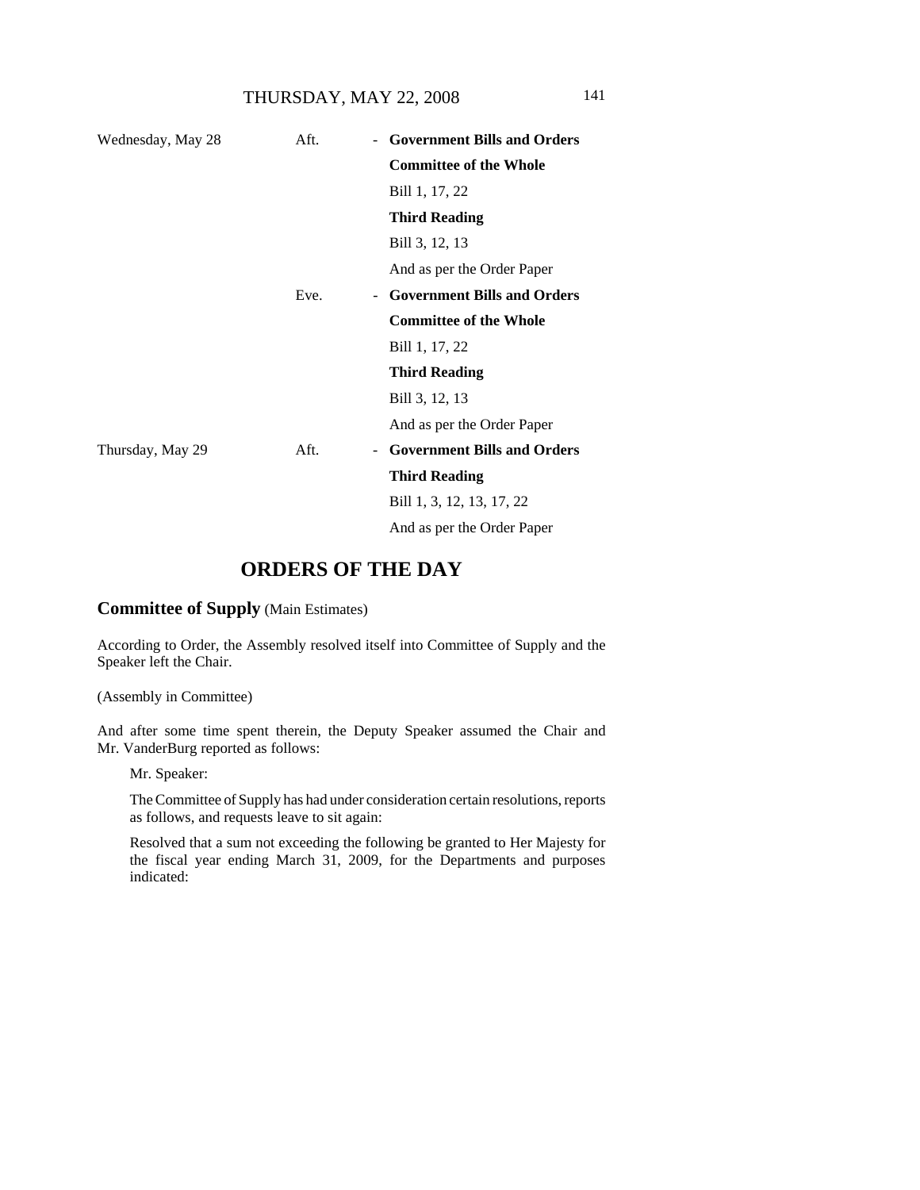| | | | |
|---|---|---|---|
| Wednesday, May 28 | Aft. | - | **Government Bills and Orders** |
| | | | **Committee of the Whole** |
| | | | Bill 1, 17, 22 |
| | | | **Third Reading** |
| | | | Bill 3, 12, 13 |
| | | | And as per the Order Paper |
| | Eve. | - | **Government Bills and Orders** |
| | | | **Committee of the Whole** |
| | | | Bill 1, 17, 22 |
| | | | **Third Reading** |
| | | | Bill 3, 12, 13 |
| | | | And as per the Order Paper |
| Thursday, May 29 | Aft. | - | **Government Bills and Orders** |
| | | | **Third Reading** |
| | | | Bill 1, 3, 12, 13, 17, 22 |
| | | | And as per the Order Paper |

# ORDERS OF THE DAY

## **Committee of Supply** (Main Estimates)

According to Order, the Assembly resolved itself into Committee of Supply and the Speaker left the Chair.

(Assembly in Committee)

And after some time spent therein, the Deputy Speaker assumed the Chair and Mr. VanderBurg reported as follows:

> Mr. Speaker:
>
> The Committee of Supply has had under consideration certain resolutions, reports as follows, and requests leave to sit again:
>
> Resolved that a sum not exceeding the following be granted to Her Majesty for the fiscal year ending March 31, 2009, for the Departments and purposes indicated: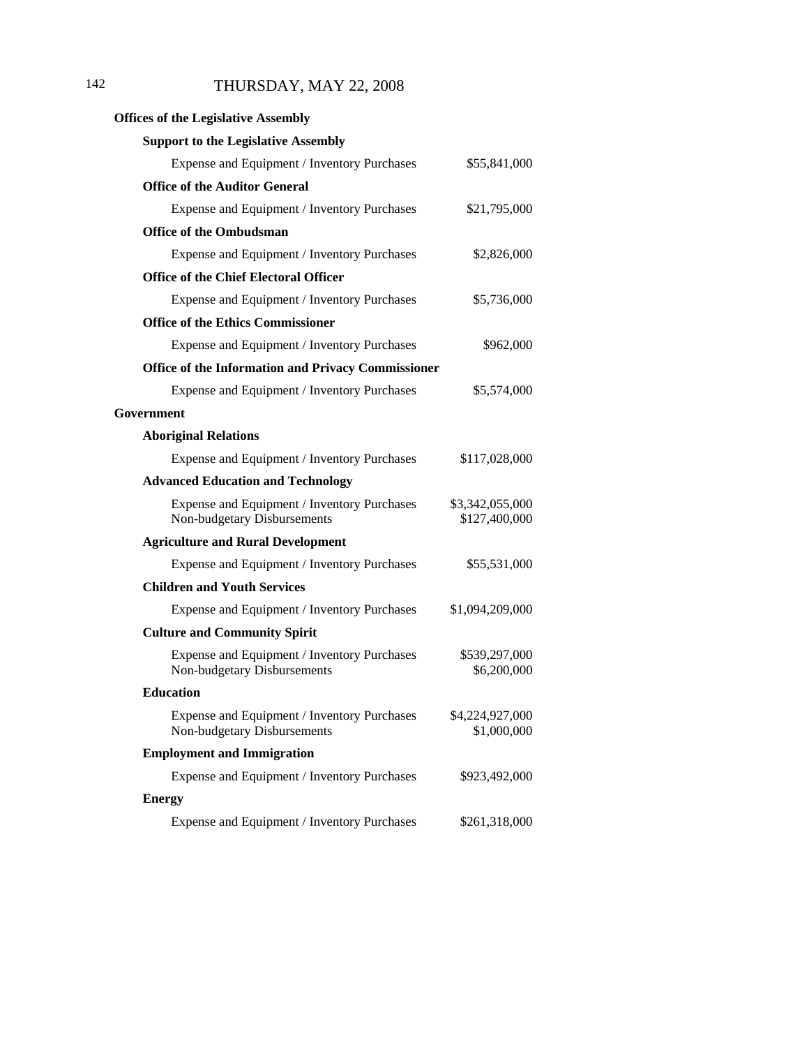**Offices of the Legislative Assembly**

**Support to the Legislative Assembly**

| | |
|---|---|
| Expense and Equipment / Inventory Purchases | $55,841,000 |

**Office of the Auditor General**

| | |
|---|---|
| Expense and Equipment / Inventory Purchases | $21,795,000 |

**Office of the Ombudsman**

| | |
|---|---|
| Expense and Equipment / Inventory Purchases | $2,826,000 |

**Office of the Chief Electoral Officer**

| | |
|---|---|
| Expense and Equipment / Inventory Purchases | $5,736,000 |

**Office of the Ethics Commissioner**

| | |
|---|---|
| Expense and Equipment / Inventory Purchases | $962,000 |

**Office of the Information and Privacy Commissioner**

| | |
|---|---|
| Expense and Equipment / Inventory Purchases | $5,574,000 |

**Government**

**Aboriginal Relations**

| | |
|---|---|
| Expense and Equipment / Inventory Purchases | $117,028,000 |

**Advanced Education and Technology**

| | |
|---|---|
| Expense and Equipment / Inventory Purchases | $3,342,055,000 |
| Non-budgetary Disbursements | $127,400,000 |

**Agriculture and Rural Development**

| | |
|---|---|
| Expense and Equipment / Inventory Purchases | $55,531,000 |

**Children and Youth Services**

| | |
|---|---|
| Expense and Equipment / Inventory Purchases | $1,094,209,000 |

**Culture and Community Spirit**

| | |
|---|---|
| Expense and Equipment / Inventory Purchases | $539,297,000 |
| Non-budgetary Disbursements | $6,200,000 |

**Education**

| | |
|---|---|
| Expense and Equipment / Inventory Purchases | $4,224,927,000 |
| Non-budgetary Disbursements | $1,000,000 |

**Employment and Immigration**

| | |
|---|---|
| Expense and Equipment / Inventory Purchases | $923,492,000 |

**Energy**

| | |
|---|---|
| Expense and Equipment / Inventory Purchases | $261,318,000 |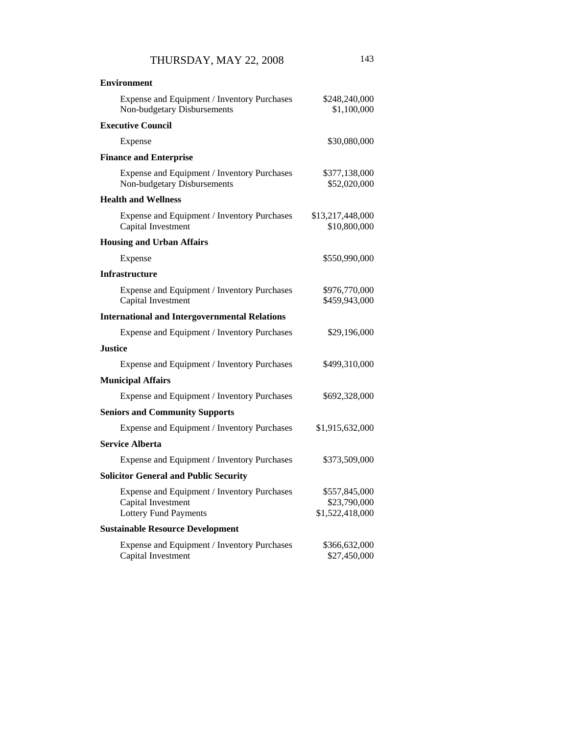**Environment**

| | |
|---|---|
| Expense and Equipment / Inventory Purchases | $248,240,000 |
| Non-budgetary Disbursements | $1,100,000 |

**Executive Council**

| | |
|---|---|
| Expense | $30,080,000 |

**Finance and Enterprise**

| | |
|---|---|
| Expense and Equipment / Inventory Purchases | $377,138,000 |
| Non-budgetary Disbursements | $52,020,000 |

**Health and Wellness**

| | |
|---|---|
| Expense and Equipment / Inventory Purchases | $13,217,448,000 |
| Capital Investment | $10,800,000 |

**Housing and Urban Affairs**

| | |
|---|---|
| Expense | $550,990,000 |

**Infrastructure**

| | |
|---|---|
| Expense and Equipment / Inventory Purchases | $976,770,000 |
| Capital Investment | $459,943,000 |

**International and Intergovernmental Relations**

| | |
|---|---|
| Expense and Equipment / Inventory Purchases | $29,196,000 |

**Justice**

| | |
|---|---|
| Expense and Equipment / Inventory Purchases | $499,310,000 |

**Municipal Affairs**

| | |
|---|---|
| Expense and Equipment / Inventory Purchases | $692,328,000 |

**Seniors and Community Supports**

| | |
|---|---|
| Expense and Equipment / Inventory Purchases | $1,915,632,000 |

**Service Alberta**

| | |
|---|---|
| Expense and Equipment / Inventory Purchases | $373,509,000 |

**Solicitor General and Public Security**

| | |
|---|---|
| Expense and Equipment / Inventory Purchases | $557,845,000 |
| Capital Investment | $23,790,000 |
| Lottery Fund Payments | $1,522,418,000 |

**Sustainable Resource Development**

| | |
|---|---|
| Expense and Equipment / Inventory Purchases | $366,632,000 |
| Capital Investment | $27,450,000 |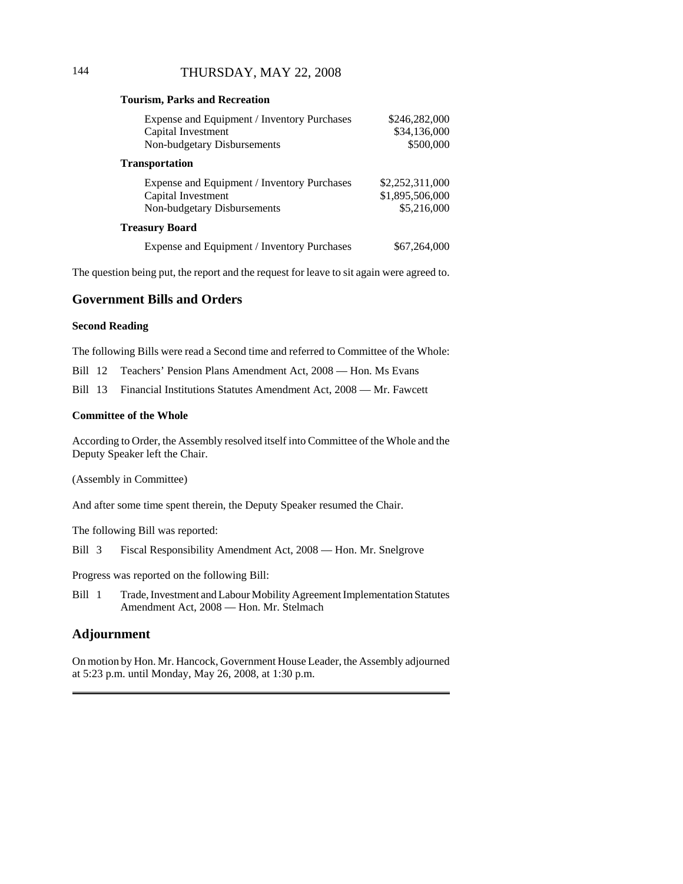**Tourism, Parks and Recreation**

| | |
|---|---|
| Expense and Equipment / Inventory Purchases | $246,282,000 |
| Capital Investment | $34,136,000 |
| Non-budgetary Disbursements | $500,000 |

**Transportation**

| | |
|---|---|
| Expense and Equipment / Inventory Purchases | $2,252,311,000 |
| Capital Investment | $1,895,506,000 |
| Non-budgetary Disbursements | $5,216,000 |

**Treasury Board**

| | |
|---|---|
| Expense and Equipment / Inventory Purchases | $67,264,000 |

The question being put, the report and the request for leave to sit again were agreed to.

## Government Bills and Orders

### Second Reading

The following Bills were read a Second time and referred to Committee of the Whole:

Bill 12 Teachers' Pension Plans Amendment Act, 2008 — Hon. Ms Evans

Bill 13 Financial Institutions Statutes Amendment Act, 2008 — Mr. Fawcett

### Committee of the Whole

According to Order, the Assembly resolved itself into Committee of the Whole and the Deputy Speaker left the Chair.

(Assembly in Committee)

And after some time spent therein, the Deputy Speaker resumed the Chair.

The following Bill was reported:

Bill 3 Fiscal Responsibility Amendment Act, 2008 — Hon. Mr. Snelgrove

Progress was reported on the following Bill:

Bill 1 Trade, Investment and Labour Mobility Agreement Implementation Statutes Amendment Act, 2008 — Hon. Mr. Stelmach

## Adjournment

On motion by Hon. Mr. Hancock, Government House Leader, the Assembly adjourned at 5:23 p.m. until Monday, May 26, 2008, at 1:30 p.m.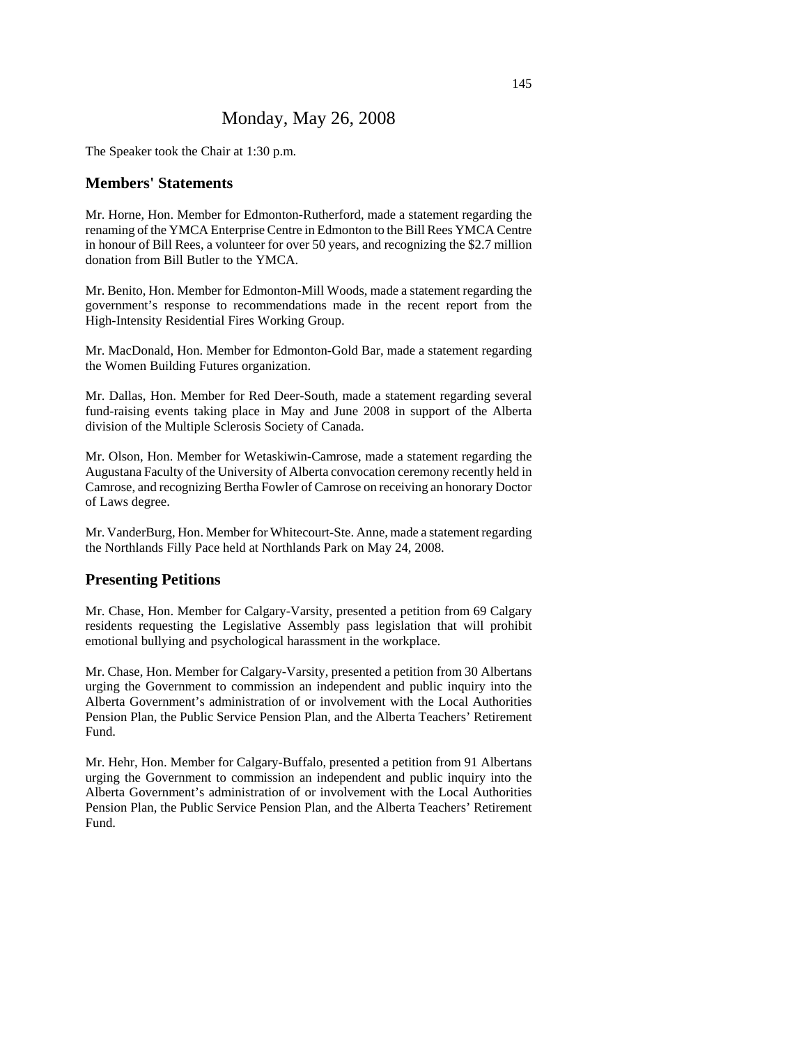# Monday, May 26, 2008

The Speaker took the Chair at 1:30 p.m.

## Members' Statements

Mr. Horne, Hon. Member for Edmonton-Rutherford, made a statement regarding the renaming of the YMCA Enterprise Centre in Edmonton to the Bill Rees YMCA Centre in honour of Bill Rees, a volunteer for over 50 years, and recognizing the $2.7 million donation from Bill Butler to the YMCA.

Mr. Benito, Hon. Member for Edmonton-Mill Woods, made a statement regarding the government's response to recommendations made in the recent report from the High-Intensity Residential Fires Working Group.

Mr. MacDonald, Hon. Member for Edmonton-Gold Bar, made a statement regarding the Women Building Futures organization.

Mr. Dallas, Hon. Member for Red Deer-South, made a statement regarding several fund-raising events taking place in May and June 2008 in support of the Alberta division of the Multiple Sclerosis Society of Canada.

Mr. Olson, Hon. Member for Wetaskiwin-Camrose, made a statement regarding the Augustana Faculty of the University of Alberta convocation ceremony recently held in Camrose, and recognizing Bertha Fowler of Camrose on receiving an honorary Doctor of Laws degree.

Mr. VanderBurg, Hon. Member for Whitecourt-Ste. Anne, made a statement regarding the Northlands Filly Pace held at Northlands Park on May 24, 2008.

## Presenting Petitions

Mr. Chase, Hon. Member for Calgary-Varsity, presented a petition from 69 Calgary residents requesting the Legislative Assembly pass legislation that will prohibit emotional bullying and psychological harassment in the workplace.

Mr. Chase, Hon. Member for Calgary-Varsity, presented a petition from 30 Albertans urging the Government to commission an independent and public inquiry into the Alberta Government's administration of or involvement with the Local Authorities Pension Plan, the Public Service Pension Plan, and the Alberta Teachers' Retirement Fund.

Mr. Hehr, Hon. Member for Calgary-Buffalo, presented a petition from 91 Albertans urging the Government to commission an independent and public inquiry into the Alberta Government's administration of or involvement with the Local Authorities Pension Plan, the Public Service Pension Plan, and the Alberta Teachers' Retirement Fund.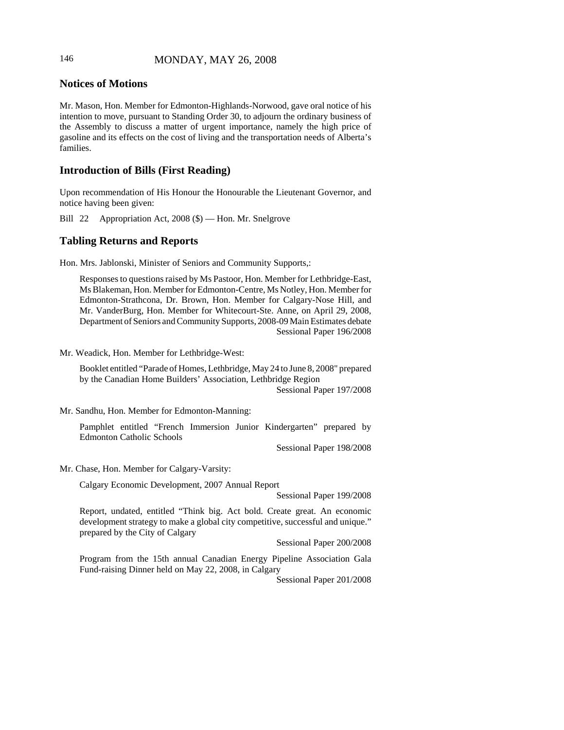## Notices of Motions

Mr. Mason, Hon. Member for Edmonton-Highlands-Norwood, gave oral notice of his intention to move, pursuant to Standing Order 30, to adjourn the ordinary business of the Assembly to discuss a matter of urgent importance, namely the high price of gasoline and its effects on the cost of living and the transportation needs of Alberta's families.

## Introduction of Bills (First Reading)

Upon recommendation of His Honour the Honourable the Lieutenant Governor, and notice having been given:

Bill 22 Appropriation Act, 2008 ($) — Hon. Mr. Snelgrove

## Tabling Returns and Reports

Hon. Mrs. Jablonski, Minister of Seniors and Community Supports,:

Responses to questions raised by Ms Pastoor, Hon. Member for Lethbridge-East, Ms Blakeman, Hon. Member for Edmonton-Centre, Ms Notley, Hon. Member for Edmonton-Strathcona, Dr. Brown, Hon. Member for Calgary-Nose Hill, and Mr. VanderBurg, Hon. Member for Whitecourt-Ste. Anne, on April 29, 2008, Department of Seniors and Community Supports, 2008-09 Main Estimates debate
Sessional Paper 196/2008

Mr. Weadick, Hon. Member for Lethbridge-West:

Booklet entitled "Parade of Homes, Lethbridge, May 24 to June 8, 2008" prepared by the Canadian Home Builders' Association, Lethbridge Region
Sessional Paper 197/2008

Mr. Sandhu, Hon. Member for Edmonton-Manning:

Pamphlet entitled "French Immersion Junior Kindergarten" prepared by Edmonton Catholic Schools
Sessional Paper 198/2008

Mr. Chase, Hon. Member for Calgary-Varsity:

Calgary Economic Development, 2007 Annual Report
Sessional Paper 199/2008

Report, undated, entitled "Think big. Act bold. Create great. An economic development strategy to make a global city competitive, successful and unique." prepared by the City of Calgary
Sessional Paper 200/2008

Program from the 15th annual Canadian Energy Pipeline Association Gala Fund-raising Dinner held on May 22, 2008, in Calgary
Sessional Paper 201/2008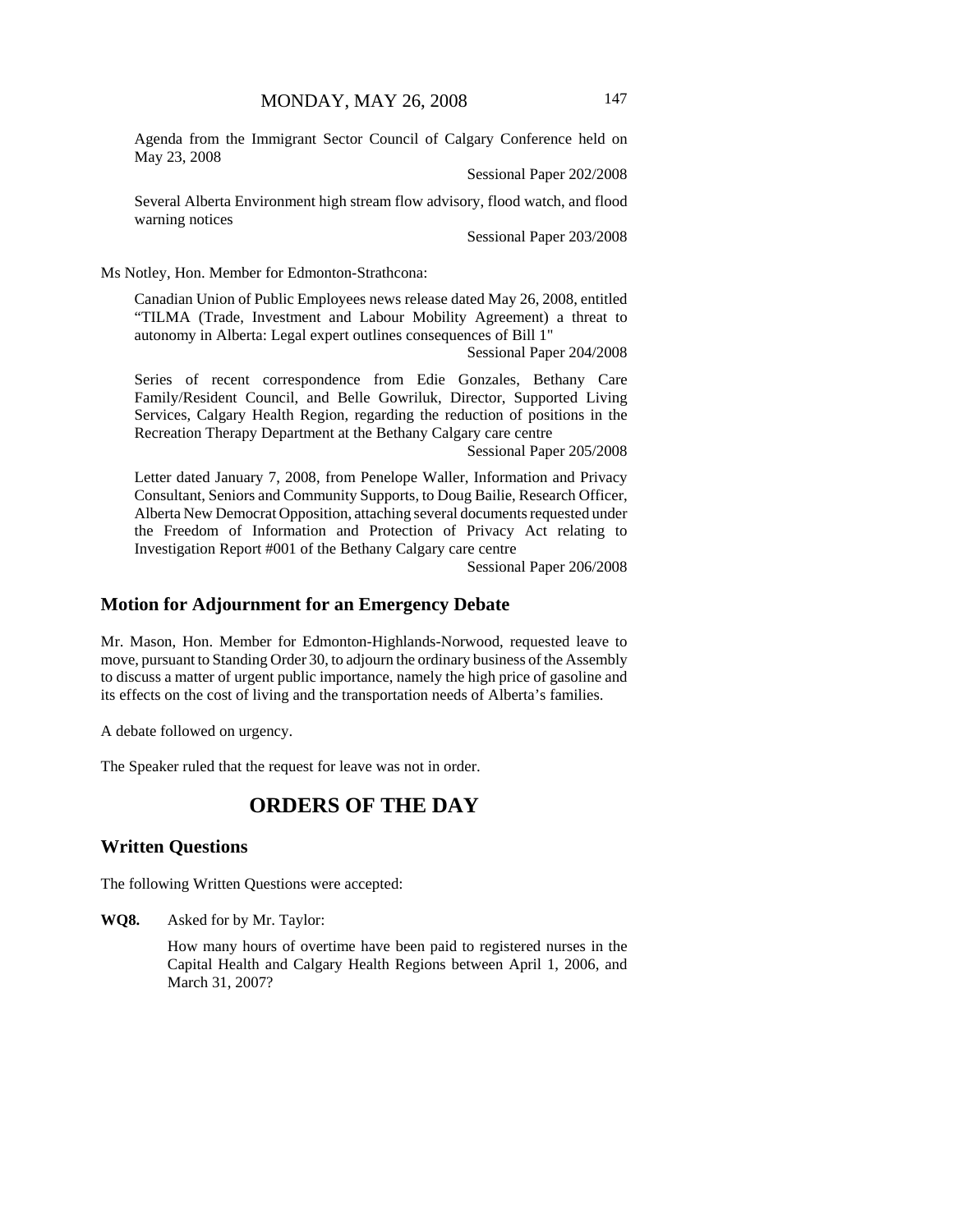Agenda from the Immigrant Sector Council of Calgary Conference held on May 23, 2008

Sessional Paper 202/2008

Several Alberta Environment high stream flow advisory, flood watch, and flood warning notices

Sessional Paper 203/2008

Ms Notley, Hon. Member for Edmonton-Strathcona:

Canadian Union of Public Employees news release dated May 26, 2008, entitled "TILMA (Trade, Investment and Labour Mobility Agreement) a threat to autonomy in Alberta: Legal expert outlines consequences of Bill 1"

Sessional Paper 204/2008

Series of recent correspondence from Edie Gonzales, Bethany Care Family/Resident Council, and Belle Gowriluk, Director, Supported Living Services, Calgary Health Region, regarding the reduction of positions in the Recreation Therapy Department at the Bethany Calgary care centre

Sessional Paper 205/2008

Letter dated January 7, 2008, from Penelope Waller, Information and Privacy Consultant, Seniors and Community Supports, to Doug Bailie, Research Officer, Alberta New Democrat Opposition, attaching several documents requested under the Freedom of Information and Protection of Privacy Act relating to Investigation Report #001 of the Bethany Calgary care centre

Sessional Paper 206/2008

## Motion for Adjournment for an Emergency Debate

Mr. Mason, Hon. Member for Edmonton-Highlands-Norwood, requested leave to move, pursuant to Standing Order 30, to adjourn the ordinary business of the Assembly to discuss a matter of urgent public importance, namely the high price of gasoline and its effects on the cost of living and the transportation needs of Alberta's families.

A debate followed on urgency.

The Speaker ruled that the request for leave was not in order.

# ORDERS OF THE DAY

## Written Questions

The following Written Questions were accepted:

**WQ8.** Asked for by Mr. Taylor:

How many hours of overtime have been paid to registered nurses in the Capital Health and Calgary Health Regions between April 1, 2006, and March 31, 2007?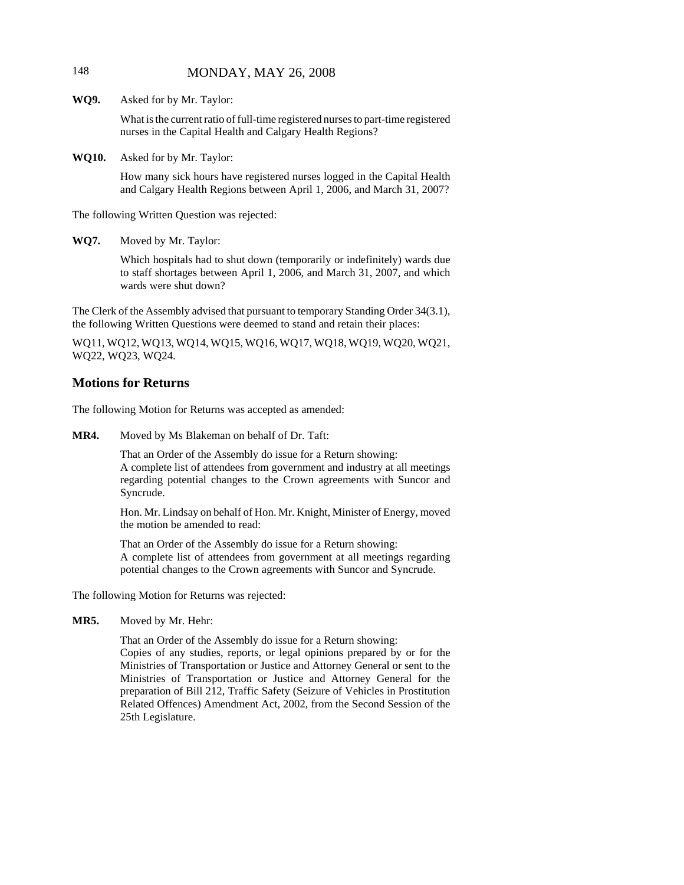**WQ9.** Asked for by Mr. Taylor:

What is the current ratio of full-time registered nurses to part-time registered nurses in the Capital Health and Calgary Health Regions?

**WQ10.** Asked for by Mr. Taylor:

How many sick hours have registered nurses logged in the Capital Health and Calgary Health Regions between April 1, 2006, and March 31, 2007?

The following Written Question was rejected:

**WQ7.** Moved by Mr. Taylor:

Which hospitals had to shut down (temporarily or indefinitely) wards due to staff shortages between April 1, 2006, and March 31, 2007, and which wards were shut down?

The Clerk of the Assembly advised that pursuant to temporary Standing Order 34(3.1), the following Written Questions were deemed to stand and retain their places:

WQ11, WQ12, WQ13, WQ14, WQ15, WQ16, WQ17, WQ18, WQ19, WQ20, WQ21, WQ22, WQ23, WQ24.

## Motions for Returns

The following Motion for Returns was accepted as amended:

**MR4.** Moved by Ms Blakeman on behalf of Dr. Taft:

That an Order of the Assembly do issue for a Return showing:
A complete list of attendees from government and industry at all meetings regarding potential changes to the Crown agreements with Suncor and Syncrude.

Hon. Mr. Lindsay on behalf of Hon. Mr. Knight, Minister of Energy, moved the motion be amended to read:

That an Order of the Assembly do issue for a Return showing:
A complete list of attendees from government at all meetings regarding potential changes to the Crown agreements with Suncor and Syncrude.

The following Motion for Returns was rejected:

**MR5.** Moved by Mr. Hehr:

That an Order of the Assembly do issue for a Return showing:
Copies of any studies, reports, or legal opinions prepared by or for the Ministries of Transportation or Justice and Attorney General or sent to the Ministries of Transportation or Justice and Attorney General for the preparation of Bill 212, Traffic Safety (Seizure of Vehicles in Prostitution Related Offences) Amendment Act, 2002, from the Second Session of the 25th Legislature.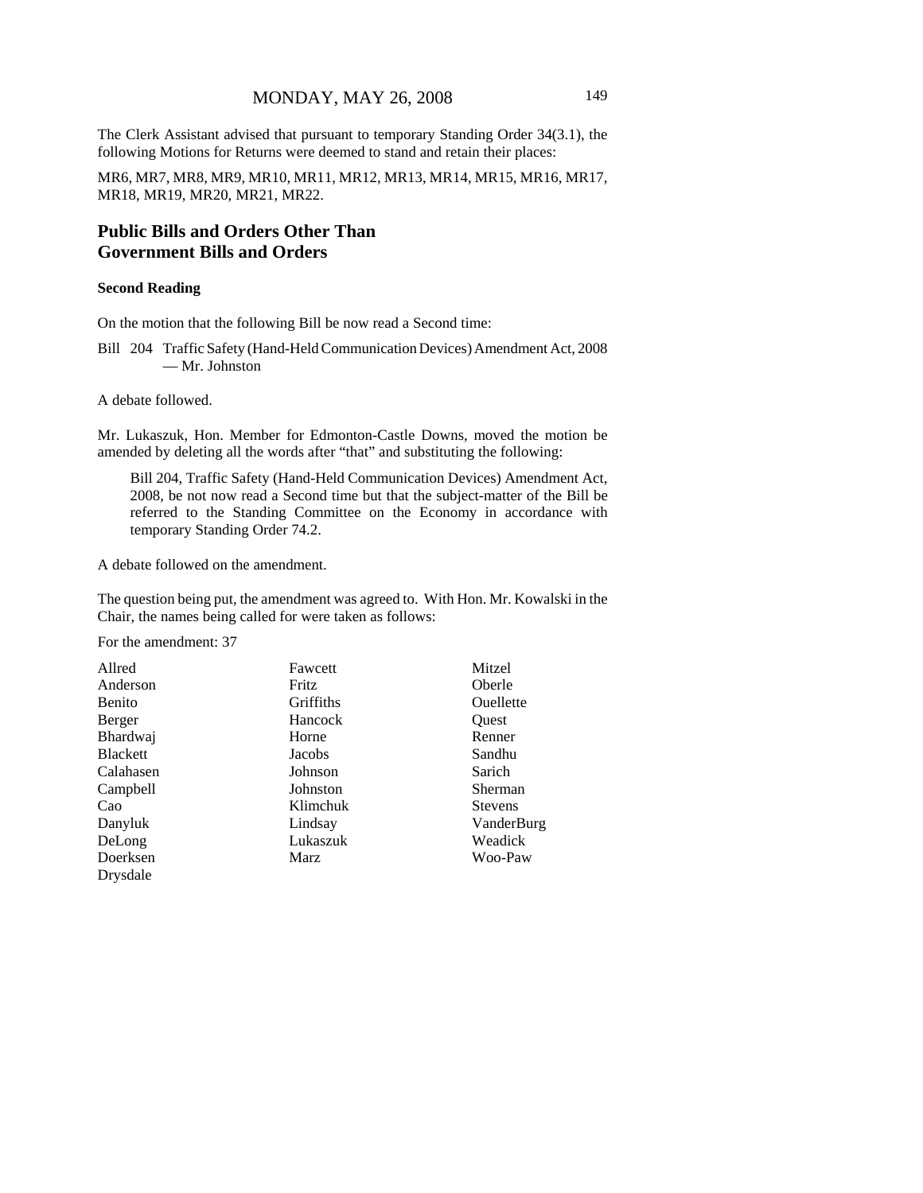The Clerk Assistant advised that pursuant to temporary Standing Order 34(3.1), the following Motions for Returns were deemed to stand and retain their places:

MR6, MR7, MR8, MR9, MR10, MR11, MR12, MR13, MR14, MR15, MR16, MR17, MR18, MR19, MR20, MR21, MR22.

## Public Bills and Orders Other Than Government Bills and Orders

### Second Reading

On the motion that the following Bill be now read a Second time:

Bill 204 Traffic Safety (Hand-Held Communication Devices) Amendment Act, 2008 — Mr. Johnston

A debate followed.

Mr. Lukaszuk, Hon. Member for Edmonton-Castle Downs, moved the motion be amended by deleting all the words after "that" and substituting the following:

> Bill 204, Traffic Safety (Hand-Held Communication Devices) Amendment Act, 2008, be not now read a Second time but that the subject-matter of the Bill be referred to the Standing Committee on the Economy in accordance with temporary Standing Order 74.2.

A debate followed on the amendment.

The question being put, the amendment was agreed to. With Hon. Mr. Kowalski in the Chair, the names being called for were taken as follows:

For the amendment: 37

| | | |
|---|---|---|
| Allred | Fawcett | Mitzel |
| Anderson | Fritz | Oberle |
| Benito | Griffiths | Ouellette |
| Berger | Hancock | Quest |
| Bhardwaj | Horne | Renner |
| Blackett | Jacobs | Sandhu |
| Calahasen | Johnson | Sarich |
| Campbell | Johnston | Sherman |
| Cao | Klimchuk | Stevens |
| Danyluk | Lindsay | VanderBurg |
| DeLong | Lukaszuk | Weadick |
| Doerksen | Marz | Woo-Paw |
| Drysdale | | |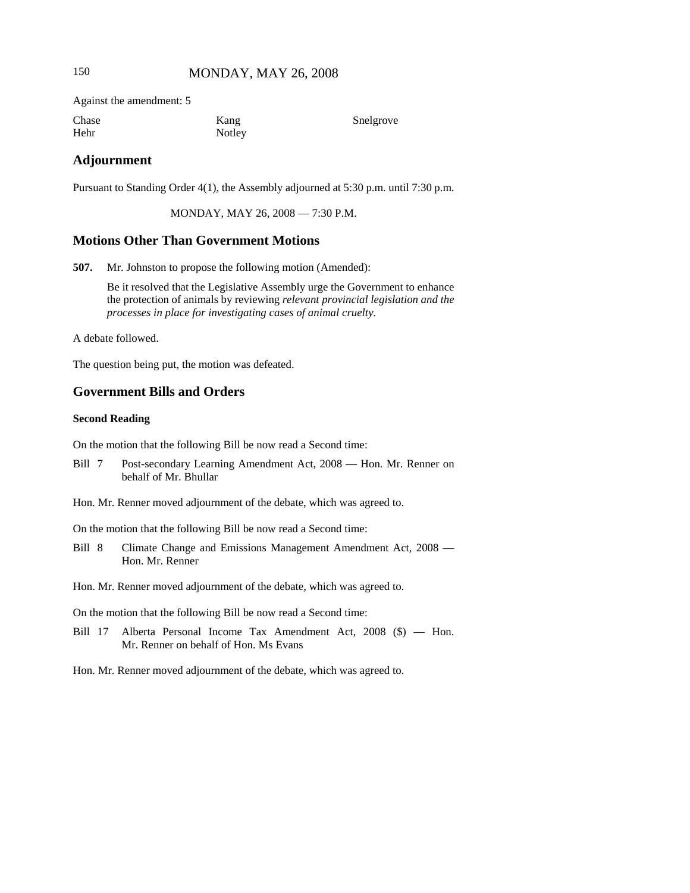Against the amendment: 5

| Chase | Kang | Snelgrove |
| --- | --- | --- |
| Hehr | Notley | |

## Adjournment

Pursuant to Standing Order 4(1), the Assembly adjourned at 5:30 p.m. until 7:30 p.m.

MONDAY, MAY 26, 2008 — 7:30 P.M.

## Motions Other Than Government Motions

**507.** Mr. Johnston to propose the following motion (Amended):

Be it resolved that the Legislative Assembly urge the Government to enhance the protection of animals by reviewing *relevant provincial legislation and the processes in place for investigating cases of animal cruelty*.

A debate followed.

The question being put, the motion was defeated.

## Government Bills and Orders

### Second Reading

On the motion that the following Bill be now read a Second time:

Bill 7 Post-secondary Learning Amendment Act, 2008 — Hon. Mr. Renner on behalf of Mr. Bhullar

Hon. Mr. Renner moved adjournment of the debate, which was agreed to.

On the motion that the following Bill be now read a Second time:

Bill 8 Climate Change and Emissions Management Amendment Act, 2008 — Hon. Mr. Renner

Hon. Mr. Renner moved adjournment of the debate, which was agreed to.

On the motion that the following Bill be now read a Second time:

Bill 17 Alberta Personal Income Tax Amendment Act, 2008 ($) — Hon. Mr. Renner on behalf of Hon. Ms Evans

Hon. Mr. Renner moved adjournment of the debate, which was agreed to.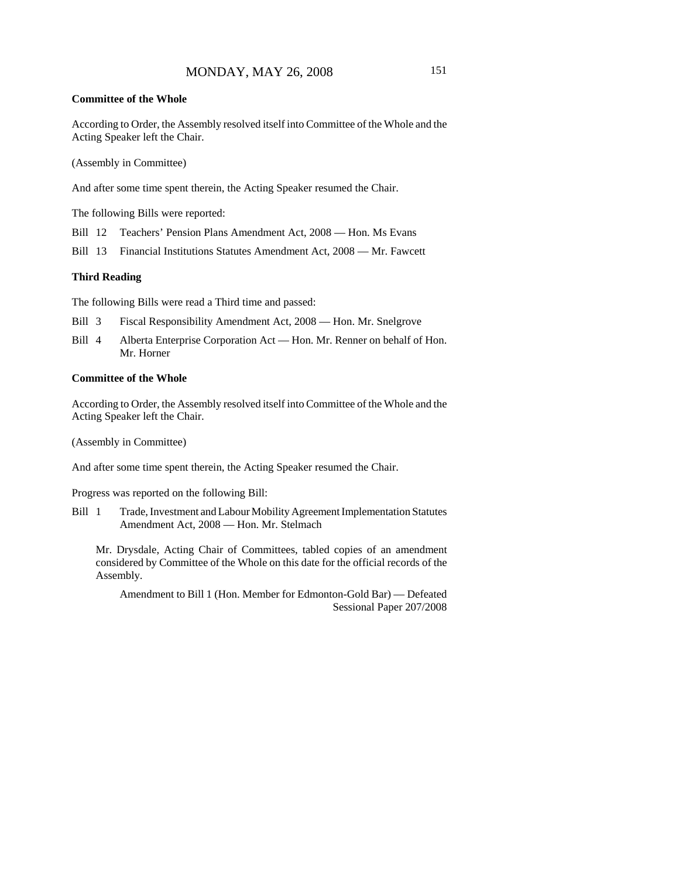### Committee of the Whole

According to Order, the Assembly resolved itself into Committee of the Whole and the Acting Speaker left the Chair.

(Assembly in Committee)

And after some time spent therein, the Acting Speaker resumed the Chair.

The following Bills were reported:

Bill 12 Teachers' Pension Plans Amendment Act, 2008 — Hon. Ms Evans

Bill 13 Financial Institutions Statutes Amendment Act, 2008 — Mr. Fawcett

### Third Reading

The following Bills were read a Third time and passed:

Bill 3 Fiscal Responsibility Amendment Act, 2008 — Hon. Mr. Snelgrove

Bill 4 Alberta Enterprise Corporation Act — Hon. Mr. Renner on behalf of Hon. Mr. Horner

### Committee of the Whole

According to Order, the Assembly resolved itself into Committee of the Whole and the Acting Speaker left the Chair.

(Assembly in Committee)

And after some time spent therein, the Acting Speaker resumed the Chair.

Progress was reported on the following Bill:

Bill 1 Trade, Investment and Labour Mobility Agreement Implementation Statutes Amendment Act, 2008 — Hon. Mr. Stelmach

Mr. Drysdale, Acting Chair of Committees, tabled copies of an amendment considered by Committee of the Whole on this date for the official records of the Assembly.

Amendment to Bill 1 (Hon. Member for Edmonton-Gold Bar) — Defeated
Sessional Paper 207/2008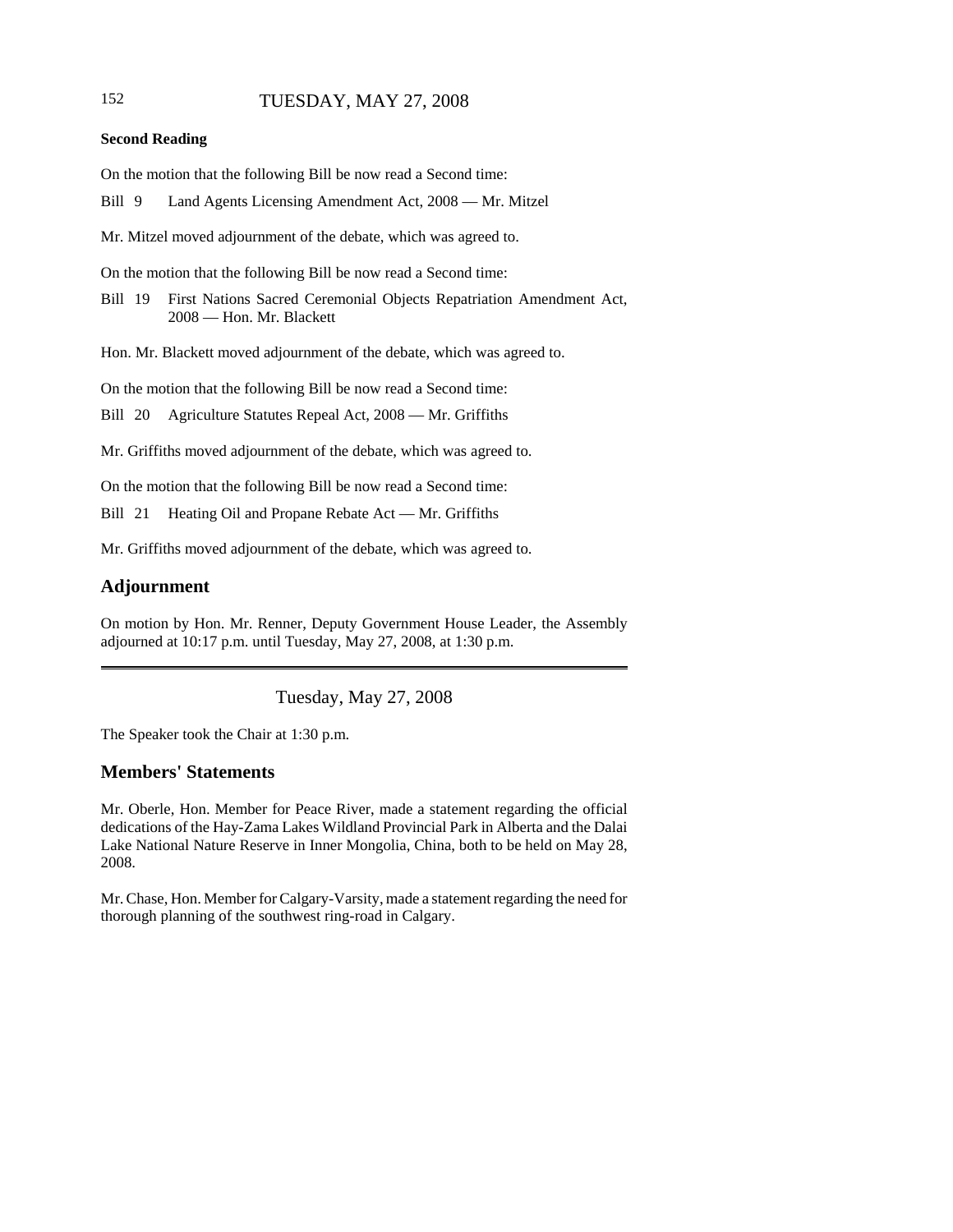**Second Reading**

On the motion that the following Bill be now read a Second time:

Bill 9 Land Agents Licensing Amendment Act, 2008 — Mr. Mitzel

Mr. Mitzel moved adjournment of the debate, which was agreed to.

On the motion that the following Bill be now read a Second time:

Bill 19 First Nations Sacred Ceremonial Objects Repatriation Amendment Act, 2008 — Hon. Mr. Blackett

Hon. Mr. Blackett moved adjournment of the debate, which was agreed to.

On the motion that the following Bill be now read a Second time:

Bill 20 Agriculture Statutes Repeal Act, 2008 — Mr. Griffiths

Mr. Griffiths moved adjournment of the debate, which was agreed to.

On the motion that the following Bill be now read a Second time:

Bill 21 Heating Oil and Propane Rebate Act — Mr. Griffiths

Mr. Griffiths moved adjournment of the debate, which was agreed to.

## Adjournment

On motion by Hon. Mr. Renner, Deputy Government House Leader, the Assembly adjourned at 10:17 p.m. until Tuesday, May 27, 2008, at 1:30 p.m.

---

Tuesday, May 27, 2008

The Speaker took the Chair at 1:30 p.m.

## Members' Statements

Mr. Oberle, Hon. Member for Peace River, made a statement regarding the official dedications of the Hay-Zama Lakes Wildland Provincial Park in Alberta and the Dalai Lake National Nature Reserve in Inner Mongolia, China, both to be held on May 28, 2008.

Mr. Chase, Hon. Member for Calgary-Varsity, made a statement regarding the need for thorough planning of the southwest ring-road in Calgary.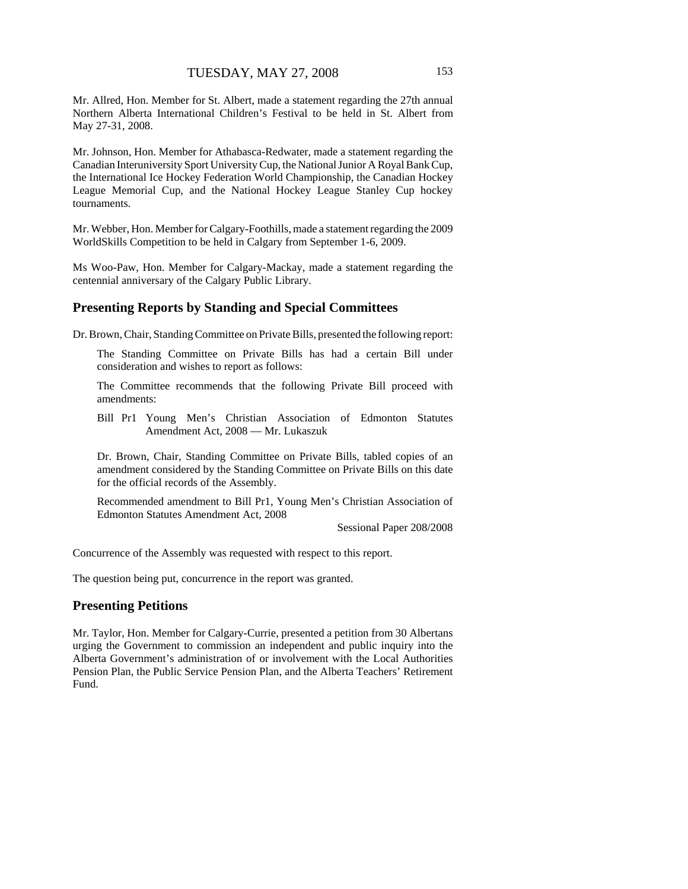Mr. Allred, Hon. Member for St. Albert, made a statement regarding the 27th annual Northern Alberta International Children's Festival to be held in St. Albert from May 27-31, 2008.

Mr. Johnson, Hon. Member for Athabasca-Redwater, made a statement regarding the Canadian Interuniversity Sport University Cup, the National Junior A Royal Bank Cup, the International Ice Hockey Federation World Championship, the Canadian Hockey League Memorial Cup, and the National Hockey League Stanley Cup hockey tournaments.

Mr. Webber, Hon. Member for Calgary-Foothills, made a statement regarding the 2009 WorldSkills Competition to be held in Calgary from September 1-6, 2009.

Ms Woo-Paw, Hon. Member for Calgary-Mackay, made a statement regarding the centennial anniversary of the Calgary Public Library.

## Presenting Reports by Standing and Special Committees

Dr. Brown, Chair, Standing Committee on Private Bills, presented the following report:

> The Standing Committee on Private Bills has had a certain Bill under consideration and wishes to report as follows:
>
> The Committee recommends that the following Private Bill proceed with amendments:
>
> Bill Pr1 Young Men's Christian Association of Edmonton Statutes Amendment Act, 2008 — Mr. Lukaszuk
>
> Dr. Brown, Chair, Standing Committee on Private Bills, tabled copies of an amendment considered by the Standing Committee on Private Bills on this date for the official records of the Assembly.
>
> Recommended amendment to Bill Pr1, Young Men's Christian Association of Edmonton Statutes Amendment Act, 2008
>
> Sessional Paper 208/2008

Concurrence of the Assembly was requested with respect to this report.

The question being put, concurrence in the report was granted.

## Presenting Petitions

Mr. Taylor, Hon. Member for Calgary-Currie, presented a petition from 30 Albertans urging the Government to commission an independent and public inquiry into the Alberta Government's administration of or involvement with the Local Authorities Pension Plan, the Public Service Pension Plan, and the Alberta Teachers' Retirement Fund.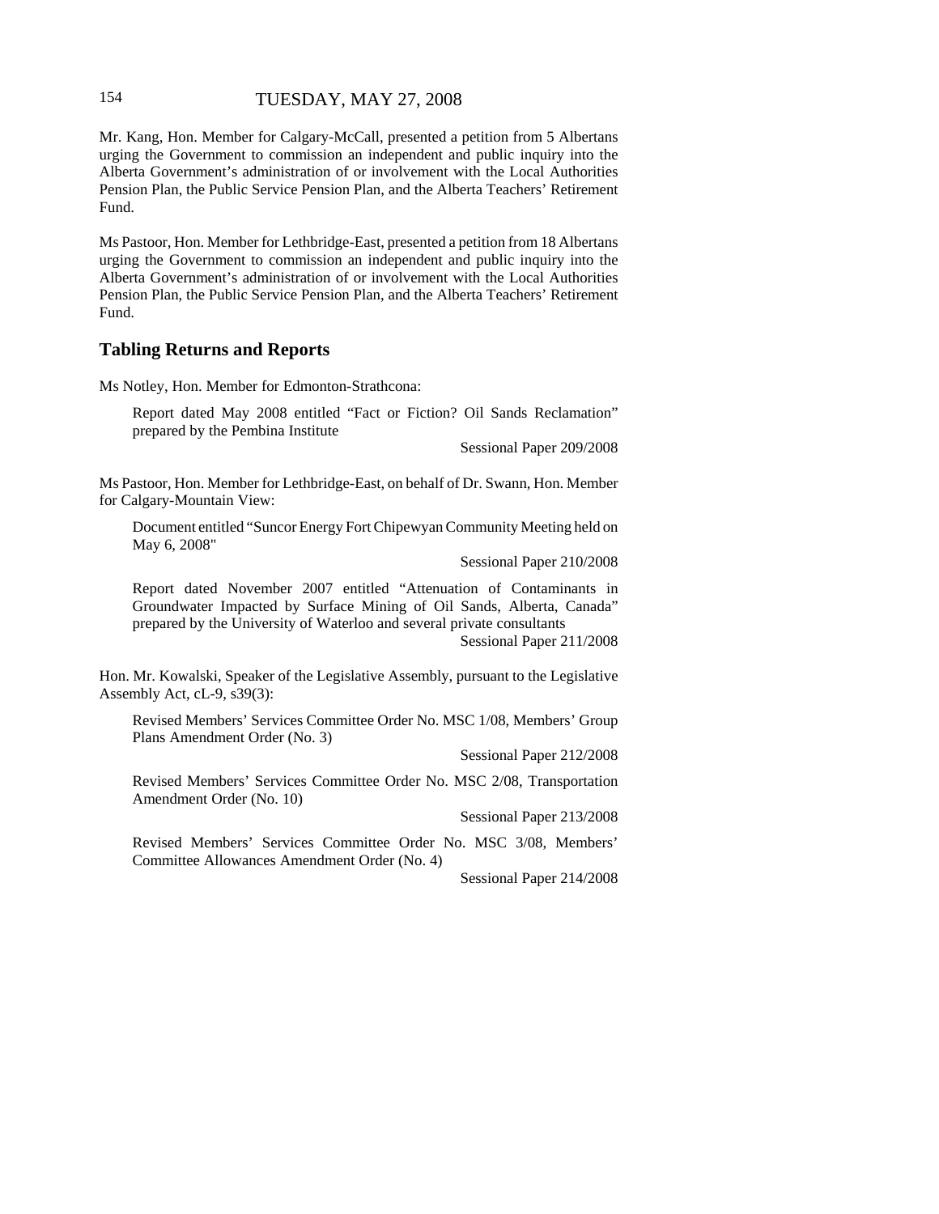Mr. Kang, Hon. Member for Calgary-McCall, presented a petition from 5 Albertans urging the Government to commission an independent and public inquiry into the Alberta Government's administration of or involvement with the Local Authorities Pension Plan, the Public Service Pension Plan, and the Alberta Teachers' Retirement Fund.

Ms Pastoor, Hon. Member for Lethbridge-East, presented a petition from 18 Albertans urging the Government to commission an independent and public inquiry into the Alberta Government's administration of or involvement with the Local Authorities Pension Plan, the Public Service Pension Plan, and the Alberta Teachers' Retirement Fund.

## Tabling Returns and Reports

Ms Notley, Hon. Member for Edmonton-Strathcona:

> Report dated May 2008 entitled "Fact or Fiction? Oil Sands Reclamation" prepared by the Pembina Institute
>
> Sessional Paper 209/2008

Ms Pastoor, Hon. Member for Lethbridge-East, on behalf of Dr. Swann, Hon. Member for Calgary-Mountain View:

> Document entitled "Suncor Energy Fort Chipewyan Community Meeting held on May 6, 2008"
>
> Sessional Paper 210/2008
>
> Report dated November 2007 entitled "Attenuation of Contaminants in Groundwater Impacted by Surface Mining of Oil Sands, Alberta, Canada" prepared by the University of Waterloo and several private consultants
>
> Sessional Paper 211/2008

Hon. Mr. Kowalski, Speaker of the Legislative Assembly, pursuant to the Legislative Assembly Act, cL-9, s39(3):

> Revised Members' Services Committee Order No. MSC 1/08, Members' Group Plans Amendment Order (No. 3)
>
> Sessional Paper 212/2008
>
> Revised Members' Services Committee Order No. MSC 2/08, Transportation Amendment Order (No. 10)
>
> Sessional Paper 213/2008
>
> Revised Members' Services Committee Order No. MSC 3/08, Members' Committee Allowances Amendment Order (No. 4)
>
> Sessional Paper 214/2008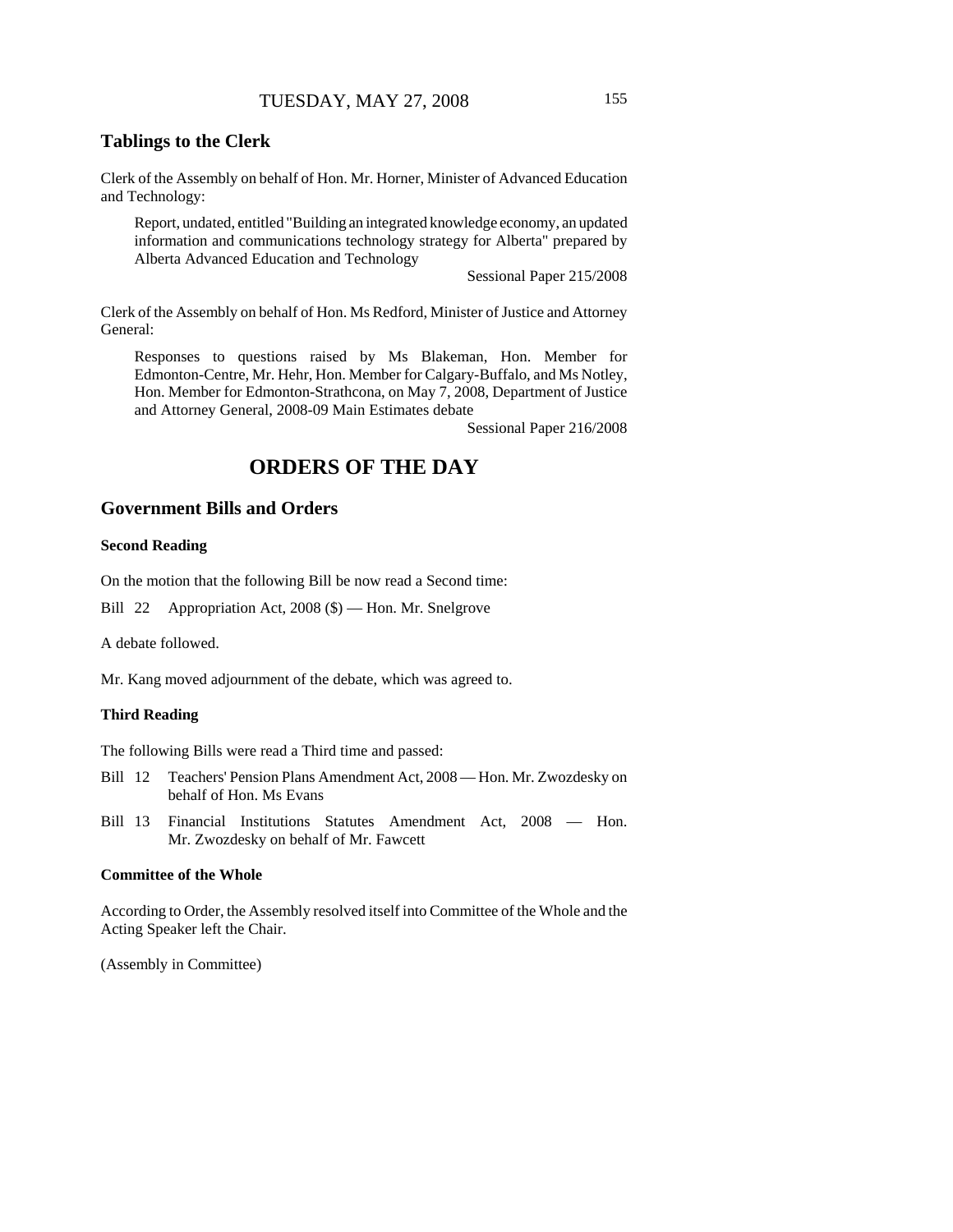## Tablings to the Clerk

Clerk of the Assembly on behalf of Hon. Mr. Horner, Minister of Advanced Education and Technology:

> Report, undated, entitled "Building an integrated knowledge economy, an updated information and communications technology strategy for Alberta" prepared by Alberta Advanced Education and Technology
>
> Sessional Paper 215/2008

Clerk of the Assembly on behalf of Hon. Ms Redford, Minister of Justice and Attorney General:

> Responses to questions raised by Ms Blakeman, Hon. Member for Edmonton-Centre, Mr. Hehr, Hon. Member for Calgary-Buffalo, and Ms Notley, Hon. Member for Edmonton-Strathcona, on May 7, 2008, Department of Justice and Attorney General, 2008-09 Main Estimates debate
>
> Sessional Paper 216/2008

# ORDERS OF THE DAY

## Government Bills and Orders

### Second Reading

On the motion that the following Bill be now read a Second time:

Bill 22 Appropriation Act, 2008 ($) — Hon. Mr. Snelgrove

A debate followed.

Mr. Kang moved adjournment of the debate, which was agreed to.

### Third Reading

The following Bills were read a Third time and passed:

Bill 12 Teachers' Pension Plans Amendment Act, 2008 — Hon. Mr. Zwozdesky on behalf of Hon. Ms Evans

Bill 13 Financial Institutions Statutes Amendment Act, 2008 — Hon. Mr. Zwozdesky on behalf of Mr. Fawcett

### Committee of the Whole

According to Order, the Assembly resolved itself into Committee of the Whole and the Acting Speaker left the Chair.

(Assembly in Committee)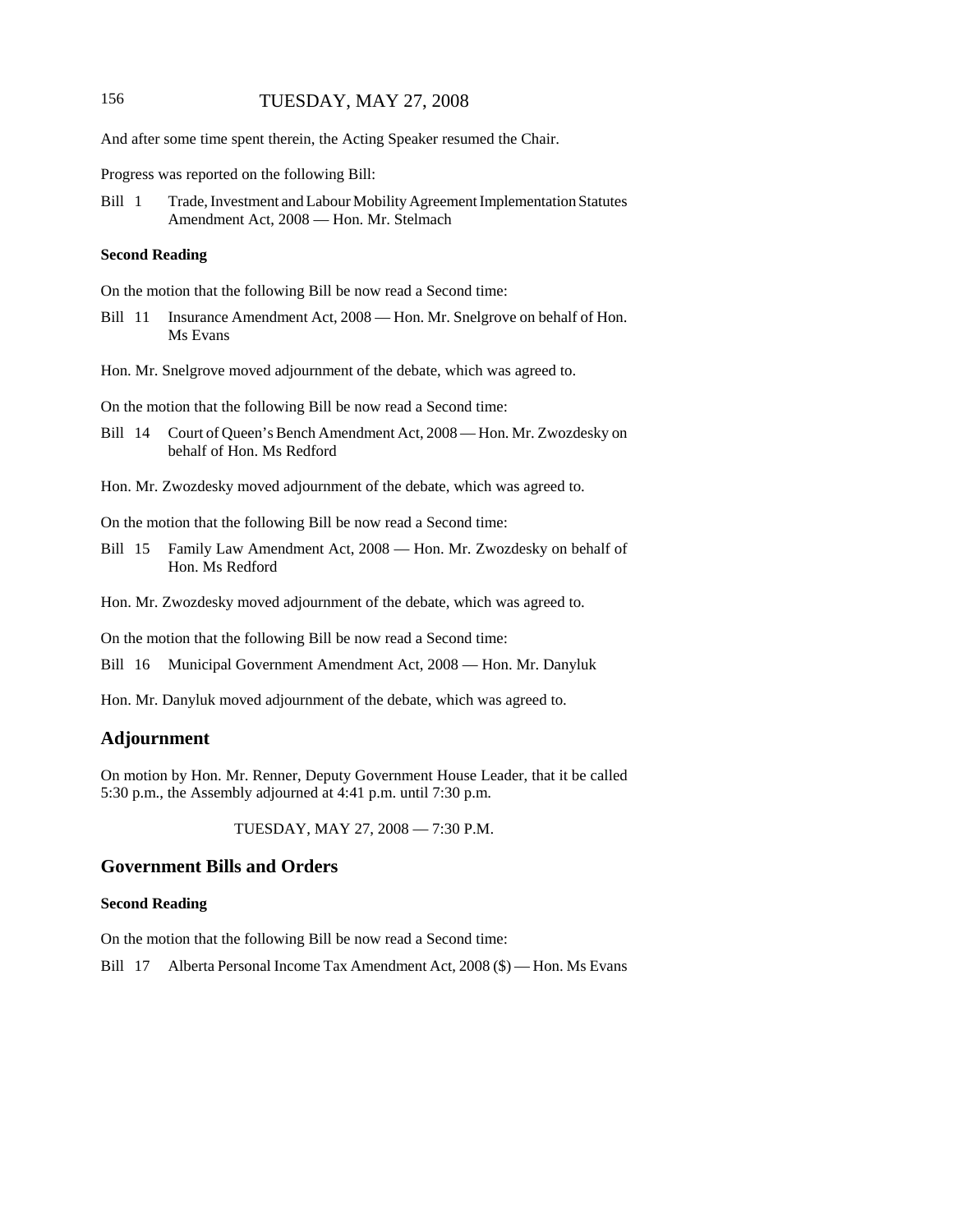And after some time spent therein, the Acting Speaker resumed the Chair.

Progress was reported on the following Bill:

Bill 1 Trade, Investment and Labour Mobility Agreement Implementation Statutes Amendment Act, 2008 — Hon. Mr. Stelmach

**Second Reading**

On the motion that the following Bill be now read a Second time:

Bill 11 Insurance Amendment Act, 2008 — Hon. Mr. Snelgrove on behalf of Hon. Ms Evans

Hon. Mr. Snelgrove moved adjournment of the debate, which was agreed to.

On the motion that the following Bill be now read a Second time:

Bill 14 Court of Queen's Bench Amendment Act, 2008 — Hon. Mr. Zwozdesky on behalf of Hon. Ms Redford

Hon. Mr. Zwozdesky moved adjournment of the debate, which was agreed to.

On the motion that the following Bill be now read a Second time:

Bill 15 Family Law Amendment Act, 2008 — Hon. Mr. Zwozdesky on behalf of Hon. Ms Redford

Hon. Mr. Zwozdesky moved adjournment of the debate, which was agreed to.

On the motion that the following Bill be now read a Second time:

Bill 16 Municipal Government Amendment Act, 2008 — Hon. Mr. Danyluk

Hon. Mr. Danyluk moved adjournment of the debate, which was agreed to.

## Adjournment

On motion by Hon. Mr. Renner, Deputy Government House Leader, that it be called 5:30 p.m., the Assembly adjourned at 4:41 p.m. until 7:30 p.m.

TUESDAY, MAY 27, 2008 — 7:30 P.M.

## Government Bills and Orders

**Second Reading**

On the motion that the following Bill be now read a Second time:

Bill 17 Alberta Personal Income Tax Amendment Act, 2008 ($) — Hon. Ms Evans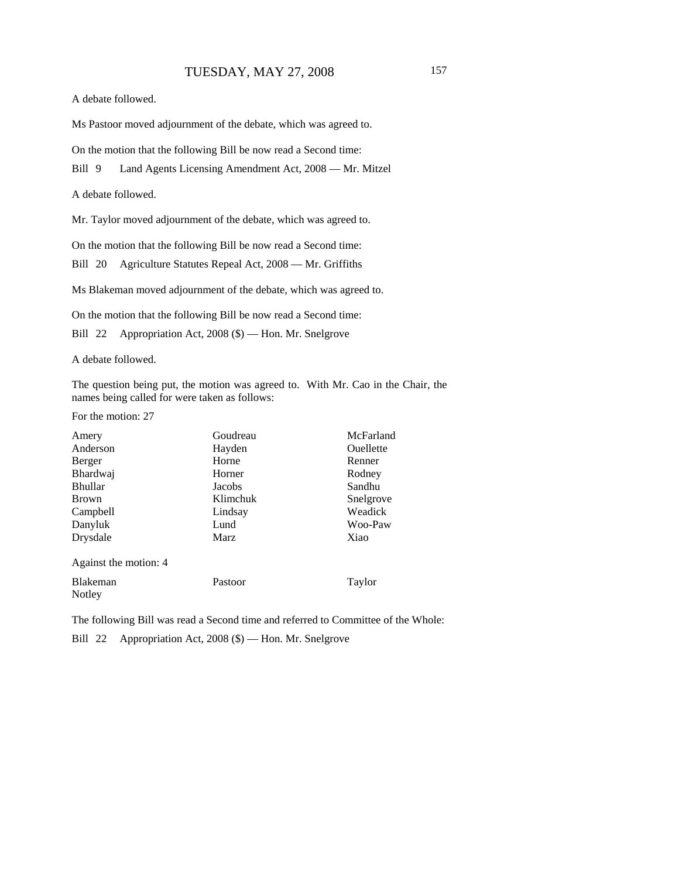A debate followed.

Ms Pastoor moved adjournment of the debate, which was agreed to.

On the motion that the following Bill be now read a Second time:

Bill 9 Land Agents Licensing Amendment Act, 2008 — Mr. Mitzel

A debate followed.

Mr. Taylor moved adjournment of the debate, which was agreed to.

On the motion that the following Bill be now read a Second time:

Bill 20 Agriculture Statutes Repeal Act, 2008 — Mr. Griffiths

Ms Blakeman moved adjournment of the debate, which was agreed to.

On the motion that the following Bill be now read a Second time:

Bill 22 Appropriation Act, 2008 ($) — Hon. Mr. Snelgrove

A debate followed.

The question being put, the motion was agreed to. With Mr. Cao in the Chair, the names being called for were taken as follows:

For the motion: 27

| | | |
|---|---|---|
| Amery | Goudreau | McFarland |
| Anderson | Hayden | Ouellette |
| Berger | Horne | Renner |
| Bhardwaj | Horner | Rodney |
| Bhullar | Jacobs | Sandhu |
| Brown | Klimchuk | Snelgrove |
| Campbell | Lindsay | Weadick |
| Danyluk | Lund | Woo-Paw |
| Drysdale | Marz | Xiao |

Against the motion: 4

| | | |
|---|---|---|
| Blakeman | Pastoor | Taylor |
| Notley | | |

The following Bill was read a Second time and referred to Committee of the Whole:

Bill 22 Appropriation Act, 2008 ($) — Hon. Mr. Snelgrove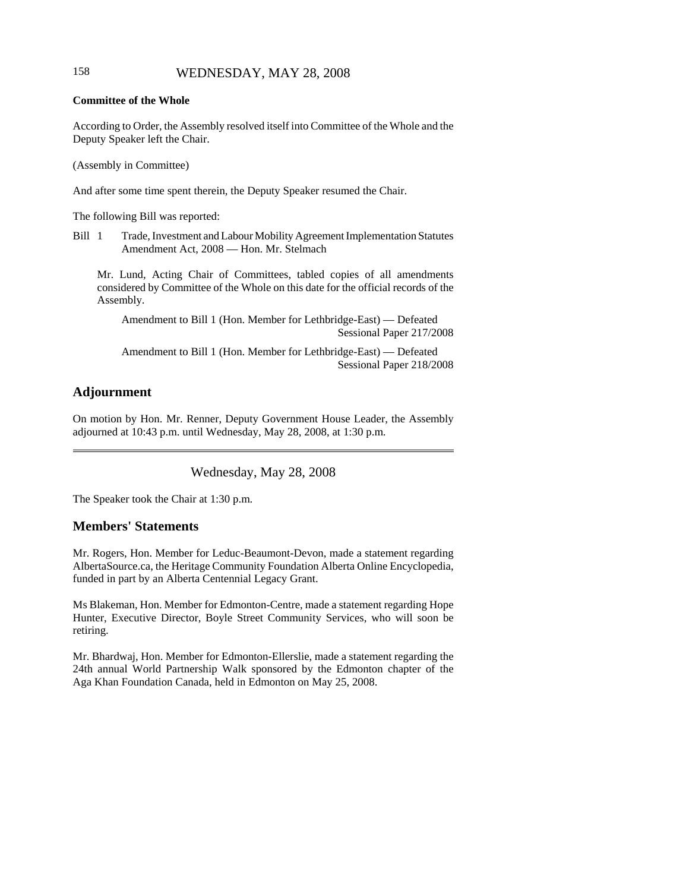**Committee of the Whole**

According to Order, the Assembly resolved itself into Committee of the Whole and the Deputy Speaker left the Chair.

(Assembly in Committee)

And after some time spent therein, the Deputy Speaker resumed the Chair.

The following Bill was reported:

Bill 1 Trade, Investment and Labour Mobility Agreement Implementation Statutes Amendment Act, 2008 — Hon. Mr. Stelmach

Mr. Lund, Acting Chair of Committees, tabled copies of all amendments considered by Committee of the Whole on this date for the official records of the Assembly.

Amendment to Bill 1 (Hon. Member for Lethbridge-East) — Defeated
Sessional Paper 217/2008

Amendment to Bill 1 (Hon. Member for Lethbridge-East) — Defeated
Sessional Paper 218/2008

## Adjournment

On motion by Hon. Mr. Renner, Deputy Government House Leader, the Assembly adjourned at 10:43 p.m. until Wednesday, May 28, 2008, at 1:30 p.m.

---

Wednesday, May 28, 2008

The Speaker took the Chair at 1:30 p.m.

## Members' Statements

Mr. Rogers, Hon. Member for Leduc-Beaumont-Devon, made a statement regarding AlbertaSource.ca, the Heritage Community Foundation Alberta Online Encyclopedia, funded in part by an Alberta Centennial Legacy Grant.

Ms Blakeman, Hon. Member for Edmonton-Centre, made a statement regarding Hope Hunter, Executive Director, Boyle Street Community Services, who will soon be retiring.

Mr. Bhardwaj, Hon. Member for Edmonton-Ellerslie, made a statement regarding the 24th annual World Partnership Walk sponsored by the Edmonton chapter of the Aga Khan Foundation Canada, held in Edmonton on May 25, 2008.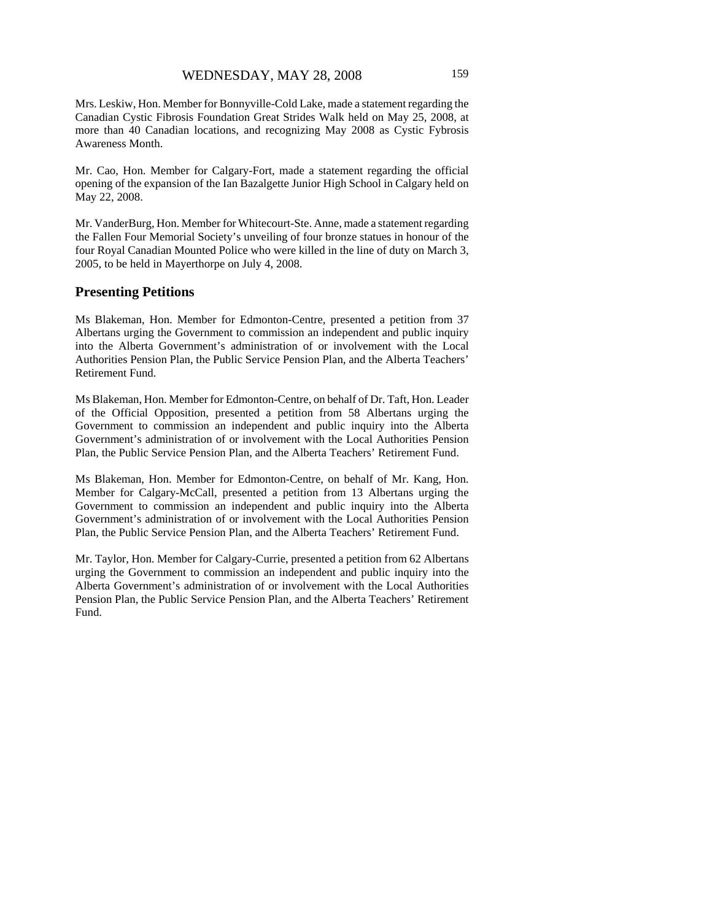Mrs. Leskiw, Hon. Member for Bonnyville-Cold Lake, made a statement regarding the Canadian Cystic Fibrosis Foundation Great Strides Walk held on May 25, 2008, at more than 40 Canadian locations, and recognizing May 2008 as Cystic Fybrosis Awareness Month.

Mr. Cao, Hon. Member for Calgary-Fort, made a statement regarding the official opening of the expansion of the Ian Bazalgette Junior High School in Calgary held on May 22, 2008.

Mr. VanderBurg, Hon. Member for Whitecourt-Ste. Anne, made a statement regarding the Fallen Four Memorial Society's unveiling of four bronze statues in honour of the four Royal Canadian Mounted Police who were killed in the line of duty on March 3, 2005, to be held in Mayerthorpe on July 4, 2008.

## Presenting Petitions

Ms Blakeman, Hon. Member for Edmonton-Centre, presented a petition from 37 Albertans urging the Government to commission an independent and public inquiry into the Alberta Government's administration of or involvement with the Local Authorities Pension Plan, the Public Service Pension Plan, and the Alberta Teachers' Retirement Fund.

Ms Blakeman, Hon. Member for Edmonton-Centre, on behalf of Dr. Taft, Hon. Leader of the Official Opposition, presented a petition from 58 Albertans urging the Government to commission an independent and public inquiry into the Alberta Government's administration of or involvement with the Local Authorities Pension Plan, the Public Service Pension Plan, and the Alberta Teachers' Retirement Fund.

Ms Blakeman, Hon. Member for Edmonton-Centre, on behalf of Mr. Kang, Hon. Member for Calgary-McCall, presented a petition from 13 Albertans urging the Government to commission an independent and public inquiry into the Alberta Government's administration of or involvement with the Local Authorities Pension Plan, the Public Service Pension Plan, and the Alberta Teachers' Retirement Fund.

Mr. Taylor, Hon. Member for Calgary-Currie, presented a petition from 62 Albertans urging the Government to commission an independent and public inquiry into the Alberta Government's administration of or involvement with the Local Authorities Pension Plan, the Public Service Pension Plan, and the Alberta Teachers' Retirement Fund.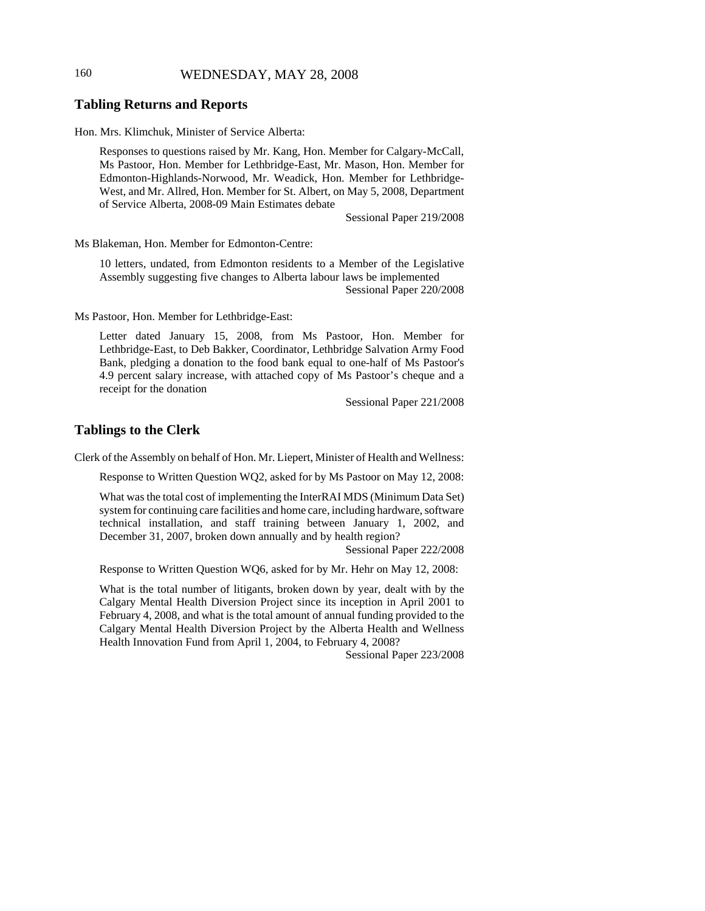## Tabling Returns and Reports

Hon. Mrs. Klimchuk, Minister of Service Alberta:

Responses to questions raised by Mr. Kang, Hon. Member for Calgary-McCall, Ms Pastoor, Hon. Member for Lethbridge-East, Mr. Mason, Hon. Member for Edmonton-Highlands-Norwood, Mr. Weadick, Hon. Member for Lethbridge-West, and Mr. Allred, Hon. Member for St. Albert, on May 5, 2008, Department of Service Alberta, 2008-09 Main Estimates debate

Sessional Paper 219/2008

Ms Blakeman, Hon. Member for Edmonton-Centre:

10 letters, undated, from Edmonton residents to a Member of the Legislative Assembly suggesting five changes to Alberta labour laws be implemented

Sessional Paper 220/2008

Ms Pastoor, Hon. Member for Lethbridge-East:

Letter dated January 15, 2008, from Ms Pastoor, Hon. Member for Lethbridge-East, to Deb Bakker, Coordinator, Lethbridge Salvation Army Food Bank, pledging a donation to the food bank equal to one-half of Ms Pastoor's 4.9 percent salary increase, with attached copy of Ms Pastoor's cheque and a receipt for the donation

Sessional Paper 221/2008

## Tablings to the Clerk

Clerk of the Assembly on behalf of Hon. Mr. Liepert, Minister of Health and Wellness:

Response to Written Question WQ2, asked for by Ms Pastoor on May 12, 2008:

What was the total cost of implementing the InterRAI MDS (Minimum Data Set) system for continuing care facilities and home care, including hardware, software technical installation, and staff training between January 1, 2002, and December 31, 2007, broken down annually and by health region?

Sessional Paper 222/2008

Response to Written Question WQ6, asked for by Mr. Hehr on May 12, 2008:

What is the total number of litigants, broken down by year, dealt with by the Calgary Mental Health Diversion Project since its inception in April 2001 to February 4, 2008, and what is the total amount of annual funding provided to the Calgary Mental Health Diversion Project by the Alberta Health and Wellness Health Innovation Fund from April 1, 2004, to February 4, 2008?

Sessional Paper 223/2008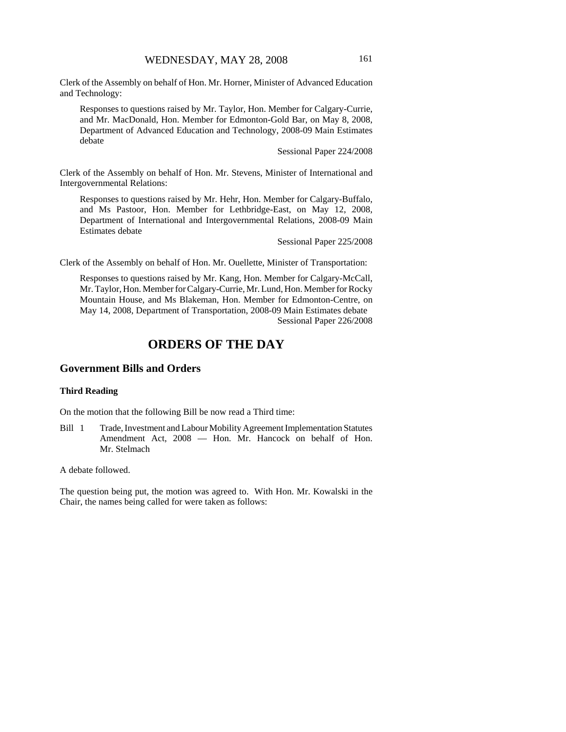Clerk of the Assembly on behalf of Hon. Mr. Horner, Minister of Advanced Education and Technology:

> Responses to questions raised by Mr. Taylor, Hon. Member for Calgary-Currie, and Mr. MacDonald, Hon. Member for Edmonton-Gold Bar, on May 8, 2008, Department of Advanced Education and Technology, 2008-09 Main Estimates debate
>
> Sessional Paper 224/2008

Clerk of the Assembly on behalf of Hon. Mr. Stevens, Minister of International and Intergovernmental Relations:

> Responses to questions raised by Mr. Hehr, Hon. Member for Calgary-Buffalo, and Ms Pastoor, Hon. Member for Lethbridge-East, on May 12, 2008, Department of International and Intergovernmental Relations, 2008-09 Main Estimates debate
>
> Sessional Paper 225/2008

Clerk of the Assembly on behalf of Hon. Mr. Ouellette, Minister of Transportation:

> Responses to questions raised by Mr. Kang, Hon. Member for Calgary-McCall, Mr. Taylor, Hon. Member for Calgary-Currie, Mr. Lund, Hon. Member for Rocky Mountain House, and Ms Blakeman, Hon. Member for Edmonton-Centre, on May 14, 2008, Department of Transportation, 2008-09 Main Estimates debate
>
> Sessional Paper 226/2008

# ORDERS OF THE DAY

## Government Bills and Orders

### Third Reading

On the motion that the following Bill be now read a Third time:

Bill 1 Trade, Investment and Labour Mobility Agreement Implementation Statutes Amendment Act, 2008 — Hon. Mr. Hancock on behalf of Hon. Mr. Stelmach

A debate followed.

The question being put, the motion was agreed to. With Hon. Mr. Kowalski in the Chair, the names being called for were taken as follows: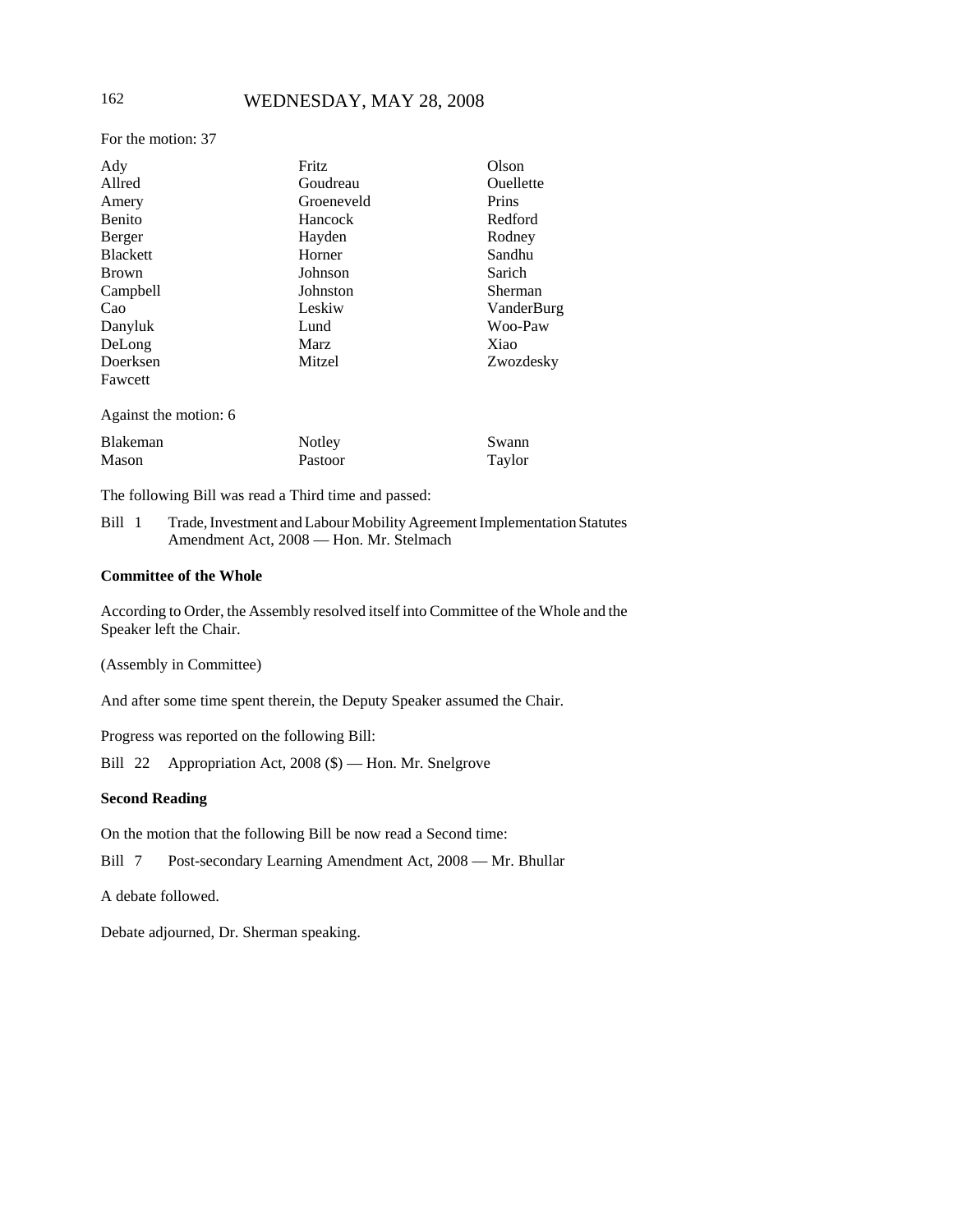For the motion: 37

| | | |
|---|---|---|
| Ady | Fritz | Olson |
| Allred | Goudreau | Ouellette |
| Amery | Groeneveld | Prins |
| Benito | Hancock | Redford |
| Berger | Hayden | Rodney |
| Blackett | Horner | Sandhu |
| Brown | Johnson | Sarich |
| Campbell | Johnston | Sherman |
| Cao | Leskiw | VanderBurg |
| Danyluk | Lund | Woo-Paw |
| DeLong | Marz | Xiao |
| Doerksen | Mitzel | Zwozdesky |
| Fawcett | | |

Against the motion: 6

| | | |
|---|---|---|
| Blakeman | Notley | Swann |
| Mason | Pastoor | Taylor |

The following Bill was read a Third time and passed:

Bill 1 Trade, Investment and Labour Mobility Agreement Implementation Statutes Amendment Act, 2008 — Hon. Mr. Stelmach

**Committee of the Whole**

According to Order, the Assembly resolved itself into Committee of the Whole and the Speaker left the Chair.

(Assembly in Committee)

And after some time spent therein, the Deputy Speaker assumed the Chair.

Progress was reported on the following Bill:

Bill 22 Appropriation Act, 2008 ($) — Hon. Mr. Snelgrove

**Second Reading**

On the motion that the following Bill be now read a Second time:

Bill 7 Post-secondary Learning Amendment Act, 2008 — Mr. Bhullar

A debate followed.

Debate adjourned, Dr. Sherman speaking.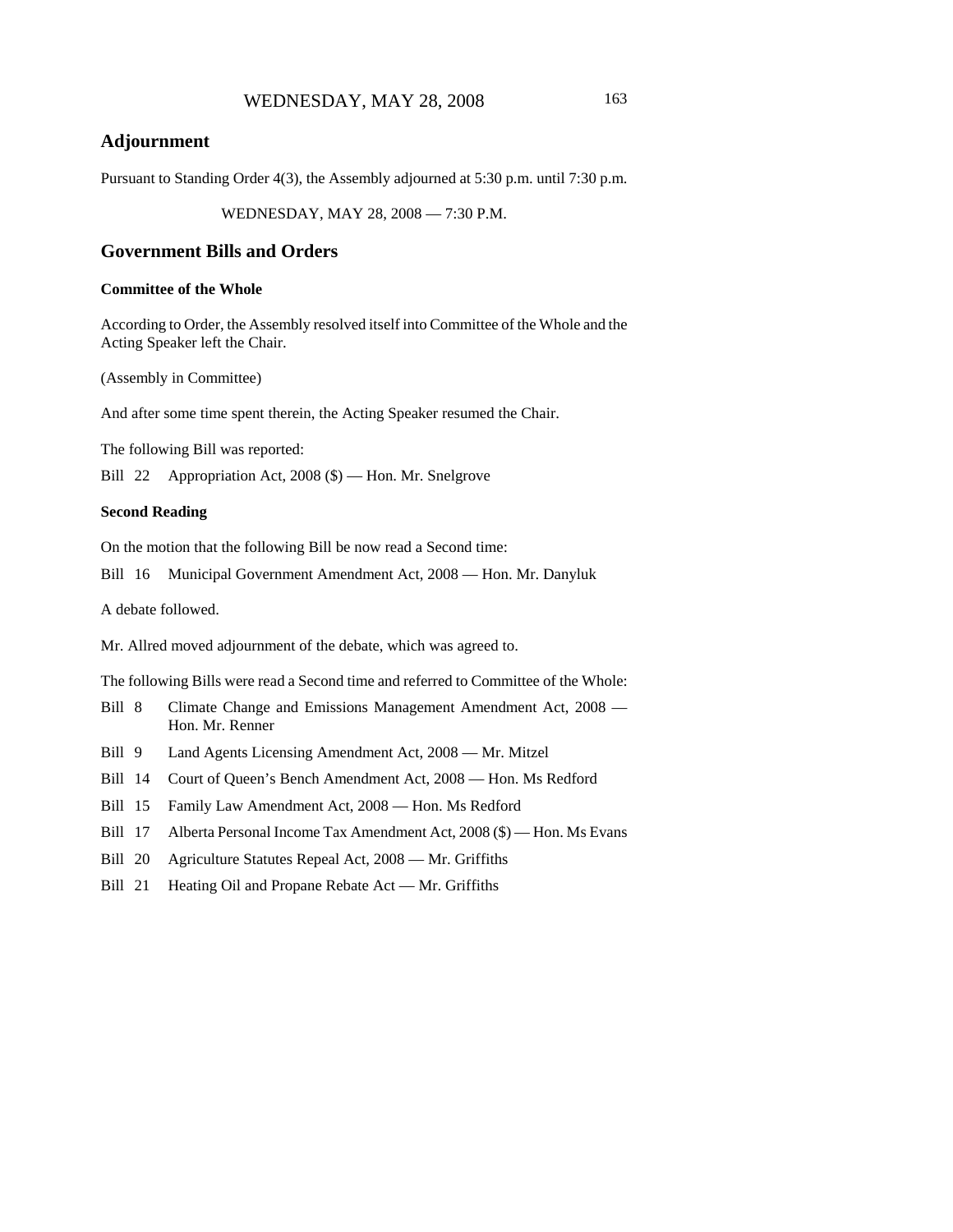## Adjournment

Pursuant to Standing Order 4(3), the Assembly adjourned at 5:30 p.m. until 7:30 p.m.

WEDNESDAY, MAY 28, 2008 — 7:30 P.M.

## Government Bills and Orders

### Committee of the Whole

According to Order, the Assembly resolved itself into Committee of the Whole and the Acting Speaker left the Chair.

(Assembly in Committee)

And after some time spent therein, the Acting Speaker resumed the Chair.

The following Bill was reported:

Bill 22 Appropriation Act, 2008 ($) — Hon. Mr. Snelgrove

### Second Reading

On the motion that the following Bill be now read a Second time:

Bill 16 Municipal Government Amendment Act, 2008 — Hon. Mr. Danyluk

A debate followed.

Mr. Allred moved adjournment of the debate, which was agreed to.

The following Bills were read a Second time and referred to Committee of the Whole:

Bill 8 Climate Change and Emissions Management Amendment Act, 2008 — Hon. Mr. Renner

Bill 9 Land Agents Licensing Amendment Act, 2008 — Mr. Mitzel

Bill 14 Court of Queen's Bench Amendment Act, 2008 — Hon. Ms Redford

Bill 15 Family Law Amendment Act, 2008 — Hon. Ms Redford

Bill 17 Alberta Personal Income Tax Amendment Act, 2008 ($) — Hon. Ms Evans

Bill 20 Agriculture Statutes Repeal Act, 2008 — Mr. Griffiths

Bill 21 Heating Oil and Propane Rebate Act — Mr. Griffiths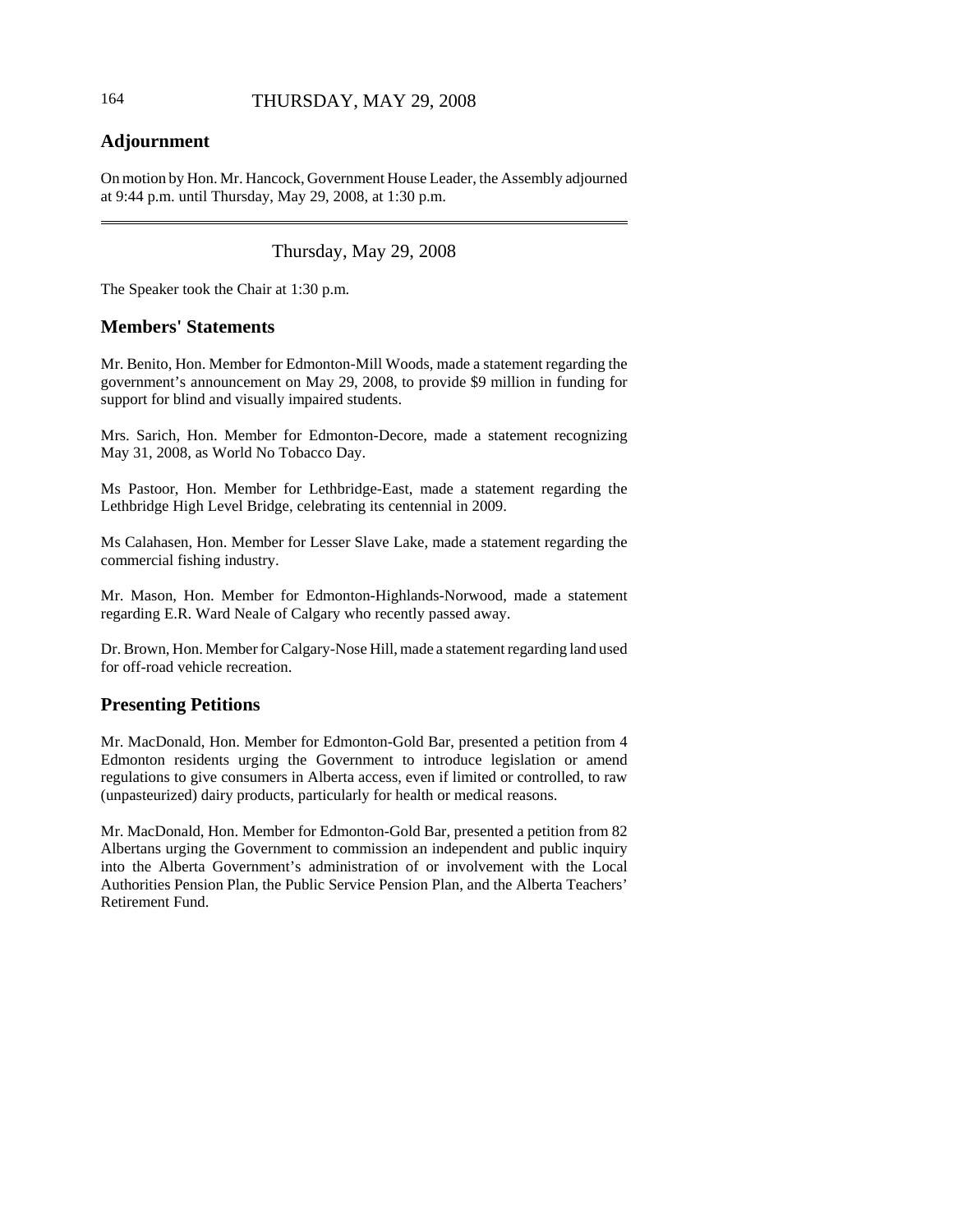## Adjournment

On motion by Hon. Mr. Hancock, Government House Leader, the Assembly adjourned at 9:44 p.m. until Thursday, May 29, 2008, at 1:30 p.m.

---

Thursday, May 29, 2008

The Speaker took the Chair at 1:30 p.m.

## Members' Statements

Mr. Benito, Hon. Member for Edmonton-Mill Woods, made a statement regarding the government's announcement on May 29, 2008, to provide $9 million in funding for support for blind and visually impaired students.

Mrs. Sarich, Hon. Member for Edmonton-Decore, made a statement recognizing May 31, 2008, as World No Tobacco Day.

Ms Pastoor, Hon. Member for Lethbridge-East, made a statement regarding the Lethbridge High Level Bridge, celebrating its centennial in 2009.

Ms Calahasen, Hon. Member for Lesser Slave Lake, made a statement regarding the commercial fishing industry.

Mr. Mason, Hon. Member for Edmonton-Highlands-Norwood, made a statement regarding E.R. Ward Neale of Calgary who recently passed away.

Dr. Brown, Hon. Member for Calgary-Nose Hill, made a statement regarding land used for off-road vehicle recreation.

## Presenting Petitions

Mr. MacDonald, Hon. Member for Edmonton-Gold Bar, presented a petition from 4 Edmonton residents urging the Government to introduce legislation or amend regulations to give consumers in Alberta access, even if limited or controlled, to raw (unpasteurized) dairy products, particularly for health or medical reasons.

Mr. MacDonald, Hon. Member for Edmonton-Gold Bar, presented a petition from 82 Albertans urging the Government to commission an independent and public inquiry into the Alberta Government's administration of or involvement with the Local Authorities Pension Plan, the Public Service Pension Plan, and the Alberta Teachers' Retirement Fund.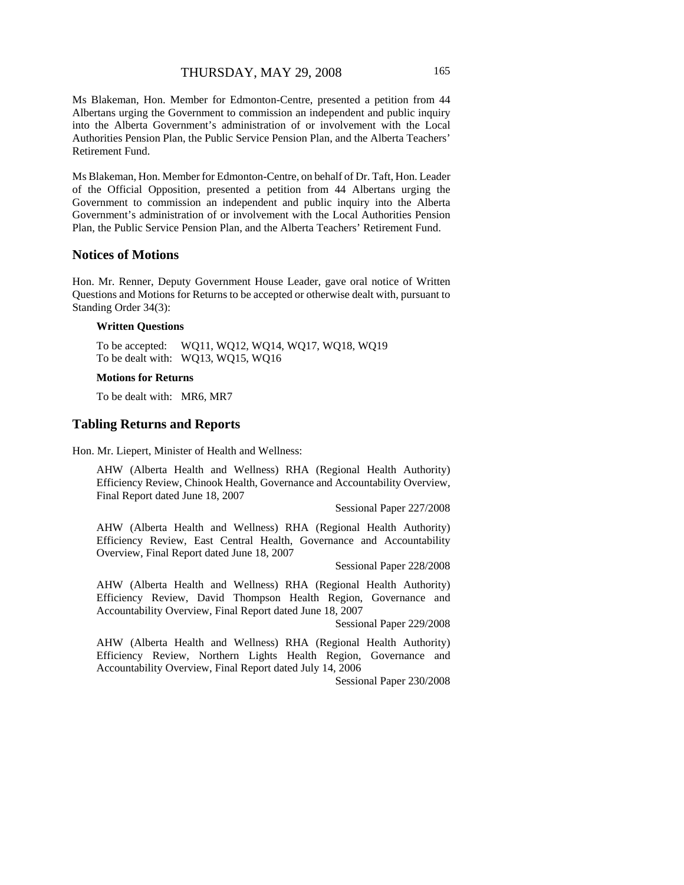Ms Blakeman, Hon. Member for Edmonton-Centre, presented a petition from 44 Albertans urging the Government to commission an independent and public inquiry into the Alberta Government's administration of or involvement with the Local Authorities Pension Plan, the Public Service Pension Plan, and the Alberta Teachers' Retirement Fund.

Ms Blakeman, Hon. Member for Edmonton-Centre, on behalf of Dr. Taft, Hon. Leader of the Official Opposition, presented a petition from 44 Albertans urging the Government to commission an independent and public inquiry into the Alberta Government's administration of or involvement with the Local Authorities Pension Plan, the Public Service Pension Plan, and the Alberta Teachers' Retirement Fund.

## Notices of Motions

Hon. Mr. Renner, Deputy Government House Leader, gave oral notice of Written Questions and Motions for Returns to be accepted or otherwise dealt with, pursuant to Standing Order 34(3):

**Written Questions**

To be accepted: WQ11, WQ12, WQ14, WQ17, WQ18, WQ19
To be dealt with: WQ13, WQ15, WQ16

**Motions for Returns**

To be dealt with: MR6, MR7

## Tabling Returns and Reports

Hon. Mr. Liepert, Minister of Health and Wellness:

AHW (Alberta Health and Wellness) RHA (Regional Health Authority) Efficiency Review, Chinook Health, Governance and Accountability Overview, Final Report dated June 18, 2007

Sessional Paper 227/2008

AHW (Alberta Health and Wellness) RHA (Regional Health Authority) Efficiency Review, East Central Health, Governance and Accountability Overview, Final Report dated June 18, 2007

Sessional Paper 228/2008

AHW (Alberta Health and Wellness) RHA (Regional Health Authority) Efficiency Review, David Thompson Health Region, Governance and Accountability Overview, Final Report dated June 18, 2007

Sessional Paper 229/2008

AHW (Alberta Health and Wellness) RHA (Regional Health Authority) Efficiency Review, Northern Lights Health Region, Governance and Accountability Overview, Final Report dated July 14, 2006

Sessional Paper 230/2008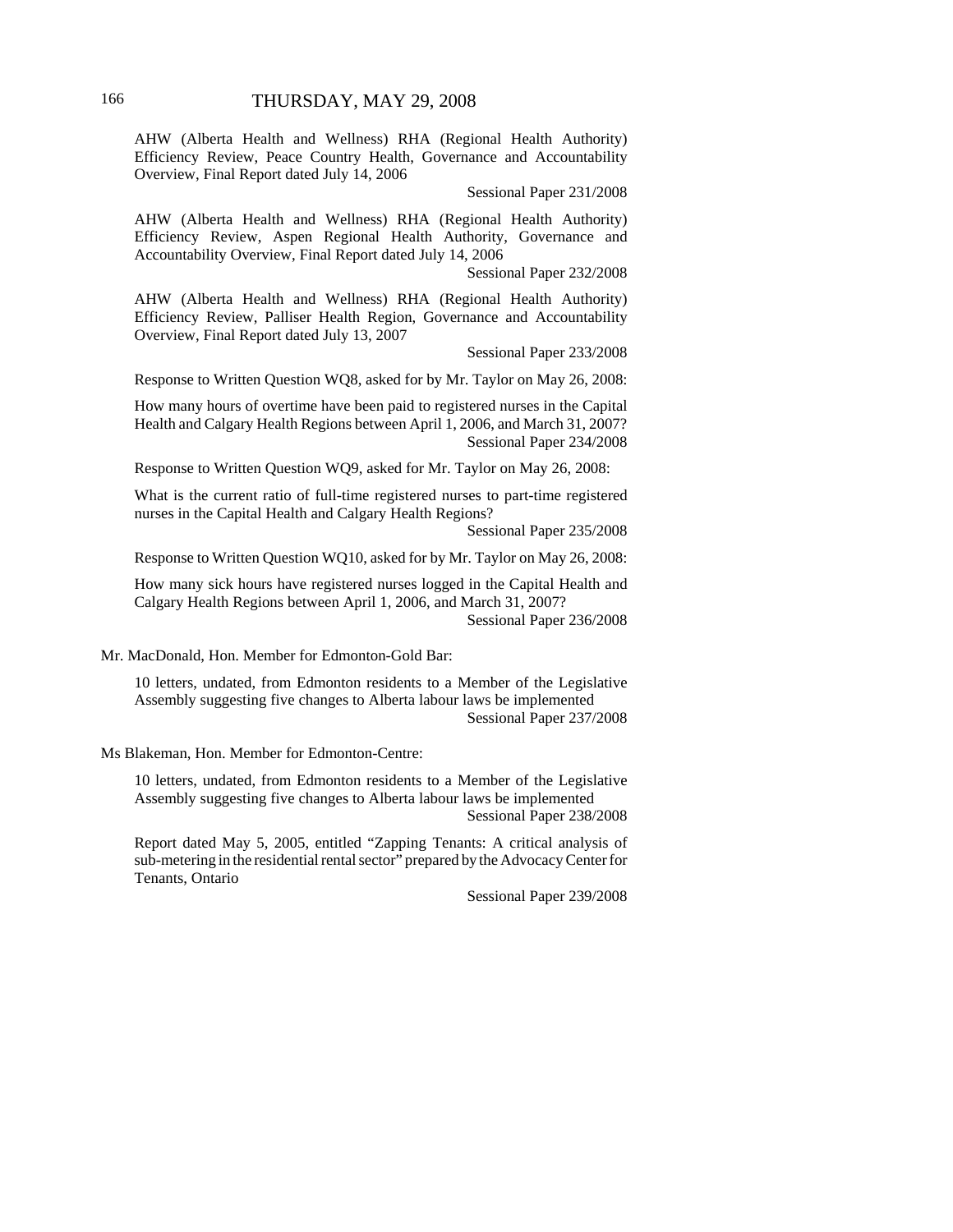AHW (Alberta Health and Wellness) RHA (Regional Health Authority) Efficiency Review, Peace Country Health, Governance and Accountability Overview, Final Report dated July 14, 2006

Sessional Paper 231/2008

AHW (Alberta Health and Wellness) RHA (Regional Health Authority) Efficiency Review, Aspen Regional Health Authority, Governance and Accountability Overview, Final Report dated July 14, 2006

Sessional Paper 232/2008

AHW (Alberta Health and Wellness) RHA (Regional Health Authority) Efficiency Review, Palliser Health Region, Governance and Accountability Overview, Final Report dated July 13, 2007

Sessional Paper 233/2008

Response to Written Question WQ8, asked for by Mr. Taylor on May 26, 2008:

How many hours of overtime have been paid to registered nurses in the Capital Health and Calgary Health Regions between April 1, 2006, and March 31, 2007?

Sessional Paper 234/2008

Response to Written Question WQ9, asked for Mr. Taylor on May 26, 2008:

What is the current ratio of full-time registered nurses to part-time registered nurses in the Capital Health and Calgary Health Regions?

Sessional Paper 235/2008

Response to Written Question WQ10, asked for by Mr. Taylor on May 26, 2008:

How many sick hours have registered nurses logged in the Capital Health and Calgary Health Regions between April 1, 2006, and March 31, 2007?

Sessional Paper 236/2008

Mr. MacDonald, Hon. Member for Edmonton-Gold Bar:

10 letters, undated, from Edmonton residents to a Member of the Legislative Assembly suggesting five changes to Alberta labour laws be implemented

Sessional Paper 237/2008

Ms Blakeman, Hon. Member for Edmonton-Centre:

10 letters, undated, from Edmonton residents to a Member of the Legislative Assembly suggesting five changes to Alberta labour laws be implemented

Sessional Paper 238/2008

Report dated May 5, 2005, entitled "Zapping Tenants: A critical analysis of sub-metering in the residential rental sector" prepared by the Advocacy Center for Tenants, Ontario

Sessional Paper 239/2008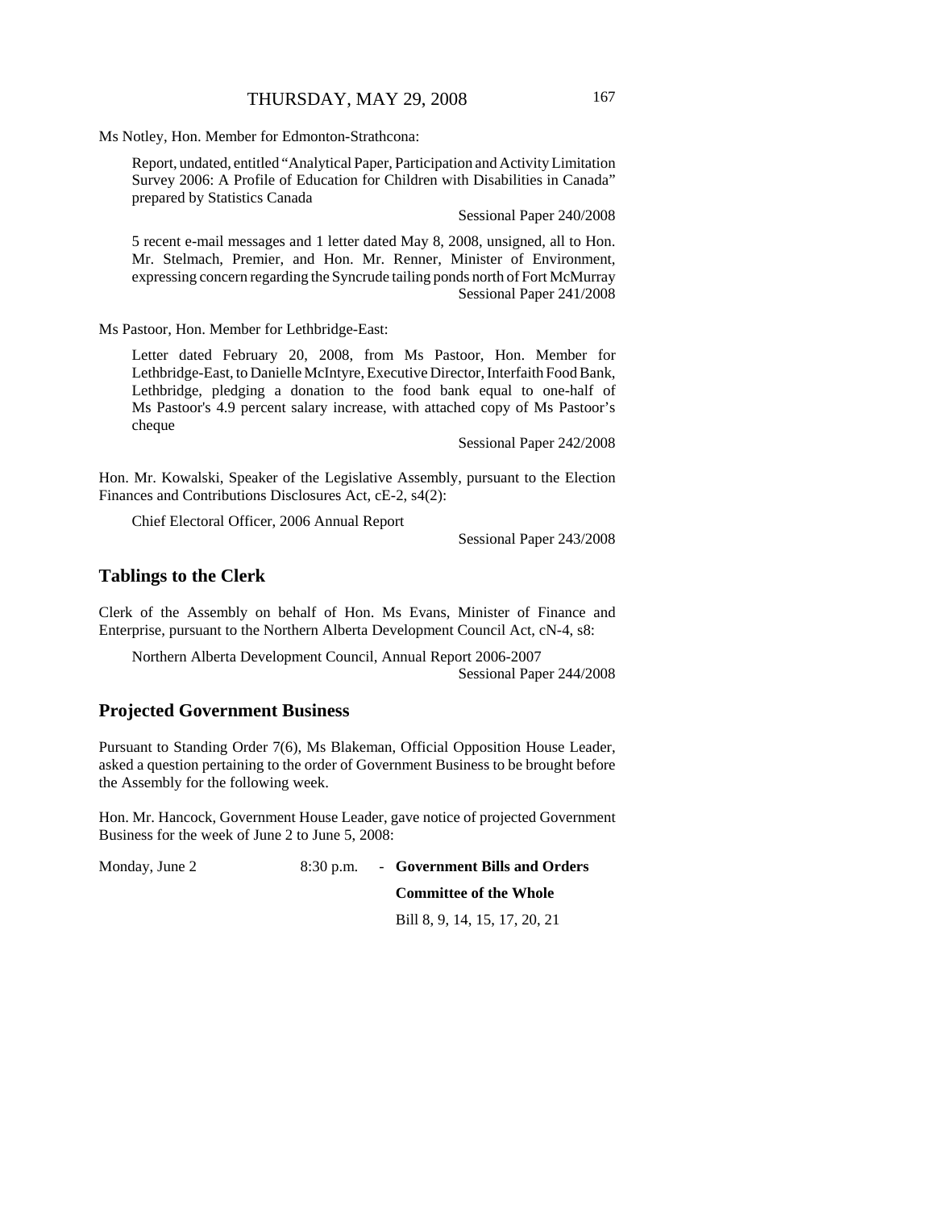Ms Notley, Hon. Member for Edmonton-Strathcona:

Report, undated, entitled "Analytical Paper, Participation and Activity Limitation Survey 2006: A Profile of Education for Children with Disabilities in Canada" prepared by Statistics Canada

Sessional Paper 240/2008

5 recent e-mail messages and 1 letter dated May 8, 2008, unsigned, all to Hon. Mr. Stelmach, Premier, and Hon. Mr. Renner, Minister of Environment, expressing concern regarding the Syncrude tailing ponds north of Fort McMurray

Sessional Paper 241/2008

Ms Pastoor, Hon. Member for Lethbridge-East:

Letter dated February 20, 2008, from Ms Pastoor, Hon. Member for Lethbridge-East, to Danielle McIntyre, Executive Director, Interfaith Food Bank, Lethbridge, pledging a donation to the food bank equal to one-half of Ms Pastoor's 4.9 percent salary increase, with attached copy of Ms Pastoor's cheque

Sessional Paper 242/2008

Hon. Mr. Kowalski, Speaker of the Legislative Assembly, pursuant to the Election Finances and Contributions Disclosures Act, cE-2, s4(2):

Chief Electoral Officer, 2006 Annual Report

Sessional Paper 243/2008

## Tablings to the Clerk

Clerk of the Assembly on behalf of Hon. Ms Evans, Minister of Finance and Enterprise, pursuant to the Northern Alberta Development Council Act, cN-4, s8:

Northern Alberta Development Council, Annual Report 2006-2007

Sessional Paper 244/2008

## Projected Government Business

Pursuant to Standing Order 7(6), Ms Blakeman, Official Opposition House Leader, asked a question pertaining to the order of Government Business to be brought before the Assembly for the following week.

Hon. Mr. Hancock, Government House Leader, gave notice of projected Government Business for the week of June 2 to June 5, 2008:

Monday, June 2 — 8:30 p.m. - **Government Bills and Orders**

**Committee of the Whole**

Bill 8, 9, 14, 15, 17, 20, 21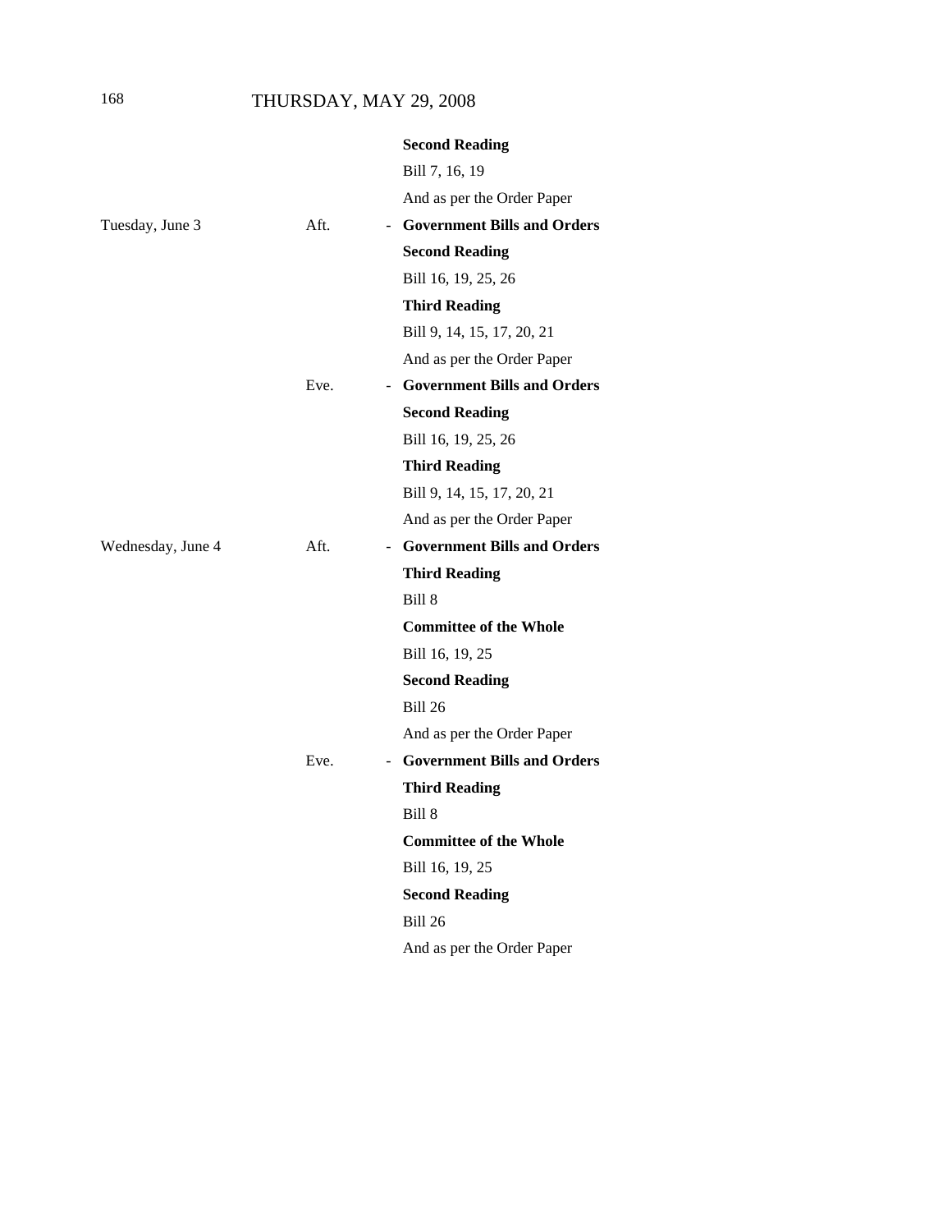| | | |
|---|---|---|
| | | **Second Reading** |
| | | Bill 7, 16, 19 |
| | | And as per the Order Paper |
| Tuesday, June 3 | Aft. | - **Government Bills and Orders** |
| | | **Second Reading** |
| | | Bill 16, 19, 25, 26 |
| | | **Third Reading** |
| | | Bill 9, 14, 15, 17, 20, 21 |
| | | And as per the Order Paper |
| | Eve. | - **Government Bills and Orders** |
| | | **Second Reading** |
| | | Bill 16, 19, 25, 26 |
| | | **Third Reading** |
| | | Bill 9, 14, 15, 17, 20, 21 |
| | | And as per the Order Paper |
| Wednesday, June 4 | Aft. | - **Government Bills and Orders** |
| | | **Third Reading** |
| | | Bill 8 |
| | | **Committee of the Whole** |
| | | Bill 16, 19, 25 |
| | | **Second Reading** |
| | | Bill 26 |
| | | And as per the Order Paper |
| | Eve. | - **Government Bills and Orders** |
| | | **Third Reading** |
| | | Bill 8 |
| | | **Committee of the Whole** |
| | | Bill 16, 19, 25 |
| | | **Second Reading** |
| | | Bill 26 |
| | | And as per the Order Paper |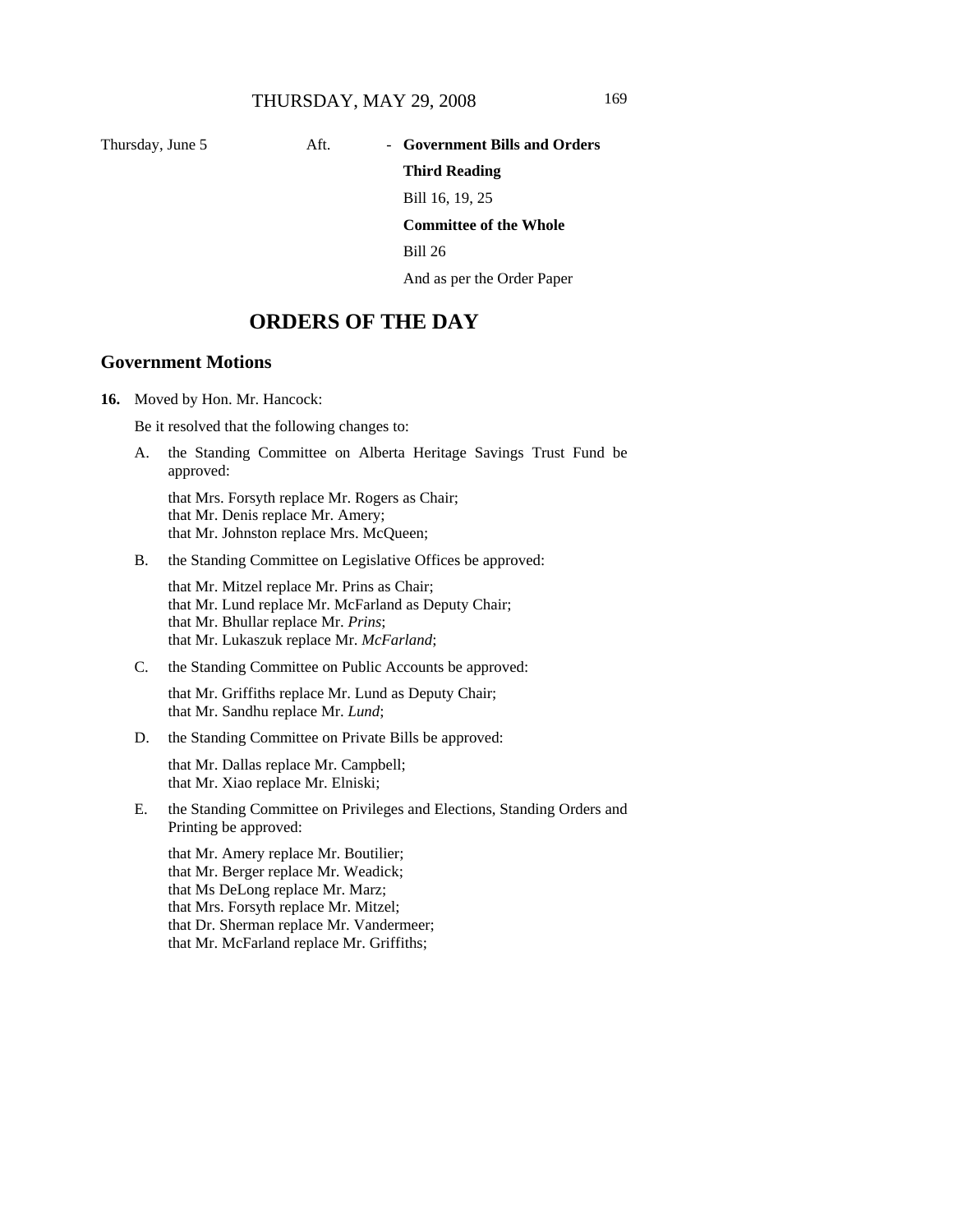| | | |
|---|---|---|
| Thursday, June 5 | Aft. | - **Government Bills and Orders** |
| | | **Third Reading** |
| | | Bill 16, 19, 25 |
| | | **Committee of the Whole** |
| | | Bill 26 |
| | | And as per the Order Paper |

# ORDERS OF THE DAY

## Government Motions

**16.** Moved by Hon. Mr. Hancock:

Be it resolved that the following changes to:

A. the Standing Committee on Alberta Heritage Savings Trust Fund be approved:

that Mrs. Forsyth replace Mr. Rogers as Chair;
that Mr. Denis replace Mr. Amery;
that Mr. Johnston replace Mrs. McQueen;

B. the Standing Committee on Legislative Offices be approved:

that Mr. Mitzel replace Mr. Prins as Chair;
that Mr. Lund replace Mr. McFarland as Deputy Chair;
that Mr. Bhullar replace Mr. *Prins*;
that Mr. Lukaszuk replace Mr. *McFarland*;

C. the Standing Committee on Public Accounts be approved:

that Mr. Griffiths replace Mr. Lund as Deputy Chair;
that Mr. Sandhu replace Mr. *Lund*;

D. the Standing Committee on Private Bills be approved:

that Mr. Dallas replace Mr. Campbell;
that Mr. Xiao replace Mr. Elniski;

E. the Standing Committee on Privileges and Elections, Standing Orders and Printing be approved:

that Mr. Amery replace Mr. Boutilier;
that Mr. Berger replace Mr. Weadick;
that Ms DeLong replace Mr. Marz;
that Mrs. Forsyth replace Mr. Mitzel;
that Dr. Sherman replace Mr. Vandermeer;
that Mr. McFarland replace Mr. Griffiths;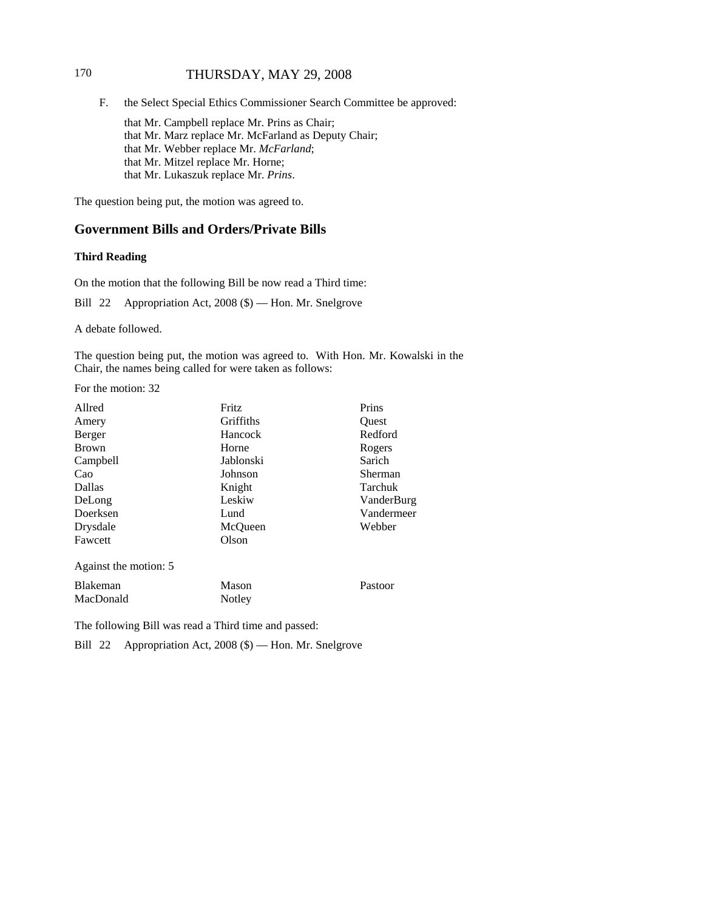F. the Select Special Ethics Commissioner Search Committee be approved:

that Mr. Campbell replace Mr. Prins as Chair;
that Mr. Marz replace Mr. McFarland as Deputy Chair;
that Mr. Webber replace Mr. *McFarland*;
that Mr. Mitzel replace Mr. Horne;
that Mr. Lukaszuk replace Mr. *Prins*.

The question being put, the motion was agreed to.

## Government Bills and Orders/Private Bills

### Third Reading

On the motion that the following Bill be now read a Third time:

Bill 22 Appropriation Act, 2008 ($) — Hon. Mr. Snelgrove

A debate followed.

The question being put, the motion was agreed to. With Hon. Mr. Kowalski in the Chair, the names being called for were taken as follows:

For the motion: 32

| | | |
|---|---|---|
| Allred | Fritz | Prins |
| Amery | Griffiths | Quest |
| Berger | Hancock | Redford |
| Brown | Horne | Rogers |
| Campbell | Jablonski | Sarich |
| Cao | Johnson | Sherman |
| Dallas | Knight | Tarchuk |
| DeLong | Leskiw | VanderBurg |
| Doerksen | Lund | Vandermeer |
| Drysdale | McQueen | Webber |
| Fawcett | Olson | |

Against the motion: 5

| | | |
|---|---|---|
| Blakeman | Mason | Pastoor |
| MacDonald | Notley | |

The following Bill was read a Third time and passed:

Bill 22 Appropriation Act, 2008 ($) — Hon. Mr. Snelgrove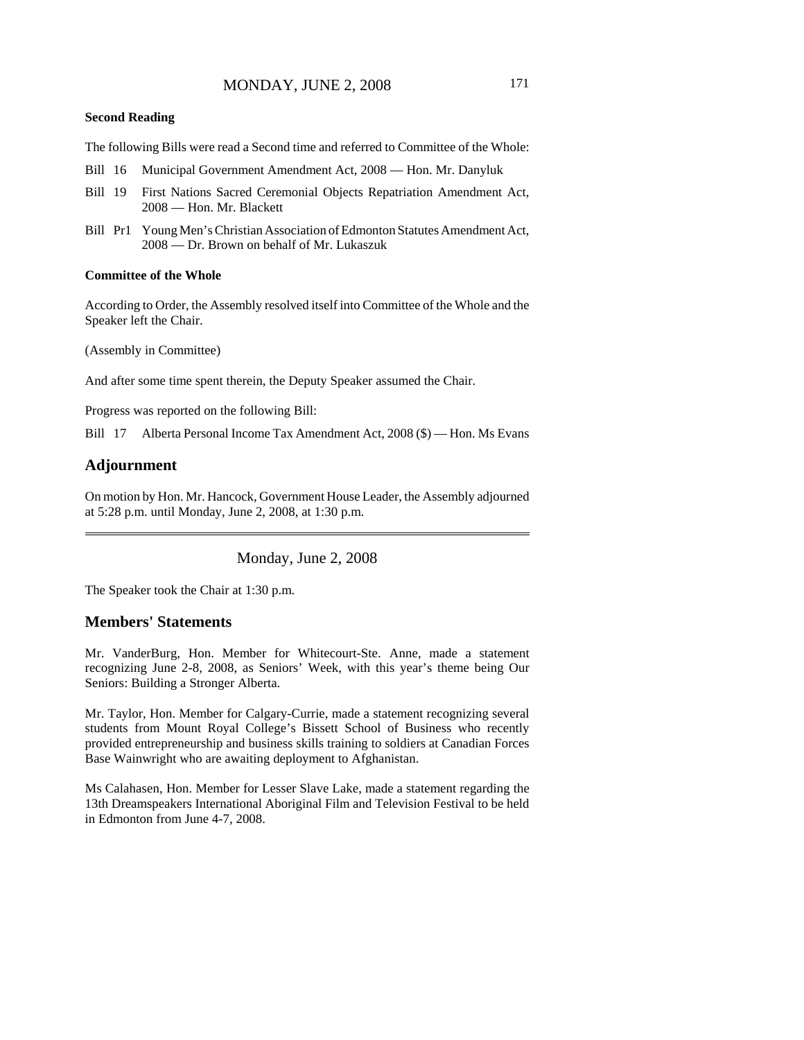**Second Reading**

The following Bills were read a Second time and referred to Committee of the Whole:

Bill 16 Municipal Government Amendment Act, 2008 — Hon. Mr. Danyluk

Bill 19 First Nations Sacred Ceremonial Objects Repatriation Amendment Act, 2008 — Hon. Mr. Blackett

Bill Pr1 Young Men's Christian Association of Edmonton Statutes Amendment Act, 2008 — Dr. Brown on behalf of Mr. Lukaszuk

**Committee of the Whole**

According to Order, the Assembly resolved itself into Committee of the Whole and the Speaker left the Chair.

(Assembly in Committee)

And after some time spent therein, the Deputy Speaker assumed the Chair.

Progress was reported on the following Bill:

Bill 17 Alberta Personal Income Tax Amendment Act, 2008 ($) — Hon. Ms Evans

## Adjournment

On motion by Hon. Mr. Hancock, Government House Leader, the Assembly adjourned at 5:28 p.m. until Monday, June 2, 2008, at 1:30 p.m.

---

Monday, June 2, 2008

The Speaker took the Chair at 1:30 p.m.

## Members' Statements

Mr. VanderBurg, Hon. Member for Whitecourt-Ste. Anne, made a statement recognizing June 2-8, 2008, as Seniors' Week, with this year's theme being Our Seniors: Building a Stronger Alberta.

Mr. Taylor, Hon. Member for Calgary-Currie, made a statement recognizing several students from Mount Royal College's Bissett School of Business who recently provided entrepreneurship and business skills training to soldiers at Canadian Forces Base Wainwright who are awaiting deployment to Afghanistan.

Ms Calahasen, Hon. Member for Lesser Slave Lake, made a statement regarding the 13th Dreamspeakers International Aboriginal Film and Television Festival to be held in Edmonton from June 4-7, 2008.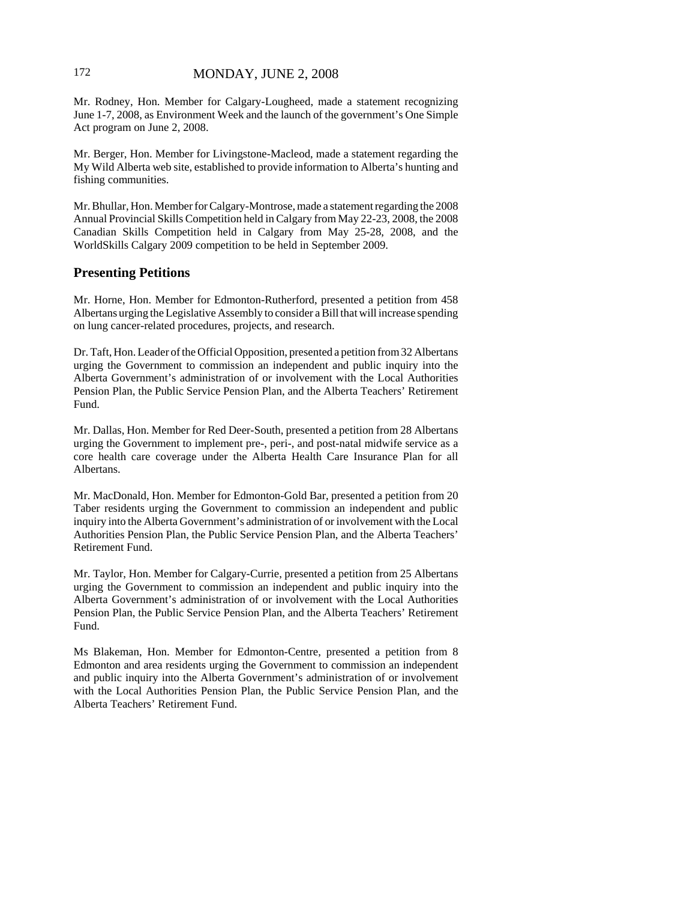Mr. Rodney, Hon. Member for Calgary-Lougheed, made a statement recognizing June 1-7, 2008, as Environment Week and the launch of the government's One Simple Act program on June 2, 2008.

Mr. Berger, Hon. Member for Livingstone-Macleod, made a statement regarding the My Wild Alberta web site, established to provide information to Alberta's hunting and fishing communities.

Mr. Bhullar, Hon. Member for Calgary-Montrose, made a statement regarding the 2008 Annual Provincial Skills Competition held in Calgary from May 22-23, 2008, the 2008 Canadian Skills Competition held in Calgary from May 25-28, 2008, and the WorldSkills Calgary 2009 competition to be held in September 2009.

## Presenting Petitions

Mr. Horne, Hon. Member for Edmonton-Rutherford, presented a petition from 458 Albertans urging the Legislative Assembly to consider a Bill that will increase spending on lung cancer-related procedures, projects, and research.

Dr. Taft, Hon. Leader of the Official Opposition, presented a petition from 32 Albertans urging the Government to commission an independent and public inquiry into the Alberta Government's administration of or involvement with the Local Authorities Pension Plan, the Public Service Pension Plan, and the Alberta Teachers' Retirement Fund.

Mr. Dallas, Hon. Member for Red Deer-South, presented a petition from 28 Albertans urging the Government to implement pre-, peri-, and post-natal midwife service as a core health care coverage under the Alberta Health Care Insurance Plan for all Albertans.

Mr. MacDonald, Hon. Member for Edmonton-Gold Bar, presented a petition from 20 Taber residents urging the Government to commission an independent and public inquiry into the Alberta Government's administration of or involvement with the Local Authorities Pension Plan, the Public Service Pension Plan, and the Alberta Teachers' Retirement Fund.

Mr. Taylor, Hon. Member for Calgary-Currie, presented a petition from 25 Albertans urging the Government to commission an independent and public inquiry into the Alberta Government's administration of or involvement with the Local Authorities Pension Plan, the Public Service Pension Plan, and the Alberta Teachers' Retirement Fund.

Ms Blakeman, Hon. Member for Edmonton-Centre, presented a petition from 8 Edmonton and area residents urging the Government to commission an independent and public inquiry into the Alberta Government's administration of or involvement with the Local Authorities Pension Plan, the Public Service Pension Plan, and the Alberta Teachers' Retirement Fund.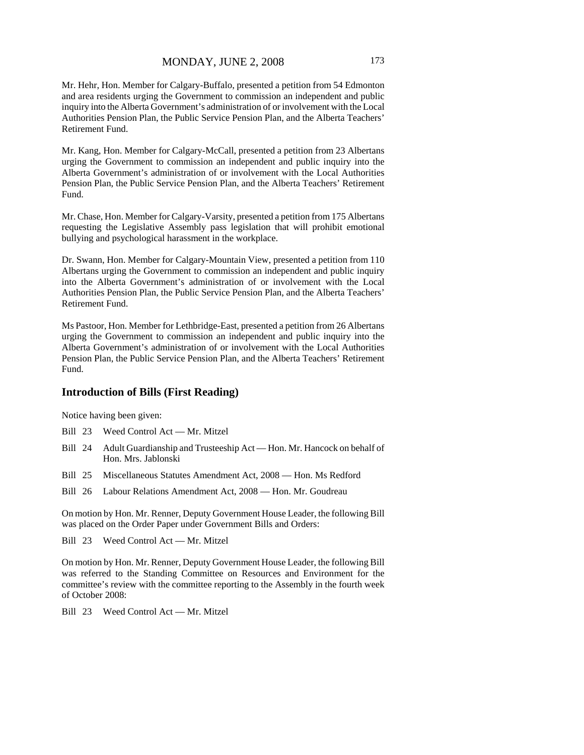Mr. Hehr, Hon. Member for Calgary-Buffalo, presented a petition from 54 Edmonton and area residents urging the Government to commission an independent and public inquiry into the Alberta Government's administration of or involvement with the Local Authorities Pension Plan, the Public Service Pension Plan, and the Alberta Teachers' Retirement Fund.

Mr. Kang, Hon. Member for Calgary-McCall, presented a petition from 23 Albertans urging the Government to commission an independent and public inquiry into the Alberta Government's administration of or involvement with the Local Authorities Pension Plan, the Public Service Pension Plan, and the Alberta Teachers' Retirement Fund.

Mr. Chase, Hon. Member for Calgary-Varsity, presented a petition from 175 Albertans requesting the Legislative Assembly pass legislation that will prohibit emotional bullying and psychological harassment in the workplace.

Dr. Swann, Hon. Member for Calgary-Mountain View, presented a petition from 110 Albertans urging the Government to commission an independent and public inquiry into the Alberta Government's administration of or involvement with the Local Authorities Pension Plan, the Public Service Pension Plan, and the Alberta Teachers' Retirement Fund.

Ms Pastoor, Hon. Member for Lethbridge-East, presented a petition from 26 Albertans urging the Government to commission an independent and public inquiry into the Alberta Government's administration of or involvement with the Local Authorities Pension Plan, the Public Service Pension Plan, and the Alberta Teachers' Retirement Fund.

## Introduction of Bills (First Reading)

Notice having been given:

Bill 23 Weed Control Act — Mr. Mitzel

Bill 24 Adult Guardianship and Trusteeship Act — Hon. Mr. Hancock on behalf of Hon. Mrs. Jablonski

Bill 25 Miscellaneous Statutes Amendment Act, 2008 — Hon. Ms Redford

Bill 26 Labour Relations Amendment Act, 2008 — Hon. Mr. Goudreau

On motion by Hon. Mr. Renner, Deputy Government House Leader, the following Bill was placed on the Order Paper under Government Bills and Orders:

Bill 23 Weed Control Act — Mr. Mitzel

On motion by Hon. Mr. Renner, Deputy Government House Leader, the following Bill was referred to the Standing Committee on Resources and Environment for the committee's review with the committee reporting to the Assembly in the fourth week of October 2008:

Bill 23 Weed Control Act — Mr. Mitzel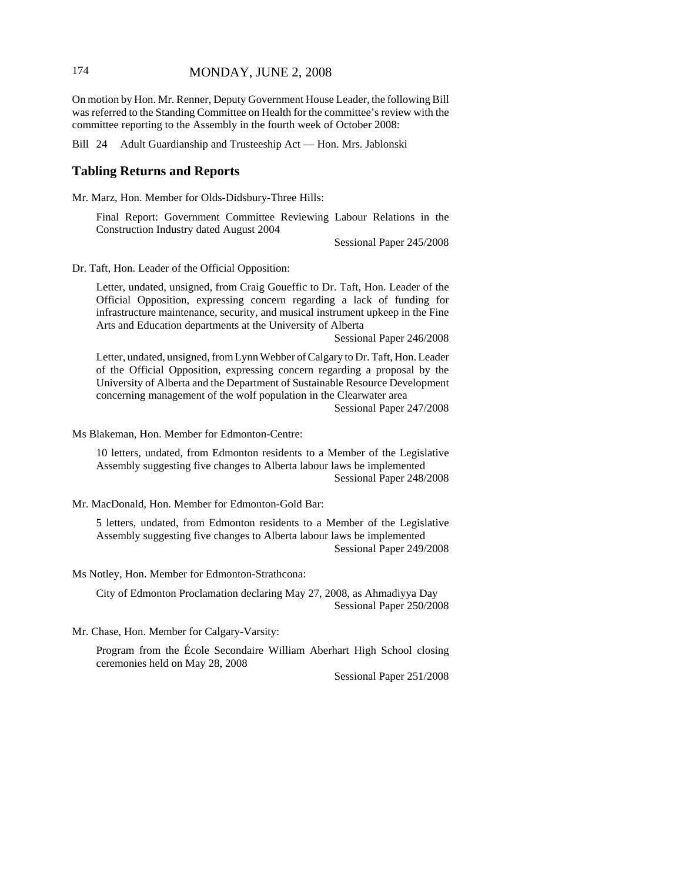On motion by Hon. Mr. Renner, Deputy Government House Leader, the following Bill was referred to the Standing Committee on Health for the committee's review with the committee reporting to the Assembly in the fourth week of October 2008:

Bill 24 Adult Guardianship and Trusteeship Act — Hon. Mrs. Jablonski

## Tabling Returns and Reports

Mr. Marz, Hon. Member for Olds-Didsbury-Three Hills:

Final Report: Government Committee Reviewing Labour Relations in the Construction Industry dated August 2004

Sessional Paper 245/2008

Dr. Taft, Hon. Leader of the Official Opposition:

Letter, undated, unsigned, from Craig Goueffic to Dr. Taft, Hon. Leader of the Official Opposition, expressing concern regarding a lack of funding for infrastructure maintenance, security, and musical instrument upkeep in the Fine Arts and Education departments at the University of Alberta

Sessional Paper 246/2008

Letter, undated, unsigned, from Lynn Webber of Calgary to Dr. Taft, Hon. Leader of the Official Opposition, expressing concern regarding a proposal by the University of Alberta and the Department of Sustainable Resource Development concerning management of the wolf population in the Clearwater area

Sessional Paper 247/2008

Ms Blakeman, Hon. Member for Edmonton-Centre:

10 letters, undated, from Edmonton residents to a Member of the Legislative Assembly suggesting five changes to Alberta labour laws be implemented

Sessional Paper 248/2008

Mr. MacDonald, Hon. Member for Edmonton-Gold Bar:

5 letters, undated, from Edmonton residents to a Member of the Legislative Assembly suggesting five changes to Alberta labour laws be implemented

Sessional Paper 249/2008

Ms Notley, Hon. Member for Edmonton-Strathcona:

City of Edmonton Proclamation declaring May 27, 2008, as Ahmadiyya Day

Sessional Paper 250/2008

Mr. Chase, Hon. Member for Calgary-Varsity:

Program from the École Secondaire William Aberhart High School closing ceremonies held on May 28, 2008

Sessional Paper 251/2008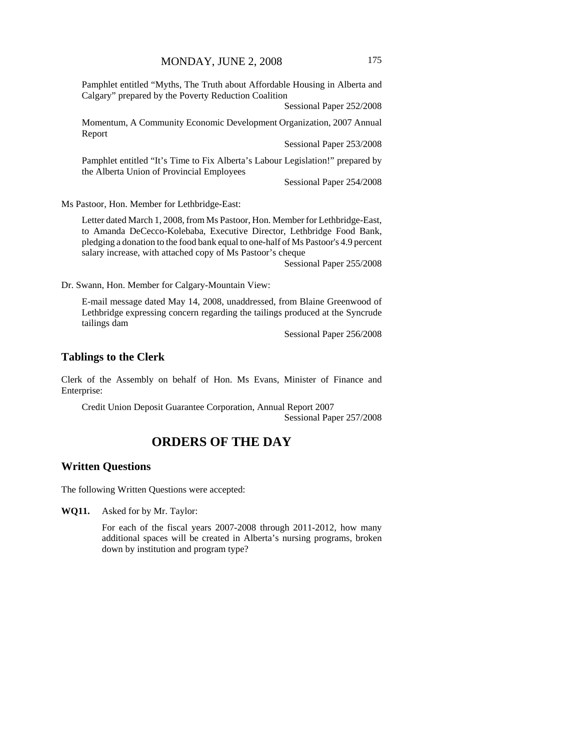Pamphlet entitled "Myths, The Truth about Affordable Housing in Alberta and Calgary" prepared by the Poverty Reduction Coalition

Sessional Paper 252/2008

Momentum, A Community Economic Development Organization, 2007 Annual Report

Sessional Paper 253/2008

Pamphlet entitled "It's Time to Fix Alberta's Labour Legislation!" prepared by the Alberta Union of Provincial Employees

Sessional Paper 254/2008

Ms Pastoor, Hon. Member for Lethbridge-East:

Letter dated March 1, 2008, from Ms Pastoor, Hon. Member for Lethbridge-East, to Amanda DeCecco-Kolebaba, Executive Director, Lethbridge Food Bank, pledging a donation to the food bank equal to one-half of Ms Pastoor's 4.9 percent salary increase, with attached copy of Ms Pastoor's cheque

Sessional Paper 255/2008

Dr. Swann, Hon. Member for Calgary-Mountain View:

E-mail message dated May 14, 2008, unaddressed, from Blaine Greenwood of Lethbridge expressing concern regarding the tailings produced at the Syncrude tailings dam

Sessional Paper 256/2008

## Tablings to the Clerk

Clerk of the Assembly on behalf of Hon. Ms Evans, Minister of Finance and Enterprise:

Credit Union Deposit Guarantee Corporation, Annual Report 2007

Sessional Paper 257/2008

# ORDERS OF THE DAY

## Written Questions

The following Written Questions were accepted:

**WQ11.** Asked for by Mr. Taylor:

For each of the fiscal years 2007-2008 through 2011-2012, how many additional spaces will be created in Alberta's nursing programs, broken down by institution and program type?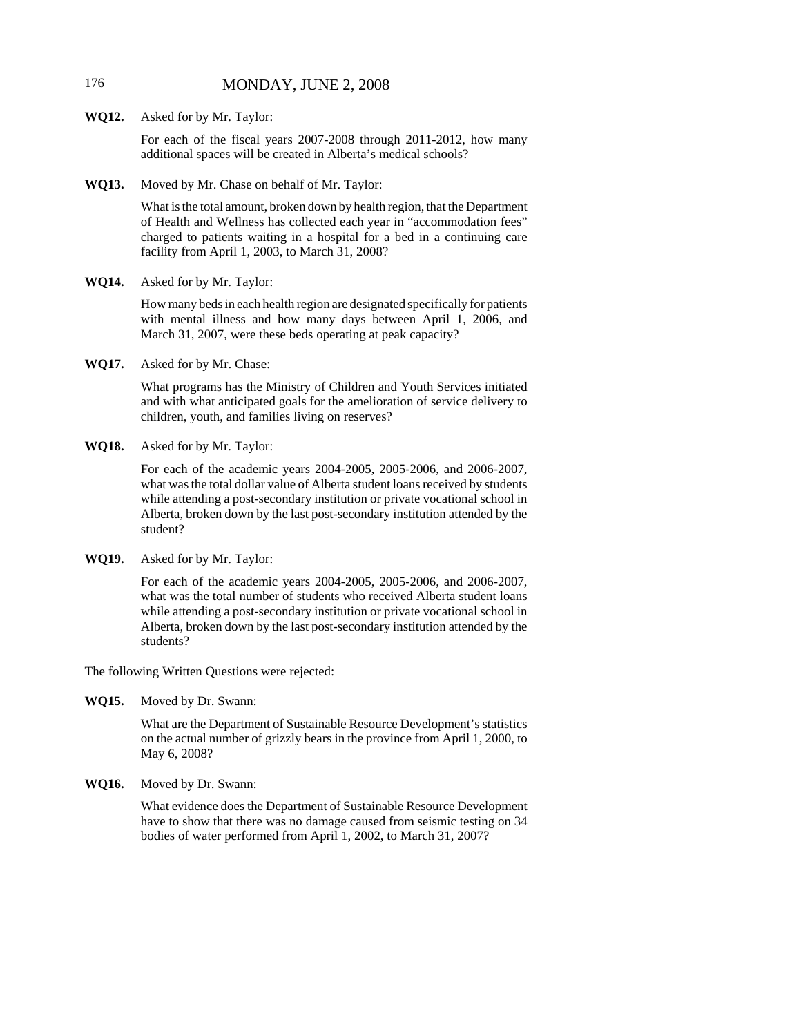**WQ12.** Asked for by Mr. Taylor:

For each of the fiscal years 2007-2008 through 2011-2012, how many additional spaces will be created in Alberta's medical schools?

**WQ13.** Moved by Mr. Chase on behalf of Mr. Taylor:

What is the total amount, broken down by health region, that the Department of Health and Wellness has collected each year in "accommodation fees" charged to patients waiting in a hospital for a bed in a continuing care facility from April 1, 2003, to March 31, 2008?

**WQ14.** Asked for by Mr. Taylor:

How many beds in each health region are designated specifically for patients with mental illness and how many days between April 1, 2006, and March 31, 2007, were these beds operating at peak capacity?

**WQ17.** Asked for by Mr. Chase:

What programs has the Ministry of Children and Youth Services initiated and with what anticipated goals for the amelioration of service delivery to children, youth, and families living on reserves?

**WQ18.** Asked for by Mr. Taylor:

For each of the academic years 2004-2005, 2005-2006, and 2006-2007, what was the total dollar value of Alberta student loans received by students while attending a post-secondary institution or private vocational school in Alberta, broken down by the last post-secondary institution attended by the student?

**WQ19.** Asked for by Mr. Taylor:

For each of the academic years 2004-2005, 2005-2006, and 2006-2007, what was the total number of students who received Alberta student loans while attending a post-secondary institution or private vocational school in Alberta, broken down by the last post-secondary institution attended by the students?

The following Written Questions were rejected:

**WQ15.** Moved by Dr. Swann:

What are the Department of Sustainable Resource Development's statistics on the actual number of grizzly bears in the province from April 1, 2000, to May 6, 2008?

**WQ16.** Moved by Dr. Swann:

What evidence does the Department of Sustainable Resource Development have to show that there was no damage caused from seismic testing on 34 bodies of water performed from April 1, 2002, to March 31, 2007?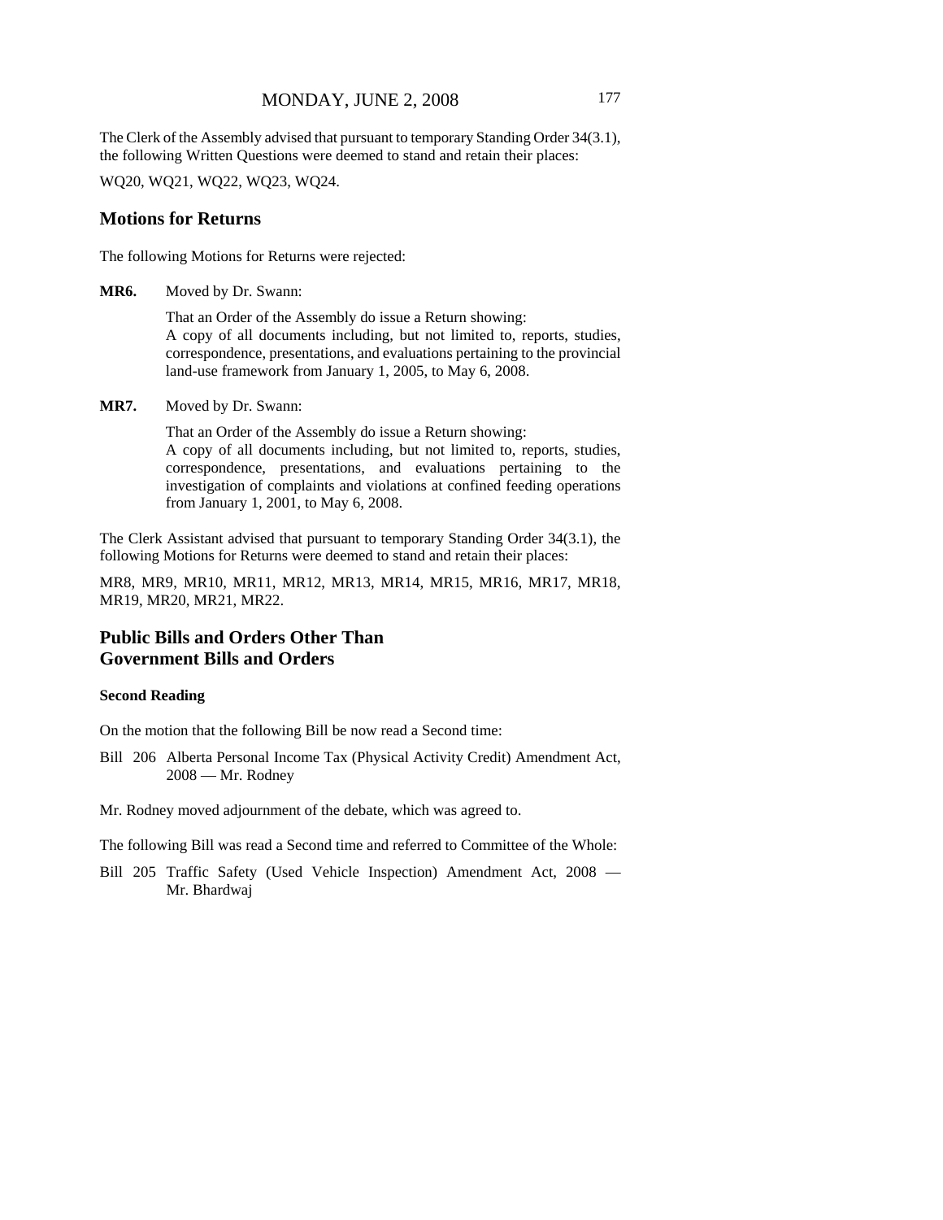The Clerk of the Assembly advised that pursuant to temporary Standing Order 34(3.1), the following Written Questions were deemed to stand and retain their places:

WQ20, WQ21, WQ22, WQ23, WQ24.

## Motions for Returns

The following Motions for Returns were rejected:

**MR6.** Moved by Dr. Swann:

That an Order of the Assembly do issue a Return showing:
A copy of all documents including, but not limited to, reports, studies, correspondence, presentations, and evaluations pertaining to the provincial land-use framework from January 1, 2005, to May 6, 2008.

**MR7.** Moved by Dr. Swann:

That an Order of the Assembly do issue a Return showing:
A copy of all documents including, but not limited to, reports, studies, correspondence, presentations, and evaluations pertaining to the investigation of complaints and violations at confined feeding operations from January 1, 2001, to May 6, 2008.

The Clerk Assistant advised that pursuant to temporary Standing Order 34(3.1), the following Motions for Returns were deemed to stand and retain their places:

MR8, MR9, MR10, MR11, MR12, MR13, MR14, MR15, MR16, MR17, MR18, MR19, MR20, MR21, MR22.

## Public Bills and Orders Other Than Government Bills and Orders

### Second Reading

On the motion that the following Bill be now read a Second time:

Bill 206 Alberta Personal Income Tax (Physical Activity Credit) Amendment Act, 2008 — Mr. Rodney

Mr. Rodney moved adjournment of the debate, which was agreed to.

The following Bill was read a Second time and referred to Committee of the Whole:

Bill 205 Traffic Safety (Used Vehicle Inspection) Amendment Act, 2008 — Mr. Bhardwaj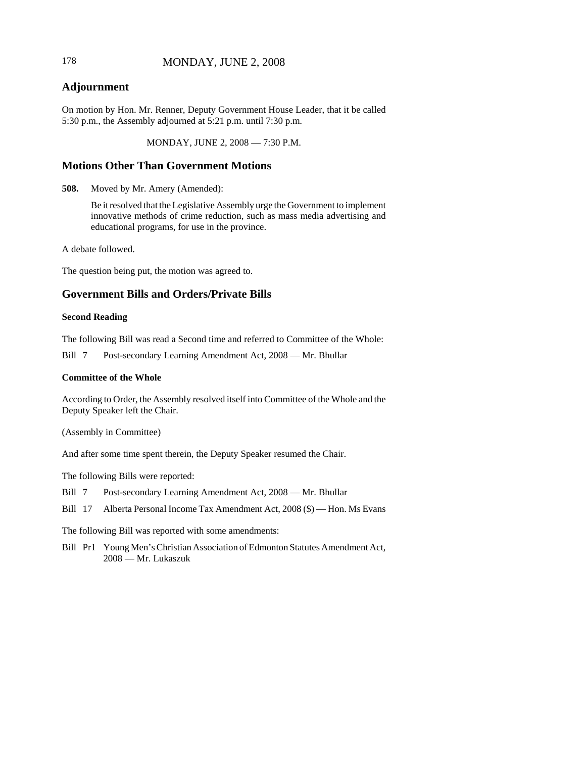## Adjournment

On motion by Hon. Mr. Renner, Deputy Government House Leader, that it be called 5:30 p.m., the Assembly adjourned at 5:21 p.m. until 7:30 p.m.

MONDAY, JUNE 2, 2008 — 7:30 P.M.

## Motions Other Than Government Motions

**508.** Moved by Mr. Amery (Amended):

> Be it resolved that the Legislative Assembly urge the Government to implement innovative methods of crime reduction, such as mass media advertising and educational programs, for use in the province.

A debate followed.

The question being put, the motion was agreed to.

## Government Bills and Orders/Private Bills

### Second Reading

The following Bill was read a Second time and referred to Committee of the Whole:

Bill 7 Post-secondary Learning Amendment Act, 2008 — Mr. Bhullar

### Committee of the Whole

According to Order, the Assembly resolved itself into Committee of the Whole and the Deputy Speaker left the Chair.

(Assembly in Committee)

And after some time spent therein, the Deputy Speaker resumed the Chair.

The following Bills were reported:

Bill 7 Post-secondary Learning Amendment Act, 2008 — Mr. Bhullar

Bill 17 Alberta Personal Income Tax Amendment Act, 2008 ($) — Hon. Ms Evans

The following Bill was reported with some amendments:

Bill Pr1 Young Men's Christian Association of Edmonton Statutes Amendment Act, 2008 — Mr. Lukaszuk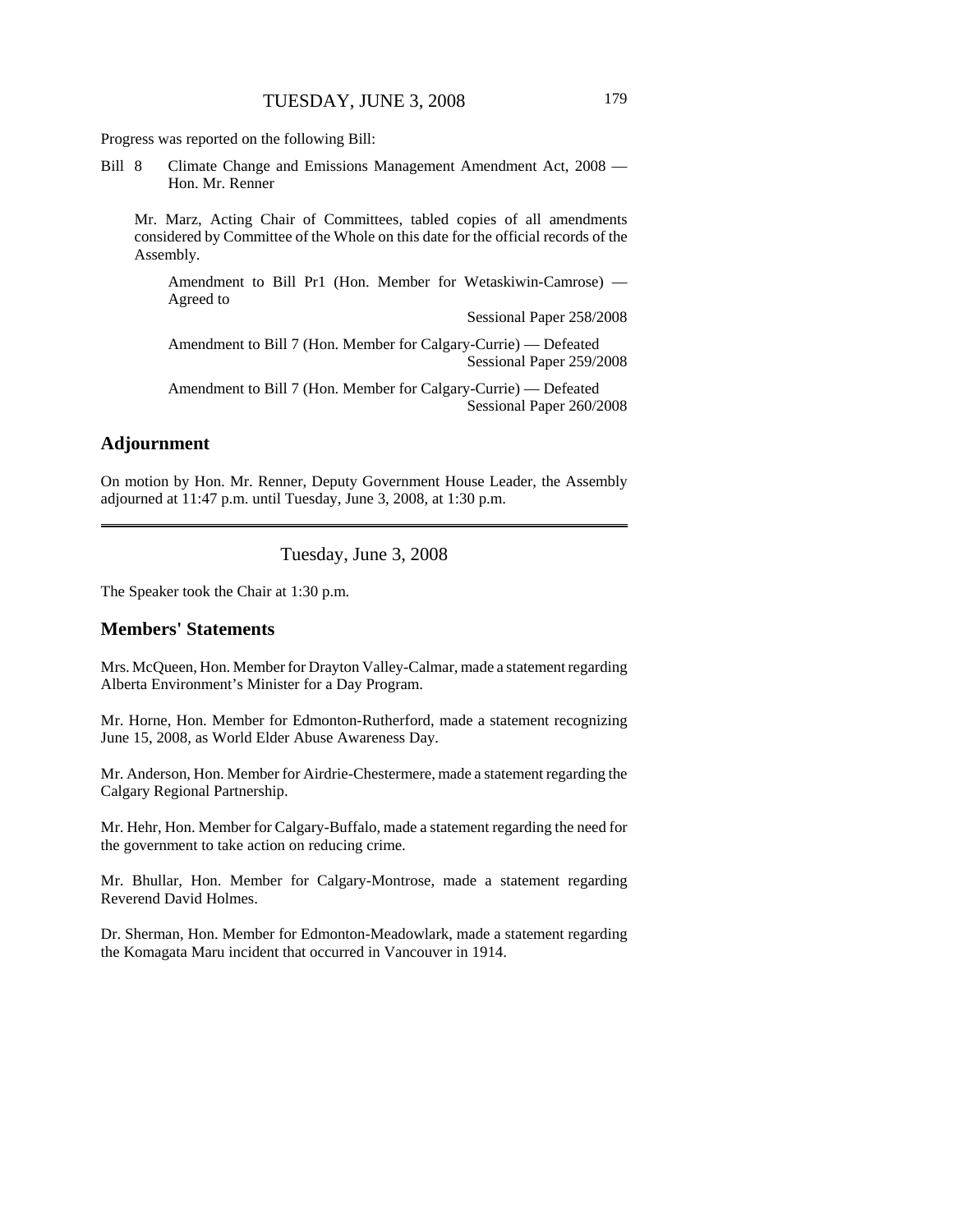Progress was reported on the following Bill:

Bill 8 Climate Change and Emissions Management Amendment Act, 2008 — Hon. Mr. Renner

Mr. Marz, Acting Chair of Committees, tabled copies of all amendments considered by Committee of the Whole on this date for the official records of the Assembly.

Amendment to Bill Pr1 (Hon. Member for Wetaskiwin-Camrose) — Agreed to

Sessional Paper 258/2008

Amendment to Bill 7 (Hon. Member for Calgary-Currie) — Defeated

Sessional Paper 259/2008

Amendment to Bill 7 (Hon. Member for Calgary-Currie) — Defeated

Sessional Paper 260/2008

## Adjournment

On motion by Hon. Mr. Renner, Deputy Government House Leader, the Assembly adjourned at 11:47 p.m. until Tuesday, June 3, 2008, at 1:30 p.m.

---

Tuesday, June 3, 2008

The Speaker took the Chair at 1:30 p.m.

## Members' Statements

Mrs. McQueen, Hon. Member for Drayton Valley-Calmar, made a statement regarding Alberta Environment's Minister for a Day Program.

Mr. Horne, Hon. Member for Edmonton-Rutherford, made a statement recognizing June 15, 2008, as World Elder Abuse Awareness Day.

Mr. Anderson, Hon. Member for Airdrie-Chestermere, made a statement regarding the Calgary Regional Partnership.

Mr. Hehr, Hon. Member for Calgary-Buffalo, made a statement regarding the need for the government to take action on reducing crime.

Mr. Bhullar, Hon. Member for Calgary-Montrose, made a statement regarding Reverend David Holmes.

Dr. Sherman, Hon. Member for Edmonton-Meadowlark, made a statement regarding the Komagata Maru incident that occurred in Vancouver in 1914.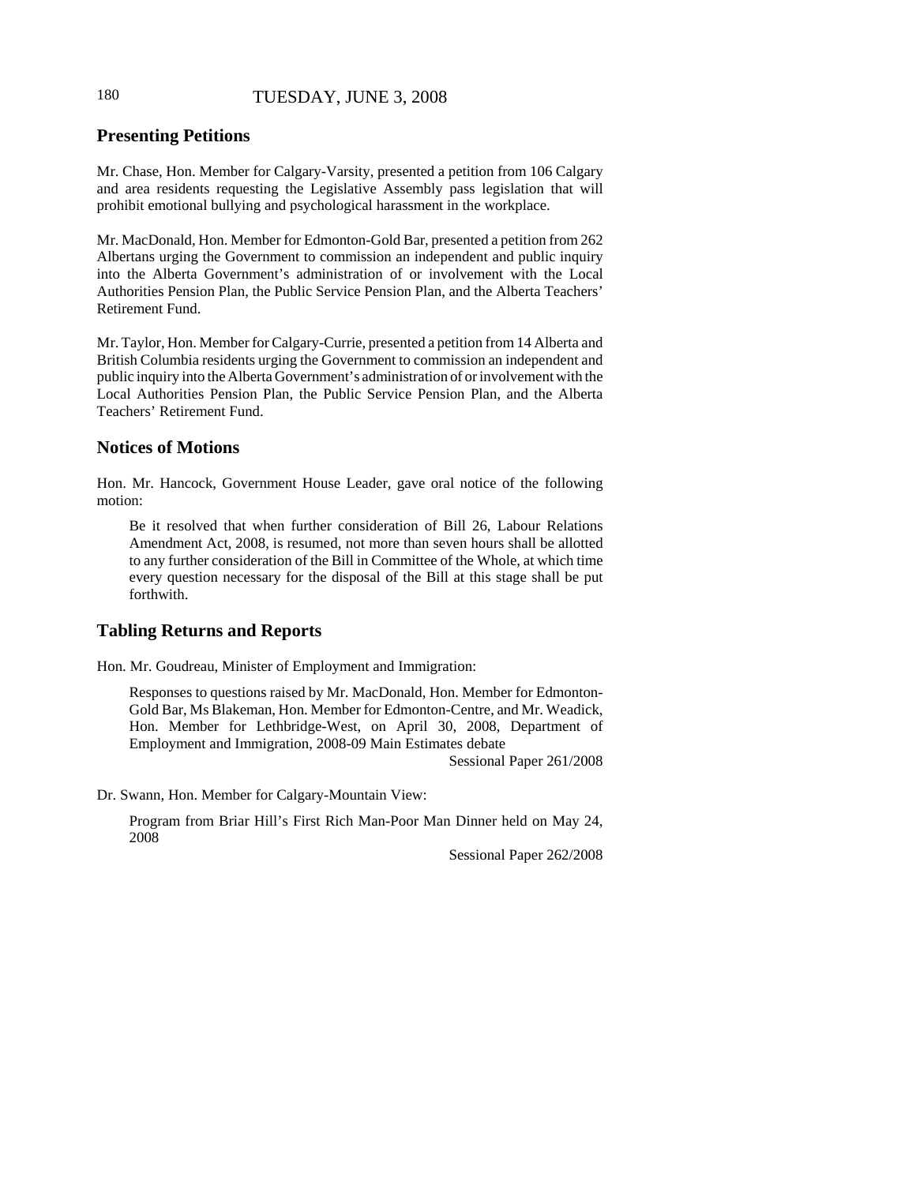## Presenting Petitions

Mr. Chase, Hon. Member for Calgary-Varsity, presented a petition from 106 Calgary and area residents requesting the Legislative Assembly pass legislation that will prohibit emotional bullying and psychological harassment in the workplace.

Mr. MacDonald, Hon. Member for Edmonton-Gold Bar, presented a petition from 262 Albertans urging the Government to commission an independent and public inquiry into the Alberta Government's administration of or involvement with the Local Authorities Pension Plan, the Public Service Pension Plan, and the Alberta Teachers' Retirement Fund.

Mr. Taylor, Hon. Member for Calgary-Currie, presented a petition from 14 Alberta and British Columbia residents urging the Government to commission an independent and public inquiry into the Alberta Government's administration of or involvement with the Local Authorities Pension Plan, the Public Service Pension Plan, and the Alberta Teachers' Retirement Fund.

## Notices of Motions

Hon. Mr. Hancock, Government House Leader, gave oral notice of the following motion:

> Be it resolved that when further consideration of Bill 26, Labour Relations Amendment Act, 2008, is resumed, not more than seven hours shall be allotted to any further consideration of the Bill in Committee of the Whole, at which time every question necessary for the disposal of the Bill at this stage shall be put forthwith.

## Tabling Returns and Reports

Hon. Mr. Goudreau, Minister of Employment and Immigration:

> Responses to questions raised by Mr. MacDonald, Hon. Member for Edmonton-Gold Bar, Ms Blakeman, Hon. Member for Edmonton-Centre, and Mr. Weadick, Hon. Member for Lethbridge-West, on April 30, 2008, Department of Employment and Immigration, 2008-09 Main Estimates debate
>
> Sessional Paper 261/2008

Dr. Swann, Hon. Member for Calgary-Mountain View:

> Program from Briar Hill's First Rich Man-Poor Man Dinner held on May 24, 2008
>
> Sessional Paper 262/2008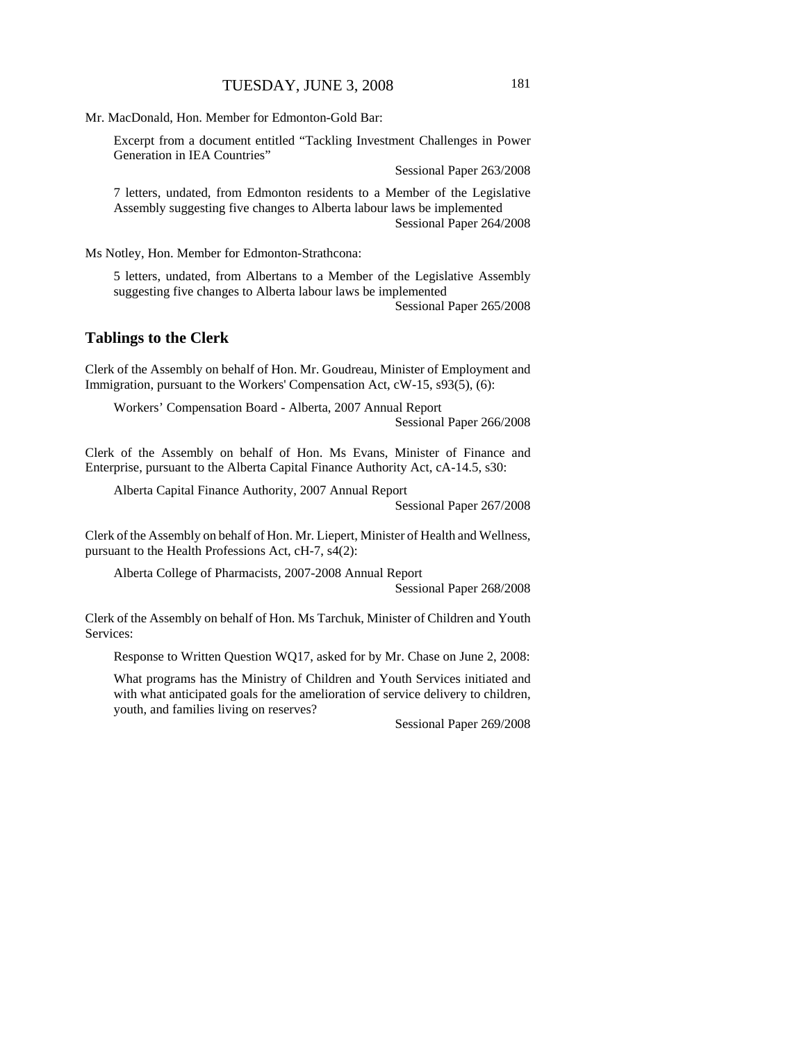Mr. MacDonald, Hon. Member for Edmonton-Gold Bar:

Excerpt from a document entitled "Tackling Investment Challenges in Power Generation in IEA Countries"

Sessional Paper 263/2008

7 letters, undated, from Edmonton residents to a Member of the Legislative Assembly suggesting five changes to Alberta labour laws be implemented

Sessional Paper 264/2008

Ms Notley, Hon. Member for Edmonton-Strathcona:

5 letters, undated, from Albertans to a Member of the Legislative Assembly suggesting five changes to Alberta labour laws be implemented

Sessional Paper 265/2008

## Tablings to the Clerk

Clerk of the Assembly on behalf of Hon. Mr. Goudreau, Minister of Employment and Immigration, pursuant to the Workers' Compensation Act, cW-15, s93(5), (6):

Workers' Compensation Board - Alberta, 2007 Annual Report

Sessional Paper 266/2008

Clerk of the Assembly on behalf of Hon. Ms Evans, Minister of Finance and Enterprise, pursuant to the Alberta Capital Finance Authority Act, cA-14.5, s30:

Alberta Capital Finance Authority, 2007 Annual Report

Sessional Paper 267/2008

Clerk of the Assembly on behalf of Hon. Mr. Liepert, Minister of Health and Wellness, pursuant to the Health Professions Act, cH-7, s4(2):

Alberta College of Pharmacists, 2007-2008 Annual Report

Sessional Paper 268/2008

Clerk of the Assembly on behalf of Hon. Ms Tarchuk, Minister of Children and Youth Services:

Response to Written Question WQ17, asked for by Mr. Chase on June 2, 2008:

What programs has the Ministry of Children and Youth Services initiated and with what anticipated goals for the amelioration of service delivery to children, youth, and families living on reserves?

Sessional Paper 269/2008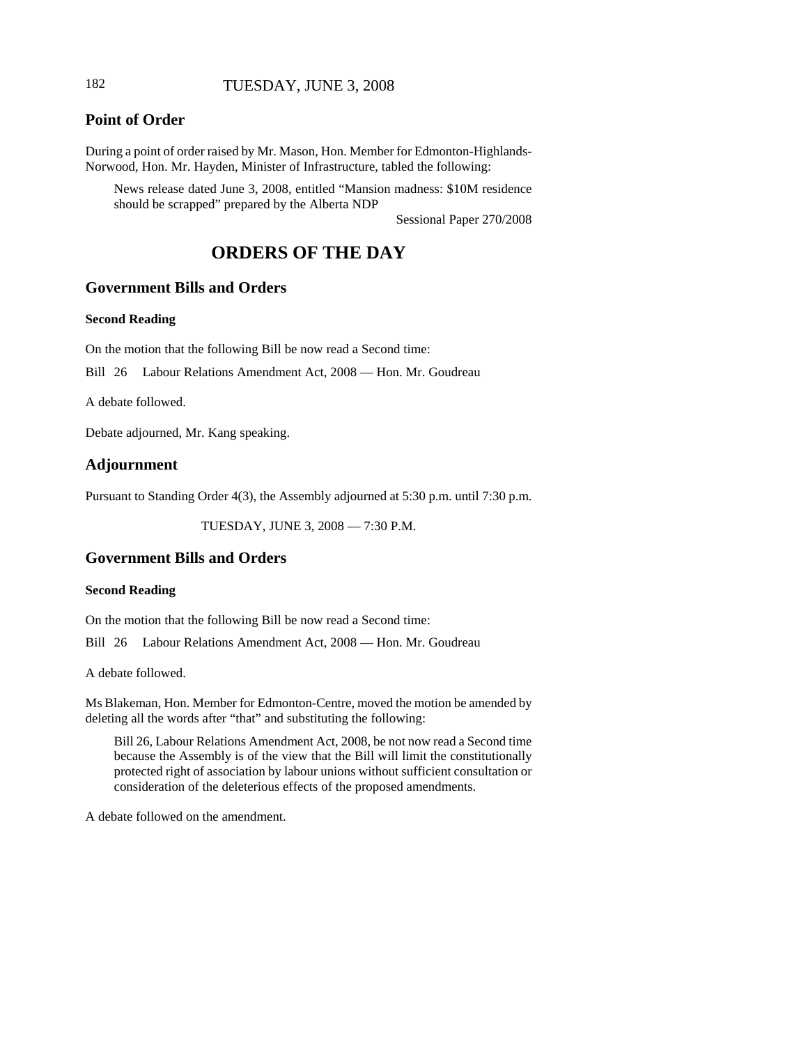## Point of Order

During a point of order raised by Mr. Mason, Hon. Member for Edmonton-Highlands-Norwood, Hon. Mr. Hayden, Minister of Infrastructure, tabled the following:

> News release dated June 3, 2008, entitled "Mansion madness: $10M residence should be scrapped" prepared by the Alberta NDP
>
> Sessional Paper 270/2008

# ORDERS OF THE DAY

## Government Bills and Orders

### Second Reading

On the motion that the following Bill be now read a Second time:

Bill 26 Labour Relations Amendment Act, 2008 — Hon. Mr. Goudreau

A debate followed.

Debate adjourned, Mr. Kang speaking.

## Adjournment

Pursuant to Standing Order 4(3), the Assembly adjourned at 5:30 p.m. until 7:30 p.m.

TUESDAY, JUNE 3, 2008 — 7:30 P.M.

## Government Bills and Orders

### Second Reading

On the motion that the following Bill be now read a Second time:

Bill 26 Labour Relations Amendment Act, 2008 — Hon. Mr. Goudreau

A debate followed.

Ms Blakeman, Hon. Member for Edmonton-Centre, moved the motion be amended by deleting all the words after "that" and substituting the following:

> Bill 26, Labour Relations Amendment Act, 2008, be not now read a Second time because the Assembly is of the view that the Bill will limit the constitutionally protected right of association by labour unions without sufficient consultation or consideration of the deleterious effects of the proposed amendments.

A debate followed on the amendment.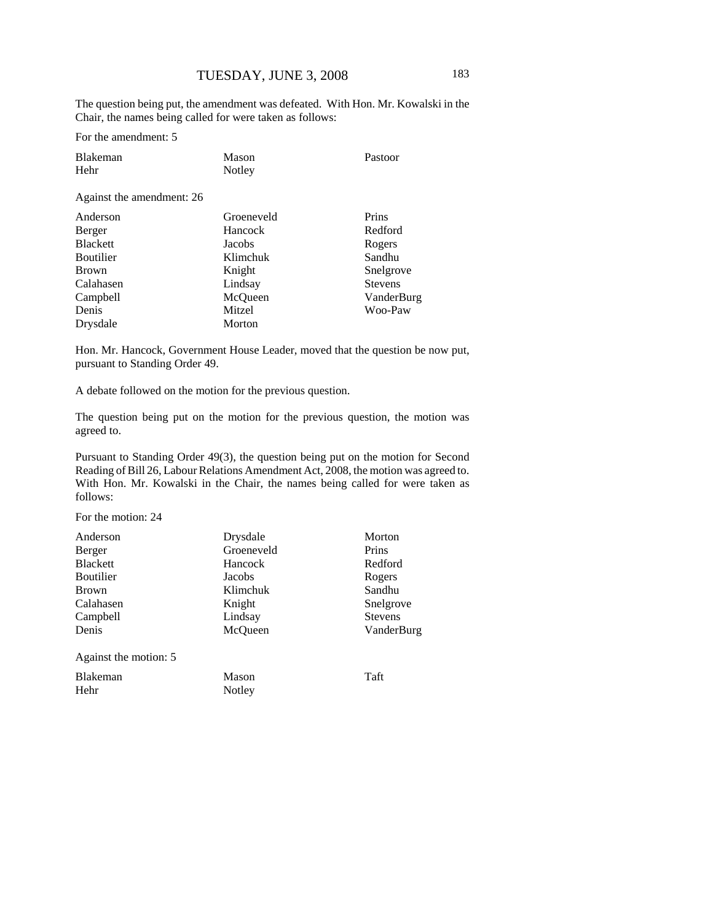The question being put, the amendment was defeated. With Hon. Mr. Kowalski in the Chair, the names being called for were taken as follows:

For the amendment: 5

| | | |
|---|---|---|
| Blakeman | Mason | Pastoor |
| Hehr | Notley | |

Against the amendment: 26

| | | |
|---|---|---|
| Anderson | Groeneveld | Prins |
| Berger | Hancock | Redford |
| Blackett | Jacobs | Rogers |
| Boutilier | Klimchuk | Sandhu |
| Brown | Knight | Snelgrove |
| Calahasen | Lindsay | Stevens |
| Campbell | McQueen | VanderBurg |
| Denis | Mitzel | Woo-Paw |
| Drysdale | Morton | |

Hon. Mr. Hancock, Government House Leader, moved that the question be now put, pursuant to Standing Order 49.

A debate followed on the motion for the previous question.

The question being put on the motion for the previous question, the motion was agreed to.

Pursuant to Standing Order 49(3), the question being put on the motion for Second Reading of Bill 26, Labour Relations Amendment Act, 2008, the motion was agreed to. With Hon. Mr. Kowalski in the Chair, the names being called for were taken as follows:

For the motion: 24

| | | |
|---|---|---|
| Anderson | Drysdale | Morton |
| Berger | Groeneveld | Prins |
| Blackett | Hancock | Redford |
| Boutilier | Jacobs | Rogers |
| Brown | Klimchuk | Sandhu |
| Calahasen | Knight | Snelgrove |
| Campbell | Lindsay | Stevens |
| Denis | McQueen | VanderBurg |

Against the motion: 5

| | | |
|---|---|---|
| Blakeman | Mason | Taft |
| Hehr | Notley | |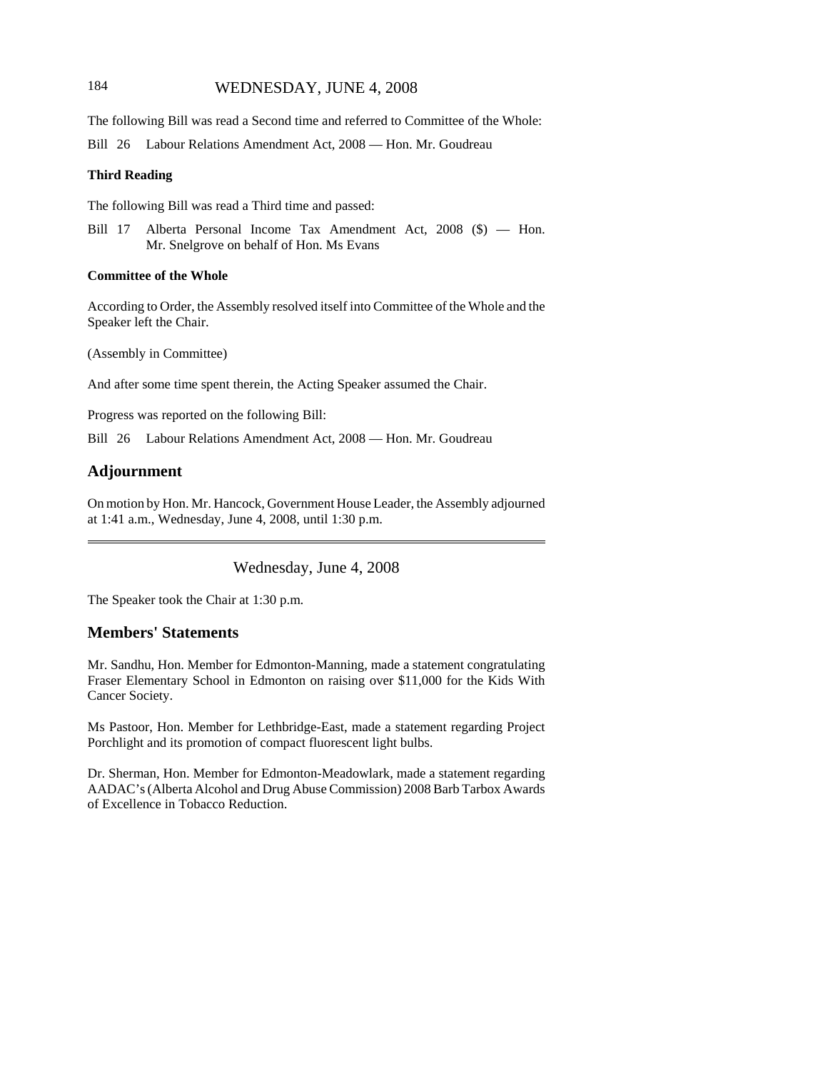The following Bill was read a Second time and referred to Committee of the Whole:

Bill 26 Labour Relations Amendment Act, 2008 — Hon. Mr. Goudreau

**Third Reading**

The following Bill was read a Third time and passed:

Bill 17 Alberta Personal Income Tax Amendment Act, 2008 ($) — Hon. Mr. Snelgrove on behalf of Hon. Ms Evans

**Committee of the Whole**

According to Order, the Assembly resolved itself into Committee of the Whole and the Speaker left the Chair.

(Assembly in Committee)

And after some time spent therein, the Acting Speaker assumed the Chair.

Progress was reported on the following Bill:

Bill 26 Labour Relations Amendment Act, 2008 — Hon. Mr. Goudreau

## Adjournment

On motion by Hon. Mr. Hancock, Government House Leader, the Assembly adjourned at 1:41 a.m., Wednesday, June 4, 2008, until 1:30 p.m.

---

Wednesday, June 4, 2008

The Speaker took the Chair at 1:30 p.m.

## Members' Statements

Mr. Sandhu, Hon. Member for Edmonton-Manning, made a statement congratulating Fraser Elementary School in Edmonton on raising over $11,000 for the Kids With Cancer Society.

Ms Pastoor, Hon. Member for Lethbridge-East, made a statement regarding Project Porchlight and its promotion of compact fluorescent light bulbs.

Dr. Sherman, Hon. Member for Edmonton-Meadowlark, made a statement regarding AADAC's (Alberta Alcohol and Drug Abuse Commission) 2008 Barb Tarbox Awards of Excellence in Tobacco Reduction.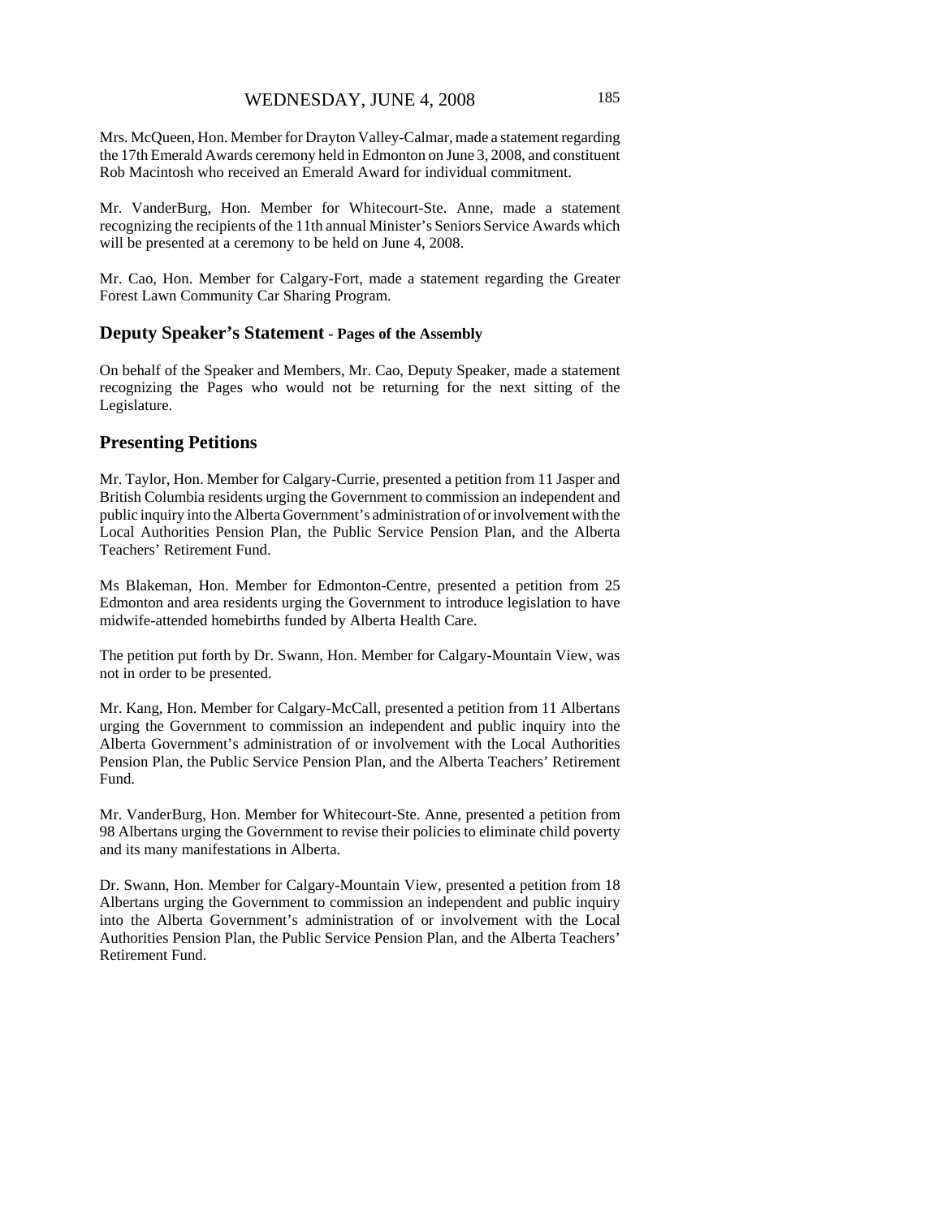Mrs. McQueen, Hon. Member for Drayton Valley-Calmar, made a statement regarding the 17th Emerald Awards ceremony held in Edmonton on June 3, 2008, and constituent Rob Macintosh who received an Emerald Award for individual commitment.

Mr. VanderBurg, Hon. Member for Whitecourt-Ste. Anne, made a statement recognizing the recipients of the 11th annual Minister's Seniors Service Awards which will be presented at a ceremony to be held on June 4, 2008.

Mr. Cao, Hon. Member for Calgary-Fort, made a statement regarding the Greater Forest Lawn Community Car Sharing Program.

## Deputy Speaker's Statement - Pages of the Assembly

On behalf of the Speaker and Members, Mr. Cao, Deputy Speaker, made a statement recognizing the Pages who would not be returning for the next sitting of the Legislature.

## Presenting Petitions

Mr. Taylor, Hon. Member for Calgary-Currie, presented a petition from 11 Jasper and British Columbia residents urging the Government to commission an independent and public inquiry into the Alberta Government's administration of or involvement with the Local Authorities Pension Plan, the Public Service Pension Plan, and the Alberta Teachers' Retirement Fund.

Ms Blakeman, Hon. Member for Edmonton-Centre, presented a petition from 25 Edmonton and area residents urging the Government to introduce legislation to have midwife-attended homebirths funded by Alberta Health Care.

The petition put forth by Dr. Swann, Hon. Member for Calgary-Mountain View, was not in order to be presented.

Mr. Kang, Hon. Member for Calgary-McCall, presented a petition from 11 Albertans urging the Government to commission an independent and public inquiry into the Alberta Government's administration of or involvement with the Local Authorities Pension Plan, the Public Service Pension Plan, and the Alberta Teachers' Retirement Fund.

Mr. VanderBurg, Hon. Member for Whitecourt-Ste. Anne, presented a petition from 98 Albertans urging the Government to revise their policies to eliminate child poverty and its many manifestations in Alberta.

Dr. Swann, Hon. Member for Calgary-Mountain View, presented a petition from 18 Albertans urging the Government to commission an independent and public inquiry into the Alberta Government's administration of or involvement with the Local Authorities Pension Plan, the Public Service Pension Plan, and the Alberta Teachers' Retirement Fund.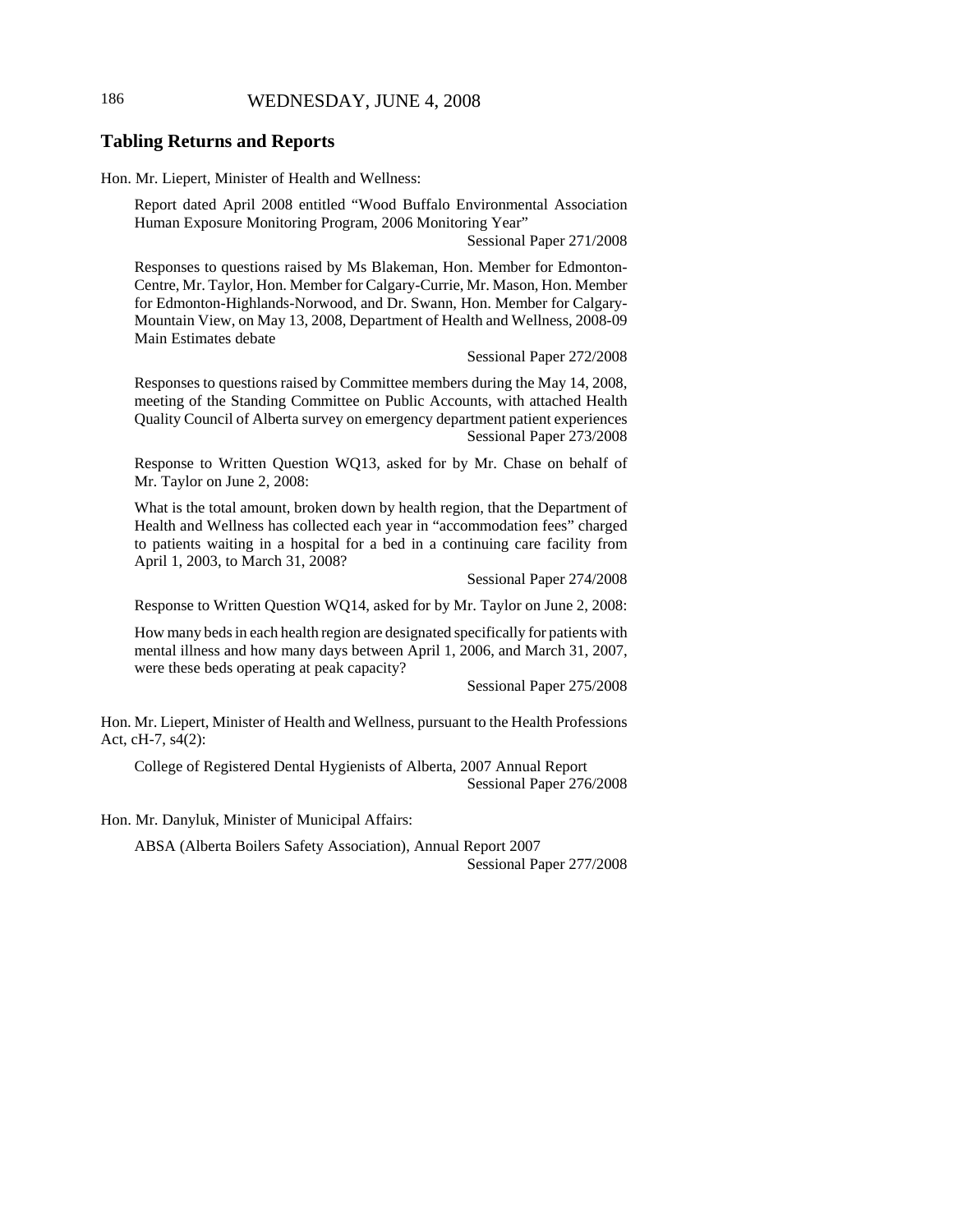## Tabling Returns and Reports

Hon. Mr. Liepert, Minister of Health and Wellness:

Report dated April 2008 entitled "Wood Buffalo Environmental Association Human Exposure Monitoring Program, 2006 Monitoring Year"

Sessional Paper 271/2008

Responses to questions raised by Ms Blakeman, Hon. Member for Edmonton-Centre, Mr. Taylor, Hon. Member for Calgary-Currie, Mr. Mason, Hon. Member for Edmonton-Highlands-Norwood, and Dr. Swann, Hon. Member for Calgary-Mountain View, on May 13, 2008, Department of Health and Wellness, 2008-09 Main Estimates debate

Sessional Paper 272/2008

Responses to questions raised by Committee members during the May 14, 2008, meeting of the Standing Committee on Public Accounts, with attached Health Quality Council of Alberta survey on emergency department patient experiences

Sessional Paper 273/2008

Response to Written Question WQ13, asked for by Mr. Chase on behalf of Mr. Taylor on June 2, 2008:

What is the total amount, broken down by health region, that the Department of Health and Wellness has collected each year in "accommodation fees" charged to patients waiting in a hospital for a bed in a continuing care facility from April 1, 2003, to March 31, 2008?

Sessional Paper 274/2008

Response to Written Question WQ14, asked for by Mr. Taylor on June 2, 2008:

How many beds in each health region are designated specifically for patients with mental illness and how many days between April 1, 2006, and March 31, 2007, were these beds operating at peak capacity?

Sessional Paper 275/2008

Hon. Mr. Liepert, Minister of Health and Wellness, pursuant to the Health Professions Act, cH-7, s4(2):

College of Registered Dental Hygienists of Alberta, 2007 Annual Report

Sessional Paper 276/2008

Hon. Mr. Danyluk, Minister of Municipal Affairs:

ABSA (Alberta Boilers Safety Association), Annual Report 2007

Sessional Paper 277/2008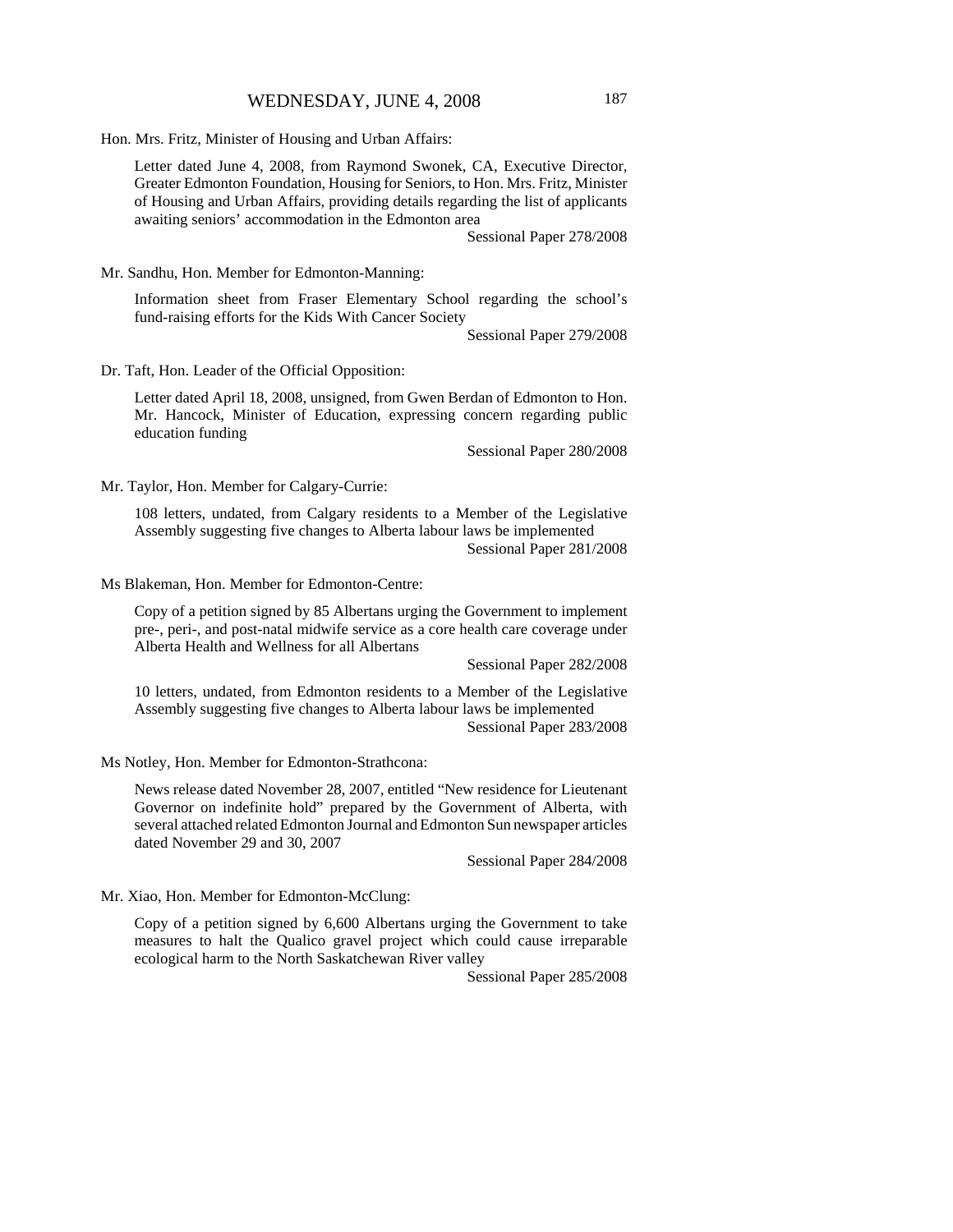Hon. Mrs. Fritz, Minister of Housing and Urban Affairs:

Letter dated June 4, 2008, from Raymond Swonek, CA, Executive Director, Greater Edmonton Foundation, Housing for Seniors, to Hon. Mrs. Fritz, Minister of Housing and Urban Affairs, providing details regarding the list of applicants awaiting seniors' accommodation in the Edmonton area

Sessional Paper 278/2008

Mr. Sandhu, Hon. Member for Edmonton-Manning:

Information sheet from Fraser Elementary School regarding the school's fund-raising efforts for the Kids With Cancer Society

Sessional Paper 279/2008

Dr. Taft, Hon. Leader of the Official Opposition:

Letter dated April 18, 2008, unsigned, from Gwen Berdan of Edmonton to Hon. Mr. Hancock, Minister of Education, expressing concern regarding public education funding

Sessional Paper 280/2008

Mr. Taylor, Hon. Member for Calgary-Currie:

108 letters, undated, from Calgary residents to a Member of the Legislative Assembly suggesting five changes to Alberta labour laws be implemented

Sessional Paper 281/2008

Ms Blakeman, Hon. Member for Edmonton-Centre:

Copy of a petition signed by 85 Albertans urging the Government to implement pre-, peri-, and post-natal midwife service as a core health care coverage under Alberta Health and Wellness for all Albertans

Sessional Paper 282/2008

10 letters, undated, from Edmonton residents to a Member of the Legislative Assembly suggesting five changes to Alberta labour laws be implemented

Sessional Paper 283/2008

Ms Notley, Hon. Member for Edmonton-Strathcona:

News release dated November 28, 2007, entitled "New residence for Lieutenant Governor on indefinite hold" prepared by the Government of Alberta, with several attached related Edmonton Journal and Edmonton Sun newspaper articles dated November 29 and 30, 2007

Sessional Paper 284/2008

Mr. Xiao, Hon. Member for Edmonton-McClung:

Copy of a petition signed by 6,600 Albertans urging the Government to take measures to halt the Qualico gravel project which could cause irreparable ecological harm to the North Saskatchewan River valley

Sessional Paper 285/2008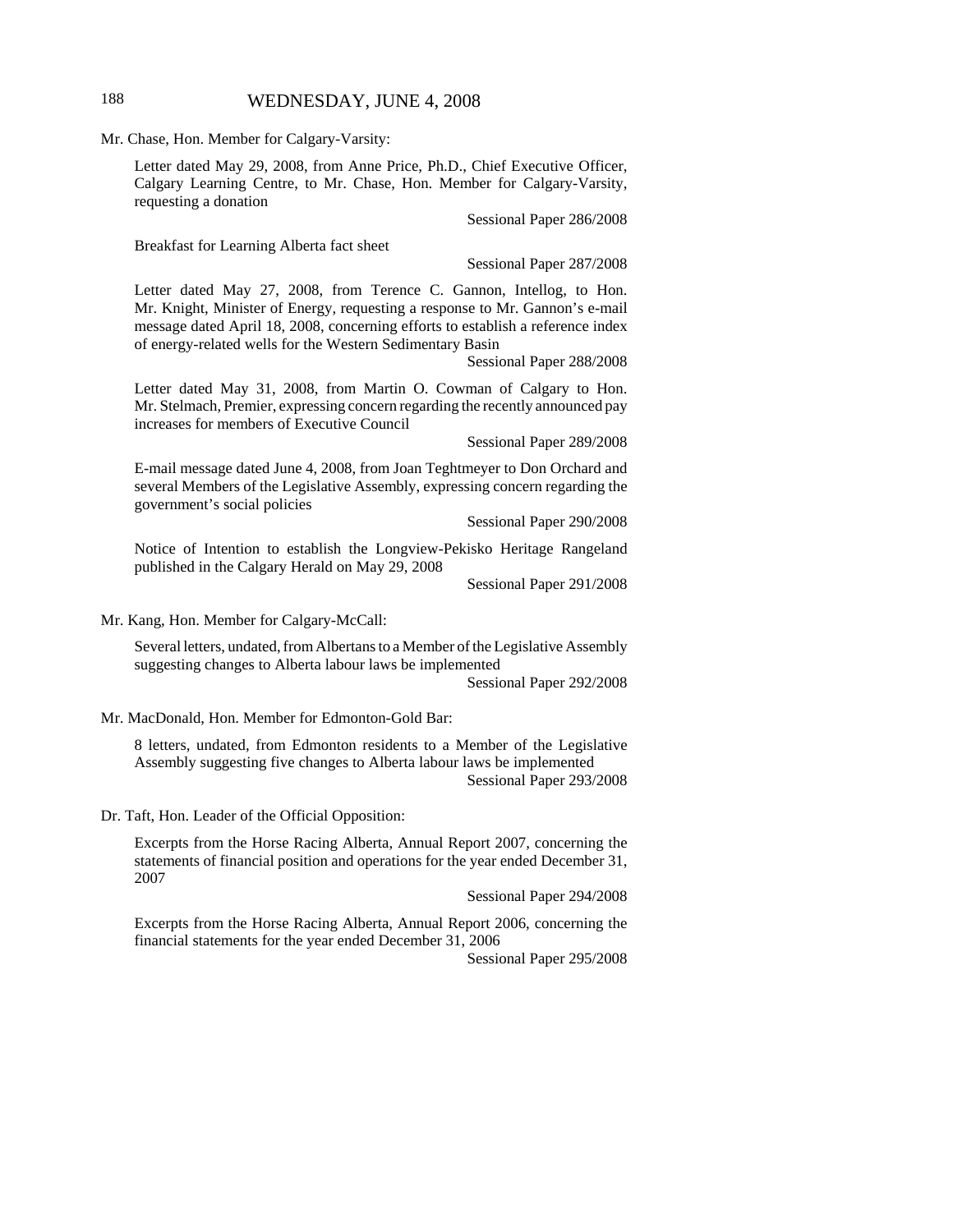Mr. Chase, Hon. Member for Calgary-Varsity:

Letter dated May 29, 2008, from Anne Price, Ph.D., Chief Executive Officer, Calgary Learning Centre, to Mr. Chase, Hon. Member for Calgary-Varsity, requesting a donation

Sessional Paper 286/2008

Breakfast for Learning Alberta fact sheet

Sessional Paper 287/2008

Letter dated May 27, 2008, from Terence C. Gannon, Intellog, to Hon. Mr. Knight, Minister of Energy, requesting a response to Mr. Gannon's e-mail message dated April 18, 2008, concerning efforts to establish a reference index of energy-related wells for the Western Sedimentary Basin

Sessional Paper 288/2008

Letter dated May 31, 2008, from Martin O. Cowman of Calgary to Hon. Mr. Stelmach, Premier, expressing concern regarding the recently announced pay increases for members of Executive Council

Sessional Paper 289/2008

E-mail message dated June 4, 2008, from Joan Teghtmeyer to Don Orchard and several Members of the Legislative Assembly, expressing concern regarding the government's social policies

Sessional Paper 290/2008

Notice of Intention to establish the Longview-Pekisko Heritage Rangeland published in the Calgary Herald on May 29, 2008

Sessional Paper 291/2008

Mr. Kang, Hon. Member for Calgary-McCall:

Several letters, undated, from Albertans to a Member of the Legislative Assembly suggesting changes to Alberta labour laws be implemented

Sessional Paper 292/2008

Mr. MacDonald, Hon. Member for Edmonton-Gold Bar:

8 letters, undated, from Edmonton residents to a Member of the Legislative Assembly suggesting five changes to Alberta labour laws be implemented

Sessional Paper 293/2008

Dr. Taft, Hon. Leader of the Official Opposition:

Excerpts from the Horse Racing Alberta, Annual Report 2007, concerning the statements of financial position and operations for the year ended December 31, 2007

Sessional Paper 294/2008

Excerpts from the Horse Racing Alberta, Annual Report 2006, concerning the financial statements for the year ended December 31, 2006

Sessional Paper 295/2008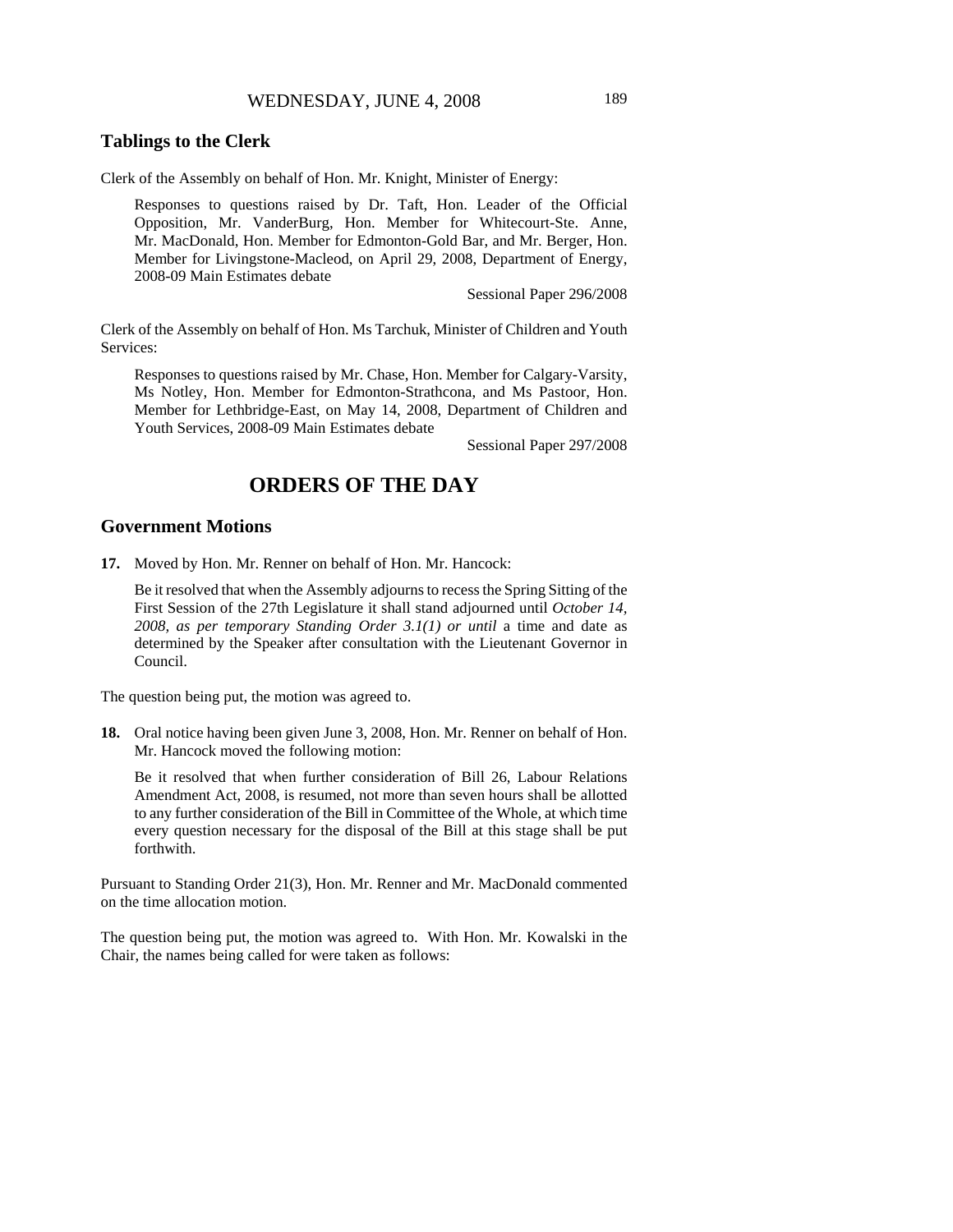## Tablings to the Clerk

Clerk of the Assembly on behalf of Hon. Mr. Knight, Minister of Energy:

> Responses to questions raised by Dr. Taft, Hon. Leader of the Official Opposition, Mr. VanderBurg, Hon. Member for Whitecourt-Ste. Anne, Mr. MacDonald, Hon. Member for Edmonton-Gold Bar, and Mr. Berger, Hon. Member for Livingstone-Macleod, on April 29, 2008, Department of Energy, 2008-09 Main Estimates debate
>
> Sessional Paper 296/2008

Clerk of the Assembly on behalf of Hon. Ms Tarchuk, Minister of Children and Youth Services:

> Responses to questions raised by Mr. Chase, Hon. Member for Calgary-Varsity, Ms Notley, Hon. Member for Edmonton-Strathcona, and Ms Pastoor, Hon. Member for Lethbridge-East, on May 14, 2008, Department of Children and Youth Services, 2008-09 Main Estimates debate
>
> Sessional Paper 297/2008

# ORDERS OF THE DAY

## Government Motions

**17.** Moved by Hon. Mr. Renner on behalf of Hon. Mr. Hancock:

> Be it resolved that when the Assembly adjourns to recess the Spring Sitting of the First Session of the 27th Legislature it shall stand adjourned until *October 14, 2008, as per temporary Standing Order 3.1(1) or until* a time and date as determined by the Speaker after consultation with the Lieutenant Governor in Council.

The question being put, the motion was agreed to.

**18.** Oral notice having been given June 3, 2008, Hon. Mr. Renner on behalf of Hon. Mr. Hancock moved the following motion:

> Be it resolved that when further consideration of Bill 26, Labour Relations Amendment Act, 2008, is resumed, not more than seven hours shall be allotted to any further consideration of the Bill in Committee of the Whole, at which time every question necessary for the disposal of the Bill at this stage shall be put forthwith.

Pursuant to Standing Order 21(3), Hon. Mr. Renner and Mr. MacDonald commented on the time allocation motion.

The question being put, the motion was agreed to. With Hon. Mr. Kowalski in the Chair, the names being called for were taken as follows: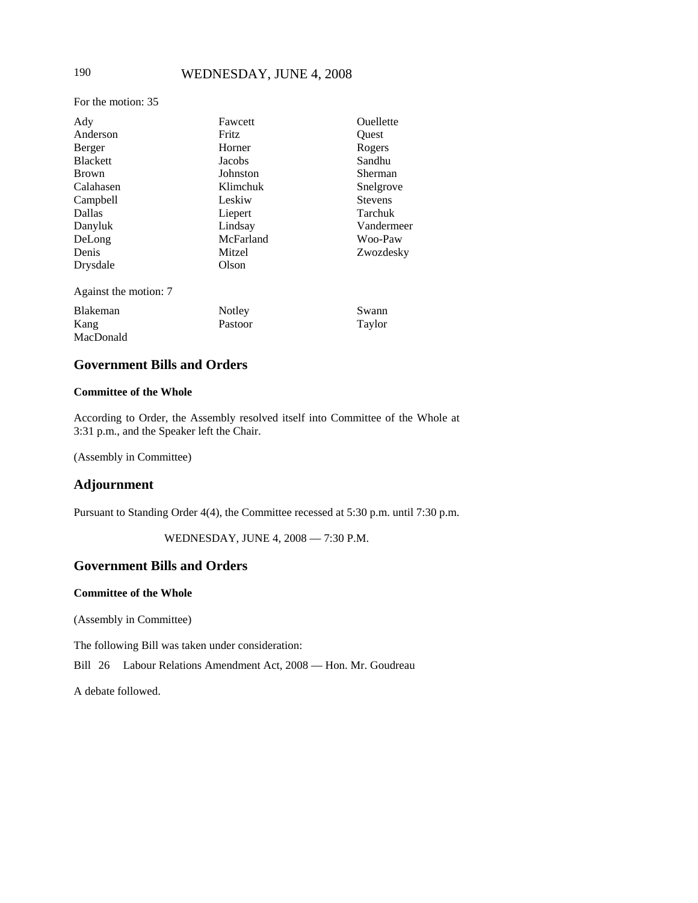For the motion: 35

| | | |
|---|---|---|
| Ady | Fawcett | Ouellette |
| Anderson | Fritz | Quest |
| Berger | Horner | Rogers |
| Blackett | Jacobs | Sandhu |
| Brown | Johnston | Sherman |
| Calahasen | Klimchuk | Snelgrove |
| Campbell | Leskiw | Stevens |
| Dallas | Liepert | Tarchuk |
| Danyluk | Lindsay | Vandermeer |
| DeLong | McFarland | Woo-Paw |
| Denis | Mitzel | Zwozdesky |
| Drysdale | Olson | |

Against the motion: 7

| | | |
|---|---|---|
| Blakeman | Notley | Swann |
| Kang | Pastoor | Taylor |
| MacDonald | | |

## Government Bills and Orders

### Committee of the Whole

According to Order, the Assembly resolved itself into Committee of the Whole at 3:31 p.m., and the Speaker left the Chair.

(Assembly in Committee)

## Adjournment

Pursuant to Standing Order 4(4), the Committee recessed at 5:30 p.m. until 7:30 p.m.

WEDNESDAY, JUNE 4, 2008 — 7:30 P.M.

## Government Bills and Orders

### Committee of the Whole

(Assembly in Committee)

The following Bill was taken under consideration:

Bill 26 Labour Relations Amendment Act, 2008 — Hon. Mr. Goudreau

A debate followed.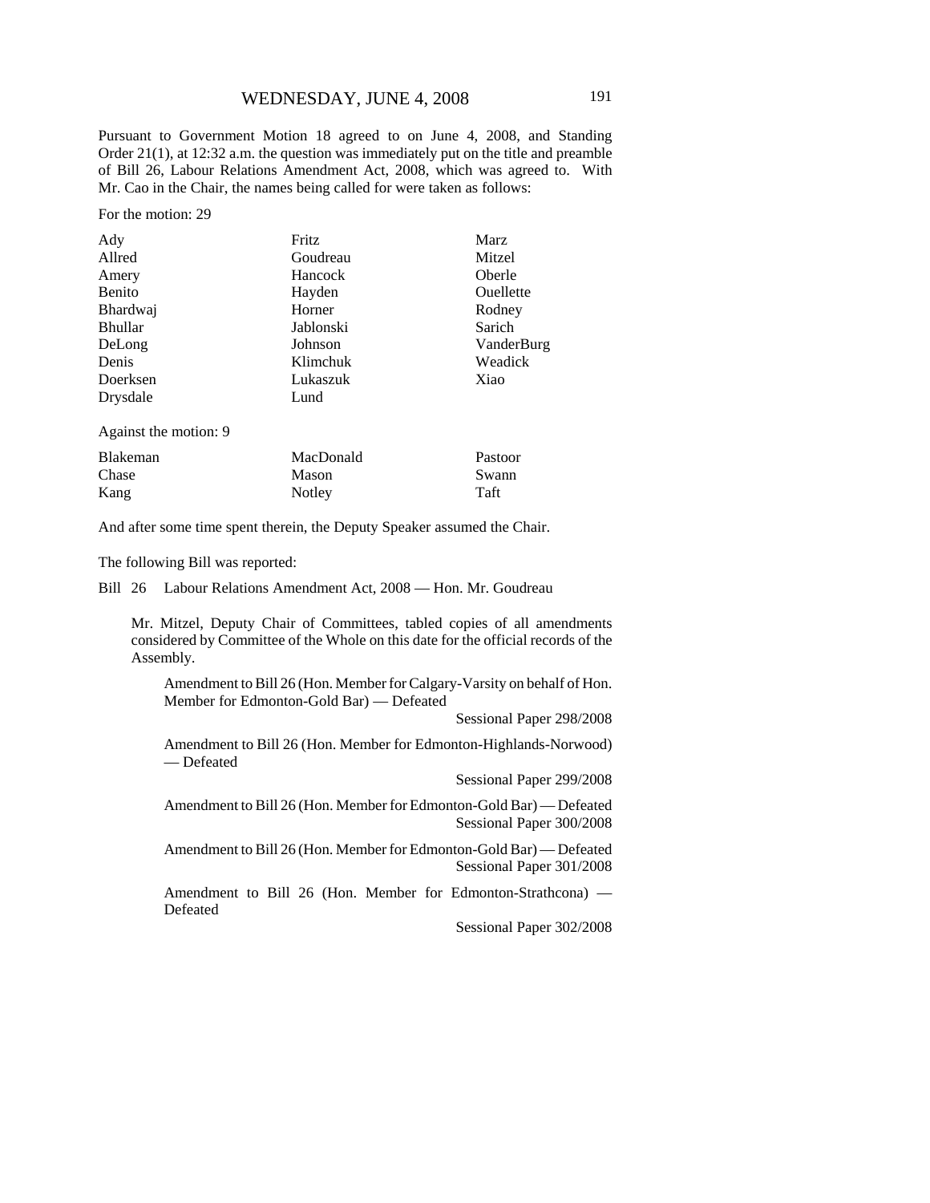Pursuant to Government Motion 18 agreed to on June 4, 2008, and Standing Order 21(1), at 12:32 a.m. the question was immediately put on the title and preamble of Bill 26, Labour Relations Amendment Act, 2008, which was agreed to. With Mr. Cao in the Chair, the names being called for were taken as follows:

For the motion: 29

| | | |
|---|---|---|
| Ady | Fritz | Marz |
| Allred | Goudreau | Mitzel |
| Amery | Hancock | Oberle |
| Benito | Hayden | Ouellette |
| Bhardwaj | Horner | Rodney |
| Bhullar | Jablonski | Sarich |
| DeLong | Johnson | VanderBurg |
| Denis | Klimchuk | Weadick |
| Doerksen | Lukaszuk | Xiao |
| Drysdale | Lund | |

Against the motion: 9

| | | |
|---|---|---|
| Blakeman | MacDonald | Pastoor |
| Chase | Mason | Swann |
| Kang | Notley | Taft |

And after some time spent therein, the Deputy Speaker assumed the Chair.

The following Bill was reported:

Bill 26 Labour Relations Amendment Act, 2008 — Hon. Mr. Goudreau

Mr. Mitzel, Deputy Chair of Committees, tabled copies of all amendments considered by Committee of the Whole on this date for the official records of the Assembly.

Amendment to Bill 26 (Hon. Member for Calgary-Varsity on behalf of Hon. Member for Edmonton-Gold Bar) — Defeated
Sessional Paper 298/2008

Amendment to Bill 26 (Hon. Member for Edmonton-Highlands-Norwood) — Defeated
Sessional Paper 299/2008

Amendment to Bill 26 (Hon. Member for Edmonton-Gold Bar) — Defeated
Sessional Paper 300/2008

Amendment to Bill 26 (Hon. Member for Edmonton-Gold Bar) — Defeated
Sessional Paper 301/2008

Amendment to Bill 26 (Hon. Member for Edmonton-Strathcona) — Defeated
Sessional Paper 302/2008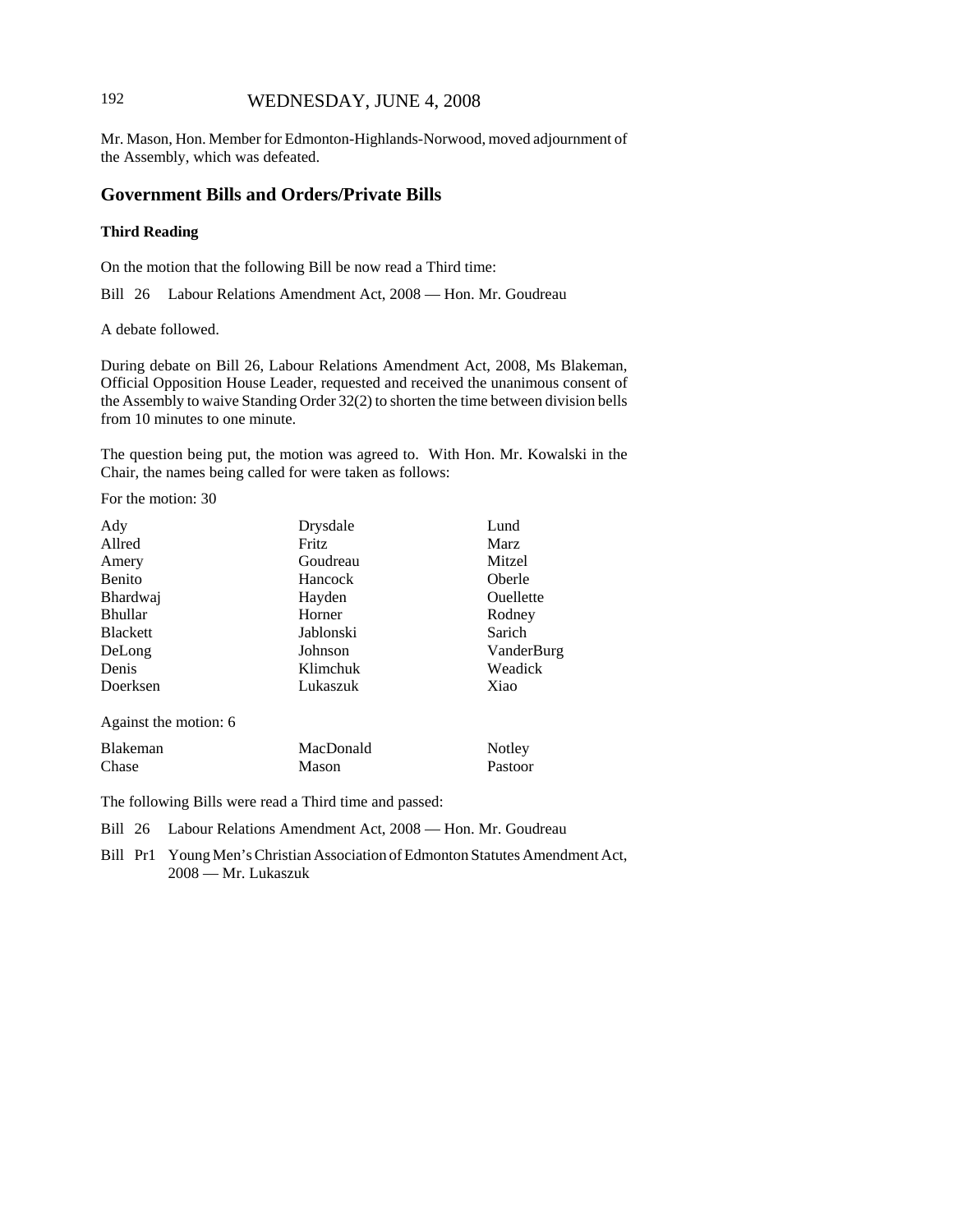Mr. Mason, Hon. Member for Edmonton-Highlands-Norwood, moved adjournment of the Assembly, which was defeated.

## Government Bills and Orders/Private Bills

### Third Reading

On the motion that the following Bill be now read a Third time:

Bill 26 Labour Relations Amendment Act, 2008 — Hon. Mr. Goudreau

A debate followed.

During debate on Bill 26, Labour Relations Amendment Act, 2008, Ms Blakeman, Official Opposition House Leader, requested and received the unanimous consent of the Assembly to waive Standing Order 32(2) to shorten the time between division bells from 10 minutes to one minute.

The question being put, the motion was agreed to. With Hon. Mr. Kowalski in the Chair, the names being called for were taken as follows:

For the motion: 30

| | | |
|---|---|---|
| Ady | Drysdale | Lund |
| Allred | Fritz | Marz |
| Amery | Goudreau | Mitzel |
| Benito | Hancock | Oberle |
| Bhardwaj | Hayden | Ouellette |
| Bhullar | Horner | Rodney |
| Blackett | Jablonski | Sarich |
| DeLong | Johnson | VanderBurg |
| Denis | Klimchuk | Weadick |
| Doerksen | Lukaszuk | Xiao |

Against the motion: 6

| | | |
|---|---|---|
| Blakeman | MacDonald | Notley |
| Chase | Mason | Pastoor |

The following Bills were read a Third time and passed:

Bill 26 Labour Relations Amendment Act, 2008 — Hon. Mr. Goudreau

Bill Pr1 Young Men's Christian Association of Edmonton Statutes Amendment Act, 2008 — Mr. Lukaszuk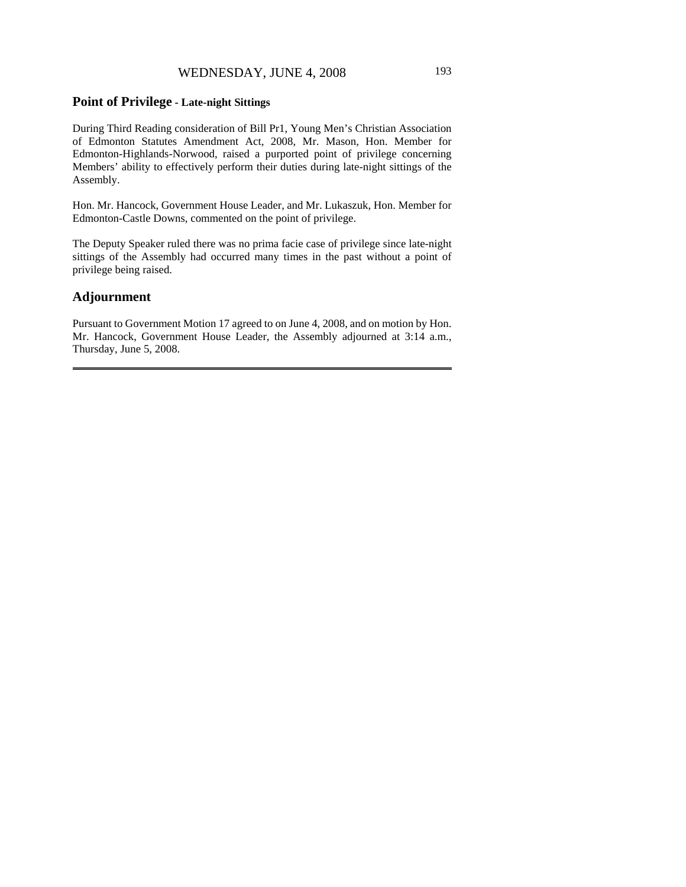## Point of Privilege - Late-night Sittings

During Third Reading consideration of Bill Pr1, Young Men's Christian Association of Edmonton Statutes Amendment Act, 2008, Mr. Mason, Hon. Member for Edmonton-Highlands-Norwood, raised a purported point of privilege concerning Members' ability to effectively perform their duties during late-night sittings of the Assembly.

Hon. Mr. Hancock, Government House Leader, and Mr. Lukaszuk, Hon. Member for Edmonton-Castle Downs, commented on the point of privilege.

The Deputy Speaker ruled there was no prima facie case of privilege since late-night sittings of the Assembly had occurred many times in the past without a point of privilege being raised.

## Adjournment

Pursuant to Government Motion 17 agreed to on June 4, 2008, and on motion by Hon. Mr. Hancock, Government House Leader, the Assembly adjourned at 3:14 a.m., Thursday, June 5, 2008.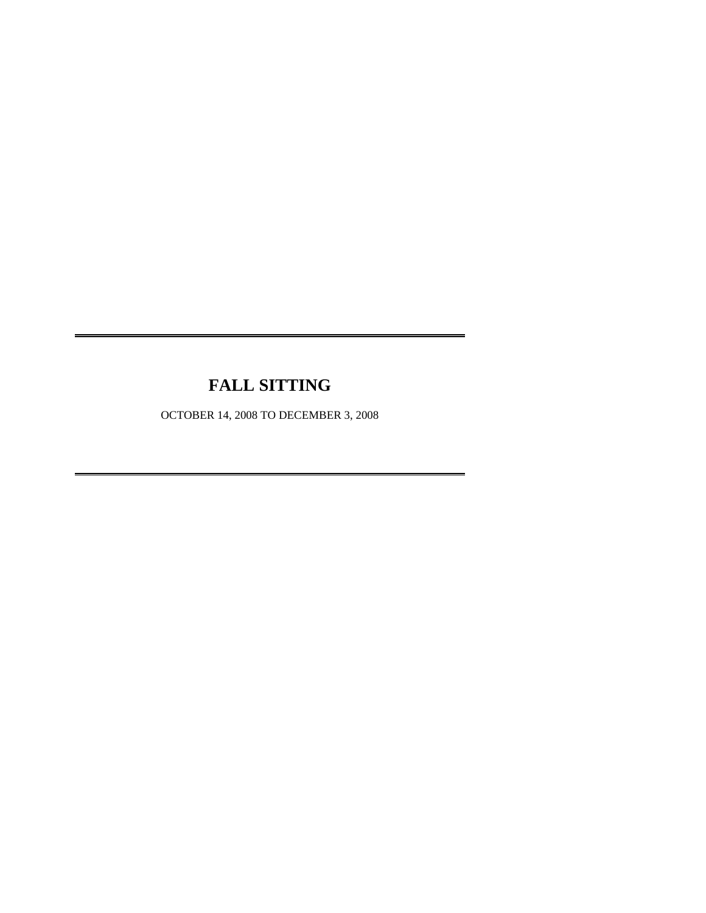# FALL SITTING

OCTOBER 14, 2008 TO DECEMBER 3, 2008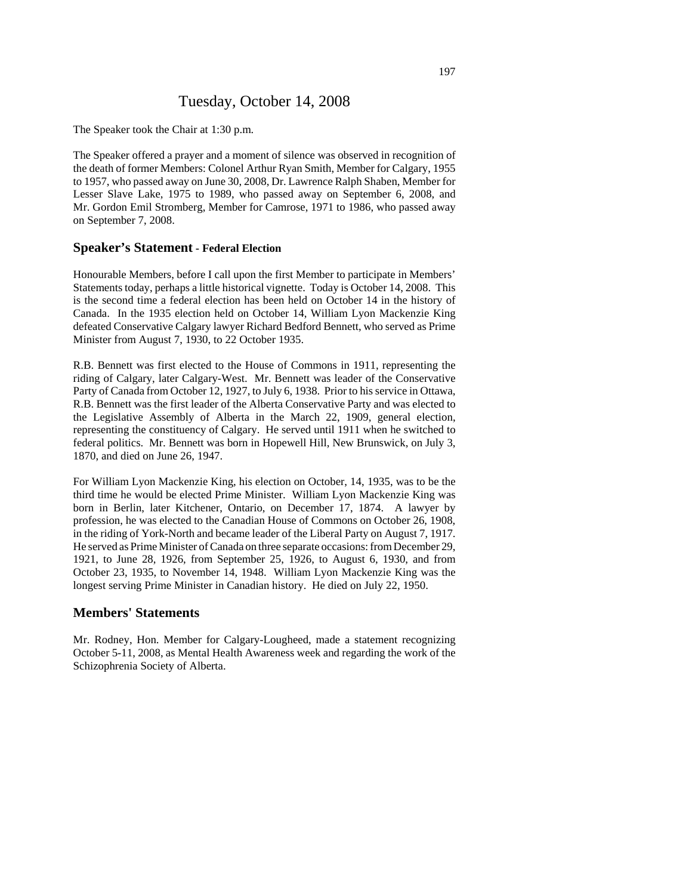# Tuesday, October 14, 2008

The Speaker took the Chair at 1:30 p.m.

The Speaker offered a prayer and a moment of silence was observed in recognition of the death of former Members: Colonel Arthur Ryan Smith, Member for Calgary, 1955 to 1957, who passed away on June 30, 2008, Dr. Lawrence Ralph Shaben, Member for Lesser Slave Lake, 1975 to 1989, who passed away on September 6, 2008, and Mr. Gordon Emil Stromberg, Member for Camrose, 1971 to 1986, who passed away on September 7, 2008.

## Speaker's Statement - Federal Election

Honourable Members, before I call upon the first Member to participate in Members' Statements today, perhaps a little historical vignette. Today is October 14, 2008. This is the second time a federal election has been held on October 14 in the history of Canada. In the 1935 election held on October 14, William Lyon Mackenzie King defeated Conservative Calgary lawyer Richard Bedford Bennett, who served as Prime Minister from August 7, 1930, to 22 October 1935.

R.B. Bennett was first elected to the House of Commons in 1911, representing the riding of Calgary, later Calgary-West. Mr. Bennett was leader of the Conservative Party of Canada from October 12, 1927, to July 6, 1938. Prior to his service in Ottawa, R.B. Bennett was the first leader of the Alberta Conservative Party and was elected to the Legislative Assembly of Alberta in the March 22, 1909, general election, representing the constituency of Calgary. He served until 1911 when he switched to federal politics. Mr. Bennett was born in Hopewell Hill, New Brunswick, on July 3, 1870, and died on June 26, 1947.

For William Lyon Mackenzie King, his election on October, 14, 1935, was to be the third time he would be elected Prime Minister. William Lyon Mackenzie King was born in Berlin, later Kitchener, Ontario, on December 17, 1874. A lawyer by profession, he was elected to the Canadian House of Commons on October 26, 1908, in the riding of York-North and became leader of the Liberal Party on August 7, 1917. He served as Prime Minister of Canada on three separate occasions: from December 29, 1921, to June 28, 1926, from September 25, 1926, to August 6, 1930, and from October 23, 1935, to November 14, 1948. William Lyon Mackenzie King was the longest serving Prime Minister in Canadian history. He died on July 22, 1950.

## Members' Statements

Mr. Rodney, Hon. Member for Calgary-Lougheed, made a statement recognizing October 5-11, 2008, as Mental Health Awareness week and regarding the work of the Schizophrenia Society of Alberta.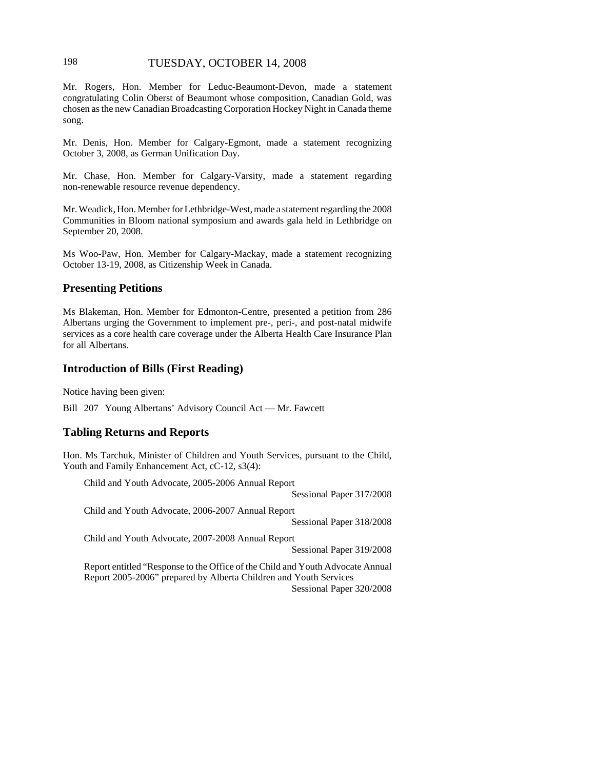Mr. Rogers, Hon. Member for Leduc-Beaumont-Devon, made a statement congratulating Colin Oberst of Beaumont whose composition, Canadian Gold, was chosen as the new Canadian Broadcasting Corporation Hockey Night in Canada theme song.

Mr. Denis, Hon. Member for Calgary-Egmont, made a statement recognizing October 3, 2008, as German Unification Day.

Mr. Chase, Hon. Member for Calgary-Varsity, made a statement regarding non-renewable resource revenue dependency.

Mr. Weadick, Hon. Member for Lethbridge-West, made a statement regarding the 2008 Communities in Bloom national symposium and awards gala held in Lethbridge on September 20, 2008.

Ms Woo-Paw, Hon. Member for Calgary-Mackay, made a statement recognizing October 13-19, 2008, as Citizenship Week in Canada.

## Presenting Petitions

Ms Blakeman, Hon. Member for Edmonton-Centre, presented a petition from 286 Albertans urging the Government to implement pre-, peri-, and post-natal midwife services as a core health care coverage under the Alberta Health Care Insurance Plan for all Albertans.

## Introduction of Bills (First Reading)

Notice having been given:

Bill 207 Young Albertans' Advisory Council Act — Mr. Fawcett

## Tabling Returns and Reports

Hon. Ms Tarchuk, Minister of Children and Youth Services, pursuant to the Child, Youth and Family Enhancement Act, cC-12, s3(4):

Child and Youth Advocate, 2005-2006 Annual Report
Sessional Paper 317/2008

Child and Youth Advocate, 2006-2007 Annual Report
Sessional Paper 318/2008

Child and Youth Advocate, 2007-2008 Annual Report
Sessional Paper 319/2008

Report entitled "Response to the Office of the Child and Youth Advocate Annual Report 2005-2006" prepared by Alberta Children and Youth Services
Sessional Paper 320/2008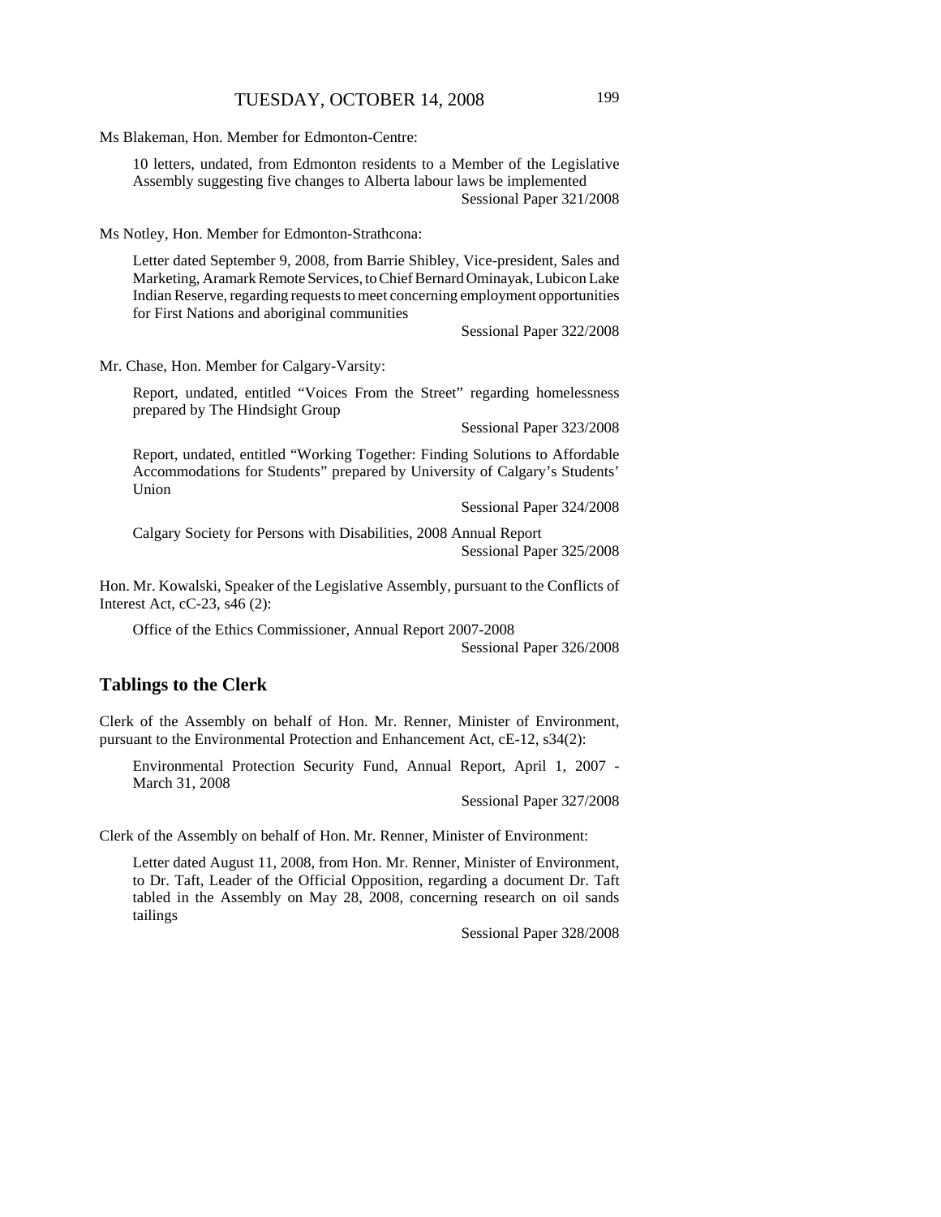Ms Blakeman, Hon. Member for Edmonton-Centre:

> 10 letters, undated, from Edmonton residents to a Member of the Legislative Assembly suggesting five changes to Alberta labour laws be implemented
> Sessional Paper 321/2008

Ms Notley, Hon. Member for Edmonton-Strathcona:

> Letter dated September 9, 2008, from Barrie Shibley, Vice-president, Sales and Marketing, Aramark Remote Services, to Chief Bernard Ominayak, Lubicon Lake Indian Reserve, regarding requests to meet concerning employment opportunities for First Nations and aboriginal communities
> Sessional Paper 322/2008

Mr. Chase, Hon. Member for Calgary-Varsity:

> Report, undated, entitled "Voices From the Street" regarding homelessness prepared by The Hindsight Group
> Sessional Paper 323/2008

> Report, undated, entitled "Working Together: Finding Solutions to Affordable Accommodations for Students" prepared by University of Calgary's Students' Union
> Sessional Paper 324/2008

> Calgary Society for Persons with Disabilities, 2008 Annual Report
> Sessional Paper 325/2008

Hon. Mr. Kowalski, Speaker of the Legislative Assembly, pursuant to the Conflicts of Interest Act, cC-23, s46 (2):

> Office of the Ethics Commissioner, Annual Report 2007-2008
> Sessional Paper 326/2008

## Tablings to the Clerk

Clerk of the Assembly on behalf of Hon. Mr. Renner, Minister of Environment, pursuant to the Environmental Protection and Enhancement Act, cE-12, s34(2):

> Environmental Protection Security Fund, Annual Report, April 1, 2007 - March 31, 2008
> Sessional Paper 327/2008

Clerk of the Assembly on behalf of Hon. Mr. Renner, Minister of Environment:

> Letter dated August 11, 2008, from Hon. Mr. Renner, Minister of Environment, to Dr. Taft, Leader of the Official Opposition, regarding a document Dr. Taft tabled in the Assembly on May 28, 2008, concerning research on oil sands tailings
> Sessional Paper 328/2008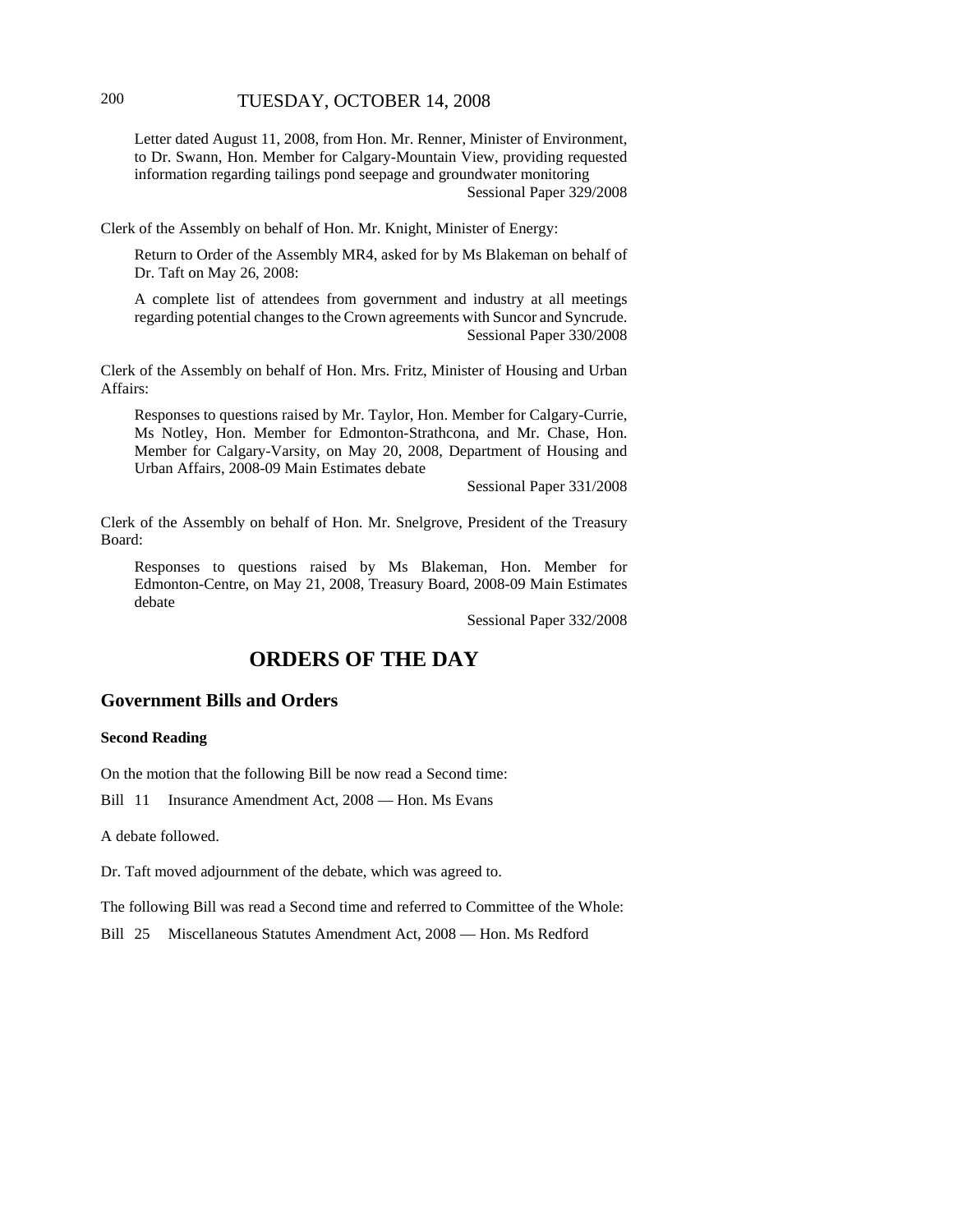Letter dated August 11, 2008, from Hon. Mr. Renner, Minister of Environment, to Dr. Swann, Hon. Member for Calgary-Mountain View, providing requested information regarding tailings pond seepage and groundwater monitoring
Sessional Paper 329/2008

Clerk of the Assembly on behalf of Hon. Mr. Knight, Minister of Energy:

Return to Order of the Assembly MR4, asked for by Ms Blakeman on behalf of Dr. Taft on May 26, 2008:

A complete list of attendees from government and industry at all meetings regarding potential changes to the Crown agreements with Suncor and Syncrude.
Sessional Paper 330/2008

Clerk of the Assembly on behalf of Hon. Mrs. Fritz, Minister of Housing and Urban Affairs:

Responses to questions raised by Mr. Taylor, Hon. Member for Calgary-Currie, Ms Notley, Hon. Member for Edmonton-Strathcona, and Mr. Chase, Hon. Member for Calgary-Varsity, on May 20, 2008, Department of Housing and Urban Affairs, 2008-09 Main Estimates debate
Sessional Paper 331/2008

Clerk of the Assembly on behalf of Hon. Mr. Snelgrove, President of the Treasury Board:

Responses to questions raised by Ms Blakeman, Hon. Member for Edmonton-Centre, on May 21, 2008, Treasury Board, 2008-09 Main Estimates debate
Sessional Paper 332/2008

# ORDERS OF THE DAY

## Government Bills and Orders

### Second Reading

On the motion that the following Bill be now read a Second time:

Bill 11 Insurance Amendment Act, 2008 — Hon. Ms Evans

A debate followed.

Dr. Taft moved adjournment of the debate, which was agreed to.

The following Bill was read a Second time and referred to Committee of the Whole:

Bill 25 Miscellaneous Statutes Amendment Act, 2008 — Hon. Ms Redford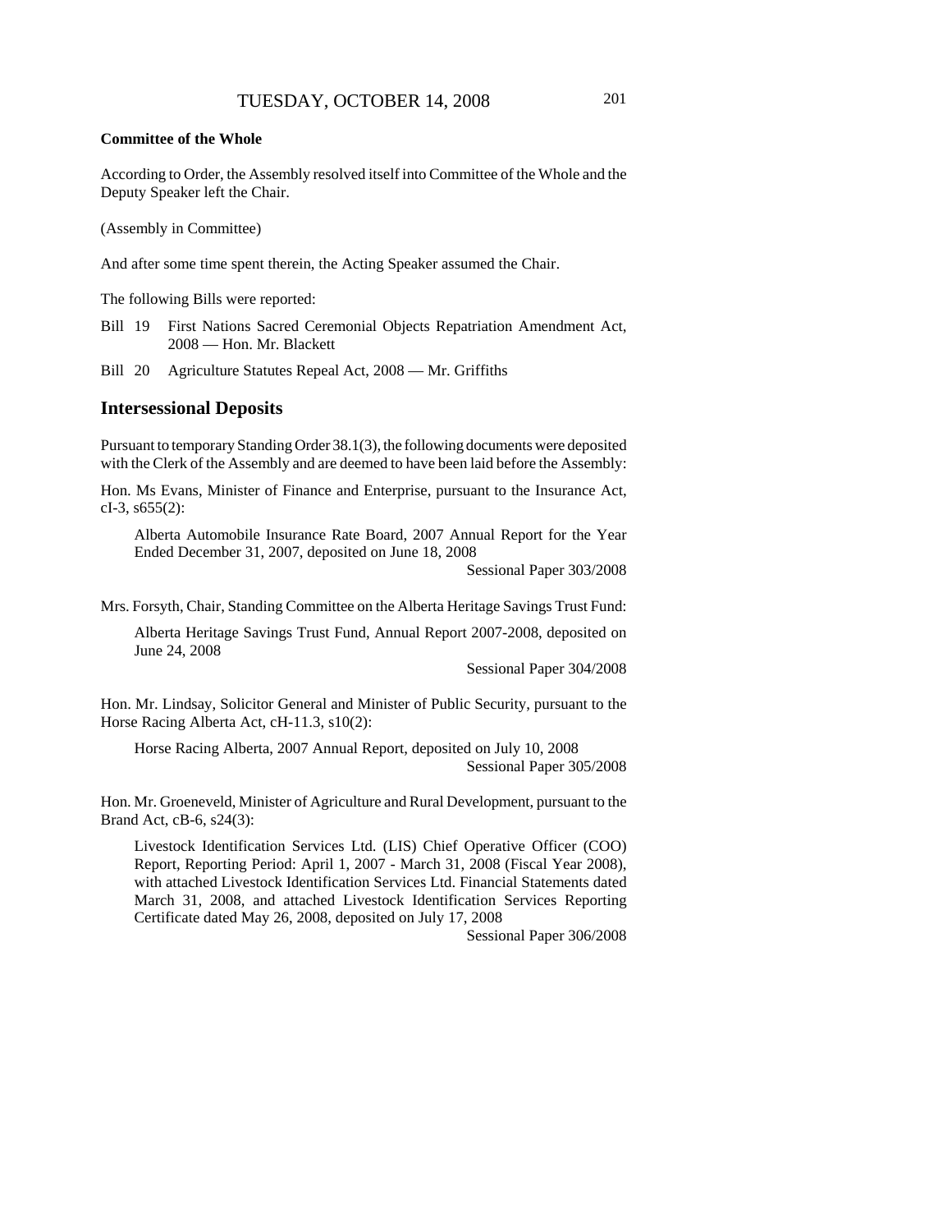**Committee of the Whole**

According to Order, the Assembly resolved itself into Committee of the Whole and the Deputy Speaker left the Chair.

(Assembly in Committee)

And after some time spent therein, the Acting Speaker assumed the Chair.

The following Bills were reported:

Bill 19 First Nations Sacred Ceremonial Objects Repatriation Amendment Act, 2008 — Hon. Mr. Blackett

Bill 20 Agriculture Statutes Repeal Act, 2008 — Mr. Griffiths

## Intersessional Deposits

Pursuant to temporary Standing Order 38.1(3), the following documents were deposited with the Clerk of the Assembly and are deemed to have been laid before the Assembly:

Hon. Ms Evans, Minister of Finance and Enterprise, pursuant to the Insurance Act, cI-3, s655(2):

> Alberta Automobile Insurance Rate Board, 2007 Annual Report for the Year Ended December 31, 2007, deposited on June 18, 2008
>
> Sessional Paper 303/2008

Mrs. Forsyth, Chair, Standing Committee on the Alberta Heritage Savings Trust Fund:

> Alberta Heritage Savings Trust Fund, Annual Report 2007-2008, deposited on June 24, 2008
>
> Sessional Paper 304/2008

Hon. Mr. Lindsay, Solicitor General and Minister of Public Security, pursuant to the Horse Racing Alberta Act, cH-11.3, s10(2):

> Horse Racing Alberta, 2007 Annual Report, deposited on July 10, 2008
>
> Sessional Paper 305/2008

Hon. Mr. Groeneveld, Minister of Agriculture and Rural Development, pursuant to the Brand Act, cB-6, s24(3):

> Livestock Identification Services Ltd. (LIS) Chief Operative Officer (COO) Report, Reporting Period: April 1, 2007 - March 31, 2008 (Fiscal Year 2008), with attached Livestock Identification Services Ltd. Financial Statements dated March 31, 2008, and attached Livestock Identification Services Reporting Certificate dated May 26, 2008, deposited on July 17, 2008
>
> Sessional Paper 306/2008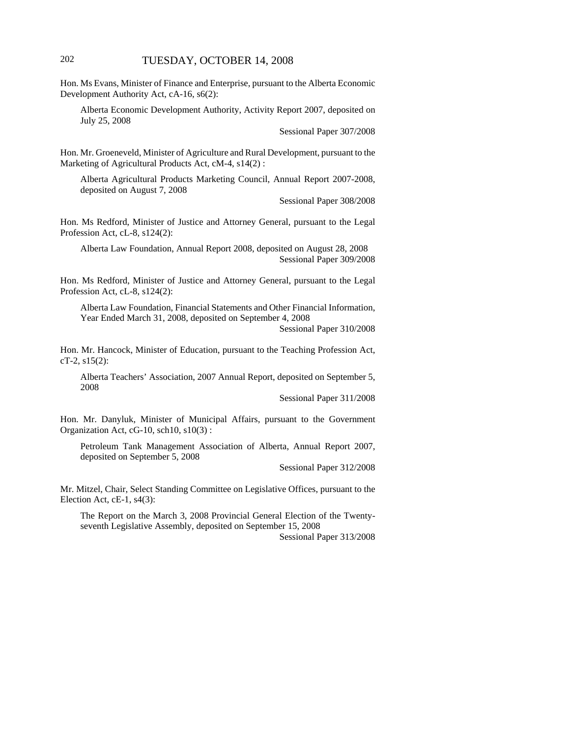Hon. Ms Evans, Minister of Finance and Enterprise, pursuant to the Alberta Economic Development Authority Act, cA-16, s6(2):

Alberta Economic Development Authority, Activity Report 2007, deposited on July 25, 2008

Sessional Paper 307/2008

Hon. Mr. Groeneveld, Minister of Agriculture and Rural Development, pursuant to the Marketing of Agricultural Products Act, cM-4, s14(2) :

Alberta Agricultural Products Marketing Council, Annual Report 2007-2008, deposited on August 7, 2008

Sessional Paper 308/2008

Hon. Ms Redford, Minister of Justice and Attorney General, pursuant to the Legal Profession Act, cL-8, s124(2):

Alberta Law Foundation, Annual Report 2008, deposited on August 28, 2008

Sessional Paper 309/2008

Hon. Ms Redford, Minister of Justice and Attorney General, pursuant to the Legal Profession Act, cL-8, s124(2):

Alberta Law Foundation, Financial Statements and Other Financial Information, Year Ended March 31, 2008, deposited on September 4, 2008

Sessional Paper 310/2008

Hon. Mr. Hancock, Minister of Education, pursuant to the Teaching Profession Act, cT-2, s15(2):

Alberta Teachers' Association, 2007 Annual Report, deposited on September 5, 2008

Sessional Paper 311/2008

Hon. Mr. Danyluk, Minister of Municipal Affairs, pursuant to the Government Organization Act, cG-10, sch10, s10(3) :

Petroleum Tank Management Association of Alberta, Annual Report 2007, deposited on September 5, 2008

Sessional Paper 312/2008

Mr. Mitzel, Chair, Select Standing Committee on Legislative Offices, pursuant to the Election Act, cE-1, s4(3):

The Report on the March 3, 2008 Provincial General Election of the Twenty-seventh Legislative Assembly, deposited on September 15, 2008

Sessional Paper 313/2008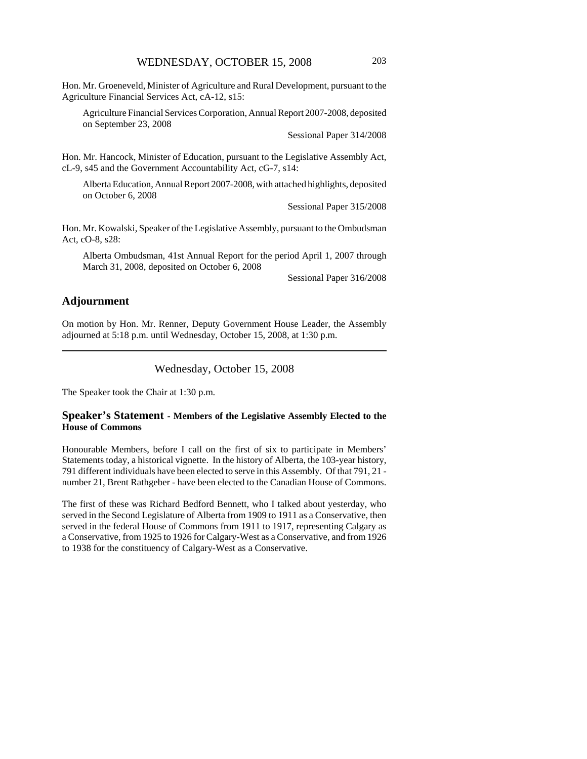Hon. Mr. Groeneveld, Minister of Agriculture and Rural Development, pursuant to the Agriculture Financial Services Act, cA-12, s15:

> Agriculture Financial Services Corporation, Annual Report 2007-2008, deposited on September 23, 2008
>
> Sessional Paper 314/2008

Hon. Mr. Hancock, Minister of Education, pursuant to the Legislative Assembly Act, cL-9, s45 and the Government Accountability Act, cG-7, s14:

> Alberta Education, Annual Report 2007-2008, with attached highlights, deposited on October 6, 2008
>
> Sessional Paper 315/2008

Hon. Mr. Kowalski, Speaker of the Legislative Assembly, pursuant to the Ombudsman Act, cO-8, s28:

> Alberta Ombudsman, 41st Annual Report for the period April 1, 2007 through March 31, 2008, deposited on October 6, 2008
>
> Sessional Paper 316/2008

## Adjournment

On motion by Hon. Mr. Renner, Deputy Government House Leader, the Assembly adjourned at 5:18 p.m. until Wednesday, October 15, 2008, at 1:30 p.m.

---

# Wednesday, October 15, 2008

The Speaker took the Chair at 1:30 p.m.

## Speaker's Statement - Members of the Legislative Assembly Elected to the House of Commons

Honourable Members, before I call on the first of six to participate in Members' Statements today, a historical vignette. In the history of Alberta, the 103-year history, 791 different individuals have been elected to serve in this Assembly. Of that 791, 21 - number 21, Brent Rathgeber - have been elected to the Canadian House of Commons.

The first of these was Richard Bedford Bennett, who I talked about yesterday, who served in the Second Legislature of Alberta from 1909 to 1911 as a Conservative, then served in the federal House of Commons from 1911 to 1917, representing Calgary as a Conservative, from 1925 to 1926 for Calgary-West as a Conservative, and from 1926 to 1938 for the constituency of Calgary-West as a Conservative.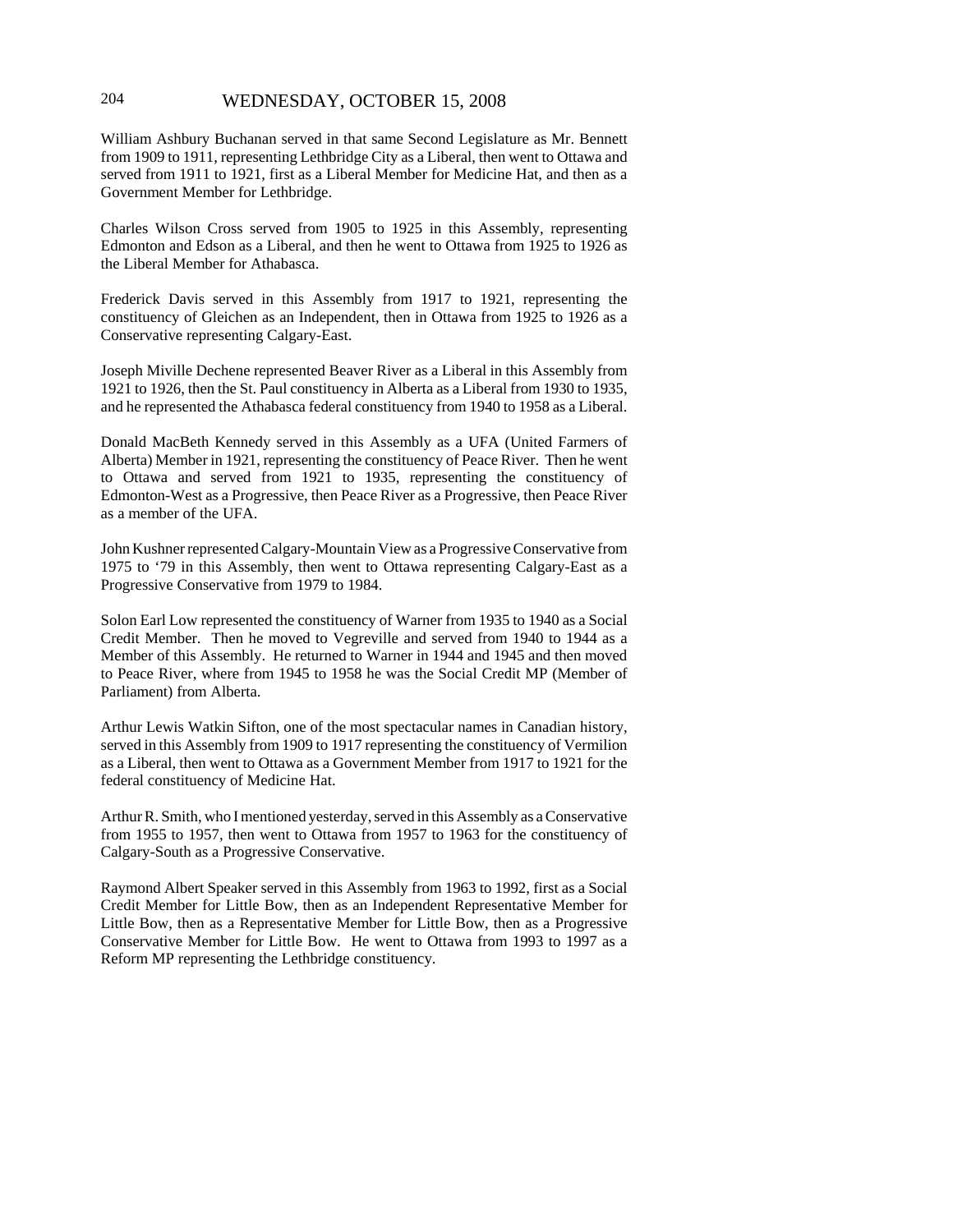William Ashbury Buchanan served in that same Second Legislature as Mr. Bennett from 1909 to 1911, representing Lethbridge City as a Liberal, then went to Ottawa and served from 1911 to 1921, first as a Liberal Member for Medicine Hat, and then as a Government Member for Lethbridge.

Charles Wilson Cross served from 1905 to 1925 in this Assembly, representing Edmonton and Edson as a Liberal, and then he went to Ottawa from 1925 to 1926 as the Liberal Member for Athabasca.

Frederick Davis served in this Assembly from 1917 to 1921, representing the constituency of Gleichen as an Independent, then in Ottawa from 1925 to 1926 as a Conservative representing Calgary-East.

Joseph Miville Dechene represented Beaver River as a Liberal in this Assembly from 1921 to 1926, then the St. Paul constituency in Alberta as a Liberal from 1930 to 1935, and he represented the Athabasca federal constituency from 1940 to 1958 as a Liberal.

Donald MacBeth Kennedy served in this Assembly as a UFA (United Farmers of Alberta) Member in 1921, representing the constituency of Peace River. Then he went to Ottawa and served from 1921 to 1935, representing the constituency of Edmonton-West as a Progressive, then Peace River as a Progressive, then Peace River as a member of the UFA.

John Kushner represented Calgary-Mountain View as a Progressive Conservative from 1975 to '79 in this Assembly, then went to Ottawa representing Calgary-East as a Progressive Conservative from 1979 to 1984.

Solon Earl Low represented the constituency of Warner from 1935 to 1940 as a Social Credit Member. Then he moved to Vegreville and served from 1940 to 1944 as a Member of this Assembly. He returned to Warner in 1944 and 1945 and then moved to Peace River, where from 1945 to 1958 he was the Social Credit MP (Member of Parliament) from Alberta.

Arthur Lewis Watkin Sifton, one of the most spectacular names in Canadian history, served in this Assembly from 1909 to 1917 representing the constituency of Vermilion as a Liberal, then went to Ottawa as a Government Member from 1917 to 1921 for the federal constituency of Medicine Hat.

Arthur R. Smith, who I mentioned yesterday, served in this Assembly as a Conservative from 1955 to 1957, then went to Ottawa from 1957 to 1963 for the constituency of Calgary-South as a Progressive Conservative.

Raymond Albert Speaker served in this Assembly from 1963 to 1992, first as a Social Credit Member for Little Bow, then as an Independent Representative Member for Little Bow, then as a Representative Member for Little Bow, then as a Progressive Conservative Member for Little Bow. He went to Ottawa from 1993 to 1997 as a Reform MP representing the Lethbridge constituency.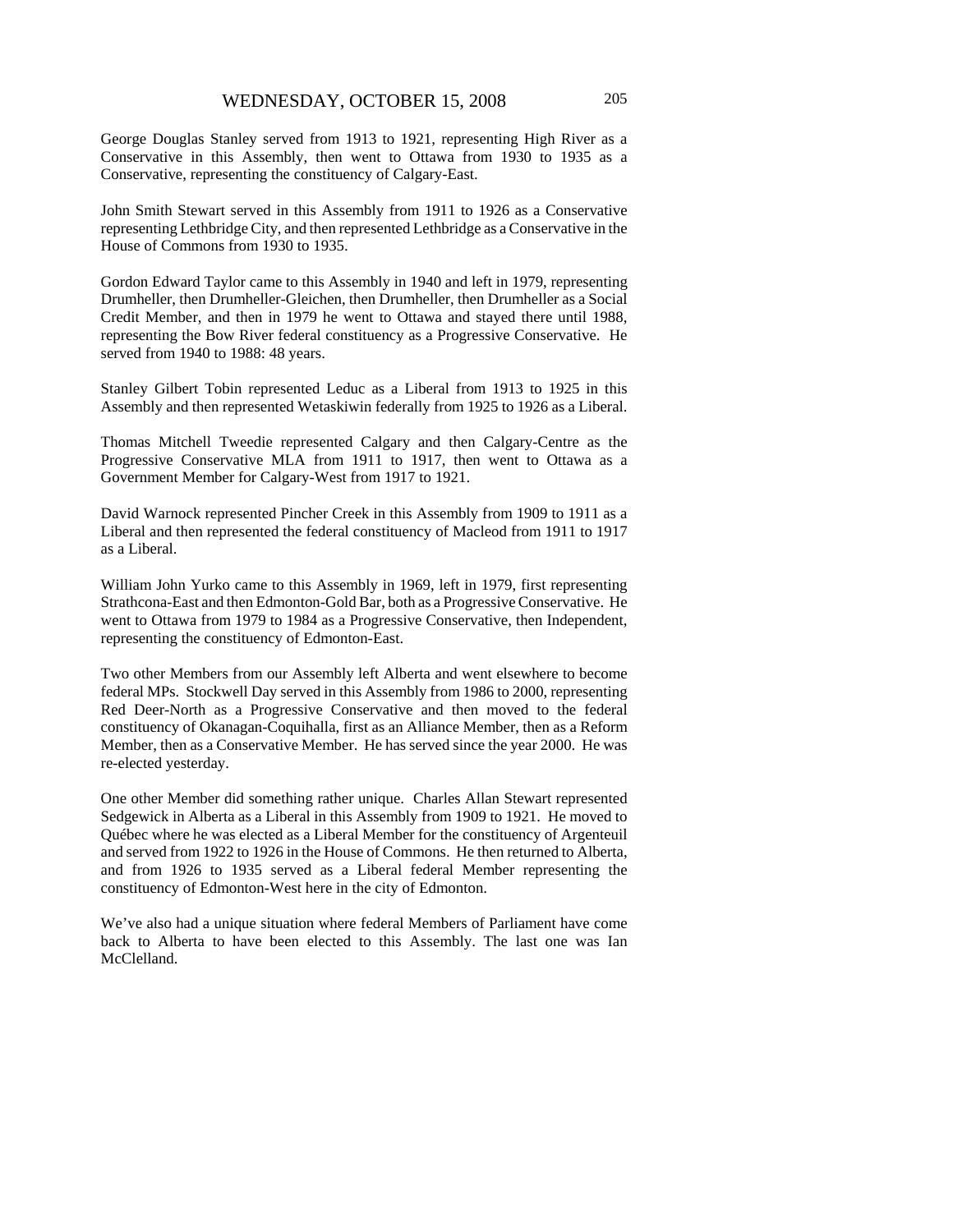George Douglas Stanley served from 1913 to 1921, representing High River as a Conservative in this Assembly, then went to Ottawa from 1930 to 1935 as a Conservative, representing the constituency of Calgary-East.

John Smith Stewart served in this Assembly from 1911 to 1926 as a Conservative representing Lethbridge City, and then represented Lethbridge as a Conservative in the House of Commons from 1930 to 1935.

Gordon Edward Taylor came to this Assembly in 1940 and left in 1979, representing Drumheller, then Drumheller-Gleichen, then Drumheller, then Drumheller as a Social Credit Member, and then in 1979 he went to Ottawa and stayed there until 1988, representing the Bow River federal constituency as a Progressive Conservative. He served from 1940 to 1988: 48 years.

Stanley Gilbert Tobin represented Leduc as a Liberal from 1913 to 1925 in this Assembly and then represented Wetaskiwin federally from 1925 to 1926 as a Liberal.

Thomas Mitchell Tweedie represented Calgary and then Calgary-Centre as the Progressive Conservative MLA from 1911 to 1917, then went to Ottawa as a Government Member for Calgary-West from 1917 to 1921.

David Warnock represented Pincher Creek in this Assembly from 1909 to 1911 as a Liberal and then represented the federal constituency of Macleod from 1911 to 1917 as a Liberal.

William John Yurko came to this Assembly in 1969, left in 1979, first representing Strathcona-East and then Edmonton-Gold Bar, both as a Progressive Conservative. He went to Ottawa from 1979 to 1984 as a Progressive Conservative, then Independent, representing the constituency of Edmonton-East.

Two other Members from our Assembly left Alberta and went elsewhere to become federal MPs. Stockwell Day served in this Assembly from 1986 to 2000, representing Red Deer-North as a Progressive Conservative and then moved to the federal constituency of Okanagan-Coquihalla, first as an Alliance Member, then as a Reform Member, then as a Conservative Member. He has served since the year 2000. He was re-elected yesterday.

One other Member did something rather unique. Charles Allan Stewart represented Sedgewick in Alberta as a Liberal in this Assembly from 1909 to 1921. He moved to Québec where he was elected as a Liberal Member for the constituency of Argenteuil and served from 1922 to 1926 in the House of Commons. He then returned to Alberta, and from 1926 to 1935 served as a Liberal federal Member representing the constituency of Edmonton-West here in the city of Edmonton.

We've also had a unique situation where federal Members of Parliament have come back to Alberta to have been elected to this Assembly. The last one was Ian McClelland.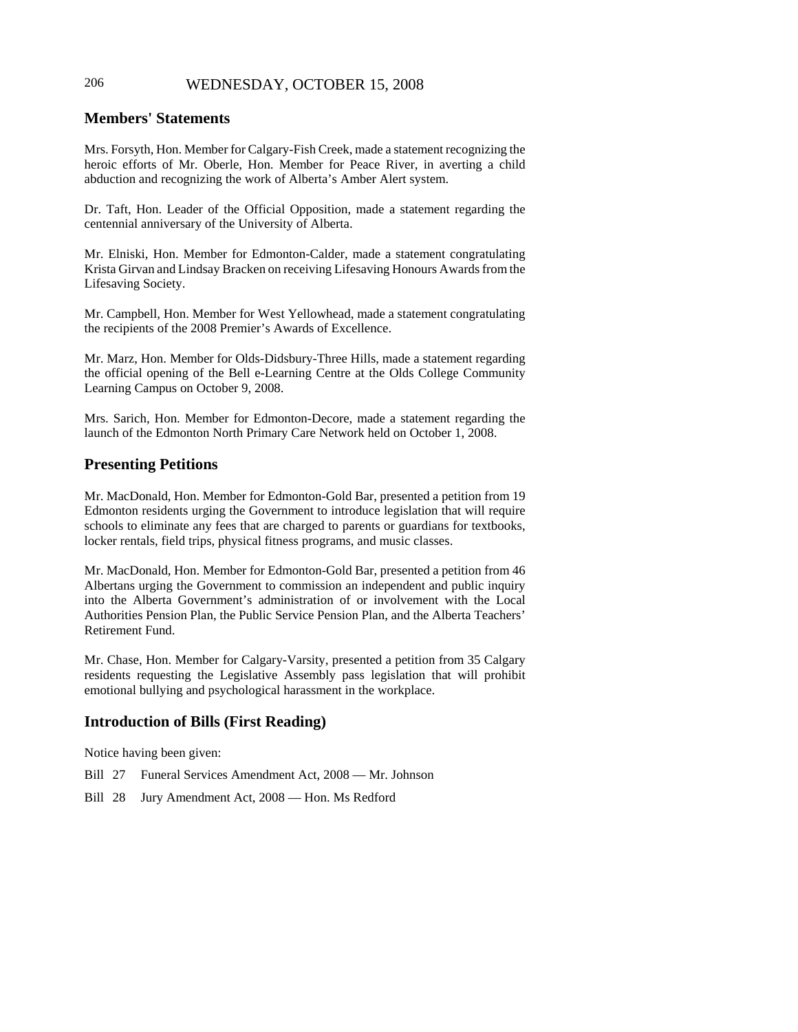## Members' Statements

Mrs. Forsyth, Hon. Member for Calgary-Fish Creek, made a statement recognizing the heroic efforts of Mr. Oberle, Hon. Member for Peace River, in averting a child abduction and recognizing the work of Alberta's Amber Alert system.

Dr. Taft, Hon. Leader of the Official Opposition, made a statement regarding the centennial anniversary of the University of Alberta.

Mr. Elniski, Hon. Member for Edmonton-Calder, made a statement congratulating Krista Girvan and Lindsay Bracken on receiving Lifesaving Honours Awards from the Lifesaving Society.

Mr. Campbell, Hon. Member for West Yellowhead, made a statement congratulating the recipients of the 2008 Premier's Awards of Excellence.

Mr. Marz, Hon. Member for Olds-Didsbury-Three Hills, made a statement regarding the official opening of the Bell e-Learning Centre at the Olds College Community Learning Campus on October 9, 2008.

Mrs. Sarich, Hon. Member for Edmonton-Decore, made a statement regarding the launch of the Edmonton North Primary Care Network held on October 1, 2008.

## Presenting Petitions

Mr. MacDonald, Hon. Member for Edmonton-Gold Bar, presented a petition from 19 Edmonton residents urging the Government to introduce legislation that will require schools to eliminate any fees that are charged to parents or guardians for textbooks, locker rentals, field trips, physical fitness programs, and music classes.

Mr. MacDonald, Hon. Member for Edmonton-Gold Bar, presented a petition from 46 Albertans urging the Government to commission an independent and public inquiry into the Alberta Government's administration of or involvement with the Local Authorities Pension Plan, the Public Service Pension Plan, and the Alberta Teachers' Retirement Fund.

Mr. Chase, Hon. Member for Calgary-Varsity, presented a petition from 35 Calgary residents requesting the Legislative Assembly pass legislation that will prohibit emotional bullying and psychological harassment in the workplace.

## Introduction of Bills (First Reading)

Notice having been given:

Bill 27 Funeral Services Amendment Act, 2008 — Mr. Johnson

Bill 28 Jury Amendment Act, 2008 — Hon. Ms Redford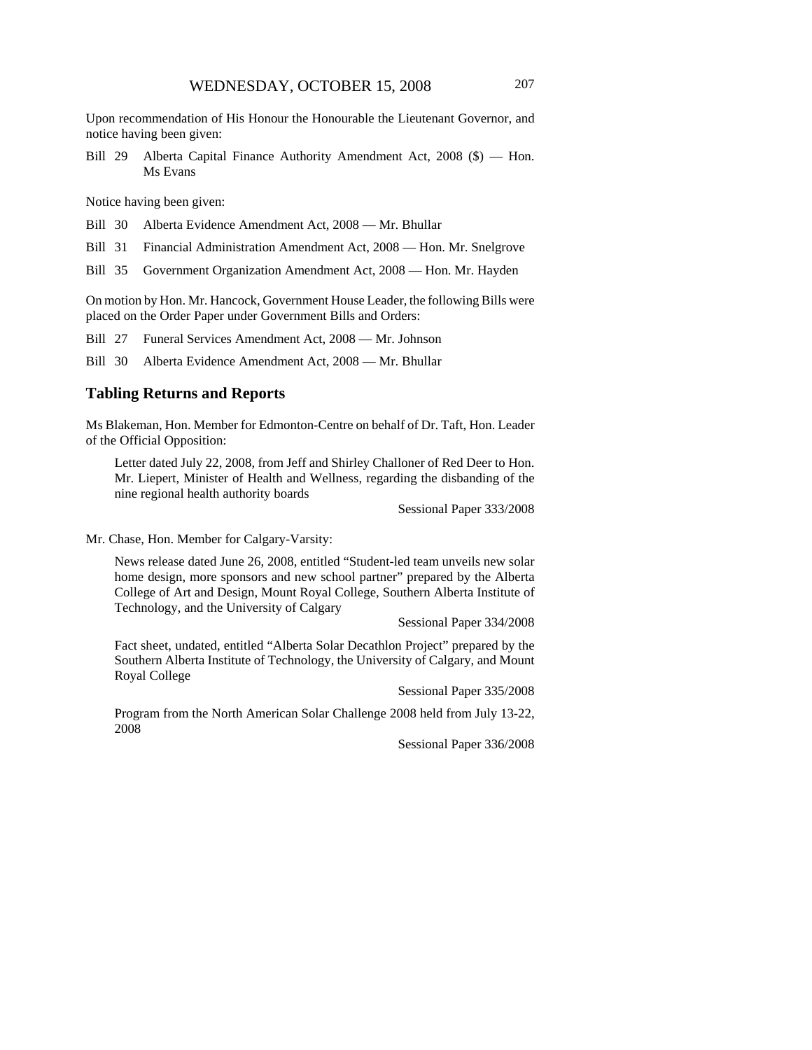Upon recommendation of His Honour the Honourable the Lieutenant Governor, and notice having been given:

Bill 29 Alberta Capital Finance Authority Amendment Act, 2008 ($) — Hon. Ms Evans

Notice having been given:

Bill 30 Alberta Evidence Amendment Act, 2008 — Mr. Bhullar

Bill 31 Financial Administration Amendment Act, 2008 — Hon. Mr. Snelgrove

Bill 35 Government Organization Amendment Act, 2008 — Hon. Mr. Hayden

On motion by Hon. Mr. Hancock, Government House Leader, the following Bills were placed on the Order Paper under Government Bills and Orders:

Bill 27 Funeral Services Amendment Act, 2008 — Mr. Johnson

Bill 30 Alberta Evidence Amendment Act, 2008 — Mr. Bhullar

## Tabling Returns and Reports

Ms Blakeman, Hon. Member for Edmonton-Centre on behalf of Dr. Taft, Hon. Leader of the Official Opposition:

> Letter dated July 22, 2008, from Jeff and Shirley Challoner of Red Deer to Hon. Mr. Liepert, Minister of Health and Wellness, regarding the disbanding of the nine regional health authority boards
>
> Sessional Paper 333/2008

Mr. Chase, Hon. Member for Calgary-Varsity:

> News release dated June 26, 2008, entitled "Student-led team unveils new solar home design, more sponsors and new school partner" prepared by the Alberta College of Art and Design, Mount Royal College, Southern Alberta Institute of Technology, and the University of Calgary
>
> Sessional Paper 334/2008
>
> Fact sheet, undated, entitled "Alberta Solar Decathlon Project" prepared by the Southern Alberta Institute of Technology, the University of Calgary, and Mount Royal College
>
> Sessional Paper 335/2008
>
> Program from the North American Solar Challenge 2008 held from July 13-22, 2008
>
> Sessional Paper 336/2008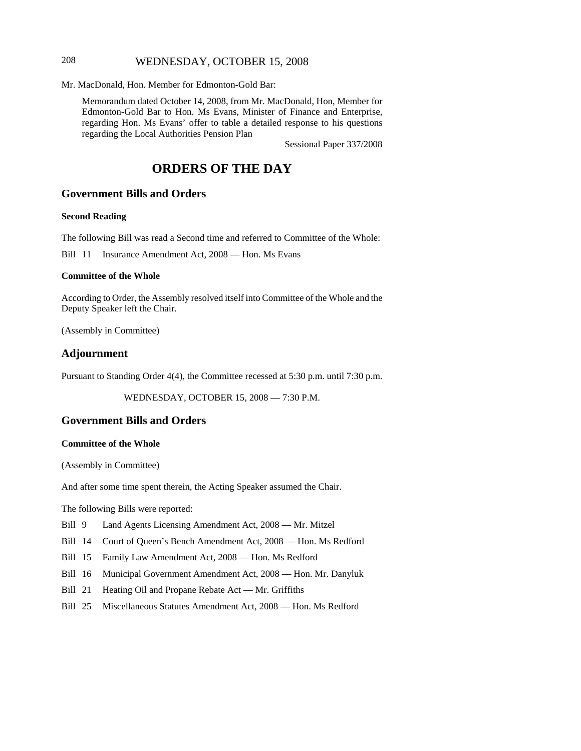Mr. MacDonald, Hon. Member for Edmonton-Gold Bar:

> Memorandum dated October 14, 2008, from Mr. MacDonald, Hon, Member for Edmonton-Gold Bar to Hon. Ms Evans, Minister of Finance and Enterprise, regarding Hon. Ms Evans' offer to table a detailed response to his questions regarding the Local Authorities Pension Plan
>
> Sessional Paper 337/2008

# ORDERS OF THE DAY

## Government Bills and Orders

### Second Reading

The following Bill was read a Second time and referred to Committee of the Whole:

Bill 11 Insurance Amendment Act, 2008 — Hon. Ms Evans

### Committee of the Whole

According to Order, the Assembly resolved itself into Committee of the Whole and the Deputy Speaker left the Chair.

(Assembly in Committee)

## Adjournment

Pursuant to Standing Order 4(4), the Committee recessed at 5:30 p.m. until 7:30 p.m.

WEDNESDAY, OCTOBER 15, 2008 — 7:30 P.M.

## Government Bills and Orders

### Committee of the Whole

(Assembly in Committee)

And after some time spent therein, the Acting Speaker assumed the Chair.

The following Bills were reported:

Bill 9 Land Agents Licensing Amendment Act, 2008 — Mr. Mitzel

Bill 14 Court of Queen's Bench Amendment Act, 2008 — Hon. Ms Redford

Bill 15 Family Law Amendment Act, 2008 — Hon. Ms Redford

Bill 16 Municipal Government Amendment Act, 2008 — Hon. Mr. Danyluk

Bill 21 Heating Oil and Propane Rebate Act — Mr. Griffiths

Bill 25 Miscellaneous Statutes Amendment Act, 2008 — Hon. Ms Redford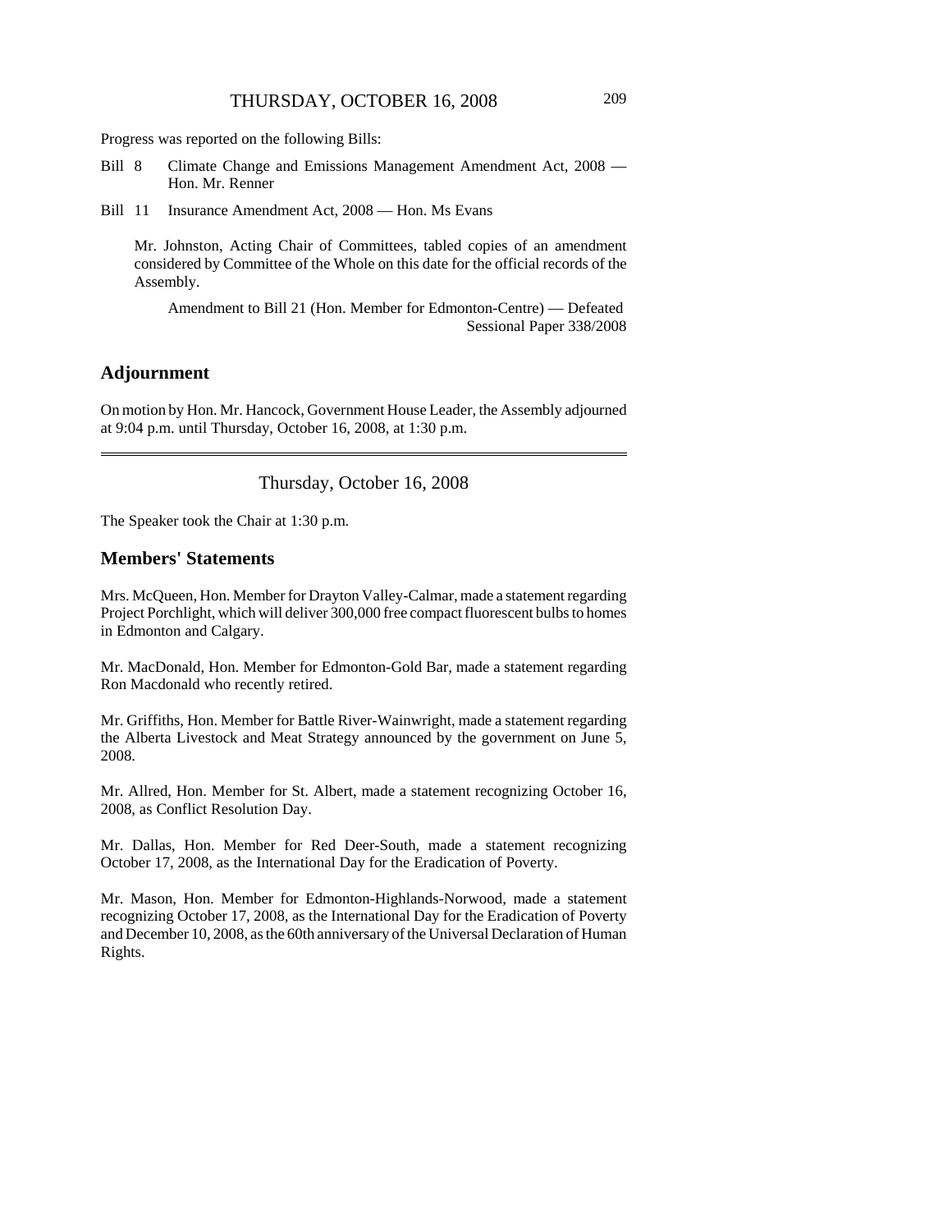Progress was reported on the following Bills:

Bill 8 Climate Change and Emissions Management Amendment Act, 2008 — Hon. Mr. Renner

Bill 11 Insurance Amendment Act, 2008 — Hon. Ms Evans

Mr. Johnston, Acting Chair of Committees, tabled copies of an amendment considered by Committee of the Whole on this date for the official records of the Assembly.

Amendment to Bill 21 (Hon. Member for Edmonton-Centre) — Defeated
Sessional Paper 338/2008

## Adjournment

On motion by Hon. Mr. Hancock, Government House Leader, the Assembly adjourned at 9:04 p.m. until Thursday, October 16, 2008, at 1:30 p.m.

---

Thursday, October 16, 2008

The Speaker took the Chair at 1:30 p.m.

## Members' Statements

Mrs. McQueen, Hon. Member for Drayton Valley-Calmar, made a statement regarding Project Porchlight, which will deliver 300,000 free compact fluorescent bulbs to homes in Edmonton and Calgary.

Mr. MacDonald, Hon. Member for Edmonton-Gold Bar, made a statement regarding Ron Macdonald who recently retired.

Mr. Griffiths, Hon. Member for Battle River-Wainwright, made a statement regarding the Alberta Livestock and Meat Strategy announced by the government on June 5, 2008.

Mr. Allred, Hon. Member for St. Albert, made a statement recognizing October 16, 2008, as Conflict Resolution Day.

Mr. Dallas, Hon. Member for Red Deer-South, made a statement recognizing October 17, 2008, as the International Day for the Eradication of Poverty.

Mr. Mason, Hon. Member for Edmonton-Highlands-Norwood, made a statement recognizing October 17, 2008, as the International Day for the Eradication of Poverty and December 10, 2008, as the 60th anniversary of the Universal Declaration of Human Rights.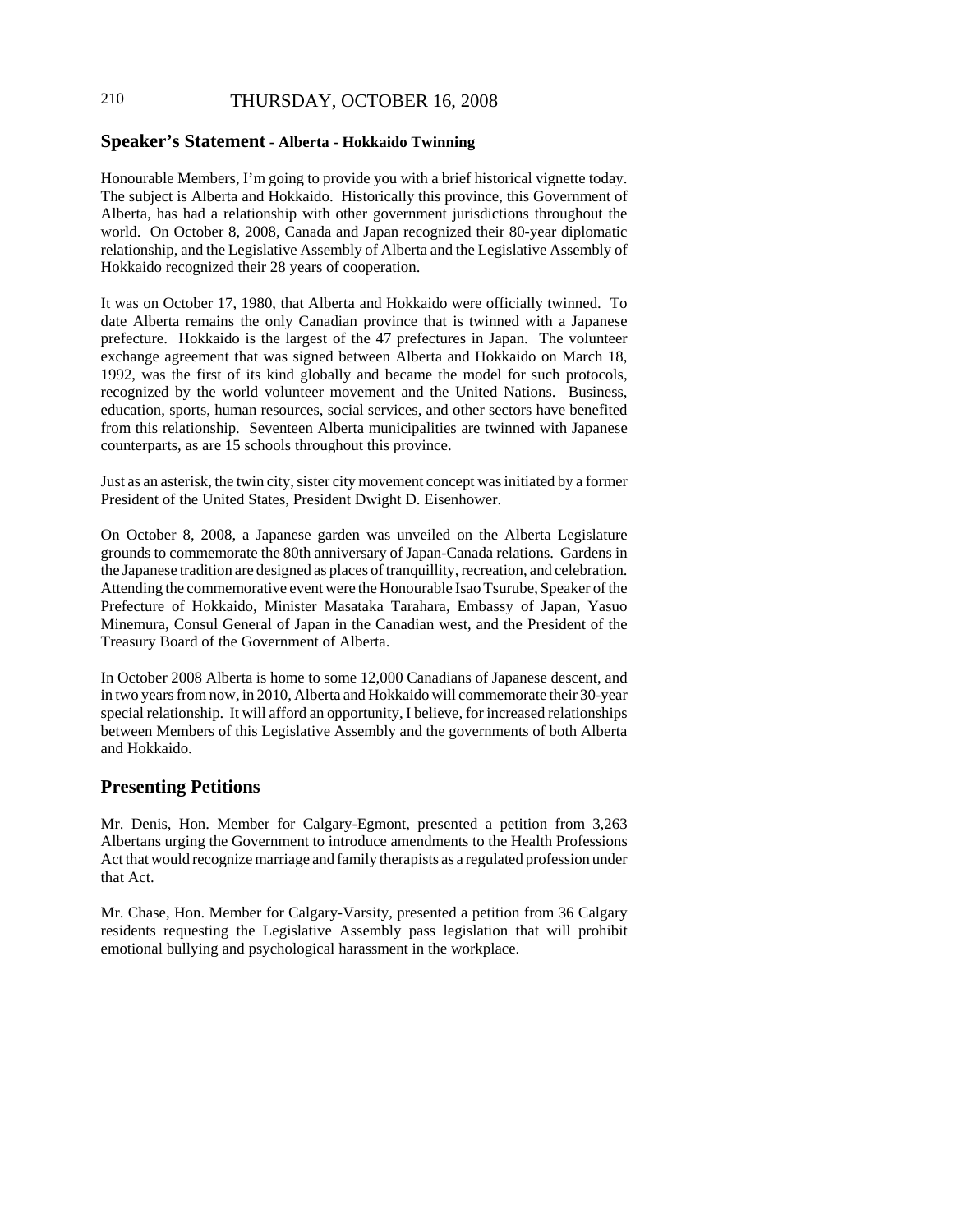## Speaker's Statement - Alberta - Hokkaido Twinning

Honourable Members, I'm going to provide you with a brief historical vignette today. The subject is Alberta and Hokkaido. Historically this province, this Government of Alberta, has had a relationship with other government jurisdictions throughout the world. On October 8, 2008, Canada and Japan recognized their 80-year diplomatic relationship, and the Legislative Assembly of Alberta and the Legislative Assembly of Hokkaido recognized their 28 years of cooperation.

It was on October 17, 1980, that Alberta and Hokkaido were officially twinned. To date Alberta remains the only Canadian province that is twinned with a Japanese prefecture. Hokkaido is the largest of the 47 prefectures in Japan. The volunteer exchange agreement that was signed between Alberta and Hokkaido on March 18, 1992, was the first of its kind globally and became the model for such protocols, recognized by the world volunteer movement and the United Nations. Business, education, sports, human resources, social services, and other sectors have benefited from this relationship. Seventeen Alberta municipalities are twinned with Japanese counterparts, as are 15 schools throughout this province.

Just as an asterisk, the twin city, sister city movement concept was initiated by a former President of the United States, President Dwight D. Eisenhower.

On October 8, 2008, a Japanese garden was unveiled on the Alberta Legislature grounds to commemorate the 80th anniversary of Japan-Canada relations. Gardens in the Japanese tradition are designed as places of tranquillity, recreation, and celebration. Attending the commemorative event were the Honourable Isao Tsurube, Speaker of the Prefecture of Hokkaido, Minister Masataka Tarahara, Embassy of Japan, Yasuo Minemura, Consul General of Japan in the Canadian west, and the President of the Treasury Board of the Government of Alberta.

In October 2008 Alberta is home to some 12,000 Canadians of Japanese descent, and in two years from now, in 2010, Alberta and Hokkaido will commemorate their 30-year special relationship. It will afford an opportunity, I believe, for increased relationships between Members of this Legislative Assembly and the governments of both Alberta and Hokkaido.

## Presenting Petitions

Mr. Denis, Hon. Member for Calgary-Egmont, presented a petition from 3,263 Albertans urging the Government to introduce amendments to the Health Professions Act that would recognize marriage and family therapists as a regulated profession under that Act.

Mr. Chase, Hon. Member for Calgary-Varsity, presented a petition from 36 Calgary residents requesting the Legislative Assembly pass legislation that will prohibit emotional bullying and psychological harassment in the workplace.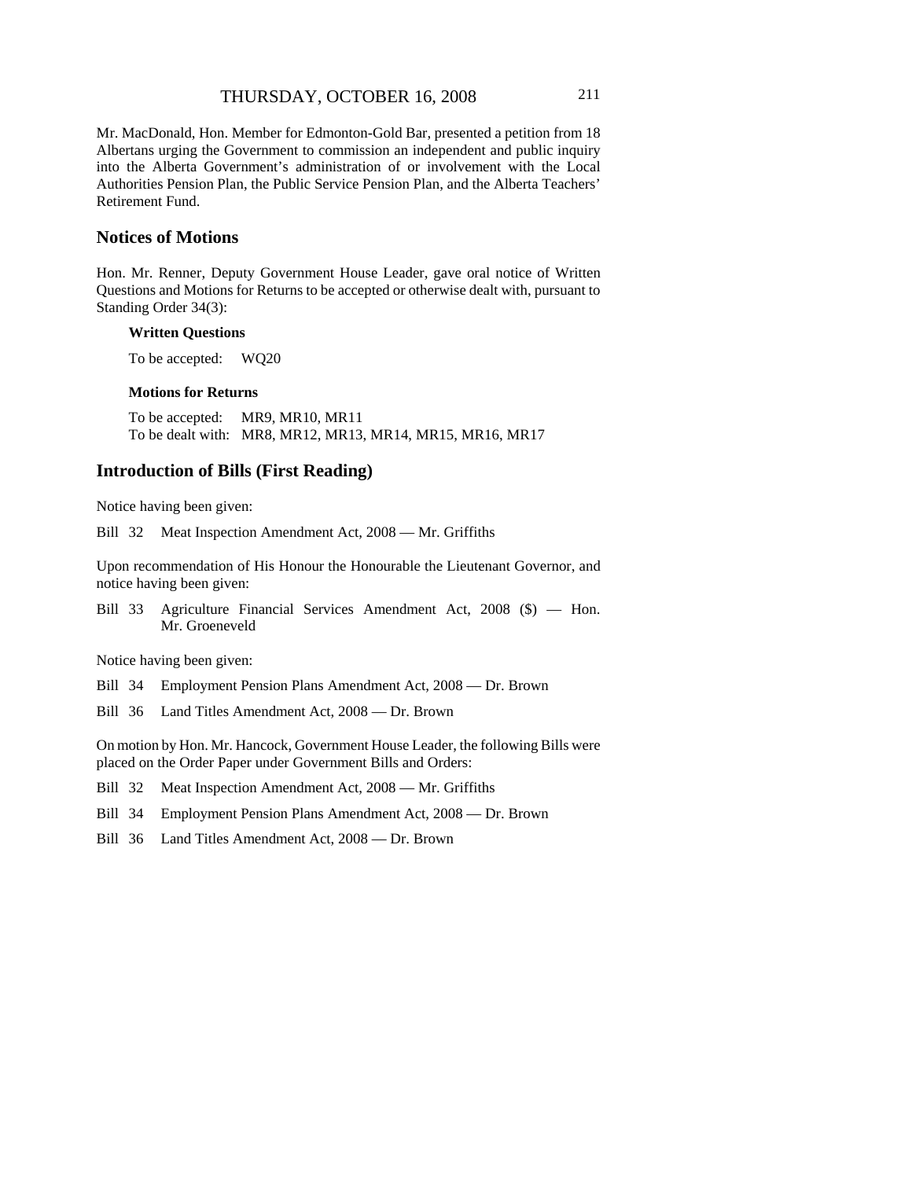Mr. MacDonald, Hon. Member for Edmonton-Gold Bar, presented a petition from 18 Albertans urging the Government to commission an independent and public inquiry into the Alberta Government's administration of or involvement with the Local Authorities Pension Plan, the Public Service Pension Plan, and the Alberta Teachers' Retirement Fund.

## Notices of Motions

Hon. Mr. Renner, Deputy Government House Leader, gave oral notice of Written Questions and Motions for Returns to be accepted or otherwise dealt with, pursuant to Standing Order 34(3):

**Written Questions**

To be accepted: WQ20

**Motions for Returns**

To be accepted: MR9, MR10, MR11
To be dealt with: MR8, MR12, MR13, MR14, MR15, MR16, MR17

## Introduction of Bills (First Reading)

Notice having been given:

Bill 32 Meat Inspection Amendment Act, 2008 — Mr. Griffiths

Upon recommendation of His Honour the Honourable the Lieutenant Governor, and notice having been given:

Bill 33 Agriculture Financial Services Amendment Act, 2008 ($) — Hon. Mr. Groeneveld

Notice having been given:

Bill 34 Employment Pension Plans Amendment Act, 2008 — Dr. Brown

Bill 36 Land Titles Amendment Act, 2008 — Dr. Brown

On motion by Hon. Mr. Hancock, Government House Leader, the following Bills were placed on the Order Paper under Government Bills and Orders:

Bill 32 Meat Inspection Amendment Act, 2008 — Mr. Griffiths

Bill 34 Employment Pension Plans Amendment Act, 2008 — Dr. Brown

Bill 36 Land Titles Amendment Act, 2008 — Dr. Brown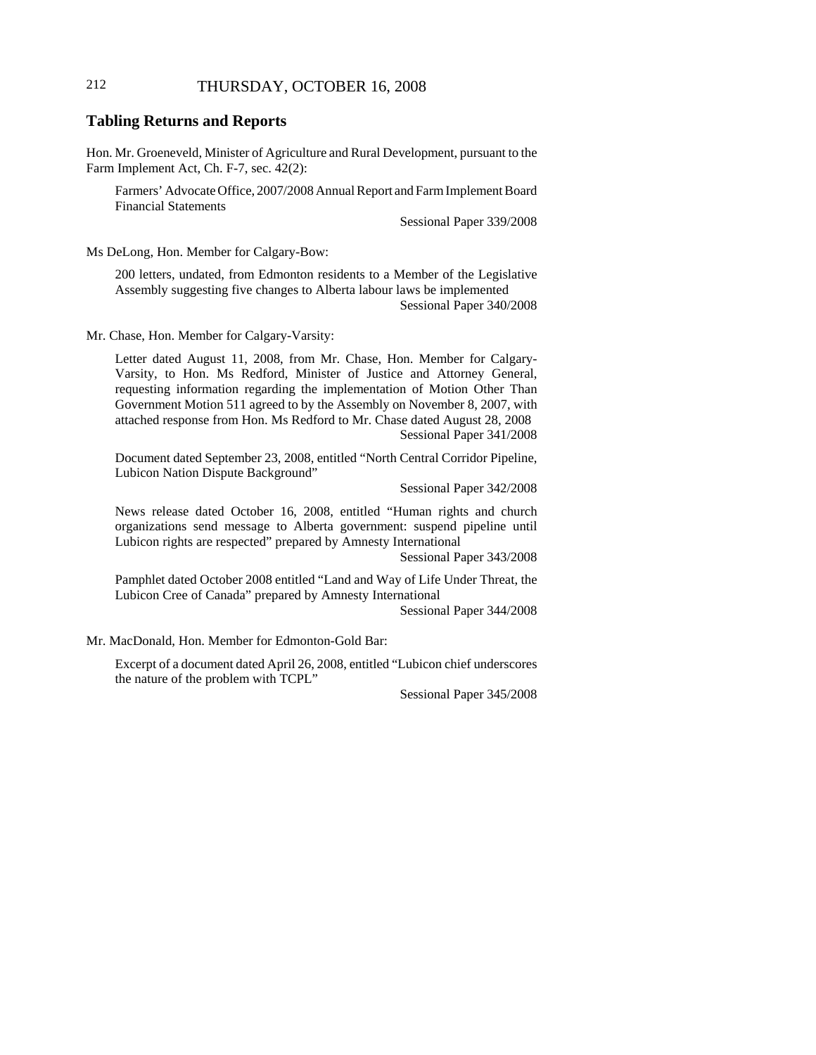## Tabling Returns and Reports

Hon. Mr. Groeneveld, Minister of Agriculture and Rural Development, pursuant to the Farm Implement Act, Ch. F-7, sec. 42(2):

> Farmers' Advocate Office, 2007/2008 Annual Report and Farm Implement Board Financial Statements
>
> Sessional Paper 339/2008

Ms DeLong, Hon. Member for Calgary-Bow:

> 200 letters, undated, from Edmonton residents to a Member of the Legislative Assembly suggesting five changes to Alberta labour laws be implemented
>
> Sessional Paper 340/2008

Mr. Chase, Hon. Member for Calgary-Varsity:

> Letter dated August 11, 2008, from Mr. Chase, Hon. Member for Calgary-Varsity, to Hon. Ms Redford, Minister of Justice and Attorney General, requesting information regarding the implementation of Motion Other Than Government Motion 511 agreed to by the Assembly on November 8, 2007, with attached response from Hon. Ms Redford to Mr. Chase dated August 28, 2008
>
> Sessional Paper 341/2008
>
> Document dated September 23, 2008, entitled "North Central Corridor Pipeline, Lubicon Nation Dispute Background"
>
> Sessional Paper 342/2008
>
> News release dated October 16, 2008, entitled "Human rights and church organizations send message to Alberta government: suspend pipeline until Lubicon rights are respected" prepared by Amnesty International
>
> Sessional Paper 343/2008
>
> Pamphlet dated October 2008 entitled "Land and Way of Life Under Threat, the Lubicon Cree of Canada" prepared by Amnesty International
>
> Sessional Paper 344/2008

Mr. MacDonald, Hon. Member for Edmonton-Gold Bar:

> Excerpt of a document dated April 26, 2008, entitled "Lubicon chief underscores the nature of the problem with TCPL"
>
> Sessional Paper 345/2008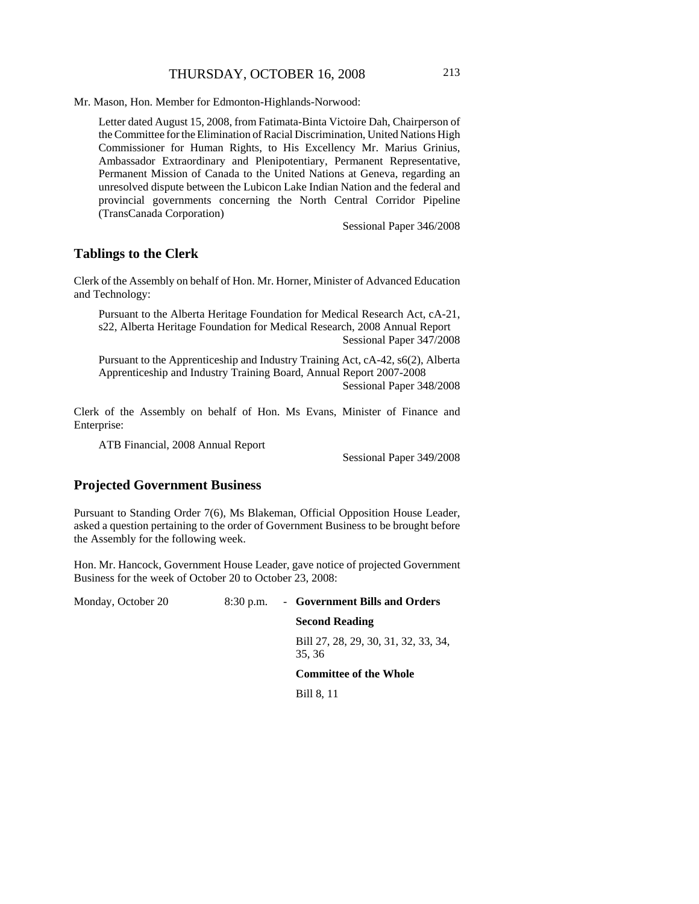Mr. Mason, Hon. Member for Edmonton-Highlands-Norwood:

> Letter dated August 15, 2008, from Fatimata-Binta Victoire Dah, Chairperson of the Committee for the Elimination of Racial Discrimination, United Nations High Commissioner for Human Rights, to His Excellency Mr. Marius Grinius, Ambassador Extraordinary and Plenipotentiary, Permanent Representative, Permanent Mission of Canada to the United Nations at Geneva, regarding an unresolved dispute between the Lubicon Lake Indian Nation and the federal and provincial governments concerning the North Central Corridor Pipeline (TransCanada Corporation)
>
> Sessional Paper 346/2008

## Tablings to the Clerk

Clerk of the Assembly on behalf of Hon. Mr. Horner, Minister of Advanced Education and Technology:

> Pursuant to the Alberta Heritage Foundation for Medical Research Act, cA-21, s22, Alberta Heritage Foundation for Medical Research, 2008 Annual Report
>
> Sessional Paper 347/2008
>
> Pursuant to the Apprenticeship and Industry Training Act, cA-42, s6(2), Alberta Apprenticeship and Industry Training Board, Annual Report 2007-2008
>
> Sessional Paper 348/2008

Clerk of the Assembly on behalf of Hon. Ms Evans, Minister of Finance and Enterprise:

> ATB Financial, 2008 Annual Report
>
> Sessional Paper 349/2008

## Projected Government Business

Pursuant to Standing Order 7(6), Ms Blakeman, Official Opposition House Leader, asked a question pertaining to the order of Government Business to be brought before the Assembly for the following week.

Hon. Mr. Hancock, Government House Leader, gave notice of projected Government Business for the week of October 20 to October 23, 2008:

Monday, October 20 — 8:30 p.m. - **Government Bills and Orders**

**Second Reading**

Bill 27, 28, 29, 30, 31, 32, 33, 34, 35, 36

**Committee of the Whole**

Bill 8, 11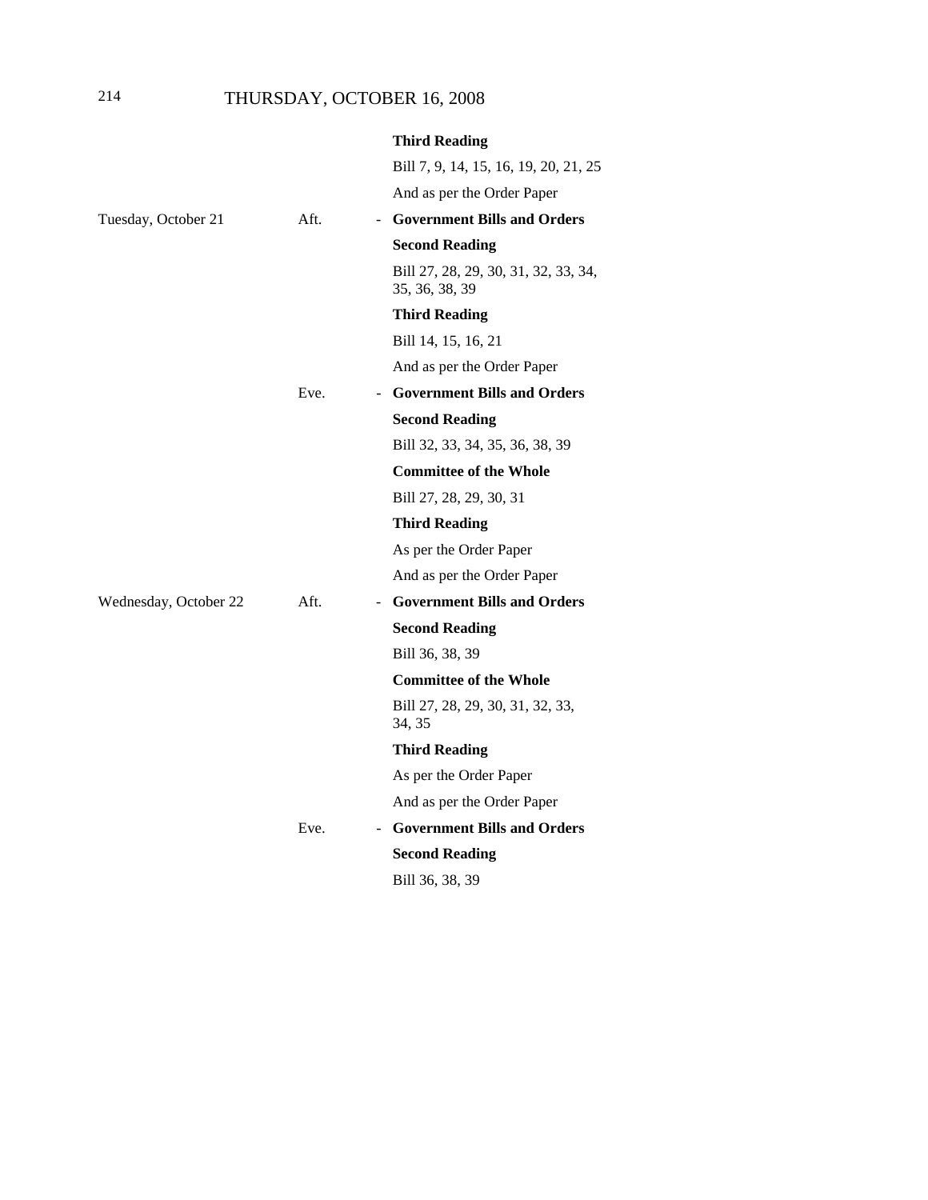| | | | |
|---|---|---|---|
| | | | **Third Reading** |
| | | | Bill 7, 9, 14, 15, 16, 19, 20, 21, 25 |
| | | | And as per the Order Paper |
| Tuesday, October 21 | Aft. | - | **Government Bills and Orders** |
| | | | **Second Reading** |
| | | | Bill 27, 28, 29, 30, 31, 32, 33, 34, 35, 36, 38, 39 |
| | | | **Third Reading** |
| | | | Bill 14, 15, 16, 21 |
| | | | And as per the Order Paper |
| | Eve. | - | **Government Bills and Orders** |
| | | | **Second Reading** |
| | | | Bill 32, 33, 34, 35, 36, 38, 39 |
| | | | **Committee of the Whole** |
| | | | Bill 27, 28, 29, 30, 31 |
| | | | **Third Reading** |
| | | | As per the Order Paper |
| | | | And as per the Order Paper |
| Wednesday, October 22 | Aft. | - | **Government Bills and Orders** |
| | | | **Second Reading** |
| | | | Bill 36, 38, 39 |
| | | | **Committee of the Whole** |
| | | | Bill 27, 28, 29, 30, 31, 32, 33, 34, 35 |
| | | | **Third Reading** |
| | | | As per the Order Paper |
| | | | And as per the Order Paper |
| | Eve. | - | **Government Bills and Orders** |
| | | | **Second Reading** |
| | | | Bill 36, 38, 39 |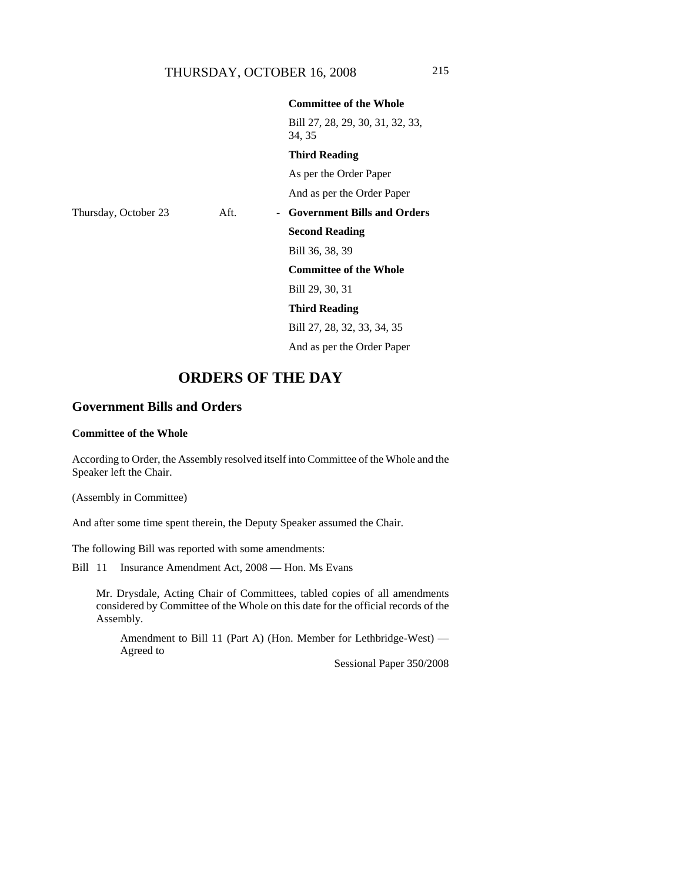| | | | |
|---|---|---|---|
| | | | **Committee of the Whole** |
| | | | Bill 27, 28, 29, 30, 31, 32, 33, 34, 35 |
| | | | **Third Reading** |
| | | | As per the Order Paper |
| | | | And as per the Order Paper |
| Thursday, October 23 | Aft. | - | **Government Bills and Orders** |
| | | | **Second Reading** |
| | | | Bill 36, 38, 39 |
| | | | **Committee of the Whole** |
| | | | Bill 29, 30, 31 |
| | | | **Third Reading** |
| | | | Bill 27, 28, 32, 33, 34, 35 |
| | | | And as per the Order Paper |

# ORDERS OF THE DAY

## Government Bills and Orders

### Committee of the Whole

According to Order, the Assembly resolved itself into Committee of the Whole and the Speaker left the Chair.

(Assembly in Committee)

And after some time spent therein, the Deputy Speaker assumed the Chair.

The following Bill was reported with some amendments:

Bill 11 Insurance Amendment Act, 2008 — Hon. Ms Evans

Mr. Drysdale, Acting Chair of Committees, tabled copies of all amendments considered by Committee of the Whole on this date for the official records of the Assembly.

Amendment to Bill 11 (Part A) (Hon. Member for Lethbridge-West) — Agreed to

Sessional Paper 350/2008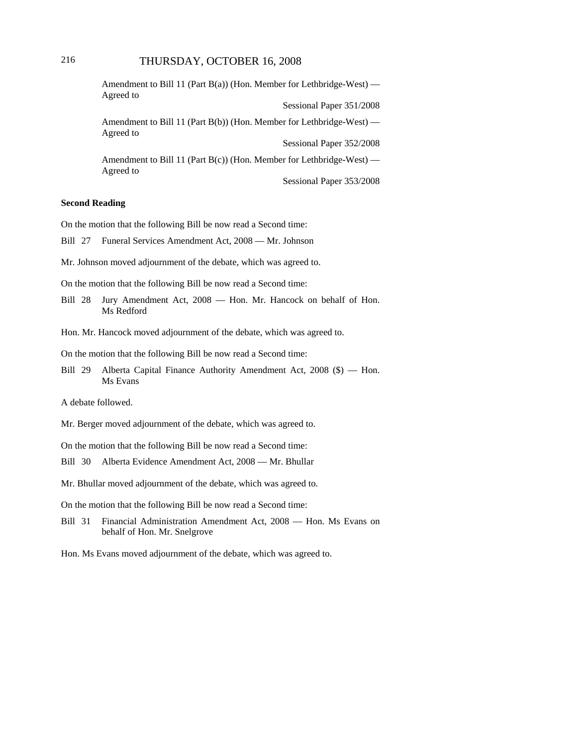Amendment to Bill 11 (Part B(a)) (Hon. Member for Lethbridge-West) — Agreed to

Sessional Paper 351/2008

Amendment to Bill 11 (Part B(b)) (Hon. Member for Lethbridge-West) — Agreed to

Sessional Paper 352/2008

Amendment to Bill 11 (Part B(c)) (Hon. Member for Lethbridge-West) — Agreed to

Sessional Paper 353/2008

**Second Reading**

On the motion that the following Bill be now read a Second time:

Bill 27 Funeral Services Amendment Act, 2008 — Mr. Johnson

Mr. Johnson moved adjournment of the debate, which was agreed to.

On the motion that the following Bill be now read a Second time:

Bill 28 Jury Amendment Act, 2008 — Hon. Mr. Hancock on behalf of Hon. Ms Redford

Hon. Mr. Hancock moved adjournment of the debate, which was agreed to.

On the motion that the following Bill be now read a Second time:

Bill 29 Alberta Capital Finance Authority Amendment Act, 2008 ($) — Hon. Ms Evans

A debate followed.

Mr. Berger moved adjournment of the debate, which was agreed to.

On the motion that the following Bill be now read a Second time:

Bill 30 Alberta Evidence Amendment Act, 2008 — Mr. Bhullar

Mr. Bhullar moved adjournment of the debate, which was agreed to.

On the motion that the following Bill be now read a Second time:

Bill 31 Financial Administration Amendment Act, 2008 — Hon. Ms Evans on behalf of Hon. Mr. Snelgrove

Hon. Ms Evans moved adjournment of the debate, which was agreed to.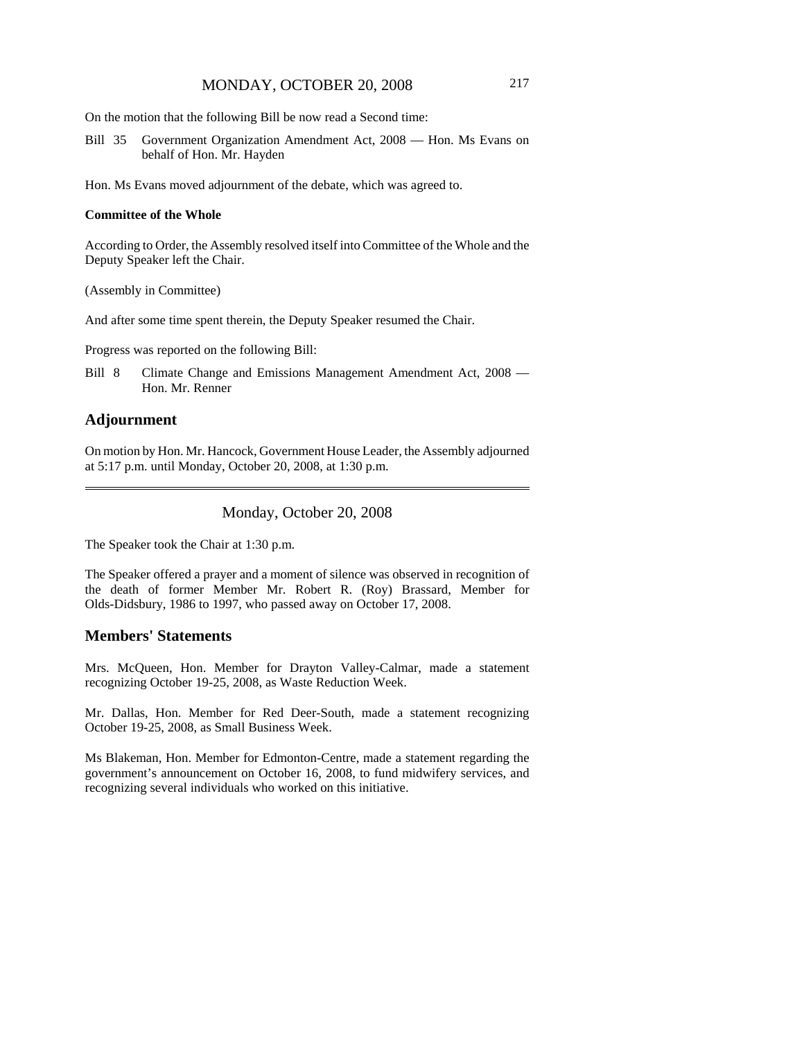On the motion that the following Bill be now read a Second time:

Bill 35 Government Organization Amendment Act, 2008 — Hon. Ms Evans on behalf of Hon. Mr. Hayden

Hon. Ms Evans moved adjournment of the debate, which was agreed to.

**Committee of the Whole**

According to Order, the Assembly resolved itself into Committee of the Whole and the Deputy Speaker left the Chair.

(Assembly in Committee)

And after some time spent therein, the Deputy Speaker resumed the Chair.

Progress was reported on the following Bill:

Bill 8 Climate Change and Emissions Management Amendment Act, 2008 — Hon. Mr. Renner

## Adjournment

On motion by Hon. Mr. Hancock, Government House Leader, the Assembly adjourned at 5:17 p.m. until Monday, October 20, 2008, at 1:30 p.m.

---

Monday, October 20, 2008

The Speaker took the Chair at 1:30 p.m.

The Speaker offered a prayer and a moment of silence was observed in recognition of the death of former Member Mr. Robert R. (Roy) Brassard, Member for Olds-Didsbury, 1986 to 1997, who passed away on October 17, 2008.

## Members' Statements

Mrs. McQueen, Hon. Member for Drayton Valley-Calmar, made a statement recognizing October 19-25, 2008, as Waste Reduction Week.

Mr. Dallas, Hon. Member for Red Deer-South, made a statement recognizing October 19-25, 2008, as Small Business Week.

Ms Blakeman, Hon. Member for Edmonton-Centre, made a statement regarding the government's announcement on October 16, 2008, to fund midwifery services, and recognizing several individuals who worked on this initiative.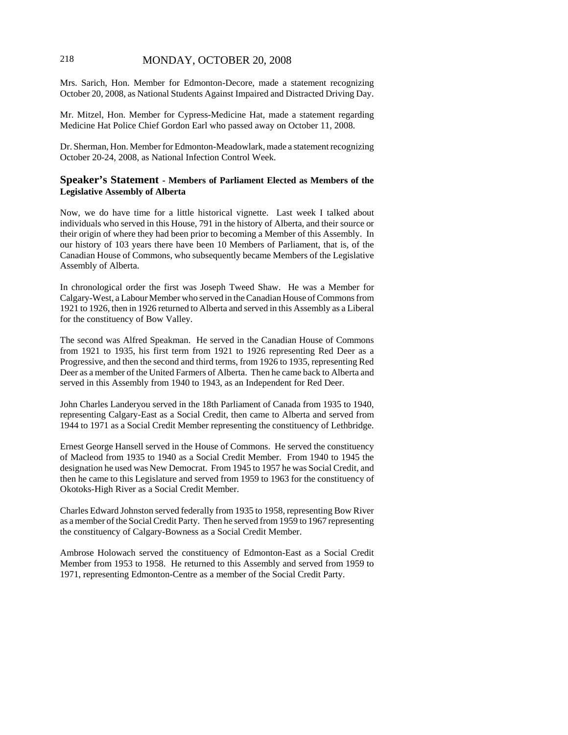Mrs. Sarich, Hon. Member for Edmonton-Decore, made a statement recognizing October 20, 2008, as National Students Against Impaired and Distracted Driving Day.

Mr. Mitzel, Hon. Member for Cypress-Medicine Hat, made a statement regarding Medicine Hat Police Chief Gordon Earl who passed away on October 11, 2008.

Dr. Sherman, Hon. Member for Edmonton-Meadowlark, made a statement recognizing October 20-24, 2008, as National Infection Control Week.

## Speaker's Statement - Members of Parliament Elected as Members of the Legislative Assembly of Alberta

Now, we do have time for a little historical vignette. Last week I talked about individuals who served in this House, 791 in the history of Alberta, and their source or their origin of where they had been prior to becoming a Member of this Assembly. In our history of 103 years there have been 10 Members of Parliament, that is, of the Canadian House of Commons, who subsequently became Members of the Legislative Assembly of Alberta.

In chronological order the first was Joseph Tweed Shaw. He was a Member for Calgary-West, a Labour Member who served in the Canadian House of Commons from 1921 to 1926, then in 1926 returned to Alberta and served in this Assembly as a Liberal for the constituency of Bow Valley.

The second was Alfred Speakman. He served in the Canadian House of Commons from 1921 to 1935, his first term from 1921 to 1926 representing Red Deer as a Progressive, and then the second and third terms, from 1926 to 1935, representing Red Deer as a member of the United Farmers of Alberta. Then he came back to Alberta and served in this Assembly from 1940 to 1943, as an Independent for Red Deer.

John Charles Landeryou served in the 18th Parliament of Canada from 1935 to 1940, representing Calgary-East as a Social Credit, then came to Alberta and served from 1944 to 1971 as a Social Credit Member representing the constituency of Lethbridge.

Ernest George Hansell served in the House of Commons. He served the constituency of Macleod from 1935 to 1940 as a Social Credit Member. From 1940 to 1945 the designation he used was New Democrat. From 1945 to 1957 he was Social Credit, and then he came to this Legislature and served from 1959 to 1963 for the constituency of Okotoks-High River as a Social Credit Member.

Charles Edward Johnston served federally from 1935 to 1958, representing Bow River as a member of the Social Credit Party. Then he served from 1959 to 1967 representing the constituency of Calgary-Bowness as a Social Credit Member.

Ambrose Holowach served the constituency of Edmonton-East as a Social Credit Member from 1953 to 1958. He returned to this Assembly and served from 1959 to 1971, representing Edmonton-Centre as a member of the Social Credit Party.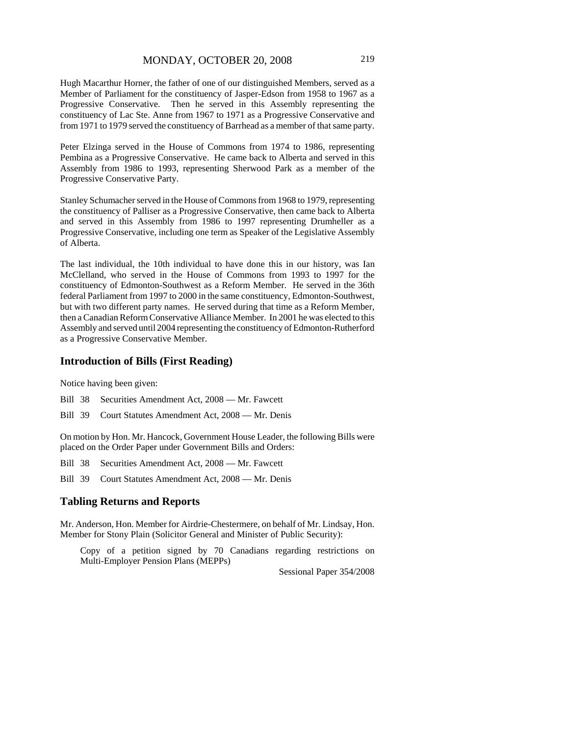Hugh Macarthur Horner, the father of one of our distinguished Members, served as a Member of Parliament for the constituency of Jasper-Edson from 1958 to 1967 as a Progressive Conservative. Then he served in this Assembly representing the constituency of Lac Ste. Anne from 1967 to 1971 as a Progressive Conservative and from 1971 to 1979 served the constituency of Barrhead as a member of that same party.

Peter Elzinga served in the House of Commons from 1974 to 1986, representing Pembina as a Progressive Conservative. He came back to Alberta and served in this Assembly from 1986 to 1993, representing Sherwood Park as a member of the Progressive Conservative Party.

Stanley Schumacher served in the House of Commons from 1968 to 1979, representing the constituency of Palliser as a Progressive Conservative, then came back to Alberta and served in this Assembly from 1986 to 1997 representing Drumheller as a Progressive Conservative, including one term as Speaker of the Legislative Assembly of Alberta.

The last individual, the 10th individual to have done this in our history, was Ian McClelland, who served in the House of Commons from 1993 to 1997 for the constituency of Edmonton-Southwest as a Reform Member. He served in the 36th federal Parliament from 1997 to 2000 in the same constituency, Edmonton-Southwest, but with two different party names. He served during that time as a Reform Member, then a Canadian Reform Conservative Alliance Member. In 2001 he was elected to this Assembly and served until 2004 representing the constituency of Edmonton-Rutherford as a Progressive Conservative Member.

## Introduction of Bills (First Reading)

Notice having been given:

Bill 38 Securities Amendment Act, 2008 — Mr. Fawcett

Bill 39 Court Statutes Amendment Act, 2008 — Mr. Denis

On motion by Hon. Mr. Hancock, Government House Leader, the following Bills were placed on the Order Paper under Government Bills and Orders:

Bill 38 Securities Amendment Act, 2008 — Mr. Fawcett

Bill 39 Court Statutes Amendment Act, 2008 — Mr. Denis

## Tabling Returns and Reports

Mr. Anderson, Hon. Member for Airdrie-Chestermere, on behalf of Mr. Lindsay, Hon. Member for Stony Plain (Solicitor General and Minister of Public Security):

> Copy of a petition signed by 70 Canadians regarding restrictions on Multi-Employer Pension Plans (MEPPs)
>
> Sessional Paper 354/2008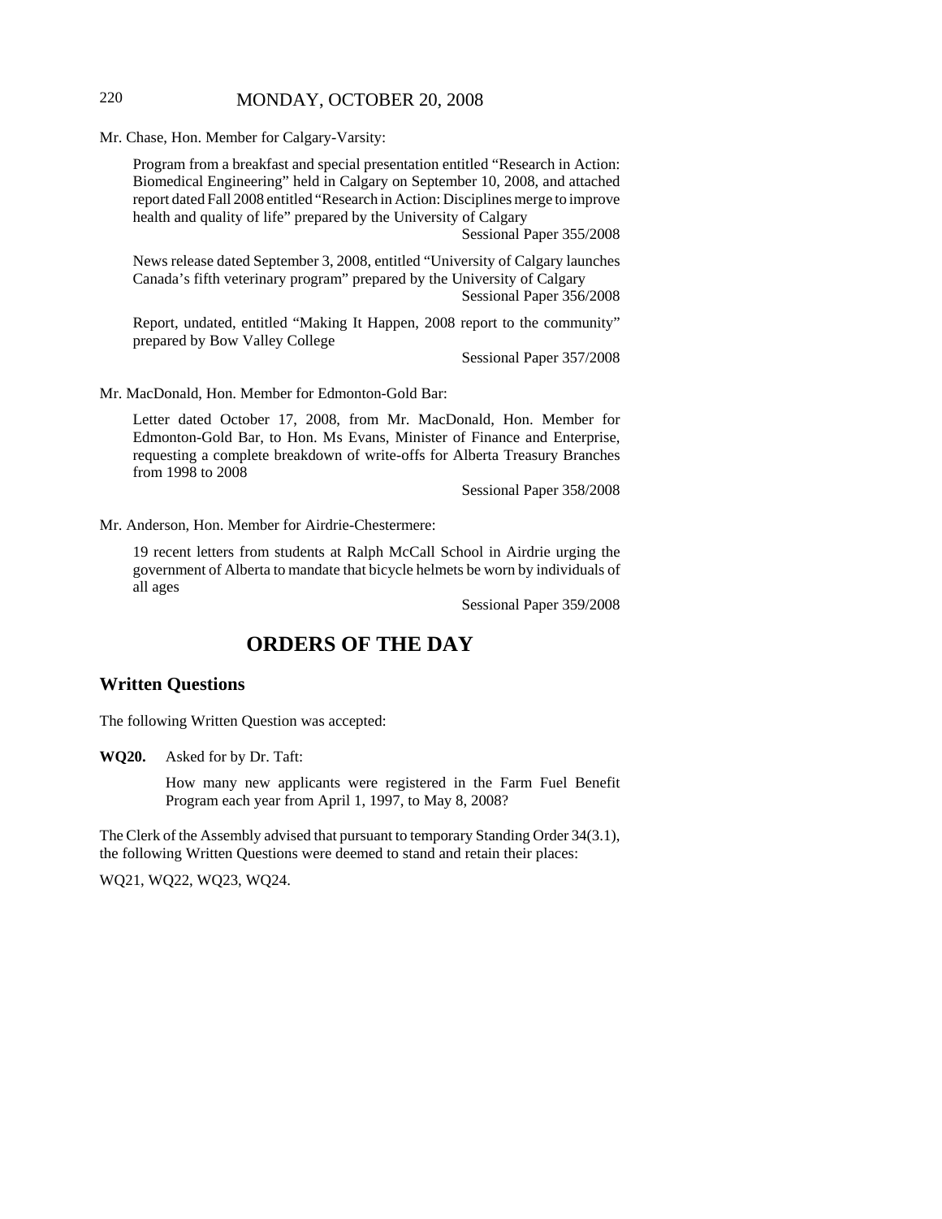Mr. Chase, Hon. Member for Calgary-Varsity:

> Program from a breakfast and special presentation entitled "Research in Action: Biomedical Engineering" held in Calgary on September 10, 2008, and attached report dated Fall 2008 entitled "Research in Action: Disciplines merge to improve health and quality of life" prepared by the University of Calgary
>
> Sessional Paper 355/2008
>
> News release dated September 3, 2008, entitled "University of Calgary launches Canada's fifth veterinary program" prepared by the University of Calgary
>
> Sessional Paper 356/2008
>
> Report, undated, entitled "Making It Happen, 2008 report to the community" prepared by Bow Valley College
>
> Sessional Paper 357/2008

Mr. MacDonald, Hon. Member for Edmonton-Gold Bar:

> Letter dated October 17, 2008, from Mr. MacDonald, Hon. Member for Edmonton-Gold Bar, to Hon. Ms Evans, Minister of Finance and Enterprise, requesting a complete breakdown of write-offs for Alberta Treasury Branches from 1998 to 2008
>
> Sessional Paper 358/2008

Mr. Anderson, Hon. Member for Airdrie-Chestermere:

> 19 recent letters from students at Ralph McCall School in Airdrie urging the government of Alberta to mandate that bicycle helmets be worn by individuals of all ages
>
> Sessional Paper 359/2008

# ORDERS OF THE DAY

## Written Questions

The following Written Question was accepted:

**WQ20.** Asked for by Dr. Taft:

> How many new applicants were registered in the Farm Fuel Benefit Program each year from April 1, 1997, to May 8, 2008?

The Clerk of the Assembly advised that pursuant to temporary Standing Order 34(3.1), the following Written Questions were deemed to stand and retain their places:

WQ21, WQ22, WQ23, WQ24.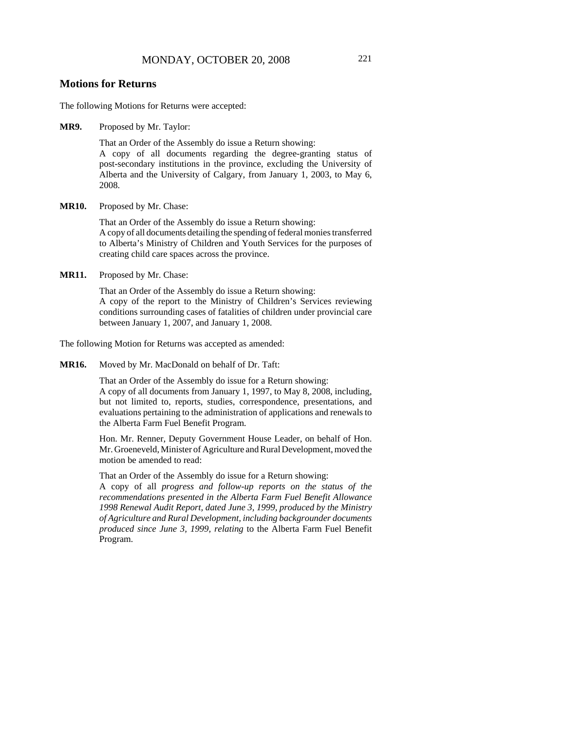## Motions for Returns

The following Motions for Returns were accepted:

**MR9.** Proposed by Mr. Taylor:

That an Order of the Assembly do issue a Return showing:
A copy of all documents regarding the degree-granting status of post-secondary institutions in the province, excluding the University of Alberta and the University of Calgary, from January 1, 2003, to May 6, 2008.

**MR10.** Proposed by Mr. Chase:

That an Order of the Assembly do issue a Return showing:
A copy of all documents detailing the spending of federal monies transferred to Alberta's Ministry of Children and Youth Services for the purposes of creating child care spaces across the province.

**MR11.** Proposed by Mr. Chase:

That an Order of the Assembly do issue a Return showing:
A copy of the report to the Ministry of Children's Services reviewing conditions surrounding cases of fatalities of children under provincial care between January 1, 2007, and January 1, 2008.

The following Motion for Returns was accepted as amended:

**MR16.** Moved by Mr. MacDonald on behalf of Dr. Taft:

That an Order of the Assembly do issue for a Return showing:
A copy of all documents from January 1, 1997, to May 8, 2008, including, but not limited to, reports, studies, correspondence, presentations, and evaluations pertaining to the administration of applications and renewals to the Alberta Farm Fuel Benefit Program.

Hon. Mr. Renner, Deputy Government House Leader, on behalf of Hon. Mr. Groeneveld, Minister of Agriculture and Rural Development, moved the motion be amended to read:

That an Order of the Assembly do issue for a Return showing:
A copy of all *progress and follow-up reports on the status of the recommendations presented in the Alberta Farm Fuel Benefit Allowance 1998 Renewal Audit Report, dated June 3, 1999, produced by the Ministry of Agriculture and Rural Development, including backgrounder documents produced since June 3, 1999, relating* to the Alberta Farm Fuel Benefit Program.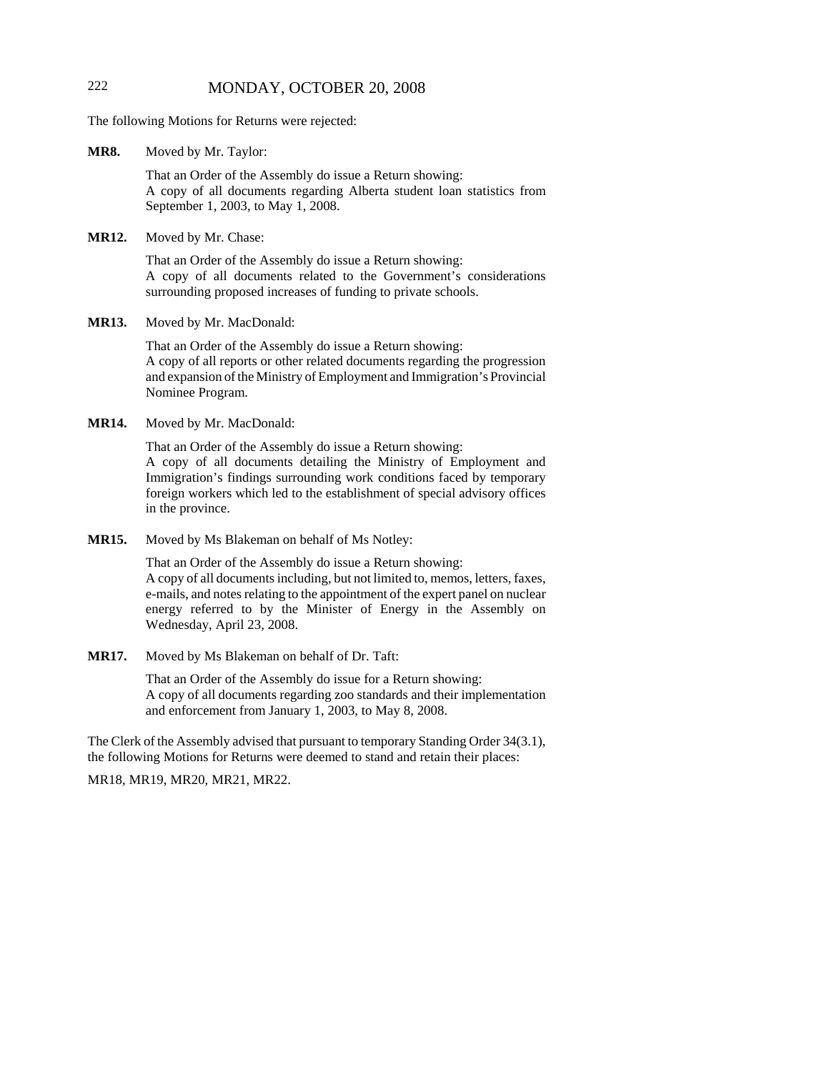The following Motions for Returns were rejected:

**MR8.** Moved by Mr. Taylor:

That an Order of the Assembly do issue a Return showing:
A copy of all documents regarding Alberta student loan statistics from September 1, 2003, to May 1, 2008.

**MR12.** Moved by Mr. Chase:

That an Order of the Assembly do issue a Return showing:
A copy of all documents related to the Government's considerations surrounding proposed increases of funding to private schools.

**MR13.** Moved by Mr. MacDonald:

That an Order of the Assembly do issue a Return showing:
A copy of all reports or other related documents regarding the progression and expansion of the Ministry of Employment and Immigration's Provincial Nominee Program.

**MR14.** Moved by Mr. MacDonald:

That an Order of the Assembly do issue a Return showing:
A copy of all documents detailing the Ministry of Employment and Immigration's findings surrounding work conditions faced by temporary foreign workers which led to the establishment of special advisory offices in the province.

**MR15.** Moved by Ms Blakeman on behalf of Ms Notley:

That an Order of the Assembly do issue a Return showing:
A copy of all documents including, but not limited to, memos, letters, faxes, e-mails, and notes relating to the appointment of the expert panel on nuclear energy referred to by the Minister of Energy in the Assembly on Wednesday, April 23, 2008.

**MR17.** Moved by Ms Blakeman on behalf of Dr. Taft:

That an Order of the Assembly do issue for a Return showing:
A copy of all documents regarding zoo standards and their implementation and enforcement from January 1, 2003, to May 8, 2008.

The Clerk of the Assembly advised that pursuant to temporary Standing Order 34(3.1), the following Motions for Returns were deemed to stand and retain their places:

MR18, MR19, MR20, MR21, MR22.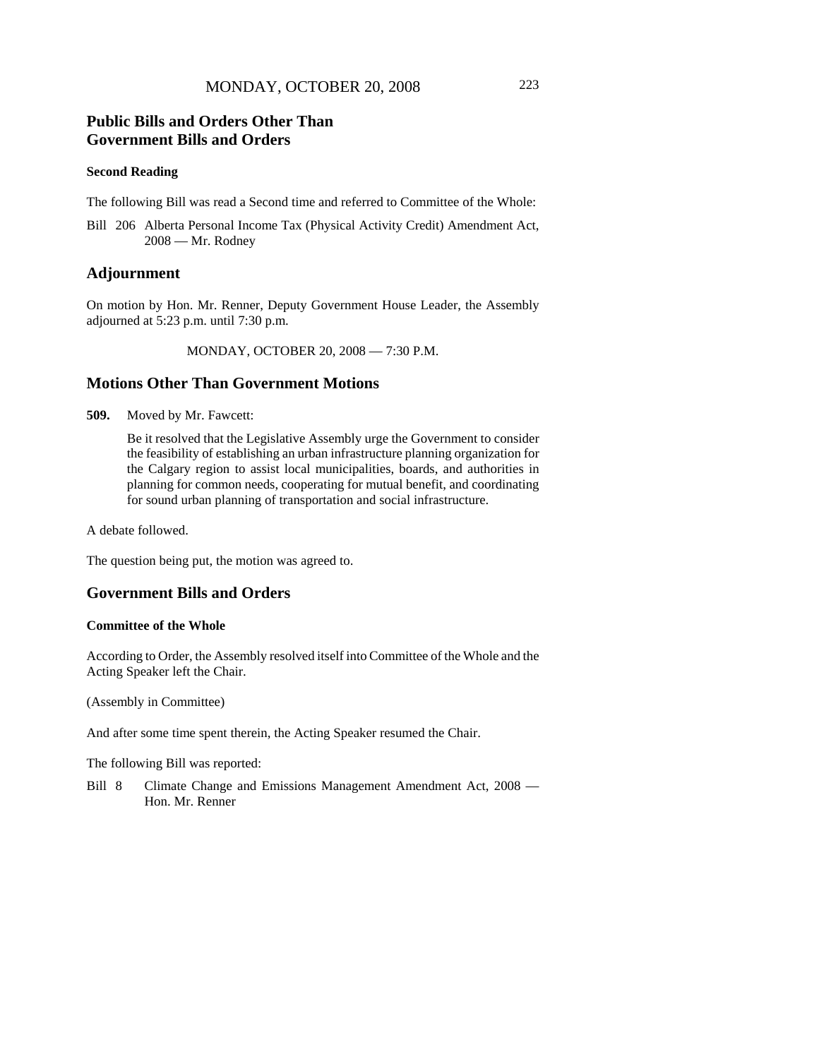## Public Bills and Orders Other Than Government Bills and Orders

### Second Reading

The following Bill was read a Second time and referred to Committee of the Whole:

Bill 206 Alberta Personal Income Tax (Physical Activity Credit) Amendment Act, 2008 — Mr. Rodney

## Adjournment

On motion by Hon. Mr. Renner, Deputy Government House Leader, the Assembly adjourned at 5:23 p.m. until 7:30 p.m.

MONDAY, OCTOBER 20, 2008 — 7:30 P.M.

## Motions Other Than Government Motions

**509.** Moved by Mr. Fawcett:

Be it resolved that the Legislative Assembly urge the Government to consider the feasibility of establishing an urban infrastructure planning organization for the Calgary region to assist local municipalities, boards, and authorities in planning for common needs, cooperating for mutual benefit, and coordinating for sound urban planning of transportation and social infrastructure.

A debate followed.

The question being put, the motion was agreed to.

## Government Bills and Orders

### Committee of the Whole

According to Order, the Assembly resolved itself into Committee of the Whole and the Acting Speaker left the Chair.

(Assembly in Committee)

And after some time spent therein, the Acting Speaker resumed the Chair.

The following Bill was reported:

Bill 8 Climate Change and Emissions Management Amendment Act, 2008 — Hon. Mr. Renner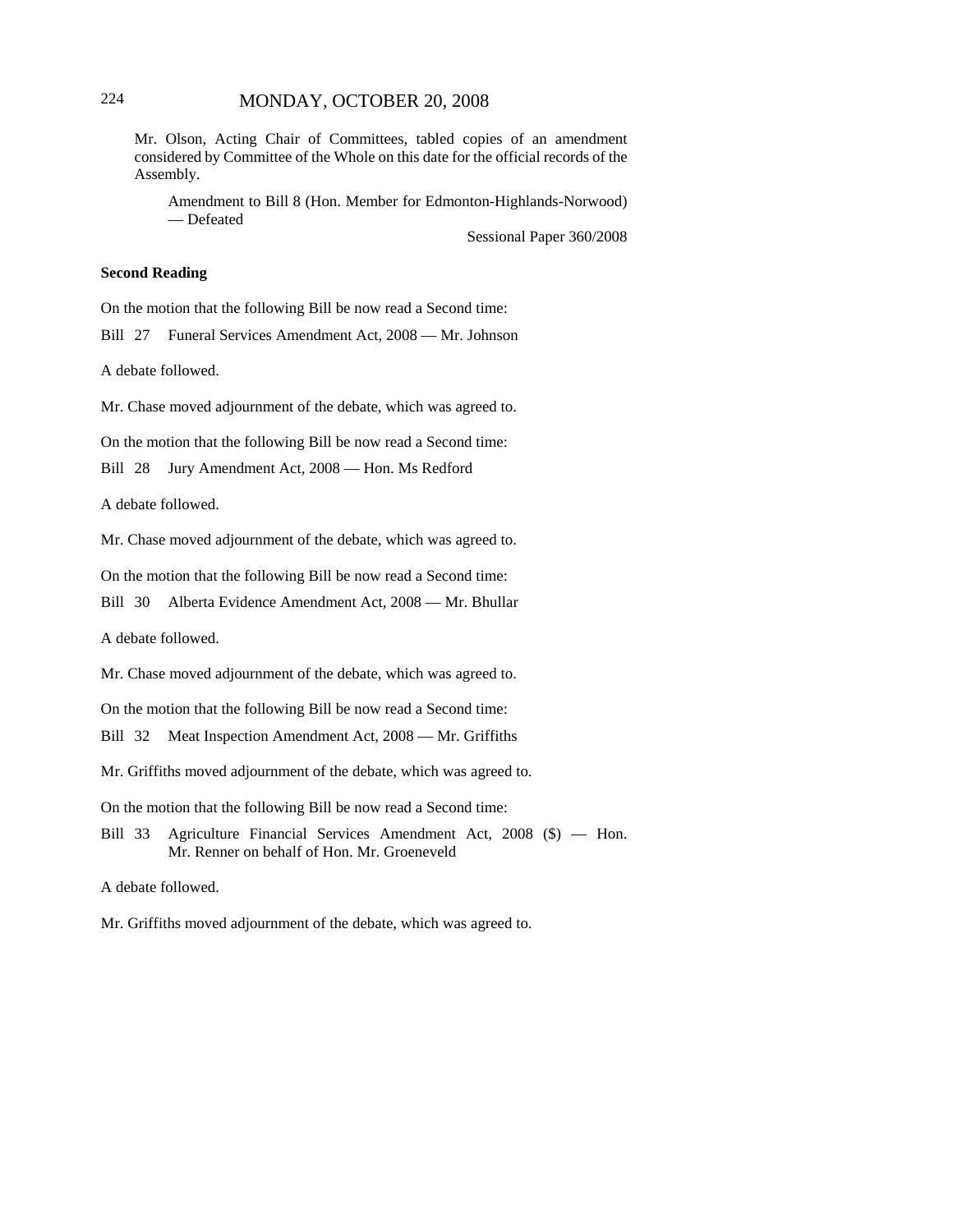Mr. Olson, Acting Chair of Committees, tabled copies of an amendment considered by Committee of the Whole on this date for the official records of the Assembly.

> Amendment to Bill 8 (Hon. Member for Edmonton-Highlands-Norwood) — Defeated
>
> Sessional Paper 360/2008

**Second Reading**

On the motion that the following Bill be now read a Second time:

Bill 27 Funeral Services Amendment Act, 2008 — Mr. Johnson

A debate followed.

Mr. Chase moved adjournment of the debate, which was agreed to.

On the motion that the following Bill be now read a Second time:

Bill 28 Jury Amendment Act, 2008 — Hon. Ms Redford

A debate followed.

Mr. Chase moved adjournment of the debate, which was agreed to.

On the motion that the following Bill be now read a Second time:

Bill 30 Alberta Evidence Amendment Act, 2008 — Mr. Bhullar

A debate followed.

Mr. Chase moved adjournment of the debate, which was agreed to.

On the motion that the following Bill be now read a Second time:

Bill 32 Meat Inspection Amendment Act, 2008 — Mr. Griffiths

Mr. Griffiths moved adjournment of the debate, which was agreed to.

On the motion that the following Bill be now read a Second time:

Bill 33 Agriculture Financial Services Amendment Act, 2008 ($) — Hon. Mr. Renner on behalf of Hon. Mr. Groeneveld

A debate followed.

Mr. Griffiths moved adjournment of the debate, which was agreed to.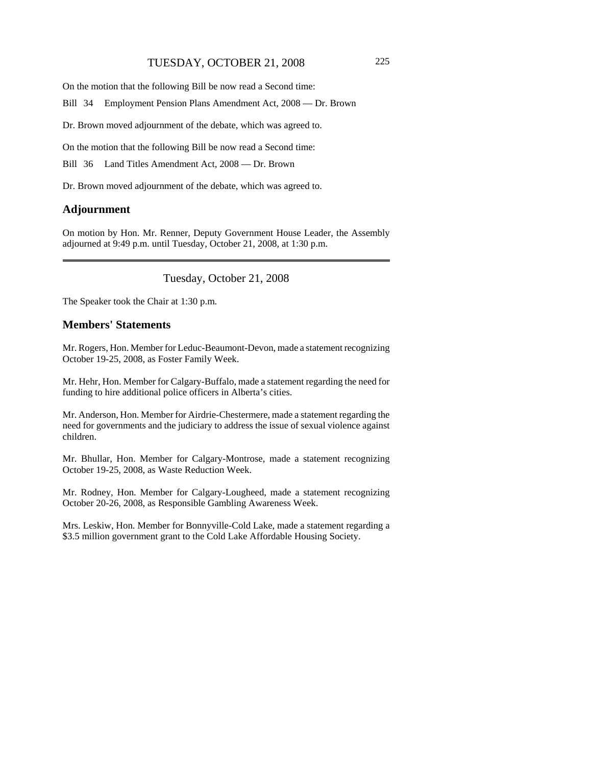On the motion that the following Bill be now read a Second time:

Bill 34 Employment Pension Plans Amendment Act, 2008 — Dr. Brown

Dr. Brown moved adjournment of the debate, which was agreed to.

On the motion that the following Bill be now read a Second time:

Bill 36 Land Titles Amendment Act, 2008 — Dr. Brown

Dr. Brown moved adjournment of the debate, which was agreed to.

## Adjournment

On motion by Hon. Mr. Renner, Deputy Government House Leader, the Assembly adjourned at 9:49 p.m. until Tuesday, October 21, 2008, at 1:30 p.m.

---

Tuesday, October 21, 2008

The Speaker took the Chair at 1:30 p.m.

## Members' Statements

Mr. Rogers, Hon. Member for Leduc-Beaumont-Devon, made a statement recognizing October 19-25, 2008, as Foster Family Week.

Mr. Hehr, Hon. Member for Calgary-Buffalo, made a statement regarding the need for funding to hire additional police officers in Alberta's cities.

Mr. Anderson, Hon. Member for Airdrie-Chestermere, made a statement regarding the need for governments and the judiciary to address the issue of sexual violence against children.

Mr. Bhullar, Hon. Member for Calgary-Montrose, made a statement recognizing October 19-25, 2008, as Waste Reduction Week.

Mr. Rodney, Hon. Member for Calgary-Lougheed, made a statement recognizing October 20-26, 2008, as Responsible Gambling Awareness Week.

Mrs. Leskiw, Hon. Member for Bonnyville-Cold Lake, made a statement regarding a $3.5 million government grant to the Cold Lake Affordable Housing Society.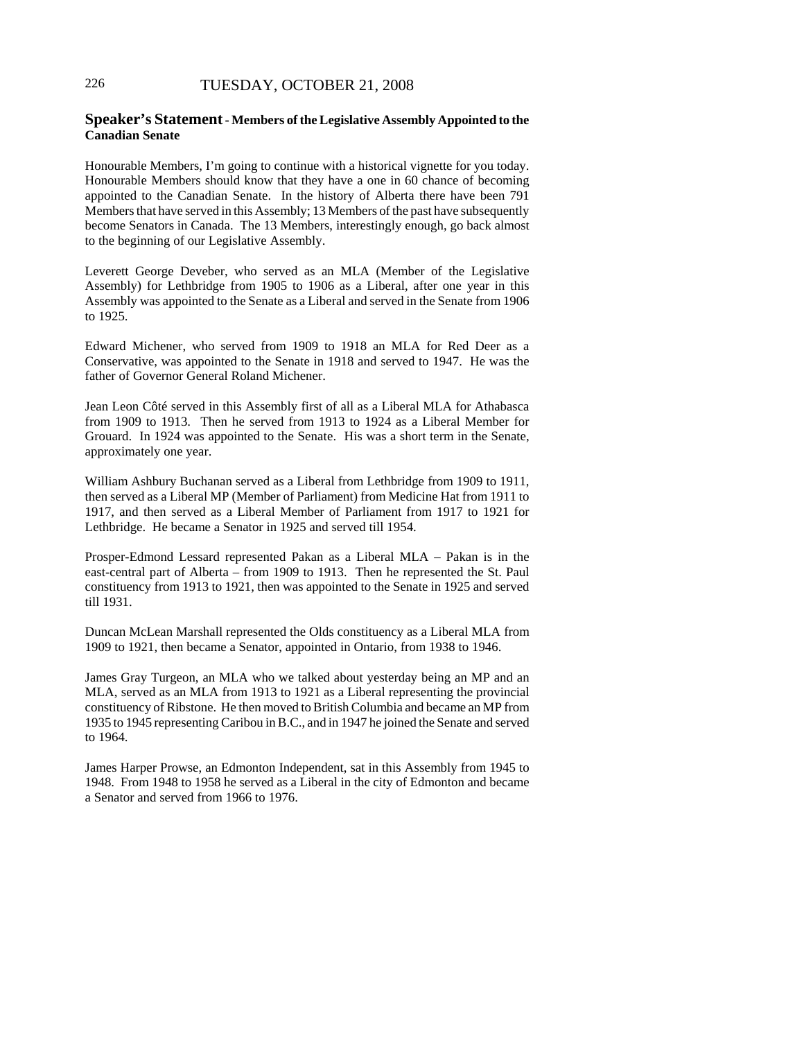## Speaker's Statement - Members of the Legislative Assembly Appointed to the Canadian Senate

Honourable Members, I'm going to continue with a historical vignette for you today. Honourable Members should know that they have a one in 60 chance of becoming appointed to the Canadian Senate. In the history of Alberta there have been 791 Members that have served in this Assembly; 13 Members of the past have subsequently become Senators in Canada. The 13 Members, interestingly enough, go back almost to the beginning of our Legislative Assembly.

Leverett George Deveber, who served as an MLA (Member of the Legislative Assembly) for Lethbridge from 1905 to 1906 as a Liberal, after one year in this Assembly was appointed to the Senate as a Liberal and served in the Senate from 1906 to 1925.

Edward Michener, who served from 1909 to 1918 an MLA for Red Deer as a Conservative, was appointed to the Senate in 1918 and served to 1947. He was the father of Governor General Roland Michener.

Jean Leon Côté served in this Assembly first of all as a Liberal MLA for Athabasca from 1909 to 1913. Then he served from 1913 to 1924 as a Liberal Member for Grouard. In 1924 was appointed to the Senate. His was a short term in the Senate, approximately one year.

William Ashbury Buchanan served as a Liberal from Lethbridge from 1909 to 1911, then served as a Liberal MP (Member of Parliament) from Medicine Hat from 1911 to 1917, and then served as a Liberal Member of Parliament from 1917 to 1921 for Lethbridge. He became a Senator in 1925 and served till 1954.

Prosper-Edmond Lessard represented Pakan as a Liberal MLA – Pakan is in the east-central part of Alberta – from 1909 to 1913. Then he represented the St. Paul constituency from 1913 to 1921, then was appointed to the Senate in 1925 and served till 1931.

Duncan McLean Marshall represented the Olds constituency as a Liberal MLA from 1909 to 1921, then became a Senator, appointed in Ontario, from 1938 to 1946.

James Gray Turgeon, an MLA who we talked about yesterday being an MP and an MLA, served as an MLA from 1913 to 1921 as a Liberal representing the provincial constituency of Ribstone. He then moved to British Columbia and became an MP from 1935 to 1945 representing Caribou in B.C., and in 1947 he joined the Senate and served to 1964.

James Harper Prowse, an Edmonton Independent, sat in this Assembly from 1945 to 1948. From 1948 to 1958 he served as a Liberal in the city of Edmonton and became a Senator and served from 1966 to 1976.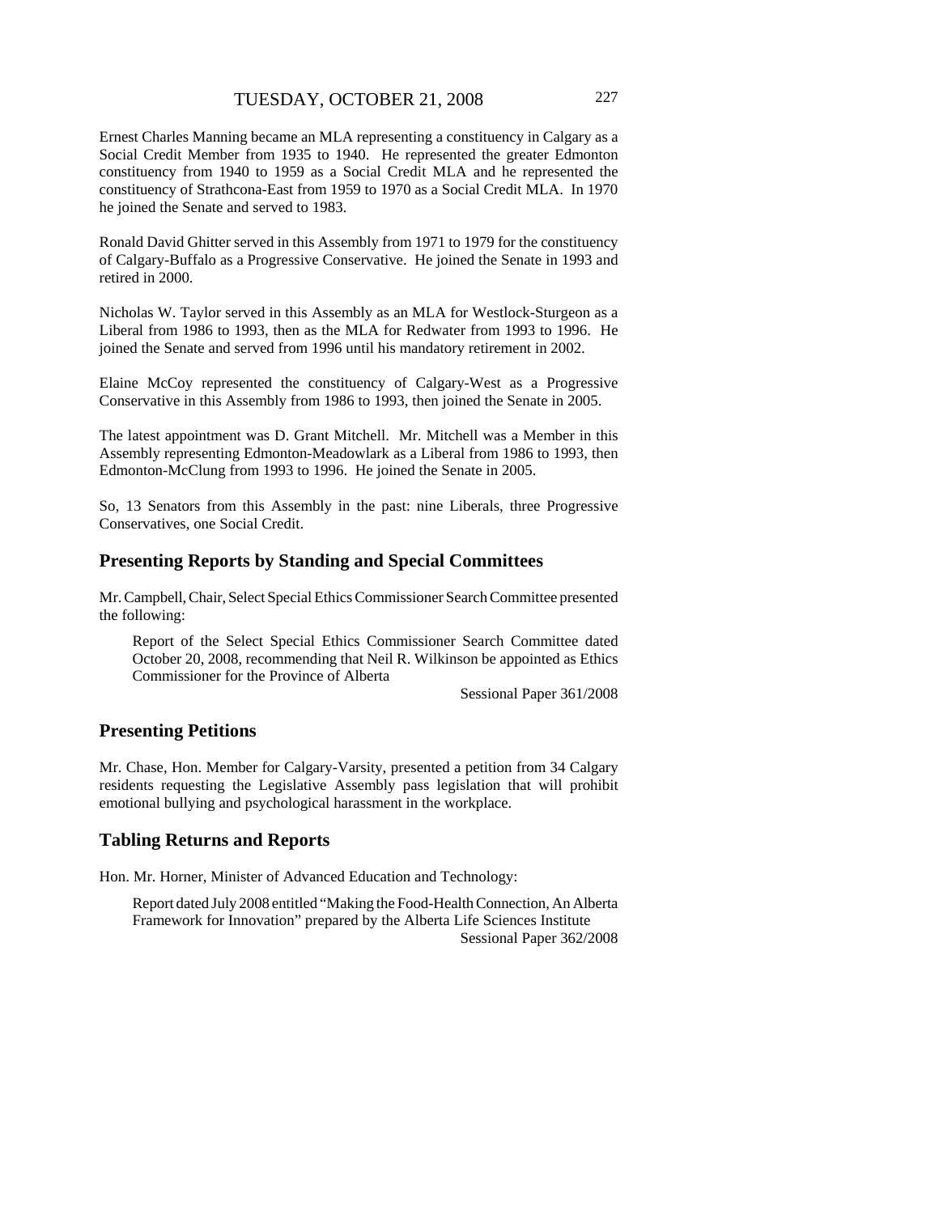Ernest Charles Manning became an MLA representing a constituency in Calgary as a Social Credit Member from 1935 to 1940. He represented the greater Edmonton constituency from 1940 to 1959 as a Social Credit MLA and he represented the constituency of Strathcona-East from 1959 to 1970 as a Social Credit MLA. In 1970 he joined the Senate and served to 1983.

Ronald David Ghitter served in this Assembly from 1971 to 1979 for the constituency of Calgary-Buffalo as a Progressive Conservative. He joined the Senate in 1993 and retired in 2000.

Nicholas W. Taylor served in this Assembly as an MLA for Westlock-Sturgeon as a Liberal from 1986 to 1993, then as the MLA for Redwater from 1993 to 1996. He joined the Senate and served from 1996 until his mandatory retirement in 2002.

Elaine McCoy represented the constituency of Calgary-West as a Progressive Conservative in this Assembly from 1986 to 1993, then joined the Senate in 2005.

The latest appointment was D. Grant Mitchell. Mr. Mitchell was a Member in this Assembly representing Edmonton-Meadowlark as a Liberal from 1986 to 1993, then Edmonton-McClung from 1993 to 1996. He joined the Senate in 2005.

So, 13 Senators from this Assembly in the past: nine Liberals, three Progressive Conservatives, one Social Credit.

## Presenting Reports by Standing and Special Committees

Mr. Campbell, Chair, Select Special Ethics Commissioner Search Committee presented the following:

> Report of the Select Special Ethics Commissioner Search Committee dated October 20, 2008, recommending that Neil R. Wilkinson be appointed as Ethics Commissioner for the Province of Alberta
>
> Sessional Paper 361/2008

## Presenting Petitions

Mr. Chase, Hon. Member for Calgary-Varsity, presented a petition from 34 Calgary residents requesting the Legislative Assembly pass legislation that will prohibit emotional bullying and psychological harassment in the workplace.

## Tabling Returns and Reports

Hon. Mr. Horner, Minister of Advanced Education and Technology:

> Report dated July 2008 entitled "Making the Food-Health Connection, An Alberta Framework for Innovation" prepared by the Alberta Life Sciences Institute
>
> Sessional Paper 362/2008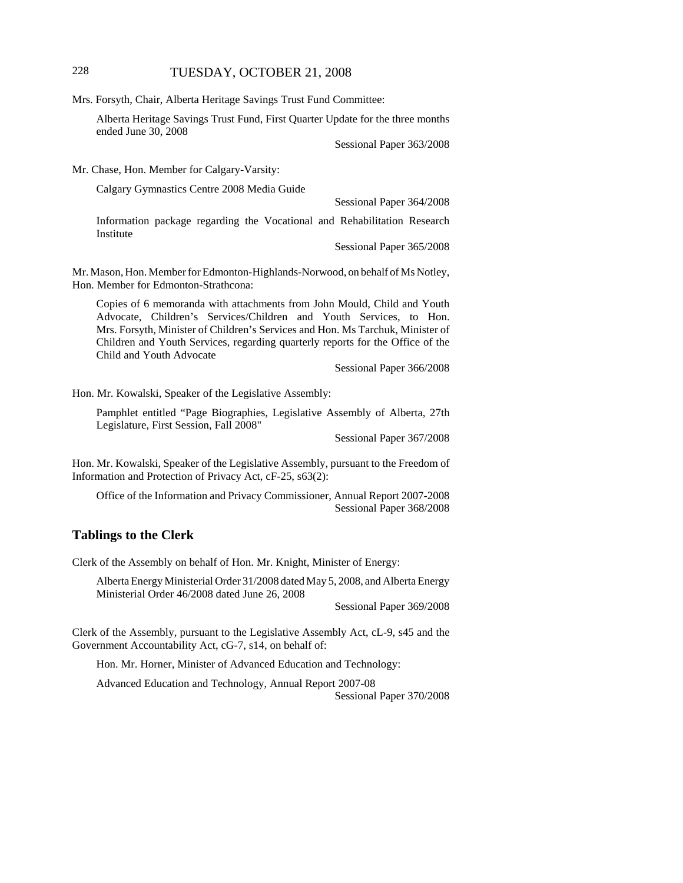Mrs. Forsyth, Chair, Alberta Heritage Savings Trust Fund Committee:

Alberta Heritage Savings Trust Fund, First Quarter Update for the three months ended June 30, 2008

Sessional Paper 363/2008

Mr. Chase, Hon. Member for Calgary-Varsity:

Calgary Gymnastics Centre 2008 Media Guide

Sessional Paper 364/2008

Information package regarding the Vocational and Rehabilitation Research Institute

Sessional Paper 365/2008

Mr. Mason, Hon. Member for Edmonton-Highlands-Norwood, on behalf of Ms Notley, Hon. Member for Edmonton-Strathcona:

Copies of 6 memoranda with attachments from John Mould, Child and Youth Advocate, Children's Services/Children and Youth Services, to Hon. Mrs. Forsyth, Minister of Children's Services and Hon. Ms Tarchuk, Minister of Children and Youth Services, regarding quarterly reports for the Office of the Child and Youth Advocate

Sessional Paper 366/2008

Hon. Mr. Kowalski, Speaker of the Legislative Assembly:

Pamphlet entitled "Page Biographies, Legislative Assembly of Alberta, 27th Legislature, First Session, Fall 2008"

Sessional Paper 367/2008

Hon. Mr. Kowalski, Speaker of the Legislative Assembly, pursuant to the Freedom of Information and Protection of Privacy Act, cF-25, s63(2):

Office of the Information and Privacy Commissioner, Annual Report 2007-2008

Sessional Paper 368/2008

## Tablings to the Clerk

Clerk of the Assembly on behalf of Hon. Mr. Knight, Minister of Energy:

Alberta Energy Ministerial Order 31/2008 dated May 5, 2008, and Alberta Energy Ministerial Order 46/2008 dated June 26, 2008

Sessional Paper 369/2008

Clerk of the Assembly, pursuant to the Legislative Assembly Act, cL-9, s45 and the Government Accountability Act, cG-7, s14, on behalf of:

Hon. Mr. Horner, Minister of Advanced Education and Technology:

Advanced Education and Technology, Annual Report 2007-08

Sessional Paper 370/2008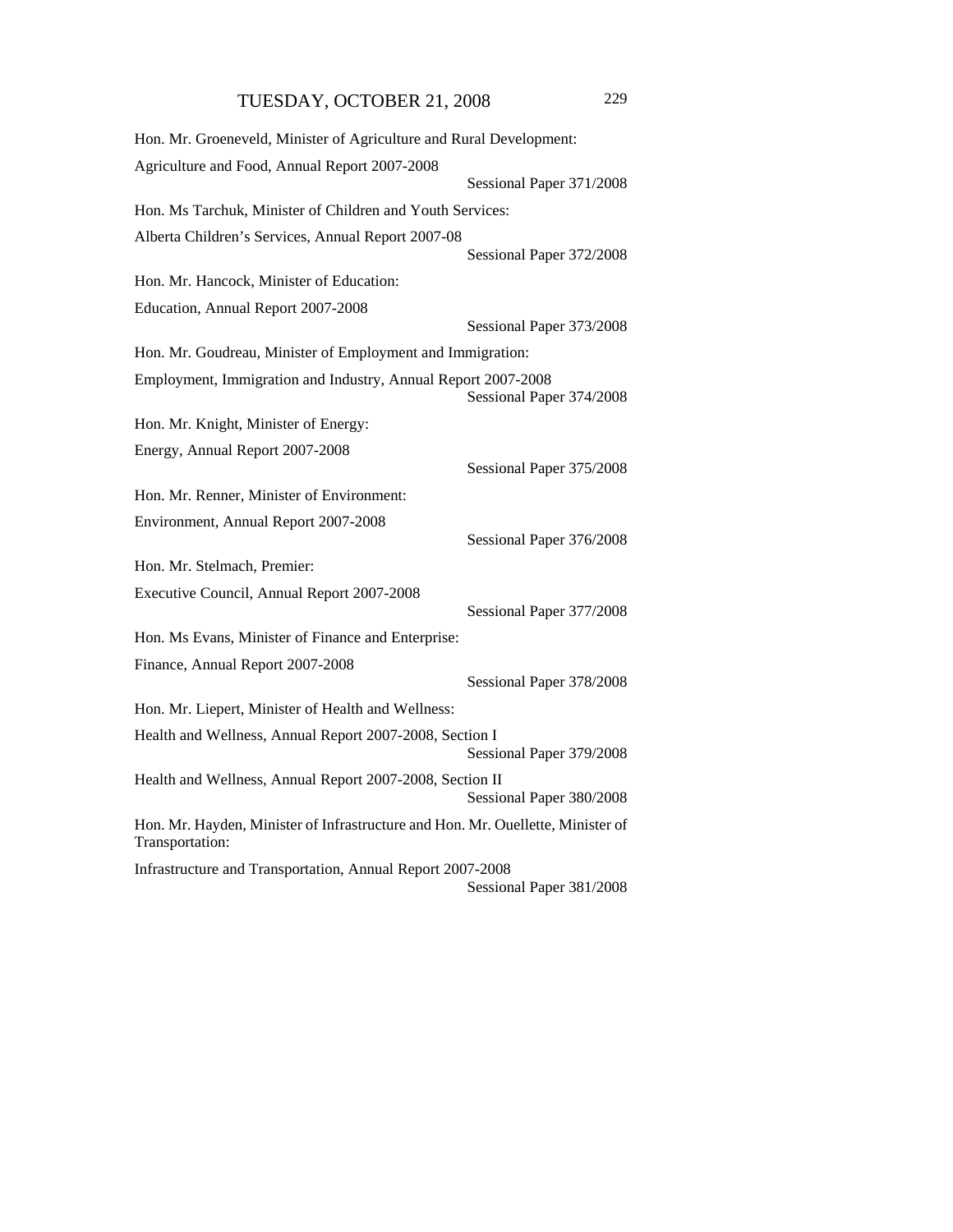Hon. Mr. Groeneveld, Minister of Agriculture and Rural Development:

Agriculture and Food, Annual Report 2007-2008
Sessional Paper 371/2008

Hon. Ms Tarchuk, Minister of Children and Youth Services:

Alberta Children's Services, Annual Report 2007-08
Sessional Paper 372/2008

Hon. Mr. Hancock, Minister of Education:

Education, Annual Report 2007-2008
Sessional Paper 373/2008

Hon. Mr. Goudreau, Minister of Employment and Immigration:

Employment, Immigration and Industry, Annual Report 2007-2008
Sessional Paper 374/2008

Hon. Mr. Knight, Minister of Energy:

Energy, Annual Report 2007-2008
Sessional Paper 375/2008

Hon. Mr. Renner, Minister of Environment:

Environment, Annual Report 2007-2008
Sessional Paper 376/2008

Hon. Mr. Stelmach, Premier:

Executive Council, Annual Report 2007-2008
Sessional Paper 377/2008

Hon. Ms Evans, Minister of Finance and Enterprise:

Finance, Annual Report 2007-2008
Sessional Paper 378/2008

Hon. Mr. Liepert, Minister of Health and Wellness:

Health and Wellness, Annual Report 2007-2008, Section I
Sessional Paper 379/2008

Health and Wellness, Annual Report 2007-2008, Section II
Sessional Paper 380/2008

Hon. Mr. Hayden, Minister of Infrastructure and Hon. Mr. Ouellette, Minister of Transportation:

Infrastructure and Transportation, Annual Report 2007-2008
Sessional Paper 381/2008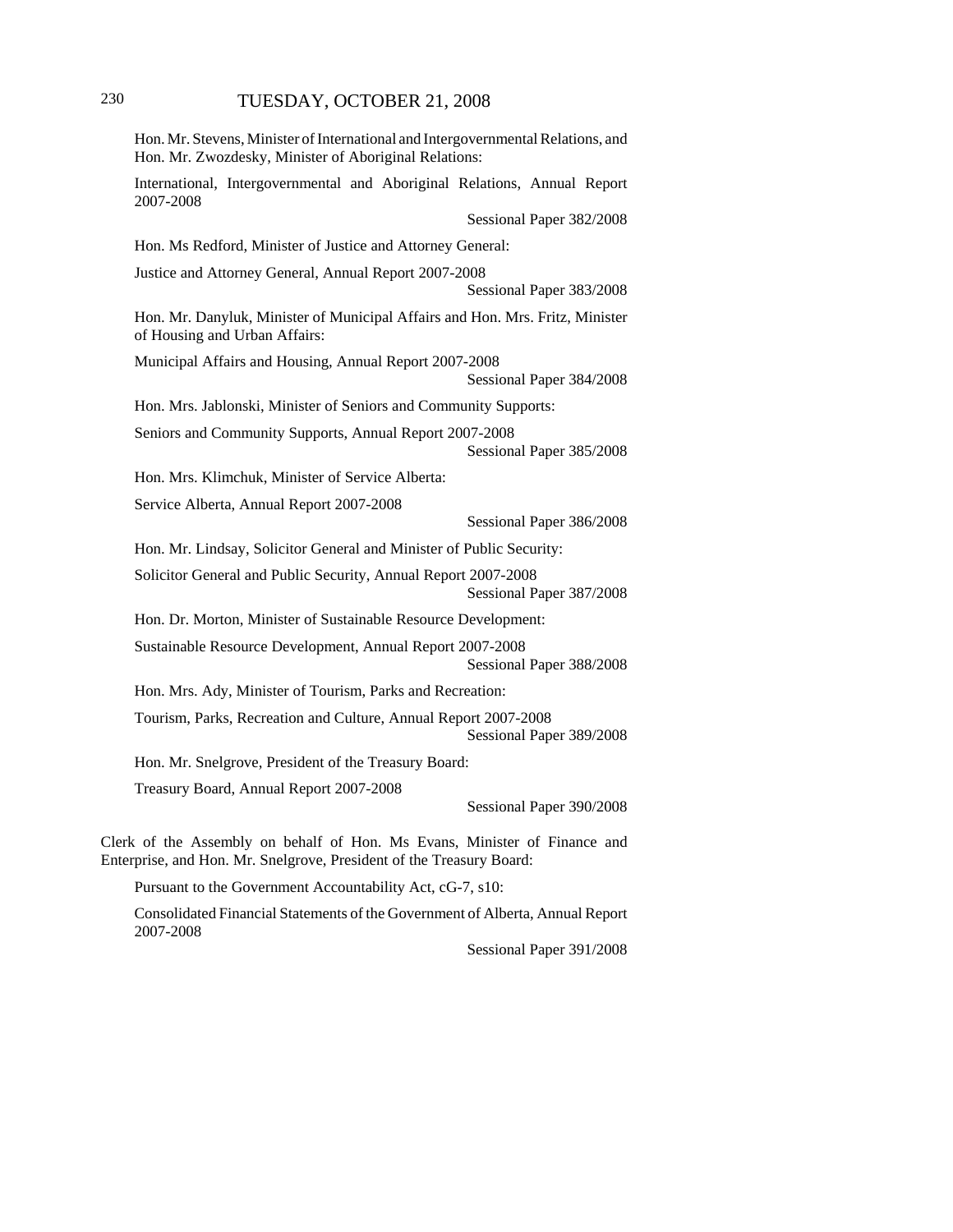Hon. Mr. Stevens, Minister of International and Intergovernmental Relations, and Hon. Mr. Zwozdesky, Minister of Aboriginal Relations:

International, Intergovernmental and Aboriginal Relations, Annual Report 2007-2008

Sessional Paper 382/2008

Hon. Ms Redford, Minister of Justice and Attorney General:

Justice and Attorney General, Annual Report 2007-2008

Sessional Paper 383/2008

Hon. Mr. Danyluk, Minister of Municipal Affairs and Hon. Mrs. Fritz, Minister of Housing and Urban Affairs:

Municipal Affairs and Housing, Annual Report 2007-2008

Sessional Paper 384/2008

Hon. Mrs. Jablonski, Minister of Seniors and Community Supports:

Seniors and Community Supports, Annual Report 2007-2008

Sessional Paper 385/2008

Hon. Mrs. Klimchuk, Minister of Service Alberta:

Service Alberta, Annual Report 2007-2008

Sessional Paper 386/2008

Hon. Mr. Lindsay, Solicitor General and Minister of Public Security:

Solicitor General and Public Security, Annual Report 2007-2008

Sessional Paper 387/2008

Hon. Dr. Morton, Minister of Sustainable Resource Development:

Sustainable Resource Development, Annual Report 2007-2008

Sessional Paper 388/2008

Hon. Mrs. Ady, Minister of Tourism, Parks and Recreation:

Tourism, Parks, Recreation and Culture, Annual Report 2007-2008

Sessional Paper 389/2008

Hon. Mr. Snelgrove, President of the Treasury Board:

Treasury Board, Annual Report 2007-2008

Sessional Paper 390/2008

Clerk of the Assembly on behalf of Hon. Ms Evans, Minister of Finance and Enterprise, and Hon. Mr. Snelgrove, President of the Treasury Board:

Pursuant to the Government Accountability Act, cG-7, s10:

Consolidated Financial Statements of the Government of Alberta, Annual Report 2007-2008

Sessional Paper 391/2008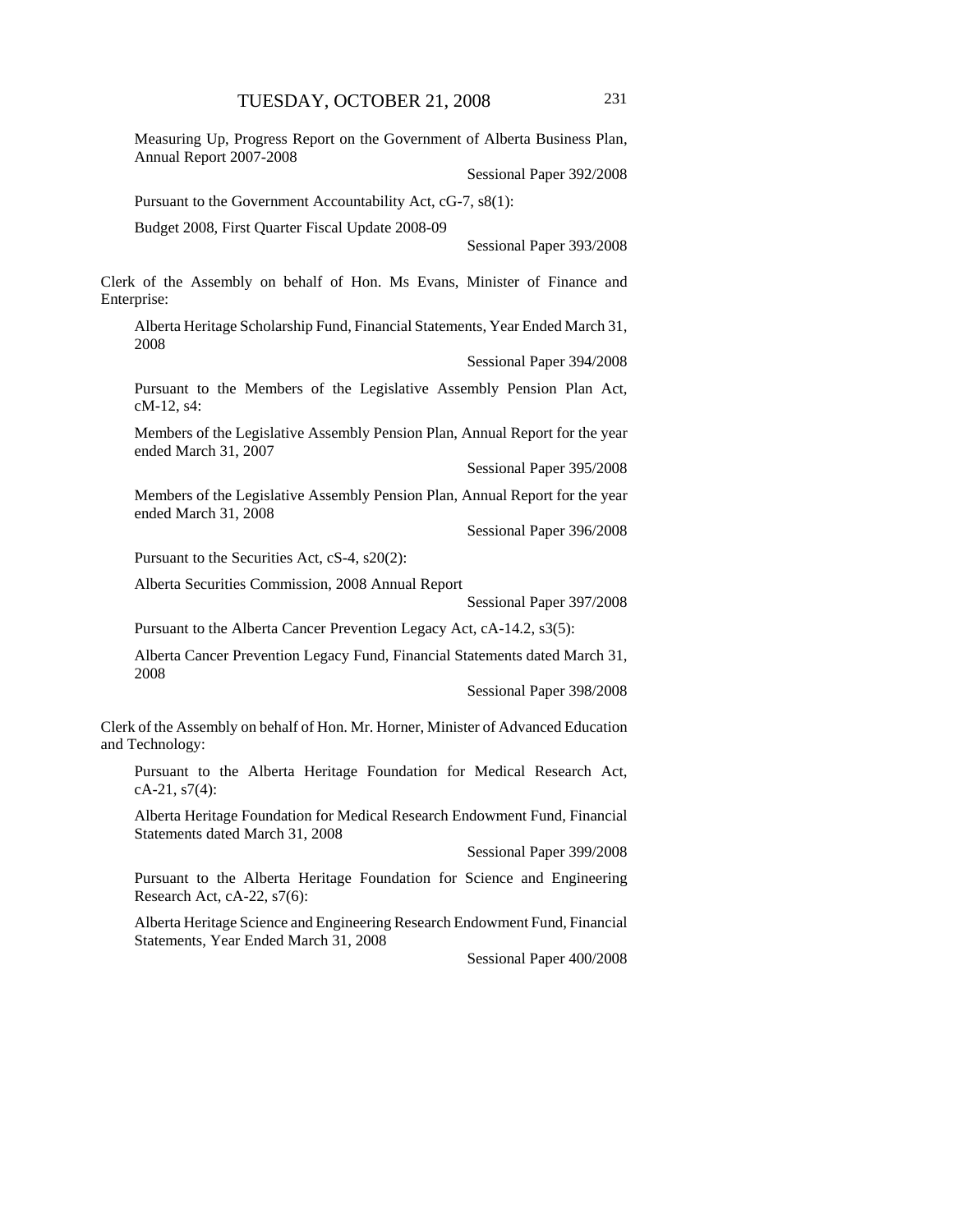Measuring Up, Progress Report on the Government of Alberta Business Plan, Annual Report 2007-2008

Sessional Paper 392/2008

Pursuant to the Government Accountability Act, cG-7, s8(1):

Budget 2008, First Quarter Fiscal Update 2008-09

Sessional Paper 393/2008

Clerk of the Assembly on behalf of Hon. Ms Evans, Minister of Finance and Enterprise:

Alberta Heritage Scholarship Fund, Financial Statements, Year Ended March 31, 2008

Sessional Paper 394/2008

Pursuant to the Members of the Legislative Assembly Pension Plan Act, cM-12, s4:

Members of the Legislative Assembly Pension Plan, Annual Report for the year ended March 31, 2007

Sessional Paper 395/2008

Members of the Legislative Assembly Pension Plan, Annual Report for the year ended March 31, 2008

Sessional Paper 396/2008

Pursuant to the Securities Act, cS-4, s20(2):

Alberta Securities Commission, 2008 Annual Report

Sessional Paper 397/2008

Pursuant to the Alberta Cancer Prevention Legacy Act, cA-14.2, s3(5):

Alberta Cancer Prevention Legacy Fund, Financial Statements dated March 31, 2008

Sessional Paper 398/2008

Clerk of the Assembly on behalf of Hon. Mr. Horner, Minister of Advanced Education and Technology:

Pursuant to the Alberta Heritage Foundation for Medical Research Act, cA-21, s7(4):

Alberta Heritage Foundation for Medical Research Endowment Fund, Financial Statements dated March 31, 2008

Sessional Paper 399/2008

Pursuant to the Alberta Heritage Foundation for Science and Engineering Research Act, cA-22, s7(6):

Alberta Heritage Science and Engineering Research Endowment Fund, Financial Statements, Year Ended March 31, 2008

Sessional Paper 400/2008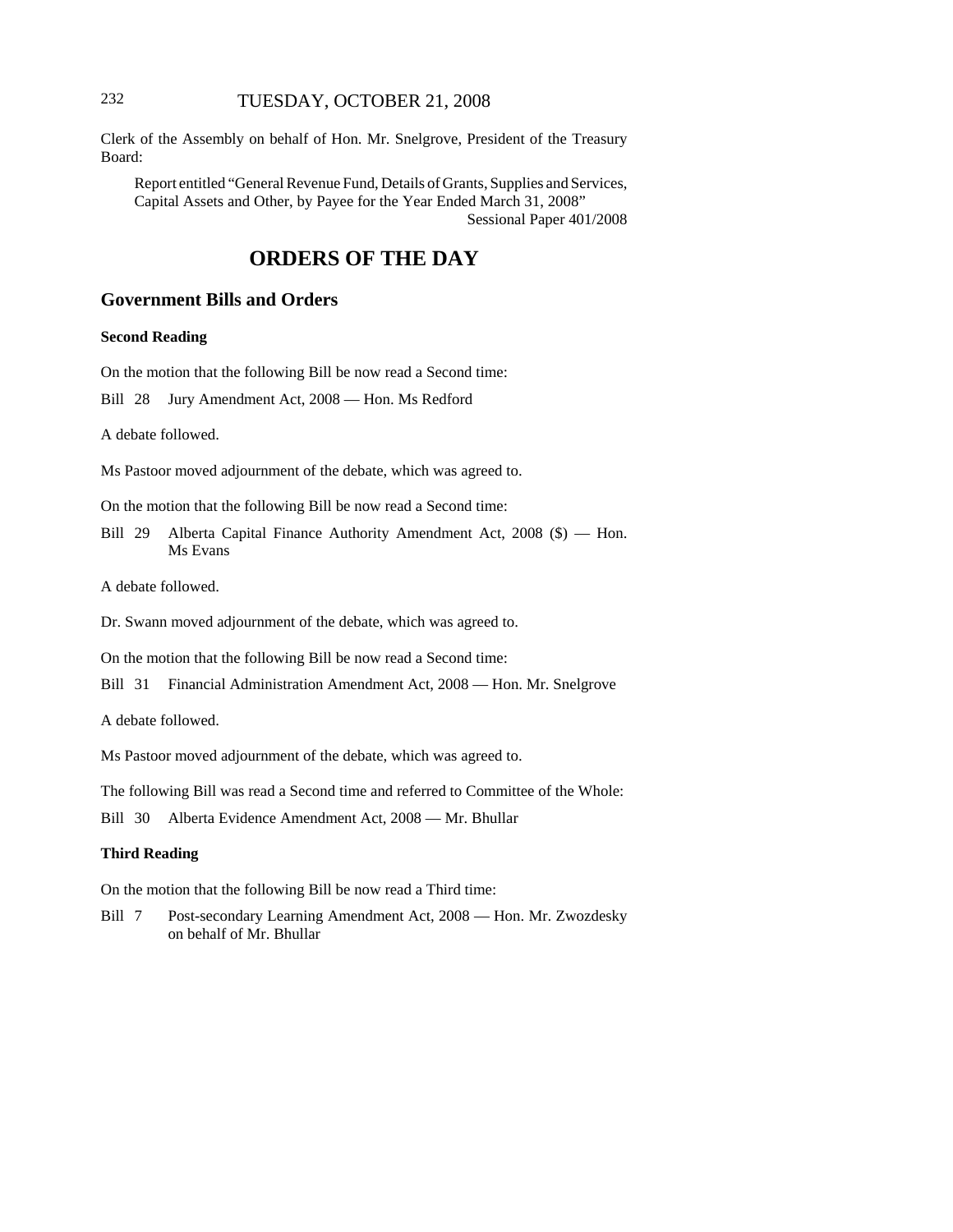Clerk of the Assembly on behalf of Hon. Mr. Snelgrove, President of the Treasury Board:

Report entitled "General Revenue Fund, Details of Grants, Supplies and Services, Capital Assets and Other, by Payee for the Year Ended March 31, 2008"
Sessional Paper 401/2008

# ORDERS OF THE DAY

## Government Bills and Orders

### Second Reading

On the motion that the following Bill be now read a Second time:

Bill 28 Jury Amendment Act, 2008 — Hon. Ms Redford

A debate followed.

Ms Pastoor moved adjournment of the debate, which was agreed to.

On the motion that the following Bill be now read a Second time:

Bill 29 Alberta Capital Finance Authority Amendment Act, 2008 ($) — Hon. Ms Evans

A debate followed.

Dr. Swann moved adjournment of the debate, which was agreed to.

On the motion that the following Bill be now read a Second time:

Bill 31 Financial Administration Amendment Act, 2008 — Hon. Mr. Snelgrove

A debate followed.

Ms Pastoor moved adjournment of the debate, which was agreed to.

The following Bill was read a Second time and referred to Committee of the Whole:

Bill 30 Alberta Evidence Amendment Act, 2008 — Mr. Bhullar

### Third Reading

On the motion that the following Bill be now read a Third time:

Bill 7 Post-secondary Learning Amendment Act, 2008 — Hon. Mr. Zwozdesky on behalf of Mr. Bhullar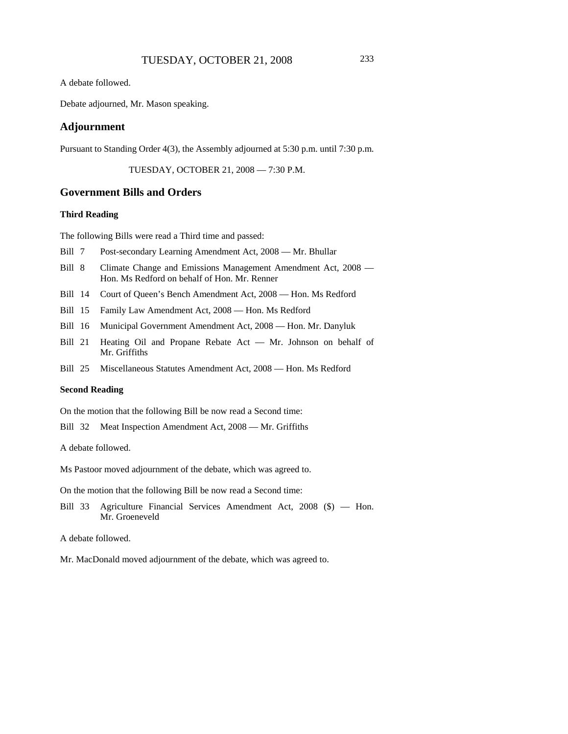A debate followed.

Debate adjourned, Mr. Mason speaking.

## Adjournment

Pursuant to Standing Order 4(3), the Assembly adjourned at 5:30 p.m. until 7:30 p.m.

TUESDAY, OCTOBER 21, 2008 — 7:30 P.M.

## Government Bills and Orders

### Third Reading

The following Bills were read a Third time and passed:

Bill 7 Post-secondary Learning Amendment Act, 2008 — Mr. Bhullar

Bill 8 Climate Change and Emissions Management Amendment Act, 2008 — Hon. Ms Redford on behalf of Hon. Mr. Renner

Bill 14 Court of Queen's Bench Amendment Act, 2008 — Hon. Ms Redford

Bill 15 Family Law Amendment Act, 2008 — Hon. Ms Redford

Bill 16 Municipal Government Amendment Act, 2008 — Hon. Mr. Danyluk

Bill 21 Heating Oil and Propane Rebate Act — Mr. Johnson on behalf of Mr. Griffiths

Bill 25 Miscellaneous Statutes Amendment Act, 2008 — Hon. Ms Redford

### Second Reading

On the motion that the following Bill be now read a Second time:

Bill 32 Meat Inspection Amendment Act, 2008 — Mr. Griffiths

A debate followed.

Ms Pastoor moved adjournment of the debate, which was agreed to.

On the motion that the following Bill be now read a Second time:

Bill 33 Agriculture Financial Services Amendment Act, 2008 ($) — Hon. Mr. Groeneveld

A debate followed.

Mr. MacDonald moved adjournment of the debate, which was agreed to.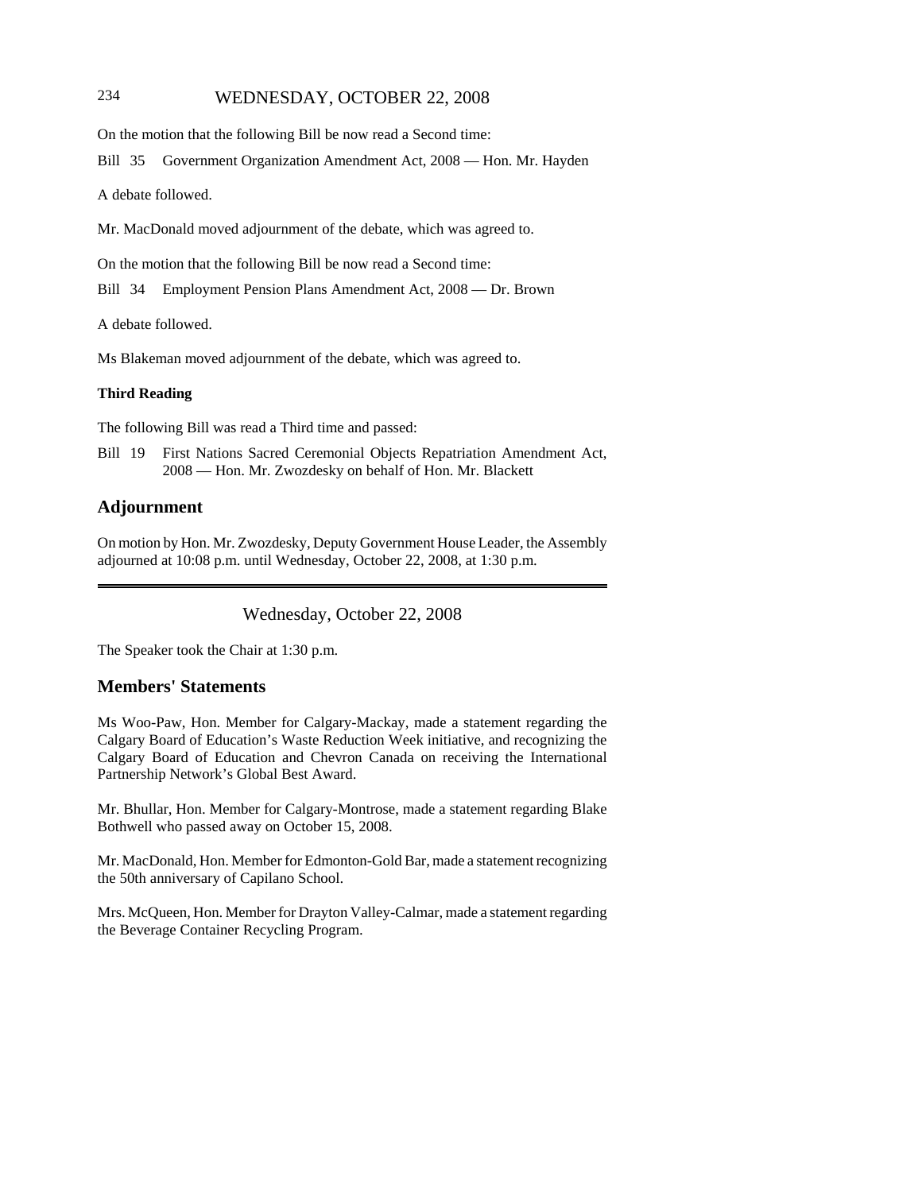On the motion that the following Bill be now read a Second time:

Bill 35 Government Organization Amendment Act, 2008 — Hon. Mr. Hayden

A debate followed.

Mr. MacDonald moved adjournment of the debate, which was agreed to.

On the motion that the following Bill be now read a Second time:

Bill 34 Employment Pension Plans Amendment Act, 2008 — Dr. Brown

A debate followed.

Ms Blakeman moved adjournment of the debate, which was agreed to.

**Third Reading**

The following Bill was read a Third time and passed:

Bill 19 First Nations Sacred Ceremonial Objects Repatriation Amendment Act, 2008 — Hon. Mr. Zwozdesky on behalf of Hon. Mr. Blackett

## Adjournment

On motion by Hon. Mr. Zwozdesky, Deputy Government House Leader, the Assembly adjourned at 10:08 p.m. until Wednesday, October 22, 2008, at 1:30 p.m.

---

Wednesday, October 22, 2008

The Speaker took the Chair at 1:30 p.m.

## Members' Statements

Ms Woo-Paw, Hon. Member for Calgary-Mackay, made a statement regarding the Calgary Board of Education's Waste Reduction Week initiative, and recognizing the Calgary Board of Education and Chevron Canada on receiving the International Partnership Network's Global Best Award.

Mr. Bhullar, Hon. Member for Calgary-Montrose, made a statement regarding Blake Bothwell who passed away on October 15, 2008.

Mr. MacDonald, Hon. Member for Edmonton-Gold Bar, made a statement recognizing the 50th anniversary of Capilano School.

Mrs. McQueen, Hon. Member for Drayton Valley-Calmar, made a statement regarding the Beverage Container Recycling Program.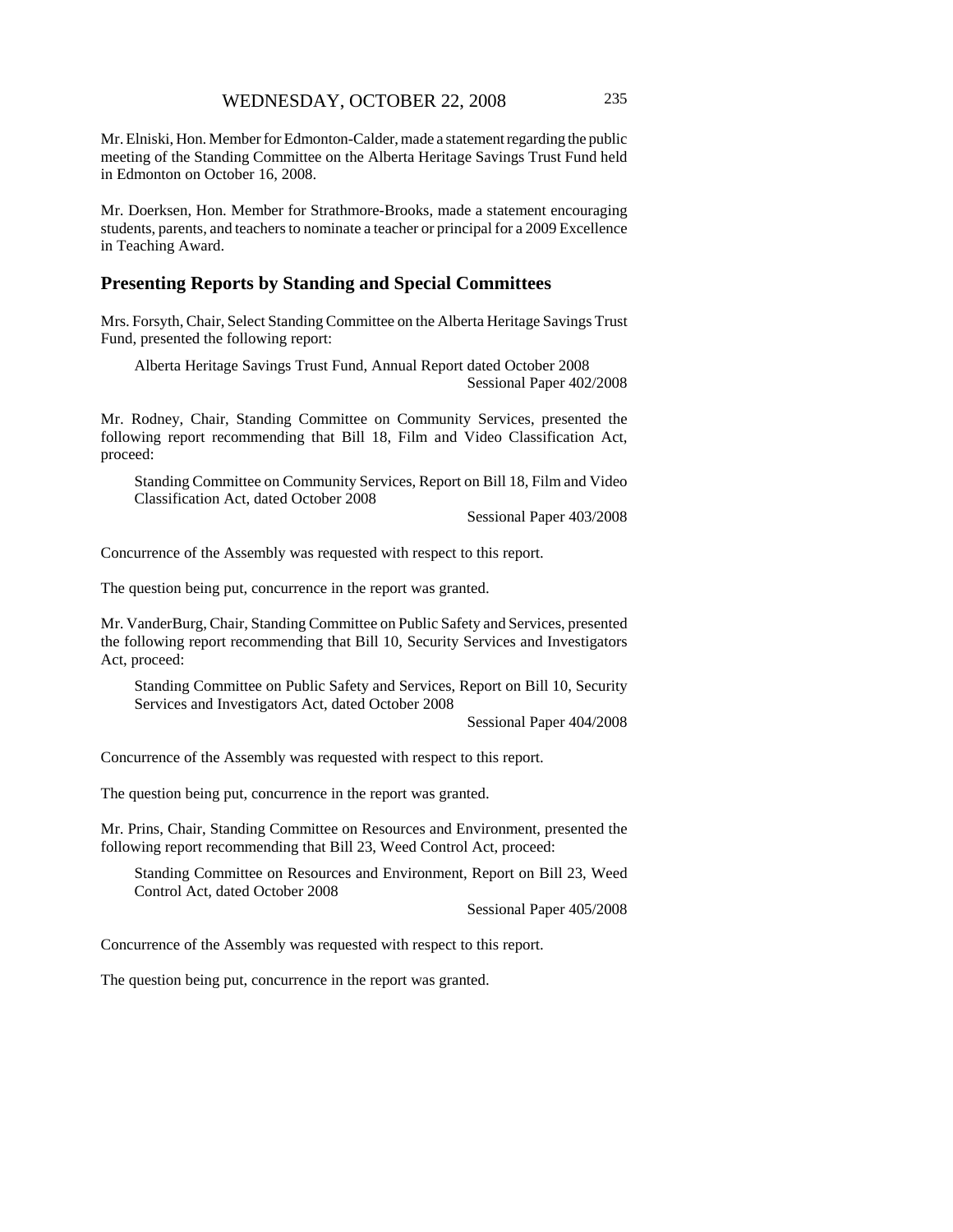Mr. Elniski, Hon. Member for Edmonton-Calder, made a statement regarding the public meeting of the Standing Committee on the Alberta Heritage Savings Trust Fund held in Edmonton on October 16, 2008.

Mr. Doerksen, Hon. Member for Strathmore-Brooks, made a statement encouraging students, parents, and teachers to nominate a teacher or principal for a 2009 Excellence in Teaching Award.

## Presenting Reports by Standing and Special Committees

Mrs. Forsyth, Chair, Select Standing Committee on the Alberta Heritage Savings Trust Fund, presented the following report:

> Alberta Heritage Savings Trust Fund, Annual Report dated October 2008
> Sessional Paper 402/2008

Mr. Rodney, Chair, Standing Committee on Community Services, presented the following report recommending that Bill 18, Film and Video Classification Act, proceed:

> Standing Committee on Community Services, Report on Bill 18, Film and Video Classification Act, dated October 2008
> Sessional Paper 403/2008

Concurrence of the Assembly was requested with respect to this report.

The question being put, concurrence in the report was granted.

Mr. VanderBurg, Chair, Standing Committee on Public Safety and Services, presented the following report recommending that Bill 10, Security Services and Investigators Act, proceed:

> Standing Committee on Public Safety and Services, Report on Bill 10, Security Services and Investigators Act, dated October 2008
> Sessional Paper 404/2008

Concurrence of the Assembly was requested with respect to this report.

The question being put, concurrence in the report was granted.

Mr. Prins, Chair, Standing Committee on Resources and Environment, presented the following report recommending that Bill 23, Weed Control Act, proceed:

> Standing Committee on Resources and Environment, Report on Bill 23, Weed Control Act, dated October 2008
> Sessional Paper 405/2008

Concurrence of the Assembly was requested with respect to this report.

The question being put, concurrence in the report was granted.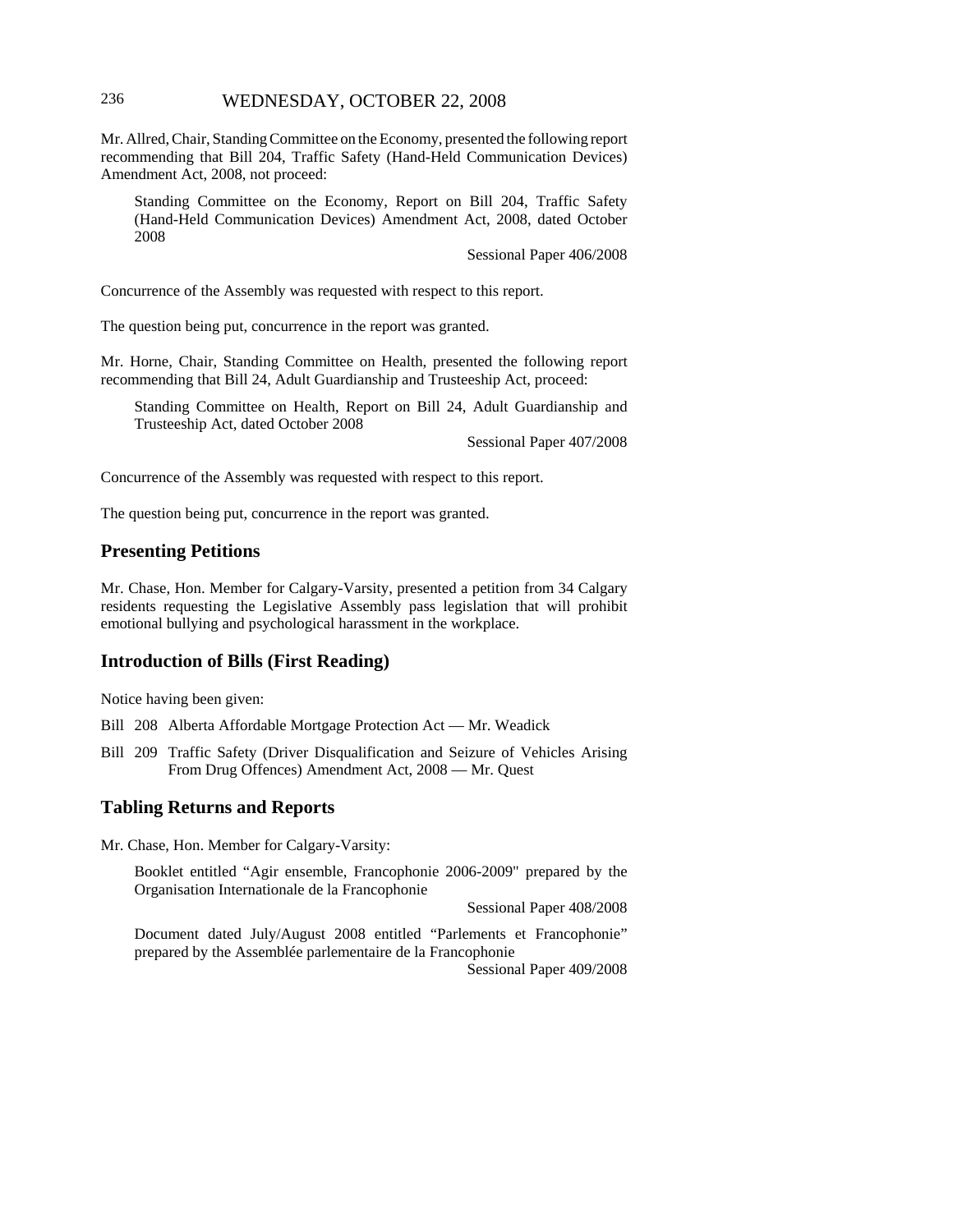Mr. Allred, Chair, Standing Committee on the Economy, presented the following report recommending that Bill 204, Traffic Safety (Hand-Held Communication Devices) Amendment Act, 2008, not proceed:

> Standing Committee on the Economy, Report on Bill 204, Traffic Safety (Hand-Held Communication Devices) Amendment Act, 2008, dated October 2008
>
> Sessional Paper 406/2008

Concurrence of the Assembly was requested with respect to this report.

The question being put, concurrence in the report was granted.

Mr. Horne, Chair, Standing Committee on Health, presented the following report recommending that Bill 24, Adult Guardianship and Trusteeship Act, proceed:

> Standing Committee on Health, Report on Bill 24, Adult Guardianship and Trusteeship Act, dated October 2008
>
> Sessional Paper 407/2008

Concurrence of the Assembly was requested with respect to this report.

The question being put, concurrence in the report was granted.

## Presenting Petitions

Mr. Chase, Hon. Member for Calgary-Varsity, presented a petition from 34 Calgary residents requesting the Legislative Assembly pass legislation that will prohibit emotional bullying and psychological harassment in the workplace.

## Introduction of Bills (First Reading)

Notice having been given:

Bill 208 Alberta Affordable Mortgage Protection Act — Mr. Weadick

Bill 209 Traffic Safety (Driver Disqualification and Seizure of Vehicles Arising From Drug Offences) Amendment Act, 2008 — Mr. Quest

## Tabling Returns and Reports

Mr. Chase, Hon. Member for Calgary-Varsity:

> Booklet entitled "Agir ensemble, Francophonie 2006-2009" prepared by the Organisation Internationale de la Francophonie
>
> Sessional Paper 408/2008
>
> Document dated July/August 2008 entitled "Parlements et Francophonie" prepared by the Assemblée parlementaire de la Francophonie
>
> Sessional Paper 409/2008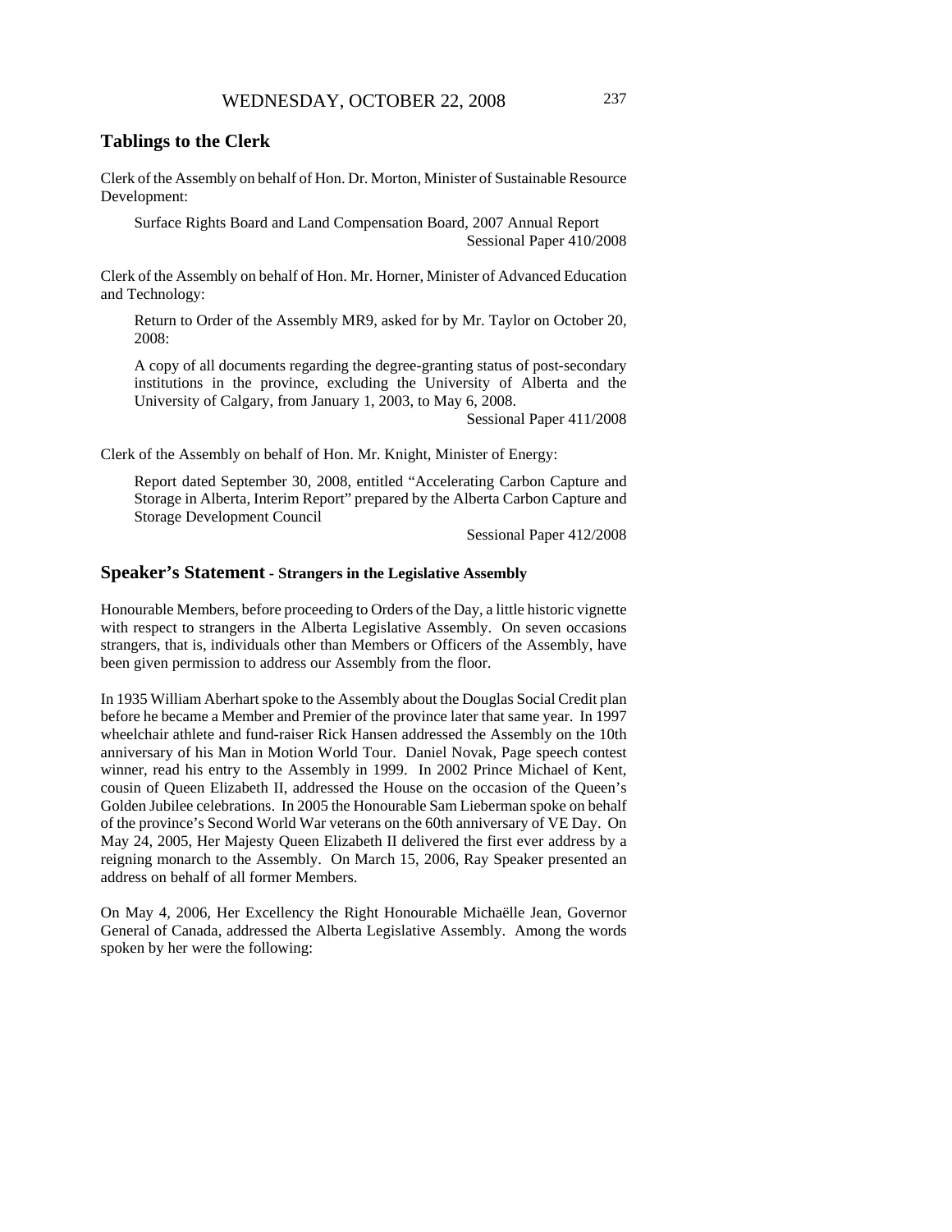## Tablings to the Clerk

Clerk of the Assembly on behalf of Hon. Dr. Morton, Minister of Sustainable Resource Development:

> Surface Rights Board and Land Compensation Board, 2007 Annual Report
> Sessional Paper 410/2008

Clerk of the Assembly on behalf of Hon. Mr. Horner, Minister of Advanced Education and Technology:

> Return to Order of the Assembly MR9, asked for by Mr. Taylor on October 20, 2008:
>
> A copy of all documents regarding the degree-granting status of post-secondary institutions in the province, excluding the University of Alberta and the University of Calgary, from January 1, 2003, to May 6, 2008.
> Sessional Paper 411/2008

Clerk of the Assembly on behalf of Hon. Mr. Knight, Minister of Energy:

> Report dated September 30, 2008, entitled "Accelerating Carbon Capture and Storage in Alberta, Interim Report" prepared by the Alberta Carbon Capture and Storage Development Council
> Sessional Paper 412/2008

## Speaker's Statement - Strangers in the Legislative Assembly

Honourable Members, before proceeding to Orders of the Day, a little historic vignette with respect to strangers in the Alberta Legislative Assembly. On seven occasions strangers, that is, individuals other than Members or Officers of the Assembly, have been given permission to address our Assembly from the floor.

In 1935 William Aberhart spoke to the Assembly about the Douglas Social Credit plan before he became a Member and Premier of the province later that same year. In 1997 wheelchair athlete and fund-raiser Rick Hansen addressed the Assembly on the 10th anniversary of his Man in Motion World Tour. Daniel Novak, Page speech contest winner, read his entry to the Assembly in 1999. In 2002 Prince Michael of Kent, cousin of Queen Elizabeth II, addressed the House on the occasion of the Queen's Golden Jubilee celebrations. In 2005 the Honourable Sam Lieberman spoke on behalf of the province's Second World War veterans on the 60th anniversary of VE Day. On May 24, 2005, Her Majesty Queen Elizabeth II delivered the first ever address by a reigning monarch to the Assembly. On March 15, 2006, Ray Speaker presented an address on behalf of all former Members.

On May 4, 2006, Her Excellency the Right Honourable Michaëlle Jean, Governor General of Canada, addressed the Alberta Legislative Assembly. Among the words spoken by her were the following: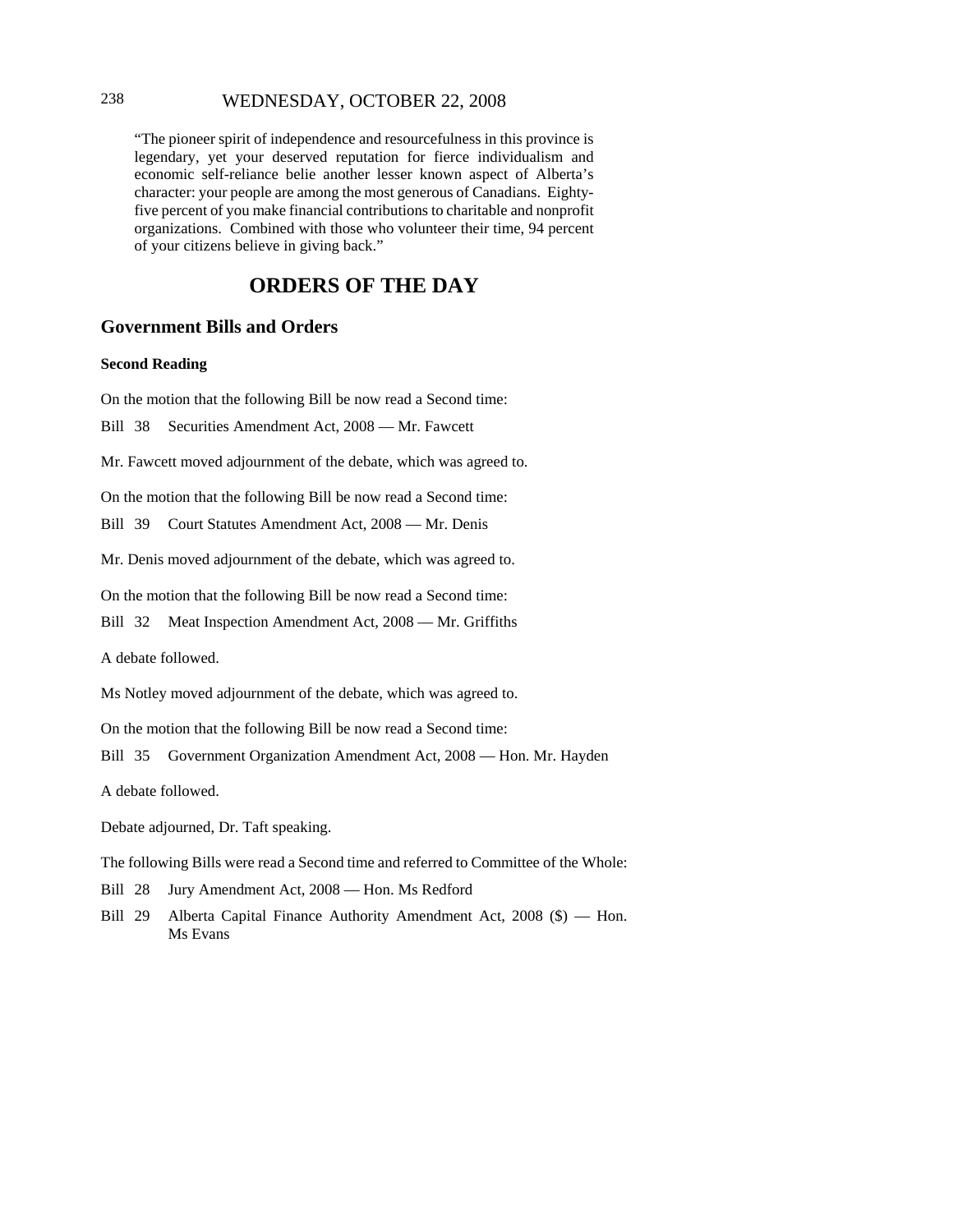"The pioneer spirit of independence and resourcefulness in this province is legendary, yet your deserved reputation for fierce individualism and economic self-reliance belie another lesser known aspect of Alberta's character: your people are among the most generous of Canadians. Eighty-five percent of you make financial contributions to charitable and nonprofit organizations. Combined with those who volunteer their time, 94 percent of your citizens believe in giving back."

# ORDERS OF THE DAY

## Government Bills and Orders

### Second Reading

On the motion that the following Bill be now read a Second time:

Bill 38 Securities Amendment Act, 2008 — Mr. Fawcett

Mr. Fawcett moved adjournment of the debate, which was agreed to.

On the motion that the following Bill be now read a Second time:

Bill 39 Court Statutes Amendment Act, 2008 — Mr. Denis

Mr. Denis moved adjournment of the debate, which was agreed to.

On the motion that the following Bill be now read a Second time:

Bill 32 Meat Inspection Amendment Act, 2008 — Mr. Griffiths

A debate followed.

Ms Notley moved adjournment of the debate, which was agreed to.

On the motion that the following Bill be now read a Second time:

Bill 35 Government Organization Amendment Act, 2008 — Hon. Mr. Hayden

A debate followed.

Debate adjourned, Dr. Taft speaking.

The following Bills were read a Second time and referred to Committee of the Whole:

Bill 28 Jury Amendment Act, 2008 — Hon. Ms Redford

Bill 29 Alberta Capital Finance Authority Amendment Act, 2008 ($) — Hon. Ms Evans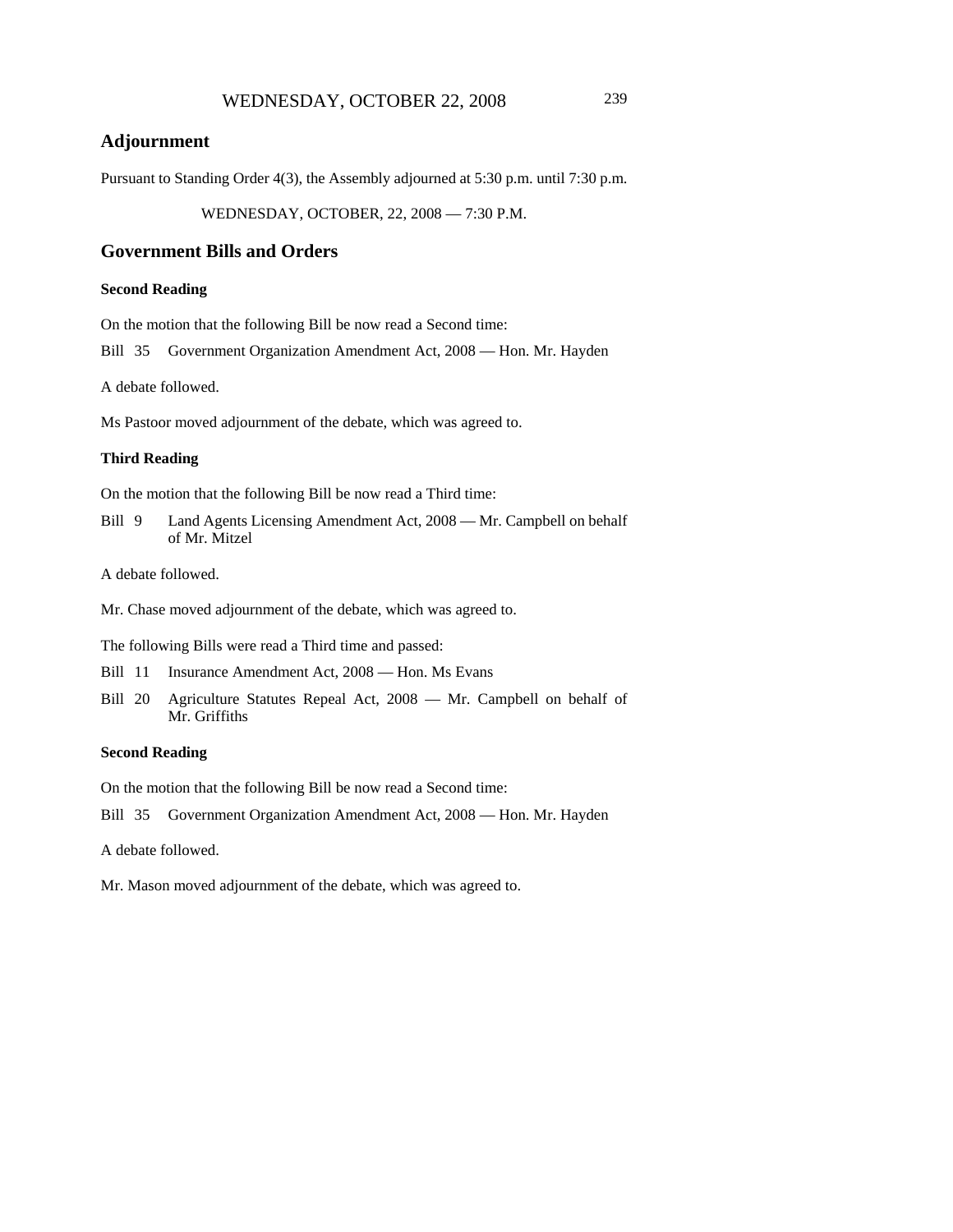## Adjournment

Pursuant to Standing Order 4(3), the Assembly adjourned at 5:30 p.m. until 7:30 p.m.

WEDNESDAY, OCTOBER, 22, 2008 — 7:30 P.M.

## Government Bills and Orders

### Second Reading

On the motion that the following Bill be now read a Second time:

Bill 35 Government Organization Amendment Act, 2008 — Hon. Mr. Hayden

A debate followed.

Ms Pastoor moved adjournment of the debate, which was agreed to.

### Third Reading

On the motion that the following Bill be now read a Third time:

Bill 9 Land Agents Licensing Amendment Act, 2008 — Mr. Campbell on behalf of Mr. Mitzel

A debate followed.

Mr. Chase moved adjournment of the debate, which was agreed to.

The following Bills were read a Third time and passed:

Bill 11 Insurance Amendment Act, 2008 — Hon. Ms Evans

Bill 20 Agriculture Statutes Repeal Act, 2008 — Mr. Campbell on behalf of Mr. Griffiths

### Second Reading

On the motion that the following Bill be now read a Second time:

Bill 35 Government Organization Amendment Act, 2008 — Hon. Mr. Hayden

A debate followed.

Mr. Mason moved adjournment of the debate, which was agreed to.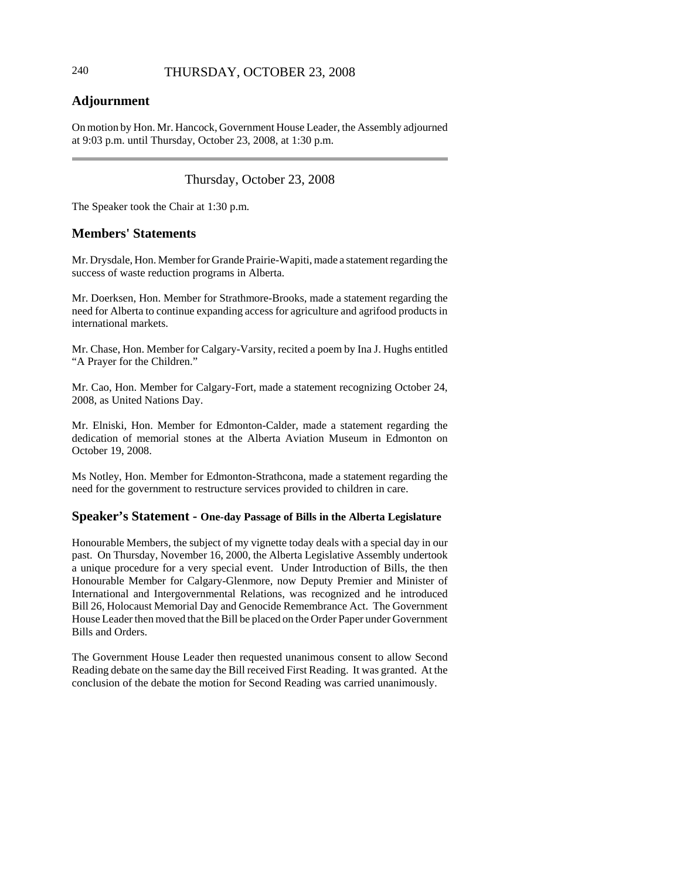## Adjournment

On motion by Hon. Mr. Hancock, Government House Leader, the Assembly adjourned at 9:03 p.m. until Thursday, October 23, 2008, at 1:30 p.m.

---

Thursday, October 23, 2008

The Speaker took the Chair at 1:30 p.m.

## Members' Statements

Mr. Drysdale, Hon. Member for Grande Prairie-Wapiti, made a statement regarding the success of waste reduction programs in Alberta.

Mr. Doerksen, Hon. Member for Strathmore-Brooks, made a statement regarding the need for Alberta to continue expanding access for agriculture and agrifood products in international markets.

Mr. Chase, Hon. Member for Calgary-Varsity, recited a poem by Ina J. Hughs entitled "A Prayer for the Children."

Mr. Cao, Hon. Member for Calgary-Fort, made a statement recognizing October 24, 2008, as United Nations Day.

Mr. Elniski, Hon. Member for Edmonton-Calder, made a statement regarding the dedication of memorial stones at the Alberta Aviation Museum in Edmonton on October 19, 2008.

Ms Notley, Hon. Member for Edmonton-Strathcona, made a statement regarding the need for the government to restructure services provided to children in care.

## Speaker's Statement - One-day Passage of Bills in the Alberta Legislature

Honourable Members, the subject of my vignette today deals with a special day in our past. On Thursday, November 16, 2000, the Alberta Legislative Assembly undertook a unique procedure for a very special event. Under Introduction of Bills, the then Honourable Member for Calgary-Glenmore, now Deputy Premier and Minister of International and Intergovernmental Relations, was recognized and he introduced Bill 26, Holocaust Memorial Day and Genocide Remembrance Act. The Government House Leader then moved that the Bill be placed on the Order Paper under Government Bills and Orders.

The Government House Leader then requested unanimous consent to allow Second Reading debate on the same day the Bill received First Reading. It was granted. At the conclusion of the debate the motion for Second Reading was carried unanimously.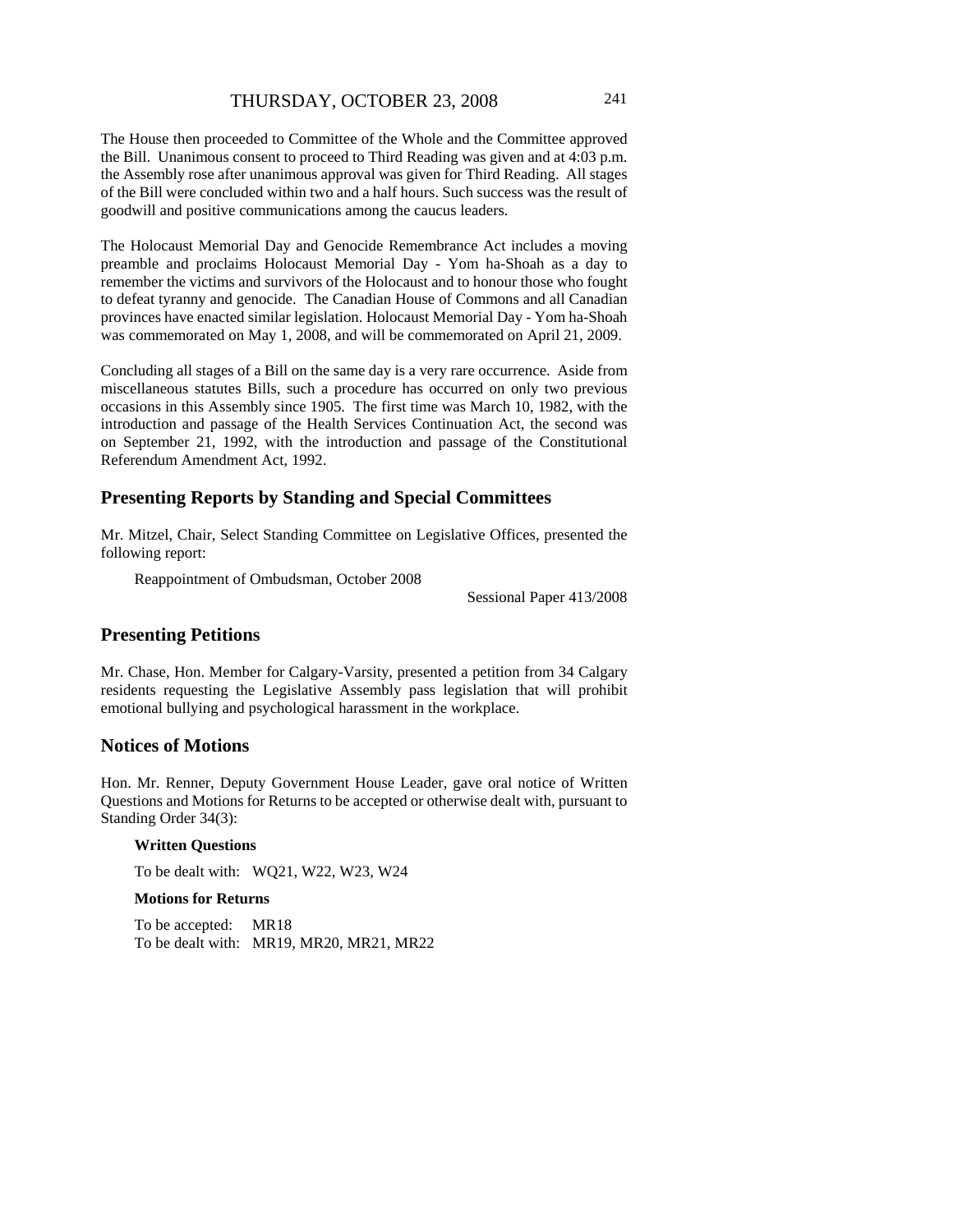The House then proceeded to Committee of the Whole and the Committee approved the Bill. Unanimous consent to proceed to Third Reading was given and at 4:03 p.m. the Assembly rose after unanimous approval was given for Third Reading. All stages of the Bill were concluded within two and a half hours. Such success was the result of goodwill and positive communications among the caucus leaders.

The Holocaust Memorial Day and Genocide Remembrance Act includes a moving preamble and proclaims Holocaust Memorial Day - Yom ha-Shoah as a day to remember the victims and survivors of the Holocaust and to honour those who fought to defeat tyranny and genocide. The Canadian House of Commons and all Canadian provinces have enacted similar legislation. Holocaust Memorial Day - Yom ha-Shoah was commemorated on May 1, 2008, and will be commemorated on April 21, 2009.

Concluding all stages of a Bill on the same day is a very rare occurrence. Aside from miscellaneous statutes Bills, such a procedure has occurred on only two previous occasions in this Assembly since 1905. The first time was March 10, 1982, with the introduction and passage of the Health Services Continuation Act, the second was on September 21, 1992, with the introduction and passage of the Constitutional Referendum Amendment Act, 1992.

## Presenting Reports by Standing and Special Committees

Mr. Mitzel, Chair, Select Standing Committee on Legislative Offices, presented the following report:

Reappointment of Ombudsman, October 2008

Sessional Paper 413/2008

## Presenting Petitions

Mr. Chase, Hon. Member for Calgary-Varsity, presented a petition from 34 Calgary residents requesting the Legislative Assembly pass legislation that will prohibit emotional bullying and psychological harassment in the workplace.

## Notices of Motions

Hon. Mr. Renner, Deputy Government House Leader, gave oral notice of Written Questions and Motions for Returns to be accepted or otherwise dealt with, pursuant to Standing Order 34(3):

**Written Questions**

To be dealt with: WQ21, W22, W23, W24

**Motions for Returns**

To be accepted: MR18
To be dealt with: MR19, MR20, MR21, MR22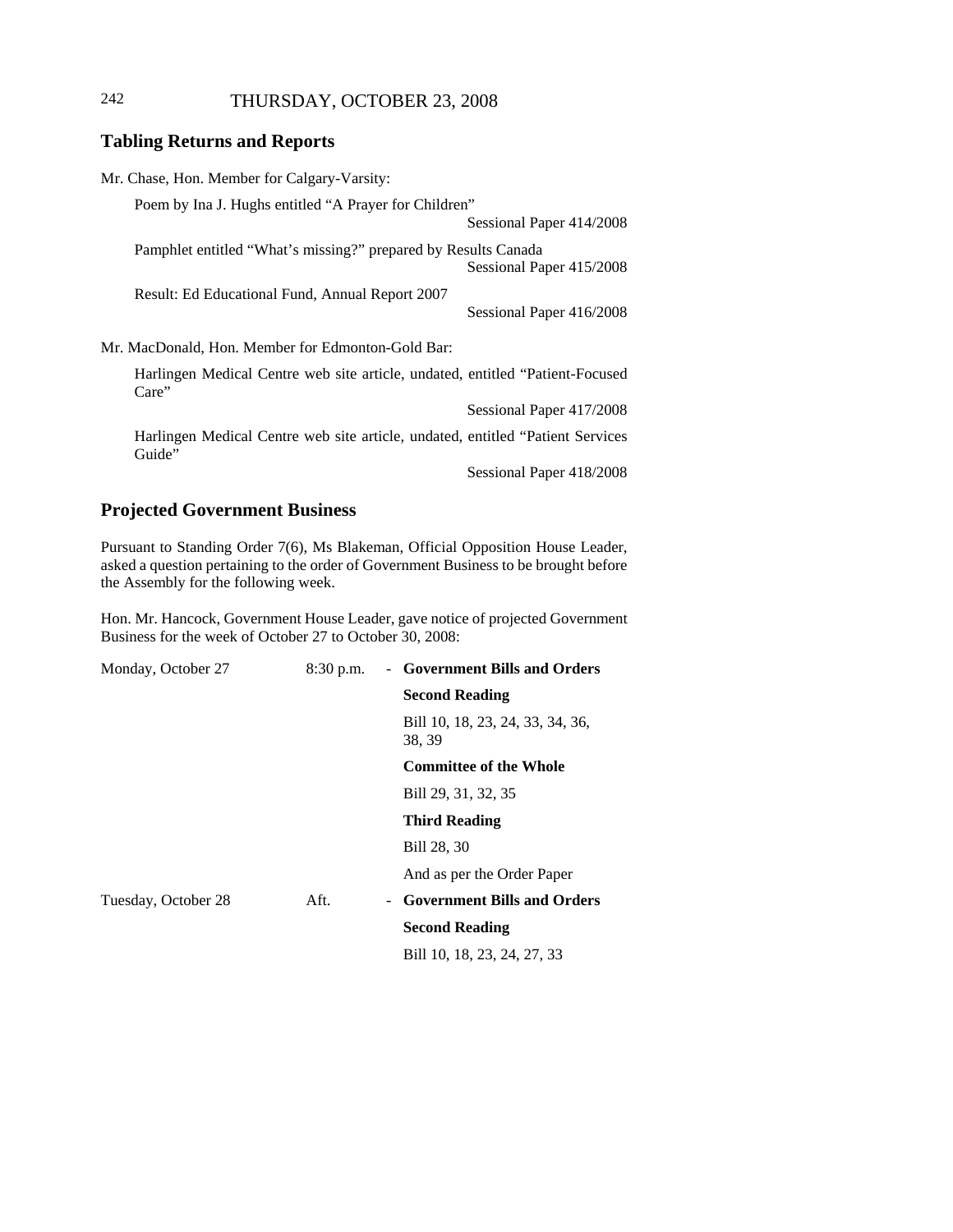## Tabling Returns and Reports

Mr. Chase, Hon. Member for Calgary-Varsity:

Poem by Ina J. Hughs entitled "A Prayer for Children"
Sessional Paper 414/2008

Pamphlet entitled "What's missing?" prepared by Results Canada
Sessional Paper 415/2008

Result: Ed Educational Fund, Annual Report 2007
Sessional Paper 416/2008

Mr. MacDonald, Hon. Member for Edmonton-Gold Bar:

Harlingen Medical Centre web site article, undated, entitled "Patient-Focused Care"
Sessional Paper 417/2008

Harlingen Medical Centre web site article, undated, entitled "Patient Services Guide"
Sessional Paper 418/2008

## Projected Government Business

Pursuant to Standing Order 7(6), Ms Blakeman, Official Opposition House Leader, asked a question pertaining to the order of Government Business to be brought before the Assembly for the following week.

Hon. Mr. Hancock, Government House Leader, gave notice of projected Government Business for the week of October 27 to October 30, 2008:

| | | | |
|---|---|---|---|
| Monday, October 27 | 8:30 p.m. | - | **Government Bills and Orders** |
| | | | **Second Reading** |
| | | | Bill 10, 18, 23, 24, 33, 34, 36, 38, 39 |
| | | | **Committee of the Whole** |
| | | | Bill 29, 31, 32, 35 |
| | | | **Third Reading** |
| | | | Bill 28, 30 |
| | | | And as per the Order Paper |
| Tuesday, October 28 | Aft. | - | **Government Bills and Orders** |
| | | | **Second Reading** |
| | | | Bill 10, 18, 23, 24, 27, 33 |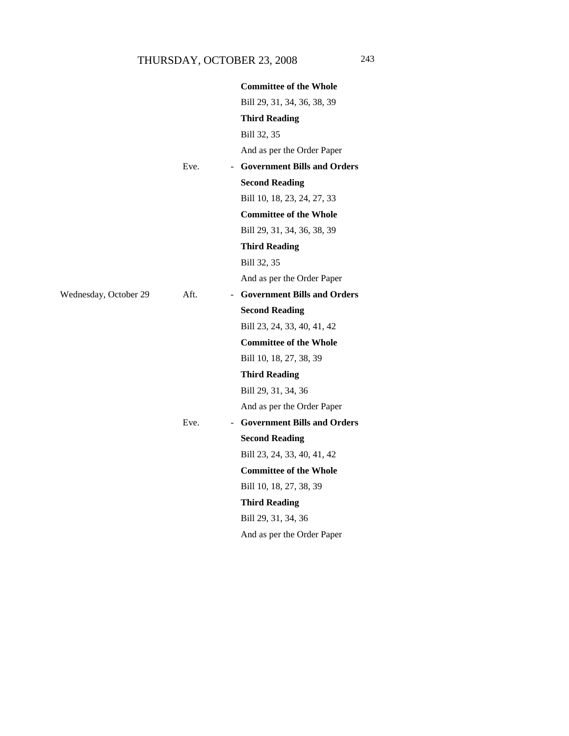| | | | |
|---|---|---|---|
| | | | **Committee of the Whole** |
| | | | Bill 29, 31, 34, 36, 38, 39 |
| | | | **Third Reading** |
| | | | Bill 32, 35 |
| | | | And as per the Order Paper |
| | Eve. | - | **Government Bills and Orders** |
| | | | **Second Reading** |
| | | | Bill 10, 18, 23, 24, 27, 33 |
| | | | **Committee of the Whole** |
| | | | Bill 29, 31, 34, 36, 38, 39 |
| | | | **Third Reading** |
| | | | Bill 32, 35 |
| | | | And as per the Order Paper |
| Wednesday, October 29 | Aft. | - | **Government Bills and Orders** |
| | | | **Second Reading** |
| | | | Bill 23, 24, 33, 40, 41, 42 |
| | | | **Committee of the Whole** |
| | | | Bill 10, 18, 27, 38, 39 |
| | | | **Third Reading** |
| | | | Bill 29, 31, 34, 36 |
| | | | And as per the Order Paper |
| | Eve. | - | **Government Bills and Orders** |
| | | | **Second Reading** |
| | | | Bill 23, 24, 33, 40, 41, 42 |
| | | | **Committee of the Whole** |
| | | | Bill 10, 18, 27, 38, 39 |
| | | | **Third Reading** |
| | | | Bill 29, 31, 34, 36 |
| | | | And as per the Order Paper |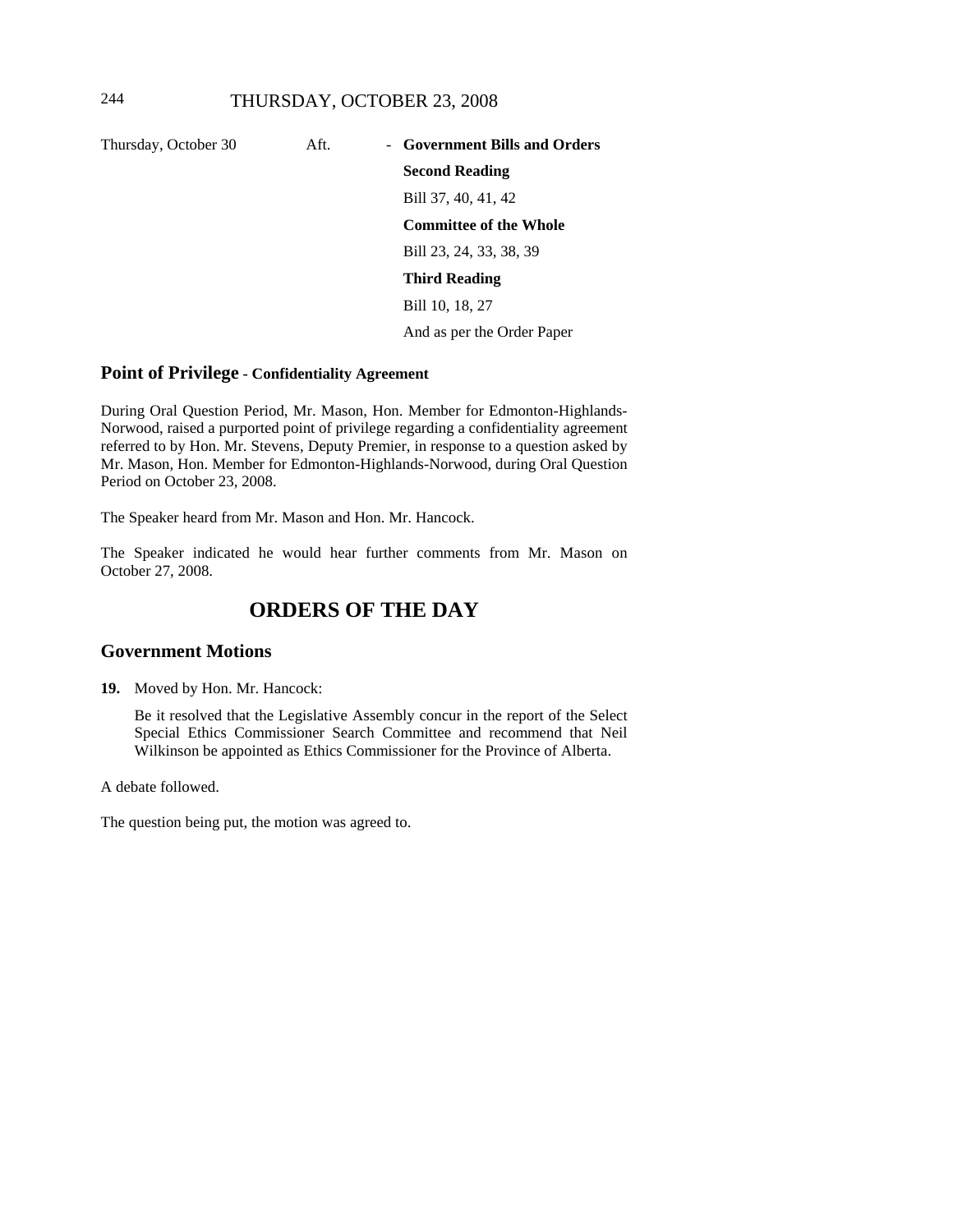| | | | |
|---|---|---|---|
| Thursday, October 30 | Aft. | - | **Government Bills and Orders** |
| | | | **Second Reading** |
| | | | Bill 37, 40, 41, 42 |
| | | | **Committee of the Whole** |
| | | | Bill 23, 24, 33, 38, 39 |
| | | | **Third Reading** |
| | | | Bill 10, 18, 27 |
| | | | And as per the Order Paper |

## Point of Privilege - Confidentiality Agreement

During Oral Question Period, Mr. Mason, Hon. Member for Edmonton-Highlands-Norwood, raised a purported point of privilege regarding a confidentiality agreement referred to by Hon. Mr. Stevens, Deputy Premier, in response to a question asked by Mr. Mason, Hon. Member for Edmonton-Highlands-Norwood, during Oral Question Period on October 23, 2008.

The Speaker heard from Mr. Mason and Hon. Mr. Hancock.

The Speaker indicated he would hear further comments from Mr. Mason on October 27, 2008.

# ORDERS OF THE DAY

## Government Motions

**19.** Moved by Hon. Mr. Hancock:

Be it resolved that the Legislative Assembly concur in the report of the Select Special Ethics Commissioner Search Committee and recommend that Neil Wilkinson be appointed as Ethics Commissioner for the Province of Alberta.

A debate followed.

The question being put, the motion was agreed to.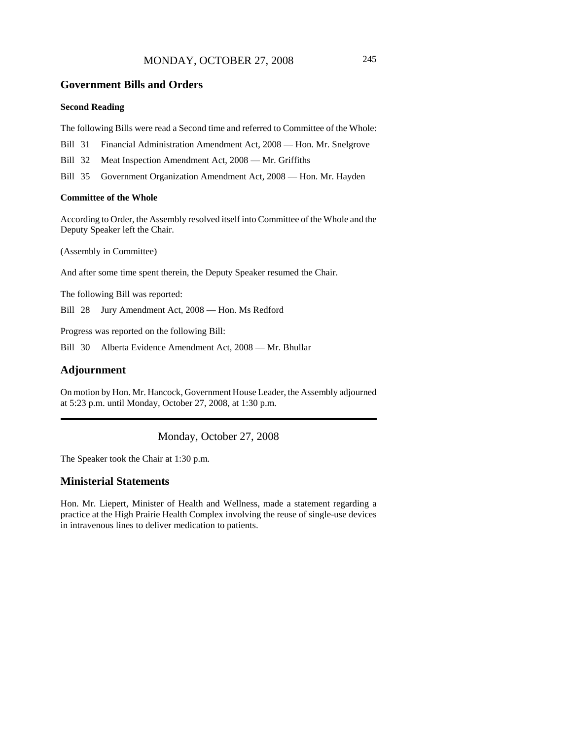## Government Bills and Orders

### Second Reading

The following Bills were read a Second time and referred to Committee of the Whole:

Bill 31 Financial Administration Amendment Act, 2008 — Hon. Mr. Snelgrove

Bill 32 Meat Inspection Amendment Act, 2008 — Mr. Griffiths

Bill 35 Government Organization Amendment Act, 2008 — Hon. Mr. Hayden

### Committee of the Whole

According to Order, the Assembly resolved itself into Committee of the Whole and the Deputy Speaker left the Chair.

(Assembly in Committee)

And after some time spent therein, the Deputy Speaker resumed the Chair.

The following Bill was reported:

Bill 28 Jury Amendment Act, 2008 — Hon. Ms Redford

Progress was reported on the following Bill:

Bill 30 Alberta Evidence Amendment Act, 2008 — Mr. Bhullar

## Adjournment

On motion by Hon. Mr. Hancock, Government House Leader, the Assembly adjourned at 5:23 p.m. until Monday, October 27, 2008, at 1:30 p.m.

---

Monday, October 27, 2008

The Speaker took the Chair at 1:30 p.m.

## Ministerial Statements

Hon. Mr. Liepert, Minister of Health and Wellness, made a statement regarding a practice at the High Prairie Health Complex involving the reuse of single-use devices in intravenous lines to deliver medication to patients.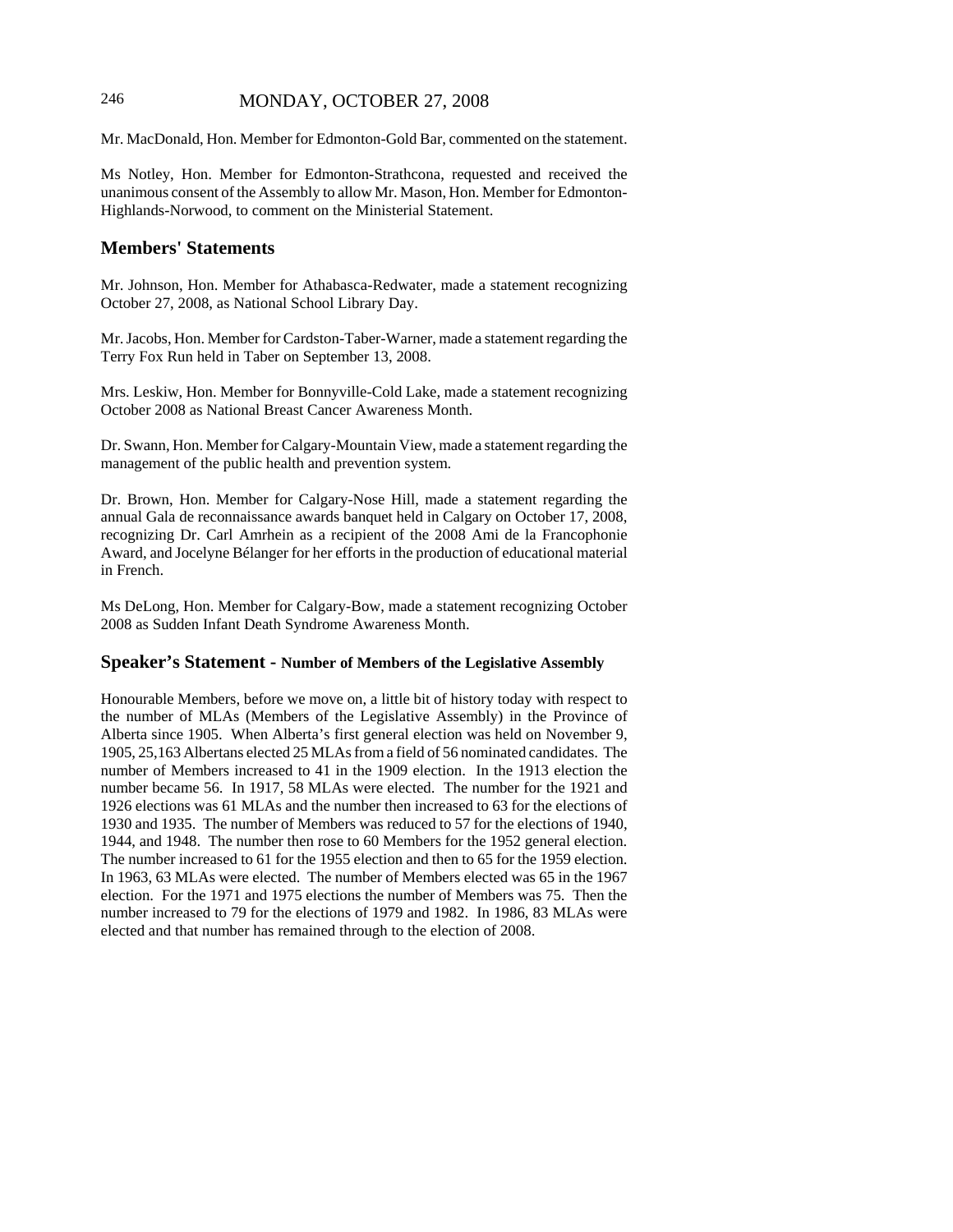Mr. MacDonald, Hon. Member for Edmonton-Gold Bar, commented on the statement.

Ms Notley, Hon. Member for Edmonton-Strathcona, requested and received the unanimous consent of the Assembly to allow Mr. Mason, Hon. Member for Edmonton-Highlands-Norwood, to comment on the Ministerial Statement.

## Members' Statements

Mr. Johnson, Hon. Member for Athabasca-Redwater, made a statement recognizing October 27, 2008, as National School Library Day.

Mr. Jacobs, Hon. Member for Cardston-Taber-Warner, made a statement regarding the Terry Fox Run held in Taber on September 13, 2008.

Mrs. Leskiw, Hon. Member for Bonnyville-Cold Lake, made a statement recognizing October 2008 as National Breast Cancer Awareness Month.

Dr. Swann, Hon. Member for Calgary-Mountain View, made a statement regarding the management of the public health and prevention system.

Dr. Brown, Hon. Member for Calgary-Nose Hill, made a statement regarding the annual Gala de reconnaissance awards banquet held in Calgary on October 17, 2008, recognizing Dr. Carl Amrhein as a recipient of the 2008 Ami de la Francophonie Award, and Jocelyne Bélanger for her efforts in the production of educational material in French.

Ms DeLong, Hon. Member for Calgary-Bow, made a statement recognizing October 2008 as Sudden Infant Death Syndrome Awareness Month.

## Speaker's Statement - Number of Members of the Legislative Assembly

Honourable Members, before we move on, a little bit of history today with respect to the number of MLAs (Members of the Legislative Assembly) in the Province of Alberta since 1905. When Alberta's first general election was held on November 9, 1905, 25,163 Albertans elected 25 MLAs from a field of 56 nominated candidates. The number of Members increased to 41 in the 1909 election. In the 1913 election the number became 56. In 1917, 58 MLAs were elected. The number for the 1921 and 1926 elections was 61 MLAs and the number then increased to 63 for the elections of 1930 and 1935. The number of Members was reduced to 57 for the elections of 1940, 1944, and 1948. The number then rose to 60 Members for the 1952 general election. The number increased to 61 for the 1955 election and then to 65 for the 1959 election. In 1963, 63 MLAs were elected. The number of Members elected was 65 in the 1967 election. For the 1971 and 1975 elections the number of Members was 75. Then the number increased to 79 for the elections of 1979 and 1982. In 1986, 83 MLAs were elected and that number has remained through to the election of 2008.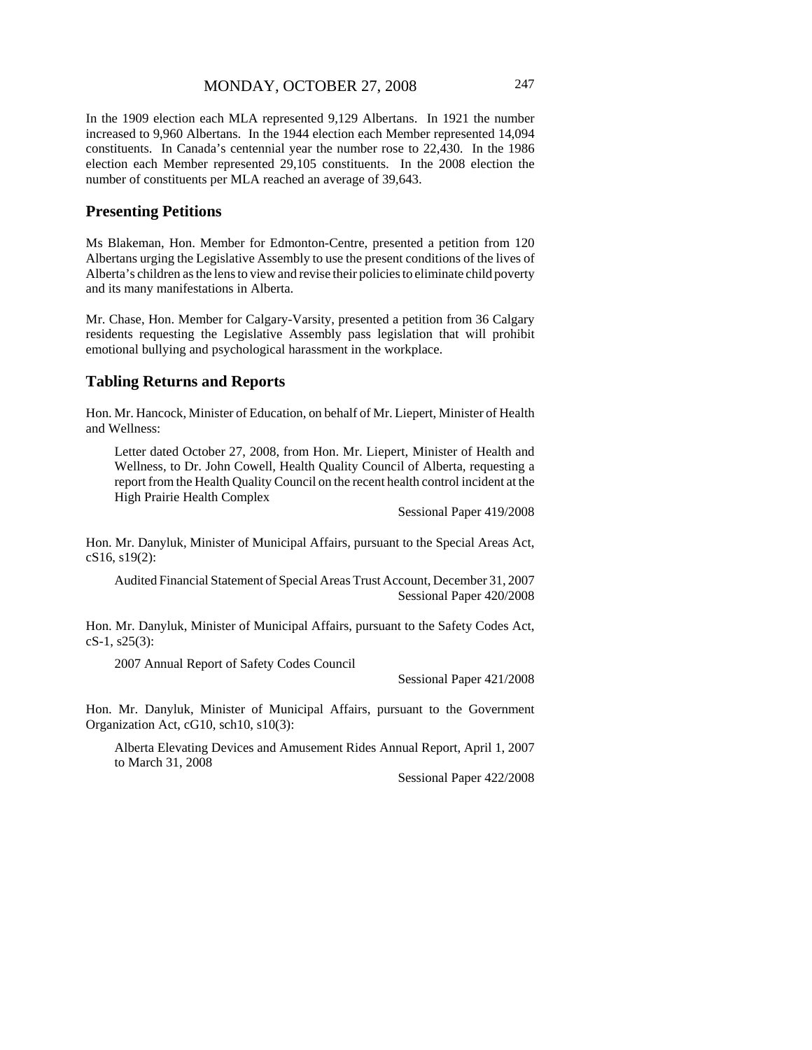In the 1909 election each MLA represented 9,129 Albertans. In 1921 the number increased to 9,960 Albertans. In the 1944 election each Member represented 14,094 constituents. In Canada's centennial year the number rose to 22,430. In the 1986 election each Member represented 29,105 constituents. In the 2008 election the number of constituents per MLA reached an average of 39,643.

## Presenting Petitions

Ms Blakeman, Hon. Member for Edmonton-Centre, presented a petition from 120 Albertans urging the Legislative Assembly to use the present conditions of the lives of Alberta's children as the lens to view and revise their policies to eliminate child poverty and its many manifestations in Alberta.

Mr. Chase, Hon. Member for Calgary-Varsity, presented a petition from 36 Calgary residents requesting the Legislative Assembly pass legislation that will prohibit emotional bullying and psychological harassment in the workplace.

## Tabling Returns and Reports

Hon. Mr. Hancock, Minister of Education, on behalf of Mr. Liepert, Minister of Health and Wellness:

> Letter dated October 27, 2008, from Hon. Mr. Liepert, Minister of Health and Wellness, to Dr. John Cowell, Health Quality Council of Alberta, requesting a report from the Health Quality Council on the recent health control incident at the High Prairie Health Complex
>
> Sessional Paper 419/2008

Hon. Mr. Danyluk, Minister of Municipal Affairs, pursuant to the Special Areas Act, cS16, s19(2):

> Audited Financial Statement of Special Areas Trust Account, December 31, 2007
>
> Sessional Paper 420/2008

Hon. Mr. Danyluk, Minister of Municipal Affairs, pursuant to the Safety Codes Act, cS-1, s25(3):

> 2007 Annual Report of Safety Codes Council
>
> Sessional Paper 421/2008

Hon. Mr. Danyluk, Minister of Municipal Affairs, pursuant to the Government Organization Act, cG10, sch10, s10(3):

> Alberta Elevating Devices and Amusement Rides Annual Report, April 1, 2007 to March 31, 2008
>
> Sessional Paper 422/2008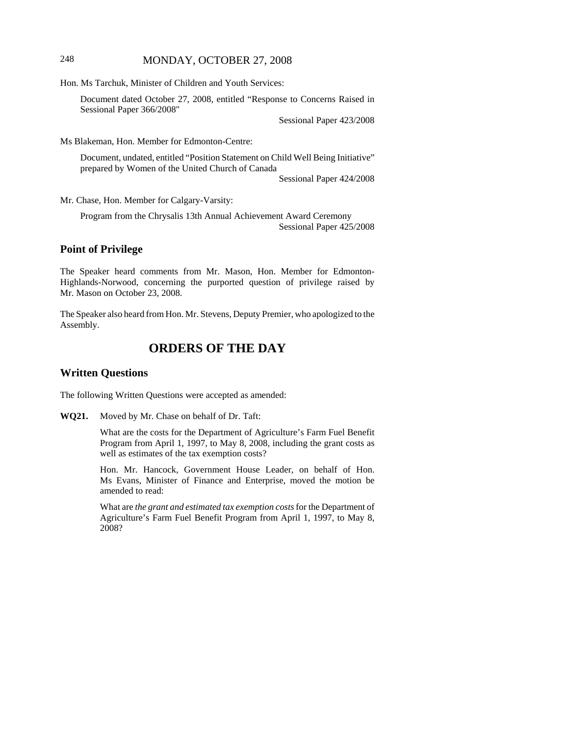Hon. Ms Tarchuk, Minister of Children and Youth Services:

Document dated October 27, 2008, entitled "Response to Concerns Raised in Sessional Paper 366/2008"

Sessional Paper 423/2008

Ms Blakeman, Hon. Member for Edmonton-Centre:

Document, undated, entitled "Position Statement on Child Well Being Initiative" prepared by Women of the United Church of Canada

Sessional Paper 424/2008

Mr. Chase, Hon. Member for Calgary-Varsity:

Program from the Chrysalis 13th Annual Achievement Award Ceremony

Sessional Paper 425/2008

## Point of Privilege

The Speaker heard comments from Mr. Mason, Hon. Member for Edmonton-Highlands-Norwood, concerning the purported question of privilege raised by Mr. Mason on October 23, 2008.

The Speaker also heard from Hon. Mr. Stevens, Deputy Premier, who apologized to the Assembly.

# ORDERS OF THE DAY

## Written Questions

The following Written Questions were accepted as amended:

**WQ21.** Moved by Mr. Chase on behalf of Dr. Taft:

What are the costs for the Department of Agriculture's Farm Fuel Benefit Program from April 1, 1997, to May 8, 2008, including the grant costs as well as estimates of the tax exemption costs?

Hon. Mr. Hancock, Government House Leader, on behalf of Hon. Ms Evans, Minister of Finance and Enterprise, moved the motion be amended to read:

What are *the grant and estimated tax exemption costs* for the Department of Agriculture's Farm Fuel Benefit Program from April 1, 1997, to May 8, 2008?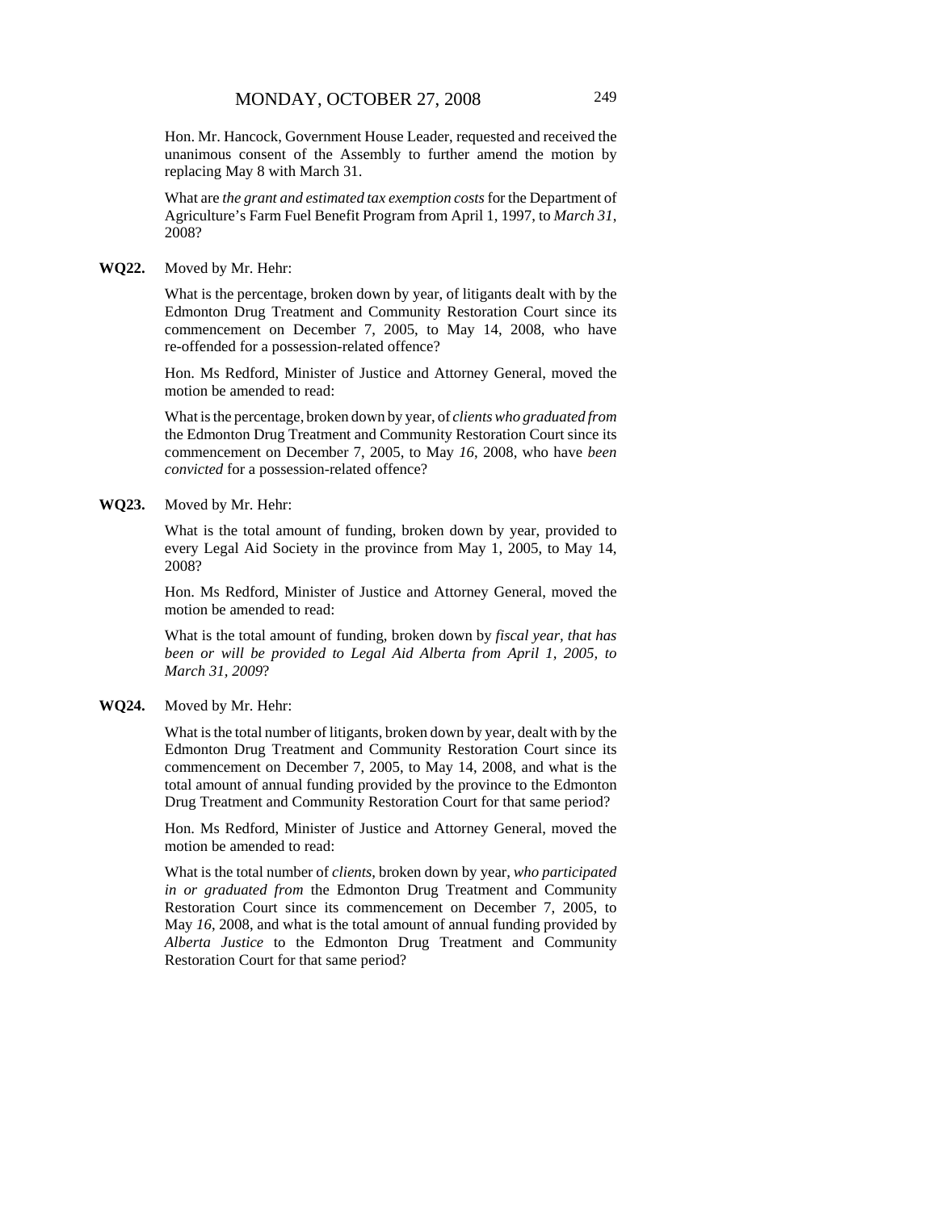Hon. Mr. Hancock, Government House Leader, requested and received the unanimous consent of the Assembly to further amend the motion by replacing May 8 with March 31.

What are *the grant and estimated tax exemption costs* for the Department of Agriculture's Farm Fuel Benefit Program from April 1, 1997, to *March 31*, 2008?

**WQ22.** Moved by Mr. Hehr:

What is the percentage, broken down by year, of litigants dealt with by the Edmonton Drug Treatment and Community Restoration Court since its commencement on December 7, 2005, to May 14, 2008, who have re-offended for a possession-related offence?

Hon. Ms Redford, Minister of Justice and Attorney General, moved the motion be amended to read:

What is the percentage, broken down by year, of *clients who graduated from* the Edmonton Drug Treatment and Community Restoration Court since its commencement on December 7, 2005, to May *16*, 2008, who have *been convicted* for a possession-related offence?

**WQ23.** Moved by Mr. Hehr:

What is the total amount of funding, broken down by year, provided to every Legal Aid Society in the province from May 1, 2005, to May 14, 2008?

Hon. Ms Redford, Minister of Justice and Attorney General, moved the motion be amended to read:

What is the total amount of funding, broken down by *fiscal year, that has been or will be provided to Legal Aid Alberta from April 1, 2005, to March 31, 2009*?

**WQ24.** Moved by Mr. Hehr:

What is the total number of litigants, broken down by year, dealt with by the Edmonton Drug Treatment and Community Restoration Court since its commencement on December 7, 2005, to May 14, 2008, and what is the total amount of annual funding provided by the province to the Edmonton Drug Treatment and Community Restoration Court for that same period?

Hon. Ms Redford, Minister of Justice and Attorney General, moved the motion be amended to read:

What is the total number of *clients*, broken down by year, *who participated in or graduated from* the Edmonton Drug Treatment and Community Restoration Court since its commencement on December 7, 2005, to May *16*, 2008, and what is the total amount of annual funding provided by *Alberta Justice* to the Edmonton Drug Treatment and Community Restoration Court for that same period?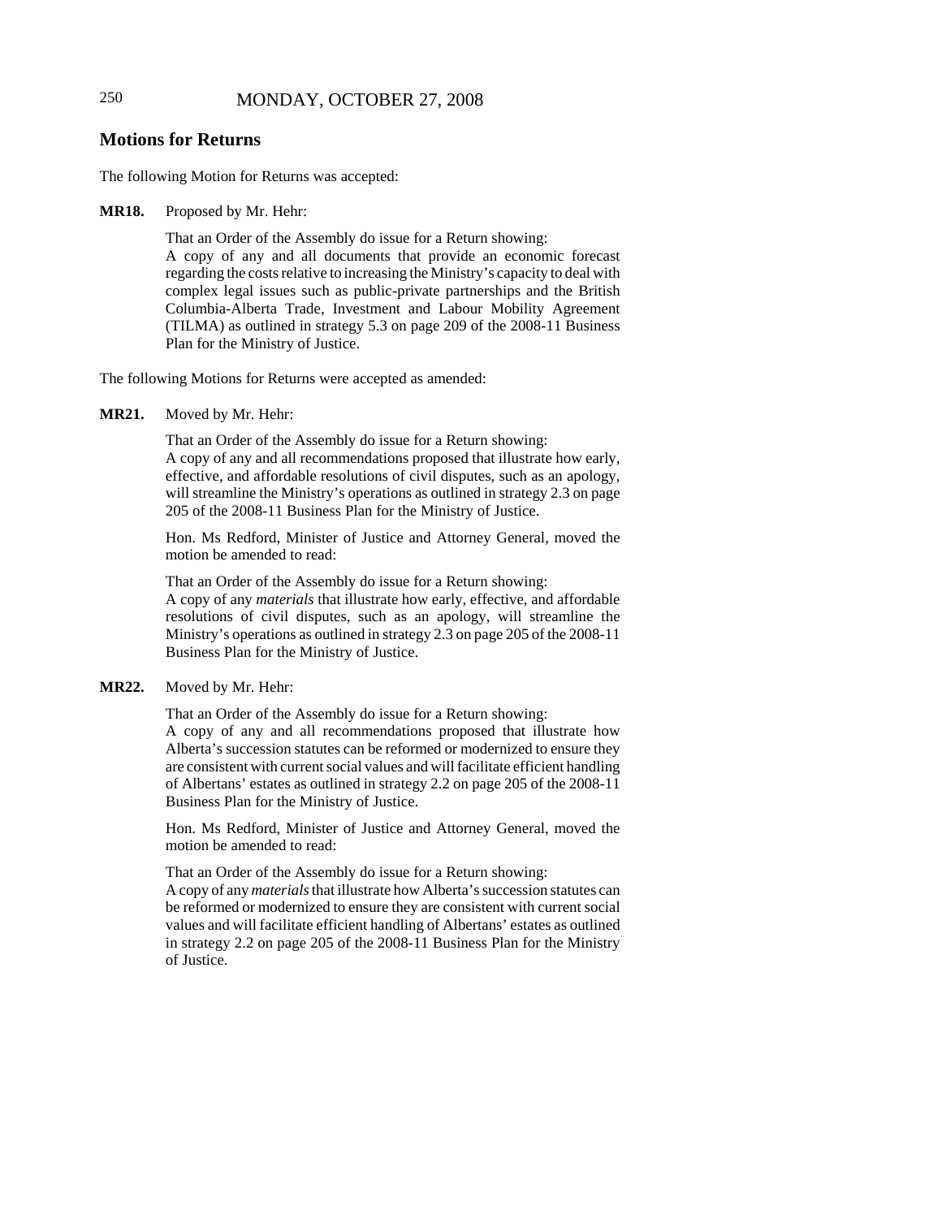## Motions for Returns

The following Motion for Returns was accepted:

**MR18.** Proposed by Mr. Hehr:

That an Order of the Assembly do issue for a Return showing:
A copy of any and all documents that provide an economic forecast regarding the costs relative to increasing the Ministry's capacity to deal with complex legal issues such as public-private partnerships and the British Columbia-Alberta Trade, Investment and Labour Mobility Agreement (TILMA) as outlined in strategy 5.3 on page 209 of the 2008-11 Business Plan for the Ministry of Justice.

The following Motions for Returns were accepted as amended:

**MR21.** Moved by Mr. Hehr:

That an Order of the Assembly do issue for a Return showing:
A copy of any and all recommendations proposed that illustrate how early, effective, and affordable resolutions of civil disputes, such as an apology, will streamline the Ministry's operations as outlined in strategy 2.3 on page 205 of the 2008-11 Business Plan for the Ministry of Justice.

Hon. Ms Redford, Minister of Justice and Attorney General, moved the motion be amended to read:

That an Order of the Assembly do issue for a Return showing:
A copy of any *materials* that illustrate how early, effective, and affordable resolutions of civil disputes, such as an apology, will streamline the Ministry's operations as outlined in strategy 2.3 on page 205 of the 2008-11 Business Plan for the Ministry of Justice.

**MR22.** Moved by Mr. Hehr:

That an Order of the Assembly do issue for a Return showing:
A copy of any and all recommendations proposed that illustrate how Alberta's succession statutes can be reformed or modernized to ensure they are consistent with current social values and will facilitate efficient handling of Albertans' estates as outlined in strategy 2.2 on page 205 of the 2008-11 Business Plan for the Ministry of Justice.

Hon. Ms Redford, Minister of Justice and Attorney General, moved the motion be amended to read:

That an Order of the Assembly do issue for a Return showing:
A copy of any *materials* that illustrate how Alberta's succession statutes can be reformed or modernized to ensure they are consistent with current social values and will facilitate efficient handling of Albertans' estates as outlined in strategy 2.2 on page 205 of the 2008-11 Business Plan for the Ministry of Justice.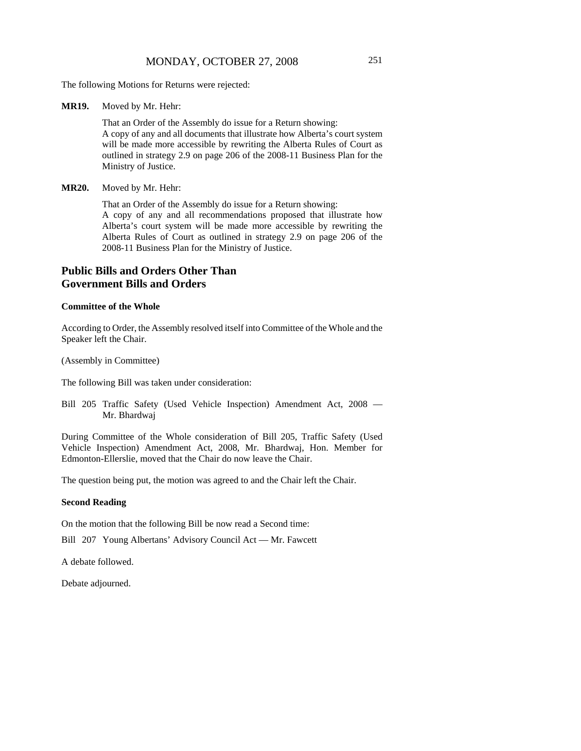The following Motions for Returns were rejected:

**MR19.** Moved by Mr. Hehr:

That an Order of the Assembly do issue for a Return showing:
A copy of any and all documents that illustrate how Alberta's court system will be made more accessible by rewriting the Alberta Rules of Court as outlined in strategy 2.9 on page 206 of the 2008-11 Business Plan for the Ministry of Justice.

**MR20.** Moved by Mr. Hehr:

That an Order of the Assembly do issue for a Return showing:
A copy of any and all recommendations proposed that illustrate how Alberta's court system will be made more accessible by rewriting the Alberta Rules of Court as outlined in strategy 2.9 on page 206 of the 2008-11 Business Plan for the Ministry of Justice.

## Public Bills and Orders Other Than Government Bills and Orders

### Committee of the Whole

According to Order, the Assembly resolved itself into Committee of the Whole and the Speaker left the Chair.

(Assembly in Committee)

The following Bill was taken under consideration:

Bill 205 Traffic Safety (Used Vehicle Inspection) Amendment Act, 2008 — Mr. Bhardwaj

During Committee of the Whole consideration of Bill 205, Traffic Safety (Used Vehicle Inspection) Amendment Act, 2008, Mr. Bhardwaj, Hon. Member for Edmonton-Ellerslie, moved that the Chair do now leave the Chair.

The question being put, the motion was agreed to and the Chair left the Chair.

### Second Reading

On the motion that the following Bill be now read a Second time:

Bill 207 Young Albertans' Advisory Council Act — Mr. Fawcett

A debate followed.

Debate adjourned.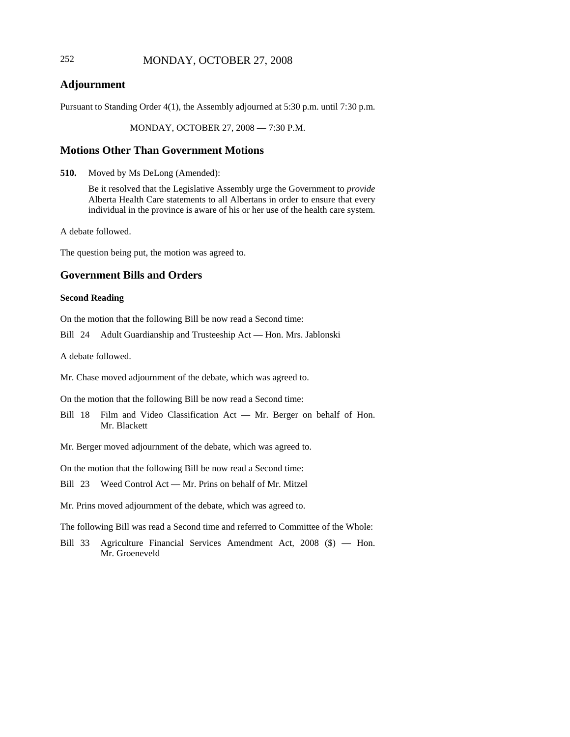## Adjournment

Pursuant to Standing Order 4(1), the Assembly adjourned at 5:30 p.m. until 7:30 p.m.

MONDAY, OCTOBER 27, 2008 — 7:30 P.M.

## Motions Other Than Government Motions

**510.** Moved by Ms DeLong (Amended):

Be it resolved that the Legislative Assembly urge the Government to *provide* Alberta Health Care statements to all Albertans in order to ensure that every individual in the province is aware of his or her use of the health care system.

A debate followed.

The question being put, the motion was agreed to.

## Government Bills and Orders

### Second Reading

On the motion that the following Bill be now read a Second time:

Bill 24 Adult Guardianship and Trusteeship Act — Hon. Mrs. Jablonski

A debate followed.

Mr. Chase moved adjournment of the debate, which was agreed to.

On the motion that the following Bill be now read a Second time:

Bill 18 Film and Video Classification Act — Mr. Berger on behalf of Hon. Mr. Blackett

Mr. Berger moved adjournment of the debate, which was agreed to.

On the motion that the following Bill be now read a Second time:

Bill 23 Weed Control Act — Mr. Prins on behalf of Mr. Mitzel

Mr. Prins moved adjournment of the debate, which was agreed to.

The following Bill was read a Second time and referred to Committee of the Whole:

Bill 33 Agriculture Financial Services Amendment Act, 2008 ($) — Hon. Mr. Groeneveld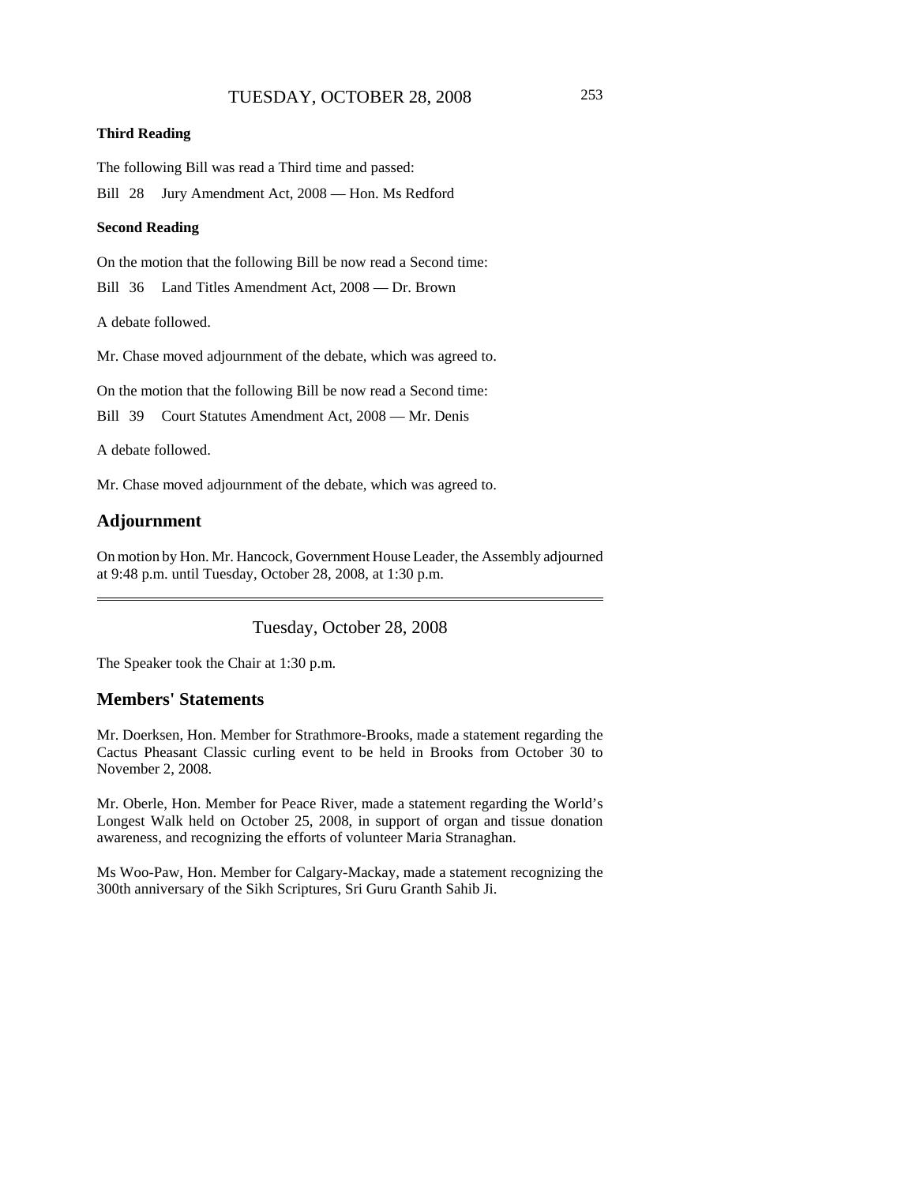**Third Reading**

The following Bill was read a Third time and passed:

Bill 28 Jury Amendment Act, 2008 — Hon. Ms Redford

**Second Reading**

On the motion that the following Bill be now read a Second time:

Bill 36 Land Titles Amendment Act, 2008 — Dr. Brown

A debate followed.

Mr. Chase moved adjournment of the debate, which was agreed to.

On the motion that the following Bill be now read a Second time:

Bill 39 Court Statutes Amendment Act, 2008 — Mr. Denis

A debate followed.

Mr. Chase moved adjournment of the debate, which was agreed to.

## Adjournment

On motion by Hon. Mr. Hancock, Government House Leader, the Assembly adjourned at 9:48 p.m. until Tuesday, October 28, 2008, at 1:30 p.m.

---

Tuesday, October 28, 2008

The Speaker took the Chair at 1:30 p.m.

## Members' Statements

Mr. Doerksen, Hon. Member for Strathmore-Brooks, made a statement regarding the Cactus Pheasant Classic curling event to be held in Brooks from October 30 to November 2, 2008.

Mr. Oberle, Hon. Member for Peace River, made a statement regarding the World's Longest Walk held on October 25, 2008, in support of organ and tissue donation awareness, and recognizing the efforts of volunteer Maria Stranaghan.

Ms Woo-Paw, Hon. Member for Calgary-Mackay, made a statement recognizing the 300th anniversary of the Sikh Scriptures, Sri Guru Granth Sahib Ji.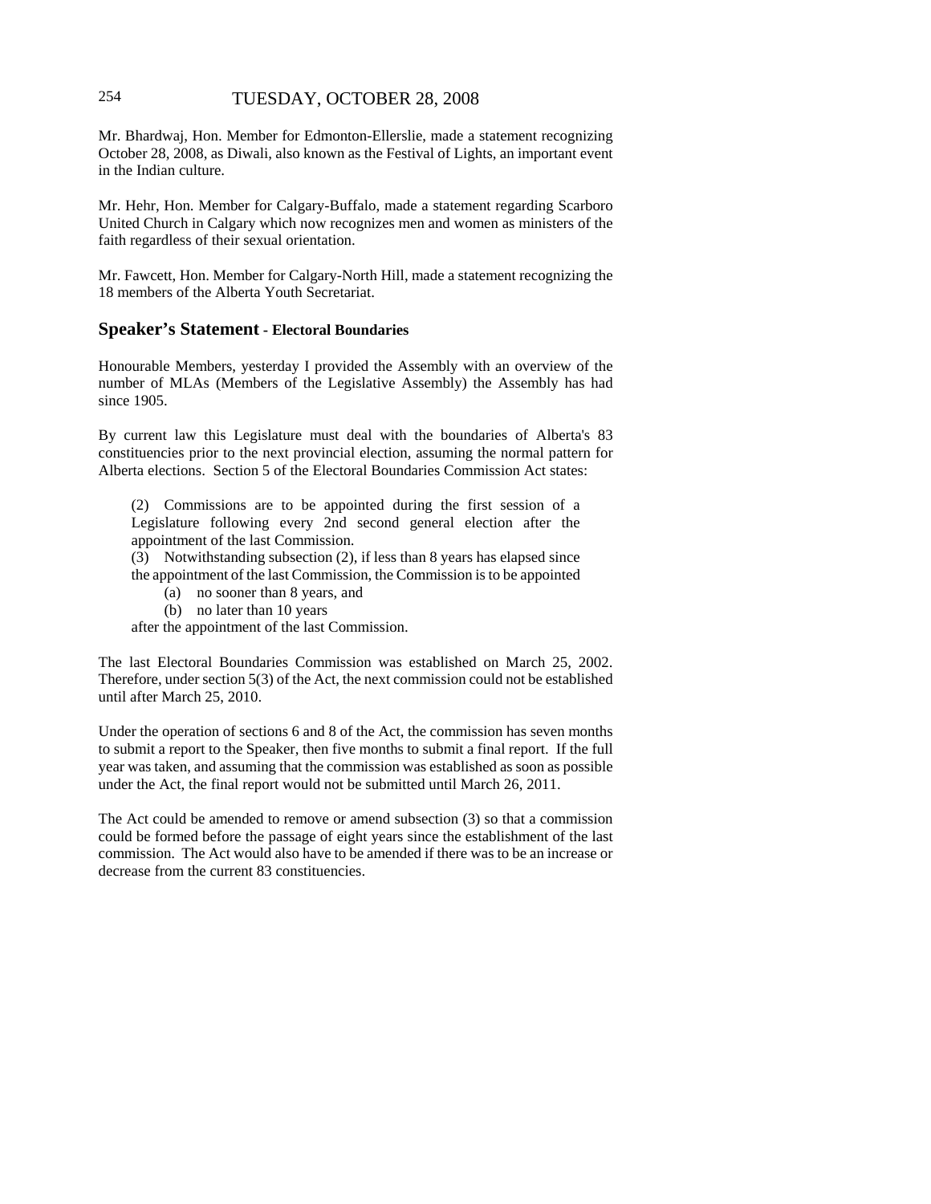Mr. Bhardwaj, Hon. Member for Edmonton-Ellerslie, made a statement recognizing October 28, 2008, as Diwali, also known as the Festival of Lights, an important event in the Indian culture.

Mr. Hehr, Hon. Member for Calgary-Buffalo, made a statement regarding Scarboro United Church in Calgary which now recognizes men and women as ministers of the faith regardless of their sexual orientation.

Mr. Fawcett, Hon. Member for Calgary-North Hill, made a statement recognizing the 18 members of the Alberta Youth Secretariat.

## Speaker's Statement - Electoral Boundaries

Honourable Members, yesterday I provided the Assembly with an overview of the number of MLAs (Members of the Legislative Assembly) the Assembly has had since 1905.

By current law this Legislature must deal with the boundaries of Alberta's 83 constituencies prior to the next provincial election, assuming the normal pattern for Alberta elections. Section 5 of the Electoral Boundaries Commission Act states:

> (2) Commissions are to be appointed during the first session of a Legislature following every 2nd second general election after the appointment of the last Commission.
>
> (3) Notwithstanding subsection (2), if less than 8 years has elapsed since the appointment of the last Commission, the Commission is to be appointed
>
> (a) no sooner than 8 years, and
>
> (b) no later than 10 years
>
> after the appointment of the last Commission.

The last Electoral Boundaries Commission was established on March 25, 2002. Therefore, under section 5(3) of the Act, the next commission could not be established until after March 25, 2010.

Under the operation of sections 6 and 8 of the Act, the commission has seven months to submit a report to the Speaker, then five months to submit a final report. If the full year was taken, and assuming that the commission was established as soon as possible under the Act, the final report would not be submitted until March 26, 2011.

The Act could be amended to remove or amend subsection (3) so that a commission could be formed before the passage of eight years since the establishment of the last commission. The Act would also have to be amended if there was to be an increase or decrease from the current 83 constituencies.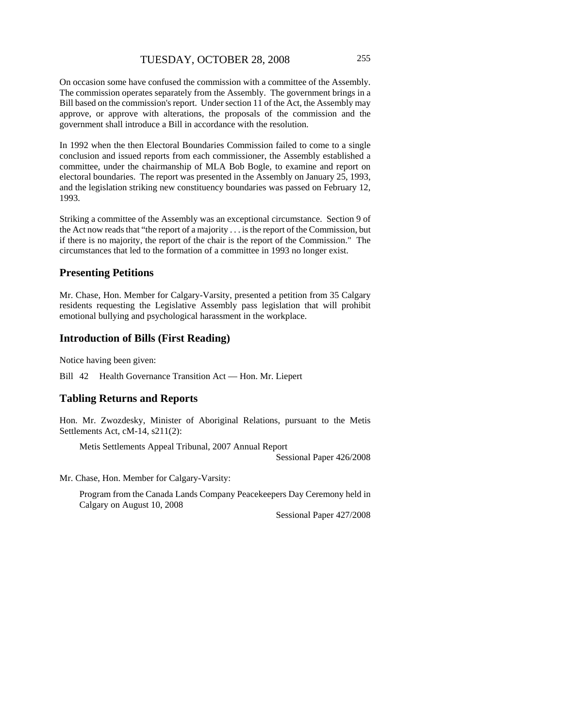On occasion some have confused the commission with a committee of the Assembly. The commission operates separately from the Assembly. The government brings in a Bill based on the commission's report. Under section 11 of the Act, the Assembly may approve, or approve with alterations, the proposals of the commission and the government shall introduce a Bill in accordance with the resolution.

In 1992 when the then Electoral Boundaries Commission failed to come to a single conclusion and issued reports from each commissioner, the Assembly established a committee, under the chairmanship of MLA Bob Bogle, to examine and report on electoral boundaries. The report was presented in the Assembly on January 25, 1993, and the legislation striking new constituency boundaries was passed on February 12, 1993.

Striking a committee of the Assembly was an exceptional circumstance. Section 9 of the Act now reads that "the report of a majority . . . is the report of the Commission, but if there is no majority, the report of the chair is the report of the Commission." The circumstances that led to the formation of a committee in 1993 no longer exist.

## Presenting Petitions

Mr. Chase, Hon. Member for Calgary-Varsity, presented a petition from 35 Calgary residents requesting the Legislative Assembly pass legislation that will prohibit emotional bullying and psychological harassment in the workplace.

## Introduction of Bills (First Reading)

Notice having been given:

Bill 42 Health Governance Transition Act — Hon. Mr. Liepert

## Tabling Returns and Reports

Hon. Mr. Zwozdesky, Minister of Aboriginal Relations, pursuant to the Metis Settlements Act, cM-14, s211(2):

> Metis Settlements Appeal Tribunal, 2007 Annual Report
>
> Sessional Paper 426/2008

Mr. Chase, Hon. Member for Calgary-Varsity:

> Program from the Canada Lands Company Peacekeepers Day Ceremony held in Calgary on August 10, 2008
>
> Sessional Paper 427/2008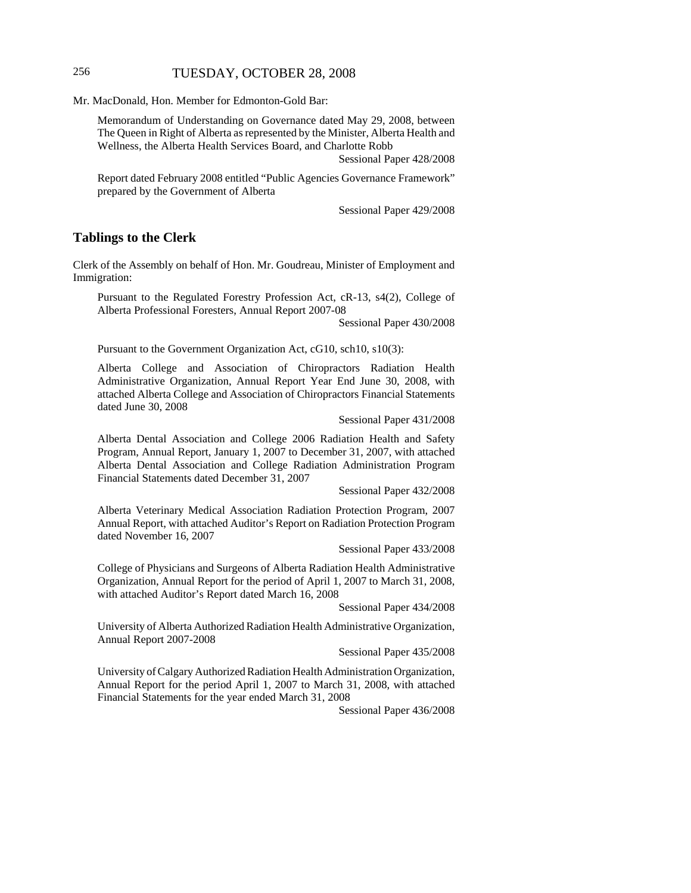Mr. MacDonald, Hon. Member for Edmonton-Gold Bar:

Memorandum of Understanding on Governance dated May 29, 2008, between The Queen in Right of Alberta as represented by the Minister, Alberta Health and Wellness, the Alberta Health Services Board, and Charlotte Robb

Sessional Paper 428/2008

Report dated February 2008 entitled "Public Agencies Governance Framework" prepared by the Government of Alberta

Sessional Paper 429/2008

## Tablings to the Clerk

Clerk of the Assembly on behalf of Hon. Mr. Goudreau, Minister of Employment and Immigration:

Pursuant to the Regulated Forestry Profession Act, cR-13, s4(2), College of Alberta Professional Foresters, Annual Report 2007-08

Sessional Paper 430/2008

Pursuant to the Government Organization Act, cG10, sch10, s10(3):

Alberta College and Association of Chiropractors Radiation Health Administrative Organization, Annual Report Year End June 30, 2008, with attached Alberta College and Association of Chiropractors Financial Statements dated June 30, 2008

Sessional Paper 431/2008

Alberta Dental Association and College 2006 Radiation Health and Safety Program, Annual Report, January 1, 2007 to December 31, 2007, with attached Alberta Dental Association and College Radiation Administration Program Financial Statements dated December 31, 2007

Sessional Paper 432/2008

Alberta Veterinary Medical Association Radiation Protection Program, 2007 Annual Report, with attached Auditor's Report on Radiation Protection Program dated November 16, 2007

Sessional Paper 433/2008

College of Physicians and Surgeons of Alberta Radiation Health Administrative Organization, Annual Report for the period of April 1, 2007 to March 31, 2008, with attached Auditor's Report dated March 16, 2008

Sessional Paper 434/2008

University of Alberta Authorized Radiation Health Administrative Organization, Annual Report 2007-2008

Sessional Paper 435/2008

University of Calgary Authorized Radiation Health Administration Organization, Annual Report for the period April 1, 2007 to March 31, 2008, with attached Financial Statements for the year ended March 31, 2008

Sessional Paper 436/2008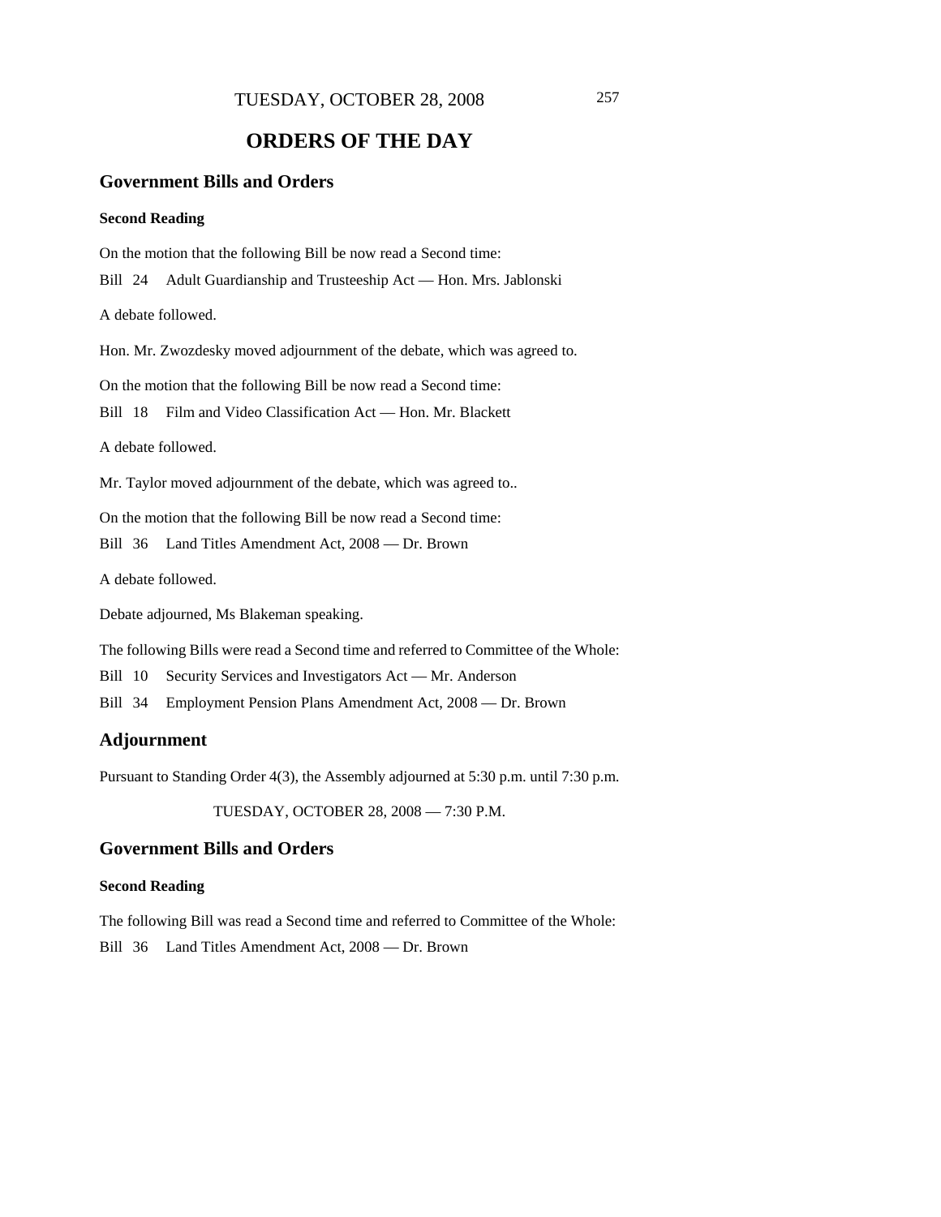# ORDERS OF THE DAY

## Government Bills and Orders

### Second Reading

On the motion that the following Bill be now read a Second time:

Bill 24 Adult Guardianship and Trusteeship Act — Hon. Mrs. Jablonski

A debate followed.

Hon. Mr. Zwozdesky moved adjournment of the debate, which was agreed to.

On the motion that the following Bill be now read a Second time:

Bill 18 Film and Video Classification Act — Hon. Mr. Blackett

A debate followed.

Mr. Taylor moved adjournment of the debate, which was agreed to..

On the motion that the following Bill be now read a Second time:

Bill 36 Land Titles Amendment Act, 2008 — Dr. Brown

A debate followed.

Debate adjourned, Ms Blakeman speaking.

The following Bills were read a Second time and referred to Committee of the Whole:

Bill 10 Security Services and Investigators Act — Mr. Anderson

Bill 34 Employment Pension Plans Amendment Act, 2008 — Dr. Brown

## Adjournment

Pursuant to Standing Order 4(3), the Assembly adjourned at 5:30 p.m. until 7:30 p.m.

TUESDAY, OCTOBER 28, 2008 — 7:30 P.M.

## Government Bills and Orders

### Second Reading

The following Bill was read a Second time and referred to Committee of the Whole:

Bill 36 Land Titles Amendment Act, 2008 — Dr. Brown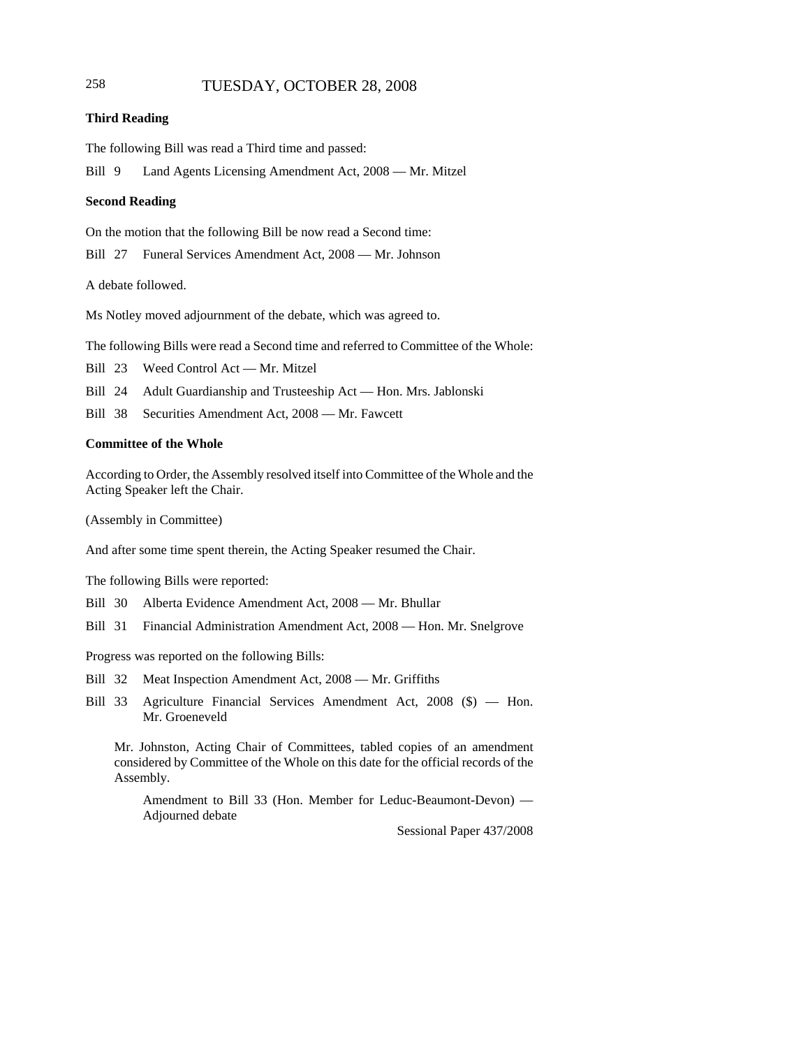### Third Reading

The following Bill was read a Third time and passed:

Bill 9 Land Agents Licensing Amendment Act, 2008 — Mr. Mitzel

### Second Reading

On the motion that the following Bill be now read a Second time:

Bill 27 Funeral Services Amendment Act, 2008 — Mr. Johnson

A debate followed.

Ms Notley moved adjournment of the debate, which was agreed to.

The following Bills were read a Second time and referred to Committee of the Whole:

Bill 23 Weed Control Act — Mr. Mitzel

Bill 24 Adult Guardianship and Trusteeship Act — Hon. Mrs. Jablonski

Bill 38 Securities Amendment Act, 2008 — Mr. Fawcett

### Committee of the Whole

According to Order, the Assembly resolved itself into Committee of the Whole and the Acting Speaker left the Chair.

(Assembly in Committee)

And after some time spent therein, the Acting Speaker resumed the Chair.

The following Bills were reported:

Bill 30 Alberta Evidence Amendment Act, 2008 — Mr. Bhullar

Bill 31 Financial Administration Amendment Act, 2008 — Hon. Mr. Snelgrove

Progress was reported on the following Bills:

Bill 32 Meat Inspection Amendment Act, 2008 — Mr. Griffiths

Bill 33 Agriculture Financial Services Amendment Act, 2008 ($) — Hon. Mr. Groeneveld

> Mr. Johnston, Acting Chair of Committees, tabled copies of an amendment considered by Committee of the Whole on this date for the official records of the Assembly.
>
> > Amendment to Bill 33 (Hon. Member for Leduc-Beaumont-Devon) — Adjourned debate
> >
> > Sessional Paper 437/2008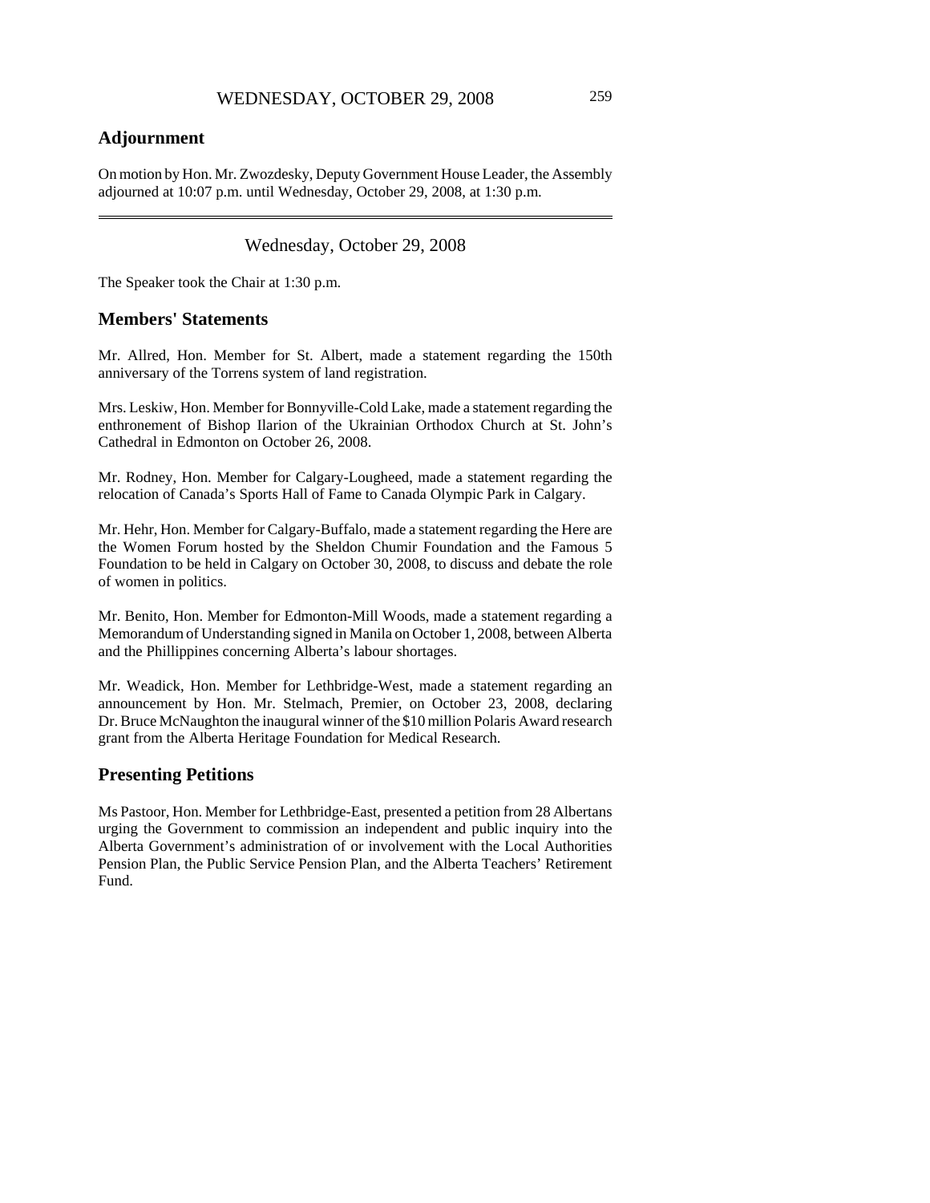## Adjournment

On motion by Hon. Mr. Zwozdesky, Deputy Government House Leader, the Assembly adjourned at 10:07 p.m. until Wednesday, October 29, 2008, at 1:30 p.m.

---

Wednesday, October 29, 2008

The Speaker took the Chair at 1:30 p.m.

## Members' Statements

Mr. Allred, Hon. Member for St. Albert, made a statement regarding the 150th anniversary of the Torrens system of land registration.

Mrs. Leskiw, Hon. Member for Bonnyville-Cold Lake, made a statement regarding the enthronement of Bishop Ilarion of the Ukrainian Orthodox Church at St. John's Cathedral in Edmonton on October 26, 2008.

Mr. Rodney, Hon. Member for Calgary-Lougheed, made a statement regarding the relocation of Canada's Sports Hall of Fame to Canada Olympic Park in Calgary.

Mr. Hehr, Hon. Member for Calgary-Buffalo, made a statement regarding the Here are the Women Forum hosted by the Sheldon Chumir Foundation and the Famous 5 Foundation to be held in Calgary on October 30, 2008, to discuss and debate the role of women in politics.

Mr. Benito, Hon. Member for Edmonton-Mill Woods, made a statement regarding a Memorandum of Understanding signed in Manila on October 1, 2008, between Alberta and the Phillippines concerning Alberta's labour shortages.

Mr. Weadick, Hon. Member for Lethbridge-West, made a statement regarding an announcement by Hon. Mr. Stelmach, Premier, on October 23, 2008, declaring Dr. Bruce McNaughton the inaugural winner of the $10 million Polaris Award research grant from the Alberta Heritage Foundation for Medical Research.

## Presenting Petitions

Ms Pastoor, Hon. Member for Lethbridge-East, presented a petition from 28 Albertans urging the Government to commission an independent and public inquiry into the Alberta Government's administration of or involvement with the Local Authorities Pension Plan, the Public Service Pension Plan, and the Alberta Teachers' Retirement Fund.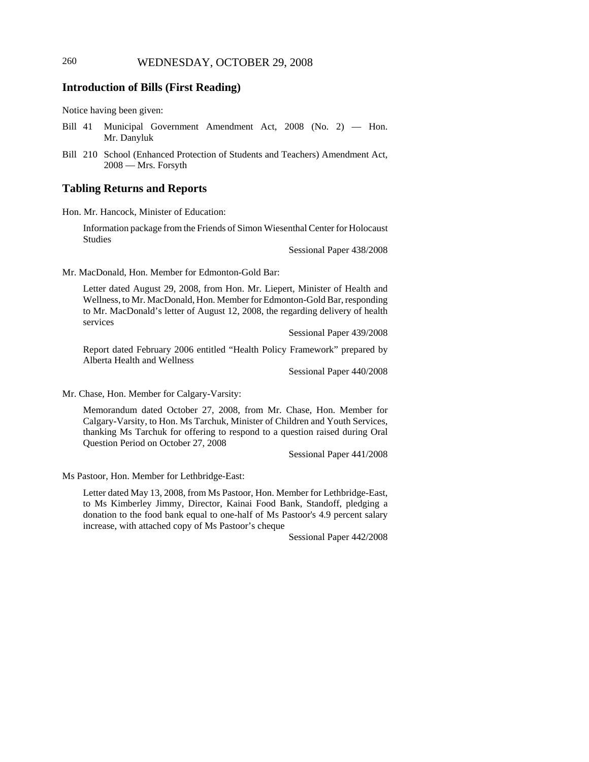## Introduction of Bills (First Reading)

Notice having been given:

- Bill 41 Municipal Government Amendment Act, 2008 (No. 2) — Hon. Mr. Danyluk
- Bill 210 School (Enhanced Protection of Students and Teachers) Amendment Act, 2008 — Mrs. Forsyth

## Tabling Returns and Reports

Hon. Mr. Hancock, Minister of Education:

> Information package from the Friends of Simon Wiesenthal Center for Holocaust Studies
>
> Sessional Paper 438/2008

Mr. MacDonald, Hon. Member for Edmonton-Gold Bar:

> Letter dated August 29, 2008, from Hon. Mr. Liepert, Minister of Health and Wellness, to Mr. MacDonald, Hon. Member for Edmonton-Gold Bar, responding to Mr. MacDonald's letter of August 12, 2008, the regarding delivery of health services
>
> Sessional Paper 439/2008

> Report dated February 2006 entitled "Health Policy Framework" prepared by Alberta Health and Wellness
>
> Sessional Paper 440/2008

Mr. Chase, Hon. Member for Calgary-Varsity:

> Memorandum dated October 27, 2008, from Mr. Chase, Hon. Member for Calgary-Varsity, to Hon. Ms Tarchuk, Minister of Children and Youth Services, thanking Ms Tarchuk for offering to respond to a question raised during Oral Question Period on October 27, 2008
>
> Sessional Paper 441/2008

Ms Pastoor, Hon. Member for Lethbridge-East:

> Letter dated May 13, 2008, from Ms Pastoor, Hon. Member for Lethbridge-East, to Ms Kimberley Jimmy, Director, Kainai Food Bank, Standoff, pledging a donation to the food bank equal to one-half of Ms Pastoor's 4.9 percent salary increase, with attached copy of Ms Pastoor's cheque
>
> Sessional Paper 442/2008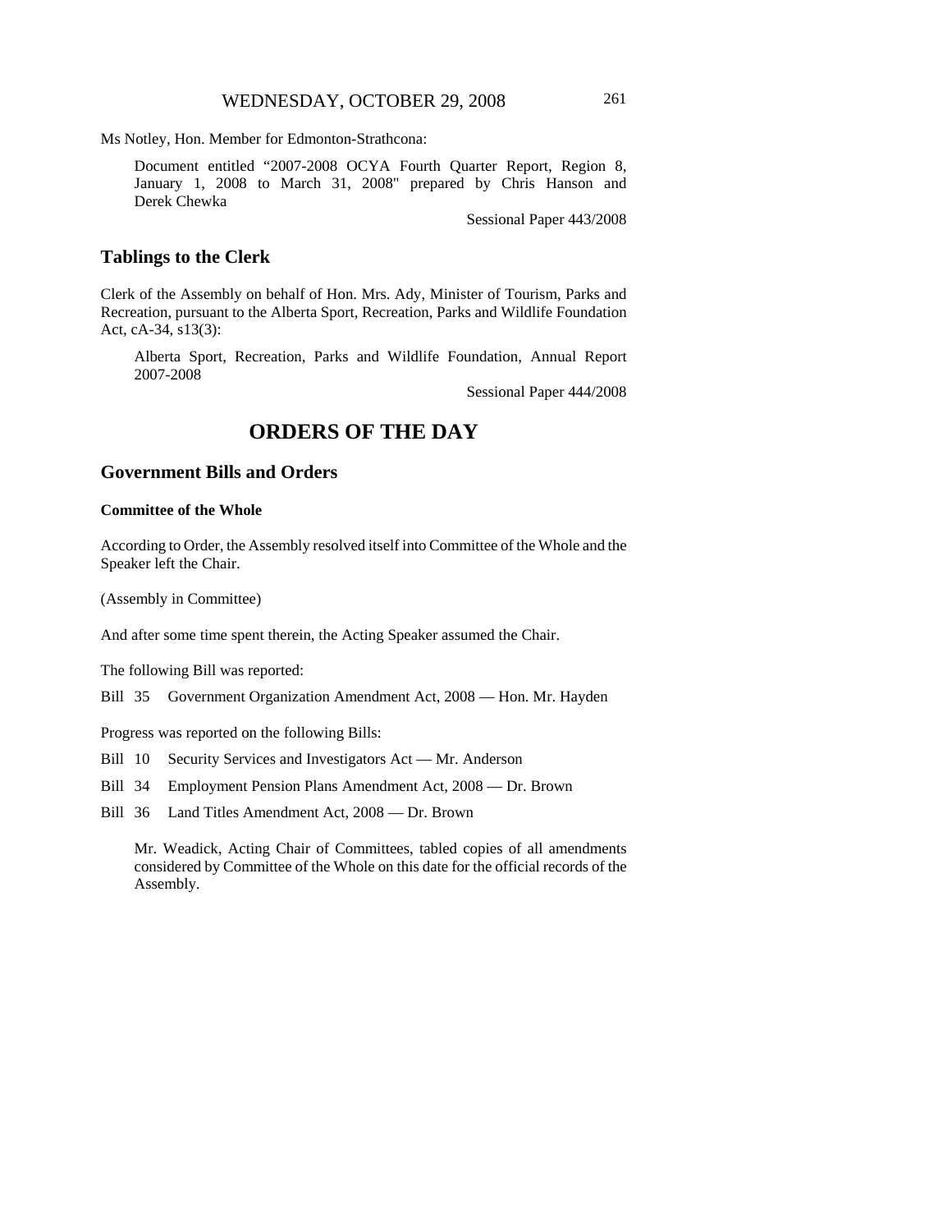Ms Notley, Hon. Member for Edmonton-Strathcona:

> Document entitled "2007-2008 OCYA Fourth Quarter Report, Region 8, January 1, 2008 to March 31, 2008" prepared by Chris Hanson and Derek Chewka
>
> Sessional Paper 443/2008

## Tablings to the Clerk

Clerk of the Assembly on behalf of Hon. Mrs. Ady, Minister of Tourism, Parks and Recreation, pursuant to the Alberta Sport, Recreation, Parks and Wildlife Foundation Act, cA-34, s13(3):

> Alberta Sport, Recreation, Parks and Wildlife Foundation, Annual Report 2007-2008
>
> Sessional Paper 444/2008

# ORDERS OF THE DAY

## Government Bills and Orders

### Committee of the Whole

According to Order, the Assembly resolved itself into Committee of the Whole and the Speaker left the Chair.

(Assembly in Committee)

And after some time spent therein, the Acting Speaker assumed the Chair.

The following Bill was reported:

Bill 35 Government Organization Amendment Act, 2008 — Hon. Mr. Hayden

Progress was reported on the following Bills:

Bill 10 Security Services and Investigators Act — Mr. Anderson

Bill 34 Employment Pension Plans Amendment Act, 2008 — Dr. Brown

Bill 36 Land Titles Amendment Act, 2008 — Dr. Brown

> Mr. Weadick, Acting Chair of Committees, tabled copies of all amendments considered by Committee of the Whole on this date for the official records of the Assembly.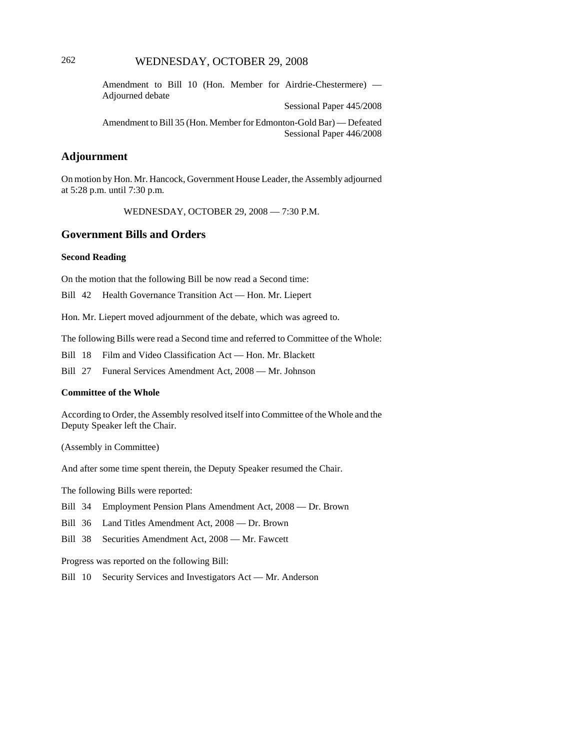Amendment to Bill 10 (Hon. Member for Airdrie-Chestermere) — Adjourned debate

Sessional Paper 445/2008

Amendment to Bill 35 (Hon. Member for Edmonton-Gold Bar) — Defeated

Sessional Paper 446/2008

## Adjournment

On motion by Hon. Mr. Hancock, Government House Leader, the Assembly adjourned at 5:28 p.m. until 7:30 p.m.

WEDNESDAY, OCTOBER 29, 2008 — 7:30 P.M.

## Government Bills and Orders

### Second Reading

On the motion that the following Bill be now read a Second time:

Bill 42 Health Governance Transition Act — Hon. Mr. Liepert

Hon. Mr. Liepert moved adjournment of the debate, which was agreed to.

The following Bills were read a Second time and referred to Committee of the Whole:

Bill 18 Film and Video Classification Act — Hon. Mr. Blackett

Bill 27 Funeral Services Amendment Act, 2008 — Mr. Johnson

### Committee of the Whole

According to Order, the Assembly resolved itself into Committee of the Whole and the Deputy Speaker left the Chair.

(Assembly in Committee)

And after some time spent therein, the Deputy Speaker resumed the Chair.

The following Bills were reported:

Bill 34 Employment Pension Plans Amendment Act, 2008 — Dr. Brown

Bill 36 Land Titles Amendment Act, 2008 — Dr. Brown

Bill 38 Securities Amendment Act, 2008 — Mr. Fawcett

Progress was reported on the following Bill:

Bill 10 Security Services and Investigators Act — Mr. Anderson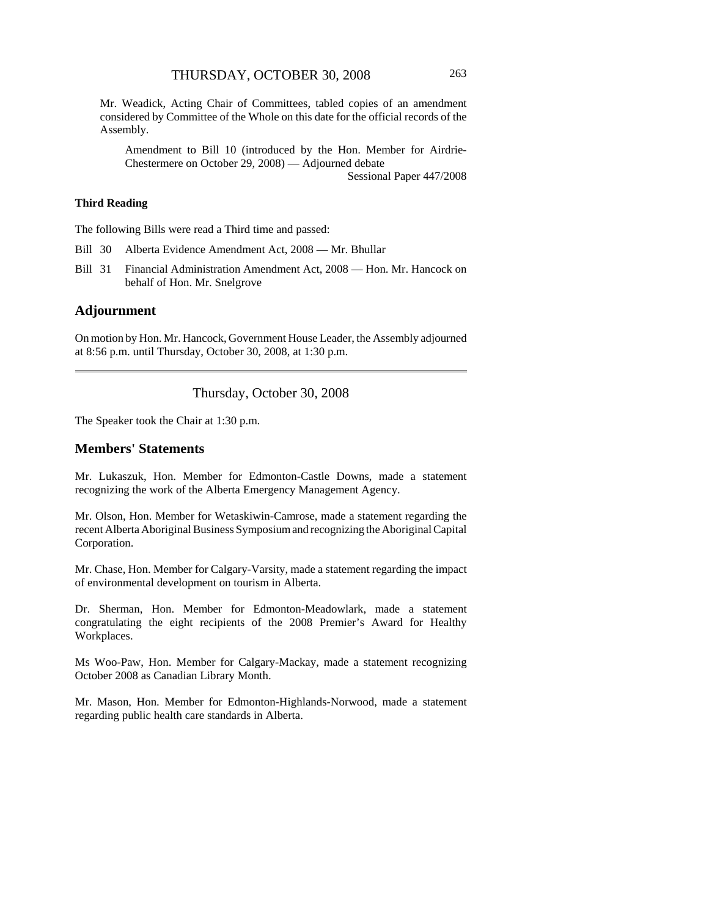Mr. Weadick, Acting Chair of Committees, tabled copies of an amendment considered by Committee of the Whole on this date for the official records of the Assembly.

> Amendment to Bill 10 (introduced by the Hon. Member for Airdrie-Chestermere on October 29, 2008) — Adjourned debate
> Sessional Paper 447/2008

### Third Reading

The following Bills were read a Third time and passed:

- Bill 30 Alberta Evidence Amendment Act, 2008 — Mr. Bhullar
- Bill 31 Financial Administration Amendment Act, 2008 — Hon. Mr. Hancock on behalf of Hon. Mr. Snelgrove

## Adjournment

On motion by Hon. Mr. Hancock, Government House Leader, the Assembly adjourned at 8:56 p.m. until Thursday, October 30, 2008, at 1:30 p.m.

---

Thursday, October 30, 2008

The Speaker took the Chair at 1:30 p.m.

## Members' Statements

Mr. Lukaszuk, Hon. Member for Edmonton-Castle Downs, made a statement recognizing the work of the Alberta Emergency Management Agency.

Mr. Olson, Hon. Member for Wetaskiwin-Camrose, made a statement regarding the recent Alberta Aboriginal Business Symposium and recognizing the Aboriginal Capital Corporation.

Mr. Chase, Hon. Member for Calgary-Varsity, made a statement regarding the impact of environmental development on tourism in Alberta.

Dr. Sherman, Hon. Member for Edmonton-Meadowlark, made a statement congratulating the eight recipients of the 2008 Premier's Award for Healthy Workplaces.

Ms Woo-Paw, Hon. Member for Calgary-Mackay, made a statement recognizing October 2008 as Canadian Library Month.

Mr. Mason, Hon. Member for Edmonton-Highlands-Norwood, made a statement regarding public health care standards in Alberta.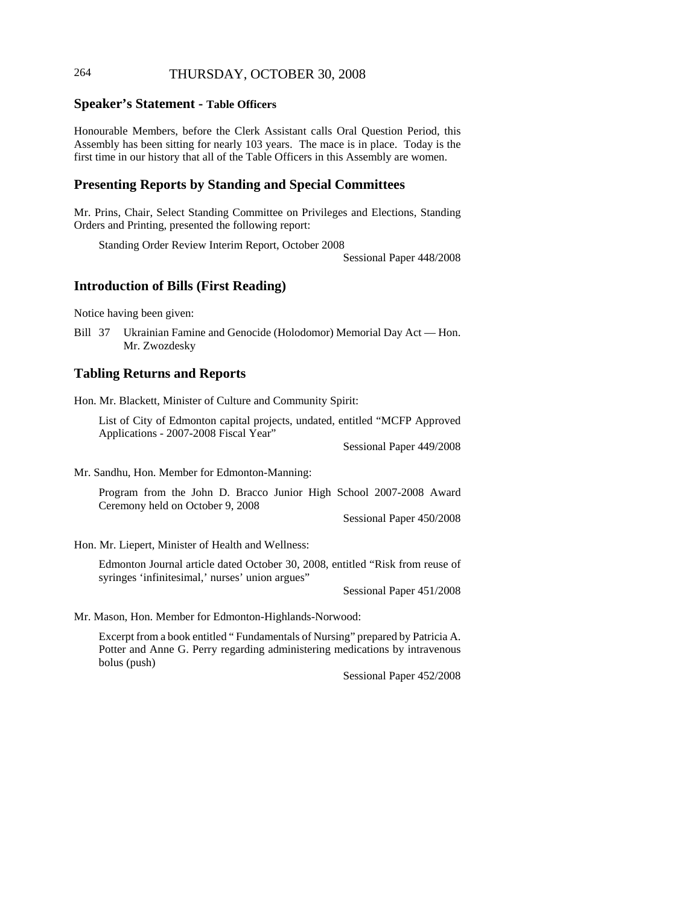## Speaker's Statement - Table Officers

Honourable Members, before the Clerk Assistant calls Oral Question Period, this Assembly has been sitting for nearly 103 years. The mace is in place. Today is the first time in our history that all of the Table Officers in this Assembly are women.

## Presenting Reports by Standing and Special Committees

Mr. Prins, Chair, Select Standing Committee on Privileges and Elections, Standing Orders and Printing, presented the following report:

> Standing Order Review Interim Report, October 2008
>
> Sessional Paper 448/2008

## Introduction of Bills (First Reading)

Notice having been given:

Bill 37 Ukrainian Famine and Genocide (Holodomor) Memorial Day Act — Hon. Mr. Zwozdesky

## Tabling Returns and Reports

Hon. Mr. Blackett, Minister of Culture and Community Spirit:

> List of City of Edmonton capital projects, undated, entitled "MCFP Approved Applications - 2007-2008 Fiscal Year"
>
> Sessional Paper 449/2008

Mr. Sandhu, Hon. Member for Edmonton-Manning:

> Program from the John D. Bracco Junior High School 2007-2008 Award Ceremony held on October 9, 2008
>
> Sessional Paper 450/2008

Hon. Mr. Liepert, Minister of Health and Wellness:

> Edmonton Journal article dated October 30, 2008, entitled "Risk from reuse of syringes 'infinitesimal,' nurses' union argues"
>
> Sessional Paper 451/2008

Mr. Mason, Hon. Member for Edmonton-Highlands-Norwood:

> Excerpt from a book entitled " Fundamentals of Nursing" prepared by Patricia A. Potter and Anne G. Perry regarding administering medications by intravenous bolus (push)
>
> Sessional Paper 452/2008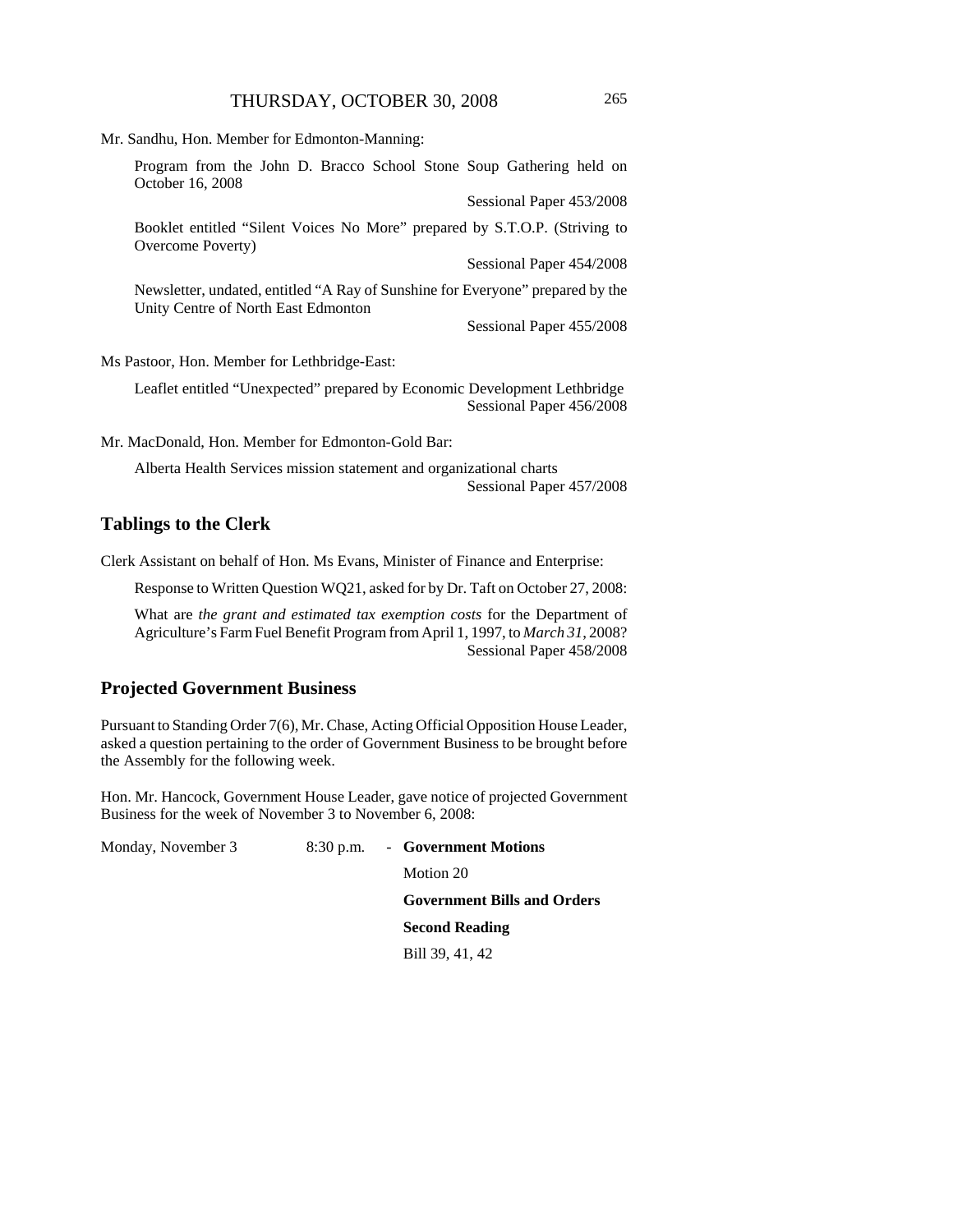Mr. Sandhu, Hon. Member for Edmonton-Manning:

Program from the John D. Bracco School Stone Soup Gathering held on October 16, 2008

Sessional Paper 453/2008

Booklet entitled "Silent Voices No More" prepared by S.T.O.P. (Striving to Overcome Poverty)

Sessional Paper 454/2008

Newsletter, undated, entitled "A Ray of Sunshine for Everyone" prepared by the Unity Centre of North East Edmonton

Sessional Paper 455/2008

Ms Pastoor, Hon. Member for Lethbridge-East:

Leaflet entitled "Unexpected" prepared by Economic Development Lethbridge

Sessional Paper 456/2008

Mr. MacDonald, Hon. Member for Edmonton-Gold Bar:

Alberta Health Services mission statement and organizational charts

Sessional Paper 457/2008

## Tablings to the Clerk

Clerk Assistant on behalf of Hon. Ms Evans, Minister of Finance and Enterprise:

Response to Written Question WQ21, asked for by Dr. Taft on October 27, 2008:

What are *the grant and estimated tax exemption costs* for the Department of Agriculture's Farm Fuel Benefit Program from April 1, 1997, to *March 31*, 2008?

Sessional Paper 458/2008

## Projected Government Business

Pursuant to Standing Order 7(6), Mr. Chase, Acting Official Opposition House Leader, asked a question pertaining to the order of Government Business to be brought before the Assembly for the following week.

Hon. Mr. Hancock, Government House Leader, gave notice of projected Government Business for the week of November 3 to November 6, 2008:

| | | |
|---|---|---|
| Monday, November 3 | 8:30 p.m. | - **Government Motions** |
| | | Motion 20 |
| | | **Government Bills and Orders** |
| | | **Second Reading** |
| | | Bill 39, 41, 42 |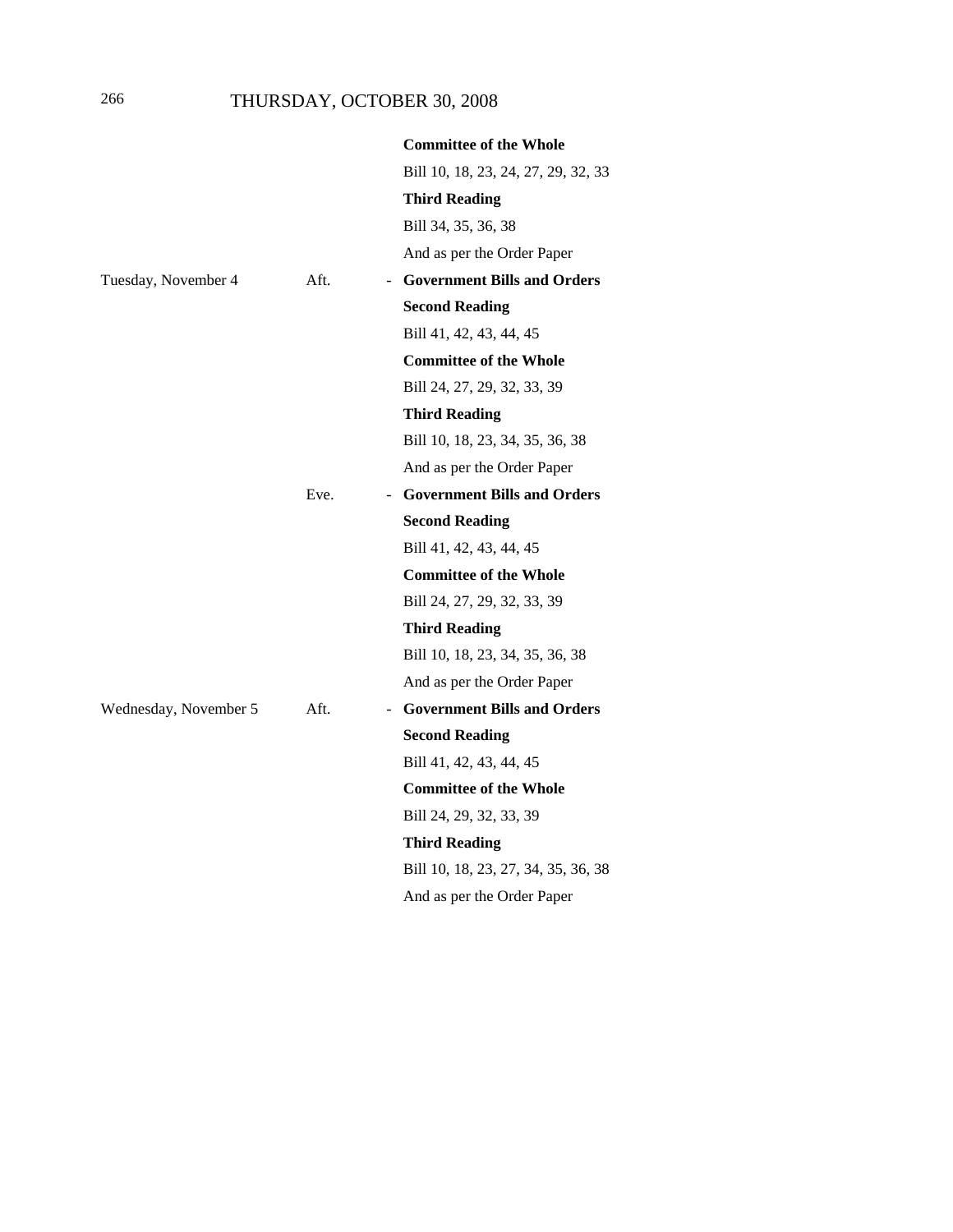| | | | |
|---|---|---|---|
| | | | **Committee of the Whole** |
| | | | Bill 10, 18, 23, 24, 27, 29, 32, 33 |
| | | | **Third Reading** |
| | | | Bill 34, 35, 36, 38 |
| | | | And as per the Order Paper |
| Tuesday, November 4 | Aft. | - | **Government Bills and Orders** |
| | | | **Second Reading** |
| | | | Bill 41, 42, 43, 44, 45 |
| | | | **Committee of the Whole** |
| | | | Bill 24, 27, 29, 32, 33, 39 |
| | | | **Third Reading** |
| | | | Bill 10, 18, 23, 34, 35, 36, 38 |
| | | | And as per the Order Paper |
| | Eve. | - | **Government Bills and Orders** |
| | | | **Second Reading** |
| | | | Bill 41, 42, 43, 44, 45 |
| | | | **Committee of the Whole** |
| | | | Bill 24, 27, 29, 32, 33, 39 |
| | | | **Third Reading** |
| | | | Bill 10, 18, 23, 34, 35, 36, 38 |
| | | | And as per the Order Paper |
| Wednesday, November 5 | Aft. | - | **Government Bills and Orders** |
| | | | **Second Reading** |
| | | | Bill 41, 42, 43, 44, 45 |
| | | | **Committee of the Whole** |
| | | | Bill 24, 29, 32, 33, 39 |
| | | | **Third Reading** |
| | | | Bill 10, 18, 23, 27, 34, 35, 36, 38 |
| | | | And as per the Order Paper |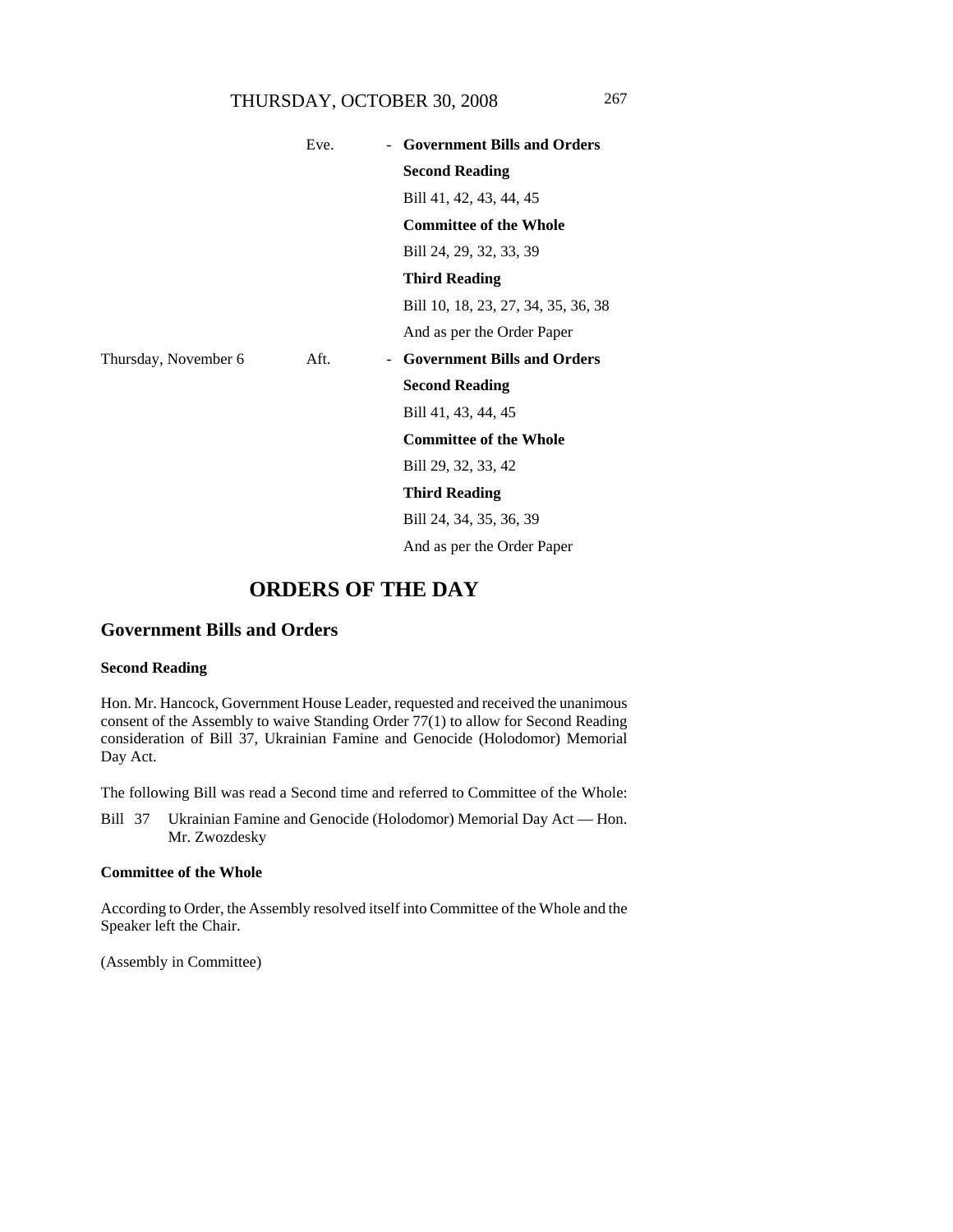| | | | |
|---|---|---|---|
| | Eve. | - | **Government Bills and Orders** |
| | | | **Second Reading** |
| | | | Bill 41, 42, 43, 44, 45 |
| | | | **Committee of the Whole** |
| | | | Bill 24, 29, 32, 33, 39 |
| | | | **Third Reading** |
| | | | Bill 10, 18, 23, 27, 34, 35, 36, 38 |
| | | | And as per the Order Paper |
| Thursday, November 6 | Aft. | - | **Government Bills and Orders** |
| | | | **Second Reading** |
| | | | Bill 41, 43, 44, 45 |
| | | | **Committee of the Whole** |
| | | | Bill 29, 32, 33, 42 |
| | | | **Third Reading** |
| | | | Bill 24, 34, 35, 36, 39 |
| | | | And as per the Order Paper |

# ORDERS OF THE DAY

## Government Bills and Orders

### Second Reading

Hon. Mr. Hancock, Government House Leader, requested and received the unanimous consent of the Assembly to waive Standing Order 77(1) to allow for Second Reading consideration of Bill 37, Ukrainian Famine and Genocide (Holodomor) Memorial Day Act.

The following Bill was read a Second time and referred to Committee of the Whole:

Bill 37 Ukrainian Famine and Genocide (Holodomor) Memorial Day Act — Hon. Mr. Zwozdesky

### Committee of the Whole

According to Order, the Assembly resolved itself into Committee of the Whole and the Speaker left the Chair.

(Assembly in Committee)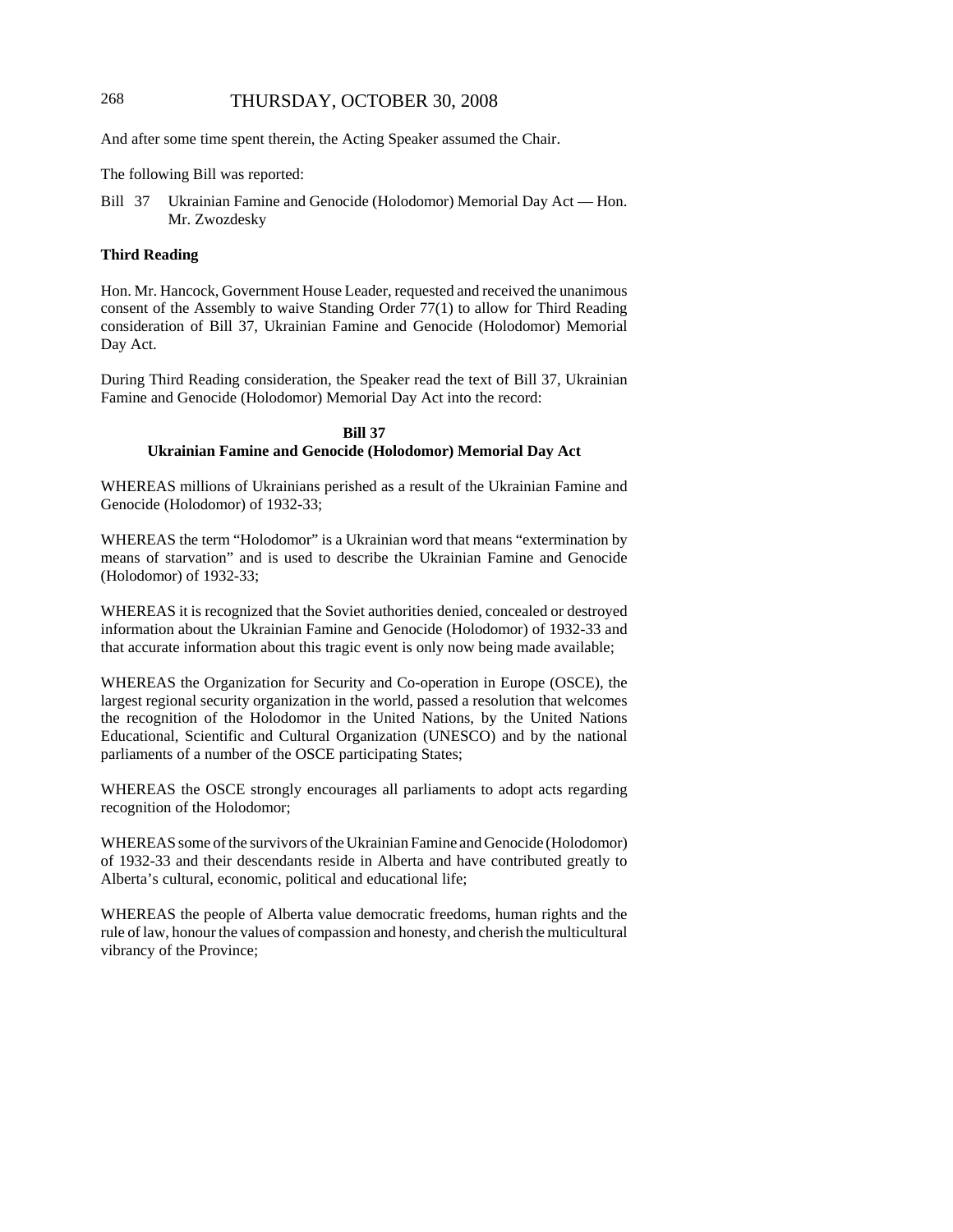And after some time spent therein, the Acting Speaker assumed the Chair.

The following Bill was reported:

Bill 37 Ukrainian Famine and Genocide (Holodomor) Memorial Day Act — Hon. Mr. Zwozdesky

**Third Reading**

Hon. Mr. Hancock, Government House Leader, requested and received the unanimous consent of the Assembly to waive Standing Order 77(1) to allow for Third Reading consideration of Bill 37, Ukrainian Famine and Genocide (Holodomor) Memorial Day Act.

During Third Reading consideration, the Speaker read the text of Bill 37, Ukrainian Famine and Genocide (Holodomor) Memorial Day Act into the record:

**Bill 37**
**Ukrainian Famine and Genocide (Holodomor) Memorial Day Act**

WHEREAS millions of Ukrainians perished as a result of the Ukrainian Famine and Genocide (Holodomor) of 1932-33;

WHEREAS the term "Holodomor" is a Ukrainian word that means "extermination by means of starvation" and is used to describe the Ukrainian Famine and Genocide (Holodomor) of 1932-33;

WHEREAS it is recognized that the Soviet authorities denied, concealed or destroyed information about the Ukrainian Famine and Genocide (Holodomor) of 1932-33 and that accurate information about this tragic event is only now being made available;

WHEREAS the Organization for Security and Co-operation in Europe (OSCE), the largest regional security organization in the world, passed a resolution that welcomes the recognition of the Holodomor in the United Nations, by the United Nations Educational, Scientific and Cultural Organization (UNESCO) and by the national parliaments of a number of the OSCE participating States;

WHEREAS the OSCE strongly encourages all parliaments to adopt acts regarding recognition of the Holodomor;

WHEREAS some of the survivors of the Ukrainian Famine and Genocide (Holodomor) of 1932-33 and their descendants reside in Alberta and have contributed greatly to Alberta's cultural, economic, political and educational life;

WHEREAS the people of Alberta value democratic freedoms, human rights and the rule of law, honour the values of compassion and honesty, and cherish the multicultural vibrancy of the Province;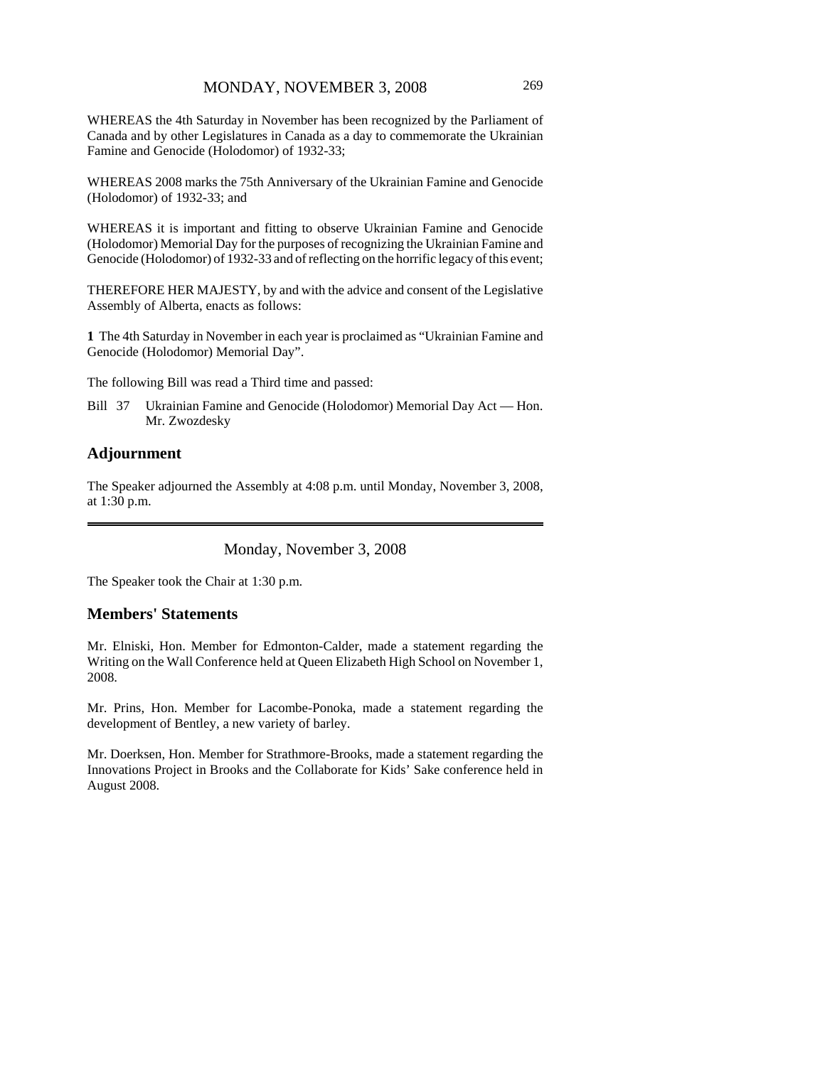WHEREAS the 4th Saturday in November has been recognized by the Parliament of Canada and by other Legislatures in Canada as a day to commemorate the Ukrainian Famine and Genocide (Holodomor) of 1932-33;

WHEREAS 2008 marks the 75th Anniversary of the Ukrainian Famine and Genocide (Holodomor) of 1932-33; and

WHEREAS it is important and fitting to observe Ukrainian Famine and Genocide (Holodomor) Memorial Day for the purposes of recognizing the Ukrainian Famine and Genocide (Holodomor) of 1932-33 and of reflecting on the horrific legacy of this event;

THEREFORE HER MAJESTY, by and with the advice and consent of the Legislative Assembly of Alberta, enacts as follows:

**1** The 4th Saturday in November in each year is proclaimed as "Ukrainian Famine and Genocide (Holodomor) Memorial Day".

The following Bill was read a Third time and passed:

Bill 37 Ukrainian Famine and Genocide (Holodomor) Memorial Day Act — Hon. Mr. Zwozdesky

## Adjournment

The Speaker adjourned the Assembly at 4:08 p.m. until Monday, November 3, 2008, at 1:30 p.m.

---

Monday, November 3, 2008

The Speaker took the Chair at 1:30 p.m.

## Members' Statements

Mr. Elniski, Hon. Member for Edmonton-Calder, made a statement regarding the Writing on the Wall Conference held at Queen Elizabeth High School on November 1, 2008.

Mr. Prins, Hon. Member for Lacombe-Ponoka, made a statement regarding the development of Bentley, a new variety of barley.

Mr. Doerksen, Hon. Member for Strathmore-Brooks, made a statement regarding the Innovations Project in Brooks and the Collaborate for Kids' Sake conference held in August 2008.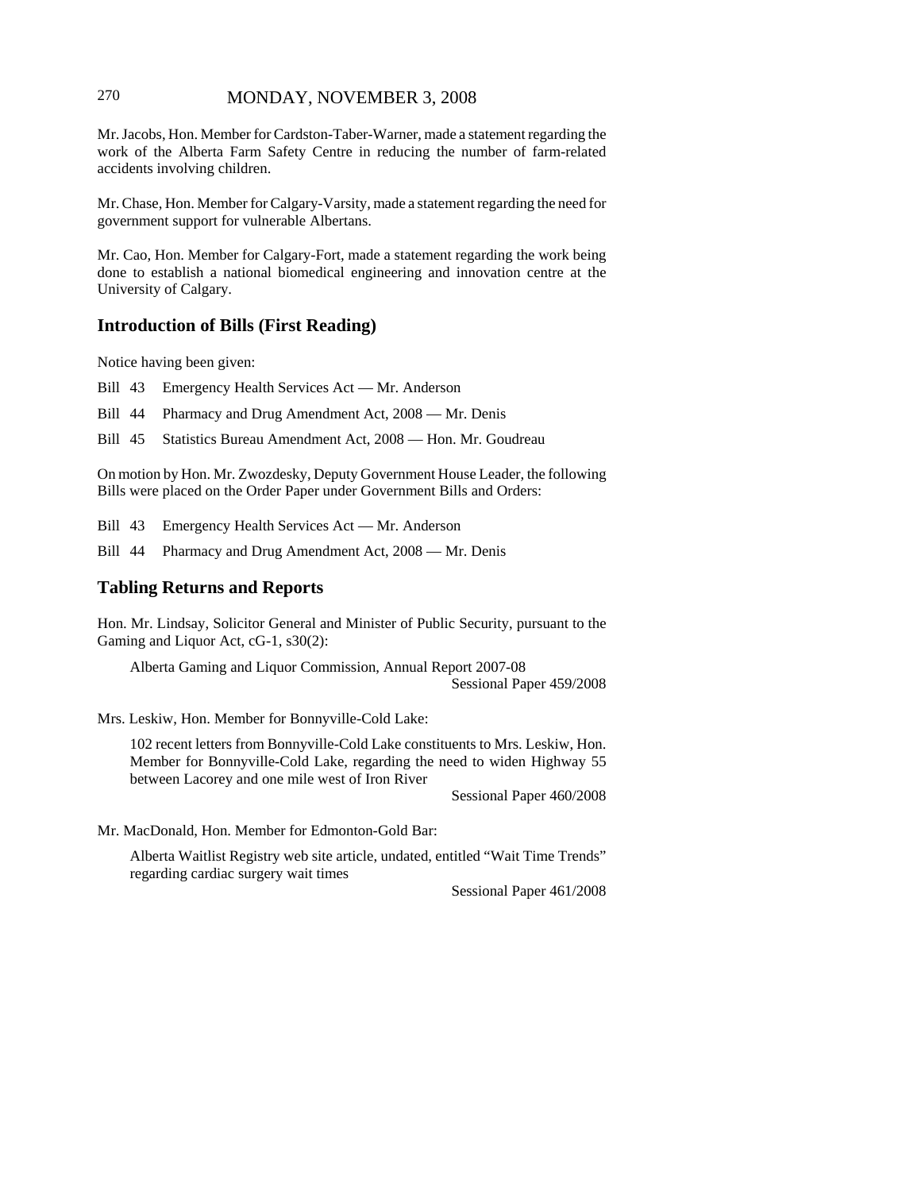Mr. Jacobs, Hon. Member for Cardston-Taber-Warner, made a statement regarding the work of the Alberta Farm Safety Centre in reducing the number of farm-related accidents involving children.

Mr. Chase, Hon. Member for Calgary-Varsity, made a statement regarding the need for government support for vulnerable Albertans.

Mr. Cao, Hon. Member for Calgary-Fort, made a statement regarding the work being done to establish a national biomedical engineering and innovation centre at the University of Calgary.

## Introduction of Bills (First Reading)

Notice having been given:

Bill 43 Emergency Health Services Act — Mr. Anderson

Bill 44 Pharmacy and Drug Amendment Act, 2008 — Mr. Denis

Bill 45 Statistics Bureau Amendment Act, 2008 — Hon. Mr. Goudreau

On motion by Hon. Mr. Zwozdesky, Deputy Government House Leader, the following Bills were placed on the Order Paper under Government Bills and Orders:

Bill 43 Emergency Health Services Act — Mr. Anderson

Bill 44 Pharmacy and Drug Amendment Act, 2008 — Mr. Denis

## Tabling Returns and Reports

Hon. Mr. Lindsay, Solicitor General and Minister of Public Security, pursuant to the Gaming and Liquor Act, cG-1, s30(2):

> Alberta Gaming and Liquor Commission, Annual Report 2007-08
> Sessional Paper 459/2008

Mrs. Leskiw, Hon. Member for Bonnyville-Cold Lake:

> 102 recent letters from Bonnyville-Cold Lake constituents to Mrs. Leskiw, Hon. Member for Bonnyville-Cold Lake, regarding the need to widen Highway 55 between Lacorey and one mile west of Iron River
> Sessional Paper 460/2008

Mr. MacDonald, Hon. Member for Edmonton-Gold Bar:

> Alberta Waitlist Registry web site article, undated, entitled "Wait Time Trends" regarding cardiac surgery wait times
> Sessional Paper 461/2008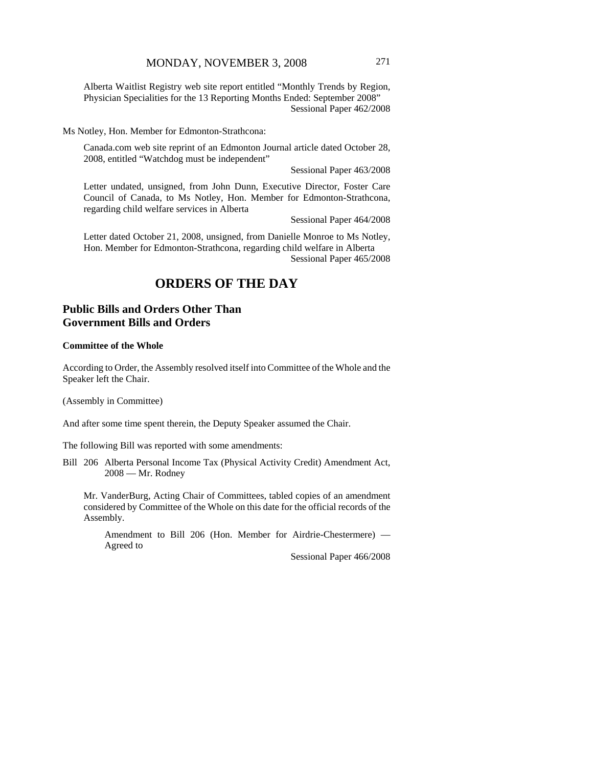Alberta Waitlist Registry web site report entitled "Monthly Trends by Region, Physician Specialities for the 13 Reporting Months Ended: September 2008"
Sessional Paper 462/2008

Ms Notley, Hon. Member for Edmonton-Strathcona:

Canada.com web site reprint of an Edmonton Journal article dated October 28, 2008, entitled "Watchdog must be independent"
Sessional Paper 463/2008

Letter undated, unsigned, from John Dunn, Executive Director, Foster Care Council of Canada, to Ms Notley, Hon. Member for Edmonton-Strathcona, regarding child welfare services in Alberta
Sessional Paper 464/2008

Letter dated October 21, 2008, unsigned, from Danielle Monroe to Ms Notley, Hon. Member for Edmonton-Strathcona, regarding child welfare in Alberta
Sessional Paper 465/2008

# ORDERS OF THE DAY

## Public Bills and Orders Other Than Government Bills and Orders

### Committee of the Whole

According to Order, the Assembly resolved itself into Committee of the Whole and the Speaker left the Chair.

(Assembly in Committee)

And after some time spent therein, the Deputy Speaker assumed the Chair.

The following Bill was reported with some amendments:

Bill 206 Alberta Personal Income Tax (Physical Activity Credit) Amendment Act, 2008 — Mr. Rodney

Mr. VanderBurg, Acting Chair of Committees, tabled copies of an amendment considered by Committee of the Whole on this date for the official records of the Assembly.

Amendment to Bill 206 (Hon. Member for Airdrie-Chestermere) — Agreed to
Sessional Paper 466/2008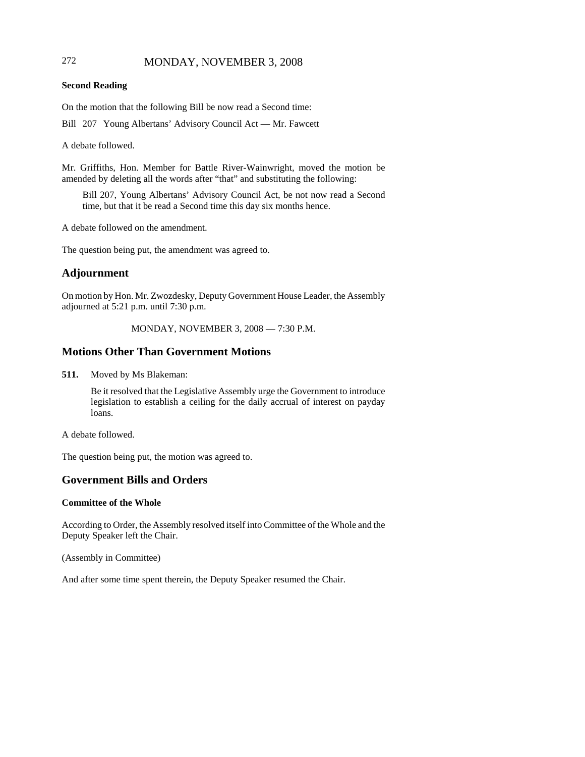**Second Reading**

On the motion that the following Bill be now read a Second time:

Bill 207 Young Albertans' Advisory Council Act — Mr. Fawcett

A debate followed.

Mr. Griffiths, Hon. Member for Battle River-Wainwright, moved the motion be amended by deleting all the words after "that" and substituting the following:

> Bill 207, Young Albertans' Advisory Council Act, be not now read a Second time, but that it be read a Second time this day six months hence.

A debate followed on the amendment.

The question being put, the amendment was agreed to.

## Adjournment

On motion by Hon. Mr. Zwozdesky, Deputy Government House Leader, the Assembly adjourned at 5:21 p.m. until 7:30 p.m.

MONDAY, NOVEMBER 3, 2008 — 7:30 P.M.

## Motions Other Than Government Motions

**511.** Moved by Ms Blakeman:

> Be it resolved that the Legislative Assembly urge the Government to introduce legislation to establish a ceiling for the daily accrual of interest on payday loans.

A debate followed.

The question being put, the motion was agreed to.

## Government Bills and Orders

**Committee of the Whole**

According to Order, the Assembly resolved itself into Committee of the Whole and the Deputy Speaker left the Chair.

(Assembly in Committee)

And after some time spent therein, the Deputy Speaker resumed the Chair.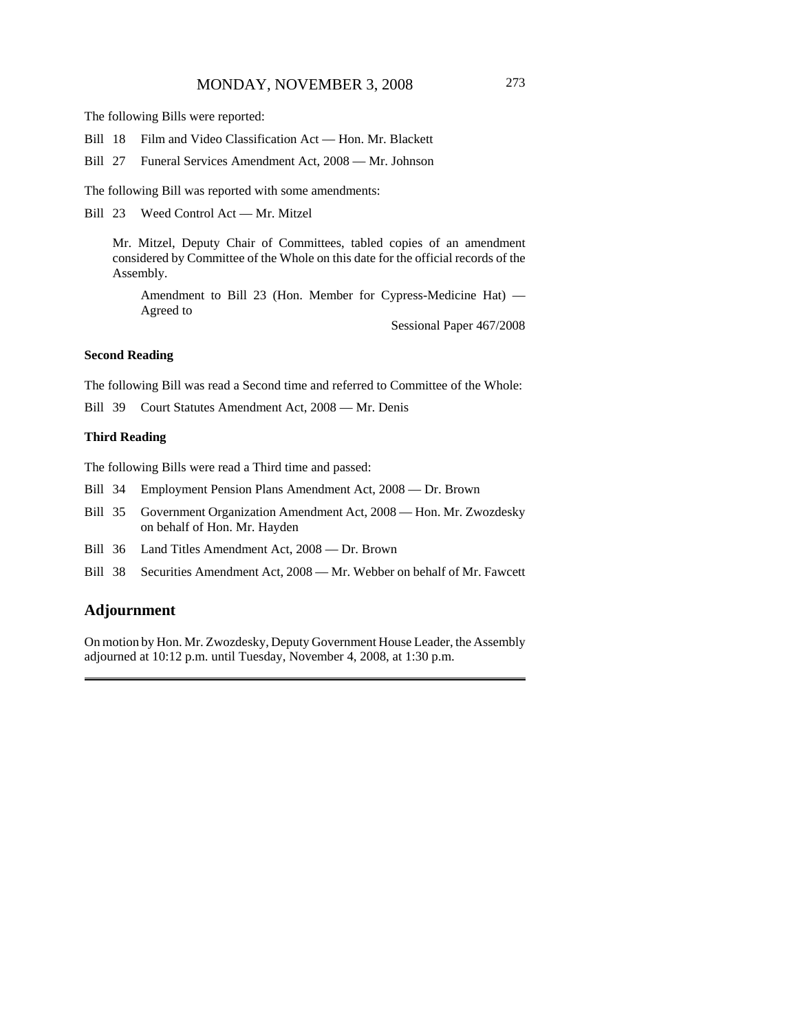The following Bills were reported:

Bill 18 Film and Video Classification Act — Hon. Mr. Blackett

Bill 27 Funeral Services Amendment Act, 2008 — Mr. Johnson

The following Bill was reported with some amendments:

Bill 23 Weed Control Act — Mr. Mitzel

> Mr. Mitzel, Deputy Chair of Committees, tabled copies of an amendment considered by Committee of the Whole on this date for the official records of the Assembly.
>
> > Amendment to Bill 23 (Hon. Member for Cypress-Medicine Hat) — Agreed to
> >
> > Sessional Paper 467/2008

**Second Reading**

The following Bill was read a Second time and referred to Committee of the Whole:

Bill 39 Court Statutes Amendment Act, 2008 — Mr. Denis

**Third Reading**

The following Bills were read a Third time and passed:

Bill 34 Employment Pension Plans Amendment Act, 2008 — Dr. Brown

Bill 35 Government Organization Amendment Act, 2008 — Hon. Mr. Zwozdesky on behalf of Hon. Mr. Hayden

Bill 36 Land Titles Amendment Act, 2008 — Dr. Brown

Bill 38 Securities Amendment Act, 2008 — Mr. Webber on behalf of Mr. Fawcett

## Adjournment

On motion by Hon. Mr. Zwozdesky, Deputy Government House Leader, the Assembly adjourned at 10:12 p.m. until Tuesday, November 4, 2008, at 1:30 p.m.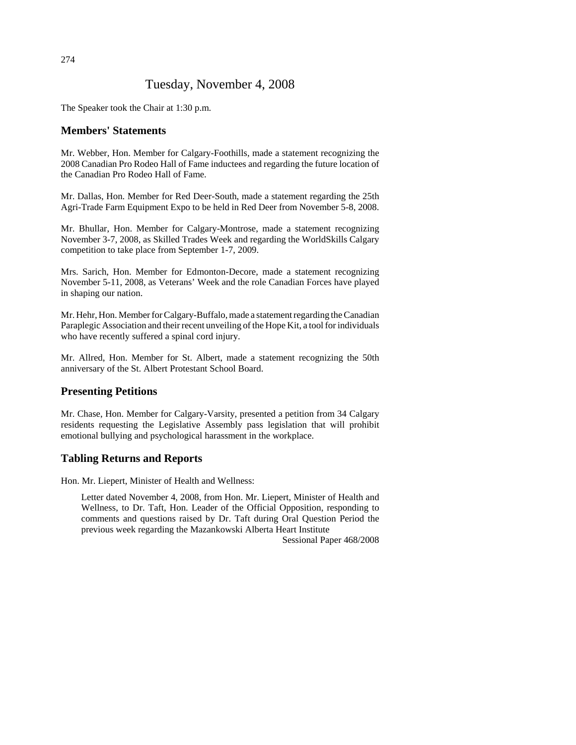# Tuesday, November 4, 2008

The Speaker took the Chair at 1:30 p.m.

## Members' Statements

Mr. Webber, Hon. Member for Calgary-Foothills, made a statement recognizing the 2008 Canadian Pro Rodeo Hall of Fame inductees and regarding the future location of the Canadian Pro Rodeo Hall of Fame.

Mr. Dallas, Hon. Member for Red Deer-South, made a statement regarding the 25th Agri-Trade Farm Equipment Expo to be held in Red Deer from November 5-8, 2008.

Mr. Bhullar, Hon. Member for Calgary-Montrose, made a statement recognizing November 3-7, 2008, as Skilled Trades Week and regarding the WorldSkills Calgary competition to take place from September 1-7, 2009.

Mrs. Sarich, Hon. Member for Edmonton-Decore, made a statement recognizing November 5-11, 2008, as Veterans' Week and the role Canadian Forces have played in shaping our nation.

Mr. Hehr, Hon. Member for Calgary-Buffalo, made a statement regarding the Canadian Paraplegic Association and their recent unveiling of the Hope Kit, a tool for individuals who have recently suffered a spinal cord injury.

Mr. Allred, Hon. Member for St. Albert, made a statement recognizing the 50th anniversary of the St. Albert Protestant School Board.

## Presenting Petitions

Mr. Chase, Hon. Member for Calgary-Varsity, presented a petition from 34 Calgary residents requesting the Legislative Assembly pass legislation that will prohibit emotional bullying and psychological harassment in the workplace.

## Tabling Returns and Reports

Hon. Mr. Liepert, Minister of Health and Wellness:

> Letter dated November 4, 2008, from Hon. Mr. Liepert, Minister of Health and Wellness, to Dr. Taft, Hon. Leader of the Official Opposition, responding to comments and questions raised by Dr. Taft during Oral Question Period the previous week regarding the Mazankowski Alberta Heart Institute
>
> Sessional Paper 468/2008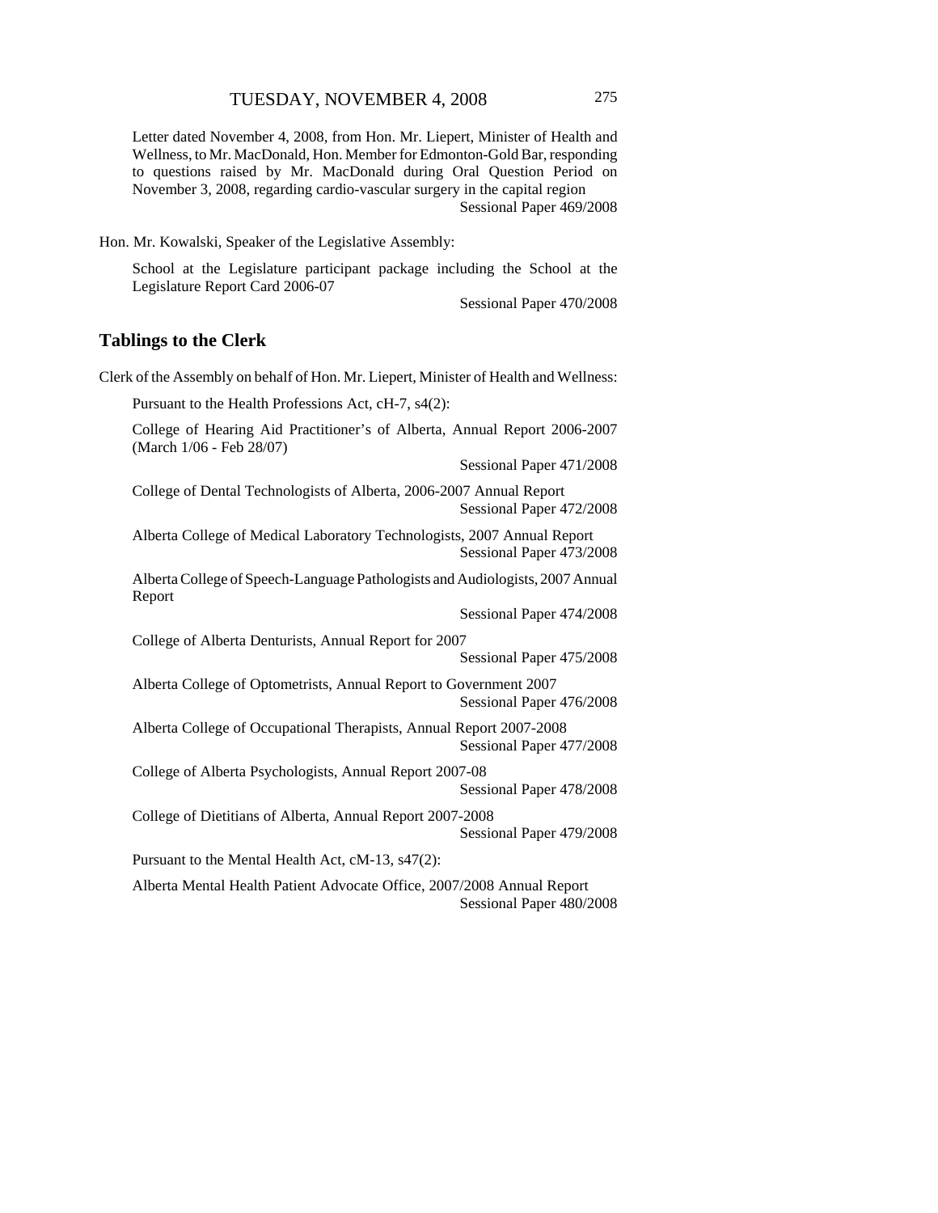Letter dated November 4, 2008, from Hon. Mr. Liepert, Minister of Health and Wellness, to Mr. MacDonald, Hon. Member for Edmonton-Gold Bar, responding to questions raised by Mr. MacDonald during Oral Question Period on November 3, 2008, regarding cardio-vascular surgery in the capital region

Sessional Paper 469/2008

Hon. Mr. Kowalski, Speaker of the Legislative Assembly:

School at the Legislature participant package including the School at the Legislature Report Card 2006-07

Sessional Paper 470/2008

## Tablings to the Clerk

Clerk of the Assembly on behalf of Hon. Mr. Liepert, Minister of Health and Wellness:

Pursuant to the Health Professions Act, cH-7, s4(2):

College of Hearing Aid Practitioner's of Alberta, Annual Report 2006-2007 (March 1/06 - Feb 28/07)

Sessional Paper 471/2008

College of Dental Technologists of Alberta, 2006-2007 Annual Report

Sessional Paper 472/2008

Alberta College of Medical Laboratory Technologists, 2007 Annual Report

Sessional Paper 473/2008

Alberta College of Speech-Language Pathologists and Audiologists, 2007 Annual Report

Sessional Paper 474/2008

College of Alberta Denturists, Annual Report for 2007

Sessional Paper 475/2008

Alberta College of Optometrists, Annual Report to Government 2007

Sessional Paper 476/2008

Alberta College of Occupational Therapists, Annual Report 2007-2008

Sessional Paper 477/2008

College of Alberta Psychologists, Annual Report 2007-08

Sessional Paper 478/2008

College of Dietitians of Alberta, Annual Report 2007-2008

Sessional Paper 479/2008

Pursuant to the Mental Health Act, cM-13, s47(2):

Alberta Mental Health Patient Advocate Office, 2007/2008 Annual Report

Sessional Paper 480/2008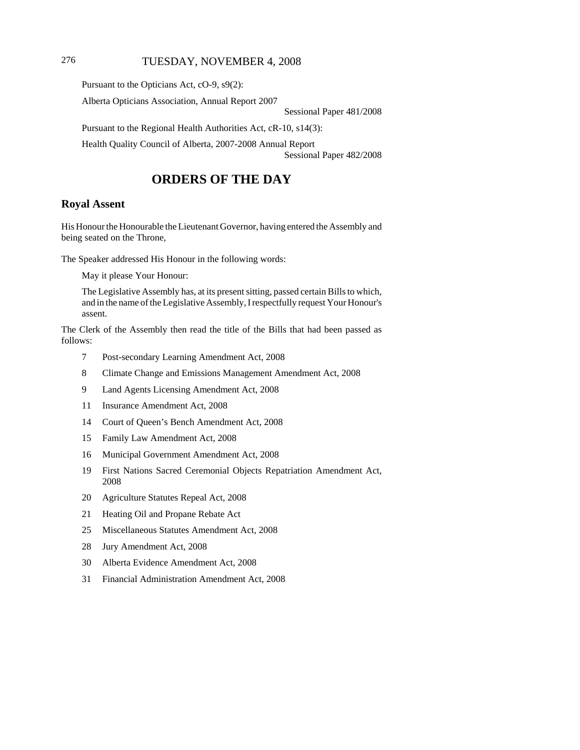Pursuant to the Opticians Act, cO-9, s9(2):

Alberta Opticians Association, Annual Report 2007

Sessional Paper 481/2008

Pursuant to the Regional Health Authorities Act, cR-10, s14(3):

Health Quality Council of Alberta, 2007-2008 Annual Report

Sessional Paper 482/2008

# ORDERS OF THE DAY

## Royal Assent

His Honour the Honourable the Lieutenant Governor, having entered the Assembly and being seated on the Throne,

The Speaker addressed His Honour in the following words:

May it please Your Honour:

The Legislative Assembly has, at its present sitting, passed certain Bills to which, and in the name of the Legislative Assembly, I respectfully request Your Honour's assent.

The Clerk of the Assembly then read the title of the Bills that had been passed as follows:

7 Post-secondary Learning Amendment Act, 2008

8 Climate Change and Emissions Management Amendment Act, 2008

9 Land Agents Licensing Amendment Act, 2008

11 Insurance Amendment Act, 2008

14 Court of Queen's Bench Amendment Act, 2008

15 Family Law Amendment Act, 2008

16 Municipal Government Amendment Act, 2008

19 First Nations Sacred Ceremonial Objects Repatriation Amendment Act, 2008

20 Agriculture Statutes Repeal Act, 2008

21 Heating Oil and Propane Rebate Act

25 Miscellaneous Statutes Amendment Act, 2008

28 Jury Amendment Act, 2008

30 Alberta Evidence Amendment Act, 2008

31 Financial Administration Amendment Act, 2008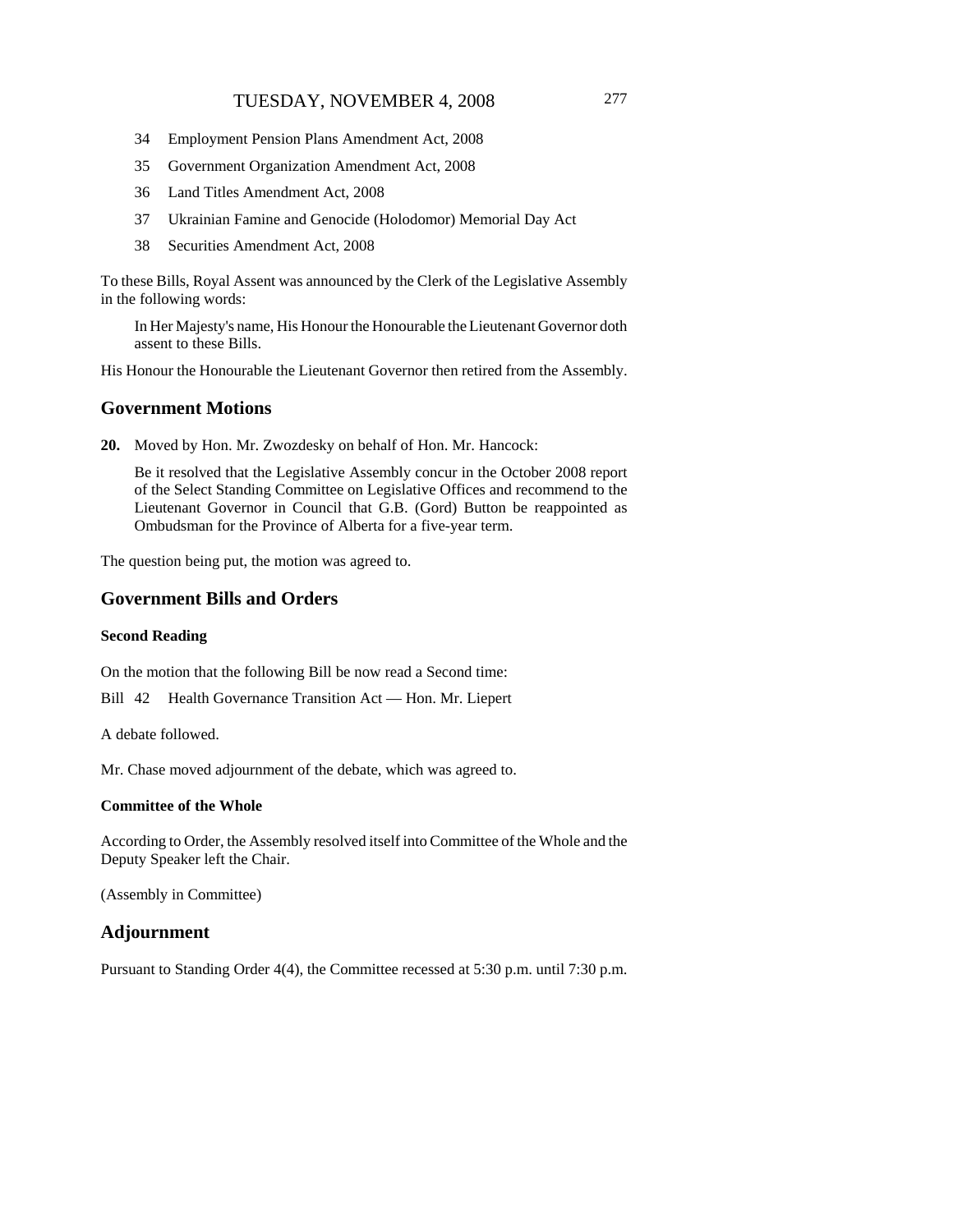34 Employment Pension Plans Amendment Act, 2008

35 Government Organization Amendment Act, 2008

36 Land Titles Amendment Act, 2008

37 Ukrainian Famine and Genocide (Holodomor) Memorial Day Act

38 Securities Amendment Act, 2008

To these Bills, Royal Assent was announced by the Clerk of the Legislative Assembly in the following words:

> In Her Majesty's name, His Honour the Honourable the Lieutenant Governor doth assent to these Bills.

His Honour the Honourable the Lieutenant Governor then retired from the Assembly.

## Government Motions

**20.** Moved by Hon. Mr. Zwozdesky on behalf of Hon. Mr. Hancock:

> Be it resolved that the Legislative Assembly concur in the October 2008 report of the Select Standing Committee on Legislative Offices and recommend to the Lieutenant Governor in Council that G.B. (Gord) Button be reappointed as Ombudsman for the Province of Alberta for a five-year term.

The question being put, the motion was agreed to.

## Government Bills and Orders

### Second Reading

On the motion that the following Bill be now read a Second time:

Bill 42 Health Governance Transition Act — Hon. Mr. Liepert

A debate followed.

Mr. Chase moved adjournment of the debate, which was agreed to.

### Committee of the Whole

According to Order, the Assembly resolved itself into Committee of the Whole and the Deputy Speaker left the Chair.

(Assembly in Committee)

## Adjournment

Pursuant to Standing Order 4(4), the Committee recessed at 5:30 p.m. until 7:30 p.m.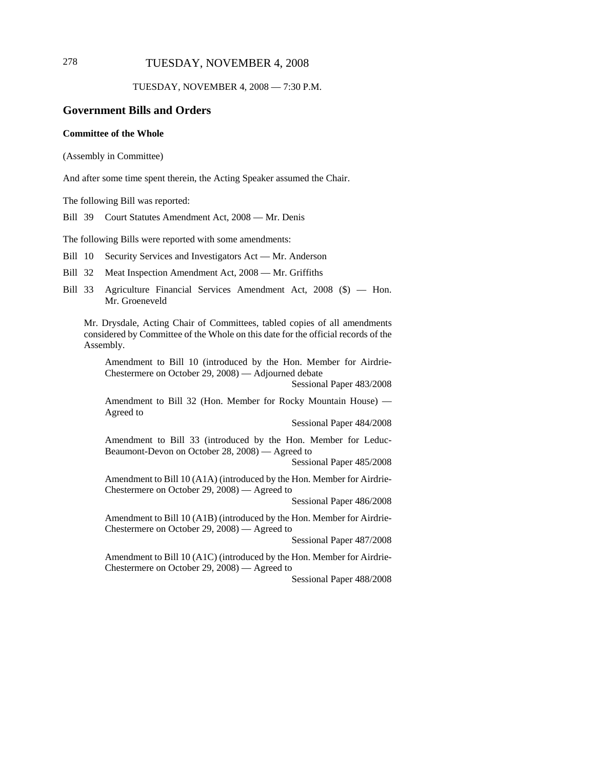TUESDAY, NOVEMBER 4, 2008 — 7:30 P.M.

## Government Bills and Orders

### Committee of the Whole

(Assembly in Committee)

And after some time spent therein, the Acting Speaker assumed the Chair.

The following Bill was reported:

Bill 39 Court Statutes Amendment Act, 2008 — Mr. Denis

The following Bills were reported with some amendments:

Bill 10 Security Services and Investigators Act — Mr. Anderson

Bill 32 Meat Inspection Amendment Act, 2008 — Mr. Griffiths

Bill 33 Agriculture Financial Services Amendment Act, 2008 ($) — Hon. Mr. Groeneveld

Mr. Drysdale, Acting Chair of Committees, tabled copies of all amendments considered by Committee of the Whole on this date for the official records of the Assembly.

Amendment to Bill 10 (introduced by the Hon. Member for Airdrie-Chestermere on October 29, 2008) — Adjourned debate
Sessional Paper 483/2008

Amendment to Bill 32 (Hon. Member for Rocky Mountain House) — Agreed to
Sessional Paper 484/2008

Amendment to Bill 33 (introduced by the Hon. Member for Leduc-Beaumont-Devon on October 28, 2008) — Agreed to
Sessional Paper 485/2008

Amendment to Bill 10 (A1A) (introduced by the Hon. Member for Airdrie-Chestermere on October 29, 2008) — Agreed to
Sessional Paper 486/2008

Amendment to Bill 10 (A1B) (introduced by the Hon. Member for Airdrie-Chestermere on October 29, 2008) — Agreed to
Sessional Paper 487/2008

Amendment to Bill 10 (A1C) (introduced by the Hon. Member for Airdrie-Chestermere on October 29, 2008) — Agreed to
Sessional Paper 488/2008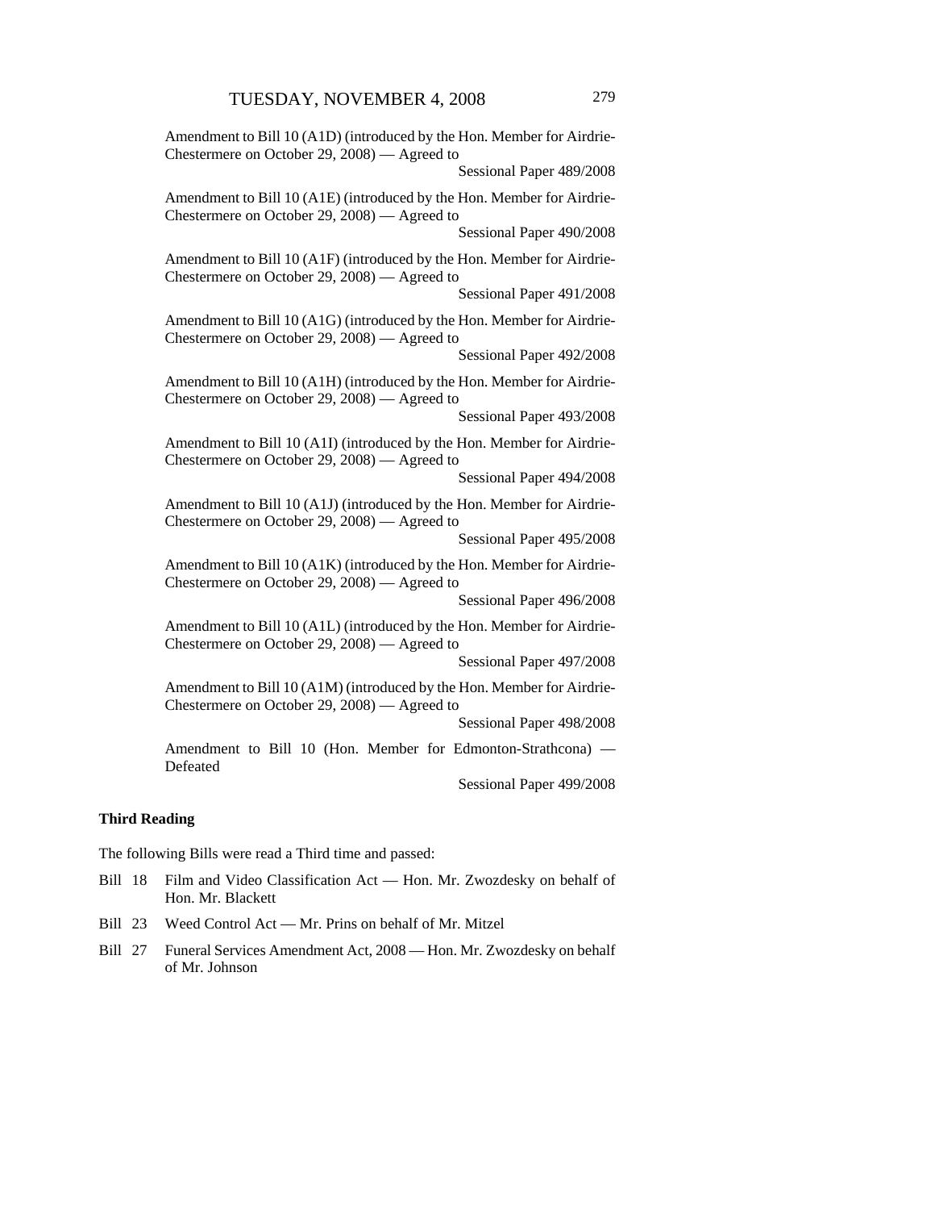Amendment to Bill 10 (A1D) (introduced by the Hon. Member for Airdrie-Chestermere on October 29, 2008) — Agreed to

Sessional Paper 489/2008

Amendment to Bill 10 (A1E) (introduced by the Hon. Member for Airdrie-Chestermere on October 29, 2008) — Agreed to

Sessional Paper 490/2008

Amendment to Bill 10 (A1F) (introduced by the Hon. Member for Airdrie-Chestermere on October 29, 2008) — Agreed to

Sessional Paper 491/2008

Amendment to Bill 10 (A1G) (introduced by the Hon. Member for Airdrie-Chestermere on October 29, 2008) — Agreed to

Sessional Paper 492/2008

Amendment to Bill 10 (A1H) (introduced by the Hon. Member for Airdrie-Chestermere on October 29, 2008) — Agreed to

Sessional Paper 493/2008

Amendment to Bill 10 (A1I) (introduced by the Hon. Member for Airdrie-Chestermere on October 29, 2008) — Agreed to

Sessional Paper 494/2008

Amendment to Bill 10 (A1J) (introduced by the Hon. Member for Airdrie-Chestermere on October 29, 2008) — Agreed to

Sessional Paper 495/2008

Amendment to Bill 10 (A1K) (introduced by the Hon. Member for Airdrie-Chestermere on October 29, 2008) — Agreed to

Sessional Paper 496/2008

Amendment to Bill 10 (A1L) (introduced by the Hon. Member for Airdrie-Chestermere on October 29, 2008) — Agreed to

Sessional Paper 497/2008

Amendment to Bill 10 (A1M) (introduced by the Hon. Member for Airdrie-Chestermere on October 29, 2008) — Agreed to

Sessional Paper 498/2008

Amendment to Bill 10 (Hon. Member for Edmonton-Strathcona) — Defeated

Sessional Paper 499/2008

**Third Reading**

The following Bills were read a Third time and passed:

Bill 18 Film and Video Classification Act — Hon. Mr. Zwozdesky on behalf of Hon. Mr. Blackett

Bill 23 Weed Control Act — Mr. Prins on behalf of Mr. Mitzel

Bill 27 Funeral Services Amendment Act, 2008 — Hon. Mr. Zwozdesky on behalf of Mr. Johnson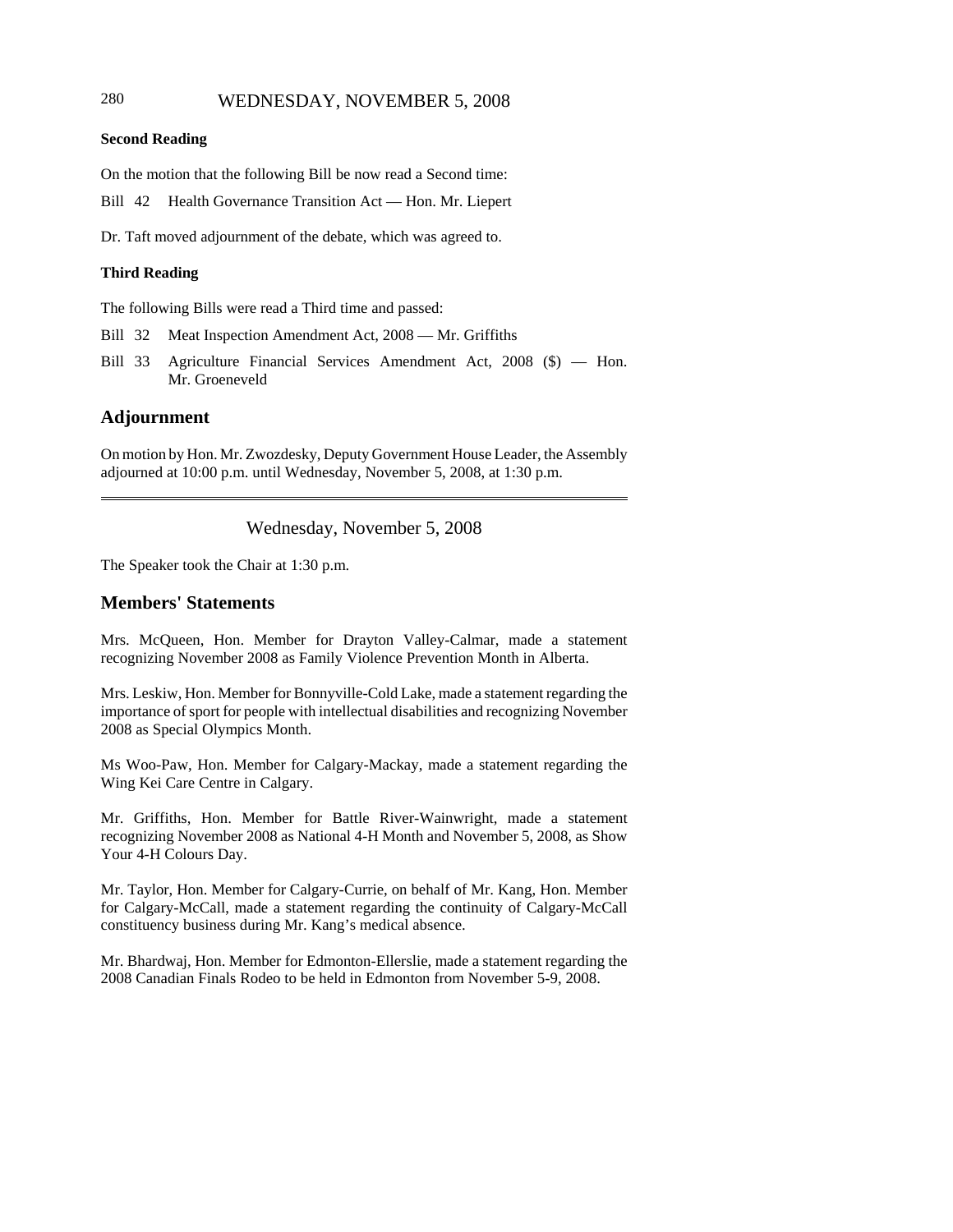**Second Reading**

On the motion that the following Bill be now read a Second time:

Bill 42 Health Governance Transition Act — Hon. Mr. Liepert

Dr. Taft moved adjournment of the debate, which was agreed to.

**Third Reading**

The following Bills were read a Third time and passed:

Bill 32 Meat Inspection Amendment Act, 2008 — Mr. Griffiths

Bill 33 Agriculture Financial Services Amendment Act, 2008 ($) — Hon. Mr. Groeneveld

## Adjournment

On motion by Hon. Mr. Zwozdesky, Deputy Government House Leader, the Assembly adjourned at 10:00 p.m. until Wednesday, November 5, 2008, at 1:30 p.m.

---

Wednesday, November 5, 2008

The Speaker took the Chair at 1:30 p.m.

## Members' Statements

Mrs. McQueen, Hon. Member for Drayton Valley-Calmar, made a statement recognizing November 2008 as Family Violence Prevention Month in Alberta.

Mrs. Leskiw, Hon. Member for Bonnyville-Cold Lake, made a statement regarding the importance of sport for people with intellectual disabilities and recognizing November 2008 as Special Olympics Month.

Ms Woo-Paw, Hon. Member for Calgary-Mackay, made a statement regarding the Wing Kei Care Centre in Calgary.

Mr. Griffiths, Hon. Member for Battle River-Wainwright, made a statement recognizing November 2008 as National 4-H Month and November 5, 2008, as Show Your 4-H Colours Day.

Mr. Taylor, Hon. Member for Calgary-Currie, on behalf of Mr. Kang, Hon. Member for Calgary-McCall, made a statement regarding the continuity of Calgary-McCall constituency business during Mr. Kang's medical absence.

Mr. Bhardwaj, Hon. Member for Edmonton-Ellerslie, made a statement regarding the 2008 Canadian Finals Rodeo to be held in Edmonton from November 5-9, 2008.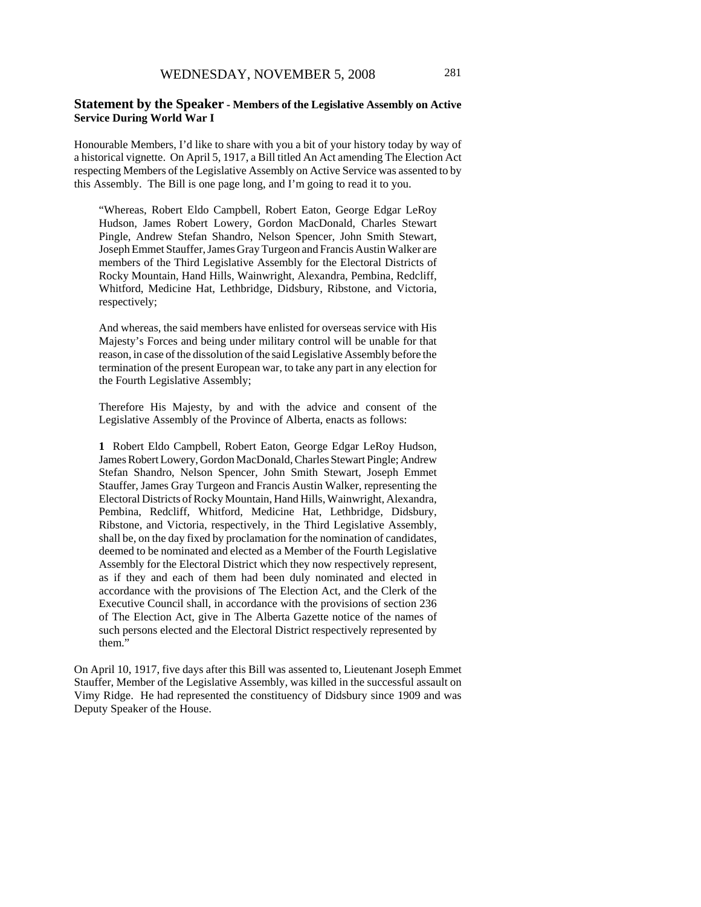## Statement by the Speaker - Members of the Legislative Assembly on Active Service During World War I

Honourable Members, I'd like to share with you a bit of your history today by way of a historical vignette. On April 5, 1917, a Bill titled An Act amending The Election Act respecting Members of the Legislative Assembly on Active Service was assented to by this Assembly. The Bill is one page long, and I'm going to read it to you.

> "Whereas, Robert Eldo Campbell, Robert Eaton, George Edgar LeRoy Hudson, James Robert Lowery, Gordon MacDonald, Charles Stewart Pingle, Andrew Stefan Shandro, Nelson Spencer, John Smith Stewart, Joseph Emmet Stauffer, James Gray Turgeon and Francis Austin Walker are members of the Third Legislative Assembly for the Electoral Districts of Rocky Mountain, Hand Hills, Wainwright, Alexandra, Pembina, Redcliff, Whitford, Medicine Hat, Lethbridge, Didsbury, Ribstone, and Victoria, respectively;
>
> And whereas, the said members have enlisted for overseas service with His Majesty's Forces and being under military control will be unable for that reason, in case of the dissolution of the said Legislative Assembly before the termination of the present European war, to take any part in any election for the Fourth Legislative Assembly;
>
> Therefore His Majesty, by and with the advice and consent of the Legislative Assembly of the Province of Alberta, enacts as follows:
>
> **1** Robert Eldo Campbell, Robert Eaton, George Edgar LeRoy Hudson, James Robert Lowery, Gordon MacDonald, Charles Stewart Pingle; Andrew Stefan Shandro, Nelson Spencer, John Smith Stewart, Joseph Emmet Stauffer, James Gray Turgeon and Francis Austin Walker, representing the Electoral Districts of Rocky Mountain, Hand Hills, Wainwright, Alexandra, Pembina, Redcliff, Whitford, Medicine Hat, Lethbridge, Didsbury, Ribstone, and Victoria, respectively, in the Third Legislative Assembly, shall be, on the day fixed by proclamation for the nomination of candidates, deemed to be nominated and elected as a Member of the Fourth Legislative Assembly for the Electoral District which they now respectively represent, as if they and each of them had been duly nominated and elected in accordance with the provisions of The Election Act, and the Clerk of the Executive Council shall, in accordance with the provisions of section 236 of The Election Act, give in The Alberta Gazette notice of the names of such persons elected and the Electoral District respectively represented by them."

On April 10, 1917, five days after this Bill was assented to, Lieutenant Joseph Emmet Stauffer, Member of the Legislative Assembly, was killed in the successful assault on Vimy Ridge. He had represented the constituency of Didsbury since 1909 and was Deputy Speaker of the House.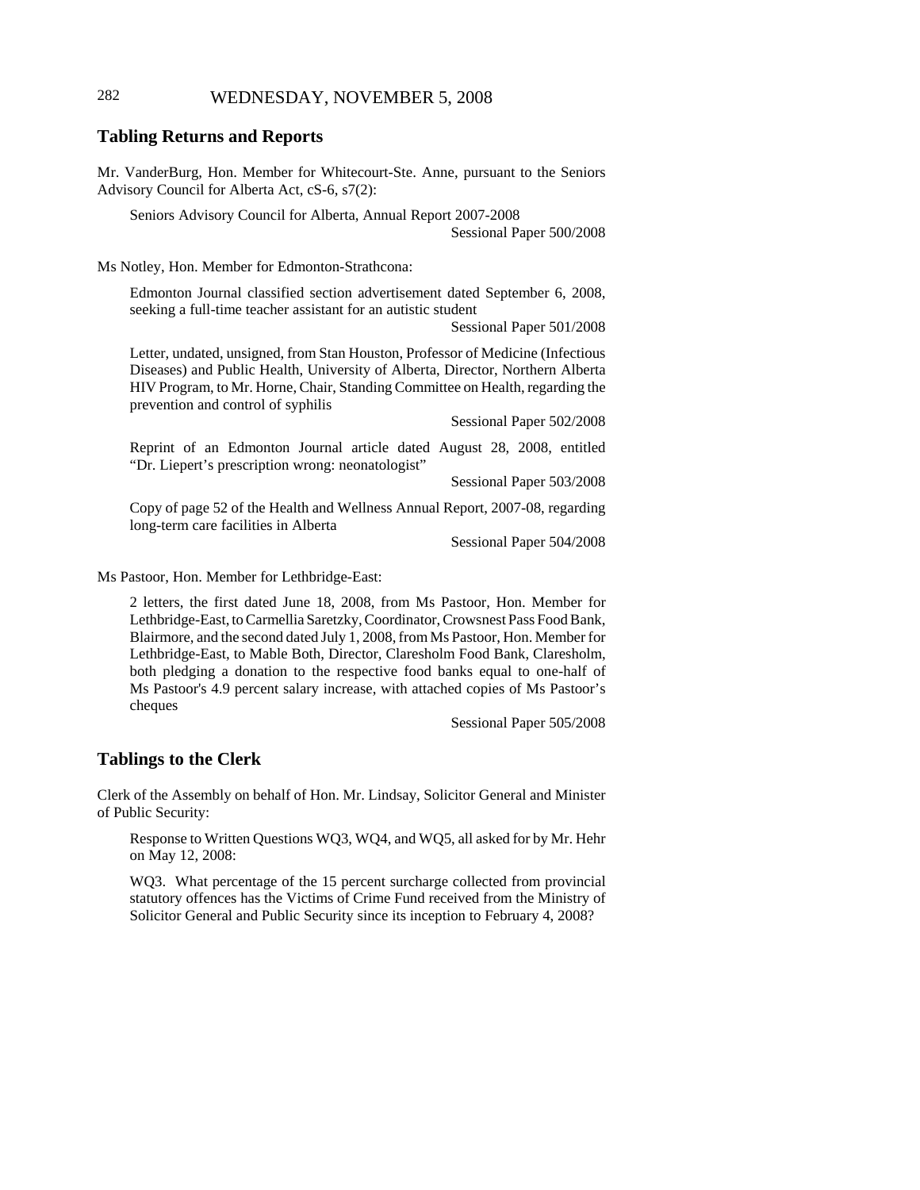## Tabling Returns and Reports

Mr. VanderBurg, Hon. Member for Whitecourt-Ste. Anne, pursuant to the Seniors Advisory Council for Alberta Act, cS-6, s7(2):

> Seniors Advisory Council for Alberta, Annual Report 2007-2008
> Sessional Paper 500/2008

Ms Notley, Hon. Member for Edmonton-Strathcona:

> Edmonton Journal classified section advertisement dated September 6, 2008, seeking a full-time teacher assistant for an autistic student
> Sessional Paper 501/2008
>
> Letter, undated, unsigned, from Stan Houston, Professor of Medicine (Infectious Diseases) and Public Health, University of Alberta, Director, Northern Alberta HIV Program, to Mr. Horne, Chair, Standing Committee on Health, regarding the prevention and control of syphilis
> Sessional Paper 502/2008
>
> Reprint of an Edmonton Journal article dated August 28, 2008, entitled "Dr. Liepert's prescription wrong: neonatologist"
> Sessional Paper 503/2008
>
> Copy of page 52 of the Health and Wellness Annual Report, 2007-08, regarding long-term care facilities in Alberta
> Sessional Paper 504/2008

Ms Pastoor, Hon. Member for Lethbridge-East:

> 2 letters, the first dated June 18, 2008, from Ms Pastoor, Hon. Member for Lethbridge-East, to Carmellia Saretzky, Coordinator, Crowsnest Pass Food Bank, Blairmore, and the second dated July 1, 2008, from Ms Pastoor, Hon. Member for Lethbridge-East, to Mable Both, Director, Claresholm Food Bank, Claresholm, both pledging a donation to the respective food banks equal to one-half of Ms Pastoor's 4.9 percent salary increase, with attached copies of Ms Pastoor's cheques
> Sessional Paper 505/2008

## Tablings to the Clerk

Clerk of the Assembly on behalf of Hon. Mr. Lindsay, Solicitor General and Minister of Public Security:

> Response to Written Questions WQ3, WQ4, and WQ5, all asked for by Mr. Hehr on May 12, 2008:
>
> WQ3. What percentage of the 15 percent surcharge collected from provincial statutory offences has the Victims of Crime Fund received from the Ministry of Solicitor General and Public Security since its inception to February 4, 2008?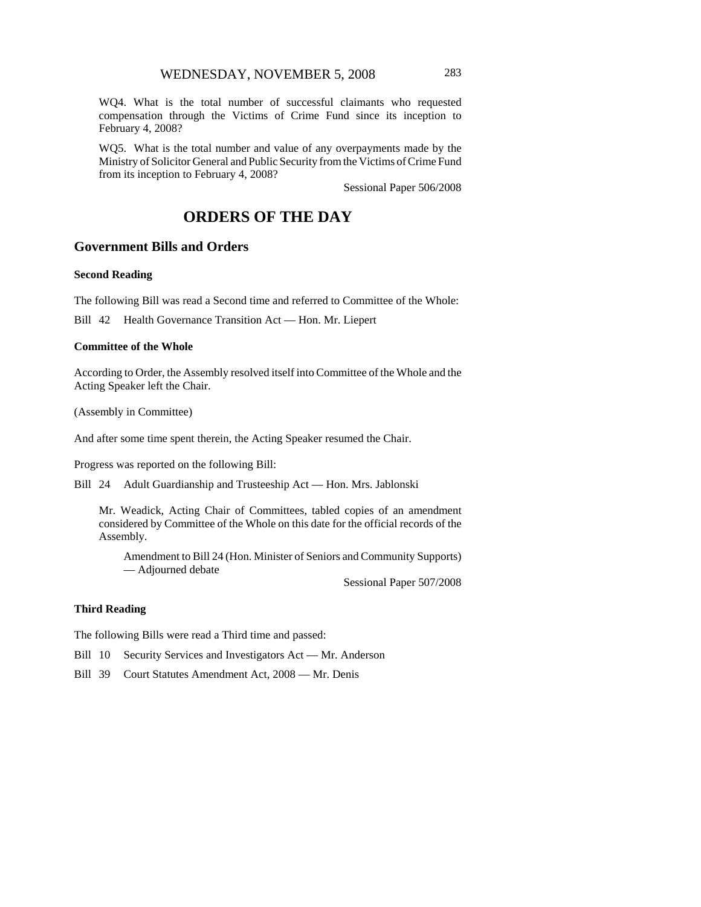WQ4. What is the total number of successful claimants who requested compensation through the Victims of Crime Fund since its inception to February 4, 2008?

WQ5. What is the total number and value of any overpayments made by the Ministry of Solicitor General and Public Security from the Victims of Crime Fund from its inception to February 4, 2008?

Sessional Paper 506/2008

# ORDERS OF THE DAY

## Government Bills and Orders

### Second Reading

The following Bill was read a Second time and referred to Committee of the Whole:

Bill 42 Health Governance Transition Act — Hon. Mr. Liepert

### Committee of the Whole

According to Order, the Assembly resolved itself into Committee of the Whole and the Acting Speaker left the Chair.

(Assembly in Committee)

And after some time spent therein, the Acting Speaker resumed the Chair.

Progress was reported on the following Bill:

Bill 24 Adult Guardianship and Trusteeship Act — Hon. Mrs. Jablonski

Mr. Weadick, Acting Chair of Committees, tabled copies of an amendment considered by Committee of the Whole on this date for the official records of the Assembly.

Amendment to Bill 24 (Hon. Minister of Seniors and Community Supports) — Adjourned debate

Sessional Paper 507/2008

### Third Reading

The following Bills were read a Third time and passed:

Bill 10 Security Services and Investigators Act — Mr. Anderson

Bill 39 Court Statutes Amendment Act, 2008 — Mr. Denis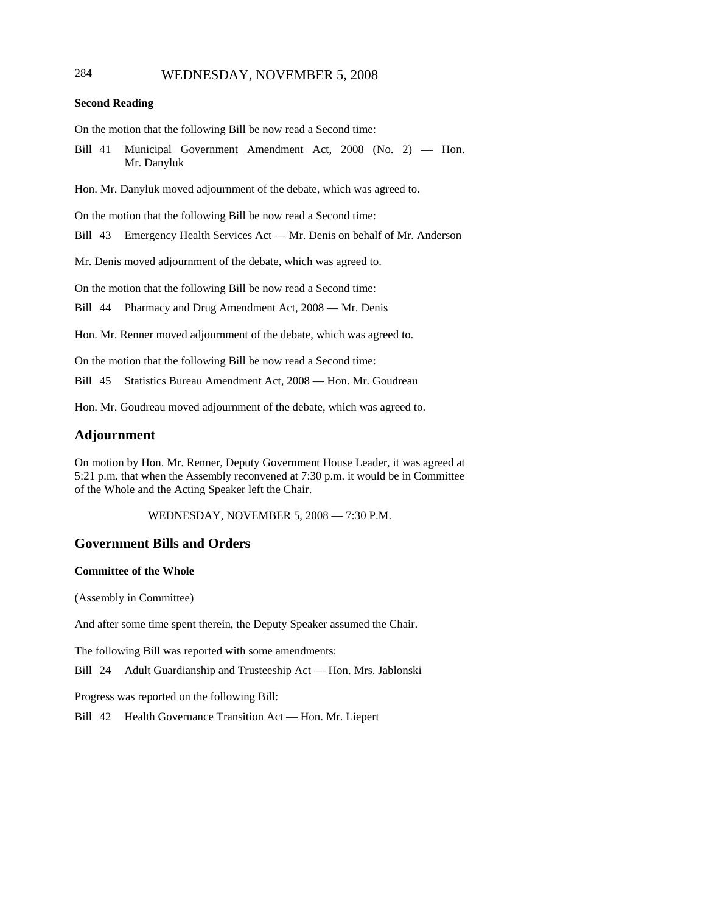### Second Reading

On the motion that the following Bill be now read a Second time:

Bill 41 Municipal Government Amendment Act, 2008 (No. 2) — Hon. Mr. Danyluk

Hon. Mr. Danyluk moved adjournment of the debate, which was agreed to.

On the motion that the following Bill be now read a Second time:

Bill 43 Emergency Health Services Act — Mr. Denis on behalf of Mr. Anderson

Mr. Denis moved adjournment of the debate, which was agreed to.

On the motion that the following Bill be now read a Second time:

Bill 44 Pharmacy and Drug Amendment Act, 2008 — Mr. Denis

Hon. Mr. Renner moved adjournment of the debate, which was agreed to.

On the motion that the following Bill be now read a Second time:

Bill 45 Statistics Bureau Amendment Act, 2008 — Hon. Mr. Goudreau

Hon. Mr. Goudreau moved adjournment of the debate, which was agreed to.

## Adjournment

On motion by Hon. Mr. Renner, Deputy Government House Leader, it was agreed at 5:21 p.m. that when the Assembly reconvened at 7:30 p.m. it would be in Committee of the Whole and the Acting Speaker left the Chair.

WEDNESDAY, NOVEMBER 5, 2008 — 7:30 P.M.

## Government Bills and Orders

### Committee of the Whole

(Assembly in Committee)

And after some time spent therein, the Deputy Speaker assumed the Chair.

The following Bill was reported with some amendments:

Bill 24 Adult Guardianship and Trusteeship Act — Hon. Mrs. Jablonski

Progress was reported on the following Bill:

Bill 42 Health Governance Transition Act — Hon. Mr. Liepert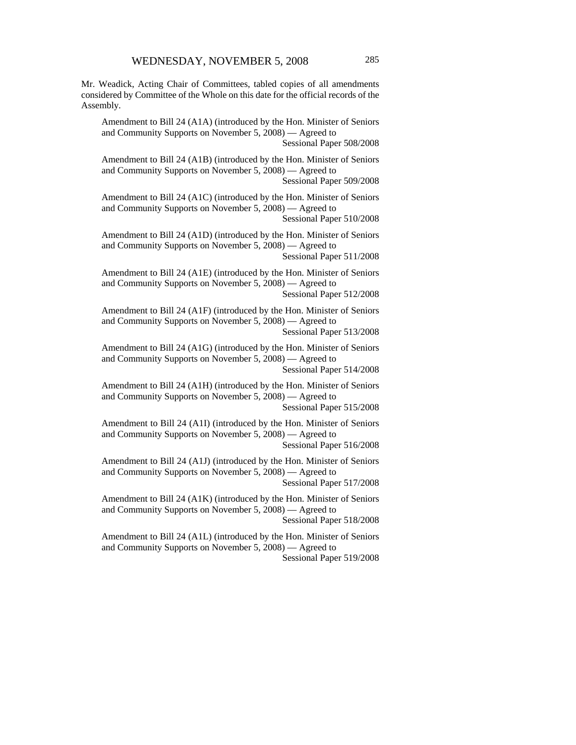Mr. Weadick, Acting Chair of Committees, tabled copies of all amendments considered by Committee of the Whole on this date for the official records of the Assembly.

Amendment to Bill 24 (A1A) (introduced by the Hon. Minister of Seniors and Community Supports on November 5, 2008) — Agreed to
Sessional Paper 508/2008

Amendment to Bill 24 (A1B) (introduced by the Hon. Minister of Seniors and Community Supports on November 5, 2008) — Agreed to
Sessional Paper 509/2008

Amendment to Bill 24 (A1C) (introduced by the Hon. Minister of Seniors and Community Supports on November 5, 2008) — Agreed to
Sessional Paper 510/2008

Amendment to Bill 24 (A1D) (introduced by the Hon. Minister of Seniors and Community Supports on November 5, 2008) — Agreed to
Sessional Paper 511/2008

Amendment to Bill 24 (A1E) (introduced by the Hon. Minister of Seniors and Community Supports on November 5, 2008) — Agreed to
Sessional Paper 512/2008

Amendment to Bill 24 (A1F) (introduced by the Hon. Minister of Seniors and Community Supports on November 5, 2008) — Agreed to
Sessional Paper 513/2008

Amendment to Bill 24 (A1G) (introduced by the Hon. Minister of Seniors and Community Supports on November 5, 2008) — Agreed to
Sessional Paper 514/2008

Amendment to Bill 24 (A1H) (introduced by the Hon. Minister of Seniors and Community Supports on November 5, 2008) — Agreed to
Sessional Paper 515/2008

Amendment to Bill 24 (A1I) (introduced by the Hon. Minister of Seniors and Community Supports on November 5, 2008) — Agreed to
Sessional Paper 516/2008

Amendment to Bill 24 (A1J) (introduced by the Hon. Minister of Seniors and Community Supports on November 5, 2008) — Agreed to
Sessional Paper 517/2008

Amendment to Bill 24 (A1K) (introduced by the Hon. Minister of Seniors and Community Supports on November 5, 2008) — Agreed to
Sessional Paper 518/2008

Amendment to Bill 24 (A1L) (introduced by the Hon. Minister of Seniors and Community Supports on November 5, 2008) — Agreed to
Sessional Paper 519/2008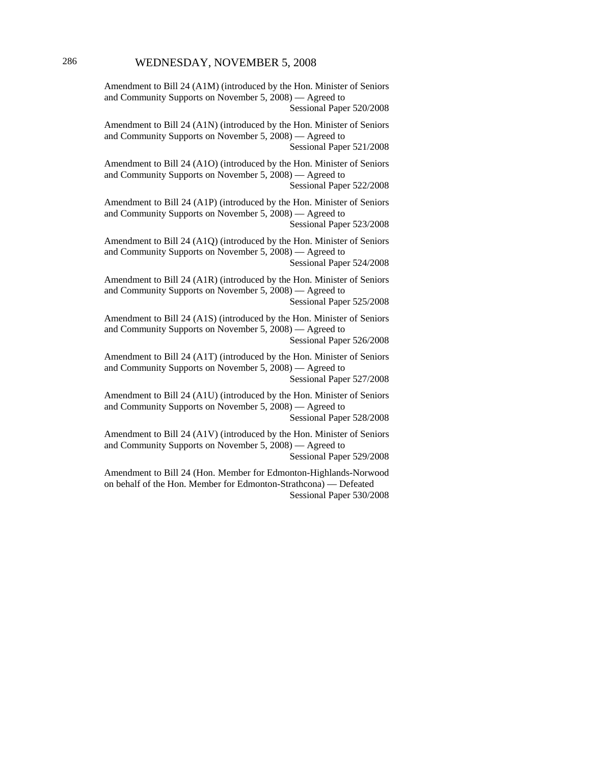Amendment to Bill 24 (A1M) (introduced by the Hon. Minister of Seniors and Community Supports on November 5, 2008) — Agreed to
Sessional Paper 520/2008

Amendment to Bill 24 (A1N) (introduced by the Hon. Minister of Seniors and Community Supports on November 5, 2008) — Agreed to
Sessional Paper 521/2008

Amendment to Bill 24 (A1O) (introduced by the Hon. Minister of Seniors and Community Supports on November 5, 2008) — Agreed to
Sessional Paper 522/2008

Amendment to Bill 24 (A1P) (introduced by the Hon. Minister of Seniors and Community Supports on November 5, 2008) — Agreed to
Sessional Paper 523/2008

Amendment to Bill 24 (A1Q) (introduced by the Hon. Minister of Seniors and Community Supports on November 5, 2008) — Agreed to
Sessional Paper 524/2008

Amendment to Bill 24 (A1R) (introduced by the Hon. Minister of Seniors and Community Supports on November 5, 2008) — Agreed to
Sessional Paper 525/2008

Amendment to Bill 24 (A1S) (introduced by the Hon. Minister of Seniors and Community Supports on November 5, 2008) — Agreed to
Sessional Paper 526/2008

Amendment to Bill 24 (A1T) (introduced by the Hon. Minister of Seniors and Community Supports on November 5, 2008) — Agreed to
Sessional Paper 527/2008

Amendment to Bill 24 (A1U) (introduced by the Hon. Minister of Seniors and Community Supports on November 5, 2008) — Agreed to
Sessional Paper 528/2008

Amendment to Bill 24 (A1V) (introduced by the Hon. Minister of Seniors and Community Supports on November 5, 2008) — Agreed to
Sessional Paper 529/2008

Amendment to Bill 24 (Hon. Member for Edmonton-Highlands-Norwood on behalf of the Hon. Member for Edmonton-Strathcona) — Defeated
Sessional Paper 530/2008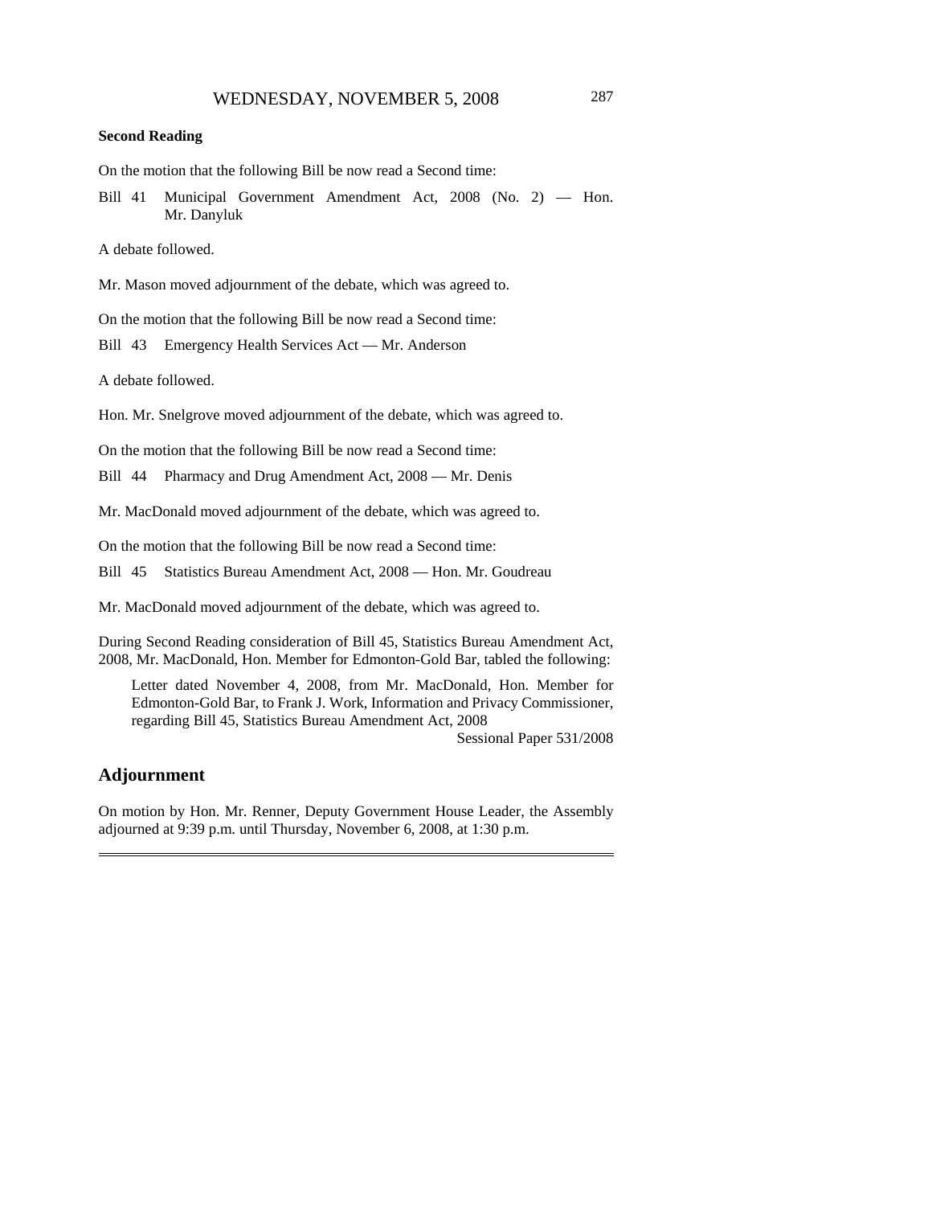**Second Reading**

On the motion that the following Bill be now read a Second time:

Bill 41 Municipal Government Amendment Act, 2008 (No. 2) — Hon. Mr. Danyluk

A debate followed.

Mr. Mason moved adjournment of the debate, which was agreed to.

On the motion that the following Bill be now read a Second time:

Bill 43 Emergency Health Services Act — Mr. Anderson

A debate followed.

Hon. Mr. Snelgrove moved adjournment of the debate, which was agreed to.

On the motion that the following Bill be now read a Second time:

Bill 44 Pharmacy and Drug Amendment Act, 2008 — Mr. Denis

Mr. MacDonald moved adjournment of the debate, which was agreed to.

On the motion that the following Bill be now read a Second time:

Bill 45 Statistics Bureau Amendment Act, 2008 — Hon. Mr. Goudreau

Mr. MacDonald moved adjournment of the debate, which was agreed to.

During Second Reading consideration of Bill 45, Statistics Bureau Amendment Act, 2008, Mr. MacDonald, Hon. Member for Edmonton-Gold Bar, tabled the following:

> Letter dated November 4, 2008, from Mr. MacDonald, Hon. Member for Edmonton-Gold Bar, to Frank J. Work, Information and Privacy Commissioner, regarding Bill 45, Statistics Bureau Amendment Act, 2008
>
> Sessional Paper 531/2008

## Adjournment

On motion by Hon. Mr. Renner, Deputy Government House Leader, the Assembly adjourned at 9:39 p.m. until Thursday, November 6, 2008, at 1:30 p.m.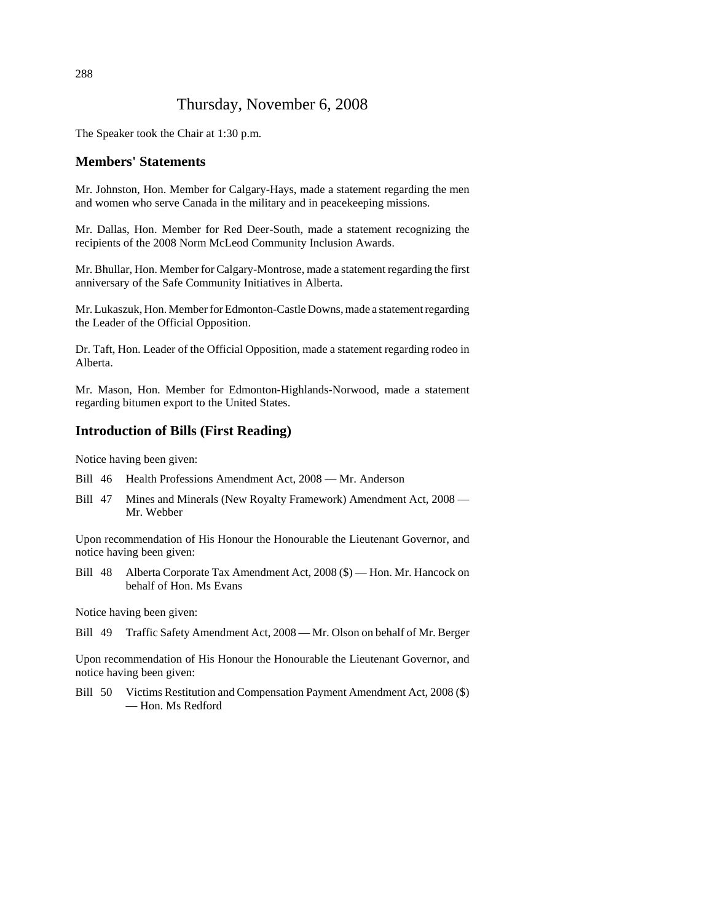# Thursday, November 6, 2008

The Speaker took the Chair at 1:30 p.m.

## Members' Statements

Mr. Johnston, Hon. Member for Calgary-Hays, made a statement regarding the men and women who serve Canada in the military and in peacekeeping missions.

Mr. Dallas, Hon. Member for Red Deer-South, made a statement recognizing the recipients of the 2008 Norm McLeod Community Inclusion Awards.

Mr. Bhullar, Hon. Member for Calgary-Montrose, made a statement regarding the first anniversary of the Safe Community Initiatives in Alberta.

Mr. Lukaszuk, Hon. Member for Edmonton-Castle Downs, made a statement regarding the Leader of the Official Opposition.

Dr. Taft, Hon. Leader of the Official Opposition, made a statement regarding rodeo in Alberta.

Mr. Mason, Hon. Member for Edmonton-Highlands-Norwood, made a statement regarding bitumen export to the United States.

## Introduction of Bills (First Reading)

Notice having been given:

Bill 46 Health Professions Amendment Act, 2008 — Mr. Anderson

Bill 47 Mines and Minerals (New Royalty Framework) Amendment Act, 2008 — Mr. Webber

Upon recommendation of His Honour the Honourable the Lieutenant Governor, and notice having been given:

Bill 48 Alberta Corporate Tax Amendment Act, 2008 ($) — Hon. Mr. Hancock on behalf of Hon. Ms Evans

Notice having been given:

Bill 49 Traffic Safety Amendment Act, 2008 — Mr. Olson on behalf of Mr. Berger

Upon recommendation of His Honour the Honourable the Lieutenant Governor, and notice having been given:

Bill 50 Victims Restitution and Compensation Payment Amendment Act, 2008 ($) — Hon. Ms Redford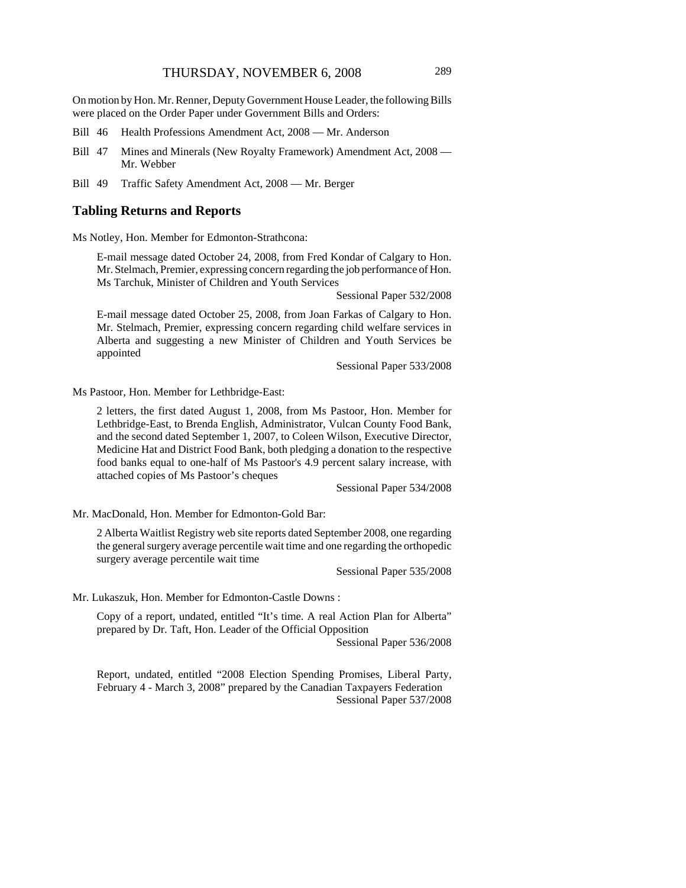On motion by Hon. Mr. Renner, Deputy Government House Leader, the following Bills were placed on the Order Paper under Government Bills and Orders:

Bill 46 Health Professions Amendment Act, 2008 — Mr. Anderson

Bill 47 Mines and Minerals (New Royalty Framework) Amendment Act, 2008 — Mr. Webber

Bill 49 Traffic Safety Amendment Act, 2008 — Mr. Berger

## Tabling Returns and Reports

Ms Notley, Hon. Member for Edmonton-Strathcona:

E-mail message dated October 24, 2008, from Fred Kondar of Calgary to Hon. Mr. Stelmach, Premier, expressing concern regarding the job performance of Hon. Ms Tarchuk, Minister of Children and Youth Services

Sessional Paper 532/2008

E-mail message dated October 25, 2008, from Joan Farkas of Calgary to Hon. Mr. Stelmach, Premier, expressing concern regarding child welfare services in Alberta and suggesting a new Minister of Children and Youth Services be appointed

Sessional Paper 533/2008

Ms Pastoor, Hon. Member for Lethbridge-East:

2 letters, the first dated August 1, 2008, from Ms Pastoor, Hon. Member for Lethbridge-East, to Brenda English, Administrator, Vulcan County Food Bank, and the second dated September 1, 2007, to Coleen Wilson, Executive Director, Medicine Hat and District Food Bank, both pledging a donation to the respective food banks equal to one-half of Ms Pastoor's 4.9 percent salary increase, with attached copies of Ms Pastoor's cheques

Sessional Paper 534/2008

Mr. MacDonald, Hon. Member for Edmonton-Gold Bar:

2 Alberta Waitlist Registry web site reports dated September 2008, one regarding the general surgery average percentile wait time and one regarding the orthopedic surgery average percentile wait time

Sessional Paper 535/2008

Mr. Lukaszuk, Hon. Member for Edmonton-Castle Downs :

Copy of a report, undated, entitled "It's time. A real Action Plan for Alberta" prepared by Dr. Taft, Hon. Leader of the Official Opposition

Sessional Paper 536/2008

Report, undated, entitled "2008 Election Spending Promises, Liberal Party, February 4 - March 3, 2008" prepared by the Canadian Taxpayers Federation

Sessional Paper 537/2008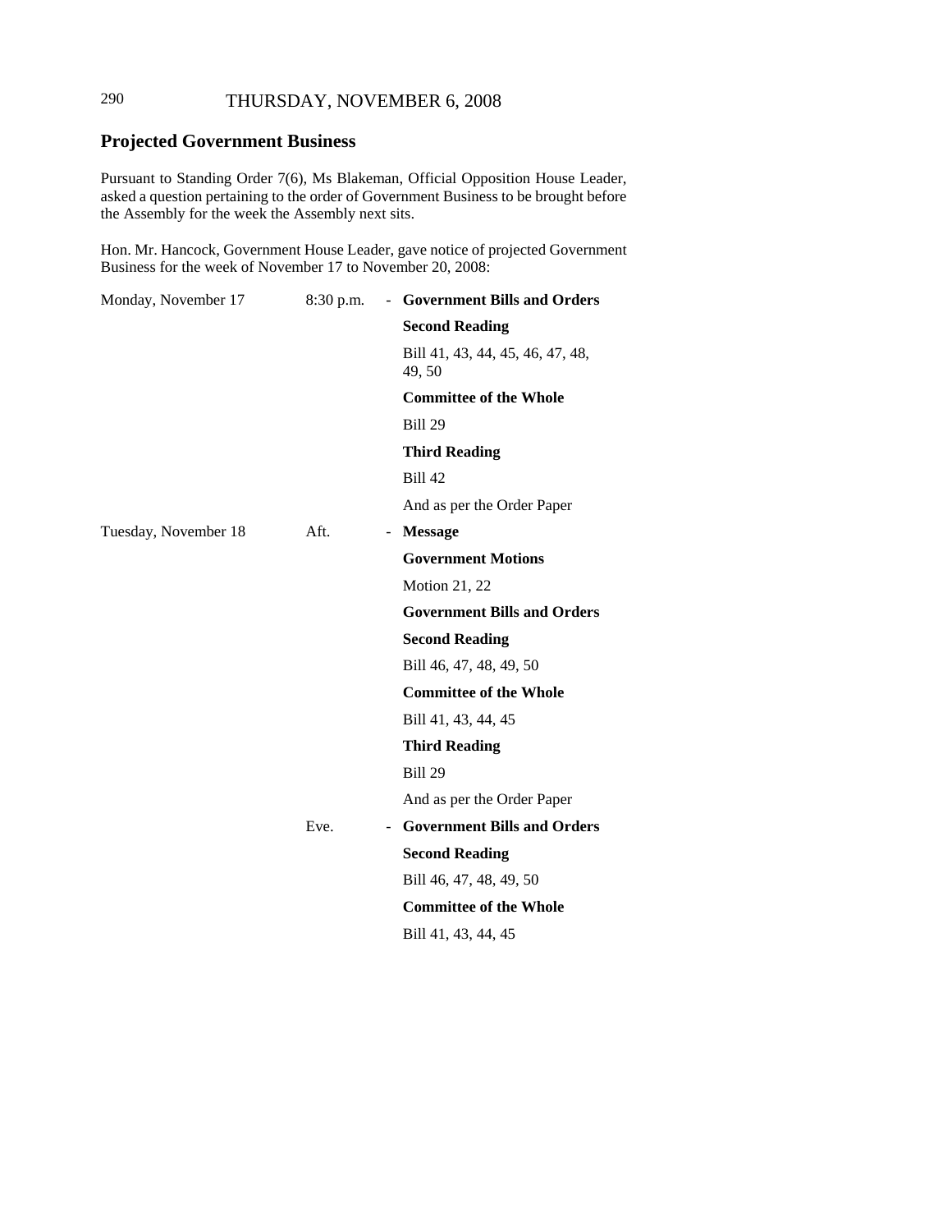THURSDAY, NOVEMBER 6, 2008

## Projected Government Business

Pursuant to Standing Order 7(6), Ms Blakeman, Official Opposition House Leader, asked a question pertaining to the order of Government Business to be brought before the Assembly for the week the Assembly next sits.

Hon. Mr. Hancock, Government House Leader, gave notice of projected Government Business for the week of November 17 to November 20, 2008:

| | | | |
|---|---|---|---|
| Monday, November 17 | 8:30 p.m. | - | **Government Bills and Orders** |
| | | | **Second Reading** |
| | | | Bill 41, 43, 44, 45, 46, 47, 48, 49, 50 |
| | | | **Committee of the Whole** |
| | | | Bill 29 |
| | | | **Third Reading** |
| | | | Bill 42 |
| | | | And as per the Order Paper |
| Tuesday, November 18 | Aft. | - | **Message** |
| | | | **Government Motions** |
| | | | Motion 21, 22 |
| | | | **Government Bills and Orders** |
| | | | **Second Reading** |
| | | | Bill 46, 47, 48, 49, 50 |
| | | | **Committee of the Whole** |
| | | | Bill 41, 43, 44, 45 |
| | | | **Third Reading** |
| | | | Bill 29 |
| | | | And as per the Order Paper |
| | Eve. | - | **Government Bills and Orders** |
| | | | **Second Reading** |
| | | | Bill 46, 47, 48, 49, 50 |
| | | | **Committee of the Whole** |
| | | | Bill 41, 43, 44, 45 |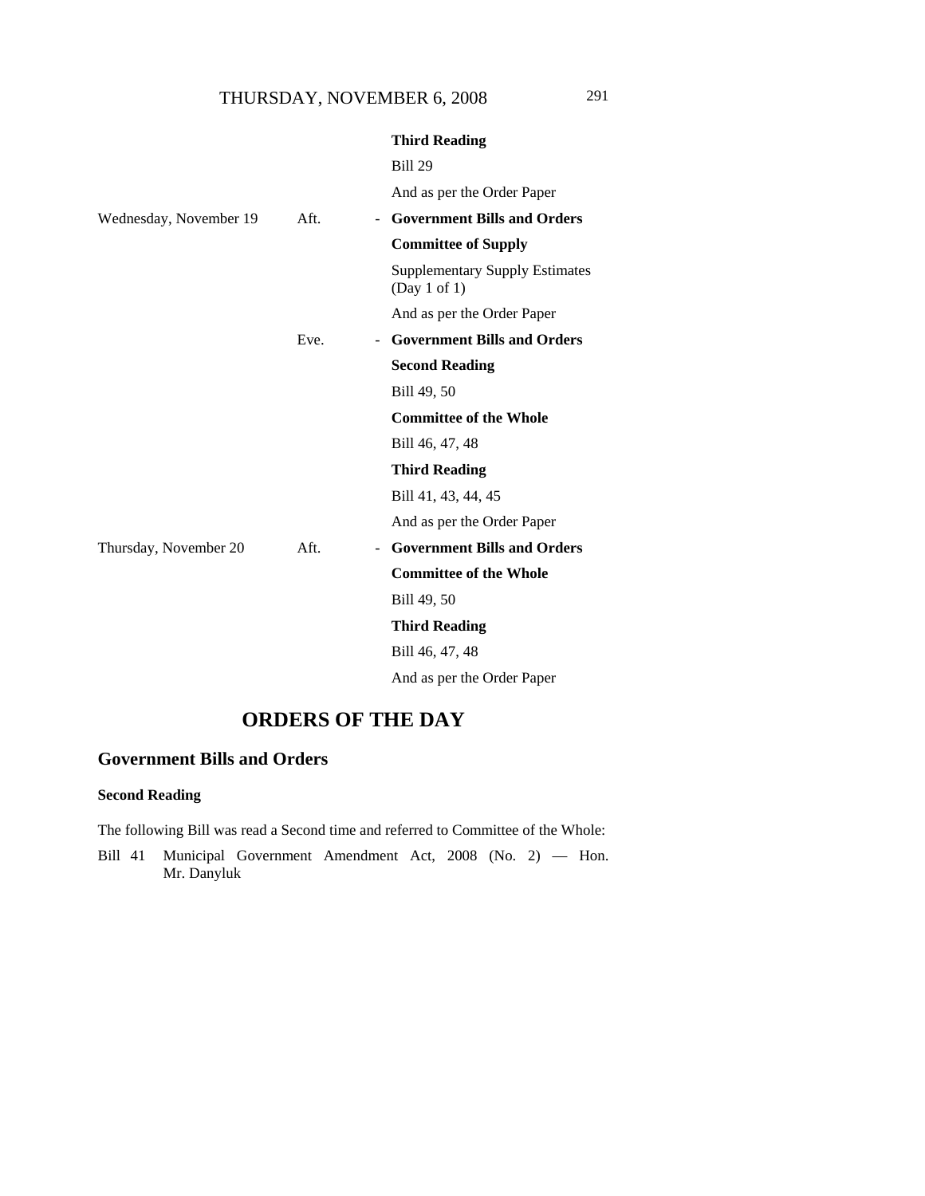| | | | |
|---|---|---|---|
| | | | **Third Reading** |
| | | | Bill 29 |
| | | | And as per the Order Paper |
| Wednesday, November 19 | Aft. | - | **Government Bills and Orders** |
| | | | **Committee of Supply** |
| | | | Supplementary Supply Estimates (Day 1 of 1) |
| | | | And as per the Order Paper |
| | Eve. | - | **Government Bills and Orders** |
| | | | **Second Reading** |
| | | | Bill 49, 50 |
| | | | **Committee of the Whole** |
| | | | Bill 46, 47, 48 |
| | | | **Third Reading** |
| | | | Bill 41, 43, 44, 45 |
| | | | And as per the Order Paper |
| Thursday, November 20 | Aft. | - | **Government Bills and Orders** |
| | | | **Committee of the Whole** |
| | | | Bill 49, 50 |
| | | | **Third Reading** |
| | | | Bill 46, 47, 48 |
| | | | And as per the Order Paper |

# ORDERS OF THE DAY

## Government Bills and Orders

### Second Reading

The following Bill was read a Second time and referred to Committee of the Whole:

Bill 41 Municipal Government Amendment Act, 2008 (No. 2) — Hon. Mr. Danyluk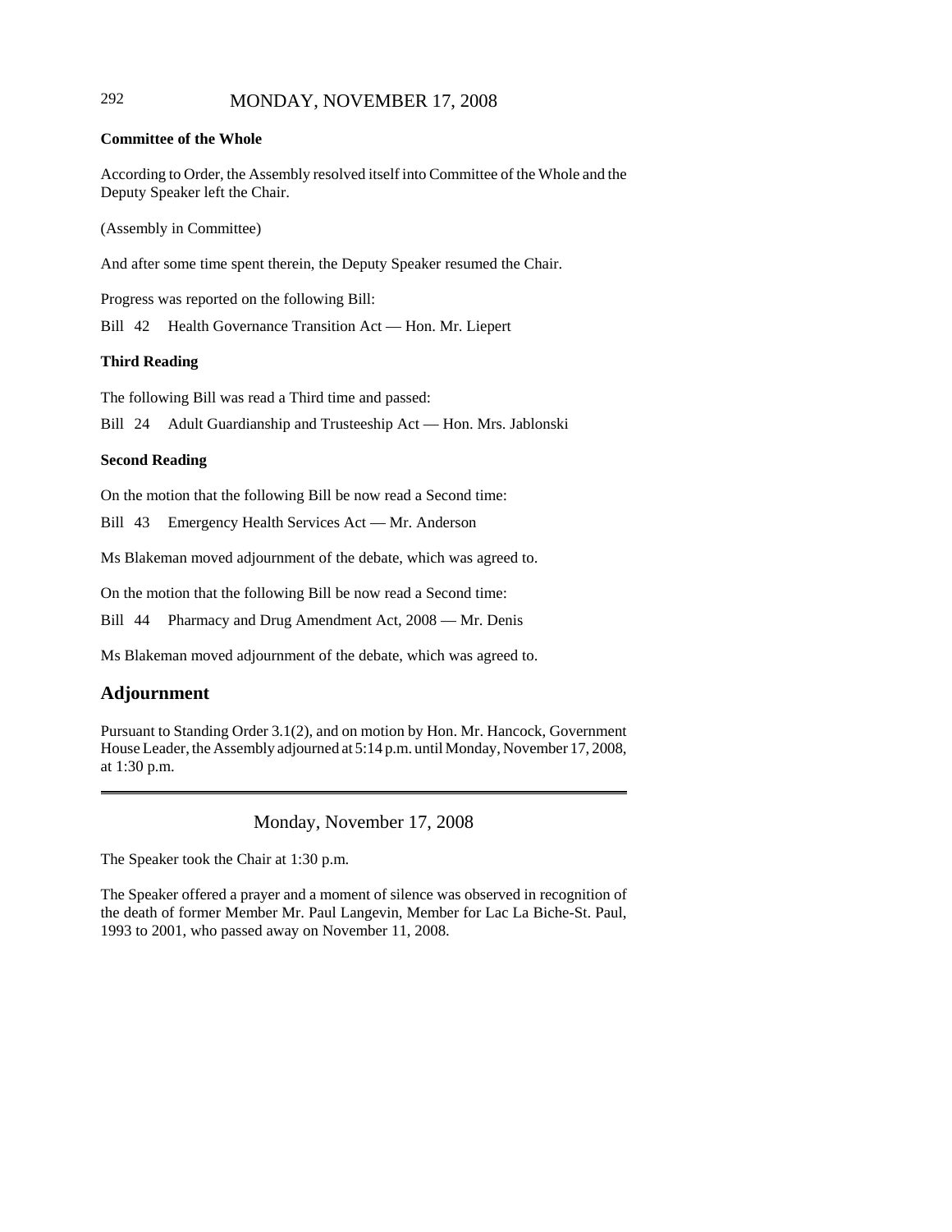**Committee of the Whole**

According to Order, the Assembly resolved itself into Committee of the Whole and the Deputy Speaker left the Chair.

(Assembly in Committee)

And after some time spent therein, the Deputy Speaker resumed the Chair.

Progress was reported on the following Bill:

Bill 42 Health Governance Transition Act — Hon. Mr. Liepert

**Third Reading**

The following Bill was read a Third time and passed:

Bill 24 Adult Guardianship and Trusteeship Act — Hon. Mrs. Jablonski

**Second Reading**

On the motion that the following Bill be now read a Second time:

Bill 43 Emergency Health Services Act — Mr. Anderson

Ms Blakeman moved adjournment of the debate, which was agreed to.

On the motion that the following Bill be now read a Second time:

Bill 44 Pharmacy and Drug Amendment Act, 2008 — Mr. Denis

Ms Blakeman moved adjournment of the debate, which was agreed to.

## Adjournment

Pursuant to Standing Order 3.1(2), and on motion by Hon. Mr. Hancock, Government House Leader, the Assembly adjourned at 5:14 p.m. until Monday, November 17, 2008, at 1:30 p.m.

---

Monday, November 17, 2008

The Speaker took the Chair at 1:30 p.m.

The Speaker offered a prayer and a moment of silence was observed in recognition of the death of former Member Mr. Paul Langevin, Member for Lac La Biche-St. Paul, 1993 to 2001, who passed away on November 11, 2008.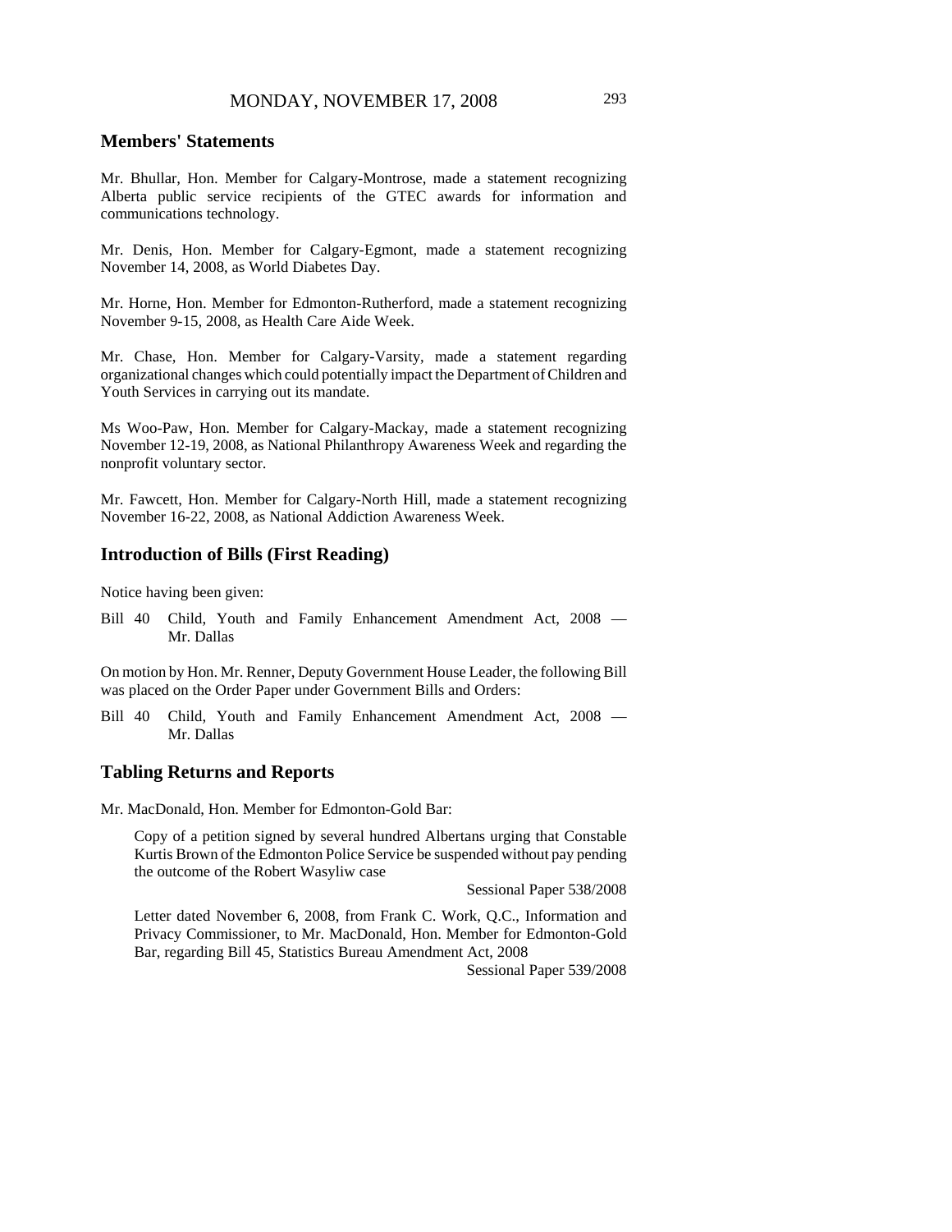## Members' Statements

Mr. Bhullar, Hon. Member for Calgary-Montrose, made a statement recognizing Alberta public service recipients of the GTEC awards for information and communications technology.

Mr. Denis, Hon. Member for Calgary-Egmont, made a statement recognizing November 14, 2008, as World Diabetes Day.

Mr. Horne, Hon. Member for Edmonton-Rutherford, made a statement recognizing November 9-15, 2008, as Health Care Aide Week.

Mr. Chase, Hon. Member for Calgary-Varsity, made a statement regarding organizational changes which could potentially impact the Department of Children and Youth Services in carrying out its mandate.

Ms Woo-Paw, Hon. Member for Calgary-Mackay, made a statement recognizing November 12-19, 2008, as National Philanthropy Awareness Week and regarding the nonprofit voluntary sector.

Mr. Fawcett, Hon. Member for Calgary-North Hill, made a statement recognizing November 16-22, 2008, as National Addiction Awareness Week.

## Introduction of Bills (First Reading)

Notice having been given:

Bill 40 Child, Youth and Family Enhancement Amendment Act, 2008 — Mr. Dallas

On motion by Hon. Mr. Renner, Deputy Government House Leader, the following Bill was placed on the Order Paper under Government Bills and Orders:

Bill 40 Child, Youth and Family Enhancement Amendment Act, 2008 — Mr. Dallas

## Tabling Returns and Reports

Mr. MacDonald, Hon. Member for Edmonton-Gold Bar:

Copy of a petition signed by several hundred Albertans urging that Constable Kurtis Brown of the Edmonton Police Service be suspended without pay pending the outcome of the Robert Wasyliw case

Sessional Paper 538/2008

Letter dated November 6, 2008, from Frank C. Work, Q.C., Information and Privacy Commissioner, to Mr. MacDonald, Hon. Member for Edmonton-Gold Bar, regarding Bill 45, Statistics Bureau Amendment Act, 2008

Sessional Paper 539/2008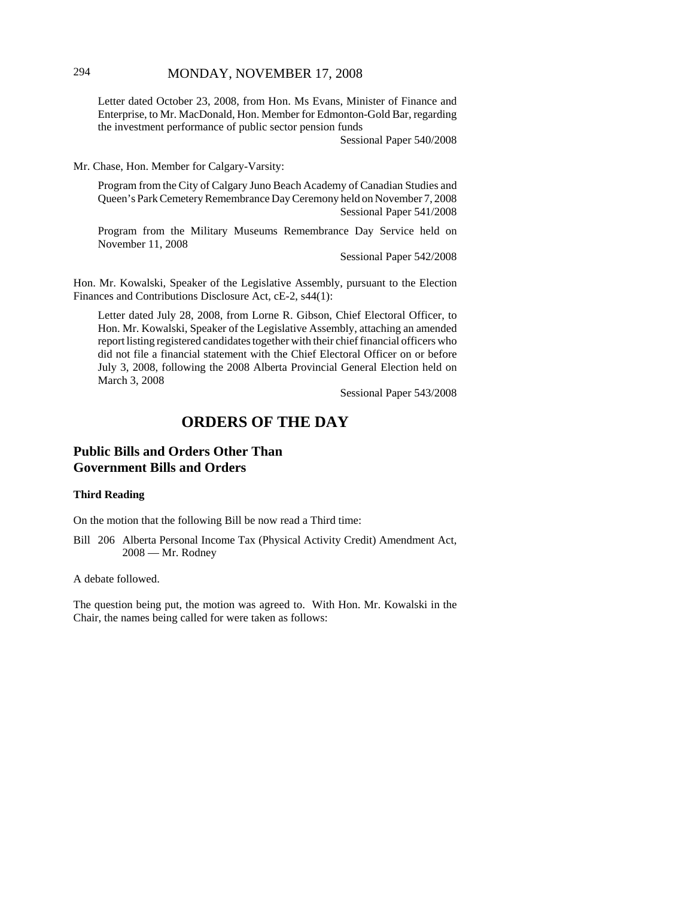Letter dated October 23, 2008, from Hon. Ms Evans, Minister of Finance and Enterprise, to Mr. MacDonald, Hon. Member for Edmonton-Gold Bar, regarding the investment performance of public sector pension funds

Sessional Paper 540/2008

Mr. Chase, Hon. Member for Calgary-Varsity:

Program from the City of Calgary Juno Beach Academy of Canadian Studies and Queen's Park Cemetery Remembrance Day Ceremony held on November 7, 2008

Sessional Paper 541/2008

Program from the Military Museums Remembrance Day Service held on November 11, 2008

Sessional Paper 542/2008

Hon. Mr. Kowalski, Speaker of the Legislative Assembly, pursuant to the Election Finances and Contributions Disclosure Act, cE-2, s44(1):

Letter dated July 28, 2008, from Lorne R. Gibson, Chief Electoral Officer, to Hon. Mr. Kowalski, Speaker of the Legislative Assembly, attaching an amended report listing registered candidates together with their chief financial officers who did not file a financial statement with the Chief Electoral Officer on or before July 3, 2008, following the 2008 Alberta Provincial General Election held on March 3, 2008

Sessional Paper 543/2008

# ORDERS OF THE DAY

## Public Bills and Orders Other Than Government Bills and Orders

### Third Reading

On the motion that the following Bill be now read a Third time:

Bill 206 Alberta Personal Income Tax (Physical Activity Credit) Amendment Act, 2008 — Mr. Rodney

A debate followed.

The question being put, the motion was agreed to. With Hon. Mr. Kowalski in the Chair, the names being called for were taken as follows: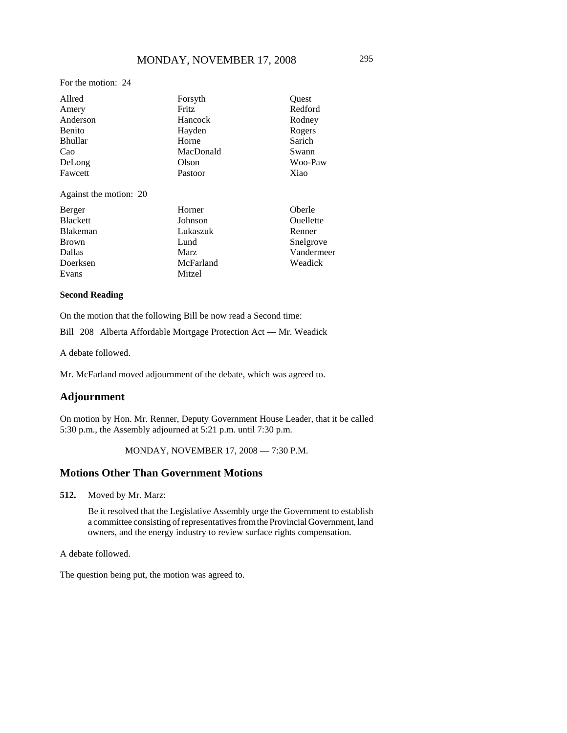For the motion: 24

| | | |
|---|---|---|
| Allred | Forsyth | Quest |
| Amery | Fritz | Redford |
| Anderson | Hancock | Rodney |
| Benito | Hayden | Rogers |
| Bhullar | Horne | Sarich |
| Cao | MacDonald | Swann |
| DeLong | Olson | Woo-Paw |
| Fawcett | Pastoor | Xiao |

Against the motion: 20

| | | |
|---|---|---|
| Berger | Horner | Oberle |
| Blackett | Johnson | Ouellette |
| Blakeman | Lukaszuk | Renner |
| Brown | Lund | Snelgrove |
| Dallas | Marz | Vandermeer |
| Doerksen | McFarland | Weadick |
| Evans | Mitzel | |

**Second Reading**

On the motion that the following Bill be now read a Second time:

Bill 208 Alberta Affordable Mortgage Protection Act — Mr. Weadick

A debate followed.

Mr. McFarland moved adjournment of the debate, which was agreed to.

## Adjournment

On motion by Hon. Mr. Renner, Deputy Government House Leader, that it be called 5:30 p.m., the Assembly adjourned at 5:21 p.m. until 7:30 p.m.

MONDAY, NOVEMBER 17, 2008 — 7:30 P.M.

## Motions Other Than Government Motions

**512.** Moved by Mr. Marz:

Be it resolved that the Legislative Assembly urge the Government to establish a committee consisting of representatives from the Provincial Government, land owners, and the energy industry to review surface rights compensation.

A debate followed.

The question being put, the motion was agreed to.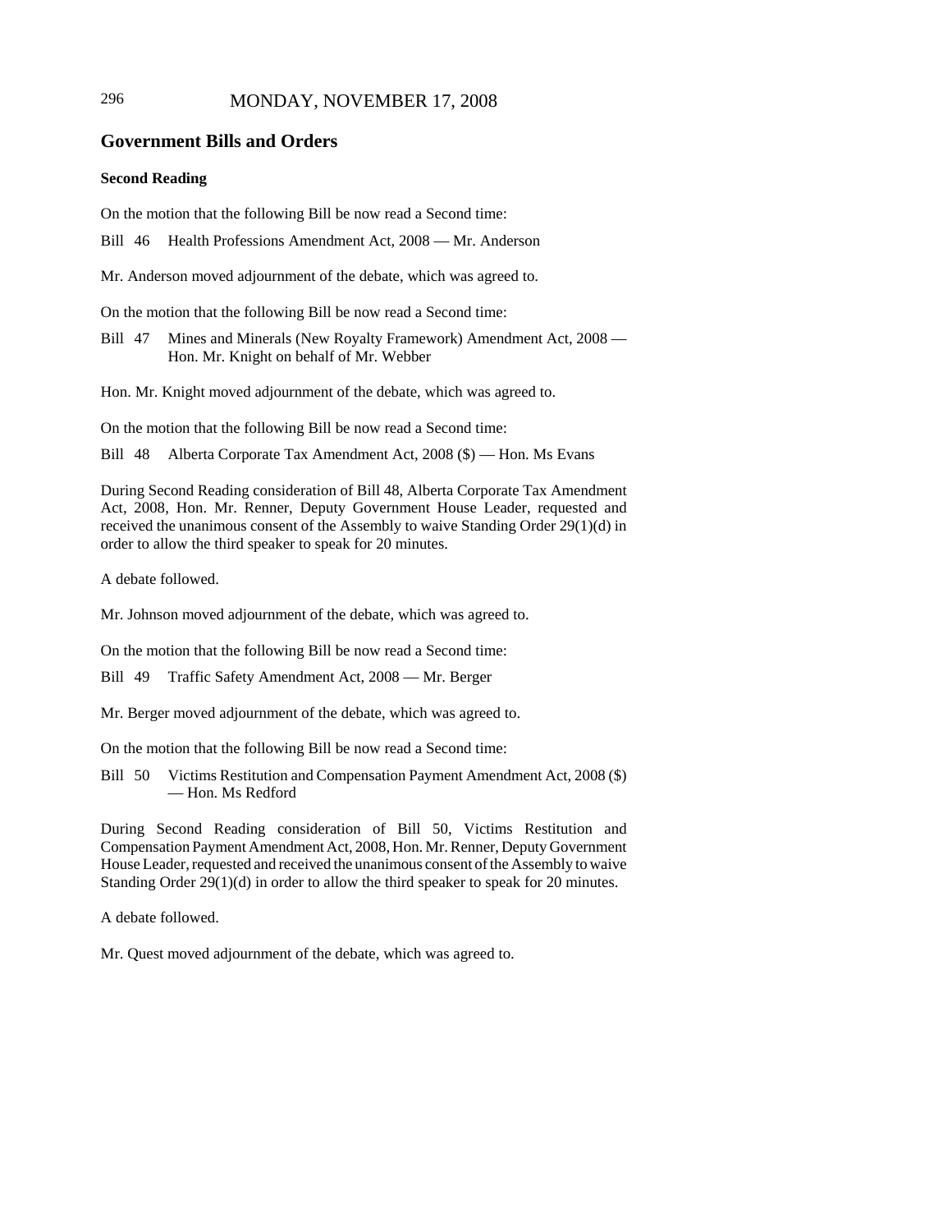## Government Bills and Orders

### Second Reading

On the motion that the following Bill be now read a Second time:

Bill 46 Health Professions Amendment Act, 2008 — Mr. Anderson

Mr. Anderson moved adjournment of the debate, which was agreed to.

On the motion that the following Bill be now read a Second time:

Bill 47 Mines and Minerals (New Royalty Framework) Amendment Act, 2008 — Hon. Mr. Knight on behalf of Mr. Webber

Hon. Mr. Knight moved adjournment of the debate, which was agreed to.

On the motion that the following Bill be now read a Second time:

Bill 48 Alberta Corporate Tax Amendment Act, 2008 ($) — Hon. Ms Evans

During Second Reading consideration of Bill 48, Alberta Corporate Tax Amendment Act, 2008, Hon. Mr. Renner, Deputy Government House Leader, requested and received the unanimous consent of the Assembly to waive Standing Order 29(1)(d) in order to allow the third speaker to speak for 20 minutes.

A debate followed.

Mr. Johnson moved adjournment of the debate, which was agreed to.

On the motion that the following Bill be now read a Second time:

Bill 49 Traffic Safety Amendment Act, 2008 — Mr. Berger

Mr. Berger moved adjournment of the debate, which was agreed to.

On the motion that the following Bill be now read a Second time:

Bill 50 Victims Restitution and Compensation Payment Amendment Act, 2008 ($) — Hon. Ms Redford

During Second Reading consideration of Bill 50, Victims Restitution and Compensation Payment Amendment Act, 2008, Hon. Mr. Renner, Deputy Government House Leader, requested and received the unanimous consent of the Assembly to waive Standing Order 29(1)(d) in order to allow the third speaker to speak for 20 minutes.

A debate followed.

Mr. Quest moved adjournment of the debate, which was agreed to.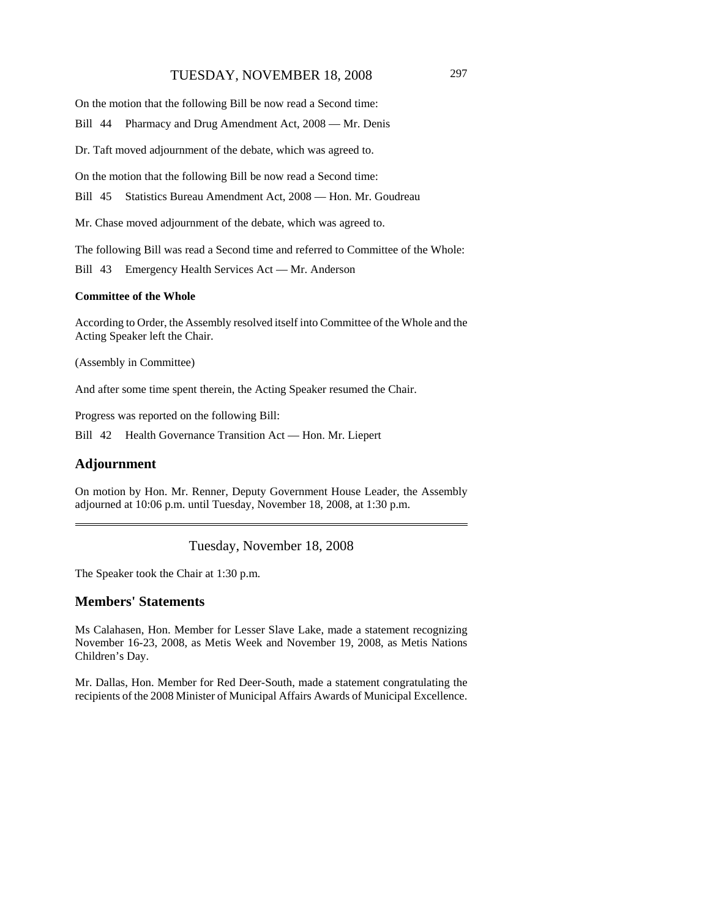On the motion that the following Bill be now read a Second time:

Bill 44 Pharmacy and Drug Amendment Act, 2008 — Mr. Denis

Dr. Taft moved adjournment of the debate, which was agreed to.

On the motion that the following Bill be now read a Second time:

Bill 45 Statistics Bureau Amendment Act, 2008 — Hon. Mr. Goudreau

Mr. Chase moved adjournment of the debate, which was agreed to.

The following Bill was read a Second time and referred to Committee of the Whole:

Bill 43 Emergency Health Services Act — Mr. Anderson

**Committee of the Whole**

According to Order, the Assembly resolved itself into Committee of the Whole and the Acting Speaker left the Chair.

(Assembly in Committee)

And after some time spent therein, the Acting Speaker resumed the Chair.

Progress was reported on the following Bill:

Bill 42 Health Governance Transition Act — Hon. Mr. Liepert

## Adjournment

On motion by Hon. Mr. Renner, Deputy Government House Leader, the Assembly adjourned at 10:06 p.m. until Tuesday, November 18, 2008, at 1:30 p.m.

---

Tuesday, November 18, 2008

The Speaker took the Chair at 1:30 p.m.

## Members' Statements

Ms Calahasen, Hon. Member for Lesser Slave Lake, made a statement recognizing November 16-23, 2008, as Metis Week and November 19, 2008, as Metis Nations Children's Day.

Mr. Dallas, Hon. Member for Red Deer-South, made a statement congratulating the recipients of the 2008 Minister of Municipal Affairs Awards of Municipal Excellence.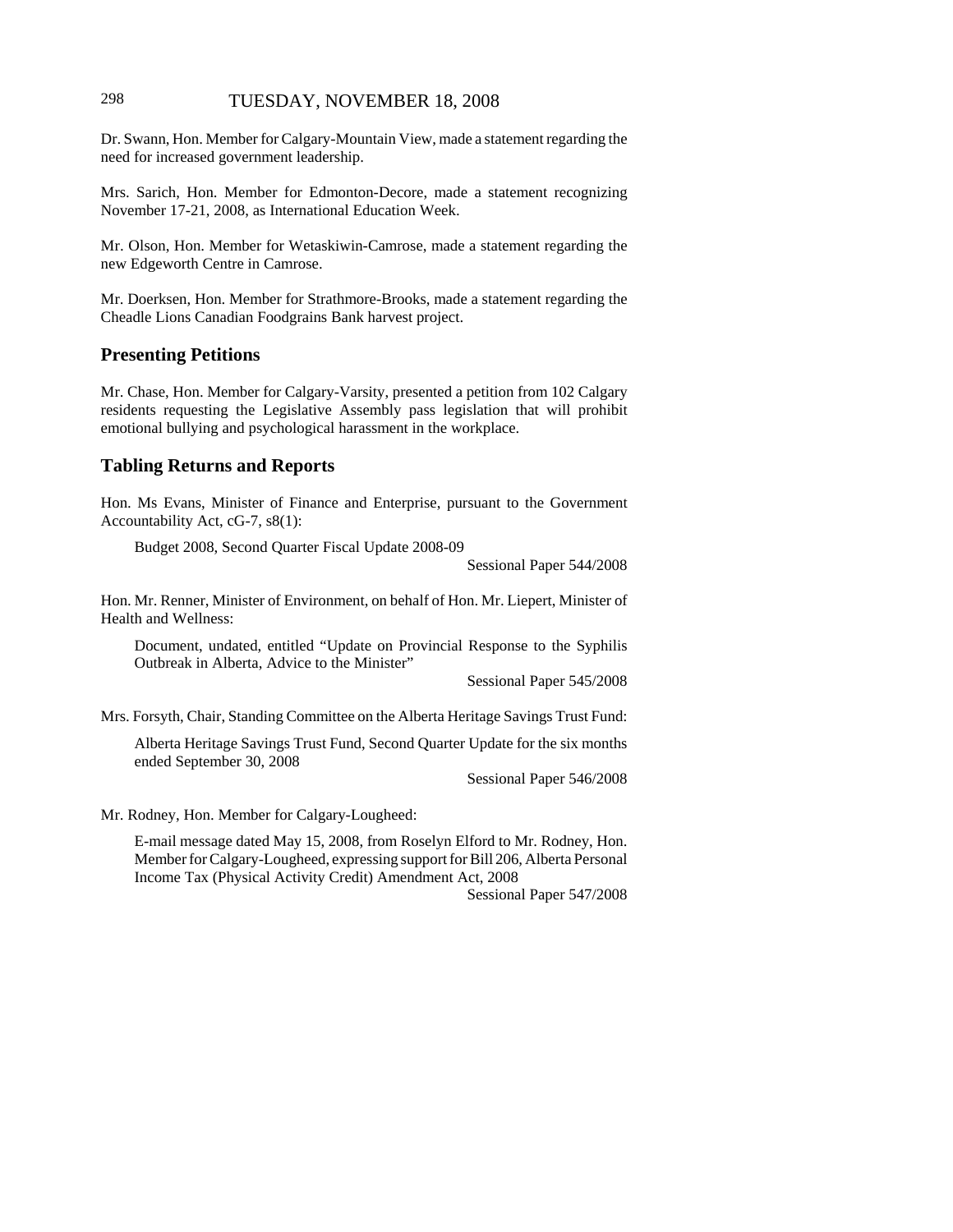Dr. Swann, Hon. Member for Calgary-Mountain View, made a statement regarding the need for increased government leadership.

Mrs. Sarich, Hon. Member for Edmonton-Decore, made a statement recognizing November 17-21, 2008, as International Education Week.

Mr. Olson, Hon. Member for Wetaskiwin-Camrose, made a statement regarding the new Edgeworth Centre in Camrose.

Mr. Doerksen, Hon. Member for Strathmore-Brooks, made a statement regarding the Cheadle Lions Canadian Foodgrains Bank harvest project.

## Presenting Petitions

Mr. Chase, Hon. Member for Calgary-Varsity, presented a petition from 102 Calgary residents requesting the Legislative Assembly pass legislation that will prohibit emotional bullying and psychological harassment in the workplace.

## Tabling Returns and Reports

Hon. Ms Evans, Minister of Finance and Enterprise, pursuant to the Government Accountability Act, cG-7, s8(1):

> Budget 2008, Second Quarter Fiscal Update 2008-09
>
> Sessional Paper 544/2008

Hon. Mr. Renner, Minister of Environment, on behalf of Hon. Mr. Liepert, Minister of Health and Wellness:

> Document, undated, entitled "Update on Provincial Response to the Syphilis Outbreak in Alberta, Advice to the Minister"
>
> Sessional Paper 545/2008

Mrs. Forsyth, Chair, Standing Committee on the Alberta Heritage Savings Trust Fund:

> Alberta Heritage Savings Trust Fund, Second Quarter Update for the six months ended September 30, 2008
>
> Sessional Paper 546/2008

Mr. Rodney, Hon. Member for Calgary-Lougheed:

> E-mail message dated May 15, 2008, from Roselyn Elford to Mr. Rodney, Hon. Member for Calgary-Lougheed, expressing support for Bill 206, Alberta Personal Income Tax (Physical Activity Credit) Amendment Act, 2008
>
> Sessional Paper 547/2008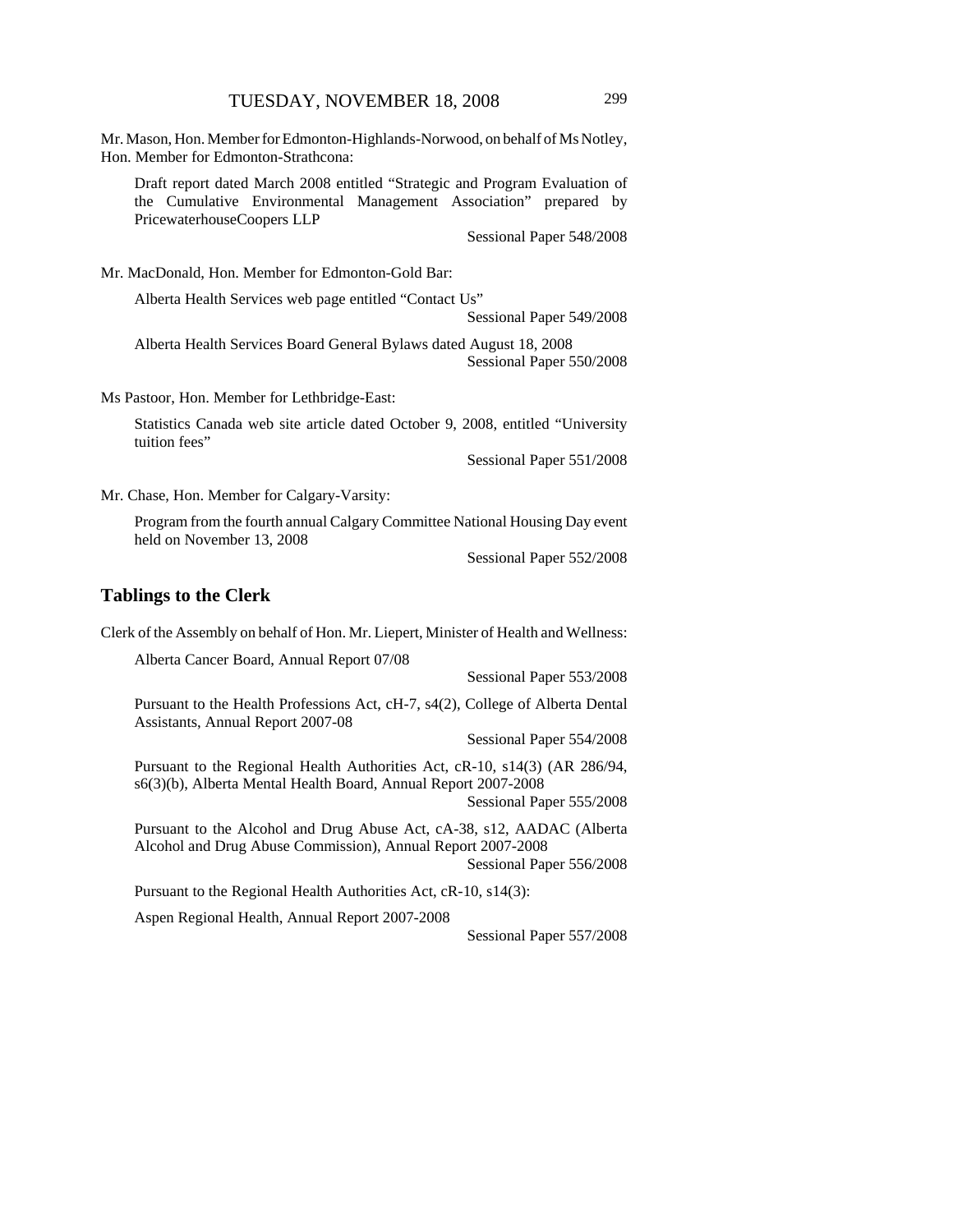Mr. Mason, Hon. Member for Edmonton-Highlands-Norwood, on behalf of Ms Notley, Hon. Member for Edmonton-Strathcona:

Draft report dated March 2008 entitled "Strategic and Program Evaluation of the Cumulative Environmental Management Association" prepared by PricewaterhouseCoopers LLP

Sessional Paper 548/2008

Mr. MacDonald, Hon. Member for Edmonton-Gold Bar:

Alberta Health Services web page entitled "Contact Us"

Sessional Paper 549/2008

Alberta Health Services Board General Bylaws dated August 18, 2008

Sessional Paper 550/2008

Ms Pastoor, Hon. Member for Lethbridge-East:

Statistics Canada web site article dated October 9, 2008, entitled "University tuition fees"

Sessional Paper 551/2008

Mr. Chase, Hon. Member for Calgary-Varsity:

Program from the fourth annual Calgary Committee National Housing Day event held on November 13, 2008

Sessional Paper 552/2008

## Tablings to the Clerk

Clerk of the Assembly on behalf of Hon. Mr. Liepert, Minister of Health and Wellness:

Alberta Cancer Board, Annual Report 07/08

Sessional Paper 553/2008

Pursuant to the Health Professions Act, cH-7, s4(2), College of Alberta Dental Assistants, Annual Report 2007-08

Sessional Paper 554/2008

Pursuant to the Regional Health Authorities Act, cR-10, s14(3) (AR 286/94, s6(3)(b), Alberta Mental Health Board, Annual Report 2007-2008

Sessional Paper 555/2008

Pursuant to the Alcohol and Drug Abuse Act, cA-38, s12, AADAC (Alberta Alcohol and Drug Abuse Commission), Annual Report 2007-2008

Sessional Paper 556/2008

Pursuant to the Regional Health Authorities Act, cR-10, s14(3):

Aspen Regional Health, Annual Report 2007-2008

Sessional Paper 557/2008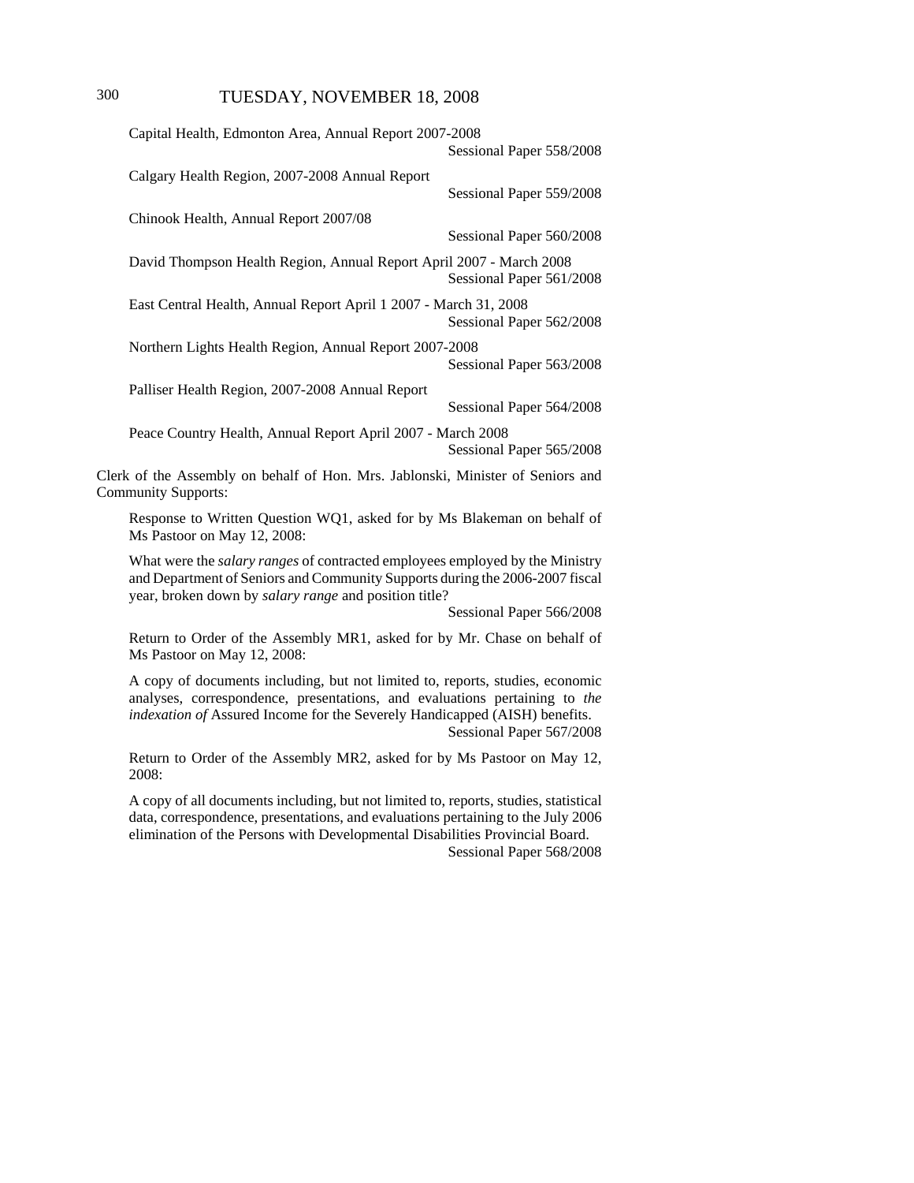Capital Health, Edmonton Area, Annual Report 2007-2008
Sessional Paper 558/2008

Calgary Health Region, 2007-2008 Annual Report
Sessional Paper 559/2008

Chinook Health, Annual Report 2007/08
Sessional Paper 560/2008

David Thompson Health Region, Annual Report April 2007 - March 2008
Sessional Paper 561/2008

East Central Health, Annual Report April 1 2007 - March 31, 2008
Sessional Paper 562/2008

Northern Lights Health Region, Annual Report 2007-2008
Sessional Paper 563/2008

Palliser Health Region, 2007-2008 Annual Report
Sessional Paper 564/2008

Peace Country Health, Annual Report April 2007 - March 2008
Sessional Paper 565/2008

Clerk of the Assembly on behalf of Hon. Mrs. Jablonski, Minister of Seniors and Community Supports:

Response to Written Question WQ1, asked for by Ms Blakeman on behalf of Ms Pastoor on May 12, 2008:

What were the *salary ranges* of contracted employees employed by the Ministry and Department of Seniors and Community Supports during the 2006-2007 fiscal year, broken down by *salary range* and position title?
Sessional Paper 566/2008

Return to Order of the Assembly MR1, asked for by Mr. Chase on behalf of Ms Pastoor on May 12, 2008:

A copy of documents including, but not limited to, reports, studies, economic analyses, correspondence, presentations, and evaluations pertaining to *the indexation of* Assured Income for the Severely Handicapped (AISH) benefits.
Sessional Paper 567/2008

Return to Order of the Assembly MR2, asked for by Ms Pastoor on May 12, 2008:

A copy of all documents including, but not limited to, reports, studies, statistical data, correspondence, presentations, and evaluations pertaining to the July 2006 elimination of the Persons with Developmental Disabilities Provincial Board.
Sessional Paper 568/2008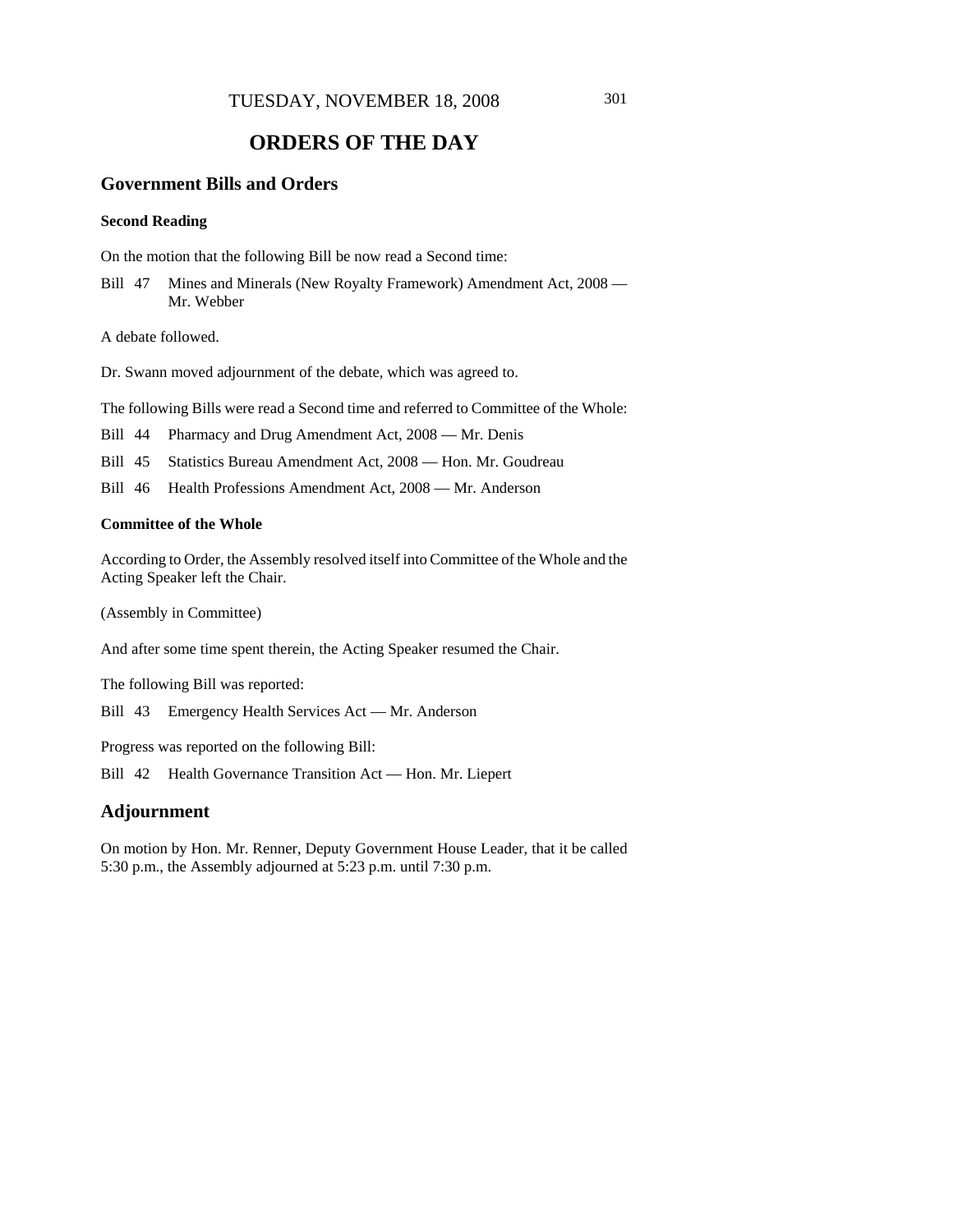# ORDERS OF THE DAY

## Government Bills and Orders

### Second Reading

On the motion that the following Bill be now read a Second time:

Bill 47 Mines and Minerals (New Royalty Framework) Amendment Act, 2008 — Mr. Webber

A debate followed.

Dr. Swann moved adjournment of the debate, which was agreed to.

The following Bills were read a Second time and referred to Committee of the Whole:

Bill 44 Pharmacy and Drug Amendment Act, 2008 — Mr. Denis

Bill 45 Statistics Bureau Amendment Act, 2008 — Hon. Mr. Goudreau

Bill 46 Health Professions Amendment Act, 2008 — Mr. Anderson

### Committee of the Whole

According to Order, the Assembly resolved itself into Committee of the Whole and the Acting Speaker left the Chair.

(Assembly in Committee)

And after some time spent therein, the Acting Speaker resumed the Chair.

The following Bill was reported:

Bill 43 Emergency Health Services Act — Mr. Anderson

Progress was reported on the following Bill:

Bill 42 Health Governance Transition Act — Hon. Mr. Liepert

## Adjournment

On motion by Hon. Mr. Renner, Deputy Government House Leader, that it be called 5:30 p.m., the Assembly adjourned at 5:23 p.m. until 7:30 p.m.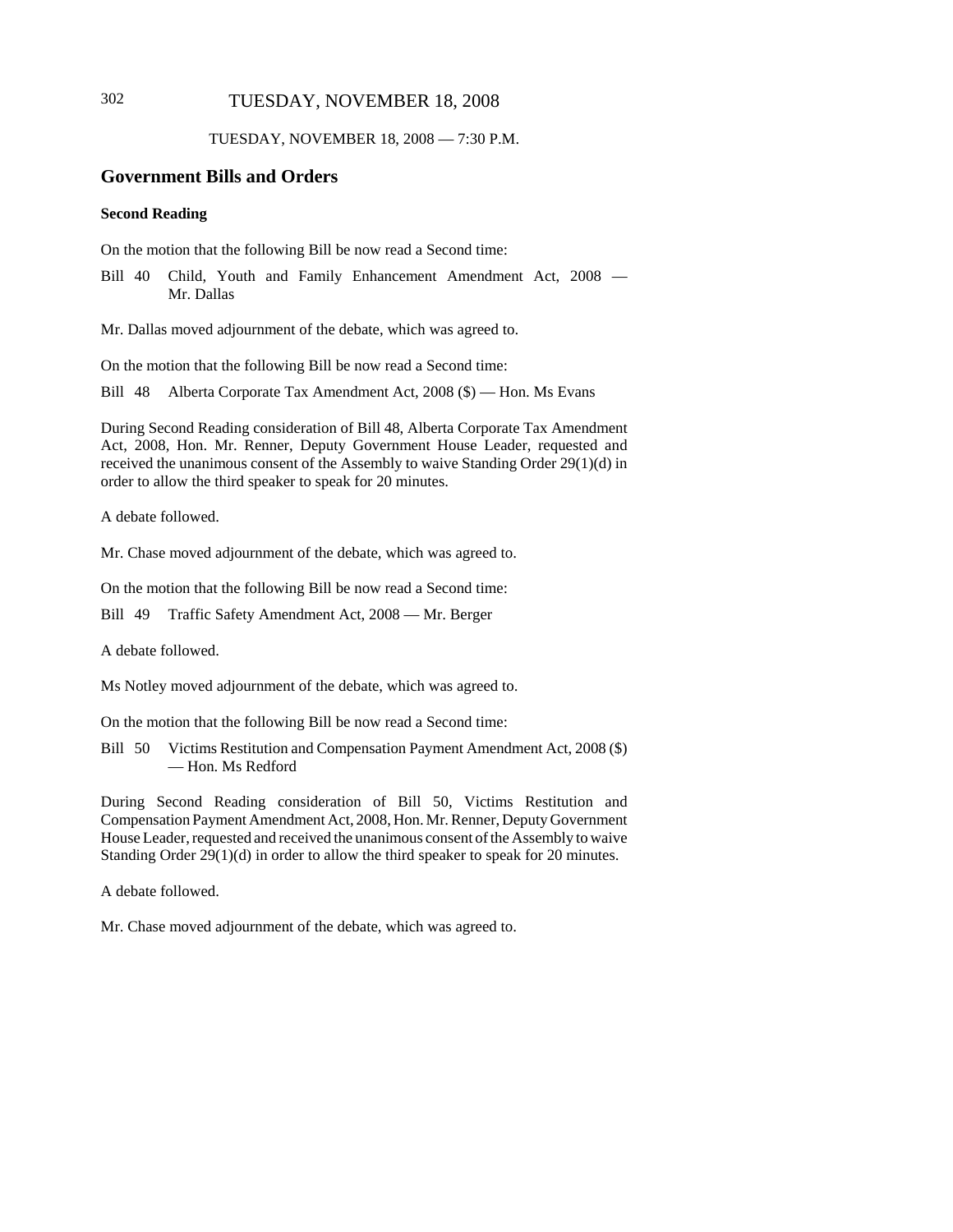TUESDAY, NOVEMBER 18, 2008 — 7:30 P.M.

## Government Bills and Orders

### Second Reading

On the motion that the following Bill be now read a Second time:

Bill 40 Child, Youth and Family Enhancement Amendment Act, 2008 — Mr. Dallas

Mr. Dallas moved adjournment of the debate, which was agreed to.

On the motion that the following Bill be now read a Second time:

Bill 48 Alberta Corporate Tax Amendment Act, 2008 ($) — Hon. Ms Evans

During Second Reading consideration of Bill 48, Alberta Corporate Tax Amendment Act, 2008, Hon. Mr. Renner, Deputy Government House Leader, requested and received the unanimous consent of the Assembly to waive Standing Order 29(1)(d) in order to allow the third speaker to speak for 20 minutes.

A debate followed.

Mr. Chase moved adjournment of the debate, which was agreed to.

On the motion that the following Bill be now read a Second time:

Bill 49 Traffic Safety Amendment Act, 2008 — Mr. Berger

A debate followed.

Ms Notley moved adjournment of the debate, which was agreed to.

On the motion that the following Bill be now read a Second time:

Bill 50 Victims Restitution and Compensation Payment Amendment Act, 2008 ($) — Hon. Ms Redford

During Second Reading consideration of Bill 50, Victims Restitution and Compensation Payment Amendment Act, 2008, Hon. Mr. Renner, Deputy Government House Leader, requested and received the unanimous consent of the Assembly to waive Standing Order 29(1)(d) in order to allow the third speaker to speak for 20 minutes.

A debate followed.

Mr. Chase moved adjournment of the debate, which was agreed to.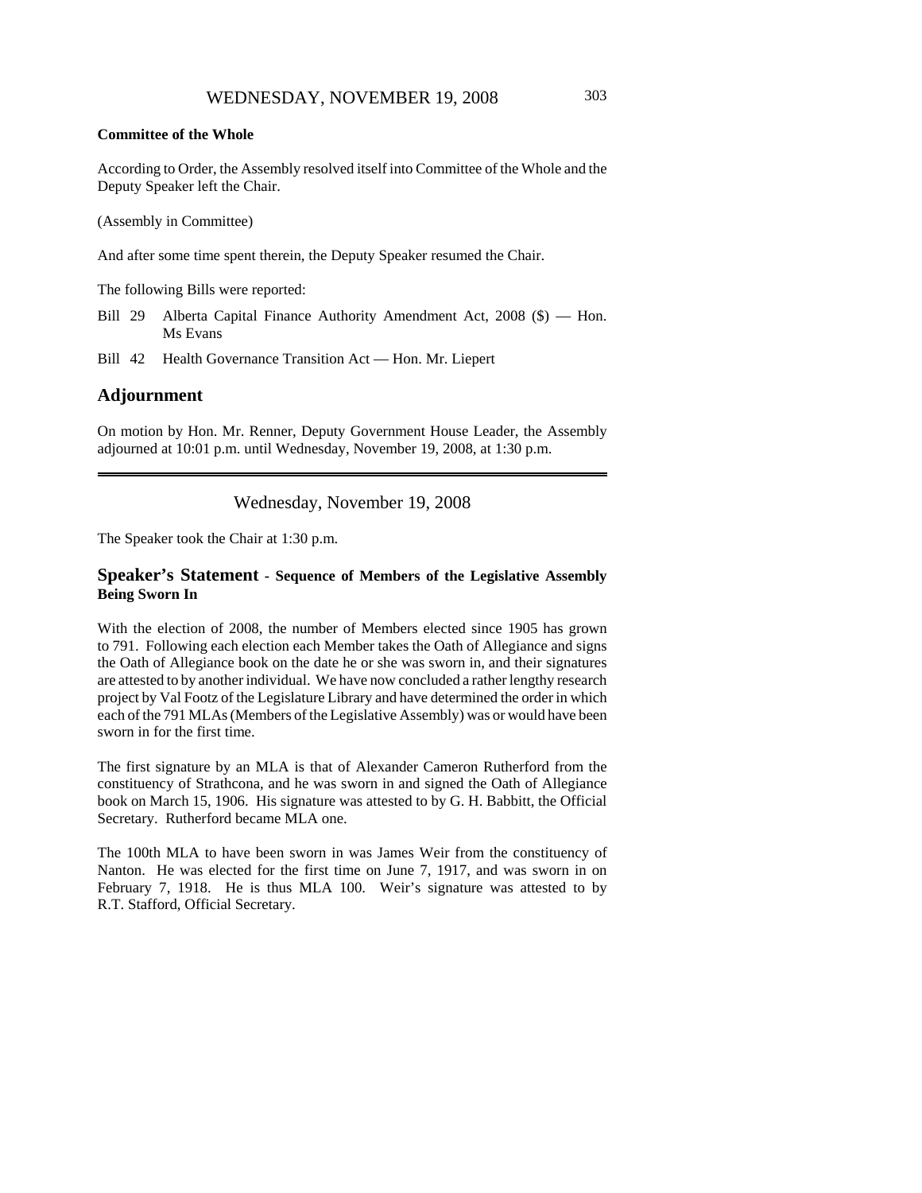**Committee of the Whole**

According to Order, the Assembly resolved itself into Committee of the Whole and the Deputy Speaker left the Chair.

(Assembly in Committee)

And after some time spent therein, the Deputy Speaker resumed the Chair.

The following Bills were reported:

Bill 29 Alberta Capital Finance Authority Amendment Act, 2008 ($) — Hon. Ms Evans

Bill 42 Health Governance Transition Act — Hon. Mr. Liepert

## Adjournment

On motion by Hon. Mr. Renner, Deputy Government House Leader, the Assembly adjourned at 10:01 p.m. until Wednesday, November 19, 2008, at 1:30 p.m.

---

Wednesday, November 19, 2008

The Speaker took the Chair at 1:30 p.m.

## Speaker's Statement - Sequence of Members of the Legislative Assembly Being Sworn In

With the election of 2008, the number of Members elected since 1905 has grown to 791. Following each election each Member takes the Oath of Allegiance and signs the Oath of Allegiance book on the date he or she was sworn in, and their signatures are attested to by another individual. We have now concluded a rather lengthy research project by Val Footz of the Legislature Library and have determined the order in which each of the 791 MLAs (Members of the Legislative Assembly) was or would have been sworn in for the first time.

The first signature by an MLA is that of Alexander Cameron Rutherford from the constituency of Strathcona, and he was sworn in and signed the Oath of Allegiance book on March 15, 1906. His signature was attested to by G. H. Babbitt, the Official Secretary. Rutherford became MLA one.

The 100th MLA to have been sworn in was James Weir from the constituency of Nanton. He was elected for the first time on June 7, 1917, and was sworn in on February 7, 1918. He is thus MLA 100. Weir's signature was attested to by R.T. Stafford, Official Secretary.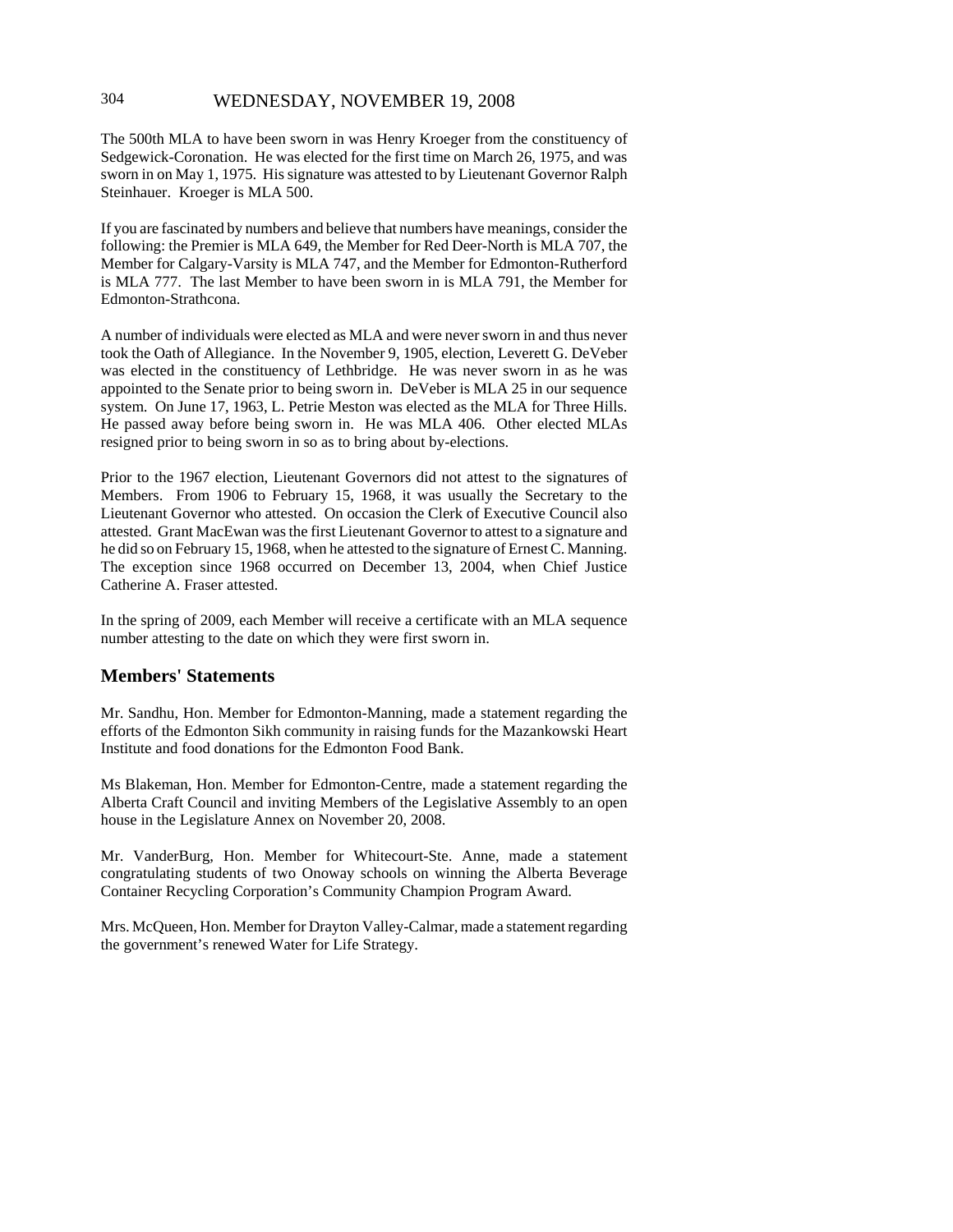The 500th MLA to have been sworn in was Henry Kroeger from the constituency of Sedgewick-Coronation. He was elected for the first time on March 26, 1975, and was sworn in on May 1, 1975. His signature was attested to by Lieutenant Governor Ralph Steinhauer. Kroeger is MLA 500.

If you are fascinated by numbers and believe that numbers have meanings, consider the following: the Premier is MLA 649, the Member for Red Deer-North is MLA 707, the Member for Calgary-Varsity is MLA 747, and the Member for Edmonton-Rutherford is MLA 777. The last Member to have been sworn in is MLA 791, the Member for Edmonton-Strathcona.

A number of individuals were elected as MLA and were never sworn in and thus never took the Oath of Allegiance. In the November 9, 1905, election, Leverett G. DeVeber was elected in the constituency of Lethbridge. He was never sworn in as he was appointed to the Senate prior to being sworn in. DeVeber is MLA 25 in our sequence system. On June 17, 1963, L. Petrie Meston was elected as the MLA for Three Hills. He passed away before being sworn in. He was MLA 406. Other elected MLAs resigned prior to being sworn in so as to bring about by-elections.

Prior to the 1967 election, Lieutenant Governors did not attest to the signatures of Members. From 1906 to February 15, 1968, it was usually the Secretary to the Lieutenant Governor who attested. On occasion the Clerk of Executive Council also attested. Grant MacEwan was the first Lieutenant Governor to attest to a signature and he did so on February 15, 1968, when he attested to the signature of Ernest C. Manning. The exception since 1968 occurred on December 13, 2004, when Chief Justice Catherine A. Fraser attested.

In the spring of 2009, each Member will receive a certificate with an MLA sequence number attesting to the date on which they were first sworn in.

## Members' Statements

Mr. Sandhu, Hon. Member for Edmonton-Manning, made a statement regarding the efforts of the Edmonton Sikh community in raising funds for the Mazankowski Heart Institute and food donations for the Edmonton Food Bank.

Ms Blakeman, Hon. Member for Edmonton-Centre, made a statement regarding the Alberta Craft Council and inviting Members of the Legislative Assembly to an open house in the Legislature Annex on November 20, 2008.

Mr. VanderBurg, Hon. Member for Whitecourt-Ste. Anne, made a statement congratulating students of two Onoway schools on winning the Alberta Beverage Container Recycling Corporation's Community Champion Program Award.

Mrs. McQueen, Hon. Member for Drayton Valley-Calmar, made a statement regarding the government's renewed Water for Life Strategy.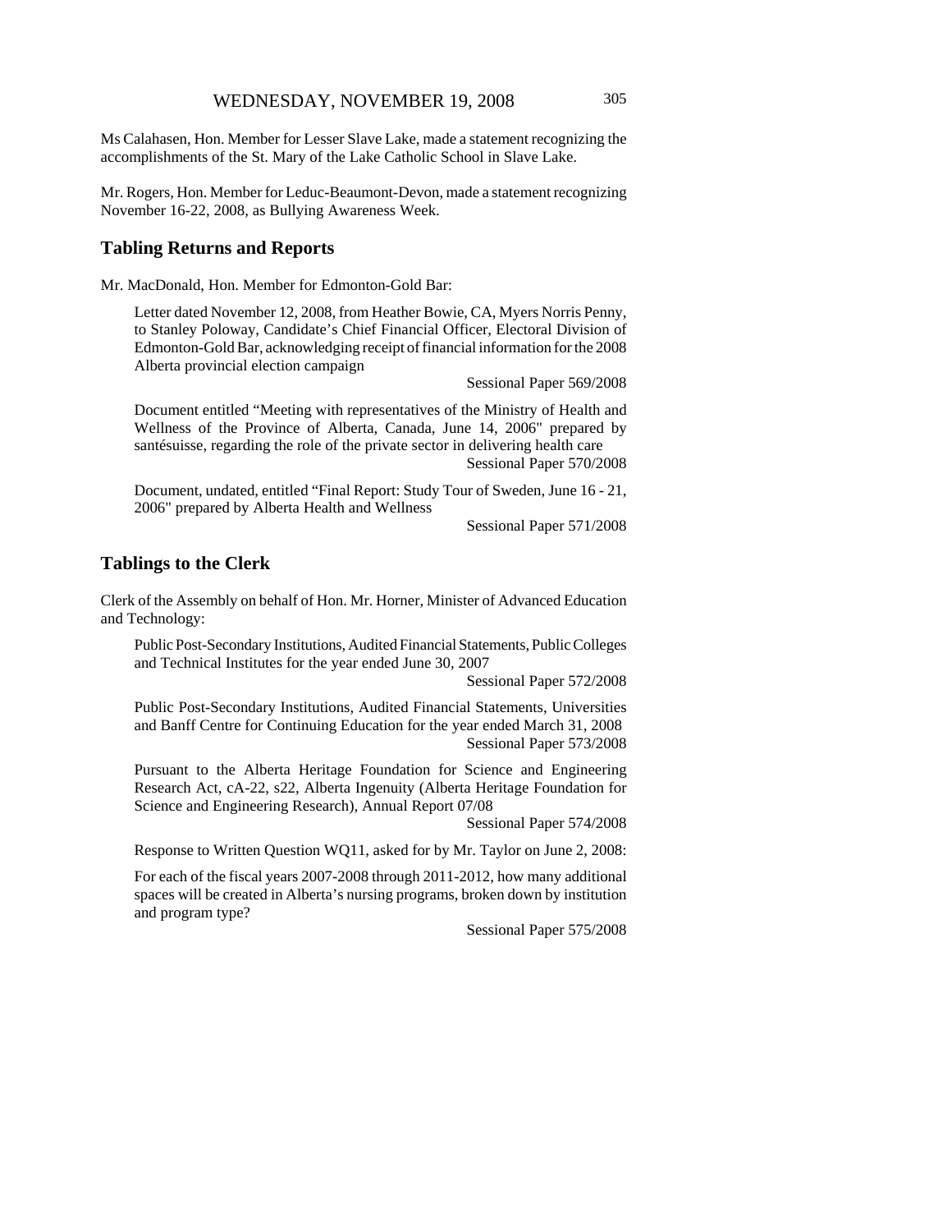Ms Calahasen, Hon. Member for Lesser Slave Lake, made a statement recognizing the accomplishments of the St. Mary of the Lake Catholic School in Slave Lake.

Mr. Rogers, Hon. Member for Leduc-Beaumont-Devon, made a statement recognizing November 16-22, 2008, as Bullying Awareness Week.

## Tabling Returns and Reports

Mr. MacDonald, Hon. Member for Edmonton-Gold Bar:

Letter dated November 12, 2008, from Heather Bowie, CA, Myers Norris Penny, to Stanley Poloway, Candidate's Chief Financial Officer, Electoral Division of Edmonton-Gold Bar, acknowledging receipt of financial information for the 2008 Alberta provincial election campaign

Sessional Paper 569/2008

Document entitled "Meeting with representatives of the Ministry of Health and Wellness of the Province of Alberta, Canada, June 14, 2006" prepared by santésuisse, regarding the role of the private sector in delivering health care

Sessional Paper 570/2008

Document, undated, entitled "Final Report: Study Tour of Sweden, June 16 - 21, 2006" prepared by Alberta Health and Wellness

Sessional Paper 571/2008

## Tablings to the Clerk

Clerk of the Assembly on behalf of Hon. Mr. Horner, Minister of Advanced Education and Technology:

Public Post-Secondary Institutions, Audited Financial Statements, Public Colleges and Technical Institutes for the year ended June 30, 2007

Sessional Paper 572/2008

Public Post-Secondary Institutions, Audited Financial Statements, Universities and Banff Centre for Continuing Education for the year ended March 31, 2008

Sessional Paper 573/2008

Pursuant to the Alberta Heritage Foundation for Science and Engineering Research Act, cA-22, s22, Alberta Ingenuity (Alberta Heritage Foundation for Science and Engineering Research), Annual Report 07/08

Sessional Paper 574/2008

Response to Written Question WQ11, asked for by Mr. Taylor on June 2, 2008:

For each of the fiscal years 2007-2008 through 2011-2012, how many additional spaces will be created in Alberta's nursing programs, broken down by institution and program type?

Sessional Paper 575/2008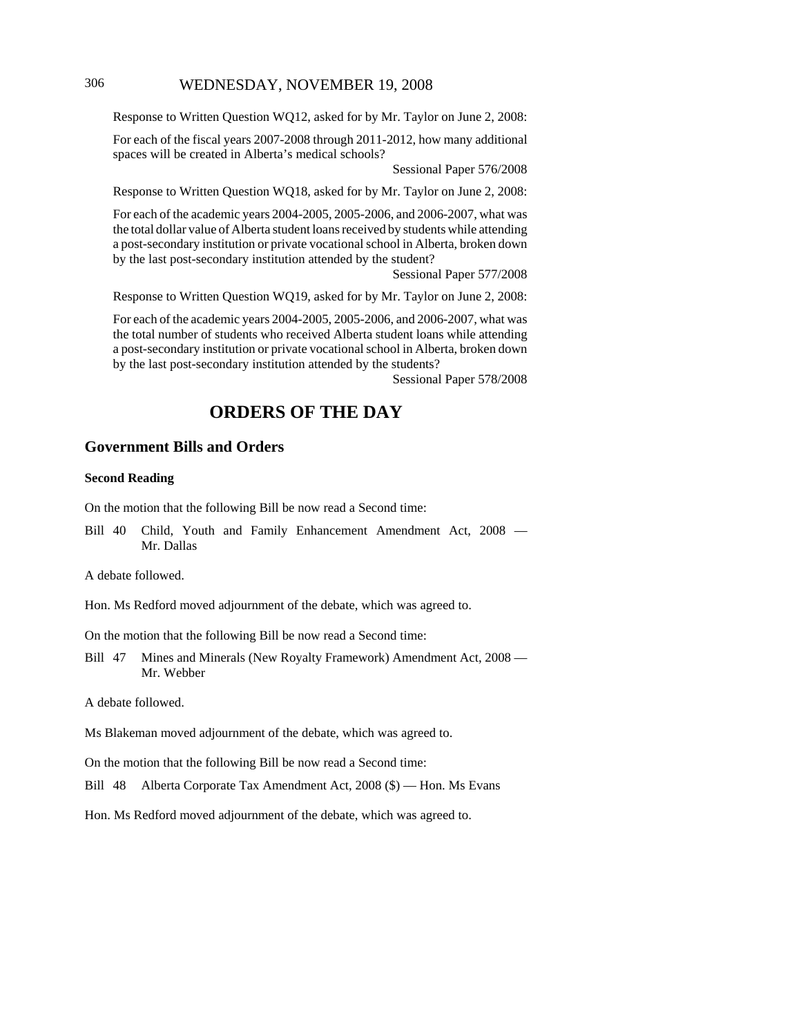Response to Written Question WQ12, asked for by Mr. Taylor on June 2, 2008:

For each of the fiscal years 2007-2008 through 2011-2012, how many additional spaces will be created in Alberta's medical schools?

Sessional Paper 576/2008

Response to Written Question WQ18, asked for by Mr. Taylor on June 2, 2008:

For each of the academic years 2004-2005, 2005-2006, and 2006-2007, what was the total dollar value of Alberta student loans received by students while attending a post-secondary institution or private vocational school in Alberta, broken down by the last post-secondary institution attended by the student?

Sessional Paper 577/2008

Response to Written Question WQ19, asked for by Mr. Taylor on June 2, 2008:

For each of the academic years 2004-2005, 2005-2006, and 2006-2007, what was the total number of students who received Alberta student loans while attending a post-secondary institution or private vocational school in Alberta, broken down by the last post-secondary institution attended by the students?

Sessional Paper 578/2008

# ORDERS OF THE DAY

## Government Bills and Orders

### Second Reading

On the motion that the following Bill be now read a Second time:

Bill 40 Child, Youth and Family Enhancement Amendment Act, 2008 — Mr. Dallas

A debate followed.

Hon. Ms Redford moved adjournment of the debate, which was agreed to.

On the motion that the following Bill be now read a Second time:

Bill 47 Mines and Minerals (New Royalty Framework) Amendment Act, 2008 — Mr. Webber

A debate followed.

Ms Blakeman moved adjournment of the debate, which was agreed to.

On the motion that the following Bill be now read a Second time:

Bill 48 Alberta Corporate Tax Amendment Act, 2008 ($) — Hon. Ms Evans

Hon. Ms Redford moved adjournment of the debate, which was agreed to.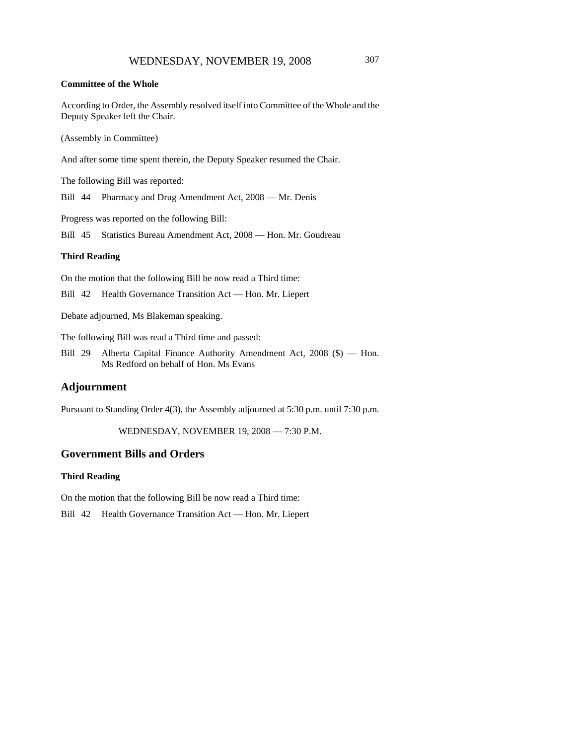**Committee of the Whole**

According to Order, the Assembly resolved itself into Committee of the Whole and the Deputy Speaker left the Chair.

(Assembly in Committee)

And after some time spent therein, the Deputy Speaker resumed the Chair.

The following Bill was reported:

Bill 44 Pharmacy and Drug Amendment Act, 2008 — Mr. Denis

Progress was reported on the following Bill:

Bill 45 Statistics Bureau Amendment Act, 2008 — Hon. Mr. Goudreau

**Third Reading**

On the motion that the following Bill be now read a Third time:

Bill 42 Health Governance Transition Act — Hon. Mr. Liepert

Debate adjourned, Ms Blakeman speaking.

The following Bill was read a Third time and passed:

Bill 29 Alberta Capital Finance Authority Amendment Act, 2008 ($) — Hon. Ms Redford on behalf of Hon. Ms Evans

## Adjournment

Pursuant to Standing Order 4(3), the Assembly adjourned at 5:30 p.m. until 7:30 p.m.

WEDNESDAY, NOVEMBER 19, 2008 — 7:30 P.M.

## Government Bills and Orders

**Third Reading**

On the motion that the following Bill be now read a Third time:

Bill 42 Health Governance Transition Act — Hon. Mr. Liepert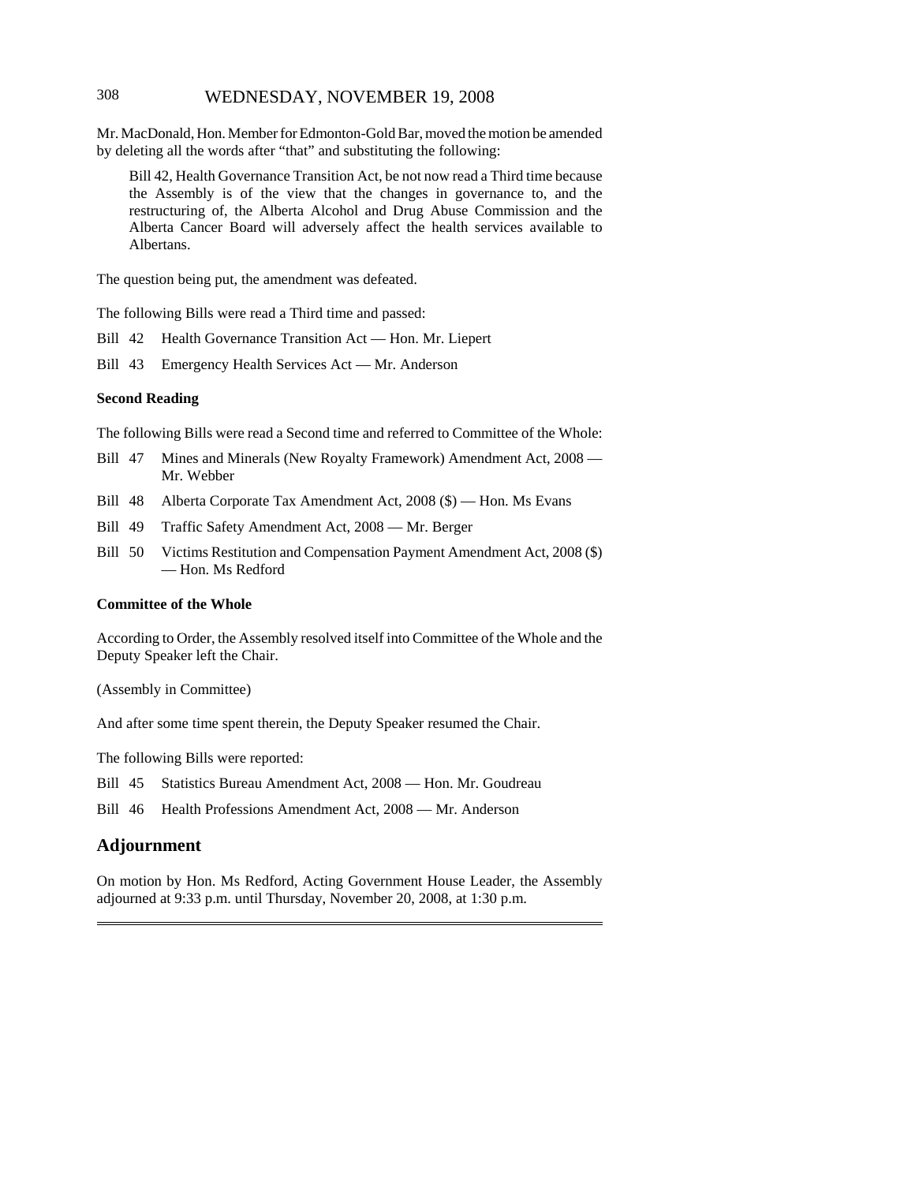Mr. MacDonald, Hon. Member for Edmonton-Gold Bar, moved the motion be amended by deleting all the words after "that" and substituting the following:

> Bill 42, Health Governance Transition Act, be not now read a Third time because the Assembly is of the view that the changes in governance to, and the restructuring of, the Alberta Alcohol and Drug Abuse Commission and the Alberta Cancer Board will adversely affect the health services available to Albertans.

The question being put, the amendment was defeated.

The following Bills were read a Third time and passed:

Bill 42 Health Governance Transition Act — Hon. Mr. Liepert

Bill 43 Emergency Health Services Act — Mr. Anderson

**Second Reading**

The following Bills were read a Second time and referred to Committee of the Whole:

Bill 47 Mines and Minerals (New Royalty Framework) Amendment Act, 2008 — Mr. Webber

Bill 48 Alberta Corporate Tax Amendment Act, 2008 ($) — Hon. Ms Evans

Bill 49 Traffic Safety Amendment Act, 2008 — Mr. Berger

Bill 50 Victims Restitution and Compensation Payment Amendment Act, 2008 ($) — Hon. Ms Redford

**Committee of the Whole**

According to Order, the Assembly resolved itself into Committee of the Whole and the Deputy Speaker left the Chair.

(Assembly in Committee)

And after some time spent therein, the Deputy Speaker resumed the Chair.

The following Bills were reported:

Bill 45 Statistics Bureau Amendment Act, 2008 — Hon. Mr. Goudreau

Bill 46 Health Professions Amendment Act, 2008 — Mr. Anderson

## Adjournment

On motion by Hon. Ms Redford, Acting Government House Leader, the Assembly adjourned at 9:33 p.m. until Thursday, November 20, 2008, at 1:30 p.m.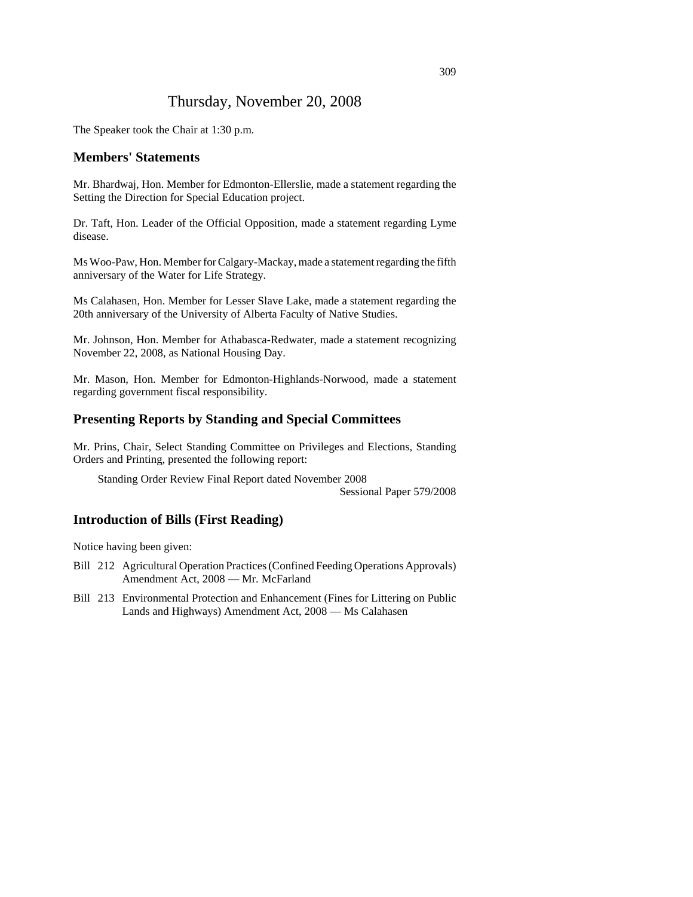# Thursday, November 20, 2008

The Speaker took the Chair at 1:30 p.m.

## Members' Statements

Mr. Bhardwaj, Hon. Member for Edmonton-Ellerslie, made a statement regarding the Setting the Direction for Special Education project.

Dr. Taft, Hon. Leader of the Official Opposition, made a statement regarding Lyme disease.

Ms Woo-Paw, Hon. Member for Calgary-Mackay, made a statement regarding the fifth anniversary of the Water for Life Strategy.

Ms Calahasen, Hon. Member for Lesser Slave Lake, made a statement regarding the 20th anniversary of the University of Alberta Faculty of Native Studies.

Mr. Johnson, Hon. Member for Athabasca-Redwater, made a statement recognizing November 22, 2008, as National Housing Day.

Mr. Mason, Hon. Member for Edmonton-Highlands-Norwood, made a statement regarding government fiscal responsibility.

## Presenting Reports by Standing and Special Committees

Mr. Prins, Chair, Select Standing Committee on Privileges and Elections, Standing Orders and Printing, presented the following report:

Standing Order Review Final Report dated November 2008
Sessional Paper 579/2008

## Introduction of Bills (First Reading)

Notice having been given:

- Bill 212 Agricultural Operation Practices (Confined Feeding Operations Approvals) Amendment Act, 2008 — Mr. McFarland
- Bill 213 Environmental Protection and Enhancement (Fines for Littering on Public Lands and Highways) Amendment Act, 2008 — Ms Calahasen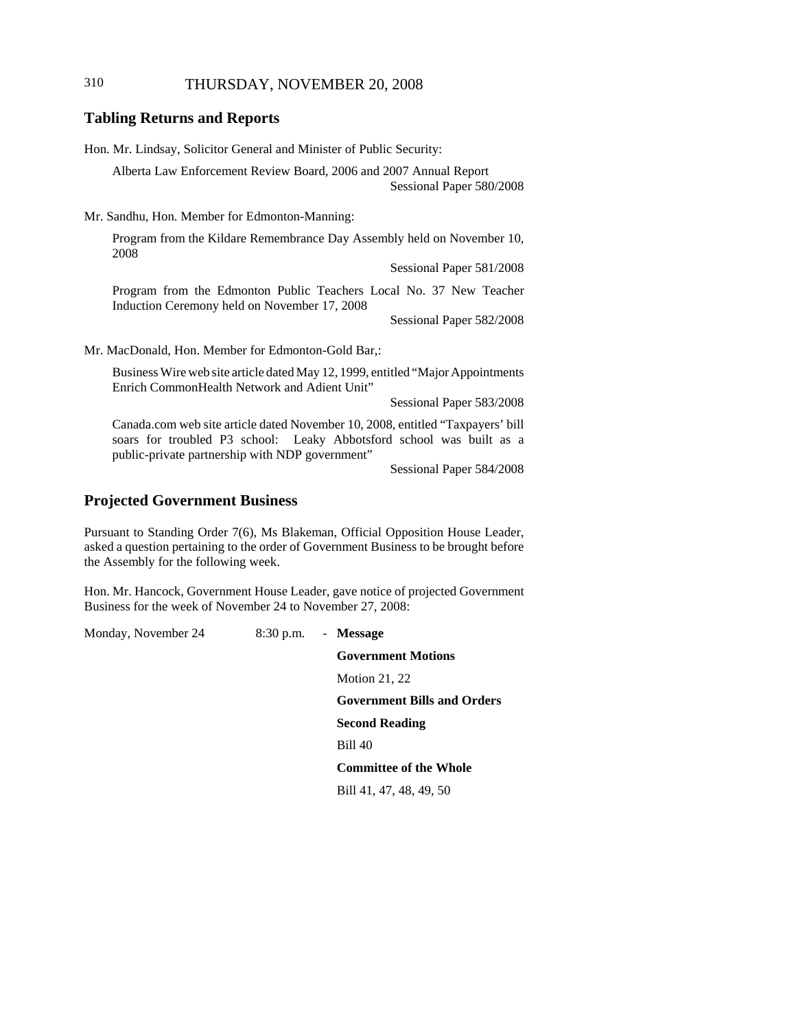## Tabling Returns and Reports

Hon. Mr. Lindsay, Solicitor General and Minister of Public Security:

Alberta Law Enforcement Review Board, 2006 and 2007 Annual Report
Sessional Paper 580/2008

Mr. Sandhu, Hon. Member for Edmonton-Manning:

Program from the Kildare Remembrance Day Assembly held on November 10, 2008
Sessional Paper 581/2008

Program from the Edmonton Public Teachers Local No. 37 New Teacher Induction Ceremony held on November 17, 2008
Sessional Paper 582/2008

Mr. MacDonald, Hon. Member for Edmonton-Gold Bar,:

Business Wire web site article dated May 12, 1999, entitled "Major Appointments Enrich CommonHealth Network and Adient Unit"
Sessional Paper 583/2008

Canada.com web site article dated November 10, 2008, entitled "Taxpayers' bill soars for troubled P3 school: Leaky Abbotsford school was built as a public-private partnership with NDP government"
Sessional Paper 584/2008

## Projected Government Business

Pursuant to Standing Order 7(6), Ms Blakeman, Official Opposition House Leader, asked a question pertaining to the order of Government Business to be brought before the Assembly for the following week.

Hon. Mr. Hancock, Government House Leader, gave notice of projected Government Business for the week of November 24 to November 27, 2008:

Monday, November 24 — 8:30 p.m. - **Message**

**Government Motions**

Motion 21, 22

**Government Bills and Orders**

**Second Reading**

Bill 40

**Committee of the Whole**

Bill 41, 47, 48, 49, 50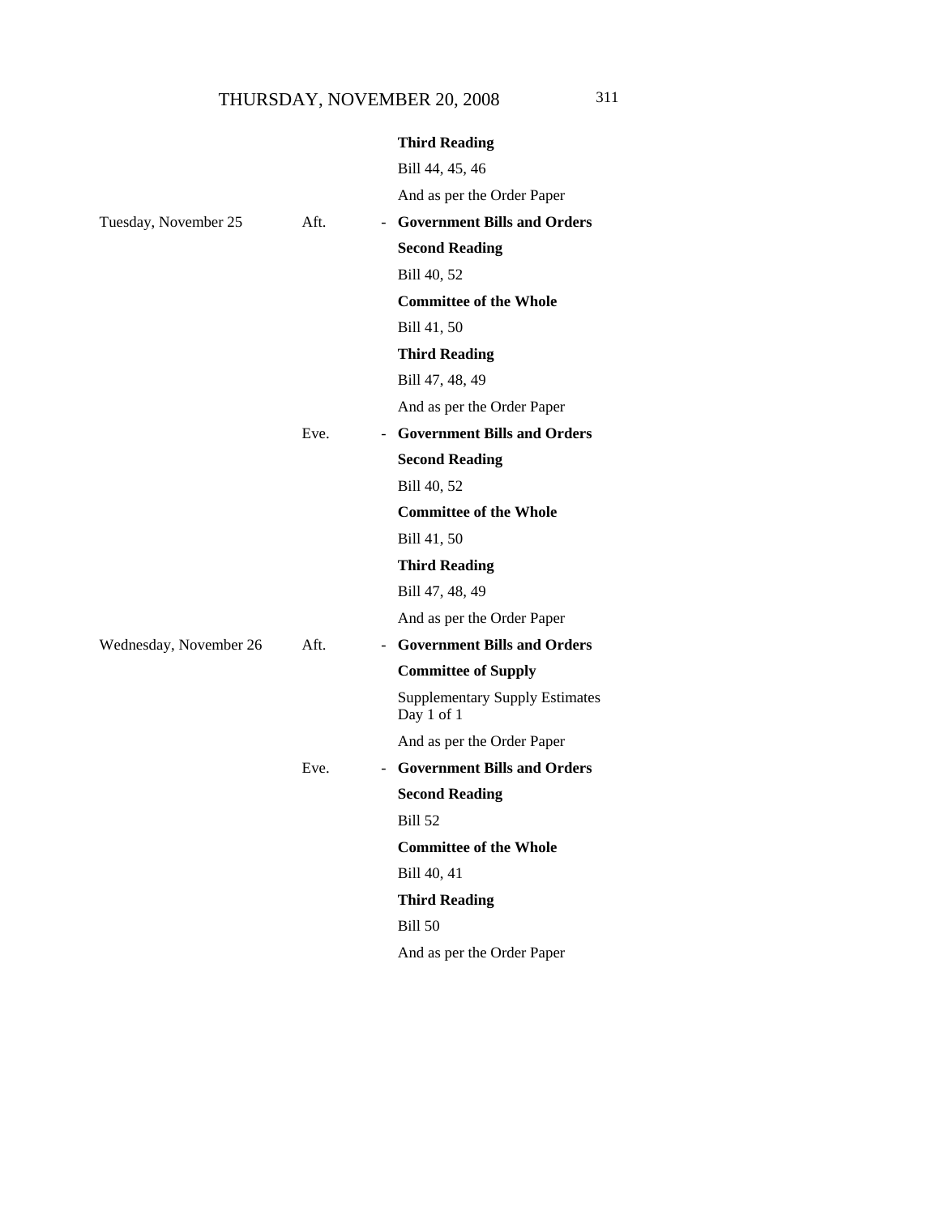| | | | |
|---|---|---|---|
| | | | **Third Reading** |
| | | | Bill 44, 45, 46 |
| | | | And as per the Order Paper |
| Tuesday, November 25 | Aft. | - | **Government Bills and Orders** |
| | | | **Second Reading** |
| | | | Bill 40, 52 |
| | | | **Committee of the Whole** |
| | | | Bill 41, 50 |
| | | | **Third Reading** |
| | | | Bill 47, 48, 49 |
| | | | And as per the Order Paper |
| | Eve. | - | **Government Bills and Orders** |
| | | | **Second Reading** |
| | | | Bill 40, 52 |
| | | | **Committee of the Whole** |
| | | | Bill 41, 50 |
| | | | **Third Reading** |
| | | | Bill 47, 48, 49 |
| | | | And as per the Order Paper |
| Wednesday, November 26 | Aft. | - | **Government Bills and Orders** |
| | | | **Committee of Supply** |
| | | | Supplementary Supply Estimates Day 1 of 1 |
| | | | And as per the Order Paper |
| | Eve. | - | **Government Bills and Orders** |
| | | | **Second Reading** |
| | | | Bill 52 |
| | | | **Committee of the Whole** |
| | | | Bill 40, 41 |
| | | | **Third Reading** |
| | | | Bill 50 |
| | | | And as per the Order Paper |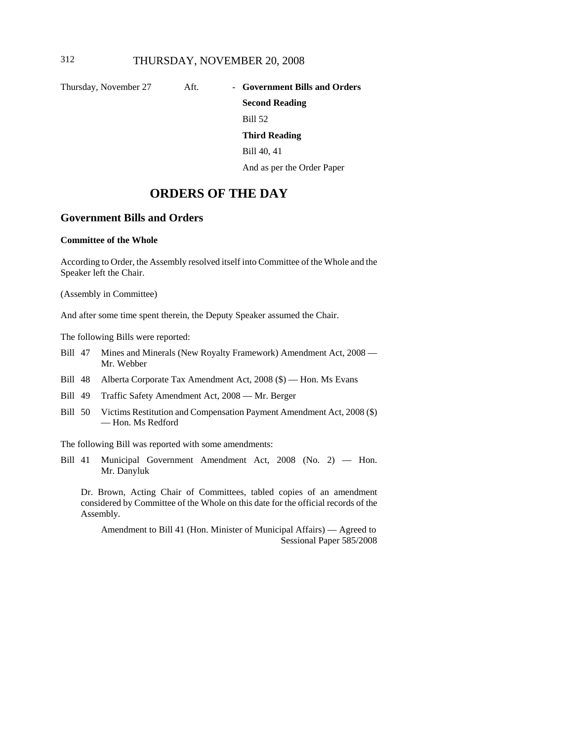Thursday, November 27 Aft. - **Government Bills and Orders**

**Second Reading**

Bill 52

**Third Reading**

Bill 40, 41

And as per the Order Paper

# ORDERS OF THE DAY

## Government Bills and Orders

### Committee of the Whole

According to Order, the Assembly resolved itself into Committee of the Whole and the Speaker left the Chair.

(Assembly in Committee)

And after some time spent therein, the Deputy Speaker assumed the Chair.

The following Bills were reported:

- Bill 47 Mines and Minerals (New Royalty Framework) Amendment Act, 2008 — Mr. Webber
- Bill 48 Alberta Corporate Tax Amendment Act, 2008 ($) — Hon. Ms Evans
- Bill 49 Traffic Safety Amendment Act, 2008 — Mr. Berger
- Bill 50 Victims Restitution and Compensation Payment Amendment Act, 2008 ($) — Hon. Ms Redford

The following Bill was reported with some amendments:

- Bill 41 Municipal Government Amendment Act, 2008 (No. 2) — Hon. Mr. Danyluk

Dr. Brown, Acting Chair of Committees, tabled copies of an amendment considered by Committee of the Whole on this date for the official records of the Assembly.

Amendment to Bill 41 (Hon. Minister of Municipal Affairs) — Agreed to
Sessional Paper 585/2008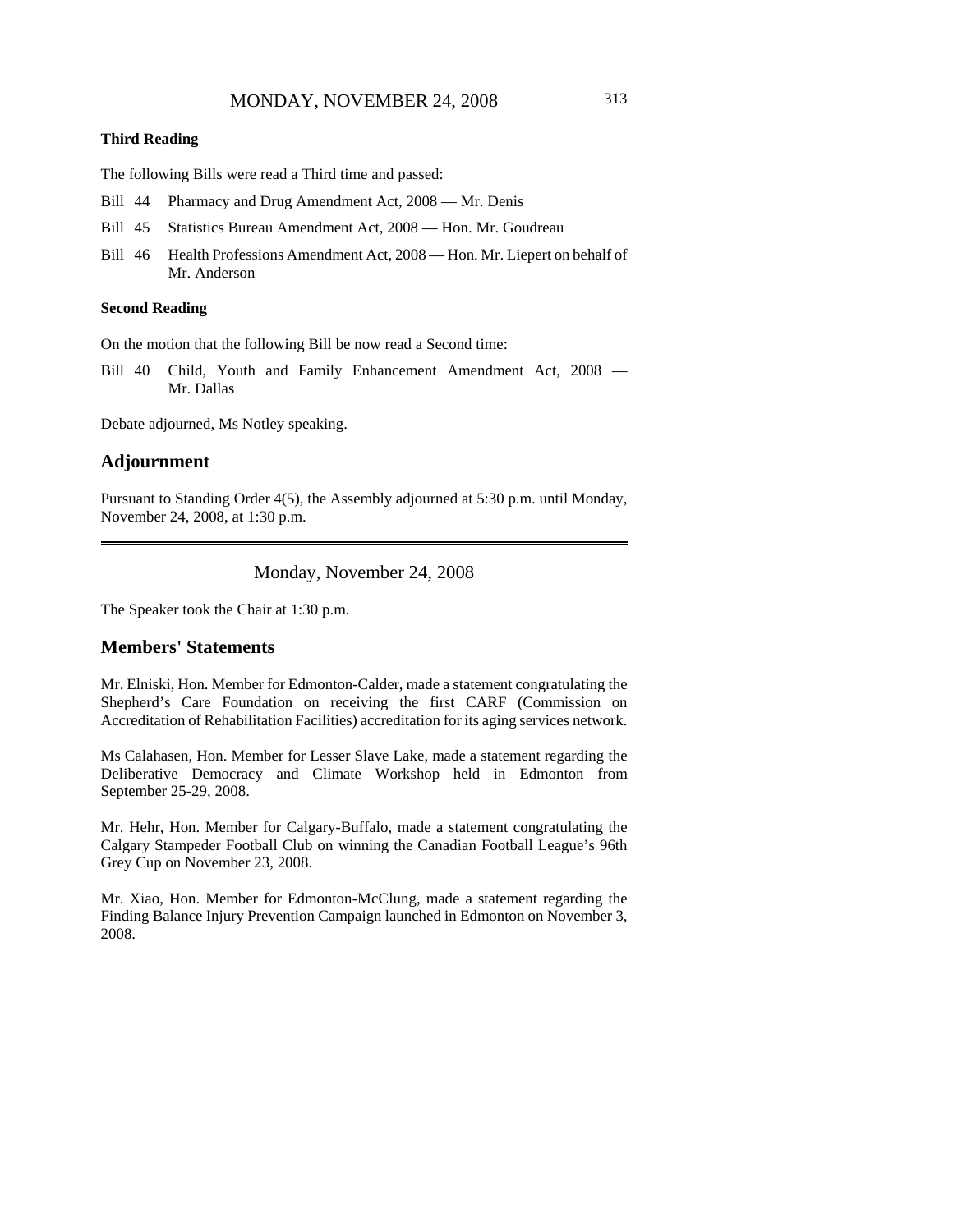### Third Reading

The following Bills were read a Third time and passed:

- Bill 44 Pharmacy and Drug Amendment Act, 2008 — Mr. Denis
- Bill 45 Statistics Bureau Amendment Act, 2008 — Hon. Mr. Goudreau
- Bill 46 Health Professions Amendment Act, 2008 — Hon. Mr. Liepert on behalf of Mr. Anderson

### Second Reading

On the motion that the following Bill be now read a Second time:

- Bill 40 Child, Youth and Family Enhancement Amendment Act, 2008 — Mr. Dallas

Debate adjourned, Ms Notley speaking.

## Adjournment

Pursuant to Standing Order 4(5), the Assembly adjourned at 5:30 p.m. until Monday, November 24, 2008, at 1:30 p.m.

---

# Monday, November 24, 2008

The Speaker took the Chair at 1:30 p.m.

## Members' Statements

Mr. Elniski, Hon. Member for Edmonton-Calder, made a statement congratulating the Shepherd's Care Foundation on receiving the first CARF (Commission on Accreditation of Rehabilitation Facilities) accreditation for its aging services network.

Ms Calahasen, Hon. Member for Lesser Slave Lake, made a statement regarding the Deliberative Democracy and Climate Workshop held in Edmonton from September 25-29, 2008.

Mr. Hehr, Hon. Member for Calgary-Buffalo, made a statement congratulating the Calgary Stampeder Football Club on winning the Canadian Football League's 96th Grey Cup on November 23, 2008.

Mr. Xiao, Hon. Member for Edmonton-McClung, made a statement regarding the Finding Balance Injury Prevention Campaign launched in Edmonton on November 3, 2008.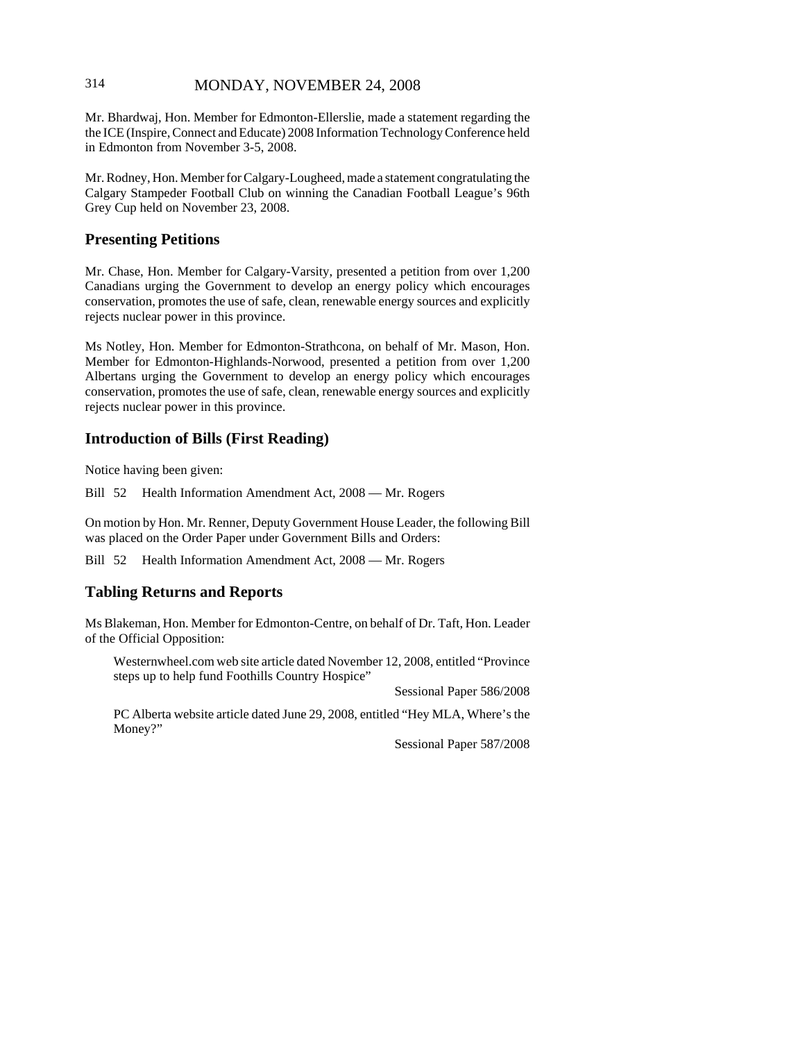Mr. Bhardwaj, Hon. Member for Edmonton-Ellerslie, made a statement regarding the the ICE (Inspire, Connect and Educate) 2008 Information Technology Conference held in Edmonton from November 3-5, 2008.

Mr. Rodney, Hon. Member for Calgary-Lougheed, made a statement congratulating the Calgary Stampeder Football Club on winning the Canadian Football League's 96th Grey Cup held on November 23, 2008.

## Presenting Petitions

Mr. Chase, Hon. Member for Calgary-Varsity, presented a petition from over 1,200 Canadians urging the Government to develop an energy policy which encourages conservation, promotes the use of safe, clean, renewable energy sources and explicitly rejects nuclear power in this province.

Ms Notley, Hon. Member for Edmonton-Strathcona, on behalf of Mr. Mason, Hon. Member for Edmonton-Highlands-Norwood, presented a petition from over 1,200 Albertans urging the Government to develop an energy policy which encourages conservation, promotes the use of safe, clean, renewable energy sources and explicitly rejects nuclear power in this province.

## Introduction of Bills (First Reading)

Notice having been given:

Bill 52 Health Information Amendment Act, 2008 — Mr. Rogers

On motion by Hon. Mr. Renner, Deputy Government House Leader, the following Bill was placed on the Order Paper under Government Bills and Orders:

Bill 52 Health Information Amendment Act, 2008 — Mr. Rogers

## Tabling Returns and Reports

Ms Blakeman, Hon. Member for Edmonton-Centre, on behalf of Dr. Taft, Hon. Leader of the Official Opposition:

Westernwheel.com web site article dated November 12, 2008, entitled "Province steps up to help fund Foothills Country Hospice"

Sessional Paper 586/2008

PC Alberta website article dated June 29, 2008, entitled "Hey MLA, Where's the Money?"

Sessional Paper 587/2008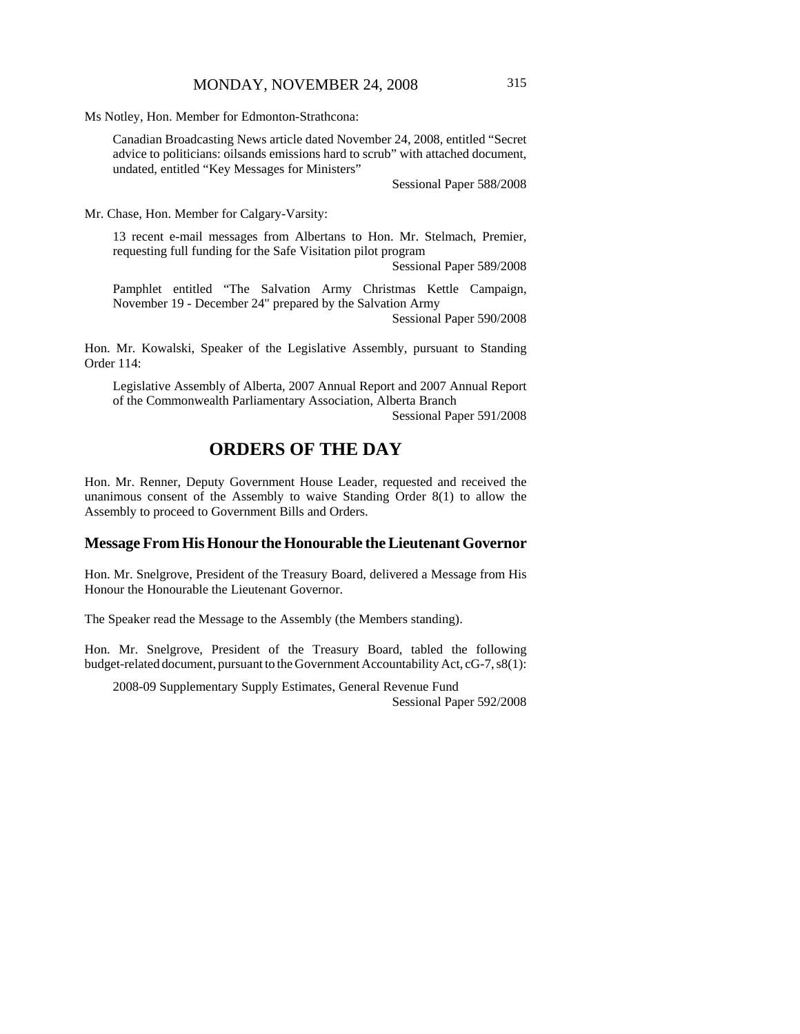Ms Notley, Hon. Member for Edmonton-Strathcona:

> Canadian Broadcasting News article dated November 24, 2008, entitled "Secret advice to politicians: oilsands emissions hard to scrub" with attached document, undated, entitled "Key Messages for Ministers"
>
> Sessional Paper 588/2008

Mr. Chase, Hon. Member for Calgary-Varsity:

> 13 recent e-mail messages from Albertans to Hon. Mr. Stelmach, Premier, requesting full funding for the Safe Visitation pilot program
>
> Sessional Paper 589/2008
>
> Pamphlet entitled "The Salvation Army Christmas Kettle Campaign, November 19 - December 24" prepared by the Salvation Army
>
> Sessional Paper 590/2008

Hon. Mr. Kowalski, Speaker of the Legislative Assembly, pursuant to Standing Order 114:

> Legislative Assembly of Alberta, 2007 Annual Report and 2007 Annual Report of the Commonwealth Parliamentary Association, Alberta Branch
>
> Sessional Paper 591/2008

# ORDERS OF THE DAY

Hon. Mr. Renner, Deputy Government House Leader, requested and received the unanimous consent of the Assembly to waive Standing Order 8(1) to allow the Assembly to proceed to Government Bills and Orders.

## Message From His Honour the Honourable the Lieutenant Governor

Hon. Mr. Snelgrove, President of the Treasury Board, delivered a Message from His Honour the Honourable the Lieutenant Governor.

The Speaker read the Message to the Assembly (the Members standing).

Hon. Mr. Snelgrove, President of the Treasury Board, tabled the following budget-related document, pursuant to the Government Accountability Act, cG-7, s8(1):

> 2008-09 Supplementary Supply Estimates, General Revenue Fund
>
> Sessional Paper 592/2008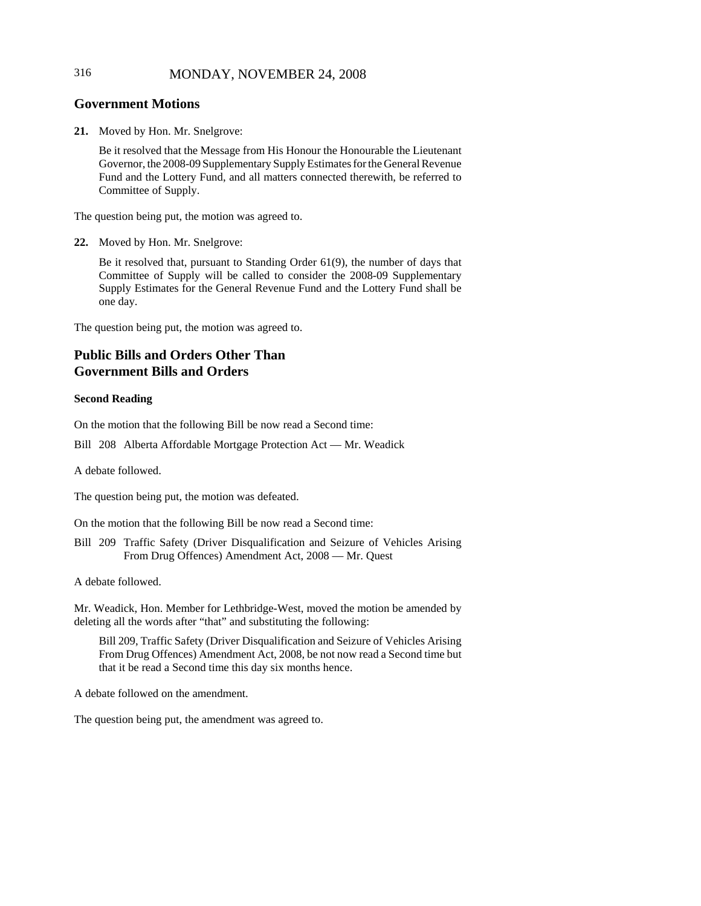## Government Motions

**21.** Moved by Hon. Mr. Snelgrove:

> Be it resolved that the Message from His Honour the Honourable the Lieutenant Governor, the 2008-09 Supplementary Supply Estimates for the General Revenue Fund and the Lottery Fund, and all matters connected therewith, be referred to Committee of Supply.

The question being put, the motion was agreed to.

**22.** Moved by Hon. Mr. Snelgrove:

> Be it resolved that, pursuant to Standing Order 61(9), the number of days that Committee of Supply will be called to consider the 2008-09 Supplementary Supply Estimates for the General Revenue Fund and the Lottery Fund shall be one day.

The question being put, the motion was agreed to.

## Public Bills and Orders Other Than Government Bills and Orders

**Second Reading**

On the motion that the following Bill be now read a Second time:

Bill 208 Alberta Affordable Mortgage Protection Act — Mr. Weadick

A debate followed.

The question being put, the motion was defeated.

On the motion that the following Bill be now read a Second time:

Bill 209 Traffic Safety (Driver Disqualification and Seizure of Vehicles Arising From Drug Offences) Amendment Act, 2008 — Mr. Quest

A debate followed.

Mr. Weadick, Hon. Member for Lethbridge-West, moved the motion be amended by deleting all the words after "that" and substituting the following:

> Bill 209, Traffic Safety (Driver Disqualification and Seizure of Vehicles Arising From Drug Offences) Amendment Act, 2008, be not now read a Second time but that it be read a Second time this day six months hence.

A debate followed on the amendment.

The question being put, the amendment was agreed to.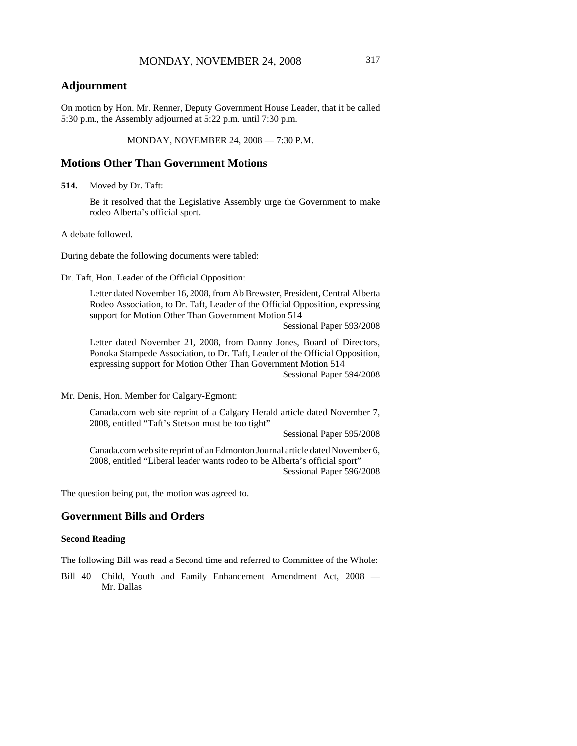## Adjournment

On motion by Hon. Mr. Renner, Deputy Government House Leader, that it be called 5:30 p.m., the Assembly adjourned at 5:22 p.m. until 7:30 p.m.

MONDAY, NOVEMBER 24, 2008 — 7:30 P.M.

## Motions Other Than Government Motions

**514.** Moved by Dr. Taft:

Be it resolved that the Legislative Assembly urge the Government to make rodeo Alberta's official sport.

A debate followed.

During debate the following documents were tabled:

Dr. Taft, Hon. Leader of the Official Opposition:

Letter dated November 16, 2008, from Ab Brewster, President, Central Alberta Rodeo Association, to Dr. Taft, Leader of the Official Opposition, expressing support for Motion Other Than Government Motion 514
Sessional Paper 593/2008

Letter dated November 21, 2008, from Danny Jones, Board of Directors, Ponoka Stampede Association, to Dr. Taft, Leader of the Official Opposition, expressing support for Motion Other Than Government Motion 514
Sessional Paper 594/2008

Mr. Denis, Hon. Member for Calgary-Egmont:

Canada.com web site reprint of a Calgary Herald article dated November 7, 2008, entitled "Taft's Stetson must be too tight"
Sessional Paper 595/2008

Canada.com web site reprint of an Edmonton Journal article dated November 6, 2008, entitled "Liberal leader wants rodeo to be Alberta's official sport"
Sessional Paper 596/2008

The question being put, the motion was agreed to.

## Government Bills and Orders

### Second Reading

The following Bill was read a Second time and referred to Committee of the Whole:

Bill 40 Child, Youth and Family Enhancement Amendment Act, 2008 — Mr. Dallas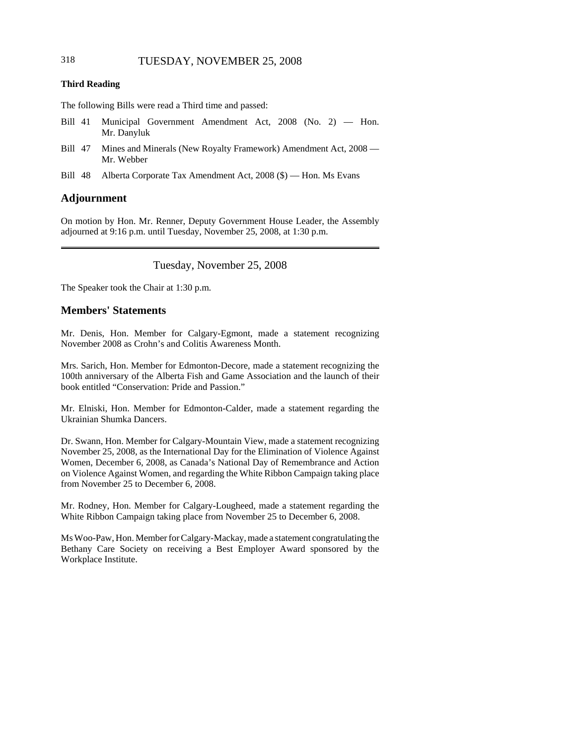**Third Reading**

The following Bills were read a Third time and passed:

- Bill 41 Municipal Government Amendment Act, 2008 (No. 2) — Hon. Mr. Danyluk
- Bill 47 Mines and Minerals (New Royalty Framework) Amendment Act, 2008 — Mr. Webber
- Bill 48 Alberta Corporate Tax Amendment Act, 2008 ($) — Hon. Ms Evans

## Adjournment

On motion by Hon. Mr. Renner, Deputy Government House Leader, the Assembly adjourned at 9:16 p.m. until Tuesday, November 25, 2008, at 1:30 p.m.

---

Tuesday, November 25, 2008

The Speaker took the Chair at 1:30 p.m.

## Members' Statements

Mr. Denis, Hon. Member for Calgary-Egmont, made a statement recognizing November 2008 as Crohn's and Colitis Awareness Month.

Mrs. Sarich, Hon. Member for Edmonton-Decore, made a statement recognizing the 100th anniversary of the Alberta Fish and Game Association and the launch of their book entitled "Conservation: Pride and Passion."

Mr. Elniski, Hon. Member for Edmonton-Calder, made a statement regarding the Ukrainian Shumka Dancers.

Dr. Swann, Hon. Member for Calgary-Mountain View, made a statement recognizing November 25, 2008, as the International Day for the Elimination of Violence Against Women, December 6, 2008, as Canada's National Day of Remembrance and Action on Violence Against Women, and regarding the White Ribbon Campaign taking place from November 25 to December 6, 2008.

Mr. Rodney, Hon. Member for Calgary-Lougheed, made a statement regarding the White Ribbon Campaign taking place from November 25 to December 6, 2008.

Ms Woo-Paw, Hon. Member for Calgary-Mackay, made a statement congratulating the Bethany Care Society on receiving a Best Employer Award sponsored by the Workplace Institute.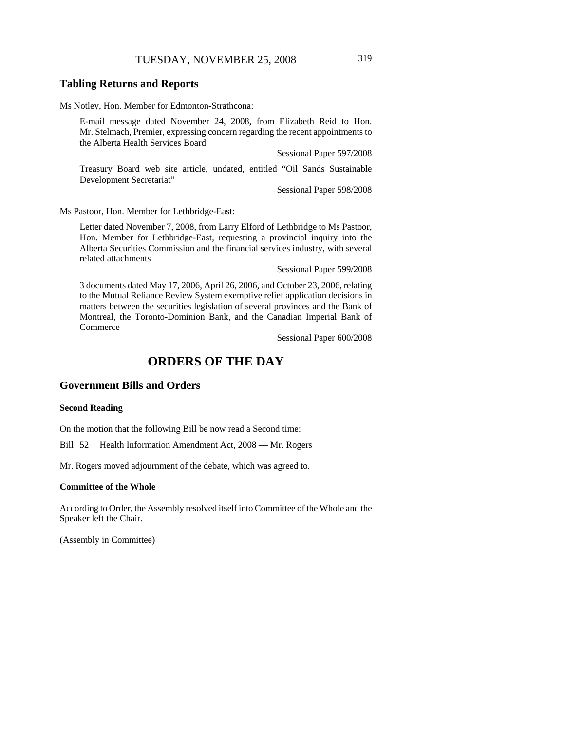## Tabling Returns and Reports

Ms Notley, Hon. Member for Edmonton-Strathcona:

> E-mail message dated November 24, 2008, from Elizabeth Reid to Hon. Mr. Stelmach, Premier, expressing concern regarding the recent appointments to the Alberta Health Services Board
>
> Sessional Paper 597/2008
>
> Treasury Board web site article, undated, entitled "Oil Sands Sustainable Development Secretariat"
>
> Sessional Paper 598/2008

Ms Pastoor, Hon. Member for Lethbridge-East:

> Letter dated November 7, 2008, from Larry Elford of Lethbridge to Ms Pastoor, Hon. Member for Lethbridge-East, requesting a provincial inquiry into the Alberta Securities Commission and the financial services industry, with several related attachments
>
> Sessional Paper 599/2008
>
> 3 documents dated May 17, 2006, April 26, 2006, and October 23, 2006, relating to the Mutual Reliance Review System exemptive relief application decisions in matters between the securities legislation of several provinces and the Bank of Montreal, the Toronto-Dominion Bank, and the Canadian Imperial Bank of Commerce
>
> Sessional Paper 600/2008

# ORDERS OF THE DAY

## Government Bills and Orders

### Second Reading

On the motion that the following Bill be now read a Second time:

Bill 52 Health Information Amendment Act, 2008 — Mr. Rogers

Mr. Rogers moved adjournment of the debate, which was agreed to.

### Committee of the Whole

According to Order, the Assembly resolved itself into Committee of the Whole and the Speaker left the Chair.

(Assembly in Committee)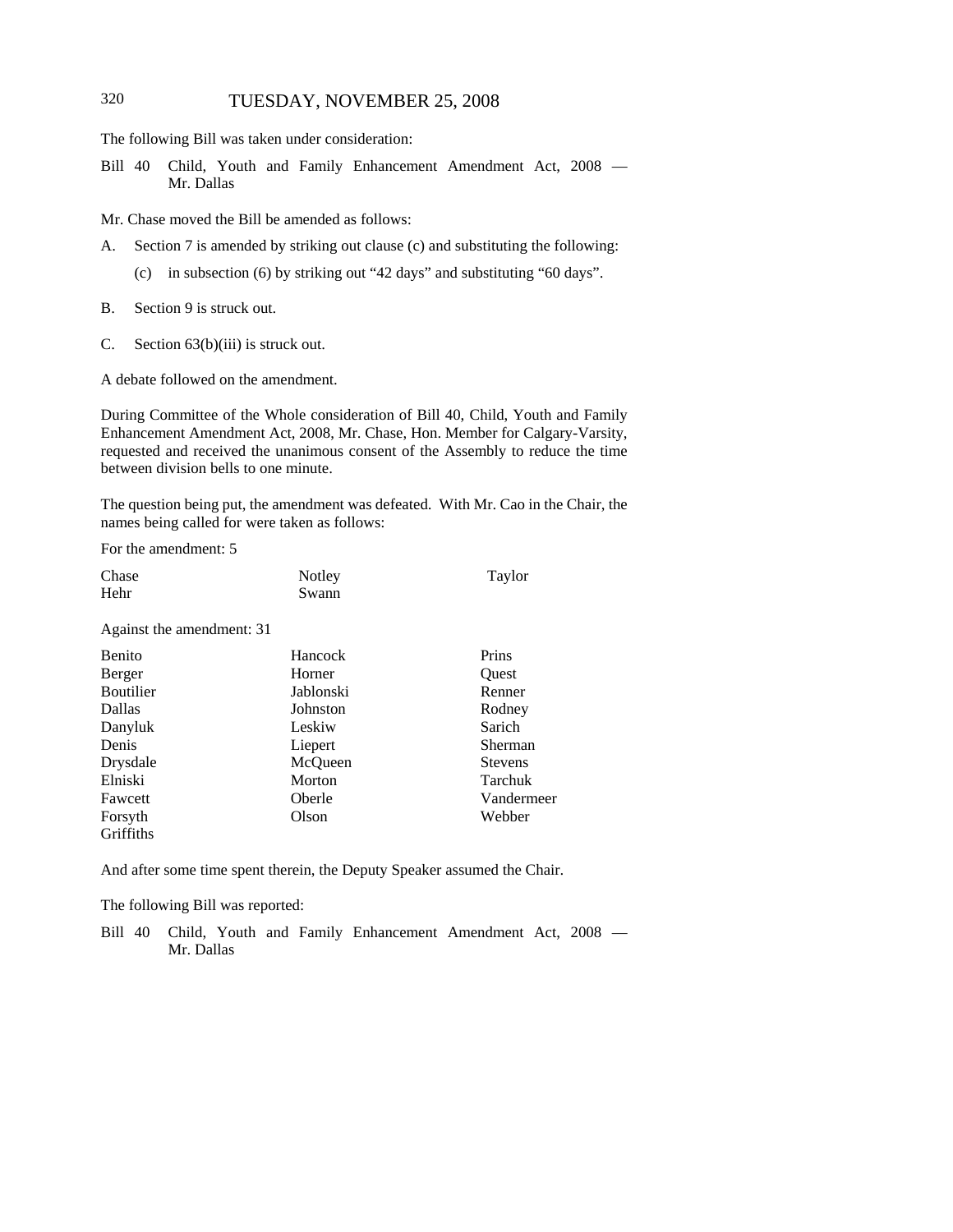The following Bill was taken under consideration:

Bill 40 Child, Youth and Family Enhancement Amendment Act, 2008 — Mr. Dallas

Mr. Chase moved the Bill be amended as follows:

A. Section 7 is amended by striking out clause (c) and substituting the following:

   (c) in subsection (6) by striking out "42 days" and substituting "60 days".

B. Section 9 is struck out.

C. Section 63(b)(iii) is struck out.

A debate followed on the amendment.

During Committee of the Whole consideration of Bill 40, Child, Youth and Family Enhancement Amendment Act, 2008, Mr. Chase, Hon. Member for Calgary-Varsity, requested and received the unanimous consent of the Assembly to reduce the time between division bells to one minute.

The question being put, the amendment was defeated. With Mr. Cao in the Chair, the names being called for were taken as follows:

For the amendment: 5

| | | |
|---|---|---|
| Chase | Notley | Taylor |
| Hehr | Swann | |

Against the amendment: 31

| | | |
|---|---|---|
| Benito | Hancock | Prins |
| Berger | Horner | Quest |
| Boutilier | Jablonski | Renner |
| Dallas | Johnston | Rodney |
| Danyluk | Leskiw | Sarich |
| Denis | Liepert | Sherman |
| Drysdale | McQueen | Stevens |
| Elniski | Morton | Tarchuk |
| Fawcett | Oberle | Vandermeer |
| Forsyth | Olson | Webber |
| Griffiths | | |

And after some time spent therein, the Deputy Speaker assumed the Chair.

The following Bill was reported:

Bill 40 Child, Youth and Family Enhancement Amendment Act, 2008 — Mr. Dallas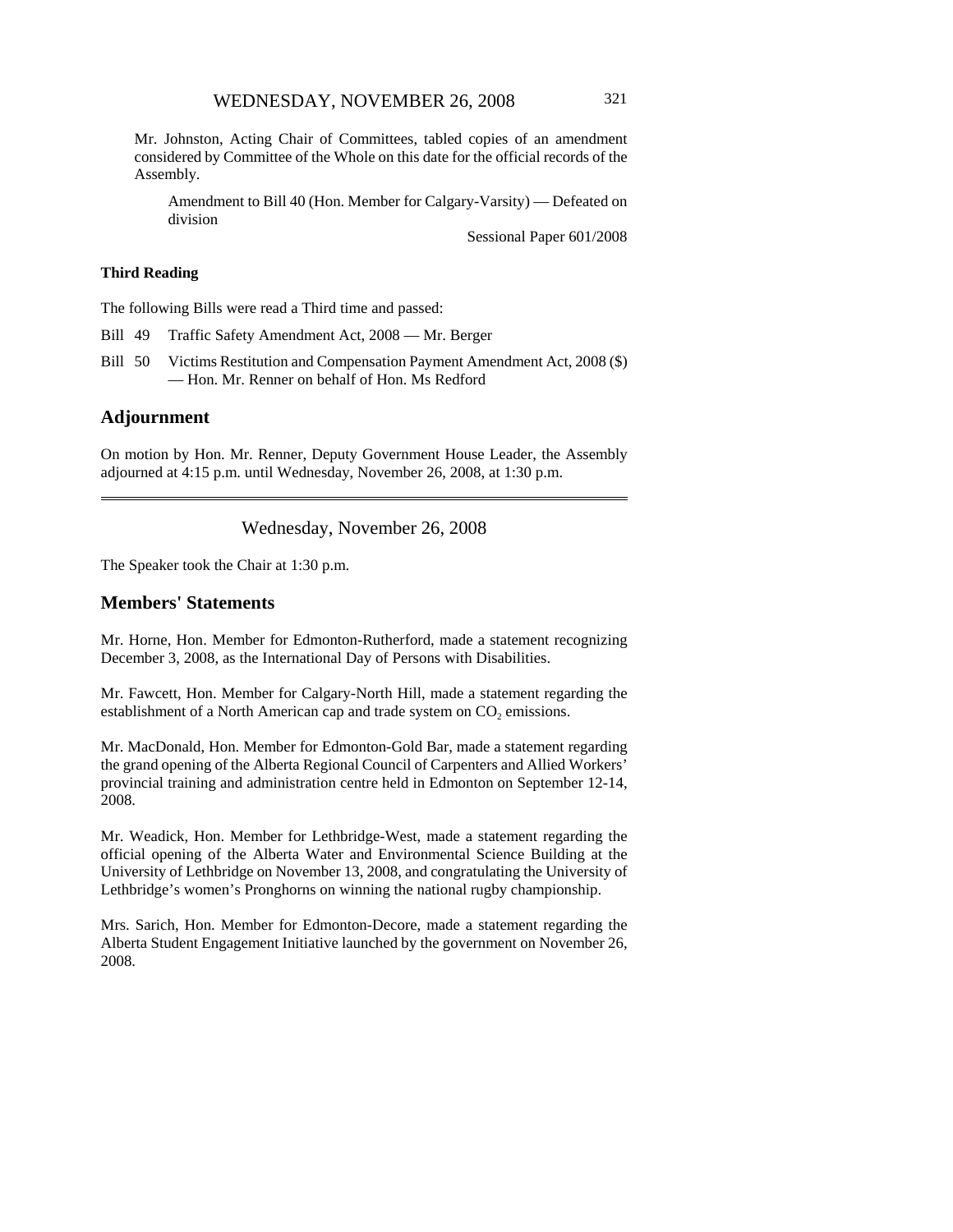Mr. Johnston, Acting Chair of Committees, tabled copies of an amendment considered by Committee of the Whole on this date for the official records of the Assembly.

Amendment to Bill 40 (Hon. Member for Calgary-Varsity) — Defeated on division

Sessional Paper 601/2008

**Third Reading**

The following Bills were read a Third time and passed:

Bill 49 Traffic Safety Amendment Act, 2008 — Mr. Berger

Bill 50 Victims Restitution and Compensation Payment Amendment Act, 2008 ($) — Hon. Mr. Renner on behalf of Hon. Ms Redford

## Adjournment

On motion by Hon. Mr. Renner, Deputy Government House Leader, the Assembly adjourned at 4:15 p.m. until Wednesday, November 26, 2008, at 1:30 p.m.

---

Wednesday, November 26, 2008

The Speaker took the Chair at 1:30 p.m.

## Members' Statements

Mr. Horne, Hon. Member for Edmonton-Rutherford, made a statement recognizing December 3, 2008, as the International Day of Persons with Disabilities.

Mr. Fawcett, Hon. Member for Calgary-North Hill, made a statement regarding the establishment of a North American cap and trade system on $CO_2$ emissions.

Mr. MacDonald, Hon. Member for Edmonton-Gold Bar, made a statement regarding the grand opening of the Alberta Regional Council of Carpenters and Allied Workers' provincial training and administration centre held in Edmonton on September 12-14, 2008.

Mr. Weadick, Hon. Member for Lethbridge-West, made a statement regarding the official opening of the Alberta Water and Environmental Science Building at the University of Lethbridge on November 13, 2008, and congratulating the University of Lethbridge's women's Pronghorns on winning the national rugby championship.

Mrs. Sarich, Hon. Member for Edmonton-Decore, made a statement regarding the Alberta Student Engagement Initiative launched by the government on November 26, 2008.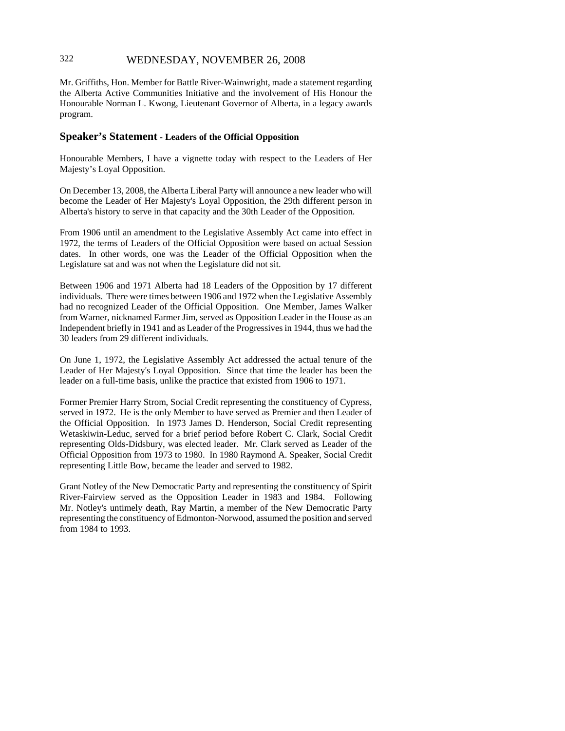Mr. Griffiths, Hon. Member for Battle River-Wainwright, made a statement regarding the Alberta Active Communities Initiative and the involvement of His Honour the Honourable Norman L. Kwong, Lieutenant Governor of Alberta, in a legacy awards program.

## Speaker's Statement - Leaders of the Official Opposition

Honourable Members, I have a vignette today with respect to the Leaders of Her Majesty's Loyal Opposition.

On December 13, 2008, the Alberta Liberal Party will announce a new leader who will become the Leader of Her Majesty's Loyal Opposition, the 29th different person in Alberta's history to serve in that capacity and the 30th Leader of the Opposition.

From 1906 until an amendment to the Legislative Assembly Act came into effect in 1972, the terms of Leaders of the Official Opposition were based on actual Session dates. In other words, one was the Leader of the Official Opposition when the Legislature sat and was not when the Legislature did not sit.

Between 1906 and 1971 Alberta had 18 Leaders of the Opposition by 17 different individuals. There were times between 1906 and 1972 when the Legislative Assembly had no recognized Leader of the Official Opposition. One Member, James Walker from Warner, nicknamed Farmer Jim, served as Opposition Leader in the House as an Independent briefly in 1941 and as Leader of the Progressives in 1944, thus we had the 30 leaders from 29 different individuals.

On June 1, 1972, the Legislative Assembly Act addressed the actual tenure of the Leader of Her Majesty's Loyal Opposition. Since that time the leader has been the leader on a full-time basis, unlike the practice that existed from 1906 to 1971.

Former Premier Harry Strom, Social Credit representing the constituency of Cypress, served in 1972. He is the only Member to have served as Premier and then Leader of the Official Opposition. In 1973 James D. Henderson, Social Credit representing Wetaskiwin-Leduc, served for a brief period before Robert C. Clark, Social Credit representing Olds-Didsbury, was elected leader. Mr. Clark served as Leader of the Official Opposition from 1973 to 1980. In 1980 Raymond A. Speaker, Social Credit representing Little Bow, became the leader and served to 1982.

Grant Notley of the New Democratic Party and representing the constituency of Spirit River-Fairview served as the Opposition Leader in 1983 and 1984. Following Mr. Notley's untimely death, Ray Martin, a member of the New Democratic Party representing the constituency of Edmonton-Norwood, assumed the position and served from 1984 to 1993.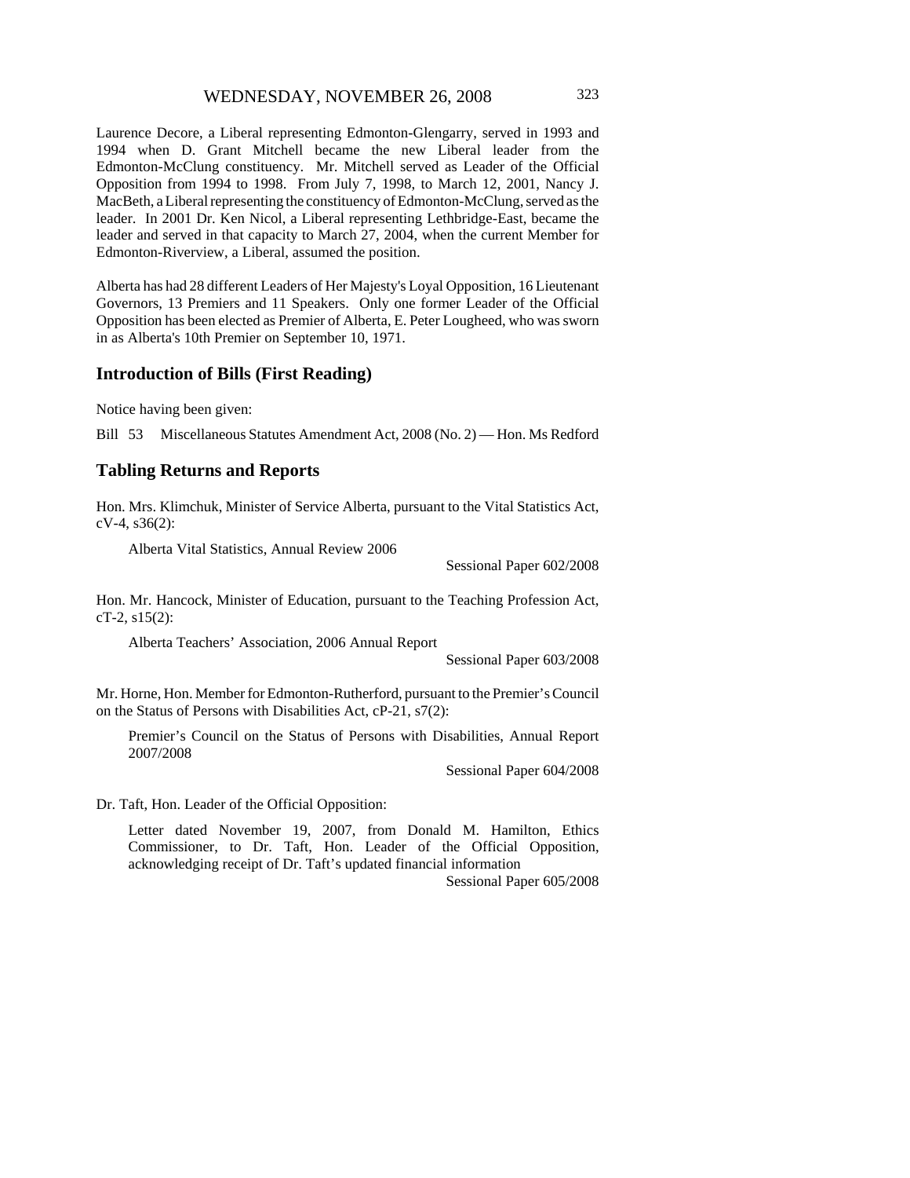Laurence Decore, a Liberal representing Edmonton-Glengarry, served in 1993 and 1994 when D. Grant Mitchell became the new Liberal leader from the Edmonton-McClung constituency. Mr. Mitchell served as Leader of the Official Opposition from 1994 to 1998. From July 7, 1998, to March 12, 2001, Nancy J. MacBeth, a Liberal representing the constituency of Edmonton-McClung, served as the leader. In 2001 Dr. Ken Nicol, a Liberal representing Lethbridge-East, became the leader and served in that capacity to March 27, 2004, when the current Member for Edmonton-Riverview, a Liberal, assumed the position.

Alberta has had 28 different Leaders of Her Majesty's Loyal Opposition, 16 Lieutenant Governors, 13 Premiers and 11 Speakers. Only one former Leader of the Official Opposition has been elected as Premier of Alberta, E. Peter Lougheed, who was sworn in as Alberta's 10th Premier on September 10, 1971.

## Introduction of Bills (First Reading)

Notice having been given:

Bill 53 Miscellaneous Statutes Amendment Act, 2008 (No. 2) — Hon. Ms Redford

## Tabling Returns and Reports

Hon. Mrs. Klimchuk, Minister of Service Alberta, pursuant to the Vital Statistics Act, cV-4, s36(2):

Alberta Vital Statistics, Annual Review 2006

Sessional Paper 602/2008

Hon. Mr. Hancock, Minister of Education, pursuant to the Teaching Profession Act, cT-2, s15(2):

Alberta Teachers' Association, 2006 Annual Report

Sessional Paper 603/2008

Mr. Horne, Hon. Member for Edmonton-Rutherford, pursuant to the Premier's Council on the Status of Persons with Disabilities Act, cP-21, s7(2):

Premier's Council on the Status of Persons with Disabilities, Annual Report 2007/2008

Sessional Paper 604/2008

Dr. Taft, Hon. Leader of the Official Opposition:

Letter dated November 19, 2007, from Donald M. Hamilton, Ethics Commissioner, to Dr. Taft, Hon. Leader of the Official Opposition, acknowledging receipt of Dr. Taft's updated financial information

Sessional Paper 605/2008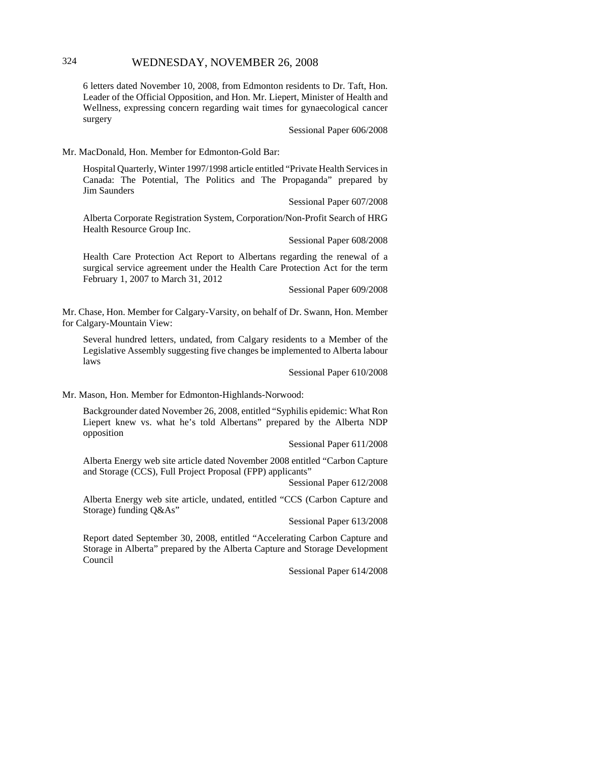6 letters dated November 10, 2008, from Edmonton residents to Dr. Taft, Hon. Leader of the Official Opposition, and Hon. Mr. Liepert, Minister of Health and Wellness, expressing concern regarding wait times for gynaecological cancer surgery

Sessional Paper 606/2008

Mr. MacDonald, Hon. Member for Edmonton-Gold Bar:

Hospital Quarterly, Winter 1997/1998 article entitled "Private Health Services in Canada: The Potential, The Politics and The Propaganda" prepared by Jim Saunders

Sessional Paper 607/2008

Alberta Corporate Registration System, Corporation/Non-Profit Search of HRG Health Resource Group Inc.

Sessional Paper 608/2008

Health Care Protection Act Report to Albertans regarding the renewal of a surgical service agreement under the Health Care Protection Act for the term February 1, 2007 to March 31, 2012

Sessional Paper 609/2008

Mr. Chase, Hon. Member for Calgary-Varsity, on behalf of Dr. Swann, Hon. Member for Calgary-Mountain View:

Several hundred letters, undated, from Calgary residents to a Member of the Legislative Assembly suggesting five changes be implemented to Alberta labour laws

Sessional Paper 610/2008

Mr. Mason, Hon. Member for Edmonton-Highlands-Norwood:

Backgrounder dated November 26, 2008, entitled "Syphilis epidemic: What Ron Liepert knew vs. what he's told Albertans" prepared by the Alberta NDP opposition

Sessional Paper 611/2008

Alberta Energy web site article dated November 2008 entitled "Carbon Capture and Storage (CCS), Full Project Proposal (FPP) applicants"

Sessional Paper 612/2008

Alberta Energy web site article, undated, entitled "CCS (Carbon Capture and Storage) funding Q&As"

Sessional Paper 613/2008

Report dated September 30, 2008, entitled "Accelerating Carbon Capture and Storage in Alberta" prepared by the Alberta Capture and Storage Development Council

Sessional Paper 614/2008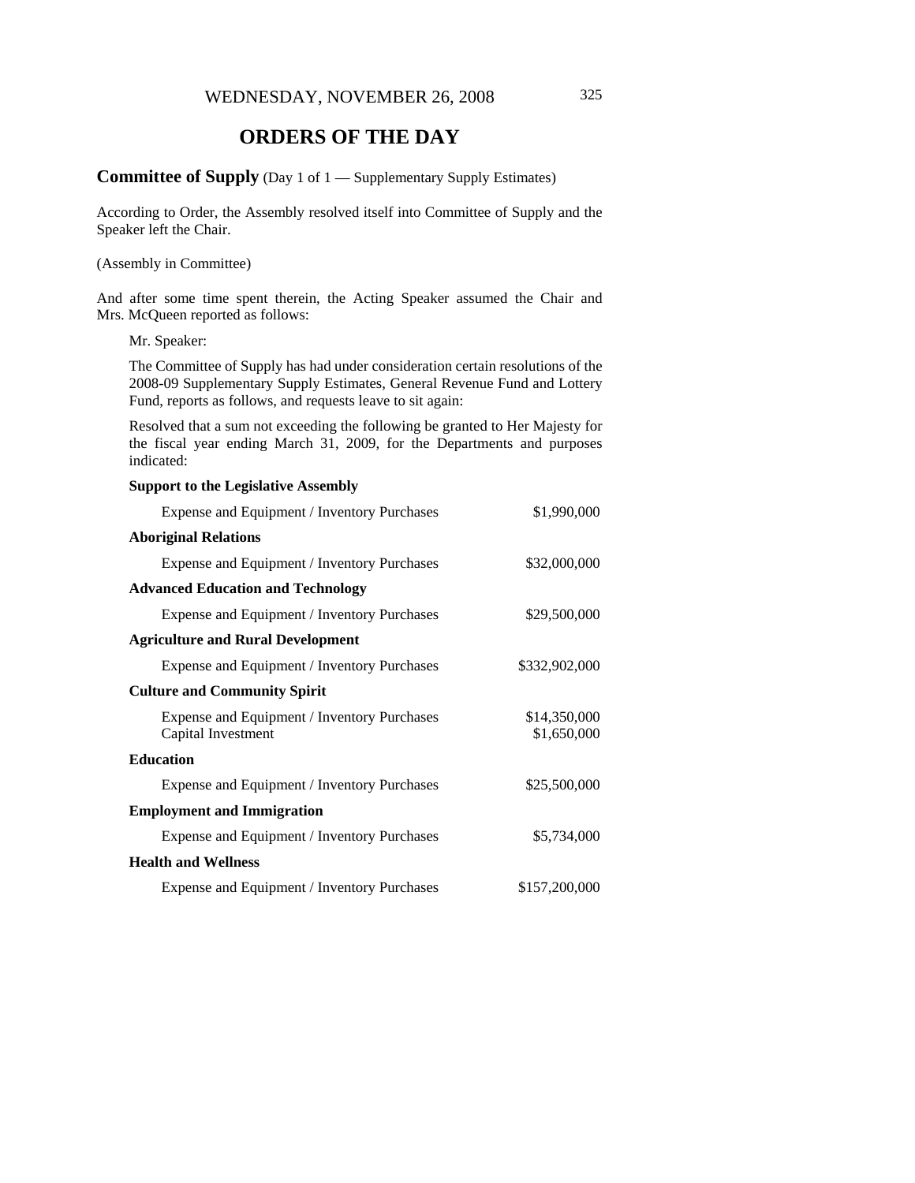# ORDERS OF THE DAY

**Committee of Supply** (Day 1 of 1 — Supplementary Supply Estimates)

According to Order, the Assembly resolved itself into Committee of Supply and the Speaker left the Chair.

(Assembly in Committee)

And after some time spent therein, the Acting Speaker assumed the Chair and Mrs. McQueen reported as follows:

Mr. Speaker:

The Committee of Supply has had under consideration certain resolutions of the 2008-09 Supplementary Supply Estimates, General Revenue Fund and Lottery Fund, reports as follows, and requests leave to sit again:

Resolved that a sum not exceeding the following be granted to Her Majesty for the fiscal year ending March 31, 2009, for the Departments and purposes indicated:

**Support to the Legislative Assembly**

| | |
|---|---|
| Expense and Equipment / Inventory Purchases | $1,990,000 |

**Aboriginal Relations**

| | |
|---|---|
| Expense and Equipment / Inventory Purchases | $32,000,000 |

**Advanced Education and Technology**

| | |
|---|---|
| Expense and Equipment / Inventory Purchases | $29,500,000 |

**Agriculture and Rural Development**

| | |
|---|---|
| Expense and Equipment / Inventory Purchases | $332,902,000 |

**Culture and Community Spirit**

| | |
|---|---|
| Expense and Equipment / Inventory Purchases | $14,350,000 |
| Capital Investment | $1,650,000 |

**Education**

| | |
|---|---|
| Expense and Equipment / Inventory Purchases | $25,500,000 |

**Employment and Immigration**

| | |
|---|---|
| Expense and Equipment / Inventory Purchases | $5,734,000 |

**Health and Wellness**

| | |
|---|---|
| Expense and Equipment / Inventory Purchases | $157,200,000 |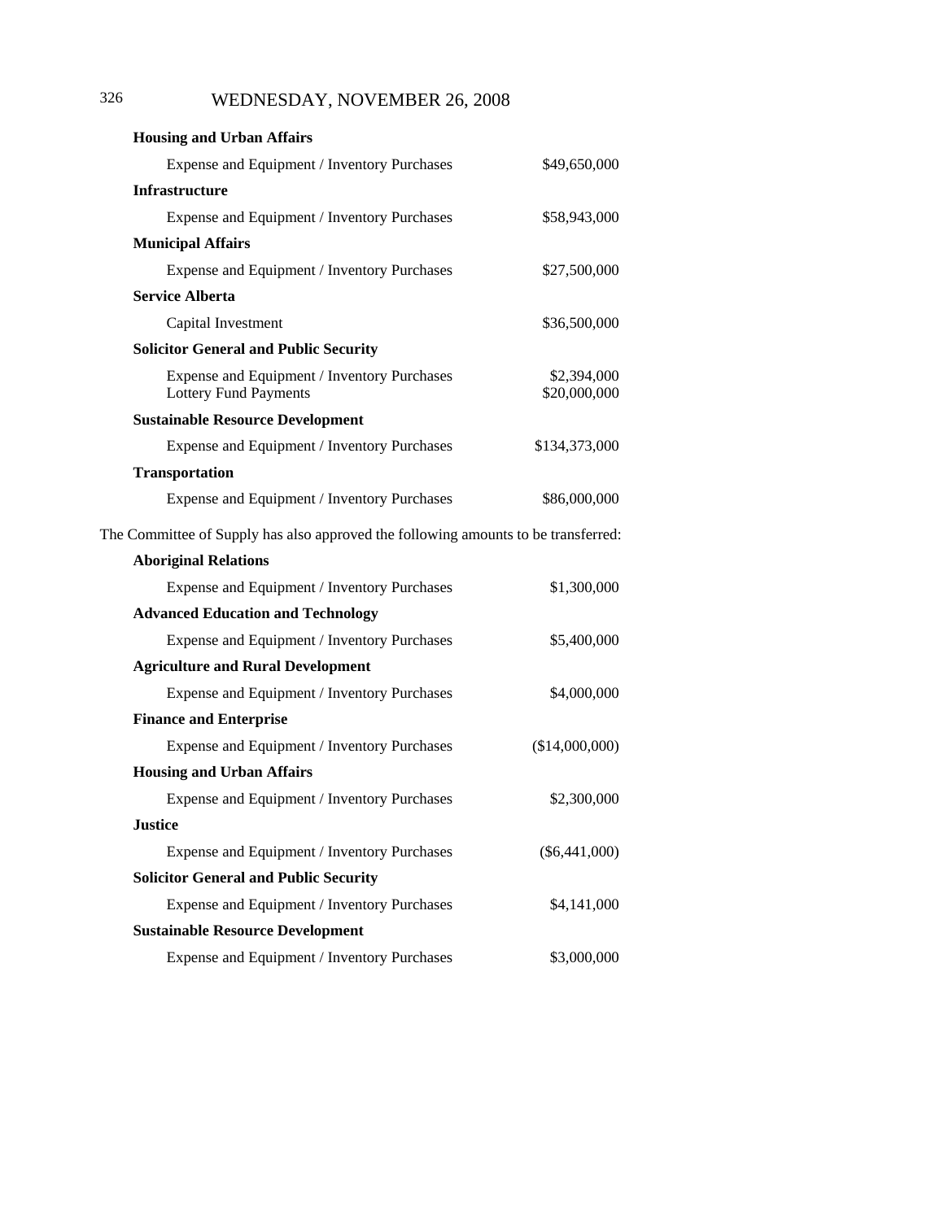**Housing and Urban Affairs**

| | |
|---|---|
| Expense and Equipment / Inventory Purchases | $49,650,000 |

**Infrastructure**

| | |
|---|---|
| Expense and Equipment / Inventory Purchases | $58,943,000 |

**Municipal Affairs**

| | |
|---|---|
| Expense and Equipment / Inventory Purchases | $27,500,000 |

**Service Alberta**

| | |
|---|---|
| Capital Investment | $36,500,000 |

**Solicitor General and Public Security**

| | |
|---|---|
| Expense and Equipment / Inventory Purchases | $2,394,000 |
| Lottery Fund Payments | $20,000,000 |

**Sustainable Resource Development**

| | |
|---|---|
| Expense and Equipment / Inventory Purchases | $134,373,000 |

**Transportation**

| | |
|---|---|
| Expense and Equipment / Inventory Purchases | $86,000,000 |

The Committee of Supply has also approved the following amounts to be transferred:

**Aboriginal Relations**

| | |
|---|---|
| Expense and Equipment / Inventory Purchases | $1,300,000 |

**Advanced Education and Technology**

| | |
|---|---|
| Expense and Equipment / Inventory Purchases | $5,400,000 |

**Agriculture and Rural Development**

| | |
|---|---|
| Expense and Equipment / Inventory Purchases | $4,000,000 |

**Finance and Enterprise**

| | |
|---|---|
| Expense and Equipment / Inventory Purchases | ($14,000,000) |

**Housing and Urban Affairs**

| | |
|---|---|
| Expense and Equipment / Inventory Purchases | $2,300,000 |

**Justice**

| | |
|---|---|
| Expense and Equipment / Inventory Purchases | ($6,441,000) |

**Solicitor General and Public Security**

| | |
|---|---|
| Expense and Equipment / Inventory Purchases | $4,141,000 |

**Sustainable Resource Development**

| | |
|---|---|
| Expense and Equipment / Inventory Purchases | $3,000,000 |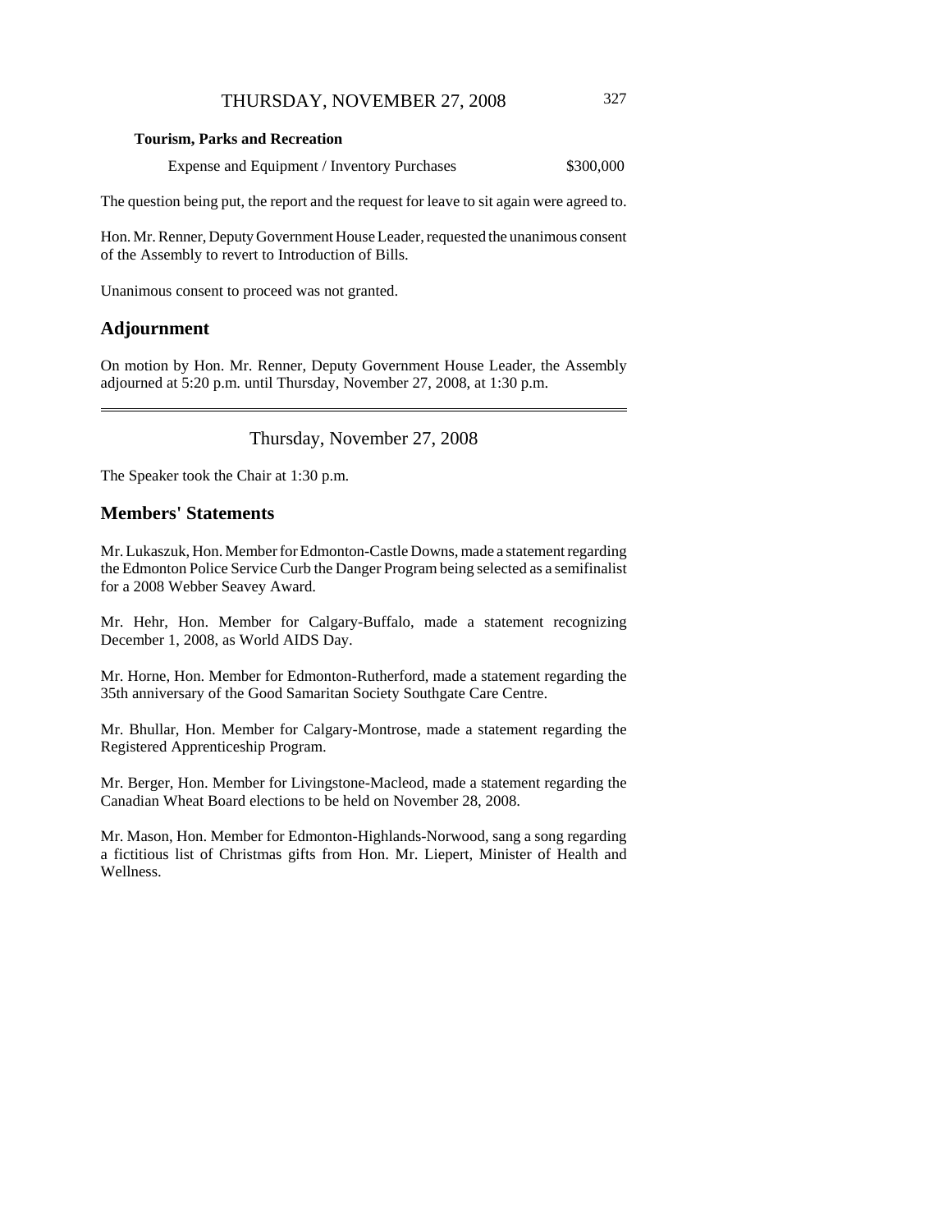**Tourism, Parks and Recreation**

| | |
|---|---|
| Expense and Equipment / Inventory Purchases | \$300,000 |

The question being put, the report and the request for leave to sit again were agreed to.

Hon. Mr. Renner, Deputy Government House Leader, requested the unanimous consent of the Assembly to revert to Introduction of Bills.

Unanimous consent to proceed was not granted.

## Adjournment

On motion by Hon. Mr. Renner, Deputy Government House Leader, the Assembly adjourned at 5:20 p.m. until Thursday, November 27, 2008, at 1:30 p.m.

---

Thursday, November 27, 2008

The Speaker took the Chair at 1:30 p.m.

## Members' Statements

Mr. Lukaszuk, Hon. Member for Edmonton-Castle Downs, made a statement regarding the Edmonton Police Service Curb the Danger Program being selected as a semifinalist for a 2008 Webber Seavey Award.

Mr. Hehr, Hon. Member for Calgary-Buffalo, made a statement recognizing December 1, 2008, as World AIDS Day.

Mr. Horne, Hon. Member for Edmonton-Rutherford, made a statement regarding the 35th anniversary of the Good Samaritan Society Southgate Care Centre.

Mr. Bhullar, Hon. Member for Calgary-Montrose, made a statement regarding the Registered Apprenticeship Program.

Mr. Berger, Hon. Member for Livingstone-Macleod, made a statement regarding the Canadian Wheat Board elections to be held on November 28, 2008.

Mr. Mason, Hon. Member for Edmonton-Highlands-Norwood, sang a song regarding a fictitious list of Christmas gifts from Hon. Mr. Liepert, Minister of Health and Wellness.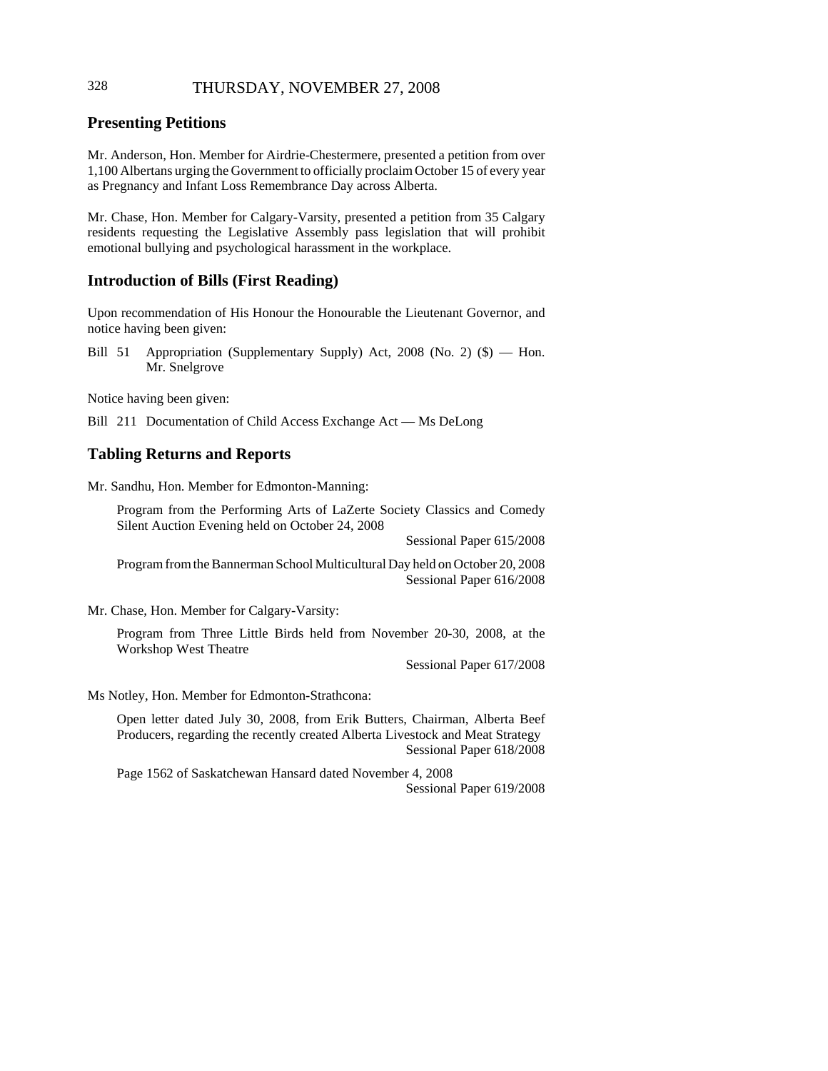## Presenting Petitions

Mr. Anderson, Hon. Member for Airdrie-Chestermere, presented a petition from over 1,100 Albertans urging the Government to officially proclaim October 15 of every year as Pregnancy and Infant Loss Remembrance Day across Alberta.

Mr. Chase, Hon. Member for Calgary-Varsity, presented a petition from 35 Calgary residents requesting the Legislative Assembly pass legislation that will prohibit emotional bullying and psychological harassment in the workplace.

## Introduction of Bills (First Reading)

Upon recommendation of His Honour the Honourable the Lieutenant Governor, and notice having been given:

Bill 51 Appropriation (Supplementary Supply) Act, 2008 (No. 2) ($) — Hon. Mr. Snelgrove

Notice having been given:

Bill 211 Documentation of Child Access Exchange Act — Ms DeLong

## Tabling Returns and Reports

Mr. Sandhu, Hon. Member for Edmonton-Manning:

Program from the Performing Arts of LaZerte Society Classics and Comedy Silent Auction Evening held on October 24, 2008
Sessional Paper 615/2008

Program from the Bannerman School Multicultural Day held on October 20, 2008
Sessional Paper 616/2008

Mr. Chase, Hon. Member for Calgary-Varsity:

Program from Three Little Birds held from November 20-30, 2008, at the Workshop West Theatre
Sessional Paper 617/2008

Ms Notley, Hon. Member for Edmonton-Strathcona:

Open letter dated July 30, 2008, from Erik Butters, Chairman, Alberta Beef Producers, regarding the recently created Alberta Livestock and Meat Strategy
Sessional Paper 618/2008

Page 1562 of Saskatchewan Hansard dated November 4, 2008
Sessional Paper 619/2008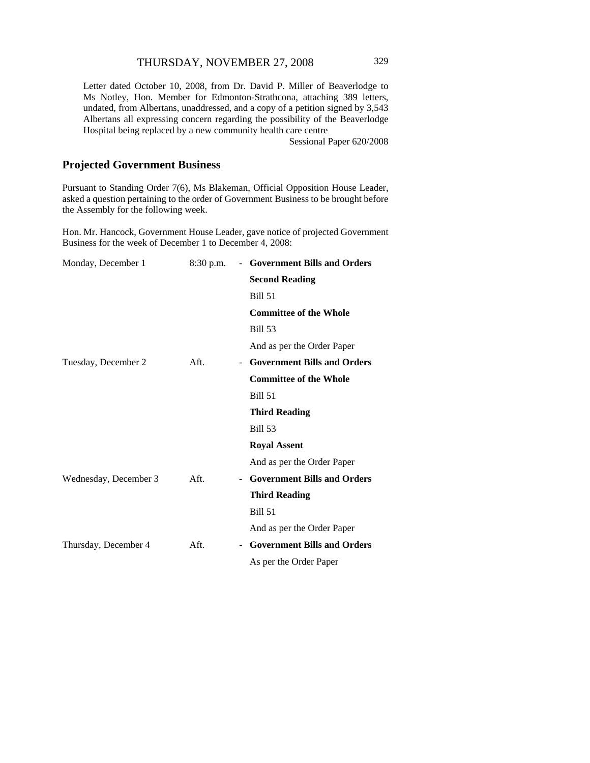Letter dated October 10, 2008, from Dr. David P. Miller of Beaverlodge to Ms Notley, Hon. Member for Edmonton-Strathcona, attaching 389 letters, undated, from Albertans, unaddressed, and a copy of a petition signed by 3,543 Albertans all expressing concern regarding the possibility of the Beaverlodge Hospital being replaced by a new community health care centre

Sessional Paper 620/2008

## Projected Government Business

Pursuant to Standing Order 7(6), Ms Blakeman, Official Opposition House Leader, asked a question pertaining to the order of Government Business to be brought before the Assembly for the following week.

Hon. Mr. Hancock, Government House Leader, gave notice of projected Government Business for the week of December 1 to December 4, 2008:

| | | | |
|---|---|---|---|
| Monday, December 1 | 8:30 p.m. | - | **Government Bills and Orders** |
| | | | **Second Reading** |
| | | | Bill 51 |
| | | | **Committee of the Whole** |
| | | | Bill 53 |
| | | | And as per the Order Paper |
| Tuesday, December 2 | Aft. | - | **Government Bills and Orders** |
| | | | **Committee of the Whole** |
| | | | Bill 51 |
| | | | **Third Reading** |
| | | | Bill 53 |
| | | | **Royal Assent** |
| | | | And as per the Order Paper |
| Wednesday, December 3 | Aft. | - | **Government Bills and Orders** |
| | | | **Third Reading** |
| | | | Bill 51 |
| | | | And as per the Order Paper |
| Thursday, December 4 | Aft. | - | **Government Bills and Orders** |
| | | | As per the Order Paper |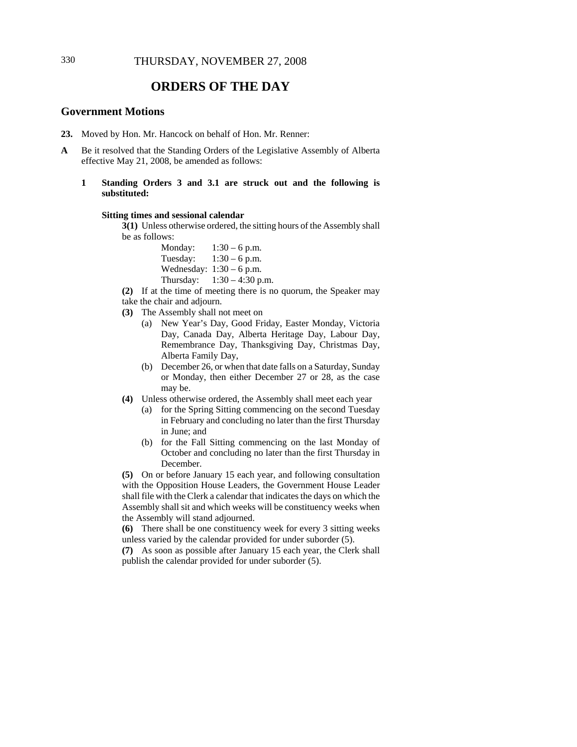## ORDERS OF THE DAY

### Government Motions

**23.** Moved by Hon. Mr. Hancock on behalf of Hon. Mr. Renner:

**A** Be it resolved that the Standing Orders of the Legislative Assembly of Alberta effective May 21, 2008, be amended as follows:

**1 Standing Orders 3 and 3.1 are struck out and the following is substituted:**

**Sitting times and sessional calendar**

**3(1)** Unless otherwise ordered, the sitting hours of the Assembly shall be as follows:

Monday: 1:30 – 6 p.m.
Tuesday: 1:30 – 6 p.m.
Wednesday: 1:30 – 6 p.m.
Thursday: 1:30 – 4:30 p.m.

**(2)** If at the time of meeting there is no quorum, the Speaker may take the chair and adjourn.

**(3)** The Assembly shall not meet on

(a) New Year's Day, Good Friday, Easter Monday, Victoria Day, Canada Day, Alberta Heritage Day, Labour Day, Remembrance Day, Thanksgiving Day, Christmas Day, Alberta Family Day,

(b) December 26, or when that date falls on a Saturday, Sunday or Monday, then either December 27 or 28, as the case may be.

**(4)** Unless otherwise ordered, the Assembly shall meet each year

(a) for the Spring Sitting commencing on the second Tuesday in February and concluding no later than the first Thursday in June; and

(b) for the Fall Sitting commencing on the last Monday of October and concluding no later than the first Thursday in December.

**(5)** On or before January 15 each year, and following consultation with the Opposition House Leaders, the Government House Leader shall file with the Clerk a calendar that indicates the days on which the Assembly shall sit and which weeks will be constituency weeks when the Assembly will stand adjourned.

**(6)** There shall be one constituency week for every 3 sitting weeks unless varied by the calendar provided for under suborder (5).

**(7)** As soon as possible after January 15 each year, the Clerk shall publish the calendar provided for under suborder (5).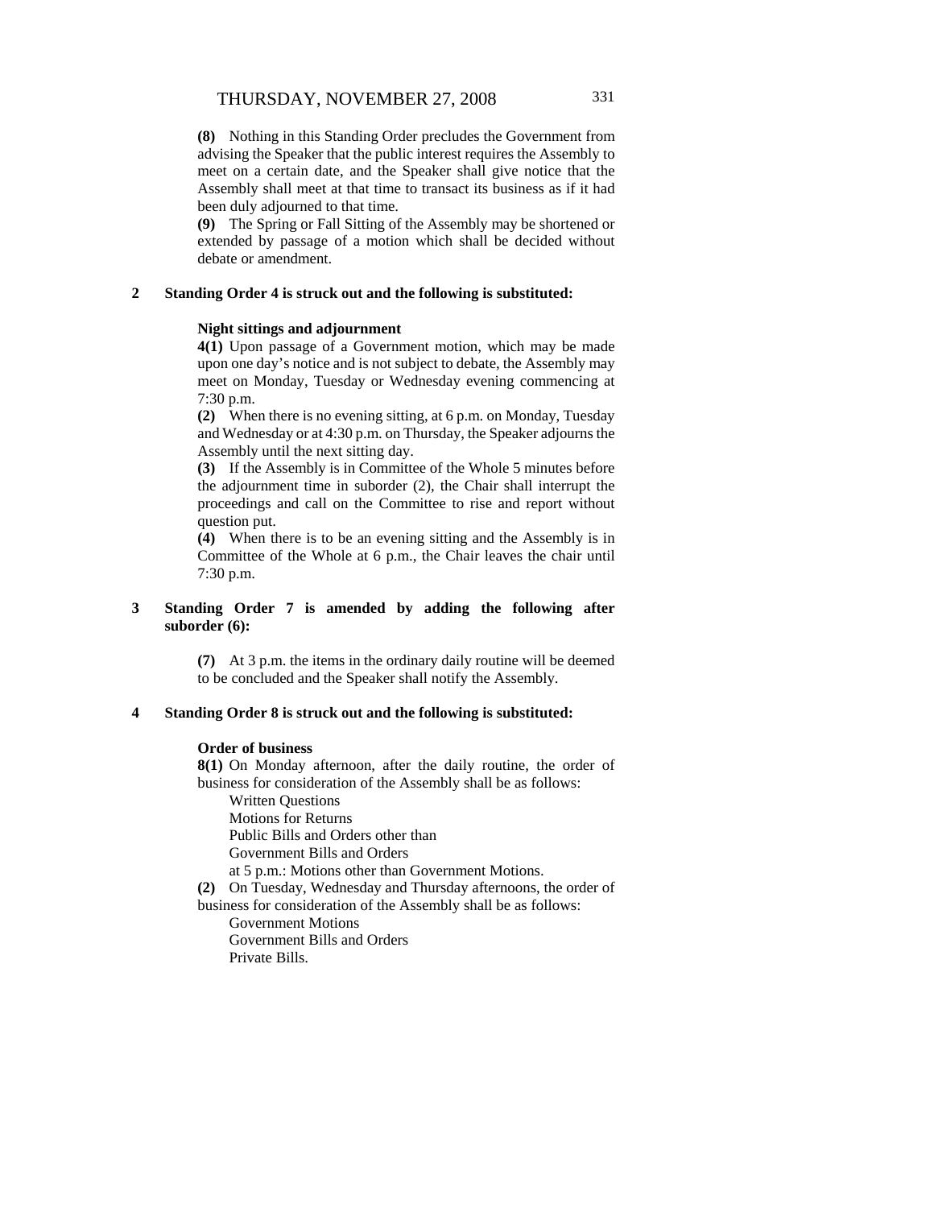**(8)** Nothing in this Standing Order precludes the Government from advising the Speaker that the public interest requires the Assembly to meet on a certain date, and the Speaker shall give notice that the Assembly shall meet at that time to transact its business as if it had been duly adjourned to that time.

**(9)** The Spring or Fall Sitting of the Assembly may be shortened or extended by passage of a motion which shall be decided without debate or amendment.

**2 Standing Order 4 is struck out and the following is substituted:**

**Night sittings and adjournment**

**4(1)** Upon passage of a Government motion, which may be made upon one day's notice and is not subject to debate, the Assembly may meet on Monday, Tuesday or Wednesday evening commencing at 7:30 p.m.

**(2)** When there is no evening sitting, at 6 p.m. on Monday, Tuesday and Wednesday or at 4:30 p.m. on Thursday, the Speaker adjourns the Assembly until the next sitting day.

**(3)** If the Assembly is in Committee of the Whole 5 minutes before the adjournment time in suborder (2), the Chair shall interrupt the proceedings and call on the Committee to rise and report without question put.

**(4)** When there is to be an evening sitting and the Assembly is in Committee of the Whole at 6 p.m., the Chair leaves the chair until 7:30 p.m.

**3 Standing Order 7 is amended by adding the following after suborder (6):**

**(7)** At 3 p.m. the items in the ordinary daily routine will be deemed to be concluded and the Speaker shall notify the Assembly.

**4 Standing Order 8 is struck out and the following is substituted:**

**Order of business**

**8(1)** On Monday afternoon, after the daily routine, the order of business for consideration of the Assembly shall be as follows:

Written Questions
Motions for Returns
Public Bills and Orders other than
Government Bills and Orders
at 5 p.m.: Motions other than Government Motions.

**(2)** On Tuesday, Wednesday and Thursday afternoons, the order of business for consideration of the Assembly shall be as follows:

Government Motions
Government Bills and Orders
Private Bills.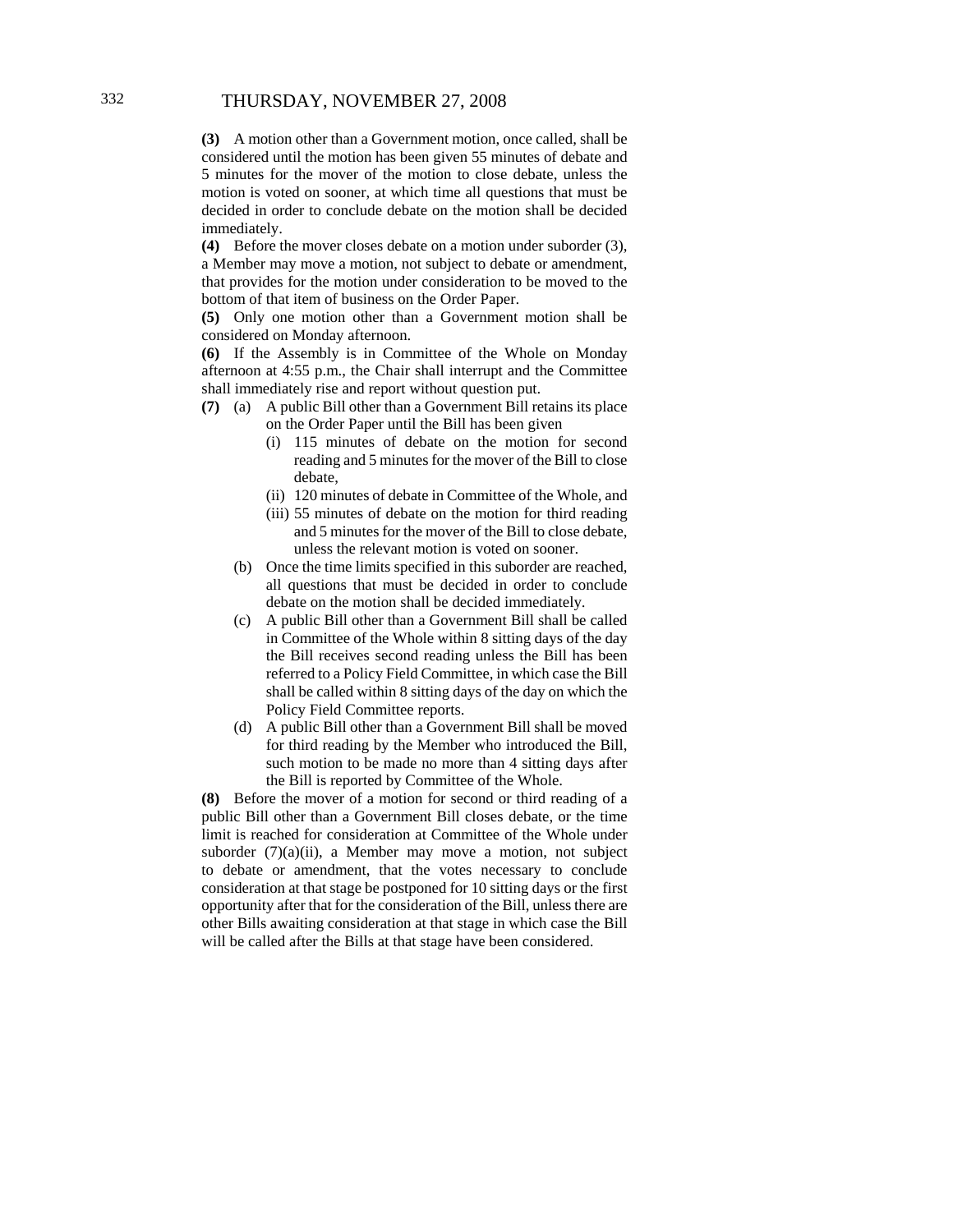**(3)** A motion other than a Government motion, once called, shall be considered until the motion has been given 55 minutes of debate and 5 minutes for the mover of the motion to close debate, unless the motion is voted on sooner, at which time all questions that must be decided in order to conclude debate on the motion shall be decided immediately.

**(4)** Before the mover closes debate on a motion under suborder (3), a Member may move a motion, not subject to debate or amendment, that provides for the motion under consideration to be moved to the bottom of that item of business on the Order Paper.

**(5)** Only one motion other than a Government motion shall be considered on Monday afternoon.

**(6)** If the Assembly is in Committee of the Whole on Monday afternoon at 4:55 p.m., the Chair shall interrupt and the Committee shall immediately rise and report without question put.

**(7)** (a) A public Bill other than a Government Bill retains its place on the Order Paper until the Bill has been given

- (i) 115 minutes of debate on the motion for second reading and 5 minutes for the mover of the Bill to close debate,
- (ii) 120 minutes of debate in Committee of the Whole, and
- (iii) 55 minutes of debate on the motion for third reading and 5 minutes for the mover of the Bill to close debate, unless the relevant motion is voted on sooner.

(b) Once the time limits specified in this suborder are reached, all questions that must be decided in order to conclude debate on the motion shall be decided immediately.

(c) A public Bill other than a Government Bill shall be called in Committee of the Whole within 8 sitting days of the day the Bill receives second reading unless the Bill has been referred to a Policy Field Committee, in which case the Bill shall be called within 8 sitting days of the day on which the Policy Field Committee reports.

(d) A public Bill other than a Government Bill shall be moved for third reading by the Member who introduced the Bill, such motion to be made no more than 4 sitting days after the Bill is reported by Committee of the Whole.

**(8)** Before the mover of a motion for second or third reading of a public Bill other than a Government Bill closes debate, or the time limit is reached for consideration at Committee of the Whole under suborder (7)(a)(ii), a Member may move a motion, not subject to debate or amendment, that the votes necessary to conclude consideration at that stage be postponed for 10 sitting days or the first opportunity after that for the consideration of the Bill, unless there are other Bills awaiting consideration at that stage in which case the Bill will be called after the Bills at that stage have been considered.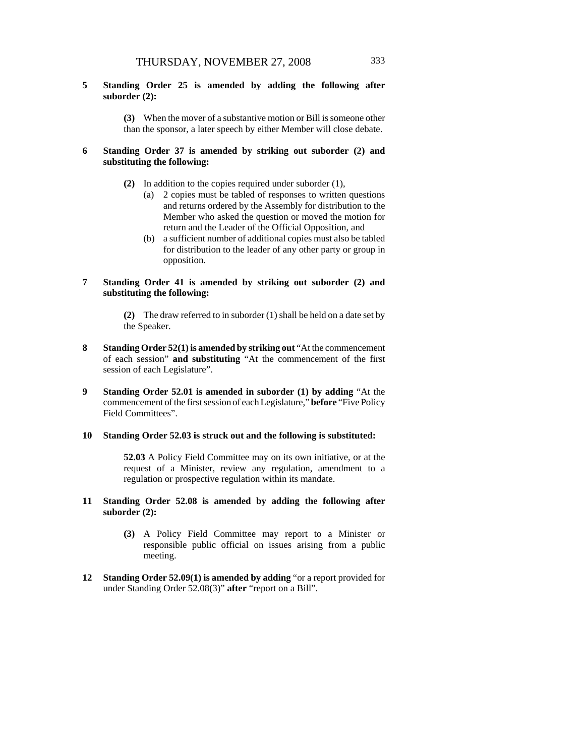**5 Standing Order 25 is amended by adding the following after suborder (2):**

> **(3)** When the mover of a substantive motion or Bill is someone other than the sponsor, a later speech by either Member will close debate.

**6 Standing Order 37 is amended by striking out suborder (2) and substituting the following:**

> **(2)** In addition to the copies required under suborder (1),
>
> (a) 2 copies must be tabled of responses to written questions and returns ordered by the Assembly for distribution to the Member who asked the question or moved the motion for return and the Leader of the Official Opposition, and
>
> (b) a sufficient number of additional copies must also be tabled for distribution to the leader of any other party or group in opposition.

**7 Standing Order 41 is amended by striking out suborder (2) and substituting the following:**

> **(2)** The draw referred to in suborder (1) shall be held on a date set by the Speaker.

**8 Standing Order 52(1) is amended by striking out** "At the commencement of each session" **and substituting** "At the commencement of the first session of each Legislature".

**9 Standing Order 52.01 is amended in suborder (1) by adding** "At the commencement of the first session of each Legislature," **before** "Five Policy Field Committees".

**10 Standing Order 52.03 is struck out and the following is substituted:**

> **52.03** A Policy Field Committee may on its own initiative, or at the request of a Minister, review any regulation, amendment to a regulation or prospective regulation within its mandate.

**11 Standing Order 52.08 is amended by adding the following after suborder (2):**

> **(3)** A Policy Field Committee may report to a Minister or responsible public official on issues arising from a public meeting.

**12 Standing Order 52.09(1) is amended by adding** "or a report provided for under Standing Order 52.08(3)" **after** "report on a Bill".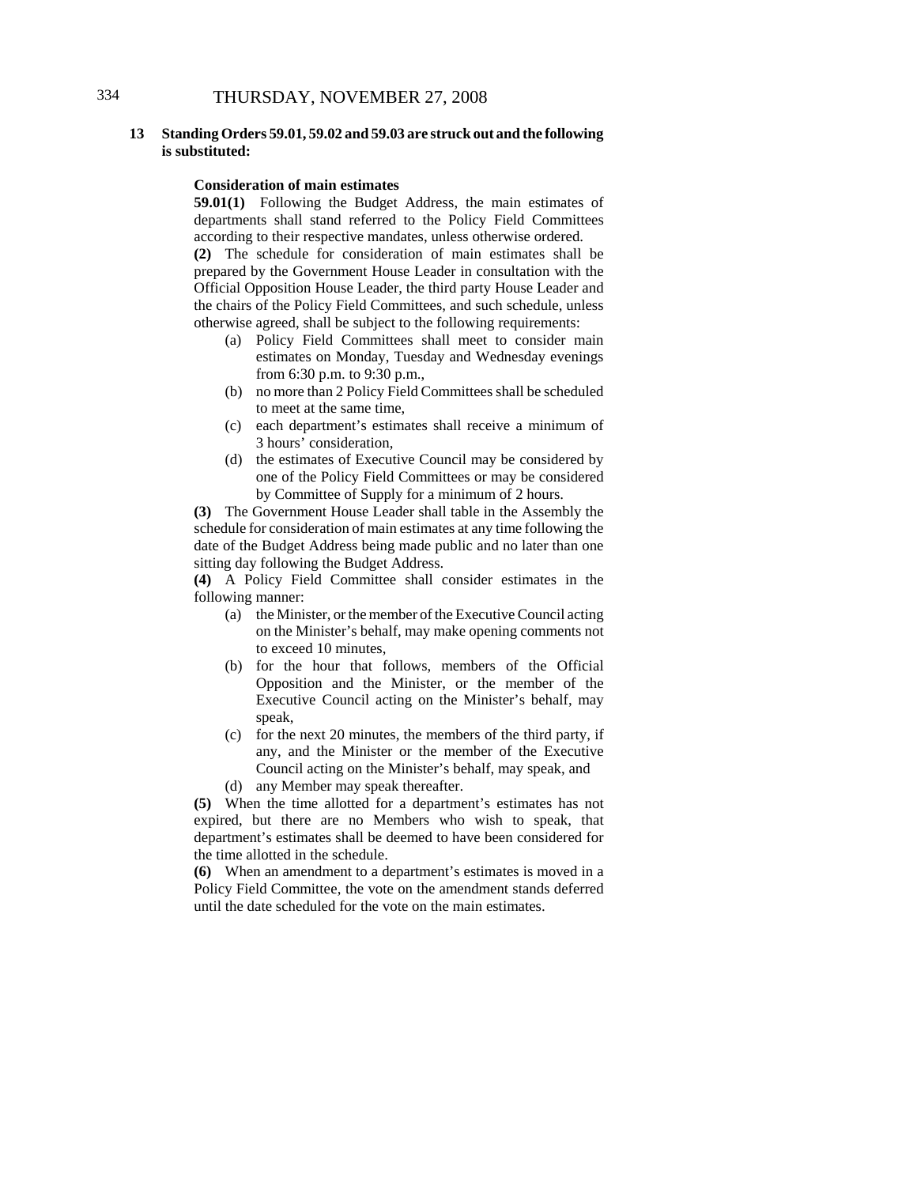**13 Standing Orders 59.01, 59.02 and 59.03 are struck out and the following is substituted:**

**Consideration of main estimates**

**59.01(1)** Following the Budget Address, the main estimates of departments shall stand referred to the Policy Field Committees according to their respective mandates, unless otherwise ordered.

**(2)** The schedule for consideration of main estimates shall be prepared by the Government House Leader in consultation with the Official Opposition House Leader, the third party House Leader and the chairs of the Policy Field Committees, and such schedule, unless otherwise agreed, shall be subject to the following requirements:

- (a) Policy Field Committees shall meet to consider main estimates on Monday, Tuesday and Wednesday evenings from 6:30 p.m. to 9:30 p.m.,
- (b) no more than 2 Policy Field Committees shall be scheduled to meet at the same time,
- (c) each department's estimates shall receive a minimum of 3 hours' consideration,
- (d) the estimates of Executive Council may be considered by one of the Policy Field Committees or may be considered by Committee of Supply for a minimum of 2 hours.

**(3)** The Government House Leader shall table in the Assembly the schedule for consideration of main estimates at any time following the date of the Budget Address being made public and no later than one sitting day following the Budget Address.

**(4)** A Policy Field Committee shall consider estimates in the following manner:

- (a) the Minister, or the member of the Executive Council acting on the Minister's behalf, may make opening comments not to exceed 10 minutes,
- (b) for the hour that follows, members of the Official Opposition and the Minister, or the member of the Executive Council acting on the Minister's behalf, may speak,
- (c) for the next 20 minutes, the members of the third party, if any, and the Minister or the member of the Executive Council acting on the Minister's behalf, may speak, and
- (d) any Member may speak thereafter.

**(5)** When the time allotted for a department's estimates has not expired, but there are no Members who wish to speak, that department's estimates shall be deemed to have been considered for the time allotted in the schedule.

**(6)** When an amendment to a department's estimates is moved in a Policy Field Committee, the vote on the amendment stands deferred until the date scheduled for the vote on the main estimates.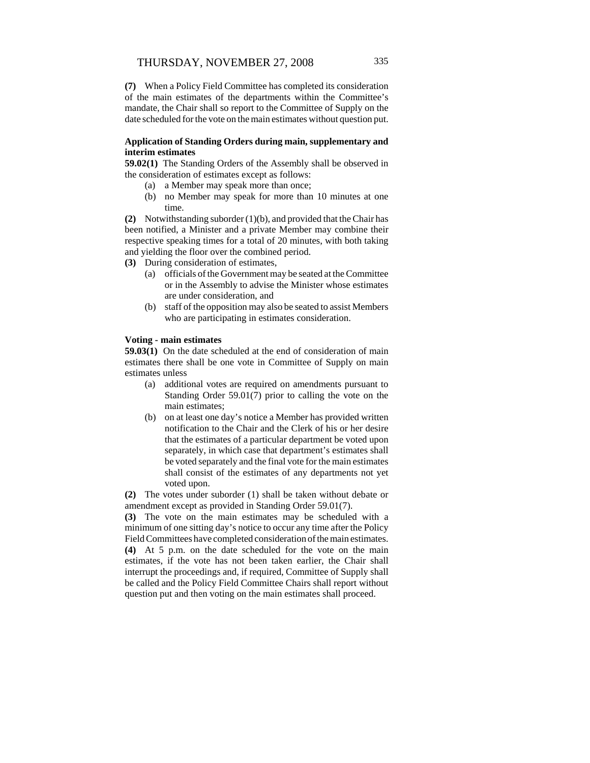**(7)** When a Policy Field Committee has completed its consideration of the main estimates of the departments within the Committee's mandate, the Chair shall so report to the Committee of Supply on the date scheduled for the vote on the main estimates without question put.

**Application of Standing Orders during main, supplementary and interim estimates**

**59.02(1)** The Standing Orders of the Assembly shall be observed in the consideration of estimates except as follows:

- (a) a Member may speak more than once;
- (b) no Member may speak for more than 10 minutes at one time.

**(2)** Notwithstanding suborder (1)(b), and provided that the Chair has been notified, a Minister and a private Member may combine their respective speaking times for a total of 20 minutes, with both taking and yielding the floor over the combined period.

**(3)** During consideration of estimates,

- (a) officials of the Government may be seated at the Committee or in the Assembly to advise the Minister whose estimates are under consideration, and
- (b) staff of the opposition may also be seated to assist Members who are participating in estimates consideration.

**Voting - main estimates**

**59.03(1)** On the date scheduled at the end of consideration of main estimates there shall be one vote in Committee of Supply on main estimates unless

- (a) additional votes are required on amendments pursuant to Standing Order 59.01(7) prior to calling the vote on the main estimates;
- (b) on at least one day's notice a Member has provided written notification to the Chair and the Clerk of his or her desire that the estimates of a particular department be voted upon separately, in which case that department's estimates shall be voted separately and the final vote for the main estimates shall consist of the estimates of any departments not yet voted upon.

**(2)** The votes under suborder (1) shall be taken without debate or amendment except as provided in Standing Order 59.01(7).

**(3)** The vote on the main estimates may be scheduled with a minimum of one sitting day's notice to occur any time after the Policy Field Committees have completed consideration of the main estimates.

**(4)** At 5 p.m. on the date scheduled for the vote on the main estimates, if the vote has not been taken earlier, the Chair shall interrupt the proceedings and, if required, Committee of Supply shall be called and the Policy Field Committee Chairs shall report without question put and then voting on the main estimates shall proceed.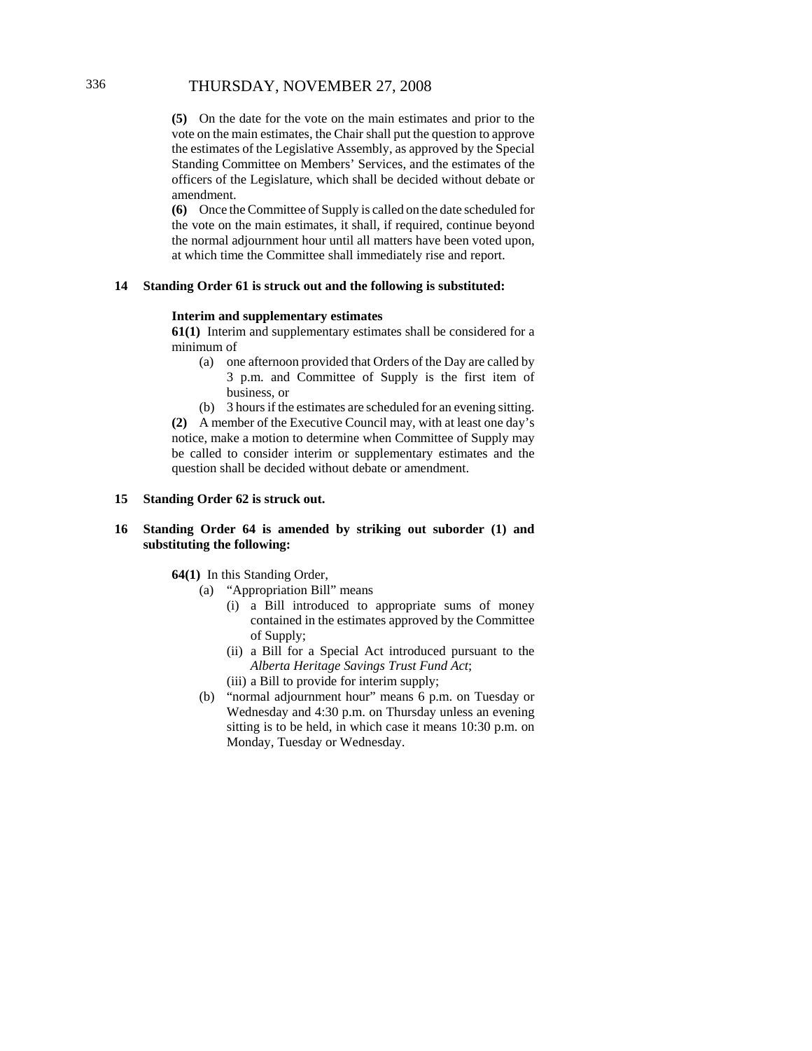**(5)** On the date for the vote on the main estimates and prior to the vote on the main estimates, the Chair shall put the question to approve the estimates of the Legislative Assembly, as approved by the Special Standing Committee on Members' Services, and the estimates of the officers of the Legislature, which shall be decided without debate or amendment.

**(6)** Once the Committee of Supply is called on the date scheduled for the vote on the main estimates, it shall, if required, continue beyond the normal adjournment hour until all matters have been voted upon, at which time the Committee shall immediately rise and report.

**14 Standing Order 61 is struck out and the following is substituted:**

**Interim and supplementary estimates**

**61(1)** Interim and supplementary estimates shall be considered for a minimum of

- (a) one afternoon provided that Orders of the Day are called by 3 p.m. and Committee of Supply is the first item of business, or
- (b) 3 hours if the estimates are scheduled for an evening sitting.

**(2)** A member of the Executive Council may, with at least one day's notice, make a motion to determine when Committee of Supply may be called to consider interim or supplementary estimates and the question shall be decided without debate or amendment.

**15 Standing Order 62 is struck out.**

**16 Standing Order 64 is amended by striking out suborder (1) and substituting the following:**

**64(1)** In this Standing Order,

- (a) "Appropriation Bill" means
  - (i) a Bill introduced to appropriate sums of money contained in the estimates approved by the Committee of Supply;
  - (ii) a Bill for a Special Act introduced pursuant to the *Alberta Heritage Savings Trust Fund Act*;
  - (iii) a Bill to provide for interim supply;
- (b) "normal adjournment hour" means 6 p.m. on Tuesday or Wednesday and 4:30 p.m. on Thursday unless an evening sitting is to be held, in which case it means 10:30 p.m. on Monday, Tuesday or Wednesday.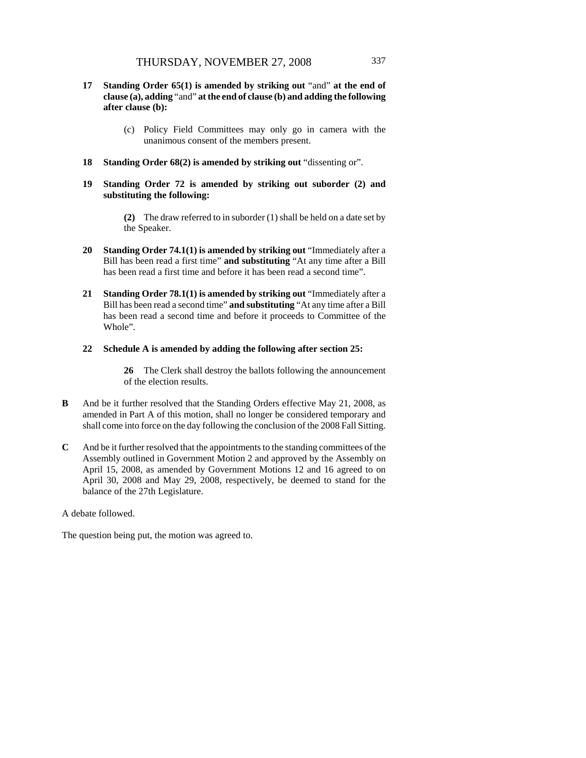**17 Standing Order 65(1) is amended by striking out** "and" **at the end of clause (a), adding** "and" **at the end of clause (b) and adding the following after clause (b):**

> (c) Policy Field Committees may only go in camera with the unanimous consent of the members present.

**18 Standing Order 68(2) is amended by striking out** "dissenting or".

**19 Standing Order 72 is amended by striking out suborder (2) and substituting the following:**

> **(2)** The draw referred to in suborder (1) shall be held on a date set by the Speaker.

**20 Standing Order 74.1(1) is amended by striking out** "Immediately after a Bill has been read a first time" **and substituting** "At any time after a Bill has been read a first time and before it has been read a second time".

**21 Standing Order 78.1(1) is amended by striking out** "Immediately after a Bill has been read a second time" **and substituting** "At any time after a Bill has been read a second time and before it proceeds to Committee of the Whole".

**22 Schedule A is amended by adding the following after section 25:**

> **26** The Clerk shall destroy the ballots following the announcement of the election results.

**B** And be it further resolved that the Standing Orders effective May 21, 2008, as amended in Part A of this motion, shall no longer be considered temporary and shall come into force on the day following the conclusion of the 2008 Fall Sitting.

**C** And be it further resolved that the appointments to the standing committees of the Assembly outlined in Government Motion 2 and approved by the Assembly on April 15, 2008, as amended by Government Motions 12 and 16 agreed to on April 30, 2008 and May 29, 2008, respectively, be deemed to stand for the balance of the 27th Legislature.

A debate followed.

The question being put, the motion was agreed to.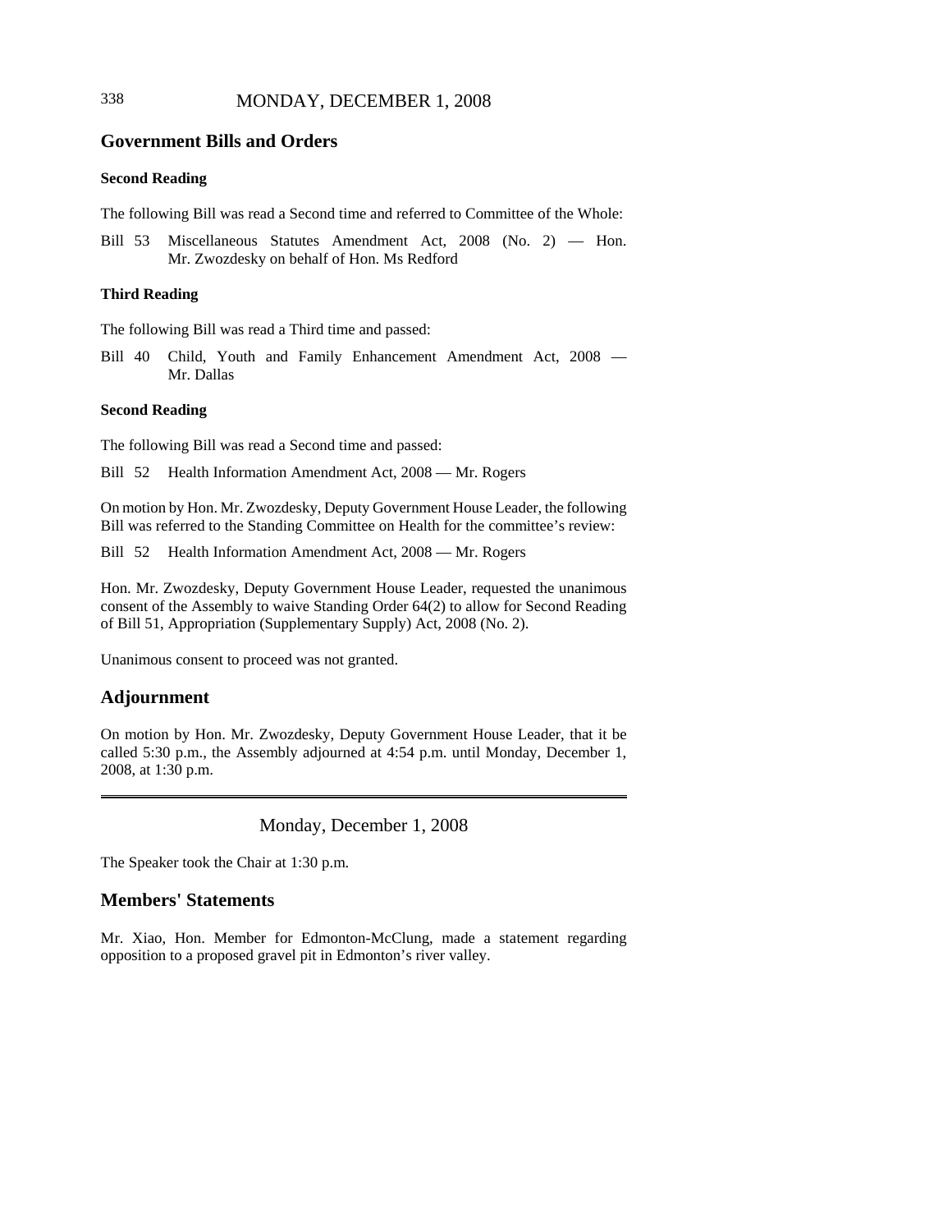## Government Bills and Orders

### Second Reading

The following Bill was read a Second time and referred to Committee of the Whole:

Bill 53 Miscellaneous Statutes Amendment Act, 2008 (No. 2) — Hon. Mr. Zwozdesky on behalf of Hon. Ms Redford

### Third Reading

The following Bill was read a Third time and passed:

Bill 40 Child, Youth and Family Enhancement Amendment Act, 2008 — Mr. Dallas

### Second Reading

The following Bill was read a Second time and passed:

Bill 52 Health Information Amendment Act, 2008 — Mr. Rogers

On motion by Hon. Mr. Zwozdesky, Deputy Government House Leader, the following Bill was referred to the Standing Committee on Health for the committee's review:

Bill 52 Health Information Amendment Act, 2008 — Mr. Rogers

Hon. Mr. Zwozdesky, Deputy Government House Leader, requested the unanimous consent of the Assembly to waive Standing Order 64(2) to allow for Second Reading of Bill 51, Appropriation (Supplementary Supply) Act, 2008 (No. 2).

Unanimous consent to proceed was not granted.

## Adjournment

On motion by Hon. Mr. Zwozdesky, Deputy Government House Leader, that it be called 5:30 p.m., the Assembly adjourned at 4:54 p.m. until Monday, December 1, 2008, at 1:30 p.m.

---

Monday, December 1, 2008

The Speaker took the Chair at 1:30 p.m.

## Members' Statements

Mr. Xiao, Hon. Member for Edmonton-McClung, made a statement regarding opposition to a proposed gravel pit in Edmonton's river valley.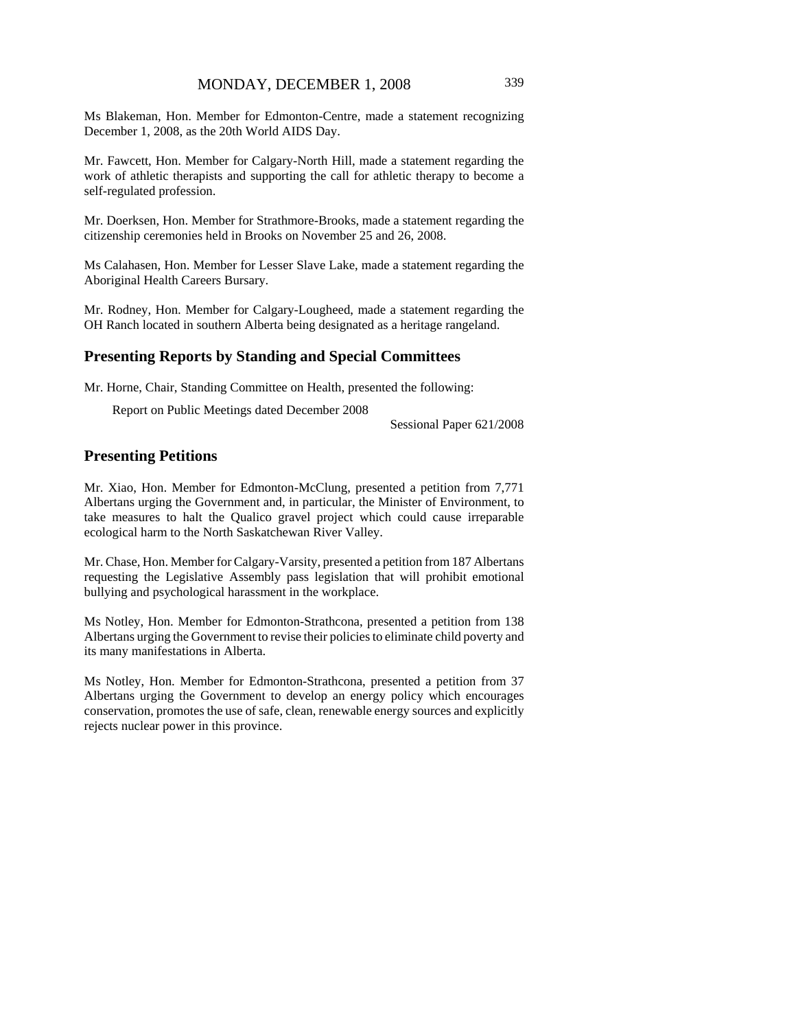Ms Blakeman, Hon. Member for Edmonton-Centre, made a statement recognizing December 1, 2008, as the 20th World AIDS Day.

Mr. Fawcett, Hon. Member for Calgary-North Hill, made a statement regarding the work of athletic therapists and supporting the call for athletic therapy to become a self-regulated profession.

Mr. Doerksen, Hon. Member for Strathmore-Brooks, made a statement regarding the citizenship ceremonies held in Brooks on November 25 and 26, 2008.

Ms Calahasen, Hon. Member for Lesser Slave Lake, made a statement regarding the Aboriginal Health Careers Bursary.

Mr. Rodney, Hon. Member for Calgary-Lougheed, made a statement regarding the OH Ranch located in southern Alberta being designated as a heritage rangeland.

## Presenting Reports by Standing and Special Committees

Mr. Horne, Chair, Standing Committee on Health, presented the following:

Report on Public Meetings dated December 2008

Sessional Paper 621/2008

## Presenting Petitions

Mr. Xiao, Hon. Member for Edmonton-McClung, presented a petition from 7,771 Albertans urging the Government and, in particular, the Minister of Environment, to take measures to halt the Qualico gravel project which could cause irreparable ecological harm to the North Saskatchewan River Valley.

Mr. Chase, Hon. Member for Calgary-Varsity, presented a petition from 187 Albertans requesting the Legislative Assembly pass legislation that will prohibit emotional bullying and psychological harassment in the workplace.

Ms Notley, Hon. Member for Edmonton-Strathcona, presented a petition from 138 Albertans urging the Government to revise their policies to eliminate child poverty and its many manifestations in Alberta.

Ms Notley, Hon. Member for Edmonton-Strathcona, presented a petition from 37 Albertans urging the Government to develop an energy policy which encourages conservation, promotes the use of safe, clean, renewable energy sources and explicitly rejects nuclear power in this province.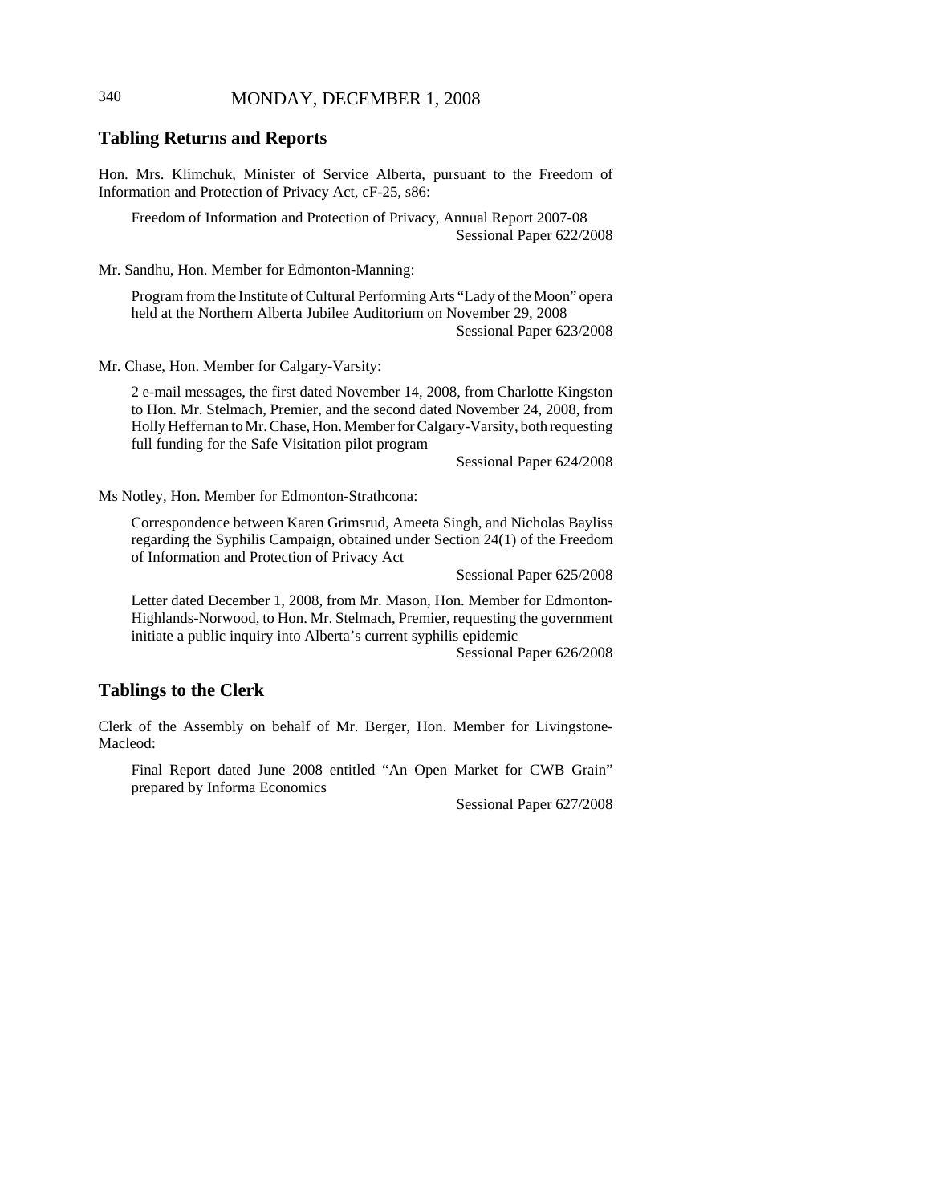## Tabling Returns and Reports

Hon. Mrs. Klimchuk, Minister of Service Alberta, pursuant to the Freedom of Information and Protection of Privacy Act, cF-25, s86:

> Freedom of Information and Protection of Privacy, Annual Report 2007-08
> Sessional Paper 622/2008

Mr. Sandhu, Hon. Member for Edmonton-Manning:

> Program from the Institute of Cultural Performing Arts "Lady of the Moon" opera held at the Northern Alberta Jubilee Auditorium on November 29, 2008
> Sessional Paper 623/2008

Mr. Chase, Hon. Member for Calgary-Varsity:

> 2 e-mail messages, the first dated November 14, 2008, from Charlotte Kingston to Hon. Mr. Stelmach, Premier, and the second dated November 24, 2008, from Holly Heffernan to Mr. Chase, Hon. Member for Calgary-Varsity, both requesting full funding for the Safe Visitation pilot program
> Sessional Paper 624/2008

Ms Notley, Hon. Member for Edmonton-Strathcona:

> Correspondence between Karen Grimsrud, Ameeta Singh, and Nicholas Bayliss regarding the Syphilis Campaign, obtained under Section 24(1) of the Freedom of Information and Protection of Privacy Act
> Sessional Paper 625/2008

> Letter dated December 1, 2008, from Mr. Mason, Hon. Member for Edmonton-Highlands-Norwood, to Hon. Mr. Stelmach, Premier, requesting the government initiate a public inquiry into Alberta's current syphilis epidemic
> Sessional Paper 626/2008

## Tablings to the Clerk

Clerk of the Assembly on behalf of Mr. Berger, Hon. Member for Livingstone-Macleod:

> Final Report dated June 2008 entitled "An Open Market for CWB Grain" prepared by Informa Economics
> Sessional Paper 627/2008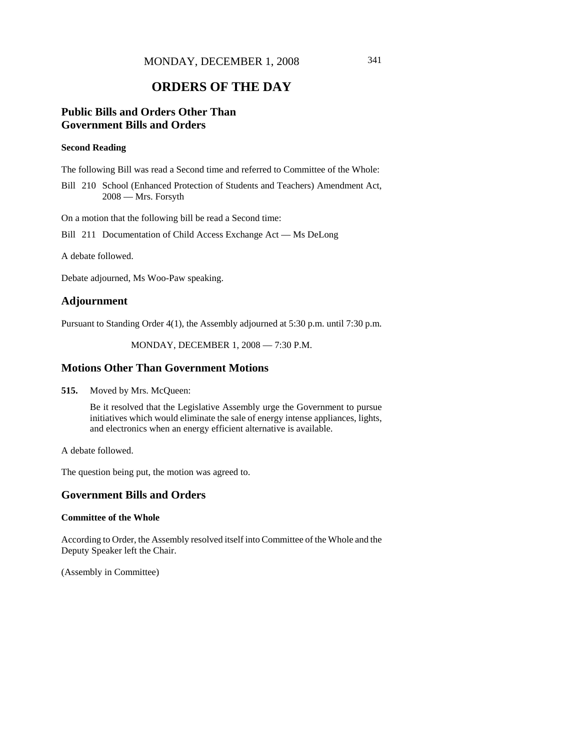# ORDERS OF THE DAY

## Public Bills and Orders Other Than Government Bills and Orders

### Second Reading

The following Bill was read a Second time and referred to Committee of the Whole:

Bill 210 School (Enhanced Protection of Students and Teachers) Amendment Act, 2008 — Mrs. Forsyth

On a motion that the following bill be read a Second time:

Bill 211 Documentation of Child Access Exchange Act — Ms DeLong

A debate followed.

Debate adjourned, Ms Woo-Paw speaking.

## Adjournment

Pursuant to Standing Order 4(1), the Assembly adjourned at 5:30 p.m. until 7:30 p.m.

MONDAY, DECEMBER 1, 2008 — 7:30 P.M.

## Motions Other Than Government Motions

**515.** Moved by Mrs. McQueen:

Be it resolved that the Legislative Assembly urge the Government to pursue initiatives which would eliminate the sale of energy intense appliances, lights, and electronics when an energy efficient alternative is available.

A debate followed.

The question being put, the motion was agreed to.

## Government Bills and Orders

### Committee of the Whole

According to Order, the Assembly resolved itself into Committee of the Whole and the Deputy Speaker left the Chair.

(Assembly in Committee)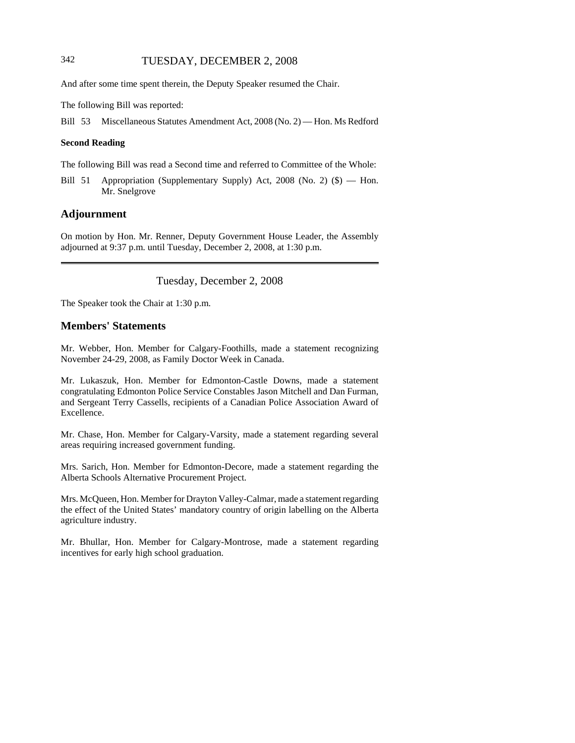And after some time spent therein, the Deputy Speaker resumed the Chair.

The following Bill was reported:

Bill 53 Miscellaneous Statutes Amendment Act, 2008 (No. 2) — Hon. Ms Redford

**Second Reading**

The following Bill was read a Second time and referred to Committee of the Whole:

Bill 51 Appropriation (Supplementary Supply) Act, 2008 (No. 2) ($) — Hon. Mr. Snelgrove

## Adjournment

On motion by Hon. Mr. Renner, Deputy Government House Leader, the Assembly adjourned at 9:37 p.m. until Tuesday, December 2, 2008, at 1:30 p.m.

---

Tuesday, December 2, 2008

The Speaker took the Chair at 1:30 p.m.

## Members' Statements

Mr. Webber, Hon. Member for Calgary-Foothills, made a statement recognizing November 24-29, 2008, as Family Doctor Week in Canada.

Mr. Lukaszuk, Hon. Member for Edmonton-Castle Downs, made a statement congratulating Edmonton Police Service Constables Jason Mitchell and Dan Furman, and Sergeant Terry Cassells, recipients of a Canadian Police Association Award of Excellence.

Mr. Chase, Hon. Member for Calgary-Varsity, made a statement regarding several areas requiring increased government funding.

Mrs. Sarich, Hon. Member for Edmonton-Decore, made a statement regarding the Alberta Schools Alternative Procurement Project.

Mrs. McQueen, Hon. Member for Drayton Valley-Calmar, made a statement regarding the effect of the United States' mandatory country of origin labelling on the Alberta agriculture industry.

Mr. Bhullar, Hon. Member for Calgary-Montrose, made a statement regarding incentives for early high school graduation.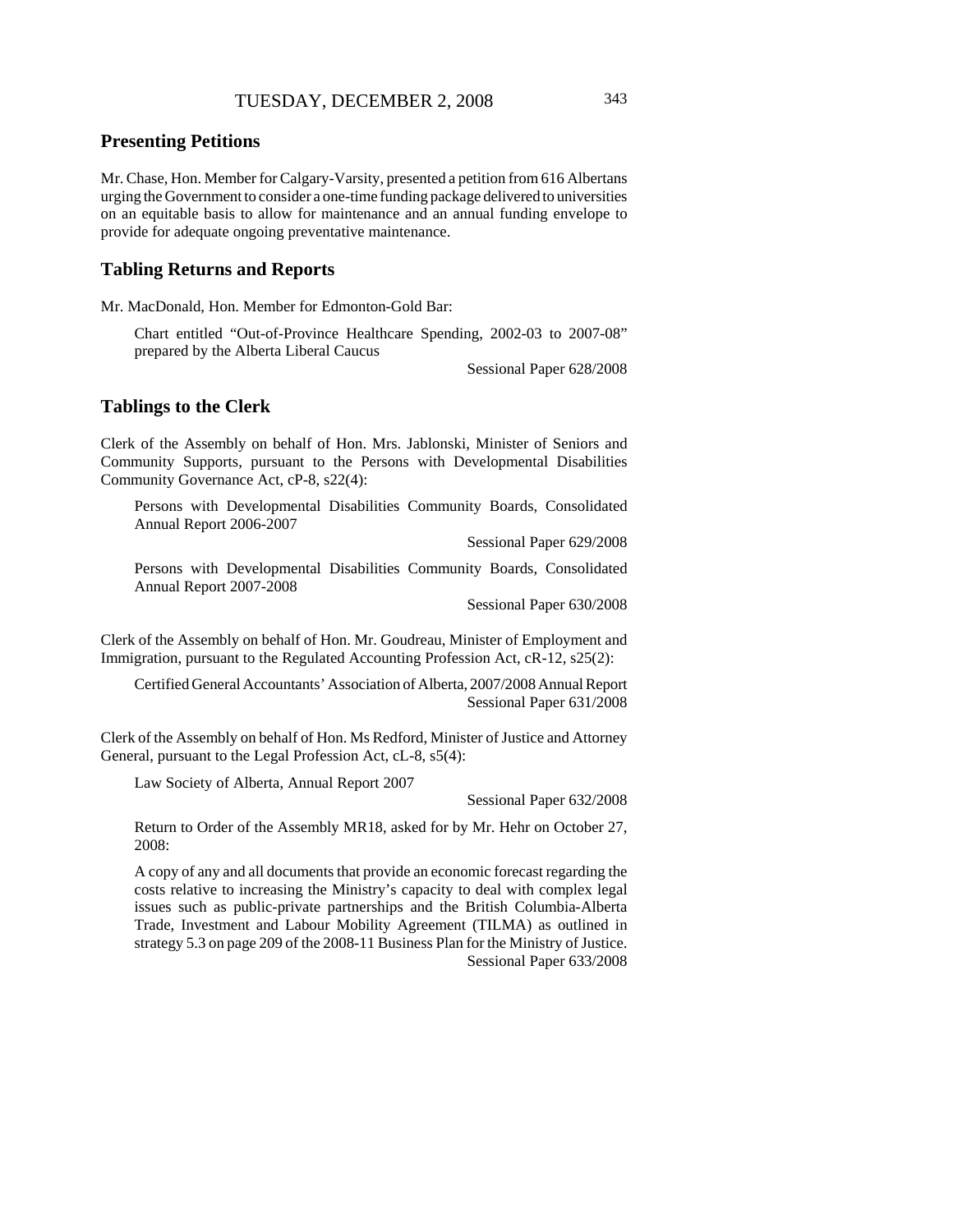## Presenting Petitions

Mr. Chase, Hon. Member for Calgary-Varsity, presented a petition from 616 Albertans urging the Government to consider a one-time funding package delivered to universities on an equitable basis to allow for maintenance and an annual funding envelope to provide for adequate ongoing preventative maintenance.

## Tabling Returns and Reports

Mr. MacDonald, Hon. Member for Edmonton-Gold Bar:

> Chart entitled "Out-of-Province Healthcare Spending, 2002-03 to 2007-08" prepared by the Alberta Liberal Caucus
>
> Sessional Paper 628/2008

## Tablings to the Clerk

Clerk of the Assembly on behalf of Hon. Mrs. Jablonski, Minister of Seniors and Community Supports, pursuant to the Persons with Developmental Disabilities Community Governance Act, cP-8, s22(4):

> Persons with Developmental Disabilities Community Boards, Consolidated Annual Report 2006-2007
>
> Sessional Paper 629/2008
>
> Persons with Developmental Disabilities Community Boards, Consolidated Annual Report 2007-2008
>
> Sessional Paper 630/2008

Clerk of the Assembly on behalf of Hon. Mr. Goudreau, Minister of Employment and Immigration, pursuant to the Regulated Accounting Profession Act, cR-12, s25(2):

> Certified General Accountants' Association of Alberta, 2007/2008 Annual Report
>
> Sessional Paper 631/2008

Clerk of the Assembly on behalf of Hon. Ms Redford, Minister of Justice and Attorney General, pursuant to the Legal Profession Act, cL-8, s5(4):

> Law Society of Alberta, Annual Report 2007
>
> Sessional Paper 632/2008
>
> Return to Order of the Assembly MR18, asked for by Mr. Hehr on October 27, 2008:
>
> A copy of any and all documents that provide an economic forecast regarding the costs relative to increasing the Ministry's capacity to deal with complex legal issues such as public-private partnerships and the British Columbia-Alberta Trade, Investment and Labour Mobility Agreement (TILMA) as outlined in strategy 5.3 on page 209 of the 2008-11 Business Plan for the Ministry of Justice.
>
> Sessional Paper 633/2008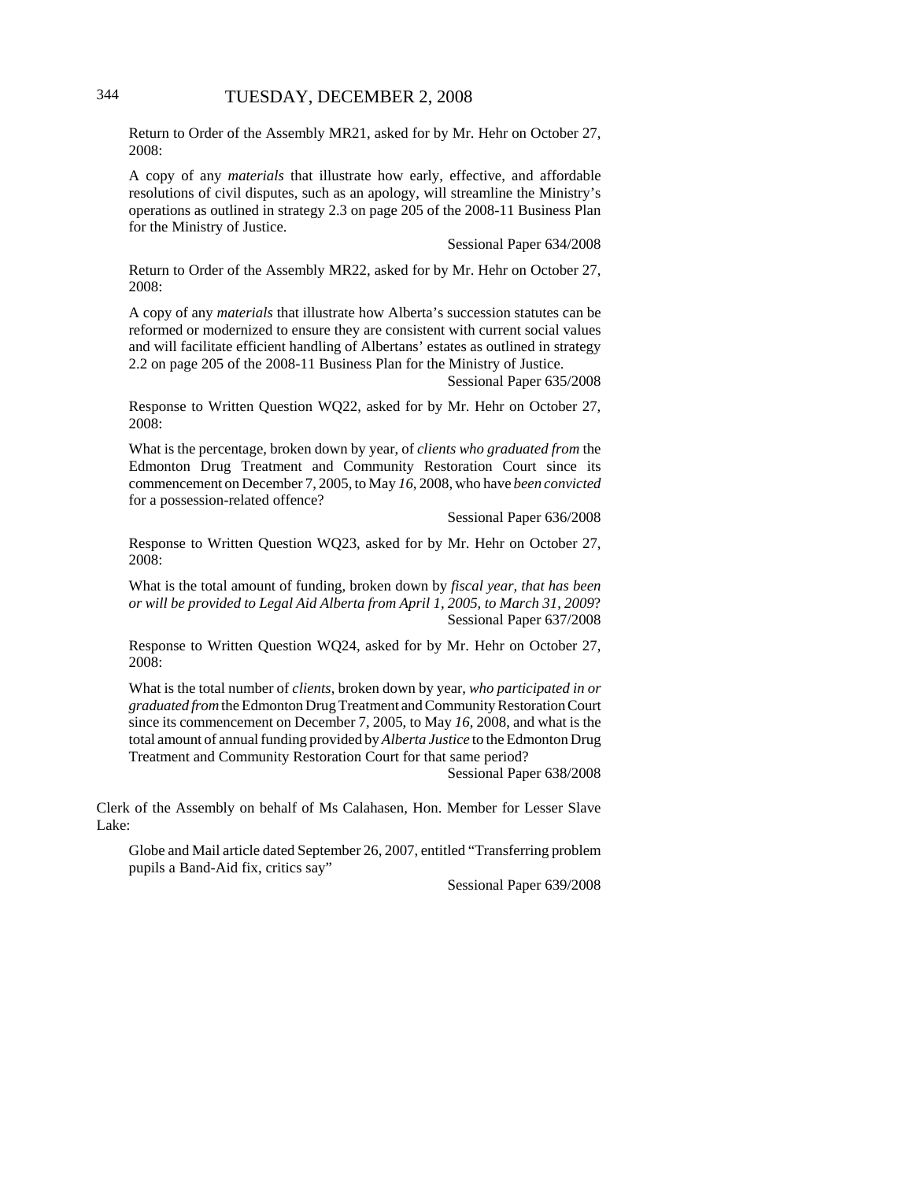Return to Order of the Assembly MR21, asked for by Mr. Hehr on October 27, 2008:

A copy of any *materials* that illustrate how early, effective, and affordable resolutions of civil disputes, such as an apology, will streamline the Ministry's operations as outlined in strategy 2.3 on page 205 of the 2008-11 Business Plan for the Ministry of Justice.

Sessional Paper 634/2008

Return to Order of the Assembly MR22, asked for by Mr. Hehr on October 27, 2008:

A copy of any *materials* that illustrate how Alberta's succession statutes can be reformed or modernized to ensure they are consistent with current social values and will facilitate efficient handling of Albertans' estates as outlined in strategy 2.2 on page 205 of the 2008-11 Business Plan for the Ministry of Justice.

Sessional Paper 635/2008

Response to Written Question WQ22, asked for by Mr. Hehr on October 27, 2008:

What is the percentage, broken down by year, of *clients who graduated from* the Edmonton Drug Treatment and Community Restoration Court since its commencement on December 7, 2005, to May *16*, 2008, who have *been convicted* for a possession-related offence?

Sessional Paper 636/2008

Response to Written Question WQ23, asked for by Mr. Hehr on October 27, 2008:

What is the total amount of funding, broken down by *fiscal year, that has been or will be provided to Legal Aid Alberta from April 1, 2005, to March 31, 2009*?

Sessional Paper 637/2008

Response to Written Question WQ24, asked for by Mr. Hehr on October 27, 2008:

What is the total number of *clients*, broken down by year, *who participated in or graduated from* the Edmonton Drug Treatment and Community Restoration Court since its commencement on December 7, 2005, to May *16*, 2008, and what is the total amount of annual funding provided by *Alberta Justice* to the Edmonton Drug Treatment and Community Restoration Court for that same period?

Sessional Paper 638/2008

Clerk of the Assembly on behalf of Ms Calahasen, Hon. Member for Lesser Slave Lake:

Globe and Mail article dated September 26, 2007, entitled "Transferring problem pupils a Band-Aid fix, critics say"

Sessional Paper 639/2008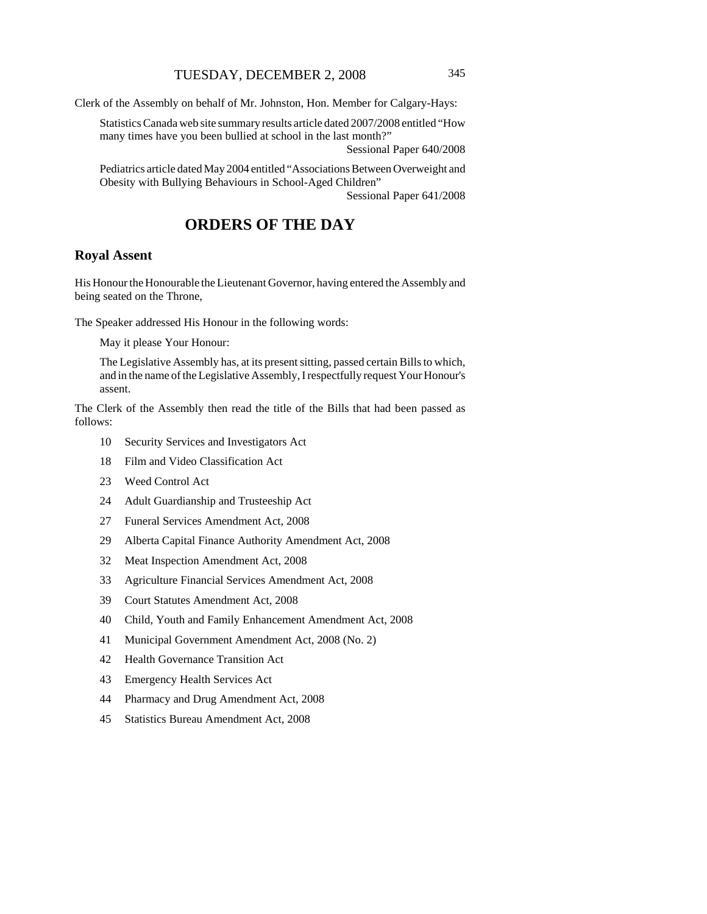Clerk of the Assembly on behalf of Mr. Johnston, Hon. Member for Calgary-Hays:

> Statistics Canada web site summary results article dated 2007/2008 entitled "How many times have you been bullied at school in the last month?"
>
> Sessional Paper 640/2008
>
> Pediatrics article dated May 2004 entitled "Associations Between Overweight and Obesity with Bullying Behaviours in School-Aged Children"
>
> Sessional Paper 641/2008

# ORDERS OF THE DAY

## Royal Assent

His Honour the Honourable the Lieutenant Governor, having entered the Assembly and being seated on the Throne,

The Speaker addressed His Honour in the following words:

> May it please Your Honour:
>
> The Legislative Assembly has, at its present sitting, passed certain Bills to which, and in the name of the Legislative Assembly, I respectfully request Your Honour's assent.

The Clerk of the Assembly then read the title of the Bills that had been passed as follows:

- 10 Security Services and Investigators Act
- 18 Film and Video Classification Act
- 23 Weed Control Act
- 24 Adult Guardianship and Trusteeship Act
- 27 Funeral Services Amendment Act, 2008
- 29 Alberta Capital Finance Authority Amendment Act, 2008
- 32 Meat Inspection Amendment Act, 2008
- 33 Agriculture Financial Services Amendment Act, 2008
- 39 Court Statutes Amendment Act, 2008
- 40 Child, Youth and Family Enhancement Amendment Act, 2008
- 41 Municipal Government Amendment Act, 2008 (No. 2)
- 42 Health Governance Transition Act
- 43 Emergency Health Services Act
- 44 Pharmacy and Drug Amendment Act, 2008
- 45 Statistics Bureau Amendment Act, 2008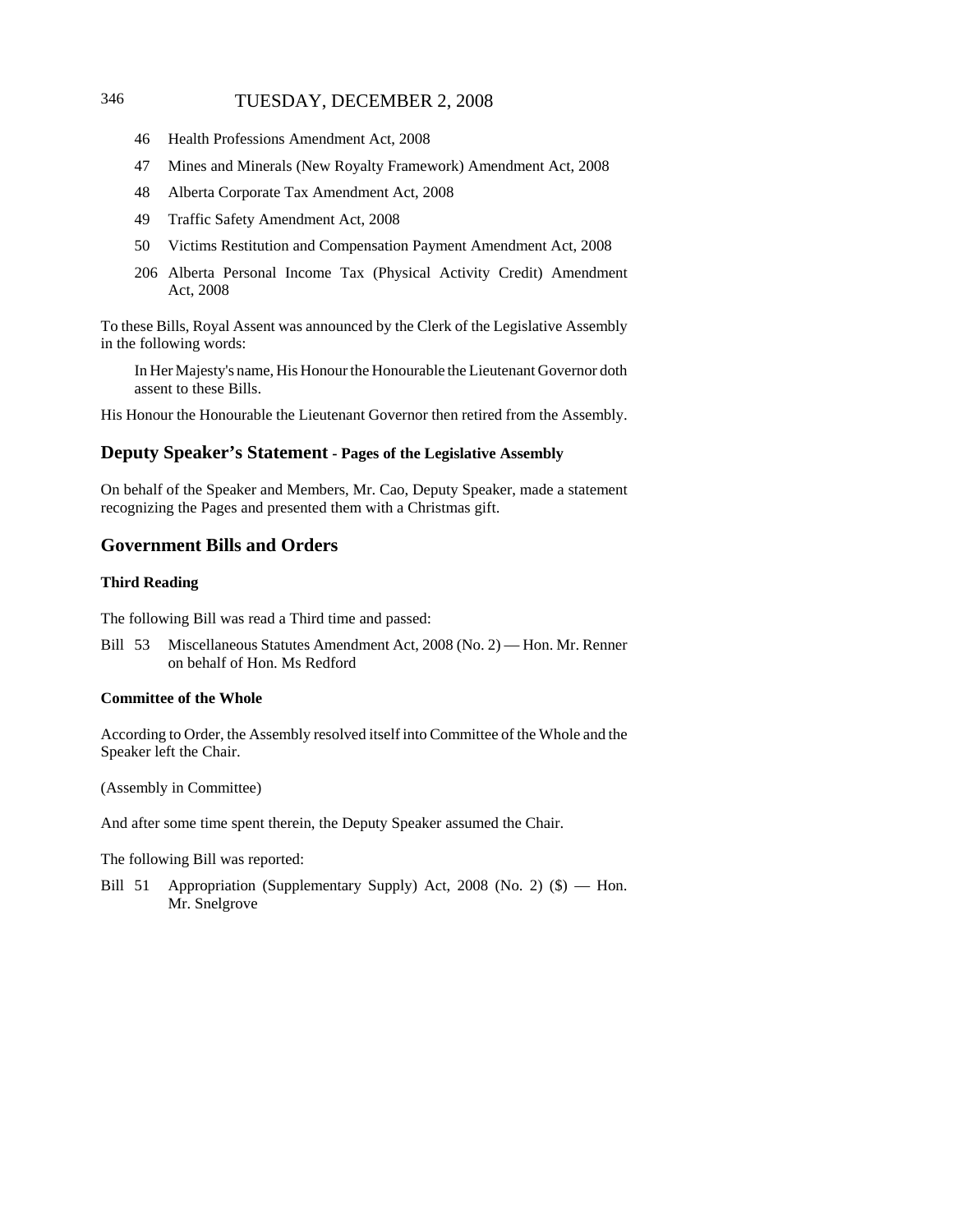46 Health Professions Amendment Act, 2008

47 Mines and Minerals (New Royalty Framework) Amendment Act, 2008

48 Alberta Corporate Tax Amendment Act, 2008

49 Traffic Safety Amendment Act, 2008

50 Victims Restitution and Compensation Payment Amendment Act, 2008

206 Alberta Personal Income Tax (Physical Activity Credit) Amendment Act, 2008

To these Bills, Royal Assent was announced by the Clerk of the Legislative Assembly in the following words:

> In Her Majesty's name, His Honour the Honourable the Lieutenant Governor doth assent to these Bills.

His Honour the Honourable the Lieutenant Governor then retired from the Assembly.

## Deputy Speaker's Statement - Pages of the Legislative Assembly

On behalf of the Speaker and Members, Mr. Cao, Deputy Speaker, made a statement recognizing the Pages and presented them with a Christmas gift.

## Government Bills and Orders

### Third Reading

The following Bill was read a Third time and passed:

Bill 53 Miscellaneous Statutes Amendment Act, 2008 (No. 2) — Hon. Mr. Renner on behalf of Hon. Ms Redford

### Committee of the Whole

According to Order, the Assembly resolved itself into Committee of the Whole and the Speaker left the Chair.

(Assembly in Committee)

And after some time spent therein, the Deputy Speaker assumed the Chair.

The following Bill was reported:

Bill 51 Appropriation (Supplementary Supply) Act, 2008 (No. 2) ($) — Hon. Mr. Snelgrove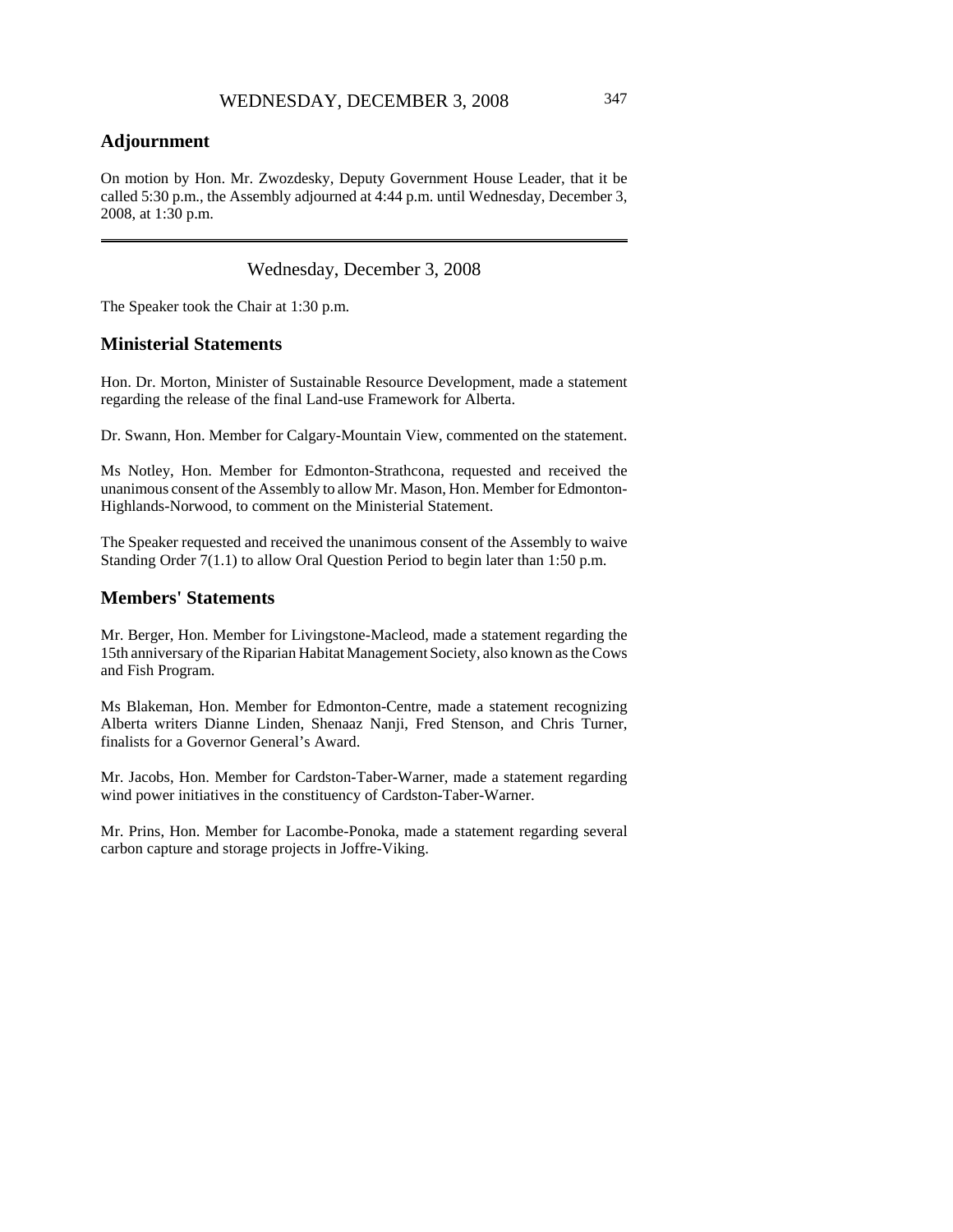## Adjournment

On motion by Hon. Mr. Zwozdesky, Deputy Government House Leader, that it be called 5:30 p.m., the Assembly adjourned at 4:44 p.m. until Wednesday, December 3, 2008, at 1:30 p.m.

---

Wednesday, December 3, 2008

The Speaker took the Chair at 1:30 p.m.

## Ministerial Statements

Hon. Dr. Morton, Minister of Sustainable Resource Development, made a statement regarding the release of the final Land-use Framework for Alberta.

Dr. Swann, Hon. Member for Calgary-Mountain View, commented on the statement.

Ms Notley, Hon. Member for Edmonton-Strathcona, requested and received the unanimous consent of the Assembly to allow Mr. Mason, Hon. Member for Edmonton-Highlands-Norwood, to comment on the Ministerial Statement.

The Speaker requested and received the unanimous consent of the Assembly to waive Standing Order 7(1.1) to allow Oral Question Period to begin later than 1:50 p.m.

## Members' Statements

Mr. Berger, Hon. Member for Livingstone-Macleod, made a statement regarding the 15th anniversary of the Riparian Habitat Management Society, also known as the Cows and Fish Program.

Ms Blakeman, Hon. Member for Edmonton-Centre, made a statement recognizing Alberta writers Dianne Linden, Shenaaz Nanji, Fred Stenson, and Chris Turner, finalists for a Governor General's Award.

Mr. Jacobs, Hon. Member for Cardston-Taber-Warner, made a statement regarding wind power initiatives in the constituency of Cardston-Taber-Warner.

Mr. Prins, Hon. Member for Lacombe-Ponoka, made a statement regarding several carbon capture and storage projects in Joffre-Viking.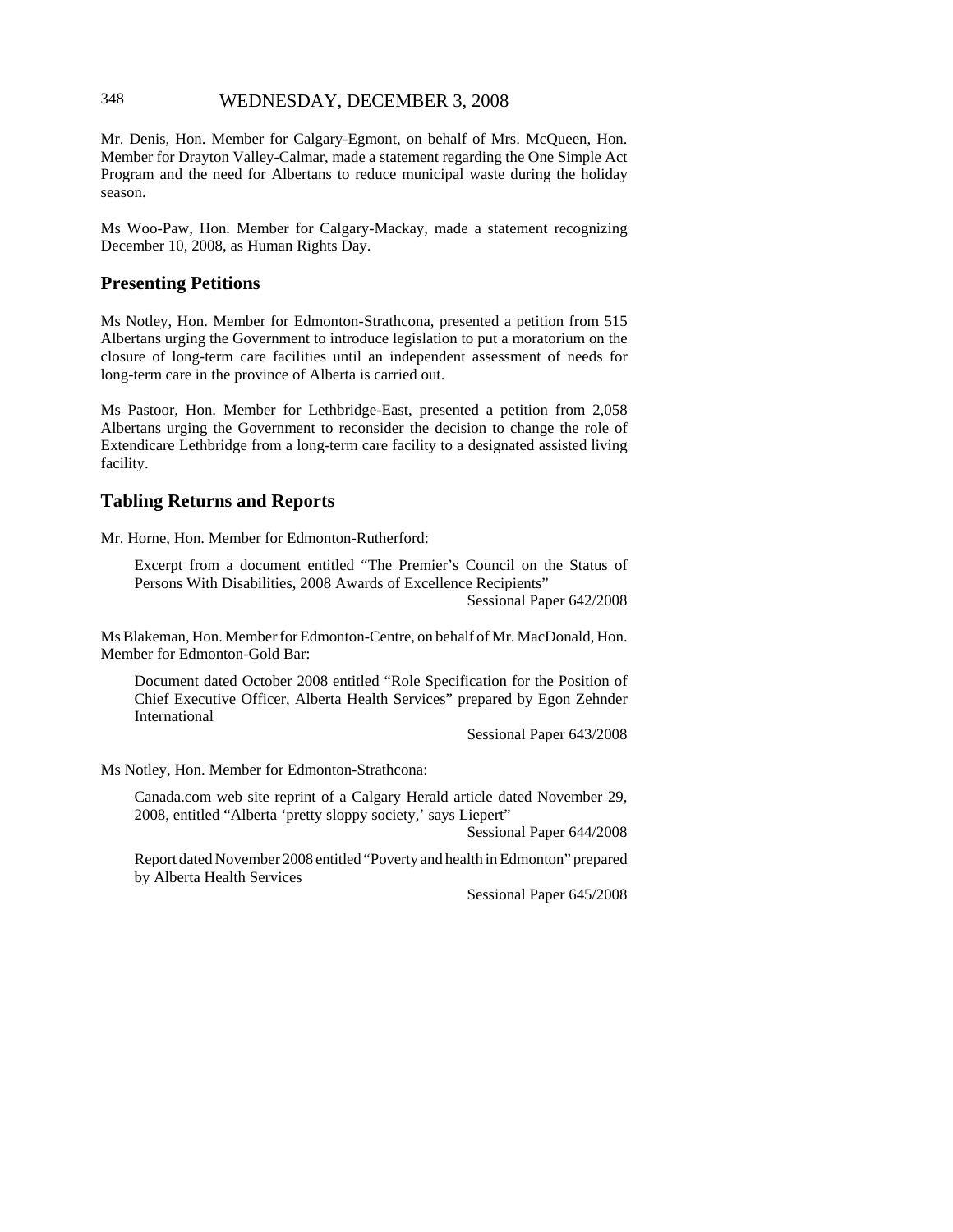Mr. Denis, Hon. Member for Calgary-Egmont, on behalf of Mrs. McQueen, Hon. Member for Drayton Valley-Calmar, made a statement regarding the One Simple Act Program and the need for Albertans to reduce municipal waste during the holiday season.

Ms Woo-Paw, Hon. Member for Calgary-Mackay, made a statement recognizing December 10, 2008, as Human Rights Day.

## Presenting Petitions

Ms Notley, Hon. Member for Edmonton-Strathcona, presented a petition from 515 Albertans urging the Government to introduce legislation to put a moratorium on the closure of long-term care facilities until an independent assessment of needs for long-term care in the province of Alberta is carried out.

Ms Pastoor, Hon. Member for Lethbridge-East, presented a petition from 2,058 Albertans urging the Government to reconsider the decision to change the role of Extendicare Lethbridge from a long-term care facility to a designated assisted living facility.

## Tabling Returns and Reports

Mr. Horne, Hon. Member for Edmonton-Rutherford:

> Excerpt from a document entitled "The Premier's Council on the Status of Persons With Disabilities, 2008 Awards of Excellence Recipients"
>
> Sessional Paper 642/2008

Ms Blakeman, Hon. Member for Edmonton-Centre, on behalf of Mr. MacDonald, Hon. Member for Edmonton-Gold Bar:

> Document dated October 2008 entitled "Role Specification for the Position of Chief Executive Officer, Alberta Health Services" prepared by Egon Zehnder International
>
> Sessional Paper 643/2008

Ms Notley, Hon. Member for Edmonton-Strathcona:

> Canada.com web site reprint of a Calgary Herald article dated November 29, 2008, entitled "Alberta 'pretty sloppy society,' says Liepert"
>
> Sessional Paper 644/2008

> Report dated November 2008 entitled "Poverty and health in Edmonton" prepared by Alberta Health Services
>
> Sessional Paper 645/2008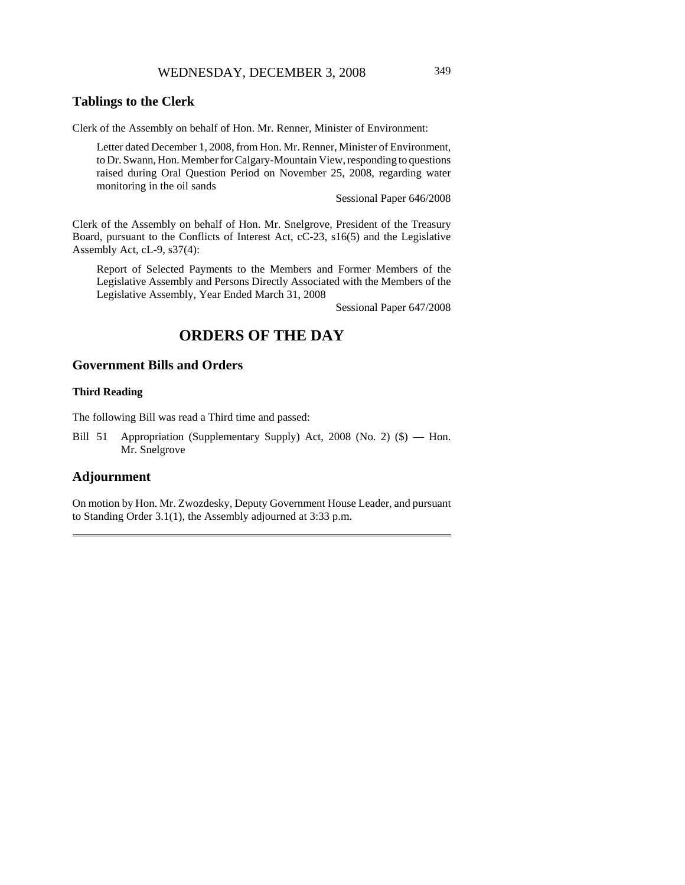## Tablings to the Clerk

Clerk of the Assembly on behalf of Hon. Mr. Renner, Minister of Environment:

> Letter dated December 1, 2008, from Hon. Mr. Renner, Minister of Environment, to Dr. Swann, Hon. Member for Calgary-Mountain View, responding to questions raised during Oral Question Period on November 25, 2008, regarding water monitoring in the oil sands
>
> Sessional Paper 646/2008

Clerk of the Assembly on behalf of Hon. Mr. Snelgrove, President of the Treasury Board, pursuant to the Conflicts of Interest Act, cC-23, s16(5) and the Legislative Assembly Act, cL-9, s37(4):

> Report of Selected Payments to the Members and Former Members of the Legislative Assembly and Persons Directly Associated with the Members of the Legislative Assembly, Year Ended March 31, 2008
>
> Sessional Paper 647/2008

# ORDERS OF THE DAY

## Government Bills and Orders

### Third Reading

The following Bill was read a Third time and passed:

Bill 51 Appropriation (Supplementary Supply) Act, 2008 (No. 2) ($) — Hon. Mr. Snelgrove

## Adjournment

On motion by Hon. Mr. Zwozdesky, Deputy Government House Leader, and pursuant to Standing Order 3.1(1), the Assembly adjourned at 3:33 p.m.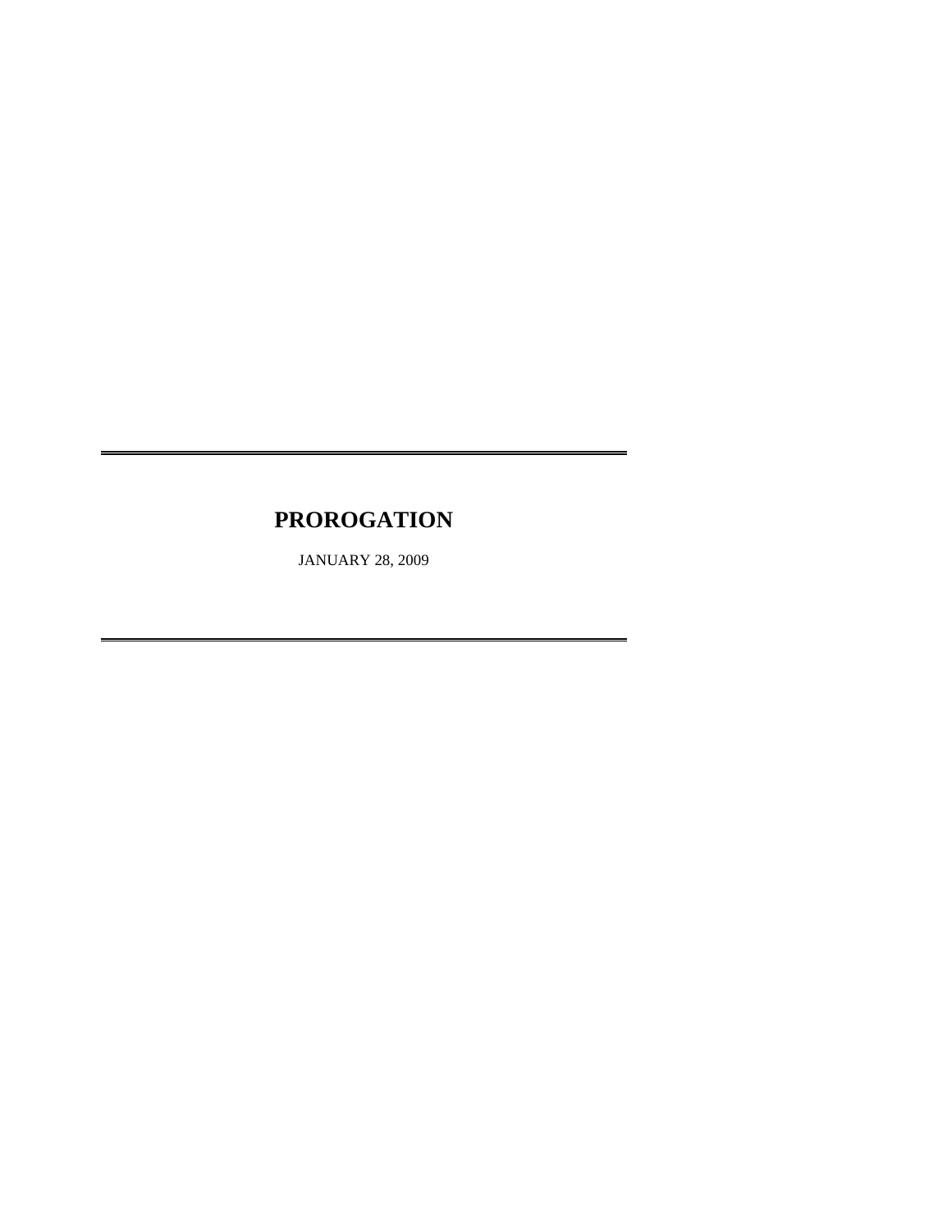# PROROGATION

JANUARY 28, 2009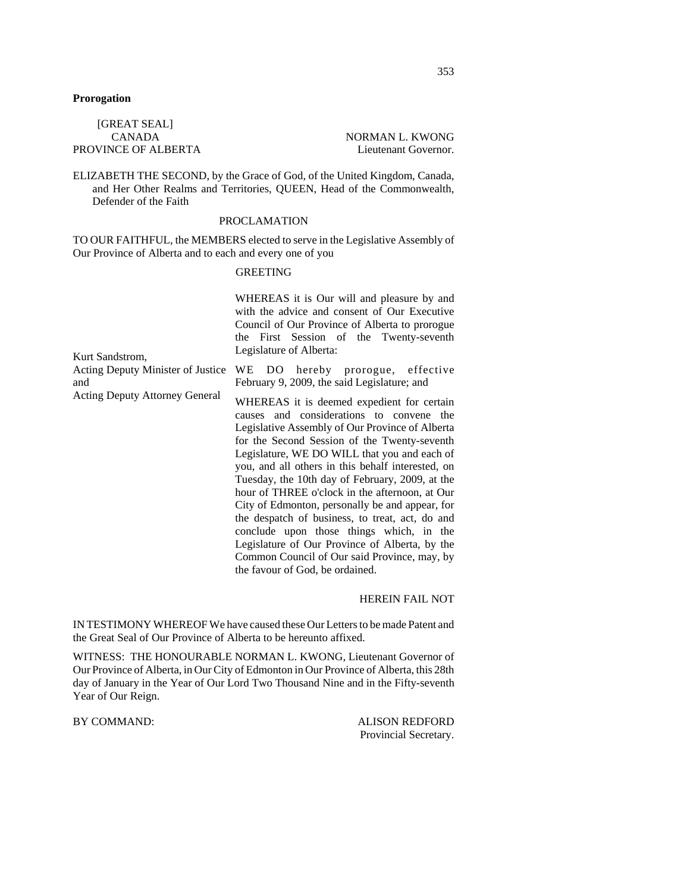**Prorogation**

[GREAT SEAL]
CANADA
PROVINCE OF ALBERTA

NORMAN L. KWONG
Lieutenant Governor.

ELIZABETH THE SECOND, by the Grace of God, of the United Kingdom, Canada, and Her Other Realms and Territories, QUEEN, Head of the Commonwealth, Defender of the Faith

PROCLAMATION

TO OUR FAITHFUL, the MEMBERS elected to serve in the Legislative Assembly of Our Province of Alberta and to each and every one of you

GREETING

Kurt Sandstrom,
Acting Deputy Minister of Justice and
Acting Deputy Attorney General

WHEREAS it is Our will and pleasure by and with the advice and consent of Our Executive Council of Our Province of Alberta to prorogue the First Session of the Twenty-seventh Legislature of Alberta:

WE DO hereby prorogue, effective February 9, 2009, the said Legislature; and

WHEREAS it is deemed expedient for certain causes and considerations to convene the Legislative Assembly of Our Province of Alberta for the Second Session of the Twenty-seventh Legislature, WE DO WILL that you and each of you, and all others in this behalf interested, on Tuesday, the 10th day of February, 2009, at the hour of THREE o'clock in the afternoon, at Our City of Edmonton, personally be and appear, for the despatch of business, to treat, act, do and conclude upon those things which, in the Legislature of Our Province of Alberta, by the Common Council of Our said Province, may, by the favour of God, be ordained.

HEREIN FAIL NOT

IN TESTIMONY WHEREOF We have caused these Our Letters to be made Patent and the Great Seal of Our Province of Alberta to be hereunto affixed.

WITNESS: THE HONOURABLE NORMAN L. KWONG, Lieutenant Governor of Our Province of Alberta, in Our City of Edmonton in Our Province of Alberta, this 28th day of January in the Year of Our Lord Two Thousand Nine and in the Fifty-seventh Year of Our Reign.

BY COMMAND:

ALISON REDFORD
Provincial Secretary.